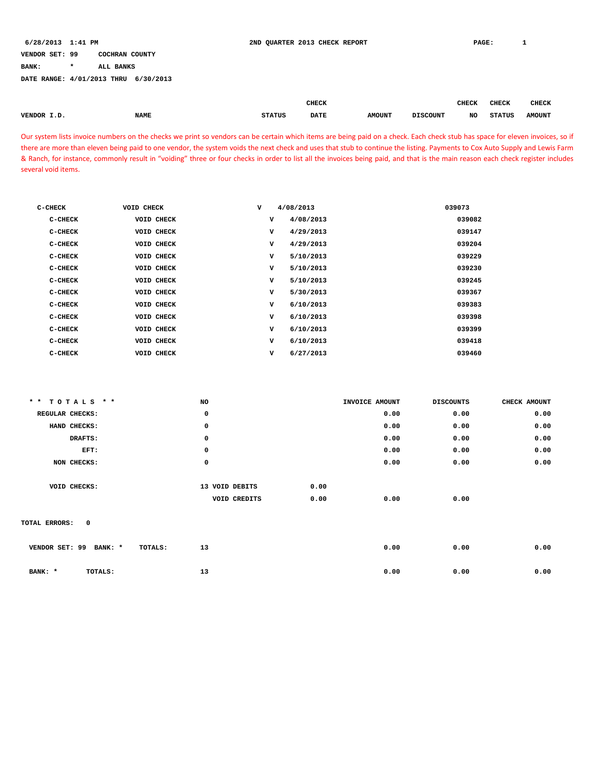6/28/2013 1:41 PM — 2ND QUARTER 2013 CHECK REPORT

VENDOR SET: 99 COCHRAN COUNTY
BANK: * ALL BANKS
DATE RANGE: 4/01/2013 THRU 6/30/2013

Our system lists invoice numbers on the checks we print so vendors can be certain which items are being paid on a check. Each check stub has space for eleven invoices, so if there are more than eleven being paid to one vendor, the system voids the next check and uses that stub to continue the listing. Payments to Cox Auto Supply and Lewis Farm & Ranch, for instance, commonly result in "voiding" three or four checks in order to list all the invoices being paid, and that is the main reason each check register includes several void items.

| VENDOR I.D. | NAME | STATUS | CHECK DATE | AMOUNT | DISCOUNT | CHECK NO | CHECK STATUS | CHECK AMOUNT |
|---|---|---|---|---|---|---|---|---|
| C-CHECK | VOID CHECK | V | 4/08/2013 | | | 039073 | | |
| C-CHECK | VOID CHECK | V | 4/08/2013 | | | 039082 | | |
| C-CHECK | VOID CHECK | V | 4/29/2013 | | | 039147 | | |
| C-CHECK | VOID CHECK | V | 4/29/2013 | | | 039204 | | |
| C-CHECK | VOID CHECK | V | 5/10/2013 | | | 039229 | | |
| C-CHECK | VOID CHECK | V | 5/10/2013 | | | 039230 | | |
| C-CHECK | VOID CHECK | V | 5/10/2013 | | | 039245 | | |
| C-CHECK | VOID CHECK | V | 5/30/2013 | | | 039367 | | |
| C-CHECK | VOID CHECK | V | 6/10/2013 | | | 039383 | | |
| C-CHECK | VOID CHECK | V | 6/10/2013 | | | 039398 | | |
| C-CHECK | VOID CHECK | V | 6/10/2013 | | | 039399 | | |
| C-CHECK | VOID CHECK | V | 6/10/2013 | | | 039418 | | |
| C-CHECK | VOID CHECK | V | 6/27/2013 | | | 039460 | | |

| \* \* T O T A L S \* \* | NO | | | INVOICE AMOUNT | DISCOUNTS | CHECK AMOUNT |
|---|---|---|---|---|---|---|
| REGULAR CHECKS: | 0 | | | 0.00 | 0.00 | 0.00 |
| HAND CHECKS: | 0 | | | 0.00 | 0.00 | 0.00 |
| DRAFTS: | 0 | | | 0.00 | 0.00 | 0.00 |
| EFT: | 0 | | | 0.00 | 0.00 | 0.00 |
| NON CHECKS: | 0 | | | 0.00 | 0.00 | 0.00 |
| VOID CHECKS: | 13 | VOID DEBITS | 0.00 | | | |
| | | VOID CREDITS | 0.00 | 0.00 | 0.00 | |

TOTAL ERRORS: 0

| | NO | INVOICE AMOUNT | DISCOUNTS | CHECK AMOUNT |
|---|---|---|---|---|
| VENDOR SET: 99 BANK: * TOTALS: | 13 | 0.00 | 0.00 | 0.00 |
| BANK: * TOTALS: | 13 | 0.00 | 0.00 | 0.00 |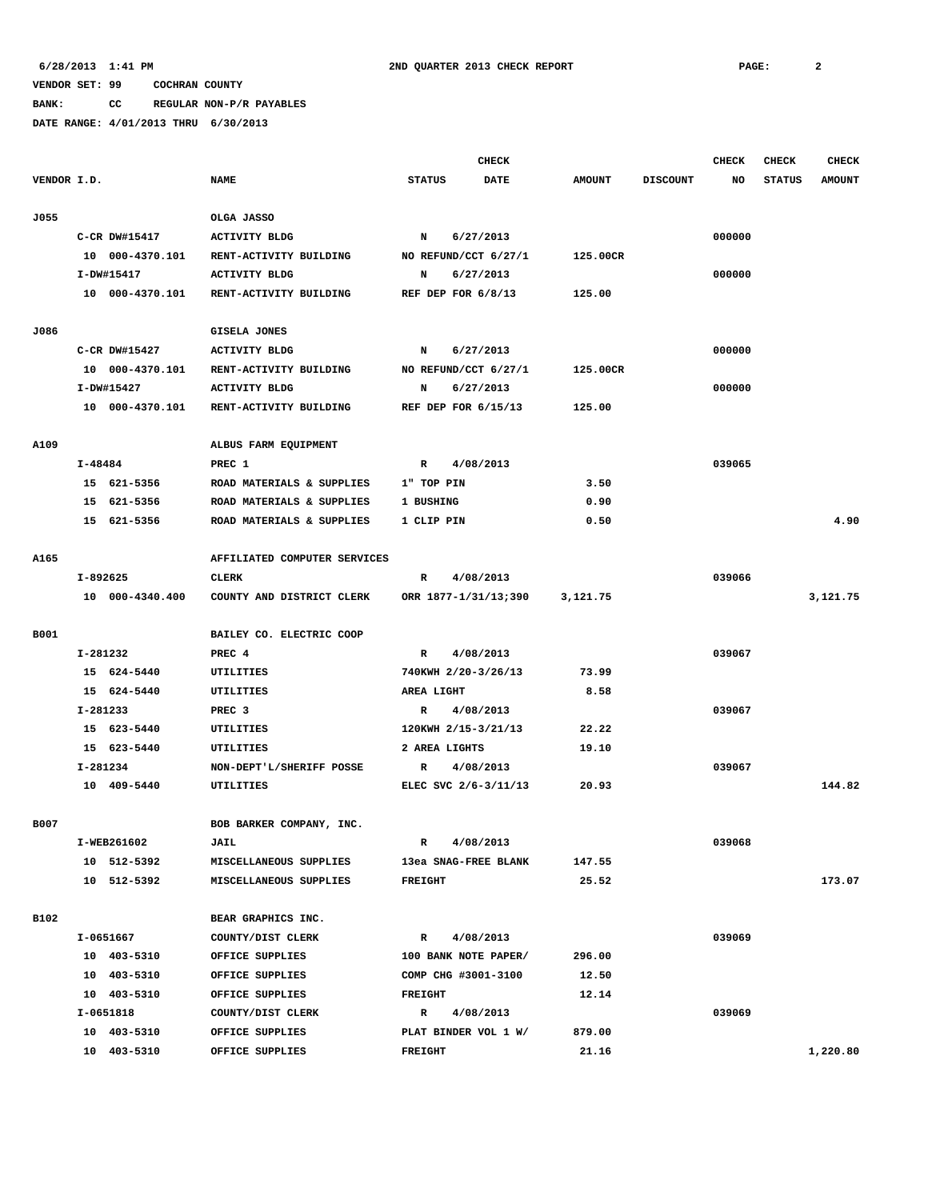6/28/2013 1:41 PM — 2ND QUARTER 2013 CHECK REPORT

VENDOR SET: 99 COCHRAN COUNTY

BANK: CC REGULAR NON-P/R PAYABLES

DATE RANGE: 4/01/2013 THRU 6/30/2013

| VENDOR I.D. | NAME | STATUS | CHECK DATE | AMOUNT | DISCOUNT | CHECK NO | CHECK STATUS | CHECK AMOUNT |
|---|---|---|---|---|---|---|---|---|
| J055 | OLGA JASSO | | | | | | | |
| C-CR DW#15417 | ACTIVITY BLDG | N | 6/27/2013 | | | 000000 | | |
| 10 000-4370.101 | RENT-ACTIVITY BUILDING | NO REFUND/CCT 6/27/1 | | 125.00CR | | | | |
| I-DW#15417 | ACTIVITY BLDG | N | 6/27/2013 | | | 000000 | | |
| 10 000-4370.101 | RENT-ACTIVITY BUILDING | REF DEP FOR 6/8/13 | | 125.00 | | | | |
| J086 | GISELA JONES | | | | | | | |
| C-CR DW#15427 | ACTIVITY BLDG | N | 6/27/2013 | | | 000000 | | |
| 10 000-4370.101 | RENT-ACTIVITY BUILDING | NO REFUND/CCT 6/27/1 | | 125.00CR | | | | |
| I-DW#15427 | ACTIVITY BLDG | N | 6/27/2013 | | | 000000 | | |
| 10 000-4370.101 | RENT-ACTIVITY BUILDING | REF DEP FOR 6/15/13 | | 125.00 | | | | |
| A109 | ALBUS FARM EQUIPMENT | | | | | | | |
| I-48484 | PREC 1 | R | 4/08/2013 | | | 039065 | | |
| 15 621-5356 | ROAD MATERIALS & SUPPLIES | 1" TOP PIN | | 3.50 | | | | |
| 15 621-5356 | ROAD MATERIALS & SUPPLIES | 1 BUSHING | | 0.90 | | | | |
| 15 621-5356 | ROAD MATERIALS & SUPPLIES | 1 CLIP PIN | | 0.50 | | | | 4.90 |
| A165 | AFFILIATED COMPUTER SERVICES | | | | | | | |
| I-892625 | CLERK | R | 4/08/2013 | | | 039066 | | |
| 10 000-4340.400 | COUNTY AND DISTRICT CLERK | ORR 1877-1/31/13;390 | | 3,121.75 | | | | 3,121.75 |
| B001 | BAILEY CO. ELECTRIC COOP | | | | | | | |
| I-281232 | PREC 4 | R | 4/08/2013 | | | 039067 | | |
| 15 624-5440 | UTILITIES | 740KWH 2/20-3/26/13 | | 73.99 | | | | |
| 15 624-5440 | UTILITIES | AREA LIGHT | | 8.58 | | | | |
| I-281233 | PREC 3 | R | 4/08/2013 | | | 039067 | | |
| 15 623-5440 | UTILITIES | 120KWH 2/15-3/21/13 | | 22.22 | | | | |
| 15 623-5440 | UTILITIES | 2 AREA LIGHTS | | 19.10 | | | | |
| I-281234 | NON-DEPT'L/SHERIFF POSSE | R | 4/08/2013 | | | 039067 | | |
| 10 409-5440 | UTILITIES | ELEC SVC 2/6-3/11/13 | | 20.93 | | | | 144.82 |
| B007 | BOB BARKER COMPANY, INC. | | | | | | | |
| I-WEB261602 | JAIL | R | 4/08/2013 | | | 039068 | | |
| 10 512-5392 | MISCELLANEOUS SUPPLIES | 13ea SNAG-FREE BLANK | | 147.55 | | | | |
| 10 512-5392 | MISCELLANEOUS SUPPLIES | FREIGHT | | 25.52 | | | | 173.07 |
| B102 | BEAR GRAPHICS INC. | | | | | | | |
| I-0651667 | COUNTY/DIST CLERK | R | 4/08/2013 | | | 039069 | | |
| 10 403-5310 | OFFICE SUPPLIES | 100 BANK NOTE PAPER/ | | 296.00 | | | | |
| 10 403-5310 | OFFICE SUPPLIES | COMP CHG #3001-3100 | | 12.50 | | | | |
| 10 403-5310 | OFFICE SUPPLIES | FREIGHT | | 12.14 | | | | |
| I-0651818 | COUNTY/DIST CLERK | R | 4/08/2013 | | | 039069 | | |
| 10 403-5310 | OFFICE SUPPLIES | PLAT BINDER VOL 1 W/ | | 879.00 | | | | |
| 10 403-5310 | OFFICE SUPPLIES | FREIGHT | | 21.16 | | | | 1,220.80 |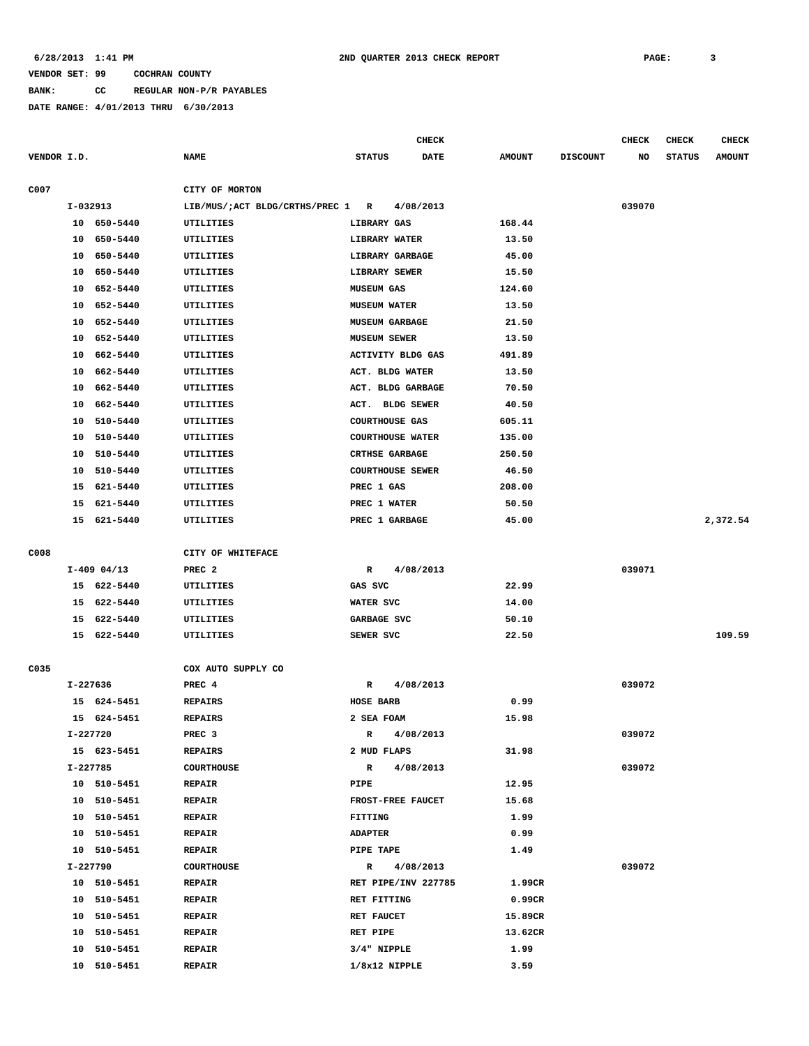6/28/2013 1:41 PM — 2ND QUARTER 2013 CHECK REPORT

VENDOR SET: 99 COCHRAN COUNTY

BANK: CC REGULAR NON-P/R PAYABLES

DATE RANGE: 4/01/2013 THRU 6/30/2013

| VENDOR I.D. | NAME | STATUS | CHECK DATE | AMOUNT | DISCOUNT | CHECK NO | CHECK STATUS | CHECK AMOUNT |
|---|---|---|---|---|---|---|---|---|
| C007 | CITY OF MORTON | | | | | | | |
| I-032913 | LIB/MUS/;ACT BLDG/CRTHS/PREC 1 | R | 4/08/2013 | | | 039070 | | |
| 10 650-5440 | UTILITIES | LIBRARY GAS | | 168.44 | | | | |
| 10 650-5440 | UTILITIES | LIBRARY WATER | | 13.50 | | | | |
| 10 650-5440 | UTILITIES | LIBRARY GARBAGE | | 45.00 | | | | |
| 10 650-5440 | UTILITIES | LIBRARY SEWER | | 15.50 | | | | |
| 10 652-5440 | UTILITIES | MUSEUM GAS | | 124.60 | | | | |
| 10 652-5440 | UTILITIES | MUSEUM WATER | | 13.50 | | | | |
| 10 652-5440 | UTILITIES | MUSEUM GARBAGE | | 21.50 | | | | |
| 10 652-5440 | UTILITIES | MUSEUM SEWER | | 13.50 | | | | |
| 10 662-5440 | UTILITIES | ACTIVITY BLDG GAS | | 491.89 | | | | |
| 10 662-5440 | UTILITIES | ACT. BLDG WATER | | 13.50 | | | | |
| 10 662-5440 | UTILITIES | ACT. BLDG GARBAGE | | 70.50 | | | | |
| 10 662-5440 | UTILITIES | ACT. BLDG SEWER | | 40.50 | | | | |
| 10 510-5440 | UTILITIES | COURTHOUSE GAS | | 605.11 | | | | |
| 10 510-5440 | UTILITIES | COURTHOUSE WATER | | 135.00 | | | | |
| 10 510-5440 | UTILITIES | CRTHSE GARBAGE | | 250.50 | | | | |
| 10 510-5440 | UTILITIES | COURTHOUSE SEWER | | 46.50 | | | | |
| 15 621-5440 | UTILITIES | PREC 1 GAS | | 208.00 | | | | |
| 15 621-5440 | UTILITIES | PREC 1 WATER | | 50.50 | | | | |
| 15 621-5440 | UTILITIES | PREC 1 GARBAGE | | 45.00 | | | | 2,372.54 |
| C008 | CITY OF WHITEFACE | | | | | | | |
| I-409 04/13 | PREC 2 | R | 4/08/2013 | | | 039071 | | |
| 15 622-5440 | UTILITIES | GAS SVC | | 22.99 | | | | |
| 15 622-5440 | UTILITIES | WATER SVC | | 14.00 | | | | |
| 15 622-5440 | UTILITIES | GARBAGE SVC | | 50.10 | | | | |
| 15 622-5440 | UTILITIES | SEWER SVC | | 22.50 | | | | 109.59 |
| C035 | COX AUTO SUPPLY CO | | | | | | | |
| I-227636 | PREC 4 | R | 4/08/2013 | | | 039072 | | |
| 15 624-5451 | REPAIRS | HOSE BARB | | 0.99 | | | | |
| 15 624-5451 | REPAIRS | 2 SEA FOAM | | 15.98 | | | | |
| I-227720 | PREC 3 | R | 4/08/2013 | | | 039072 | | |
| 15 623-5451 | REPAIRS | 2 MUD FLAPS | | 31.98 | | | | |
| I-227785 | COURTHOUSE | R | 4/08/2013 | | | 039072 | | |
| 10 510-5451 | REPAIR | PIPE | | 12.95 | | | | |
| 10 510-5451 | REPAIR | FROST-FREE FAUCET | | 15.68 | | | | |
| 10 510-5451 | REPAIR | FITTING | | 1.99 | | | | |
| 10 510-5451 | REPAIR | ADAPTER | | 0.99 | | | | |
| 10 510-5451 | REPAIR | PIPE TAPE | | 1.49 | | | | |
| I-227790 | COURTHOUSE | R | 4/08/2013 | | | 039072 | | |
| 10 510-5451 | REPAIR | RET PIPE/INV 227785 | | 1.99CR | | | | |
| 10 510-5451 | REPAIR | RET FITTING | | 0.99CR | | | | |
| 10 510-5451 | REPAIR | RET FAUCET | | 15.89CR | | | | |
| 10 510-5451 | REPAIR | RET PIPE | | 13.62CR | | | | |
| 10 510-5451 | REPAIR | 3/4" NIPPLE | | 1.99 | | | | |
| 10 510-5451 | REPAIR | 1/8x12 NIPPLE | | 3.59 | | | | |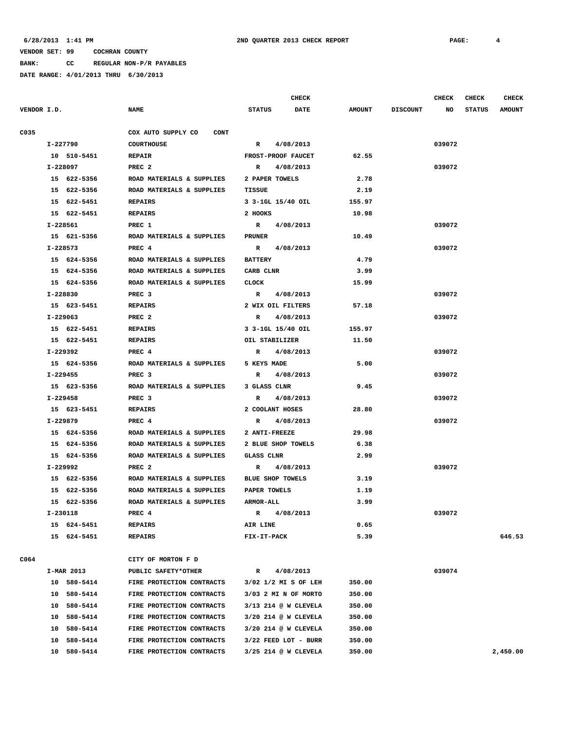6/28/2013 1:41 PM — 2ND QUARTER 2013 CHECK REPORT

VENDOR SET: 99 COCHRAN COUNTY

BANK: CC REGULAR NON-P/R PAYABLES

DATE RANGE: 4/01/2013 THRU 6/30/2013

| VENDOR I.D. | NAME | CHECK STATUS | CHECK DATE | AMOUNT | DISCOUNT | CHECK NO | CHECK STATUS | CHECK AMOUNT |
|---|---|---|---|---|---|---|---|---|
| C035 | COX AUTO SUPPLY CO CONT | | | | | | | |
| I-227790 | COURTHOUSE | R | 4/08/2013 | | | 039072 | | |
| 10 510-5451 | REPAIR | FROST-PROOF FAUCET | | 62.55 | | | | |
| I-228097 | PREC 2 | R | 4/08/2013 | | | 039072 | | |
| 15 622-5356 | ROAD MATERIALS & SUPPLIES | 2 PAPER TOWELS | | 2.78 | | | | |
| 15 622-5356 | ROAD MATERIALS & SUPPLIES | TISSUE | | 2.19 | | | | |
| 15 622-5451 | REPAIRS | 3 3-1GL 15/40 OIL | | 155.97 | | | | |
| 15 622-5451 | REPAIRS | 2 HOOKS | | 10.98 | | | | |
| I-228561 | PREC 1 | R | 4/08/2013 | | | 039072 | | |
| 15 621-5356 | ROAD MATERIALS & SUPPLIES | PRUNER | | 10.49 | | | | |
| I-228573 | PREC 4 | R | 4/08/2013 | | | 039072 | | |
| 15 624-5356 | ROAD MATERIALS & SUPPLIES | BATTERY | | 4.79 | | | | |
| 15 624-5356 | ROAD MATERIALS & SUPPLIES | CARB CLNR | | 3.99 | | | | |
| 15 624-5356 | ROAD MATERIALS & SUPPLIES | CLOCK | | 15.99 | | | | |
| I-228830 | PREC 3 | R | 4/08/2013 | | | 039072 | | |
| 15 623-5451 | REPAIRS | 2 WIX OIL FILTERS | | 57.18 | | | | |
| I-229063 | PREC 2 | R | 4/08/2013 | | | 039072 | | |
| 15 622-5451 | REPAIRS | 3 3-1GL 15/40 OIL | | 155.97 | | | | |
| 15 622-5451 | REPAIRS | OIL STABILIZER | | 11.50 | | | | |
| I-229392 | PREC 4 | R | 4/08/2013 | | | 039072 | | |
| 15 624-5356 | ROAD MATERIALS & SUPPLIES | 5 KEYS MADE | | 5.00 | | | | |
| I-229455 | PREC 3 | R | 4/08/2013 | | | 039072 | | |
| 15 623-5356 | ROAD MATERIALS & SUPPLIES | 3 GLASS CLNR | | 9.45 | | | | |
| I-229458 | PREC 3 | R | 4/08/2013 | | | 039072 | | |
| 15 623-5451 | REPAIRS | 2 COOLANT HOSES | | 28.80 | | | | |
| I-229879 | PREC 4 | R | 4/08/2013 | | | 039072 | | |
| 15 624-5356 | ROAD MATERIALS & SUPPLIES | 2 ANTI-FREEZE | | 29.98 | | | | |
| 15 624-5356 | ROAD MATERIALS & SUPPLIES | 2 BLUE SHOP TOWELS | | 6.38 | | | | |
| 15 624-5356 | ROAD MATERIALS & SUPPLIES | GLASS CLNR | | 2.99 | | | | |
| I-229992 | PREC 2 | R | 4/08/2013 | | | 039072 | | |
| 15 622-5356 | ROAD MATERIALS & SUPPLIES | BLUE SHOP TOWELS | | 3.19 | | | | |
| 15 622-5356 | ROAD MATERIALS & SUPPLIES | PAPER TOWELS | | 1.19 | | | | |
| 15 622-5356 | ROAD MATERIALS & SUPPLIES | ARMOR-ALL | | 3.99 | | | | |
| I-230118 | PREC 4 | R | 4/08/2013 | | | 039072 | | |
| 15 624-5451 | REPAIRS | AIR LINE | | 0.65 | | | | |
| 15 624-5451 | REPAIRS | FIX-IT-PACK | | 5.39 | | | | 646.53 |
| C064 | CITY OF MORTON F D | | | | | | | |
| I-MAR 2013 | PUBLIC SAFETY*OTHER | R | 4/08/2013 | | | 039074 | | |
| 10 580-5414 | FIRE PROTECTION CONTRACTS | 3/02 1/2 MI S OF LEH | | 350.00 | | | | |
| 10 580-5414 | FIRE PROTECTION CONTRACTS | 3/03 2 MI N OF MORTO | | 350.00 | | | | |
| 10 580-5414 | FIRE PROTECTION CONTRACTS | 3/13 214 @ W CLEVELA | | 350.00 | | | | |
| 10 580-5414 | FIRE PROTECTION CONTRACTS | 3/20 214 @ W CLEVELA | | 350.00 | | | | |
| 10 580-5414 | FIRE PROTECTION CONTRACTS | 3/20 214 @ W CLEVELA | | 350.00 | | | | |
| 10 580-5414 | FIRE PROTECTION CONTRACTS | 3/22 FEED LOT - BURR | | 350.00 | | | | |
| 10 580-5414 | FIRE PROTECTION CONTRACTS | 3/25 214 @ W CLEVELA | | 350.00 | | | | 2,450.00 |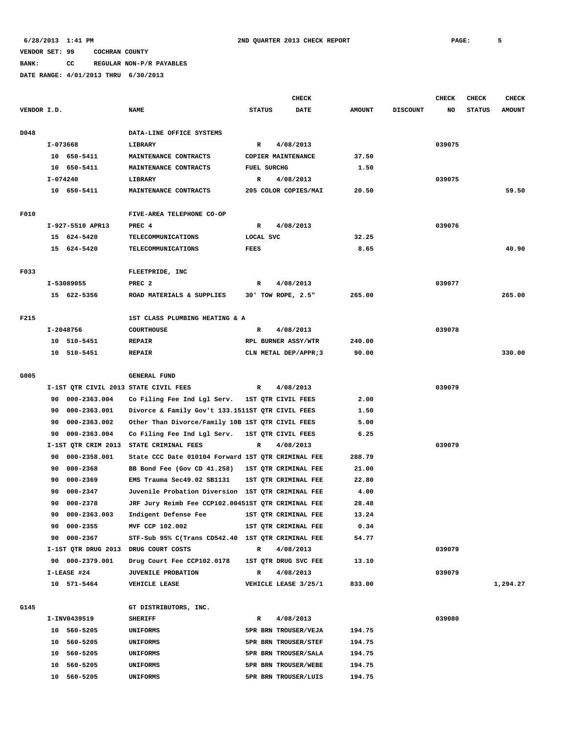6/28/2013 1:41 PM 2ND QUARTER 2013 CHECK REPORT PAGE: 5

VENDOR SET: 99 COCHRAN COUNTY

BANK: CC REGULAR NON-P/R PAYABLES

DATE RANGE: 4/01/2013 THRU 6/30/2013

| VENDOR I.D. | NAME | STATUS | CHECK DATE | AMOUNT | DISCOUNT | CHECK NO | CHECK STATUS | CHECK AMOUNT |
|---|---|---|---|---|---|---|---|---|
| D048 | DATA-LINE OFFICE SYSTEMS | | | | | | | |
| I-073668 | LIBRARY | R | 4/08/2013 | | | 039075 | | |
| 10 650-5411 | MAINTENANCE CONTRACTS | COPIER MAINTENANCE | | 37.50 | | | | |
| 10 650-5411 | MAINTENANCE CONTRACTS | FUEL SURCHG | | 1.50 | | | | |
| I-074240 | LIBRARY | R | 4/08/2013 | | | 039075 | | |
| 10 650-5411 | MAINTENANCE CONTRACTS | 205 COLOR COPIES/MAI | | 20.50 | | | | 59.50 |
| F010 | FIVE-AREA TELEPHONE CO-OP | | | | | | | |
| I-927-5510 APR13 | PREC 4 | R | 4/08/2013 | | | 039076 | | |
| 15 624-5420 | TELECOMMUNICATIONS | LOCAL SVC | | 32.25 | | | | |
| 15 624-5420 | TELECOMMUNICATIONS | FEES | | 8.65 | | | | 40.90 |
| F033 | FLEETPRIDE, INC | | | | | | | |
| I-53089055 | PREC 2 | R | 4/08/2013 | | | 039077 | | |
| 15 622-5356 | ROAD MATERIALS & SUPPLIES | 30' TOW ROPE, 2.5" | | 265.00 | | | | 265.00 |
| F215 | 1ST CLASS PLUMBING HEATING & A | | | | | | | |
| I-2048756 | COURTHOUSE | R | 4/08/2013 | | | 039078 | | |
| 10 510-5451 | REPAIR | RPL BURNER ASSY/WTR | | 240.00 | | | | |
| 10 510-5451 | REPAIR | CLN METAL DEP/APPR;3 | | 90.00 | | | | 330.00 |
| G005 | GENERAL FUND | | | | | | | |
| I-1ST QTR CIVIL 2013 | STATE CIVIL FEES | R | 4/08/2013 | | | 039079 | | |
| 90 000-2363.004 | Co Filing Fee Ind Lgl Serv. | 1ST QTR CIVIL FEES | | 2.00 | | | | |
| 90 000-2363.001 | Divorce & Family Gov't 133.151 | 1ST QTR CIVIL FEES | | 1.50 | | | | |
| 90 000-2363.002 | Other Than Divorce/Family 10B | 1ST QTR CIVIL FEES | | 5.00 | | | | |
| 90 000-2363.004 | Co Filing Fee Ind Lgl Serv. | 1ST QTR CIVIL FEES | | 6.25 | | | | |
| I-1ST QTR CRIM 2013 | STATE CRIMINAL FEES | R | 4/08/2013 | | | 039079 | | |
| 90 000-2358.001 | State CCC Date 010104 Forward | 1ST QTR CRIMINAL FEE | | 288.79 | | | | |
| 90 000-2368 | BB Bond Fee (Gov CD 41.258) | 1ST QTR CRIMINAL FEE | | 21.00 | | | | |
| 90 000-2369 | EMS Trauma Sec49.02 SB1131 | 1ST QTR CRIMINAL FEE | | 22.80 | | | | |
| 90 000-2347 | Juvenile Probation Diversion | 1ST QTR CRIMINAL FEE | | 4.00 | | | | |
| 90 000-2378 | JRF Jury Reimb Fee CCP102.0045 | 1ST QTR CRIMINAL FEE | | 28.48 | | | | |
| 90 000-2363.003 | Indigent Defense Fee | 1ST QTR CRIMINAL FEE | | 13.24 | | | | |
| 90 000-2355 | MVF CCP 102.002 | 1ST QTR CRIMINAL FEE | | 0.34 | | | | |
| 90 000-2367 | STF-Sub 95% C(Trans CD542.40 | 1ST QTR CRIMINAL FEE | | 54.77 | | | | |
| I-1ST QTR DRUG 2013 | DRUG COURT COSTS | R | 4/08/2013 | | | 039079 | | |
| 90 000-2379.001 | Drug Court Fee CCP102.0178 | 1ST QTR DRUG SVC FEE | | 13.10 | | | | |
| I-LEASE #24 | JUVENILE PROBATION | R | 4/08/2013 | | | 039079 | | |
| 10 571-5464 | VEHICLE LEASE | VEHICLE LEASE 3/25/1 | | 833.00 | | | | 1,294.27 |
| G145 | GT DISTRIBUTORS, INC. | | | | | | | |
| I-INV0439519 | SHERIFF | R | 4/08/2013 | | | 039080 | | |
| 10 560-5205 | UNIFORMS | 5PR BRN TROUSER/VEJA | | 194.75 | | | | |
| 10 560-5205 | UNIFORMS | 5PR BRN TROUSER/STEF | | 194.75 | | | | |
| 10 560-5205 | UNIFORMS | 5PR BRN TROUSER/SALA | | 194.75 | | | | |
| 10 560-5205 | UNIFORMS | 5PR BRN TROUSER/WEBE | | 194.75 | | | | |
| 10 560-5205 | UNIFORMS | 5PR BRN TROUSER/LUIS | | 194.75 | | | | |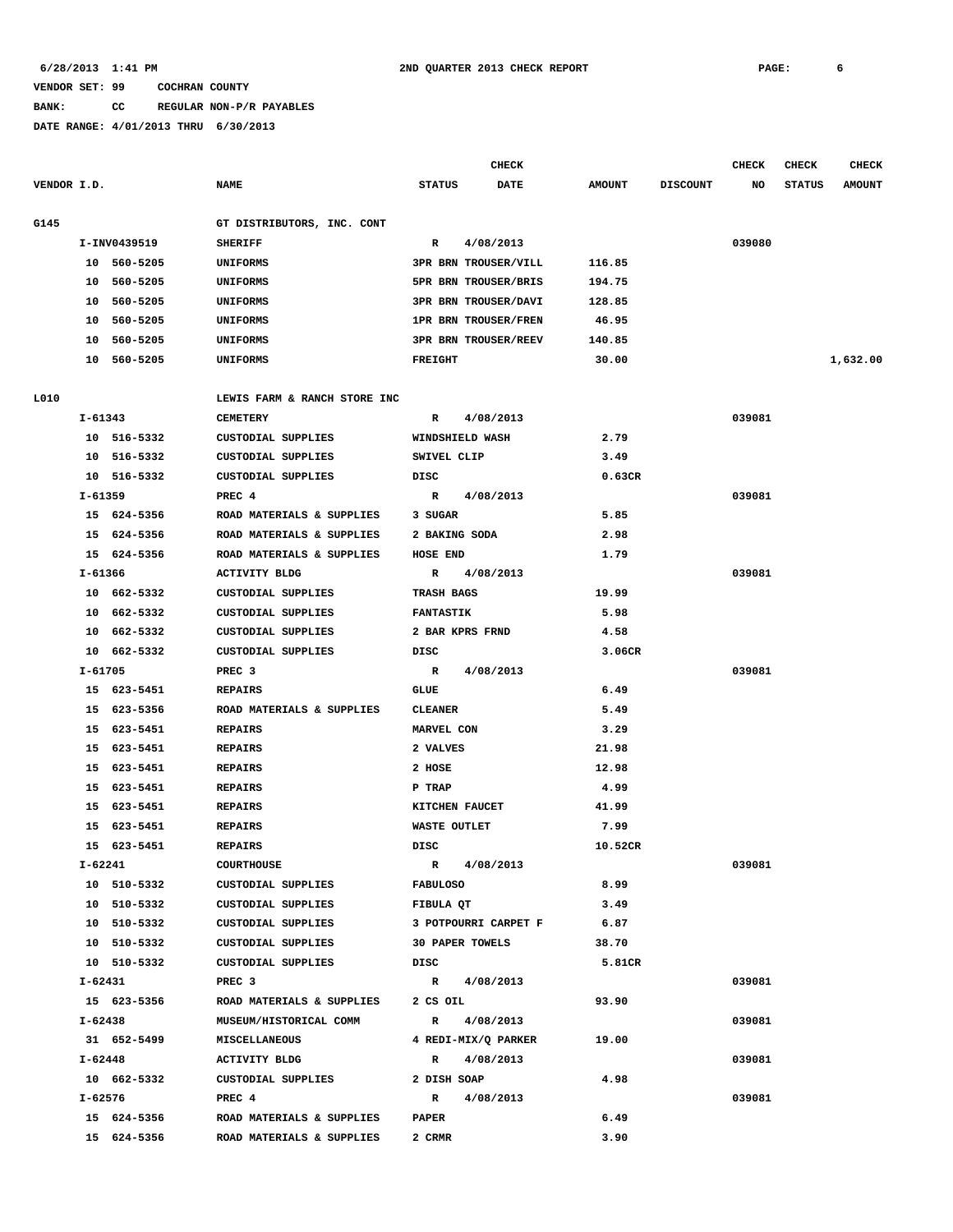6/28/2013 1:41 PM    2ND QUARTER 2013 CHECK REPORT

VENDOR SET: 99    COCHRAN COUNTY

BANK: CC    REGULAR NON-P/R PAYABLES

DATE RANGE: 4/01/2013 THRU 6/30/2013

| VENDOR I.D. | NAME | STATUS | CHECK DATE | AMOUNT | DISCOUNT | CHECK NO | CHECK STATUS | CHECK AMOUNT |
|---|---|---|---|---|---|---|---|---|
| G145 | GT DISTRIBUTORS, INC. CONT | | | | | | | |
| I-INV0439519 | SHERIFF | R | 4/08/2013 | | | 039080 | | |
| 10 560-5205 | UNIFORMS | 3PR BRN TROUSER/VILL | | 116.85 | | | | |
| 10 560-5205 | UNIFORMS | 5PR BRN TROUSER/BRIS | | 194.75 | | | | |
| 10 560-5205 | UNIFORMS | 3PR BRN TROUSER/DAVI | | 128.85 | | | | |
| 10 560-5205 | UNIFORMS | 1PR BRN TROUSER/FREN | | 46.95 | | | | |
| 10 560-5205 | UNIFORMS | 3PR BRN TROUSER/REEV | | 140.85 | | | | |
| 10 560-5205 | UNIFORMS | FREIGHT | | 30.00 | | | | 1,632.00 |
| L010 | LEWIS FARM & RANCH STORE INC | | | | | | | |
| I-61343 | CEMETERY | R | 4/08/2013 | | | 039081 | | |
| 10 516-5332 | CUSTODIAL SUPPLIES | WINDSHIELD WASH | | 2.79 | | | | |
| 10 516-5332 | CUSTODIAL SUPPLIES | SWIVEL CLIP | | 3.49 | | | | |
| 10 516-5332 | CUSTODIAL SUPPLIES | DISC | | 0.63CR | | | | |
| I-61359 | PREC 4 | R | 4/08/2013 | | | 039081 | | |
| 15 624-5356 | ROAD MATERIALS & SUPPLIES | 3 SUGAR | | 5.85 | | | | |
| 15 624-5356 | ROAD MATERIALS & SUPPLIES | 2 BAKING SODA | | 2.98 | | | | |
| 15 624-5356 | ROAD MATERIALS & SUPPLIES | HOSE END | | 1.79 | | | | |
| I-61366 | ACTIVITY BLDG | R | 4/08/2013 | | | 039081 | | |
| 10 662-5332 | CUSTODIAL SUPPLIES | TRASH BAGS | | 19.99 | | | | |
| 10 662-5332 | CUSTODIAL SUPPLIES | FANTASTIK | | 5.98 | | | | |
| 10 662-5332 | CUSTODIAL SUPPLIES | 2 BAR KPRS FRND | | 4.58 | | | | |
| 10 662-5332 | CUSTODIAL SUPPLIES | DISC | | 3.06CR | | | | |
| I-61705 | PREC 3 | R | 4/08/2013 | | | 039081 | | |
| 15 623-5451 | REPAIRS | GLUE | | 6.49 | | | | |
| 15 623-5356 | ROAD MATERIALS & SUPPLIES | CLEANER | | 5.49 | | | | |
| 15 623-5451 | REPAIRS | MARVEL CON | | 3.29 | | | | |
| 15 623-5451 | REPAIRS | 2 VALVES | | 21.98 | | | | |
| 15 623-5451 | REPAIRS | 2 HOSE | | 12.98 | | | | |
| 15 623-5451 | REPAIRS | P TRAP | | 4.99 | | | | |
| 15 623-5451 | REPAIRS | KITCHEN FAUCET | | 41.99 | | | | |
| 15 623-5451 | REPAIRS | WASTE OUTLET | | 7.99 | | | | |
| 15 623-5451 | REPAIRS | DISC | | 10.52CR | | | | |
| I-62241 | COURTHOUSE | R | 4/08/2013 | | | 039081 | | |
| 10 510-5332 | CUSTODIAL SUPPLIES | FABULOSO | | 8.99 | | | | |
| 10 510-5332 | CUSTODIAL SUPPLIES | FIBULA QT | | 3.49 | | | | |
| 10 510-5332 | CUSTODIAL SUPPLIES | 3 POTPOURRI CARPET F | | 6.87 | | | | |
| 10 510-5332 | CUSTODIAL SUPPLIES | 30 PAPER TOWELS | | 38.70 | | | | |
| 10 510-5332 | CUSTODIAL SUPPLIES | DISC | | 5.81CR | | | | |
| I-62431 | PREC 3 | R | 4/08/2013 | | | 039081 | | |
| 15 623-5356 | ROAD MATERIALS & SUPPLIES | 2 CS OIL | | 93.90 | | | | |
| I-62438 | MUSEUM/HISTORICAL COMM | R | 4/08/2013 | | | 039081 | | |
| 31 652-5499 | MISCELLANEOUS | 4 REDI-MIX/Q PARKER | | 19.00 | | | | |
| I-62448 | ACTIVITY BLDG | R | 4/08/2013 | | | 039081 | | |
| 10 662-5332 | CUSTODIAL SUPPLIES | 2 DISH SOAP | | 4.98 | | | | |
| I-62576 | PREC 4 | R | 4/08/2013 | | | 039081 | | |
| 15 624-5356 | ROAD MATERIALS & SUPPLIES | PAPER | | 6.49 | | | | |
| 15 624-5356 | ROAD MATERIALS & SUPPLIES | 2 CRMR | | 3.90 | | | | |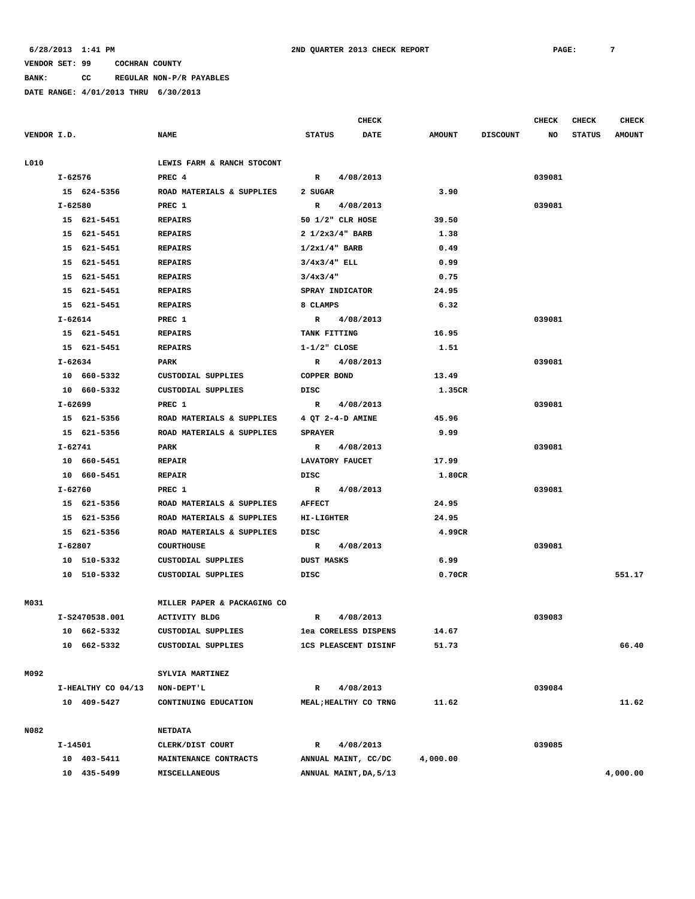6/28/2013 1:41 PM    2ND QUARTER 2013 CHECK REPORT

VENDOR SET: 99    COCHRAN COUNTY

BANK: CC    REGULAR NON-P/R PAYABLES

DATE RANGE: 4/01/2013 THRU 6/30/2013

| VENDOR I.D. | NAME | STATUS | CHECK DATE | AMOUNT | DISCOUNT | CHECK NO | CHECK STATUS | CHECK AMOUNT |
|---|---|---|---|---|---|---|---|---|
| L010 | LEWIS FARM & RANCH STOCONT | | | | | | | |
| I-62576 | PREC 4 | R | 4/08/2013 | | | 039081 | | |
| 15 624-5356 | ROAD MATERIALS & SUPPLIES | 2 SUGAR | | 3.90 | | | | |
| I-62580 | PREC 1 | R | 4/08/2013 | | | 039081 | | |
| 15 621-5451 | REPAIRS | 50 1/2" CLR HOSE | | 39.50 | | | | |
| 15 621-5451 | REPAIRS | 2 1/2x3/4" BARB | | 1.38 | | | | |
| 15 621-5451 | REPAIRS | 1/2x1/4" BARB | | 0.49 | | | | |
| 15 621-5451 | REPAIRS | 3/4x3/4" ELL | | 0.99 | | | | |
| 15 621-5451 | REPAIRS | 3/4x3/4" | | 0.75 | | | | |
| 15 621-5451 | REPAIRS | SPRAY INDICATOR | | 24.95 | | | | |
| 15 621-5451 | REPAIRS | 8 CLAMPS | | 6.32 | | | | |
| I-62614 | PREC 1 | R | 4/08/2013 | | | 039081 | | |
| 15 621-5451 | REPAIRS | TANK FITTING | | 16.95 | | | | |
| 15 621-5451 | REPAIRS | 1-1/2" CLOSE | | 1.51 | | | | |
| I-62634 | PARK | R | 4/08/2013 | | | 039081 | | |
| 10 660-5332 | CUSTODIAL SUPPLIES | COPPER BOND | | 13.49 | | | | |
| 10 660-5332 | CUSTODIAL SUPPLIES | DISC | | 1.35CR | | | | |
| I-62699 | PREC 1 | R | 4/08/2013 | | | 039081 | | |
| 15 621-5356 | ROAD MATERIALS & SUPPLIES | 4 QT 2-4-D AMINE | | 45.96 | | | | |
| 15 621-5356 | ROAD MATERIALS & SUPPLIES | SPRAYER | | 9.99 | | | | |
| I-62741 | PARK | R | 4/08/2013 | | | 039081 | | |
| 10 660-5451 | REPAIR | LAVATORY FAUCET | | 17.99 | | | | |
| 10 660-5451 | REPAIR | DISC | | 1.80CR | | | | |
| I-62760 | PREC 1 | R | 4/08/2013 | | | 039081 | | |
| 15 621-5356 | ROAD MATERIALS & SUPPLIES | AFFECT | | 24.95 | | | | |
| 15 621-5356 | ROAD MATERIALS & SUPPLIES | HI-LIGHTER | | 24.95 | | | | |
| 15 621-5356 | ROAD MATERIALS & SUPPLIES | DISC | | 4.99CR | | | | |
| I-62807 | COURTHOUSE | R | 4/08/2013 | | | 039081 | | |
| 10 510-5332 | CUSTODIAL SUPPLIES | DUST MASKS | | 6.99 | | | | |
| 10 510-5332 | CUSTODIAL SUPPLIES | DISC | | 0.70CR | | | | 551.17 |
| M031 | MILLER PAPER & PACKAGING CO | | | | | | | |
| I-S2470538.001 | ACTIVITY BLDG | R | 4/08/2013 | | | 039083 | | |
| 10 662-5332 | CUSTODIAL SUPPLIES | 1ea CORELESS DISPENS | | 14.67 | | | | |
| 10 662-5332 | CUSTODIAL SUPPLIES | 1CS PLEASCENT DISINF | | 51.73 | | | | 66.40 |
| M092 | SYLVIA MARTINEZ | | | | | | | |
| I-HEALTHY CO 04/13 | NON-DEPT'L | R | 4/08/2013 | | | 039084 | | |
| 10 409-5427 | CONTINUING EDUCATION | MEAL;HEALTHY CO TRNG | | 11.62 | | | | 11.62 |
| N082 | NETDATA | | | | | | | |
| I-14501 | CLERK/DIST COURT | R | 4/08/2013 | | | 039085 | | |
| 10 403-5411 | MAINTENANCE CONTRACTS | ANNUAL MAINT, CC/DC | | 4,000.00 | | | | |
| 10 435-5499 | MISCELLANEOUS | ANNUAL MAINT,DA,5/13 | | | | | | 4,000.00 |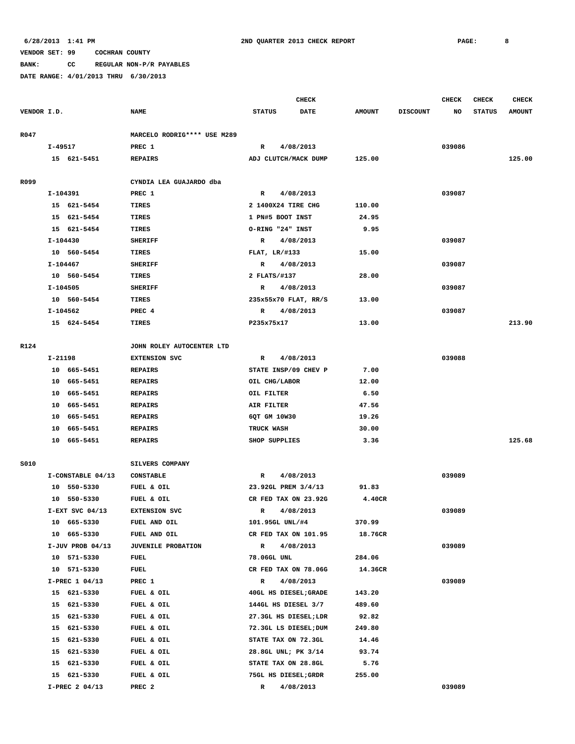6/28/2013 1:41 PM 2ND QUARTER 2013 CHECK REPORT

VENDOR SET: 99 COCHRAN COUNTY

BANK: CC REGULAR NON-P/R PAYABLES

DATE RANGE: 4/01/2013 THRU 6/30/2013

| VENDOR I.D. | NAME | CHECK STATUS | CHECK DATE | AMOUNT | DISCOUNT | CHECK NO | CHECK STATUS | CHECK AMOUNT |
|---|---|---|---|---|---|---|---|---|
| R047 | MARCELO RODRIG**** USE M289 | | | | | | | |
| I-49517 | PREC 1 | R | 4/08/2013 | | | 039086 | | |
| 15 621-5451 | REPAIRS | ADJ CLUTCH/MACK DUMP | | 125.00 | | | | 125.00 |
| R099 | CYNDIA LEA GUAJARDO dba | | | | | | | |
| I-104391 | PREC 1 | R | 4/08/2013 | | | 039087 | | |
| 15 621-5454 | TIRES | 2 1400X24 TIRE CHG | | 110.00 | | | | |
| 15 621-5454 | TIRES | 1 PN#5 BOOT INST | | 24.95 | | | | |
| 15 621-5454 | TIRES | O-RING "24" INST | | 9.95 | | | | |
| I-104430 | SHERIFF | R | 4/08/2013 | | | 039087 | | |
| 10 560-5454 | TIRES | FLAT, LR/#133 | | 15.00 | | | | |
| I-104467 | SHERIFF | R | 4/08/2013 | | | 039087 | | |
| 10 560-5454 | TIRES | 2 FLATS/#137 | | 28.00 | | | | |
| I-104505 | SHERIFF | R | 4/08/2013 | | | 039087 | | |
| 10 560-5454 | TIRES | 235x55x70 FLAT, RR/S | | 13.00 | | | | |
| I-104562 | PREC 4 | R | 4/08/2013 | | | 039087 | | |
| 15 624-5454 | TIRES | P235x75x17 | | 13.00 | | | | 213.90 |
| R124 | JOHN ROLEY AUTOCENTER LTD | | | | | | | |
| I-21198 | EXTENSION SVC | R | 4/08/2013 | | | 039088 | | |
| 10 665-5451 | REPAIRS | STATE INSP/09 CHEV P | | 7.00 | | | | |
| 10 665-5451 | REPAIRS | OIL CHG/LABOR | | 12.00 | | | | |
| 10 665-5451 | REPAIRS | OIL FILTER | | 6.50 | | | | |
| 10 665-5451 | REPAIRS | AIR FILTER | | 47.56 | | | | |
| 10 665-5451 | REPAIRS | 6QT GM 10W30 | | 19.26 | | | | |
| 10 665-5451 | REPAIRS | TRUCK WASH | | 30.00 | | | | |
| 10 665-5451 | REPAIRS | SHOP SUPPLIES | | 3.36 | | | | 125.68 |
| S010 | SILVERS COMPANY | | | | | | | |
| I-CONSTABLE 04/13 | CONSTABLE | R | 4/08/2013 | | | 039089 | | |
| 10 550-5330 | FUEL & OIL | 23.92GL PREM 3/4/13 | | 91.83 | | | | |
| 10 550-5330 | FUEL & OIL | CR FED TAX ON 23.92G | | 4.40CR | | | | |
| I-EXT SVC 04/13 | EXTENSION SVC | R | 4/08/2013 | | | 039089 | | |
| 10 665-5330 | FUEL AND OIL | 101.95GL UNL/#4 | | 370.99 | | | | |
| 10 665-5330 | FUEL AND OIL | CR FED TAX ON 101.95 | | 18.76CR | | | | |
| I-JUV PROB 04/13 | JUVENILE PROBATION | R | 4/08/2013 | | | 039089 | | |
| 10 571-5330 | FUEL | 78.06GL UNL | | 284.06 | | | | |
| 10 571-5330 | FUEL | CR FED TAX ON 78.06G | | 14.36CR | | | | |
| I-PREC 1 04/13 | PREC 1 | R | 4/08/2013 | | | 039089 | | |
| 15 621-5330 | FUEL & OIL | 40GL HS DIESEL;GRADE | | 143.20 | | | | |
| 15 621-5330 | FUEL & OIL | 144GL HS DIESEL 3/7 | | 489.60 | | | | |
| 15 621-5330 | FUEL & OIL | 27.3GL HS DIESEL;LDR | | 92.82 | | | | |
| 15 621-5330 | FUEL & OIL | 72.3GL LS DIESEL;DUM | | 249.80 | | | | |
| 15 621-5330 | FUEL & OIL | STATE TAX ON 72.3GL | | 14.46 | | | | |
| 15 621-5330 | FUEL & OIL | 28.8GL UNL; PK 3/14 | | 93.74 | | | | |
| 15 621-5330 | FUEL & OIL | STATE TAX ON 28.8GL | | 5.76 | | | | |
| 15 621-5330 | FUEL & OIL | 75GL HS DIESEL;GRDR | | 255.00 | | | | |
| I-PREC 2 04/13 | PREC 2 | R | 4/08/2013 | | | 039089 | | |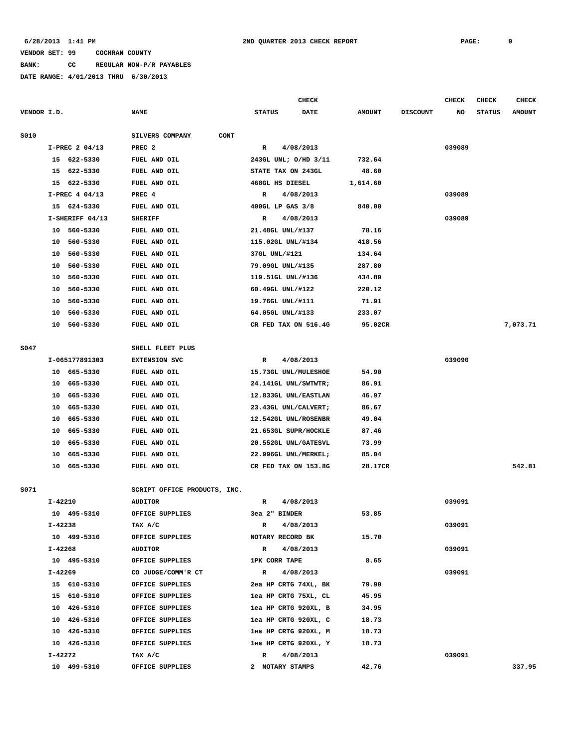6/28/2013 1:41 PM 2ND QUARTER 2013 CHECK REPORT

VENDOR SET: 99 COCHRAN COUNTY

BANK: CC REGULAR NON-P/R PAYABLES

DATE RANGE: 4/01/2013 THRU 6/30/2013

| VENDOR I.D. | NAME | STATUS | CHECK DATE | AMOUNT | DISCOUNT | CHECK NO | CHECK STATUS | CHECK AMOUNT |
|---|---|---|---|---|---|---|---|---|
| S010 | SILVERS COMPANY CONT | | | | | | | |
| I-PREC 2 04/13 | PREC 2 | R | 4/08/2013 | | | 039089 | | |
| 15 622-5330 | FUEL AND OIL | 243GL UNL; O/HD 3/11 | | 732.64 | | | | |
| 15 622-5330 | FUEL AND OIL | STATE TAX ON 243GL | | 48.60 | | | | |
| 15 622-5330 | FUEL AND OIL | 468GL HS DIESEL | | 1,614.60 | | | | |
| I-PREC 4 04/13 | PREC 4 | R | 4/08/2013 | | | 039089 | | |
| 15 624-5330 | FUEL AND OIL | 400GL LP GAS 3/8 | | 840.00 | | | | |
| I-SHERIFF 04/13 | SHERIFF | R | 4/08/2013 | | | 039089 | | |
| 10 560-5330 | FUEL AND OIL | 21.48GL UNL/#137 | | 78.16 | | | | |
| 10 560-5330 | FUEL AND OIL | 115.02GL UNL/#134 | | 418.56 | | | | |
| 10 560-5330 | FUEL AND OIL | 37GL UNL/#121 | | 134.64 | | | | |
| 10 560-5330 | FUEL AND OIL | 79.09GL UNL/#135 | | 287.80 | | | | |
| 10 560-5330 | FUEL AND OIL | 119.51GL UNL/#136 | | 434.89 | | | | |
| 10 560-5330 | FUEL AND OIL | 60.49GL UNL/#122 | | 220.12 | | | | |
| 10 560-5330 | FUEL AND OIL | 19.76GL UNL/#111 | | 71.91 | | | | |
| 10 560-5330 | FUEL AND OIL | 64.05GL UNL/#133 | | 233.07 | | | | |
| 10 560-5330 | FUEL AND OIL | CR FED TAX ON 516.4G | | 95.02CR | | | | 7,073.71 |
| S047 | SHELL FLEET PLUS | | | | | | | |
| I-065177891303 | EXTENSION SVC | R | 4/08/2013 | | | 039090 | | |
| 10 665-5330 | FUEL AND OIL | 15.73GL UNL/MULESHOE | | 54.90 | | | | |
| 10 665-5330 | FUEL AND OIL | 24.141GL UNL/SWTWTR; | | 86.91 | | | | |
| 10 665-5330 | FUEL AND OIL | 12.833GL UNL/EASTLAN | | 46.97 | | | | |
| 10 665-5330 | FUEL AND OIL | 23.43GL UNL/CALVERT; | | 86.67 | | | | |
| 10 665-5330 | FUEL AND OIL | 12.542GL UNL/ROSENBR | | 49.04 | | | | |
| 10 665-5330 | FUEL AND OIL | 21.653GL SUPR/HOCKLE | | 87.46 | | | | |
| 10 665-5330 | FUEL AND OIL | 20.552GL UNL/GATESVL | | 73.99 | | | | |
| 10 665-5330 | FUEL AND OIL | 22.996GL UNL/MERKEL; | | 85.04 | | | | |
| 10 665-5330 | FUEL AND OIL | CR FED TAX ON 153.8G | | 28.17CR | | | | 542.81 |
| S071 | SCRIPT OFFICE PRODUCTS, INC. | | | | | | | |
| I-42210 | AUDITOR | R | 4/08/2013 | | | 039091 | | |
| 10 495-5310 | OFFICE SUPPLIES | 3ea 2" BINDER | | 53.85 | | | | |
| I-42238 | TAX A/C | R | 4/08/2013 | | | 039091 | | |
| 10 499-5310 | OFFICE SUPPLIES | NOTARY RECORD BK | | 15.70 | | | | |
| I-42268 | AUDITOR | R | 4/08/2013 | | | 039091 | | |
| 10 495-5310 | OFFICE SUPPLIES | 1PK CORR TAPE | | 8.65 | | | | |
| I-42269 | CO JUDGE/COMM'R CT | R | 4/08/2013 | | | 039091 | | |
| 15 610-5310 | OFFICE SUPPLIES | 2ea HP CRTG 74XL, BK | | 79.90 | | | | |
| 15 610-5310 | OFFICE SUPPLIES | 1ea HP CRTG 75XL, CL | | 45.95 | | | | |
| 10 426-5310 | OFFICE SUPPLIES | 1ea HP CRTG 920XL, B | | 34.95 | | | | |
| 10 426-5310 | OFFICE SUPPLIES | 1ea HP CRTG 920XL, C | | 18.73 | | | | |
| 10 426-5310 | OFFICE SUPPLIES | 1ea HP CRTG 920XL, M | | 18.73 | | | | |
| 10 426-5310 | OFFICE SUPPLIES | 1ea HP CRTG 920XL, Y | | 18.73 | | | | |
| I-42272 | TAX A/C | R | 4/08/2013 | | | 039091 | | |
| 10 499-5310 | OFFICE SUPPLIES | 2 NOTARY STAMPS | | 42.76 | | | | 337.95 |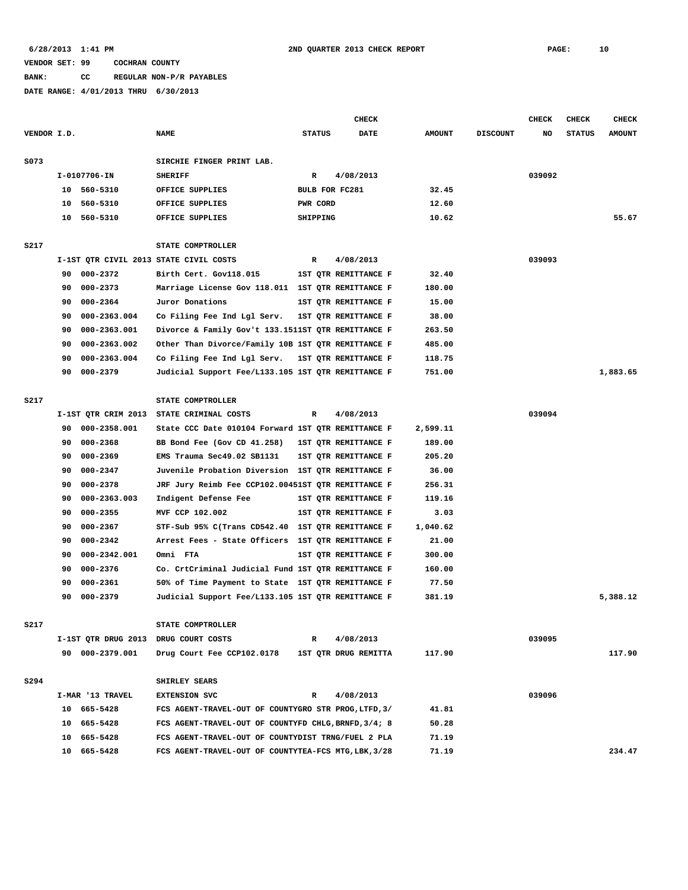6/28/2013 1:41 PM **2ND QUARTER 2013 CHECK REPORT**

VENDOR SET: 99 COCHRAN COUNTY
BANK: CC REGULAR NON-P/R PAYABLES
DATE RANGE: 4/01/2013 THRU 6/30/2013

| VENDOR I.D. | NAME | STATUS | CHECK DATE | AMOUNT | DISCOUNT | CHECK NO | CHECK STATUS | CHECK AMOUNT |
|---|---|---|---|---|---|---|---|---|
| S073 | SIRCHIE FINGER PRINT LAB. | | | | | | | |
| I-0107706-IN | SHERIFF | R | 4/08/2013 | | | 039092 | | |
| 10 560-5310 | OFFICE SUPPLIES | BULB FOR FC281 | | 32.45 | | | | |
| 10 560-5310 | OFFICE SUPPLIES | PWR CORD | | 12.60 | | | | |
| 10 560-5310 | OFFICE SUPPLIES | SHIPPING | | 10.62 | | | | 55.67 |
| S217 | STATE COMPTROLLER | | | | | | | |
| I-1ST QTR CIVIL 2013 | STATE CIVIL COSTS | R | 4/08/2013 | | | 039093 | | |
| 90 000-2372 | Birth Cert. Gov118.015 | 1ST QTR REMITTANCE F | | 32.40 | | | | |
| 90 000-2373 | Marriage License Gov 118.011 | 1ST QTR REMITTANCE F | | 180.00 | | | | |
| 90 000-2364 | Juror Donations | 1ST QTR REMITTANCE F | | 15.00 | | | | |
| 90 000-2363.004 | Co Filing Fee Ind Lgl Serv. | 1ST QTR REMITTANCE F | | 38.00 | | | | |
| 90 000-2363.001 | Divorce & Family Gov't 133.151 | 1ST QTR REMITTANCE F | | 263.50 | | | | |
| 90 000-2363.002 | Other Than Divorce/Family 10B | 1ST QTR REMITTANCE F | | 485.00 | | | | |
| 90 000-2363.004 | Co Filing Fee Ind Lgl Serv. | 1ST QTR REMITTANCE F | | 118.75 | | | | |
| 90 000-2379 | Judicial Support Fee/L133.105 | 1ST QTR REMITTANCE F | | 751.00 | | | | 1,883.65 |
| S217 | STATE COMPTROLLER | | | | | | | |
| I-1ST QTR CRIM 2013 | STATE CRIMINAL COSTS | R | 4/08/2013 | | | 039094 | | |
| 90 000-2358.001 | State CCC Date 010104 Forward | 1ST QTR REMITTANCE F | | 2,599.11 | | | | |
| 90 000-2368 | BB Bond Fee (Gov CD 41.258) | 1ST QTR REMITTANCE F | | 189.00 | | | | |
| 90 000-2369 | EMS Trauma Sec49.02 SB1131 | 1ST QTR REMITTANCE F | | 205.20 | | | | |
| 90 000-2347 | Juvenile Probation Diversion | 1ST QTR REMITTANCE F | | 36.00 | | | | |
| 90 000-2378 | JRF Jury Reimb Fee CCP102.0045 | 1ST QTR REMITTANCE F | | 256.31 | | | | |
| 90 000-2363.003 | Indigent Defense Fee | 1ST QTR REMITTANCE F | | 119.16 | | | | |
| 90 000-2355 | MVF CCP 102.002 | 1ST QTR REMITTANCE F | | 3.03 | | | | |
| 90 000-2367 | STF-Sub 95% C(Trans CD542.40 | 1ST QTR REMITTANCE F | | 1,040.62 | | | | |
| 90 000-2342 | Arrest Fees - State Officers | 1ST QTR REMITTANCE F | | 21.00 | | | | |
| 90 000-2342.001 | Omni FTA | 1ST QTR REMITTANCE F | | 300.00 | | | | |
| 90 000-2376 | Co. CrtCriminal Judicial Fund | 1ST QTR REMITTANCE F | | 160.00 | | | | |
| 90 000-2361 | 50% of Time Payment to State | 1ST QTR REMITTANCE F | | 77.50 | | | | |
| 90 000-2379 | Judicial Support Fee/L133.105 | 1ST QTR REMITTANCE F | | 381.19 | | | | 5,388.12 |
| S217 | STATE COMPTROLLER | | | | | | | |
| I-1ST QTR DRUG 2013 | DRUG COURT COSTS | R | 4/08/2013 | | | 039095 | | |
| 90 000-2379.001 | Drug Court Fee CCP102.0178 | 1ST QTR DRUG REMITTA | | 117.90 | | | | 117.90 |
| S294 | SHIRLEY SEARS | | | | | | | |
| I-MAR '13 TRAVEL | EXTENSION SVC | R | 4/08/2013 | | | 039096 | | |
| 10 665-5428 | FCS AGENT-TRAVEL-OUT OF COUNTY | GRO STR PROG,LTFD,3/ | | 41.81 | | | | |
| 10 665-5428 | FCS AGENT-TRAVEL-OUT OF COUNTY | FD CHLG,BRNFD,3/4; 8 | | 50.28 | | | | |
| 10 665-5428 | FCS AGENT-TRAVEL-OUT OF COUNTY | DIST TRNG/FUEL 2 PLA | | 71.19 | | | | |
| 10 665-5428 | FCS AGENT-TRAVEL-OUT OF COUNTY | TEA-FCS MTG,LBK,3/28 | | 71.19 | | | | 234.47 |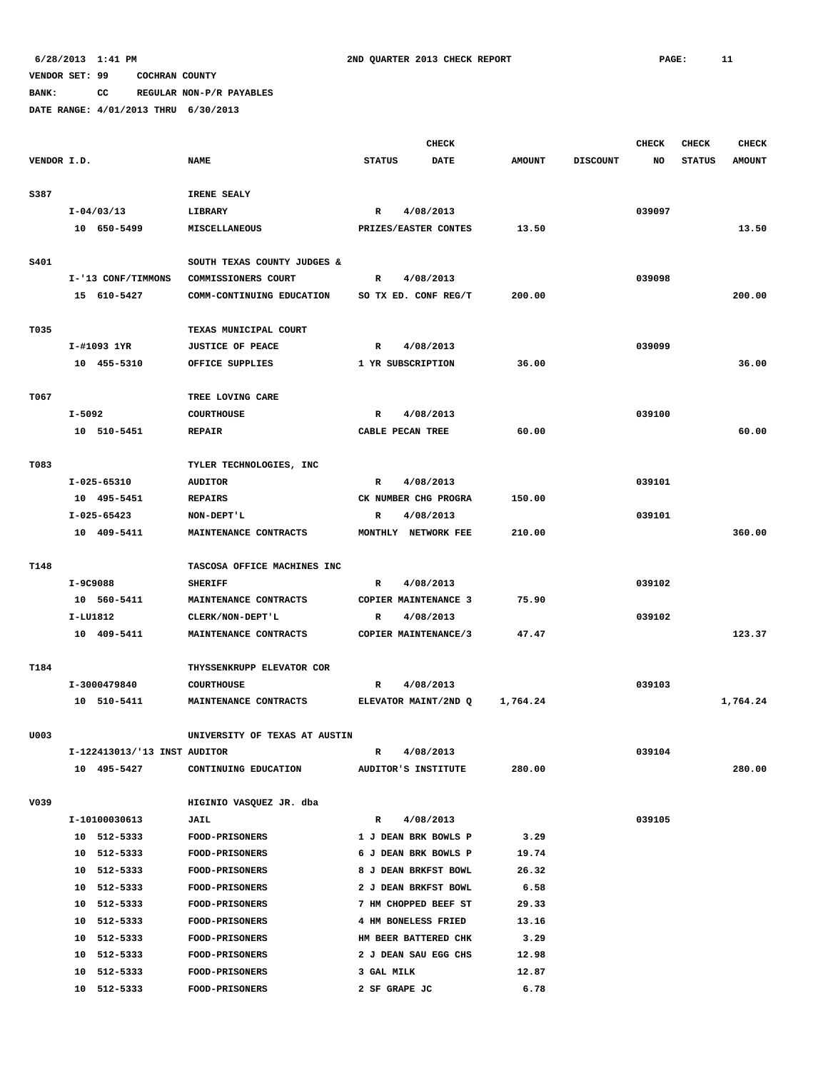6/28/2013 1:41 PM 2ND QUARTER 2013 CHECK REPORT

VENDOR SET: 99 COCHRAN COUNTY

BANK: CC REGULAR NON-P/R PAYABLES

DATE RANGE: 4/01/2013 THRU 6/30/2013

| VENDOR I.D. | NAME | STATUS | CHECK DATE | AMOUNT | DISCOUNT | CHECK NO | CHECK STATUS | CHECK AMOUNT |
|---|---|---|---|---|---|---|---|---|
| S387 | IRENE SEALY | | | | | | | |
| I-04/03/13 | LIBRARY | R | 4/08/2013 | | | 039097 | | |
| 10 650-5499 | MISCELLANEOUS | PRIZES/EASTER CONTES | | 13.50 | | | | 13.50 |
| S401 | SOUTH TEXAS COUNTY JUDGES & | | | | | | | |
| I-'13 CONF/TIMMONS | COMMISSIONERS COURT | R | 4/08/2013 | | | 039098 | | |
| 15 610-5427 | COMM-CONTINUING EDUCATION | SO TX ED. CONF REG/T | | 200.00 | | | | 200.00 |
| T035 | TEXAS MUNICIPAL COURT | | | | | | | |
| I-#1093 1YR | JUSTICE OF PEACE | R | 4/08/2013 | | | 039099 | | |
| 10 455-5310 | OFFICE SUPPLIES | 1 YR SUBSCRIPTION | | 36.00 | | | | 36.00 |
| T067 | TREE LOVING CARE | | | | | | | |
| I-5092 | COURTHOUSE | R | 4/08/2013 | | | 039100 | | |
| 10 510-5451 | REPAIR | CABLE PECAN TREE | | 60.00 | | | | 60.00 |
| T083 | TYLER TECHNOLOGIES, INC | | | | | | | |
| I-025-65310 | AUDITOR | R | 4/08/2013 | | | 039101 | | |
| 10 495-5451 | REPAIRS | CK NUMBER CHG PROGRA | | 150.00 | | | | |
| I-025-65423 | NON-DEPT'L | R | 4/08/2013 | | | 039101 | | |
| 10 409-5411 | MAINTENANCE CONTRACTS | MONTHLY NETWORK FEE | | 210.00 | | | | 360.00 |
| T148 | TASCOSA OFFICE MACHINES INC | | | | | | | |
| I-9C9088 | SHERIFF | R | 4/08/2013 | | | 039102 | | |
| 10 560-5411 | MAINTENANCE CONTRACTS | COPIER MAINTENANCE 3 | | 75.90 | | | | |
| I-LU1812 | CLERK/NON-DEPT'L | R | 4/08/2013 | | | 039102 | | |
| 10 409-5411 | MAINTENANCE CONTRACTS | COPIER MAINTENANCE/3 | | 47.47 | | | | 123.37 |
| T184 | THYSSENKRUPP ELEVATOR COR | | | | | | | |
| I-3000479840 | COURTHOUSE | R | 4/08/2013 | | | 039103 | | |
| 10 510-5411 | MAINTENANCE CONTRACTS | ELEVATOR MAINT/2ND Q | | 1,764.24 | | | | 1,764.24 |
| U003 | UNIVERSITY OF TEXAS AT AUSTIN | | | | | | | |
| I-122413013/'13 INST | AUDITOR | R | 4/08/2013 | | | 039104 | | |
| 10 495-5427 | CONTINUING EDUCATION | AUDITOR'S INSTITUTE | | 280.00 | | | | 280.00 |
| V039 | HIGINIO VASQUEZ JR. dba | | | | | | | |
| I-10100030613 | JAIL | R | 4/08/2013 | | | 039105 | | |
| 10 512-5333 | FOOD-PRISONERS | 1 J DEAN BRK BOWLS P | | 3.29 | | | | |
| 10 512-5333 | FOOD-PRISONERS | 6 J DEAN BRK BOWLS P | | 19.74 | | | | |
| 10 512-5333 | FOOD-PRISONERS | 8 J DEAN BRKFST BOWL | | 26.32 | | | | |
| 10 512-5333 | FOOD-PRISONERS | 2 J DEAN BRKFST BOWL | | 6.58 | | | | |
| 10 512-5333 | FOOD-PRISONERS | 7 HM CHOPPED BEEF ST | | 29.33 | | | | |
| 10 512-5333 | FOOD-PRISONERS | 4 HM BONELESS FRIED | | 13.16 | | | | |
| 10 512-5333 | FOOD-PRISONERS | HM BEER BATTERED CHK | | 3.29 | | | | |
| 10 512-5333 | FOOD-PRISONERS | 2 J DEAN SAU EGG CHS | | 12.98 | | | | |
| 10 512-5333 | FOOD-PRISONERS | 3 GAL MILK | | 12.87 | | | | |
| 10 512-5333 | FOOD-PRISONERS | 2 SF GRAPE JC | | 6.78 | | | | |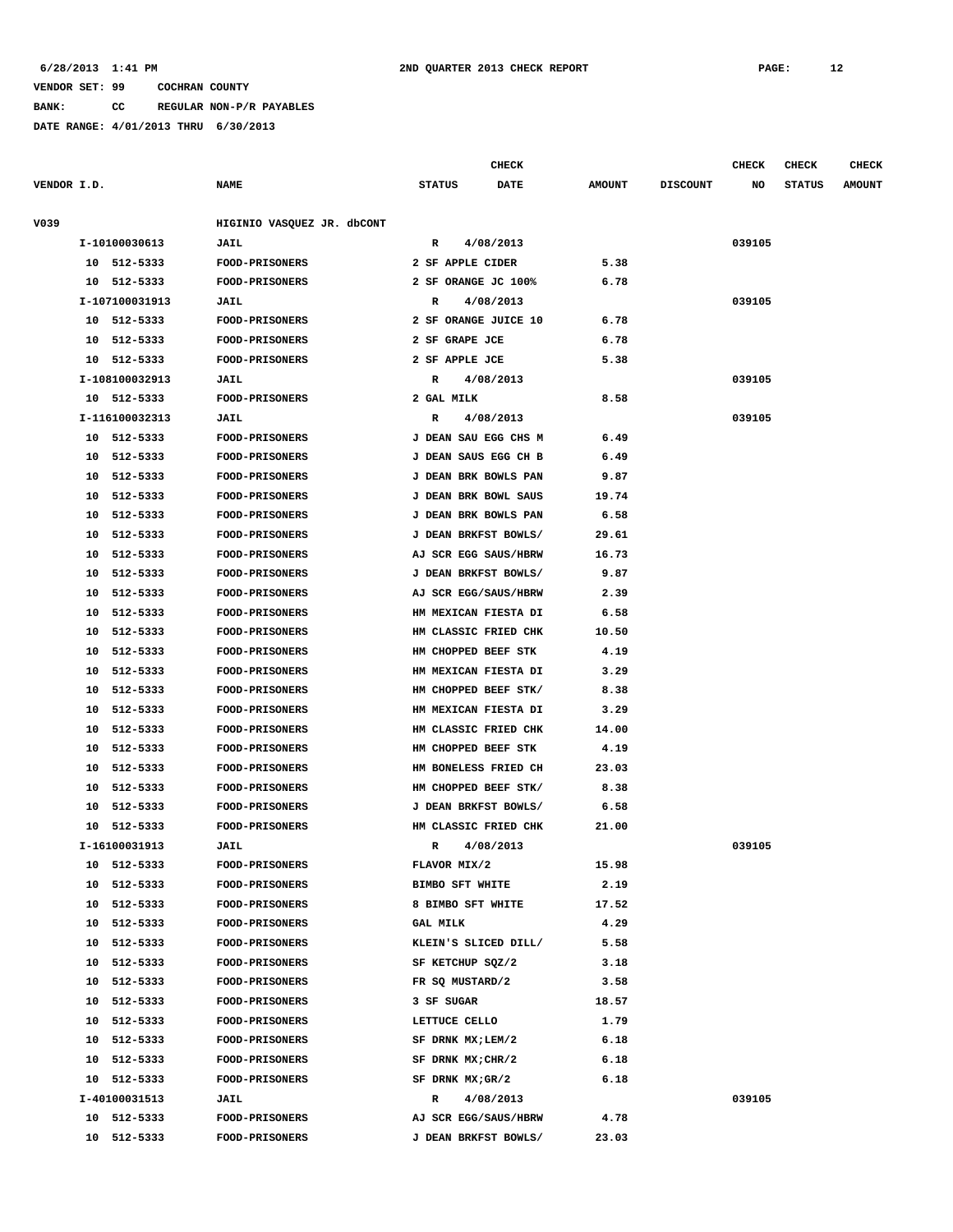6/28/2013 1:41 PM 2ND QUARTER 2013 CHECK REPORT PAGE: 12

VENDOR SET: 99 COCHRAN COUNTY

BANK: CC REGULAR NON-P/R PAYABLES

DATE RANGE: 4/01/2013 THRU 6/30/2013

| VENDOR I.D. | NAME | STATUS | CHECK DATE | AMOUNT | DISCOUNT | CHECK NO | CHECK STATUS | CHECK AMOUNT |
|---|---|---|---|---|---|---|---|---|
| V039 | HIGINIO VASQUEZ JR. dbCONT | | | | | | | |
| I-10100030613 | JAIL | R | 4/08/2013 | | | 039105 | | |
| 10 512-5333 | FOOD-PRISONERS | 2 SF APPLE CIDER | | 5.38 | | | | |
| 10 512-5333 | FOOD-PRISONERS | 2 SF ORANGE JC 100% | | 6.78 | | | | |
| I-107100031913 | JAIL | R | 4/08/2013 | | | 039105 | | |
| 10 512-5333 | FOOD-PRISONERS | 2 SF ORANGE JUICE 10 | | 6.78 | | | | |
| 10 512-5333 | FOOD-PRISONERS | 2 SF GRAPE JCE | | 6.78 | | | | |
| 10 512-5333 | FOOD-PRISONERS | 2 SF APPLE JCE | | 5.38 | | | | |
| I-108100032913 | JAIL | R | 4/08/2013 | | | 039105 | | |
| 10 512-5333 | FOOD-PRISONERS | 2 GAL MILK | | 8.58 | | | | |
| I-116100032313 | JAIL | R | 4/08/2013 | | | 039105 | | |
| 10 512-5333 | FOOD-PRISONERS | J DEAN SAU EGG CHS M | | 6.49 | | | | |
| 10 512-5333 | FOOD-PRISONERS | J DEAN SAUS EGG CH B | | 6.49 | | | | |
| 10 512-5333 | FOOD-PRISONERS | J DEAN BRK BOWLS PAN | | 9.87 | | | | |
| 10 512-5333 | FOOD-PRISONERS | J DEAN BRK BOWL SAUS | | 19.74 | | | | |
| 10 512-5333 | FOOD-PRISONERS | J DEAN BRK BOWLS PAN | | 6.58 | | | | |
| 10 512-5333 | FOOD-PRISONERS | J DEAN BRKFST BOWLS/ | | 29.61 | | | | |
| 10 512-5333 | FOOD-PRISONERS | AJ SCR EGG SAUS/HBRW | | 16.73 | | | | |
| 10 512-5333 | FOOD-PRISONERS | J DEAN BRKFST BOWLS/ | | 9.87 | | | | |
| 10 512-5333 | FOOD-PRISONERS | AJ SCR EGG/SAUS/HBRW | | 2.39 | | | | |
| 10 512-5333 | FOOD-PRISONERS | HM MEXICAN FIESTA DI | | 6.58 | | | | |
| 10 512-5333 | FOOD-PRISONERS | HM CLASSIC FRIED CHK | | 10.50 | | | | |
| 10 512-5333 | FOOD-PRISONERS | HM CHOPPED BEEF STK | | 4.19 | | | | |
| 10 512-5333 | FOOD-PRISONERS | HM MEXICAN FIESTA DI | | 3.29 | | | | |
| 10 512-5333 | FOOD-PRISONERS | HM CHOPPED BEEF STK/ | | 8.38 | | | | |
| 10 512-5333 | FOOD-PRISONERS | HM MEXICAN FIESTA DI | | 3.29 | | | | |
| 10 512-5333 | FOOD-PRISONERS | HM CLASSIC FRIED CHK | | 14.00 | | | | |
| 10 512-5333 | FOOD-PRISONERS | HM CHOPPED BEEF STK | | 4.19 | | | | |
| 10 512-5333 | FOOD-PRISONERS | HM BONELESS FRIED CH | | 23.03 | | | | |
| 10 512-5333 | FOOD-PRISONERS | HM CHOPPED BEEF STK/ | | 8.38 | | | | |
| 10 512-5333 | FOOD-PRISONERS | J DEAN BRKFST BOWLS/ | | 6.58 | | | | |
| 10 512-5333 | FOOD-PRISONERS | HM CLASSIC FRIED CHK | | 21.00 | | | | |
| I-16100031913 | JAIL | R | 4/08/2013 | | | 039105 | | |
| 10 512-5333 | FOOD-PRISONERS | FLAVOR MIX/2 | | 15.98 | | | | |
| 10 512-5333 | FOOD-PRISONERS | BIMBO SFT WHITE | | 2.19 | | | | |
| 10 512-5333 | FOOD-PRISONERS | 8 BIMBO SFT WHITE | | 17.52 | | | | |
| 10 512-5333 | FOOD-PRISONERS | GAL MILK | | 4.29 | | | | |
| 10 512-5333 | FOOD-PRISONERS | KLEIN'S SLICED DILL/ | | 5.58 | | | | |
| 10 512-5333 | FOOD-PRISONERS | SF KETCHUP SQZ/2 | | 3.18 | | | | |
| 10 512-5333 | FOOD-PRISONERS | FR SQ MUSTARD/2 | | 3.58 | | | | |
| 10 512-5333 | FOOD-PRISONERS | 3 SF SUGAR | | 18.57 | | | | |
| 10 512-5333 | FOOD-PRISONERS | LETTUCE CELLO | | 1.79 | | | | |
| 10 512-5333 | FOOD-PRISONERS | SF DRNK MX;LEM/2 | | 6.18 | | | | |
| 10 512-5333 | FOOD-PRISONERS | SF DRNK MX;CHR/2 | | 6.18 | | | | |
| 10 512-5333 | FOOD-PRISONERS | SF DRNK MX;GR/2 | | 6.18 | | | | |
| I-40100031513 | JAIL | R | 4/08/2013 | | | 039105 | | |
| 10 512-5333 | FOOD-PRISONERS | AJ SCR EGG/SAUS/HBRW | | 4.78 | | | | |
| 10 512-5333 | FOOD-PRISONERS | J DEAN BRKFST BOWLS/ | | 23.03 | | | | |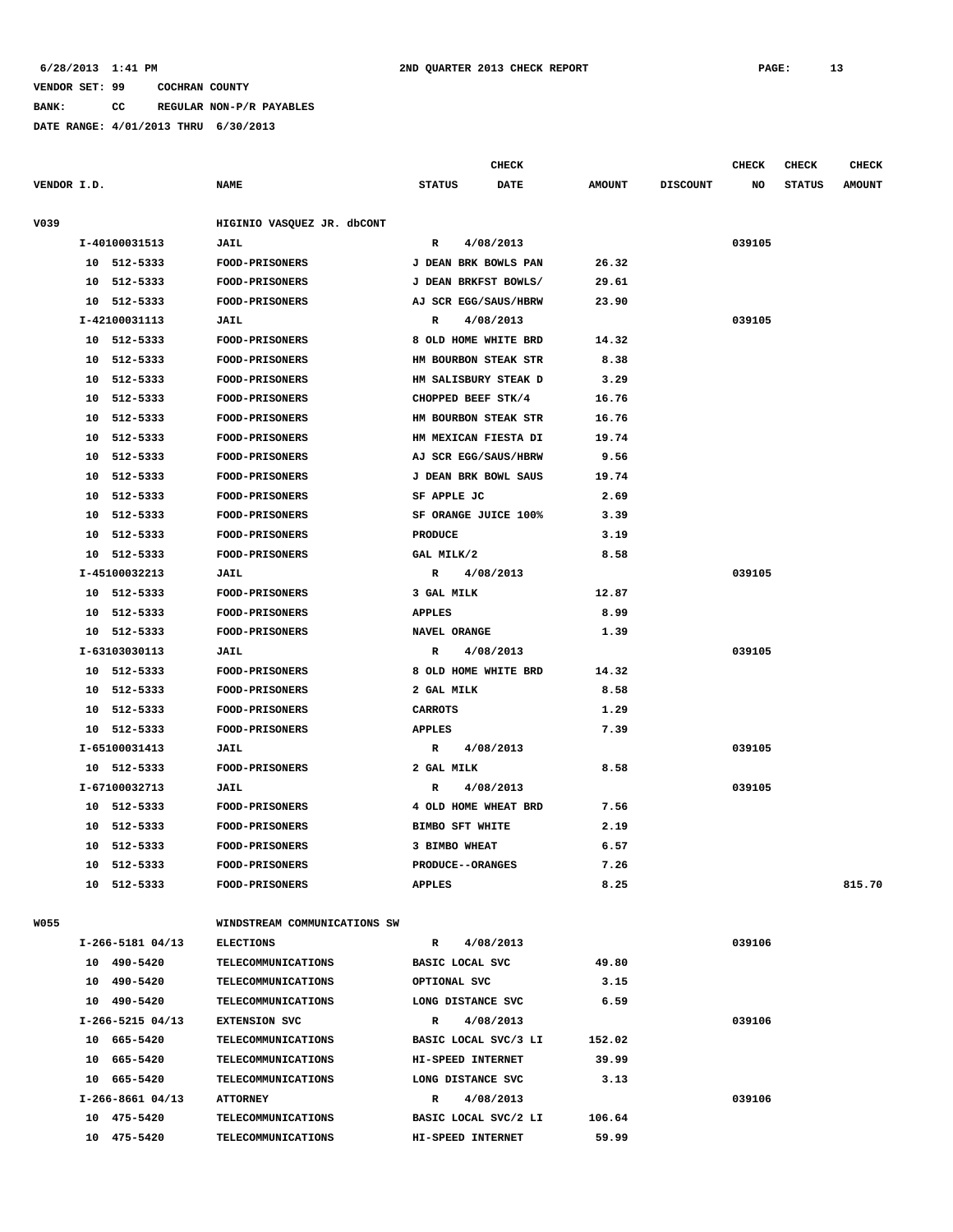6/28/2013 1:41 PM 2ND QUARTER 2013 CHECK REPORT PAGE: 13

VENDOR SET: 99 COCHRAN COUNTY

BANK: CC REGULAR NON-P/R PAYABLES

DATE RANGE: 4/01/2013 THRU 6/30/2013

| VENDOR I.D. | NAME | STATUS | CHECK DATE | AMOUNT | DISCOUNT | CHECK NO | CHECK STATUS | CHECK AMOUNT |
|---|---|---|---|---|---|---|---|---|
| V039 | HIGINIO VASQUEZ JR. dbCONT | | | | | | | |
| I-40100031513 | JAIL | R | 4/08/2013 | | | 039105 | | |
| 10 512-5333 | FOOD-PRISONERS | J DEAN BRK BOWLS PAN | | 26.32 | | | | |
| 10 512-5333 | FOOD-PRISONERS | J DEAN BRKFST BOWLS/ | | 29.61 | | | | |
| 10 512-5333 | FOOD-PRISONERS | AJ SCR EGG/SAUS/HBRW | | 23.90 | | | | |
| I-42100031113 | JAIL | R | 4/08/2013 | | | 039105 | | |
| 10 512-5333 | FOOD-PRISONERS | 8 OLD HOME WHITE BRD | | 14.32 | | | | |
| 10 512-5333 | FOOD-PRISONERS | HM BOURBON STEAK STR | | 8.38 | | | | |
| 10 512-5333 | FOOD-PRISONERS | HM SALISBURY STEAK D | | 3.29 | | | | |
| 10 512-5333 | FOOD-PRISONERS | CHOPPED BEEF STK/4 | | 16.76 | | | | |
| 10 512-5333 | FOOD-PRISONERS | HM BOURBON STEAK STR | | 16.76 | | | | |
| 10 512-5333 | FOOD-PRISONERS | HM MEXICAN FIESTA DI | | 19.74 | | | | |
| 10 512-5333 | FOOD-PRISONERS | AJ SCR EGG/SAUS/HBRW | | 9.56 | | | | |
| 10 512-5333 | FOOD-PRISONERS | J DEAN BRK BOWL SAUS | | 19.74 | | | | |
| 10 512-5333 | FOOD-PRISONERS | SF APPLE JC | | 2.69 | | | | |
| 10 512-5333 | FOOD-PRISONERS | SF ORANGE JUICE 100% | | 3.39 | | | | |
| 10 512-5333 | FOOD-PRISONERS | PRODUCE | | 3.19 | | | | |
| 10 512-5333 | FOOD-PRISONERS | GAL MILK/2 | | 8.58 | | | | |
| I-45100032213 | JAIL | R | 4/08/2013 | | | 039105 | | |
| 10 512-5333 | FOOD-PRISONERS | 3 GAL MILK | | 12.87 | | | | |
| 10 512-5333 | FOOD-PRISONERS | APPLES | | 8.99 | | | | |
| 10 512-5333 | FOOD-PRISONERS | NAVEL ORANGE | | 1.39 | | | | |
| I-63103030113 | JAIL | R | 4/08/2013 | | | 039105 | | |
| 10 512-5333 | FOOD-PRISONERS | 8 OLD HOME WHITE BRD | | 14.32 | | | | |
| 10 512-5333 | FOOD-PRISONERS | 2 GAL MILK | | 8.58 | | | | |
| 10 512-5333 | FOOD-PRISONERS | CARROTS | | 1.29 | | | | |
| 10 512-5333 | FOOD-PRISONERS | APPLES | | 7.39 | | | | |
| I-65100031413 | JAIL | R | 4/08/2013 | | | 039105 | | |
| 10 512-5333 | FOOD-PRISONERS | 2 GAL MILK | | 8.58 | | | | |
| I-67100032713 | JAIL | R | 4/08/2013 | | | 039105 | | |
| 10 512-5333 | FOOD-PRISONERS | 4 OLD HOME WHEAT BRD | | 7.56 | | | | |
| 10 512-5333 | FOOD-PRISONERS | BIMBO SFT WHITE | | 2.19 | | | | |
| 10 512-5333 | FOOD-PRISONERS | 3 BIMBO WHEAT | | 6.57 | | | | |
| 10 512-5333 | FOOD-PRISONERS | PRODUCE--ORANGES | | 7.26 | | | | |
| 10 512-5333 | FOOD-PRISONERS | APPLES | | 8.25 | | | | 815.70 |
| W055 | WINDSTREAM COMMUNICATIONS SW | | | | | | | |
| I-266-5181 04/13 | ELECTIONS | R | 4/08/2013 | | | 039106 | | |
| 10 490-5420 | TELECOMMUNICATIONS | BASIC LOCAL SVC | | 49.80 | | | | |
| 10 490-5420 | TELECOMMUNICATIONS | OPTIONAL SVC | | 3.15 | | | | |
| 10 490-5420 | TELECOMMUNICATIONS | LONG DISTANCE SVC | | 6.59 | | | | |
| I-266-5215 04/13 | EXTENSION SVC | R | 4/08/2013 | | | 039106 | | |
| 10 665-5420 | TELECOMMUNICATIONS | BASIC LOCAL SVC/3 LI | | 152.02 | | | | |
| 10 665-5420 | TELECOMMUNICATIONS | HI-SPEED INTERNET | | 39.99 | | | | |
| 10 665-5420 | TELECOMMUNICATIONS | LONG DISTANCE SVC | | 3.13 | | | | |
| I-266-8661 04/13 | ATTORNEY | R | 4/08/2013 | | | 039106 | | |
| 10 475-5420 | TELECOMMUNICATIONS | BASIC LOCAL SVC/2 LI | | 106.64 | | | | |
| 10 475-5420 | TELECOMMUNICATIONS | HI-SPEED INTERNET | | 59.99 | | | | |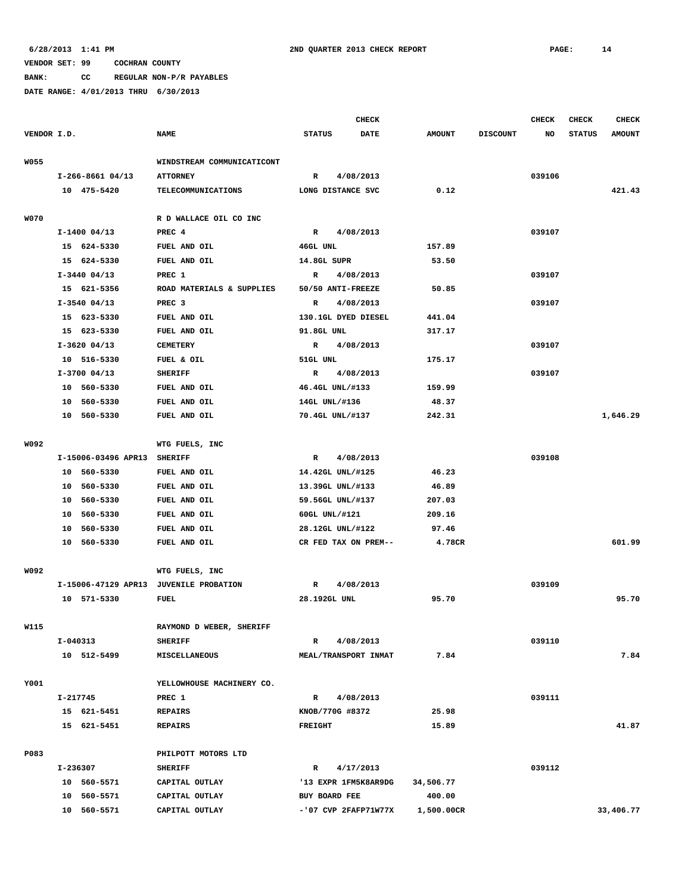6/28/2013 1:41 PM    2ND QUARTER 2013 CHECK REPORT

VENDOR SET: 99    COCHRAN COUNTY

BANK: CC    REGULAR NON-P/R PAYABLES

DATE RANGE: 4/01/2013 THRU 6/30/2013

| VENDOR I.D. | NAME | STATUS | CHECK DATE | AMOUNT | DISCOUNT | CHECK NO | CHECK STATUS | CHECK AMOUNT |
|---|---|---|---|---|---|---|---|---|
| W055 | WINDSTREAM COMMUNICATICONT | | | | | | | |
| I-266-8661 04/13 | ATTORNEY | R | 4/08/2013 | | | 039106 | | |
| 10 475-5420 | TELECOMMUNICATIONS | LONG DISTANCE SVC | | 0.12 | | | | 421.43 |
| W070 | R D WALLACE OIL CO INC | | | | | | | |
| I-1400 04/13 | PREC 4 | R | 4/08/2013 | | | 039107 | | |
| 15 624-5330 | FUEL AND OIL | 46GL UNL | | 157.89 | | | | |
| 15 624-5330 | FUEL AND OIL | 14.8GL SUPR | | 53.50 | | | | |
| I-3440 04/13 | PREC 1 | R | 4/08/2013 | | | 039107 | | |
| 15 621-5356 | ROAD MATERIALS & SUPPLIES | 50/50 ANTI-FREEZE | | 50.85 | | | | |
| I-3540 04/13 | PREC 3 | R | 4/08/2013 | | | 039107 | | |
| 15 623-5330 | FUEL AND OIL | 130.1GL DYED DIESEL | | 441.04 | | | | |
| 15 623-5330 | FUEL AND OIL | 91.8GL UNL | | 317.17 | | | | |
| I-3620 04/13 | CEMETERY | R | 4/08/2013 | | | 039107 | | |
| 10 516-5330 | FUEL & OIL | 51GL UNL | | 175.17 | | | | |
| I-3700 04/13 | SHERIFF | R | 4/08/2013 | | | 039107 | | |
| 10 560-5330 | FUEL AND OIL | 46.4GL UNL/#133 | | 159.99 | | | | |
| 10 560-5330 | FUEL AND OIL | 14GL UNL/#136 | | 48.37 | | | | |
| 10 560-5330 | FUEL AND OIL | 70.4GL UNL/#137 | | 242.31 | | | | 1,646.29 |
| W092 | WTG FUELS, INC | | | | | | | |
| I-15006-03496 APR13 | SHERIFF | R | 4/08/2013 | | | 039108 | | |
| 10 560-5330 | FUEL AND OIL | 14.42GL UNL/#125 | | 46.23 | | | | |
| 10 560-5330 | FUEL AND OIL | 13.39GL UNL/#133 | | 46.89 | | | | |
| 10 560-5330 | FUEL AND OIL | 59.56GL UNL/#137 | | 207.03 | | | | |
| 10 560-5330 | FUEL AND OIL | 60GL UNL/#121 | | 209.16 | | | | |
| 10 560-5330 | FUEL AND OIL | 28.12GL UNL/#122 | | 97.46 | | | | |
| 10 560-5330 | FUEL AND OIL | CR FED TAX ON PREM-- | | 4.78CR | | | | 601.99 |
| W092 | WTG FUELS, INC | | | | | | | |
| I-15006-47129 APR13 | JUVENILE PROBATION | R | 4/08/2013 | | | 039109 | | |
| 10 571-5330 | FUEL | 28.192GL UNL | | 95.70 | | | | 95.70 |
| W115 | RAYMOND D WEBER, SHERIFF | | | | | | | |
| I-040313 | SHERIFF | R | 4/08/2013 | | | 039110 | | |
| 10 512-5499 | MISCELLANEOUS | MEAL/TRANSPORT INMAT | | 7.84 | | | | 7.84 |
| Y001 | YELLOWHOUSE MACHINERY CO. | | | | | | | |
| I-217745 | PREC 1 | R | 4/08/2013 | | | 039111 | | |
| 15 621-5451 | REPAIRS | KNOB/770G #8372 | | 25.98 | | | | |
| 15 621-5451 | REPAIRS | FREIGHT | | 15.89 | | | | 41.87 |
| P083 | PHILPOTT MOTORS LTD | | | | | | | |
| I-236307 | SHERIFF | R | 4/17/2013 | | | 039112 | | |
| 10 560-5571 | CAPITAL OUTLAY | '13 EXPR 1FM5K8AR9DG | | 34,506.77 | | | | |
| 10 560-5571 | CAPITAL OUTLAY | BUY BOARD FEE | | 400.00 | | | | |
| 10 560-5571 | CAPITAL OUTLAY | -'07 CVP 2FAFP71W77X | | 1,500.00CR | | | | 33,406.77 |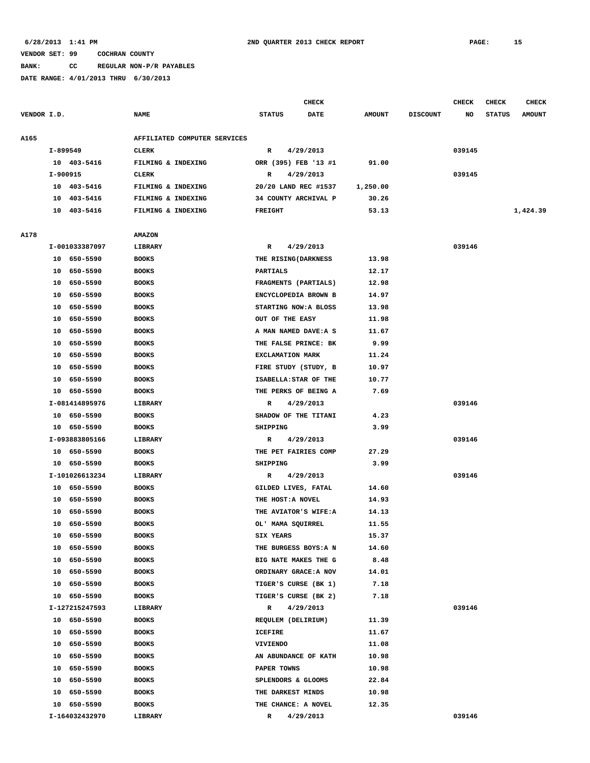6/28/2013 1:41 PM 2ND QUARTER 2013 CHECK REPORT

VENDOR SET: 99 COCHRAN COUNTY

BANK: CC REGULAR NON-P/R PAYABLES

DATE RANGE: 4/01/2013 THRU 6/30/2013

| VENDOR I.D. | NAME | STATUS | CHECK DATE | AMOUNT | DISCOUNT | CHECK NO | CHECK STATUS | CHECK AMOUNT |
|---|---|---|---|---|---|---|---|---|
| A165 | AFFILIATED COMPUTER SERVICES | | | | | | | |
| I-899549 | CLERK | R | 4/29/2013 | | | 039145 | | |
| 10 403-5416 | FILMING & INDEXING | ORR (395) FEB '13 #1 | | 91.00 | | | | |
| I-900915 | CLERK | R | 4/29/2013 | | | 039145 | | |
| 10 403-5416 | FILMING & INDEXING | 20/20 LAND REC #1537 | | 1,250.00 | | | | |
| 10 403-5416 | FILMING & INDEXING | 34 COUNTY ARCHIVAL P | | 30.26 | | | | |
| 10 403-5416 | FILMING & INDEXING | FREIGHT | | 53.13 | | | | 1,424.39 |
| A178 | AMAZON | | | | | | | |
| I-001033387097 | LIBRARY | R | 4/29/2013 | | | 039146 | | |
| 10 650-5590 | BOOKS | THE RISING(DARKNESS | | 13.98 | | | | |
| 10 650-5590 | BOOKS | PARTIALS | | 12.17 | | | | |
| 10 650-5590 | BOOKS | FRAGMENTS (PARTIALS) | | 12.98 | | | | |
| 10 650-5590 | BOOKS | ENCYCLOPEDIA BROWN B | | 14.97 | | | | |
| 10 650-5590 | BOOKS | STARTING NOW:A BLOSS | | 13.98 | | | | |
| 10 650-5590 | BOOKS | OUT OF THE EASY | | 11.98 | | | | |
| 10 650-5590 | BOOKS | A MAN NAMED DAVE:A S | | 11.67 | | | | |
| 10 650-5590 | BOOKS | THE FALSE PRINCE: BK | | 9.99 | | | | |
| 10 650-5590 | BOOKS | EXCLAMATION MARK | | 11.24 | | | | |
| 10 650-5590 | BOOKS | FIRE STUDY (STUDY, B | | 10.97 | | | | |
| 10 650-5590 | BOOKS | ISABELLA:STAR OF THE | | 10.77 | | | | |
| 10 650-5590 | BOOKS | THE PERKS OF BEING A | | 7.69 | | | | |
| I-081414895976 | LIBRARY | R | 4/29/2013 | | | 039146 | | |
| 10 650-5590 | BOOKS | SHADOW OF THE TITANI | | 4.23 | | | | |
| 10 650-5590 | BOOKS | SHIPPING | | 3.99 | | | | |
| I-093883805166 | LIBRARY | R | 4/29/2013 | | | 039146 | | |
| 10 650-5590 | BOOKS | THE PET FAIRIES COMP | | 27.29 | | | | |
| 10 650-5590 | BOOKS | SHIPPING | | 3.99 | | | | |
| I-101026613234 | LIBRARY | R | 4/29/2013 | | | 039146 | | |
| 10 650-5590 | BOOKS | GILDED LIVES, FATAL | | 14.60 | | | | |
| 10 650-5590 | BOOKS | THE HOST:A NOVEL | | 14.93 | | | | |
| 10 650-5590 | BOOKS | THE AVIATOR'S WIFE:A | | 14.13 | | | | |
| 10 650-5590 | BOOKS | OL' MAMA SQUIRREL | | 11.55 | | | | |
| 10 650-5590 | BOOKS | SIX YEARS | | 15.37 | | | | |
| 10 650-5590 | BOOKS | THE BURGESS BOYS:A N | | 14.60 | | | | |
| 10 650-5590 | BOOKS | BIG NATE MAKES THE G | | 8.48 | | | | |
| 10 650-5590 | BOOKS | ORDINARY GRACE:A NOV | | 14.01 | | | | |
| 10 650-5590 | BOOKS | TIGER'S CURSE (BK 1) | | 7.18 | | | | |
| 10 650-5590 | BOOKS | TIGER'S CURSE (BK 2) | | 7.18 | | | | |
| I-127215247593 | LIBRARY | R | 4/29/2013 | | | 039146 | | |
| 10 650-5590 | BOOKS | REQULEM (DELIRIUM) | | 11.39 | | | | |
| 10 650-5590 | BOOKS | ICEFIRE | | 11.67 | | | | |
| 10 650-5590 | BOOKS | VIVIENDO | | 11.08 | | | | |
| 10 650-5590 | BOOKS | AN ABUNDANCE OF KATH | | 10.98 | | | | |
| 10 650-5590 | BOOKS | PAPER TOWNS | | 10.98 | | | | |
| 10 650-5590 | BOOKS | SPLENDORS & GLOOMS | | 22.84 | | | | |
| 10 650-5590 | BOOKS | THE DARKEST MINDS | | 10.98 | | | | |
| 10 650-5590 | BOOKS | THE CHANCE: A NOVEL | | 12.35 | | | | |
| I-164032432970 | LIBRARY | R | 4/29/2013 | | | 039146 | | |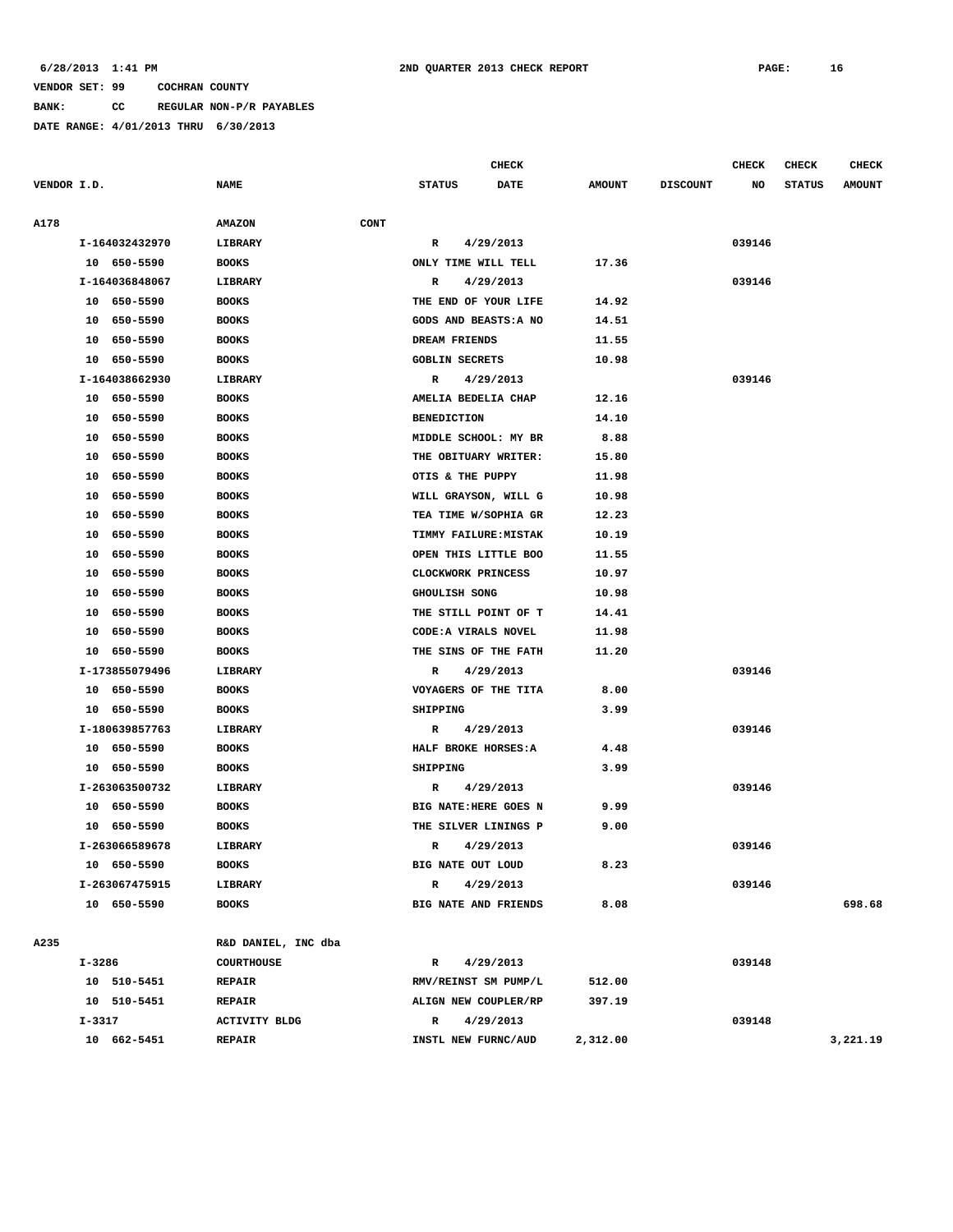6/28/2013 1:41 PM    2ND QUARTER 2013 CHECK REPORT

VENDOR SET: 99    COCHRAN COUNTY

BANK: CC    REGULAR NON-P/R PAYABLES

DATE RANGE: 4/01/2013 THRU 6/30/2013

| VENDOR I.D. | NAME | STATUS | CHECK DATE | AMOUNT | DISCOUNT | CHECK NO | CHECK STATUS | CHECK AMOUNT |
|---|---|---|---|---|---|---|---|---|
| A178 | AMAZON CONT | | | | | | | |
| I-164032432970 | LIBRARY | R | 4/29/2013 | | | 039146 | | |
| 10 650-5590 | BOOKS | ONLY TIME WILL TELL | | 17.36 | | | | |
| I-164036848067 | LIBRARY | R | 4/29/2013 | | | 039146 | | |
| 10 650-5590 | BOOKS | THE END OF YOUR LIFE | | 14.92 | | | | |
| 10 650-5590 | BOOKS | GODS AND BEASTS:A NO | | 14.51 | | | | |
| 10 650-5590 | BOOKS | DREAM FRIENDS | | 11.55 | | | | |
| 10 650-5590 | BOOKS | GOBLIN SECRETS | | 10.98 | | | | |
| I-164038662930 | LIBRARY | R | 4/29/2013 | | | 039146 | | |
| 10 650-5590 | BOOKS | AMELIA BEDELIA CHAP | | 12.16 | | | | |
| 10 650-5590 | BOOKS | BENEDICTION | | 14.10 | | | | |
| 10 650-5590 | BOOKS | MIDDLE SCHOOL: MY BR | | 8.88 | | | | |
| 10 650-5590 | BOOKS | THE OBITUARY WRITER: | | 15.80 | | | | |
| 10 650-5590 | BOOKS | OTIS & THE PUPPY | | 11.98 | | | | |
| 10 650-5590 | BOOKS | WILL GRAYSON, WILL G | | 10.98 | | | | |
| 10 650-5590 | BOOKS | TEA TIME W/SOPHIA GR | | 12.23 | | | | |
| 10 650-5590 | BOOKS | TIMMY FAILURE:MISTAK | | 10.19 | | | | |
| 10 650-5590 | BOOKS | OPEN THIS LITTLE BOO | | 11.55 | | | | |
| 10 650-5590 | BOOKS | CLOCKWORK PRINCESS | | 10.97 | | | | |
| 10 650-5590 | BOOKS | GHOULISH SONG | | 10.98 | | | | |
| 10 650-5590 | BOOKS | THE STILL POINT OF T | | 14.41 | | | | |
| 10 650-5590 | BOOKS | CODE:A VIRALS NOVEL | | 11.98 | | | | |
| 10 650-5590 | BOOKS | THE SINS OF THE FATH | | 11.20 | | | | |
| I-173855079496 | LIBRARY | R | 4/29/2013 | | | 039146 | | |
| 10 650-5590 | BOOKS | VOYAGERS OF THE TITA | | 8.00 | | | | |
| 10 650-5590 | BOOKS | SHIPPING | | 3.99 | | | | |
| I-180639857763 | LIBRARY | R | 4/29/2013 | | | 039146 | | |
| 10 650-5590 | BOOKS | HALF BROKE HORSES:A | | 4.48 | | | | |
| 10 650-5590 | BOOKS | SHIPPING | | 3.99 | | | | |
| I-263063500732 | LIBRARY | R | 4/29/2013 | | | 039146 | | |
| 10 650-5590 | BOOKS | BIG NATE:HERE GOES N | | 9.99 | | | | |
| 10 650-5590 | BOOKS | THE SILVER LININGS P | | 9.00 | | | | |
| I-263066589678 | LIBRARY | R | 4/29/2013 | | | 039146 | | |
| 10 650-5590 | BOOKS | BIG NATE OUT LOUD | | 8.23 | | | | |
| I-263067475915 | LIBRARY | R | 4/29/2013 | | | 039146 | | |
| 10 650-5590 | BOOKS | BIG NATE AND FRIENDS | | 8.08 | | | | 698.68 |
| A235 | R&D DANIEL, INC dba | | | | | | | |
| I-3286 | COURTHOUSE | R | 4/29/2013 | | | 039148 | | |
| 10 510-5451 | REPAIR | RMV/REINST SM PUMP/L | | 512.00 | | | | |
| 10 510-5451 | REPAIR | ALIGN NEW COUPLER/RP | | 397.19 | | | | |
| I-3317 | ACTIVITY BLDG | R | 4/29/2013 | | | 039148 | | |
| 10 662-5451 | REPAIR | INSTL NEW FURNC/AUD | | 2,312.00 | | | | 3,221.19 |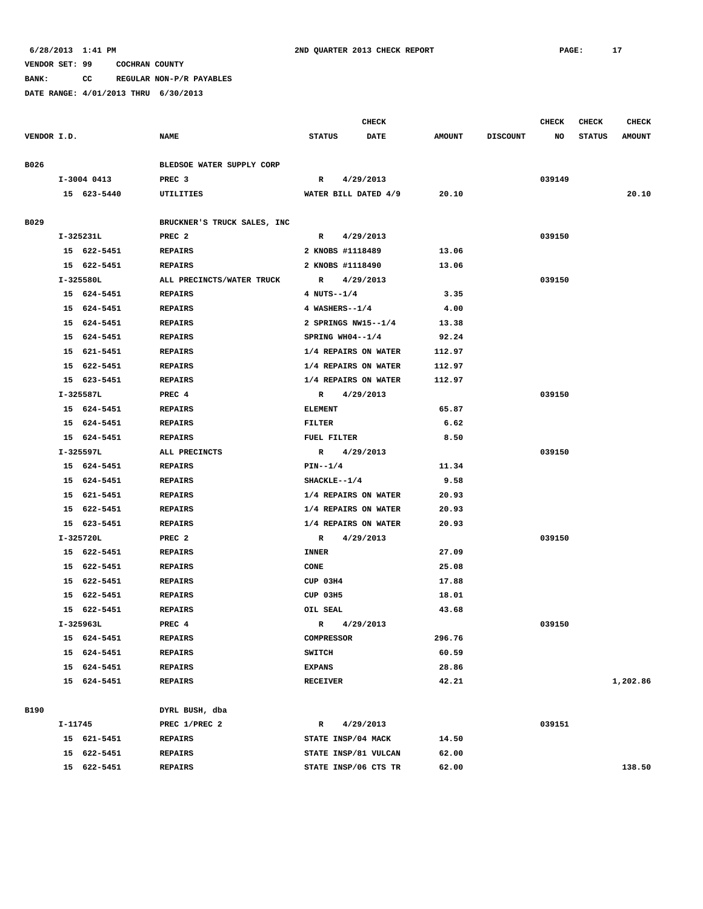6/28/2013 1:41 PM 2ND QUARTER 2013 CHECK REPORT

VENDOR SET: 99 COCHRAN COUNTY

BANK: CC REGULAR NON-P/R PAYABLES

DATE RANGE: 4/01/2013 THRU 6/30/2013

| VENDOR I.D. | NAME | STATUS | CHECK DATE | AMOUNT | DISCOUNT | CHECK NO | CHECK STATUS | CHECK AMOUNT |
|---|---|---|---|---|---|---|---|---|
| B026 | BLEDSOE WATER SUPPLY CORP | | | | | | | |
| I-3004 0413 | PREC 3 | R | 4/29/2013 | | | 039149 | | |
| 15 623-5440 | UTILITIES | WATER BILL DATED 4/9 | | 20.10 | | | | 20.10 |
| B029 | BRUCKNER'S TRUCK SALES, INC | | | | | | | |
| I-325231L | PREC 2 | R | 4/29/2013 | | | 039150 | | |
| 15 622-5451 | REPAIRS | 2 KNOBS #1118489 | | 13.06 | | | | |
| 15 622-5451 | REPAIRS | 2 KNOBS #1118490 | | 13.06 | | | | |
| I-325580L | ALL PRECINCTS/WATER TRUCK | R | 4/29/2013 | | | 039150 | | |
| 15 624-5451 | REPAIRS | 4 NUTS--1/4 | | 3.35 | | | | |
| 15 624-5451 | REPAIRS | 4 WASHERS--1/4 | | 4.00 | | | | |
| 15 624-5451 | REPAIRS | 2 SPRINGS NW15--1/4 | | 13.38 | | | | |
| 15 624-5451 | REPAIRS | SPRING WH04--1/4 | | 92.24 | | | | |
| 15 621-5451 | REPAIRS | 1/4 REPAIRS ON WATER | | 112.97 | | | | |
| 15 622-5451 | REPAIRS | 1/4 REPAIRS ON WATER | | 112.97 | | | | |
| 15 623-5451 | REPAIRS | 1/4 REPAIRS ON WATER | | 112.97 | | | | |
| I-325587L | PREC 4 | R | 4/29/2013 | | | 039150 | | |
| 15 624-5451 | REPAIRS | ELEMENT | | 65.87 | | | | |
| 15 624-5451 | REPAIRS | FILTER | | 6.62 | | | | |
| 15 624-5451 | REPAIRS | FUEL FILTER | | 8.50 | | | | |
| I-325597L | ALL PRECINCTS | R | 4/29/2013 | | | 039150 | | |
| 15 624-5451 | REPAIRS | PIN--1/4 | | 11.34 | | | | |
| 15 624-5451 | REPAIRS | SHACKLE--1/4 | | 9.58 | | | | |
| 15 621-5451 | REPAIRS | 1/4 REPAIRS ON WATER | | 20.93 | | | | |
| 15 622-5451 | REPAIRS | 1/4 REPAIRS ON WATER | | 20.93 | | | | |
| 15 623-5451 | REPAIRS | 1/4 REPAIRS ON WATER | | 20.93 | | | | |
| I-325720L | PREC 2 | R | 4/29/2013 | | | 039150 | | |
| 15 622-5451 | REPAIRS | INNER | | 27.09 | | | | |
| 15 622-5451 | REPAIRS | CONE | | 25.08 | | | | |
| 15 622-5451 | REPAIRS | CUP 03H4 | | 17.88 | | | | |
| 15 622-5451 | REPAIRS | CUP 03H5 | | 18.01 | | | | |
| 15 622-5451 | REPAIRS | OIL SEAL | | 43.68 | | | | |
| I-325963L | PREC 4 | R | 4/29/2013 | | | 039150 | | |
| 15 624-5451 | REPAIRS | COMPRESSOR | | 296.76 | | | | |
| 15 624-5451 | REPAIRS | SWITCH | | 60.59 | | | | |
| 15 624-5451 | REPAIRS | EXPANS | | 28.86 | | | | |
| 15 624-5451 | REPAIRS | RECEIVER | | 42.21 | | | | 1,202.86 |
| B190 | DYRL BUSH, dba | | | | | | | |
| I-11745 | PREC 1/PREC 2 | R | 4/29/2013 | | | 039151 | | |
| 15 621-5451 | REPAIRS | STATE INSP/04 MACK | | 14.50 | | | | |
| 15 622-5451 | REPAIRS | STATE INSP/81 VULCAN | | 62.00 | | | | |
| 15 622-5451 | REPAIRS | STATE INSP/06 CTS TR | | 62.00 | | | | 138.50 |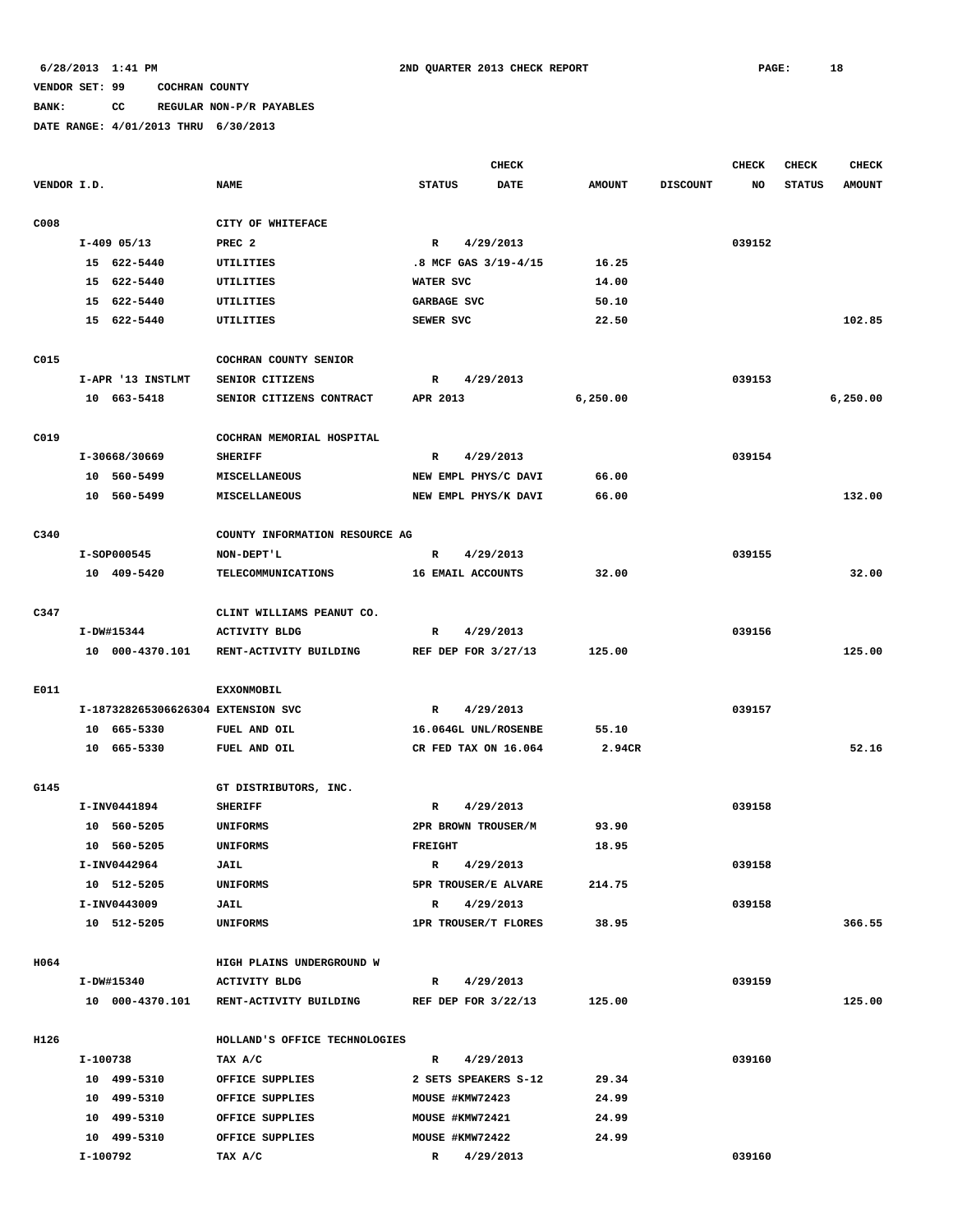6/28/2013 1:41 PM 2ND QUARTER 2013 CHECK REPORT PAGE: 18

VENDOR SET: 99 COCHRAN COUNTY

BANK: CC REGULAR NON-P/R PAYABLES

DATE RANGE: 4/01/2013 THRU 6/30/2013

| VENDOR I.D. | NAME | STATUS | CHECK DATE | AMOUNT | DISCOUNT | CHECK NO | CHECK STATUS | CHECK AMOUNT |
|---|---|---|---|---|---|---|---|---|
| C008 | CITY OF WHITEFACE | | | | | | | |
| I-409 05/13 | PREC 2 | R | 4/29/2013 | | | 039152 | | |
| 15 622-5440 | UTILITIES | .8 MCF GAS 3/19-4/15 | | 16.25 | | | | |
| 15 622-5440 | UTILITIES | WATER SVC | | 14.00 | | | | |
| 15 622-5440 | UTILITIES | GARBAGE SVC | | 50.10 | | | | |
| 15 622-5440 | UTILITIES | SEWER SVC | | 22.50 | | | | 102.85 |
| C015 | COCHRAN COUNTY SENIOR | | | | | | | |
| I-APR '13 INSTLMT | SENIOR CITIZENS | R | 4/29/2013 | | | 039153 | | |
| 10 663-5418 | SENIOR CITIZENS CONTRACT | APR 2013 | | 6,250.00 | | | | 6,250.00 |
| C019 | COCHRAN MEMORIAL HOSPITAL | | | | | | | |
| I-30668/30669 | SHERIFF | R | 4/29/2013 | | | 039154 | | |
| 10 560-5499 | MISCELLANEOUS | NEW EMPL PHYS/C DAVI | | 66.00 | | | | |
| 10 560-5499 | MISCELLANEOUS | NEW EMPL PHYS/K DAVI | | 66.00 | | | | 132.00 |
| C340 | COUNTY INFORMATION RESOURCE AG | | | | | | | |
| I-SOP000545 | NON-DEPT'L | R | 4/29/2013 | | | 039155 | | |
| 10 409-5420 | TELECOMMUNICATIONS | 16 EMAIL ACCOUNTS | | 32.00 | | | | 32.00 |
| C347 | CLINT WILLIAMS PEANUT CO. | | | | | | | |
| I-DW#15344 | ACTIVITY BLDG | R | 4/29/2013 | | | 039156 | | |
| 10 000-4370.101 | RENT-ACTIVITY BUILDING | REF DEP FOR 3/27/13 | | 125.00 | | | | 125.00 |
| E011 | EXXONMOBIL | | | | | | | |
| I-187328265306626304 | EXTENSION SVC | R | 4/29/2013 | | | 039157 | | |
| 10 665-5330 | FUEL AND OIL | 16.064GL UNL/ROSENBE | | 55.10 | | | | |
| 10 665-5330 | FUEL AND OIL | CR FED TAX ON 16.064 | | 2.94CR | | | | 52.16 |
| G145 | GT DISTRIBUTORS, INC. | | | | | | | |
| I-INV0441894 | SHERIFF | R | 4/29/2013 | | | 039158 | | |
| 10 560-5205 | UNIFORMS | 2PR BROWN TROUSER/M | | 93.90 | | | | |
| 10 560-5205 | UNIFORMS | FREIGHT | | 18.95 | | | | |
| I-INV0442964 | JAIL | R | 4/29/2013 | | | 039158 | | |
| 10 512-5205 | UNIFORMS | 5PR TROUSER/E ALVARE | | 214.75 | | | | |
| I-INV0443009 | JAIL | R | 4/29/2013 | | | 039158 | | |
| 10 512-5205 | UNIFORMS | 1PR TROUSER/T FLORES | | 38.95 | | | | 366.55 |
| H064 | HIGH PLAINS UNDERGROUND W | | | | | | | |
| I-DW#15340 | ACTIVITY BLDG | R | 4/29/2013 | | | 039159 | | |
| 10 000-4370.101 | RENT-ACTIVITY BUILDING | REF DEP FOR 3/22/13 | | 125.00 | | | | 125.00 |
| H126 | HOLLAND'S OFFICE TECHNOLOGIES | | | | | | | |
| I-100738 | TAX A/C | R | 4/29/2013 | | | 039160 | | |
| 10 499-5310 | OFFICE SUPPLIES | 2 SETS SPEAKERS S-12 | | 29.34 | | | | |
| 10 499-5310 | OFFICE SUPPLIES | MOUSE #KMW72423 | | 24.99 | | | | |
| 10 499-5310 | OFFICE SUPPLIES | MOUSE #KMW72421 | | 24.99 | | | | |
| 10 499-5310 | OFFICE SUPPLIES | MOUSE #KMW72422 | | 24.99 | | | | |
| I-100792 | TAX A/C | R | 4/29/2013 | | | 039160 | | |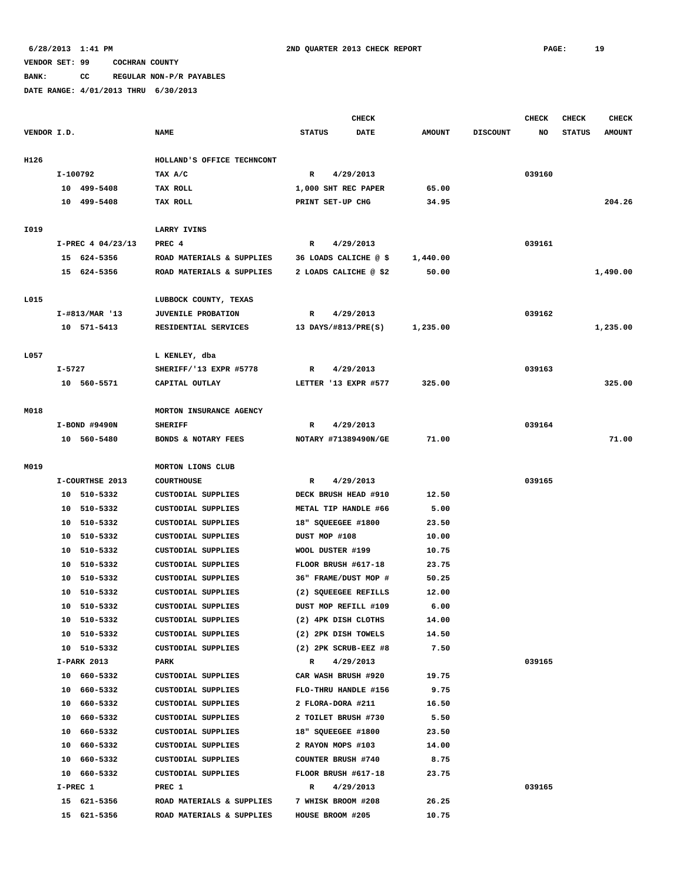6/28/2013 1:41 PM 2ND QUARTER 2013 CHECK REPORT

VENDOR SET: 99 COCHRAN COUNTY

BANK: CC REGULAR NON-P/R PAYABLES

DATE RANGE: 4/01/2013 THRU 6/30/2013

| VENDOR I.D. | NAME | STATUS | CHECK DATE | AMOUNT | DISCOUNT | CHECK NO | CHECK STATUS | CHECK AMOUNT |
|---|---|---|---|---|---|---|---|---|
| H126 | HOLLAND'S OFFICE TECHNCONT | | | | | | | |
| I-100792 | TAX A/C | R | 4/29/2013 | | | 039160 | | |
| 10 499-5408 | TAX ROLL | 1,000 SHT REC PAPER | | 65.00 | | | | |
| 10 499-5408 | TAX ROLL | PRINT SET-UP CHG | | 34.95 | | | | 204.26 |
| I019 | LARRY IVINS | | | | | | | |
| I-PREC 4 04/23/13 | PREC 4 | R | 4/29/2013 | | | 039161 | | |
| 15 624-5356 | ROAD MATERIALS & SUPPLIES | 36 LOADS CALICHE @ $ | | 1,440.00 | | | | |
| 15 624-5356 | ROAD MATERIALS & SUPPLIES | 2 LOADS CALICHE @ $2 | | 50.00 | | | | 1,490.00 |
| L015 | LUBBOCK COUNTY, TEXAS | | | | | | | |
| I-#813/MAR '13 | JUVENILE PROBATION | R | 4/29/2013 | | | 039162 | | |
| 10 571-5413 | RESIDENTIAL SERVICES | 13 DAYS/#813/PRE(S) | | 1,235.00 | | | | 1,235.00 |
| L057 | L KENLEY, dba | | | | | | | |
| I-5727 | SHERIFF/'13 EXPR #5778 | R | 4/29/2013 | | | 039163 | | |
| 10 560-5571 | CAPITAL OUTLAY | LETTER '13 EXPR #577 | | 325.00 | | | | 325.00 |
| M018 | MORTON INSURANCE AGENCY | | | | | | | |
| I-BOND #9490N | SHERIFF | R | 4/29/2013 | | | 039164 | | |
| 10 560-5480 | BONDS & NOTARY FEES | NOTARY #71389490N/GE | | 71.00 | | | | 71.00 |
| M019 | MORTON LIONS CLUB | | | | | | | |
| I-COURTHSE 2013 | COURTHOUSE | R | 4/29/2013 | | | 039165 | | |
| 10 510-5332 | CUSTODIAL SUPPLIES | DECK BRUSH HEAD #910 | | 12.50 | | | | |
| 10 510-5332 | CUSTODIAL SUPPLIES | METAL TIP HANDLE #66 | | 5.00 | | | | |
| 10 510-5332 | CUSTODIAL SUPPLIES | 18" SQUEEGEE #1800 | | 23.50 | | | | |
| 10 510-5332 | CUSTODIAL SUPPLIES | DUST MOP #108 | | 10.00 | | | | |
| 10 510-5332 | CUSTODIAL SUPPLIES | WOOL DUSTER #199 | | 10.75 | | | | |
| 10 510-5332 | CUSTODIAL SUPPLIES | FLOOR BRUSH #617-18 | | 23.75 | | | | |
| 10 510-5332 | CUSTODIAL SUPPLIES | 36" FRAME/DUST MOP # | | 50.25 | | | | |
| 10 510-5332 | CUSTODIAL SUPPLIES | (2) SQUEEGEE REFILLS | | 12.00 | | | | |
| 10 510-5332 | CUSTODIAL SUPPLIES | DUST MOP REFILL #109 | | 6.00 | | | | |
| 10 510-5332 | CUSTODIAL SUPPLIES | (2) 4PK DISH CLOTHS | | 14.00 | | | | |
| 10 510-5332 | CUSTODIAL SUPPLIES | (2) 2PK DISH TOWELS | | 14.50 | | | | |
| 10 510-5332 | CUSTODIAL SUPPLIES | (2) 2PK SCRUB-EEZ #8 | | 7.50 | | | | |
| I-PARK 2013 | PARK | R | 4/29/2013 | | | 039165 | | |
| 10 660-5332 | CUSTODIAL SUPPLIES | CAR WASH BRUSH #920 | | 19.75 | | | | |
| 10 660-5332 | CUSTODIAL SUPPLIES | FLO-THRU HANDLE #156 | | 9.75 | | | | |
| 10 660-5332 | CUSTODIAL SUPPLIES | 2 FLORA-DORA #211 | | 16.50 | | | | |
| 10 660-5332 | CUSTODIAL SUPPLIES | 2 TOILET BRUSH #730 | | 5.50 | | | | |
| 10 660-5332 | CUSTODIAL SUPPLIES | 18" SQUEEGEE #1800 | | 23.50 | | | | |
| 10 660-5332 | CUSTODIAL SUPPLIES | 2 RAYON MOPS #103 | | 14.00 | | | | |
| 10 660-5332 | CUSTODIAL SUPPLIES | COUNTER BRUSH #740 | | 8.75 | | | | |
| 10 660-5332 | CUSTODIAL SUPPLIES | FLOOR BRUSH #617-18 | | 23.75 | | | | |
| I-PREC 1 | PREC 1 | R | 4/29/2013 | | | 039165 | | |
| 15 621-5356 | ROAD MATERIALS & SUPPLIES | 7 WHISK BROOM #208 | | 26.25 | | | | |
| 15 621-5356 | ROAD MATERIALS & SUPPLIES | HOUSE BROOM #205 | | 10.75 | | | | |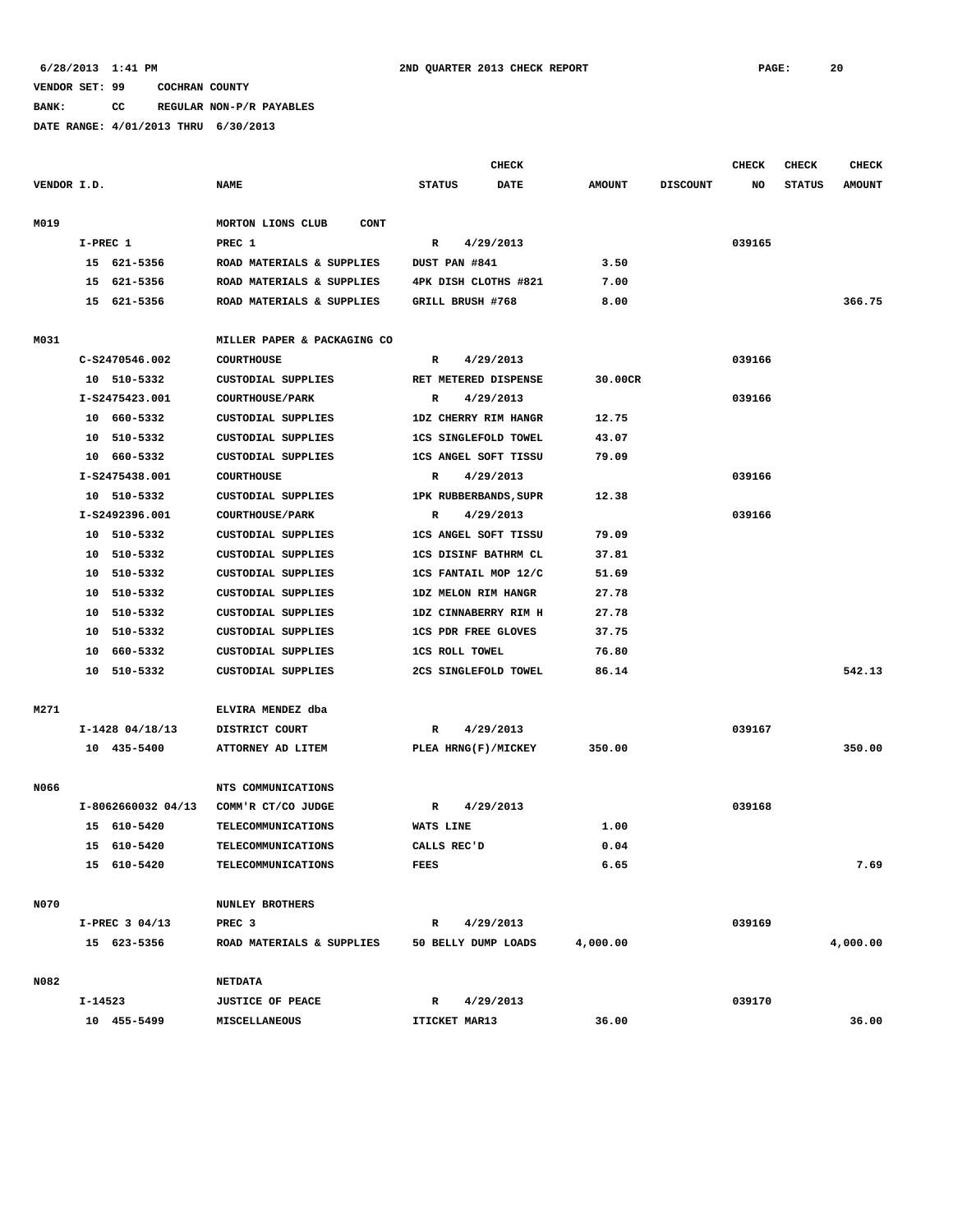6/28/2013 1:41 PM — 2ND QUARTER 2013 CHECK REPORT

VENDOR SET: 99 COCHRAN COUNTY

BANK: CC REGULAR NON-P/R PAYABLES

DATE RANGE: 4/01/2013 THRU 6/30/2013

| VENDOR I.D. | NAME | STATUS | CHECK DATE | AMOUNT | DISCOUNT | CHECK NO | CHECK STATUS | CHECK AMOUNT |
|---|---|---|---|---|---|---|---|---|
| M019 | MORTON LIONS CLUB CONT | | | | | | | |
| I-PREC 1 | PREC 1 | R | 4/29/2013 | | | 039165 | | |
| 15 621-5356 | ROAD MATERIALS & SUPPLIES | DUST PAN #841 | | 3.50 | | | | |
| 15 621-5356 | ROAD MATERIALS & SUPPLIES | 4PK DISH CLOTHS #821 | | 7.00 | | | | |
| 15 621-5356 | ROAD MATERIALS & SUPPLIES | GRILL BRUSH #768 | | 8.00 | | | | 366.75 |
| M031 | MILLER PAPER & PACKAGING CO | | | | | | | |
| C-S2470546.002 | COURTHOUSE | R | 4/29/2013 | | | 039166 | | |
| 10 510-5332 | CUSTODIAL SUPPLIES | RET METERED DISPENSE | | 30.00CR | | | | |
| I-S2475423.001 | COURTHOUSE/PARK | R | 4/29/2013 | | | 039166 | | |
| 10 660-5332 | CUSTODIAL SUPPLIES | 1DZ CHERRY RIM HANGR | | 12.75 | | | | |
| 10 510-5332 | CUSTODIAL SUPPLIES | 1CS SINGLEFOLD TOWEL | | 43.07 | | | | |
| 10 660-5332 | CUSTODIAL SUPPLIES | 1CS ANGEL SOFT TISSU | | 79.09 | | | | |
| I-S2475438.001 | COURTHOUSE | R | 4/29/2013 | | | 039166 | | |
| 10 510-5332 | CUSTODIAL SUPPLIES | 1PK RUBBERBANDS,SUPR | | 12.38 | | | | |
| I-S2492396.001 | COURTHOUSE/PARK | R | 4/29/2013 | | | 039166 | | |
| 10 510-5332 | CUSTODIAL SUPPLIES | 1CS ANGEL SOFT TISSU | | 79.09 | | | | |
| 10 510-5332 | CUSTODIAL SUPPLIES | 1CS DISINF BATHRM CL | | 37.81 | | | | |
| 10 510-5332 | CUSTODIAL SUPPLIES | 1CS FANTAIL MOP 12/C | | 51.69 | | | | |
| 10 510-5332 | CUSTODIAL SUPPLIES | 1DZ MELON RIM HANGR | | 27.78 | | | | |
| 10 510-5332 | CUSTODIAL SUPPLIES | 1DZ CINNABERRY RIM H | | 27.78 | | | | |
| 10 510-5332 | CUSTODIAL SUPPLIES | 1CS PDR FREE GLOVES | | 37.75 | | | | |
| 10 660-5332 | CUSTODIAL SUPPLIES | 1CS ROLL TOWEL | | 76.80 | | | | |
| 10 510-5332 | CUSTODIAL SUPPLIES | 2CS SINGLEFOLD TOWEL | | 86.14 | | | | 542.13 |
| M271 | ELVIRA MENDEZ dba | | | | | | | |
| I-1428 04/18/13 | DISTRICT COURT | R | 4/29/2013 | | | 039167 | | |
| 10 435-5400 | ATTORNEY AD LITEM | PLEA HRNG(F)/MICKEY | | 350.00 | | | | 350.00 |
| N066 | NTS COMMUNICATIONS | | | | | | | |
| I-8062660032 04/13 | COMM'R CT/CO JUDGE | R | 4/29/2013 | | | 039168 | | |
| 15 610-5420 | TELECOMMUNICATIONS | WATS LINE | | 1.00 | | | | |
| 15 610-5420 | TELECOMMUNICATIONS | CALLS REC'D | | 0.04 | | | | |
| 15 610-5420 | TELECOMMUNICATIONS | FEES | | 6.65 | | | | 7.69 |
| N070 | NUNLEY BROTHERS | | | | | | | |
| I-PREC 3 04/13 | PREC 3 | R | 4/29/2013 | | | 039169 | | |
| 15 623-5356 | ROAD MATERIALS & SUPPLIES | 50 BELLY DUMP LOADS | | 4,000.00 | | | | 4,000.00 |
| N082 | NETDATA | | | | | | | |
| I-14523 | JUSTICE OF PEACE | R | 4/29/2013 | | | 039170 | | |
| 10 455-5499 | MISCELLANEOUS | ITICKET MAR13 | | 36.00 | | | | 36.00 |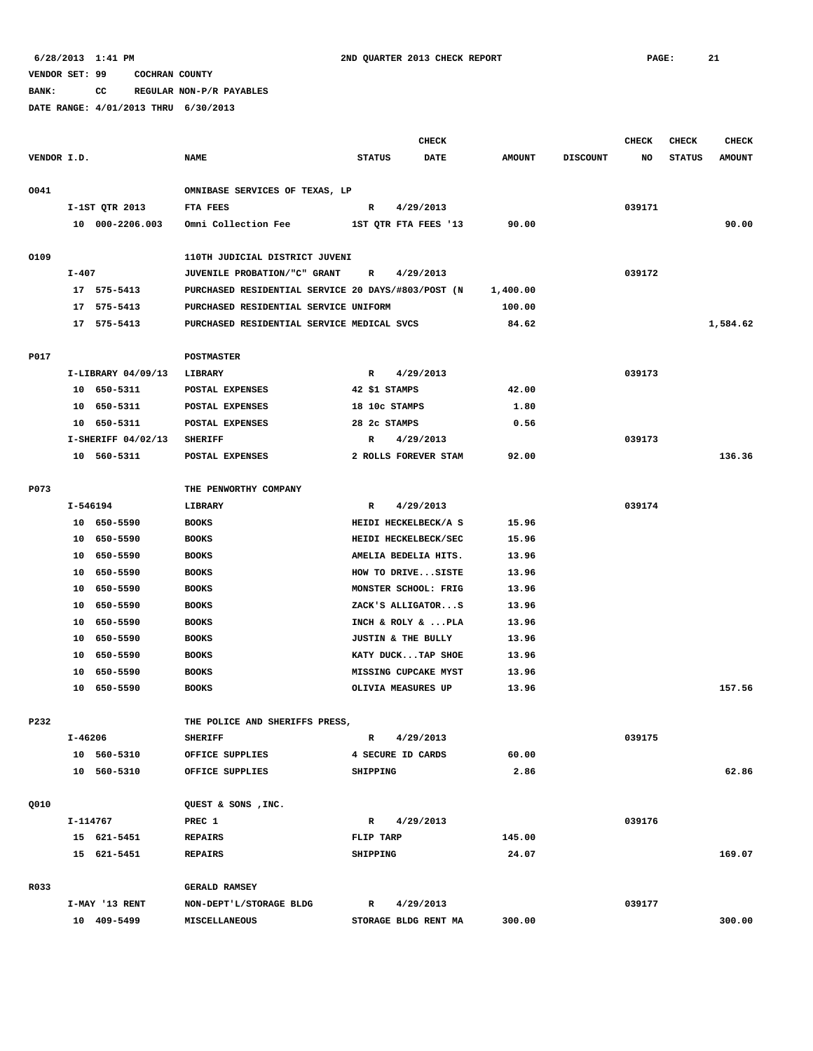6/28/2013 1:41 PM 2ND QUARTER 2013 CHECK REPORT

VENDOR SET: 99 COCHRAN COUNTY

BANK: CC REGULAR NON-P/R PAYABLES

DATE RANGE: 4/01/2013 THRU 6/30/2013

| VENDOR I.D. | NAME | STATUS | CHECK DATE | AMOUNT | DISCOUNT | CHECK NO | CHECK STATUS | CHECK AMOUNT |
|---|---|---|---|---|---|---|---|---|
| O041 | OMNIBASE SERVICES OF TEXAS, LP | | | | | | | |
| I-1ST QTR 2013 | FTA FEES | R | 4/29/2013 | | | 039171 | | |
| 10 000-2206.003 | Omni Collection Fee | 1ST QTR FTA FEES '13 | | 90.00 | | | | 90.00 |
| O109 | 110TH JUDICIAL DISTRICT JUVENI | | | | | | | |
| I-407 | JUVENILE PROBATION/"C" GRANT | R | 4/29/2013 | | | 039172 | | |
| 17 575-5413 | PURCHASED RESIDENTIAL SERVICE 20 DAYS/#803/POST (N | | | 1,400.00 | | | | |
| 17 575-5413 | PURCHASED RESIDENTIAL SERVICE UNIFORM | | | 100.00 | | | | |
| 17 575-5413 | PURCHASED RESIDENTIAL SERVICE MEDICAL SVCS | | | 84.62 | | | | 1,584.62 |
| P017 | POSTMASTER | | | | | | | |
| I-LIBRARY 04/09/13 | LIBRARY | R | 4/29/2013 | | | 039173 | | |
| 10 650-5311 | POSTAL EXPENSES | 42 $1 STAMPS | | 42.00 | | | | |
| 10 650-5311 | POSTAL EXPENSES | 18 10c STAMPS | | 1.80 | | | | |
| 10 650-5311 | POSTAL EXPENSES | 28 2c STAMPS | | 0.56 | | | | |
| I-SHERIFF 04/02/13 | SHERIFF | R | 4/29/2013 | | | 039173 | | |
| 10 560-5311 | POSTAL EXPENSES | 2 ROLLS FOREVER STAM | | 92.00 | | | | 136.36 |
| P073 | THE PENWORTHY COMPANY | | | | | | | |
| I-546194 | LIBRARY | R | 4/29/2013 | | | 039174 | | |
| 10 650-5590 | BOOKS | HEIDI HECKELBECK/A S | | 15.96 | | | | |
| 10 650-5590 | BOOKS | HEIDI HECKELBECK/SEC | | 15.96 | | | | |
| 10 650-5590 | BOOKS | AMELIA BEDELIA HITS. | | 13.96 | | | | |
| 10 650-5590 | BOOKS | HOW TO DRIVE...SISTE | | 13.96 | | | | |
| 10 650-5590 | BOOKS | MONSTER SCHOOL: FRIG | | 13.96 | | | | |
| 10 650-5590 | BOOKS | ZACK'S ALLIGATOR...S | | 13.96 | | | | |
| 10 650-5590 | BOOKS | INCH & ROLY & ...PLA | | 13.96 | | | | |
| 10 650-5590 | BOOKS | JUSTIN & THE BULLY | | 13.96 | | | | |
| 10 650-5590 | BOOKS | KATY DUCK...TAP SHOE | | 13.96 | | | | |
| 10 650-5590 | BOOKS | MISSING CUPCAKE MYST | | 13.96 | | | | |
| 10 650-5590 | BOOKS | OLIVIA MEASURES UP | | 13.96 | | | | 157.56 |
| P232 | THE POLICE AND SHERIFFS PRESS, | | | | | | | |
| I-46206 | SHERIFF | R | 4/29/2013 | | | 039175 | | |
| 10 560-5310 | OFFICE SUPPLIES | 4 SECURE ID CARDS | | 60.00 | | | | |
| 10 560-5310 | OFFICE SUPPLIES | SHIPPING | | 2.86 | | | | 62.86 |
| Q010 | QUEST & SONS ,INC. | | | | | | | |
| I-114767 | PREC 1 | R | 4/29/2013 | | | 039176 | | |
| 15 621-5451 | REPAIRS | FLIP TARP | | 145.00 | | | | |
| 15 621-5451 | REPAIRS | SHIPPING | | 24.07 | | | | 169.07 |
| R033 | GERALD RAMSEY | | | | | | | |
| I-MAY '13 RENT | NON-DEPT'L/STORAGE BLDG | R | 4/29/2013 | | | 039177 | | |
| 10 409-5499 | MISCELLANEOUS | STORAGE BLDG RENT MA | | 300.00 | | | | 300.00 |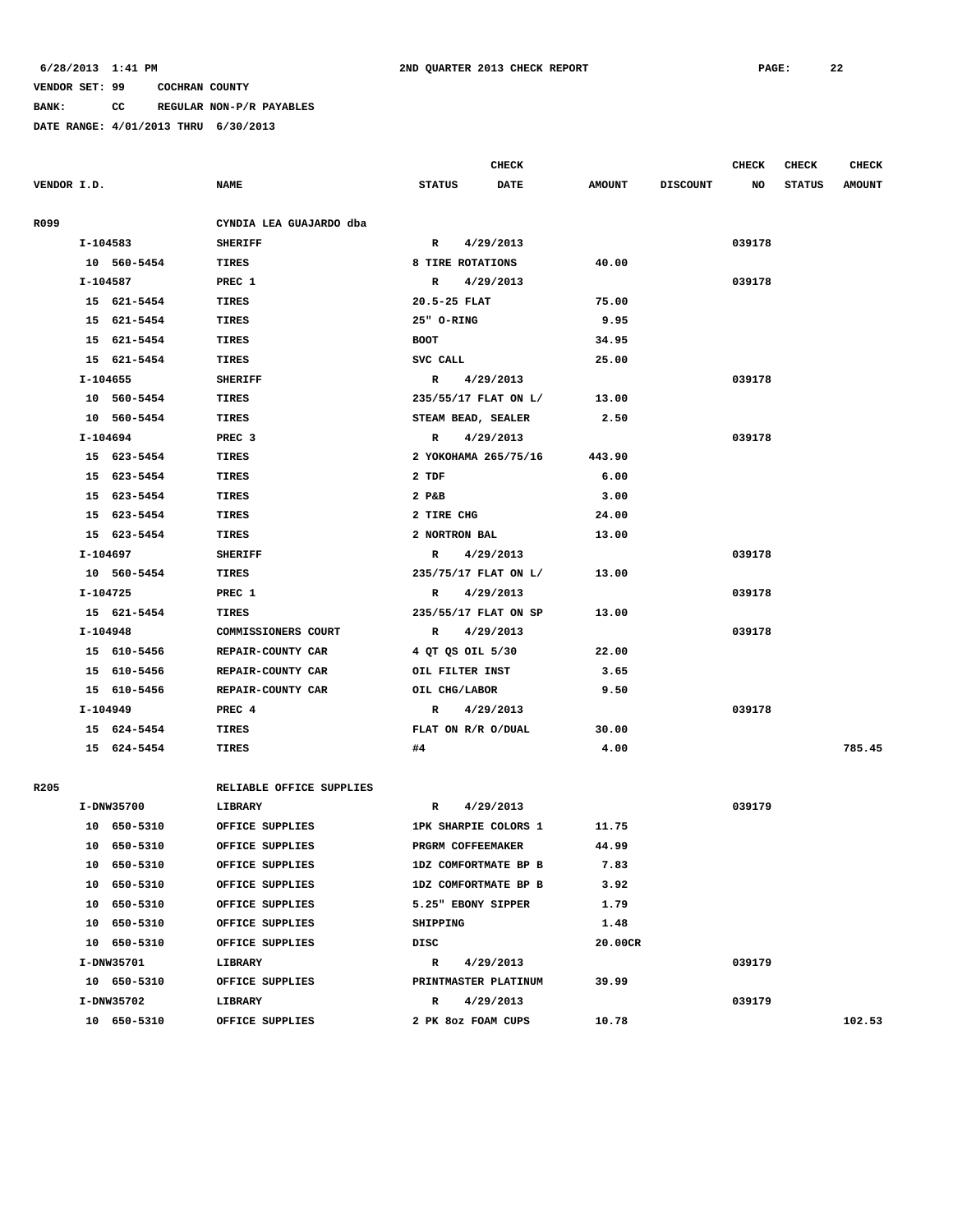6/28/2013 1:41 PM **2ND QUARTER 2013 CHECK REPORT** PAGE: 22

VENDOR SET: 99 COCHRAN COUNTY

BANK: CC REGULAR NON-P/R PAYABLES

DATE RANGE: 4/01/2013 THRU 6/30/2013

| VENDOR I.D. | NAME | STATUS | CHECK DATE | AMOUNT | DISCOUNT | CHECK NO | CHECK STATUS | CHECK AMOUNT |
|---|---|---|---|---|---|---|---|---|
| R099 | CYNDIA LEA GUAJARDO dba | | | | | | | |
| I-104583 | SHERIFF | R | 4/29/2013 | | | 039178 | | |
| 10 560-5454 | TIRES | 8 TIRE ROTATIONS | | 40.00 | | | | |
| I-104587 | PREC 1 | R | 4/29/2013 | | | 039178 | | |
| 15 621-5454 | TIRES | 20.5-25 FLAT | | 75.00 | | | | |
| 15 621-5454 | TIRES | 25" O-RING | | 9.95 | | | | |
| 15 621-5454 | TIRES | BOOT | | 34.95 | | | | |
| 15 621-5454 | TIRES | SVC CALL | | 25.00 | | | | |
| I-104655 | SHERIFF | R | 4/29/2013 | | | 039178 | | |
| 10 560-5454 | TIRES | 235/55/17 FLAT ON L/ | | 13.00 | | | | |
| 10 560-5454 | TIRES | STEAM BEAD, SEALER | | 2.50 | | | | |
| I-104694 | PREC 3 | R | 4/29/2013 | | | 039178 | | |
| 15 623-5454 | TIRES | 2 YOKOHAMA 265/75/16 | | 443.90 | | | | |
| 15 623-5454 | TIRES | 2 TDF | | 6.00 | | | | |
| 15 623-5454 | TIRES | 2 P&B | | 3.00 | | | | |
| 15 623-5454 | TIRES | 2 TIRE CHG | | 24.00 | | | | |
| 15 623-5454 | TIRES | 2 NORTRON BAL | | 13.00 | | | | |
| I-104697 | SHERIFF | R | 4/29/2013 | | | 039178 | | |
| 10 560-5454 | TIRES | 235/75/17 FLAT ON L/ | | 13.00 | | | | |
| I-104725 | PREC 1 | R | 4/29/2013 | | | 039178 | | |
| 15 621-5454 | TIRES | 235/55/17 FLAT ON SP | | 13.00 | | | | |
| I-104948 | COMMISSIONERS COURT | R | 4/29/2013 | | | 039178 | | |
| 15 610-5456 | REPAIR-COUNTY CAR | 4 QT QS OIL 5/30 | | 22.00 | | | | |
| 15 610-5456 | REPAIR-COUNTY CAR | OIL FILTER INST | | 3.65 | | | | |
| 15 610-5456 | REPAIR-COUNTY CAR | OIL CHG/LABOR | | 9.50 | | | | |
| I-104949 | PREC 4 | R | 4/29/2013 | | | 039178 | | |
| 15 624-5454 | TIRES | FLAT ON R/R O/DUAL | | 30.00 | | | | |
| 15 624-5454 | TIRES | #4 | | 4.00 | | | | 785.45 |
| R205 | RELIABLE OFFICE SUPPLIES | | | | | | | |
| I-DNW35700 | LIBRARY | R | 4/29/2013 | | | 039179 | | |
| 10 650-5310 | OFFICE SUPPLIES | 1PK SHARPIE COLORS 1 | | 11.75 | | | | |
| 10 650-5310 | OFFICE SUPPLIES | PRGRM COFFEEMAKER | | 44.99 | | | | |
| 10 650-5310 | OFFICE SUPPLIES | 1DZ COMFORTMATE BP B | | 7.83 | | | | |
| 10 650-5310 | OFFICE SUPPLIES | 1DZ COMFORTMATE BP B | | 3.92 | | | | |
| 10 650-5310 | OFFICE SUPPLIES | 5.25" EBONY SIPPER | | 1.79 | | | | |
| 10 650-5310 | OFFICE SUPPLIES | SHIPPING | | 1.48 | | | | |
| 10 650-5310 | OFFICE SUPPLIES | DISC | | 20.00CR | | | | |
| I-DNW35701 | LIBRARY | R | 4/29/2013 | | | 039179 | | |
| 10 650-5310 | OFFICE SUPPLIES | PRINTMASTER PLATINUM | | 39.99 | | | | |
| I-DNW35702 | LIBRARY | R | 4/29/2013 | | | 039179 | | |
| 10 650-5310 | OFFICE SUPPLIES | 2 PK 8oz FOAM CUPS | | 10.78 | | | | 102.53 |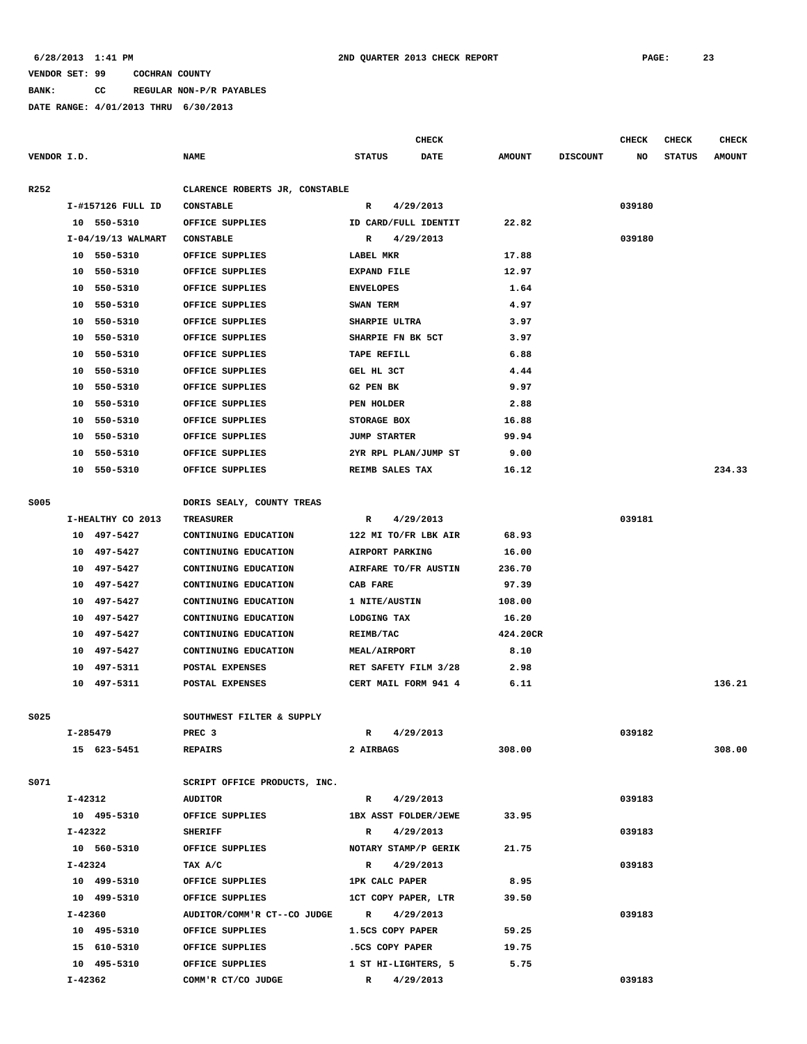6/28/2013 1:41 PM 2ND QUARTER 2013 CHECK REPORT

VENDOR SET: 99 COCHRAN COUNTY

BANK: CC REGULAR NON-P/R PAYABLES

DATE RANGE: 4/01/2013 THRU 6/30/2013

| VENDOR I.D. | NAME | STATUS | CHECK DATE | AMOUNT | DISCOUNT | CHECK NO | CHECK STATUS | CHECK AMOUNT |
|---|---|---|---|---|---|---|---|---|
| R252 | CLARENCE ROBERTS JR, CONSTABLE | | | | | | | |
| I-#157126 FULL ID | CONSTABLE | R | 4/29/2013 | | | 039180 | | |
| 10 550-5310 | OFFICE SUPPLIES | ID CARD/FULL IDENTIT | | 22.82 | | | | |
| I-04/19/13 WALMART | CONSTABLE | R | 4/29/2013 | | | 039180 | | |
| 10 550-5310 | OFFICE SUPPLIES | LABEL MKR | | 17.88 | | | | |
| 10 550-5310 | OFFICE SUPPLIES | EXPAND FILE | | 12.97 | | | | |
| 10 550-5310 | OFFICE SUPPLIES | ENVELOPES | | 1.64 | | | | |
| 10 550-5310 | OFFICE SUPPLIES | SWAN TERM | | 4.97 | | | | |
| 10 550-5310 | OFFICE SUPPLIES | SHARPIE ULTRA | | 3.97 | | | | |
| 10 550-5310 | OFFICE SUPPLIES | SHARPIE FN BK 5CT | | 3.97 | | | | |
| 10 550-5310 | OFFICE SUPPLIES | TAPE REFILL | | 6.88 | | | | |
| 10 550-5310 | OFFICE SUPPLIES | GEL HL 3CT | | 4.44 | | | | |
| 10 550-5310 | OFFICE SUPPLIES | G2 PEN BK | | 9.97 | | | | |
| 10 550-5310 | OFFICE SUPPLIES | PEN HOLDER | | 2.88 | | | | |
| 10 550-5310 | OFFICE SUPPLIES | STORAGE BOX | | 16.88 | | | | |
| 10 550-5310 | OFFICE SUPPLIES | JUMP STARTER | | 99.94 | | | | |
| 10 550-5310 | OFFICE SUPPLIES | 2YR RPL PLAN/JUMP ST | | 9.00 | | | | |
| 10 550-5310 | OFFICE SUPPLIES | REIMB SALES TAX | | 16.12 | | | | 234.33 |
| S005 | DORIS SEALY, COUNTY TREAS | | | | | | | |
| I-HEALTHY CO 2013 | TREASURER | R | 4/29/2013 | | | 039181 | | |
| 10 497-5427 | CONTINUING EDUCATION | 122 MI TO/FR LBK AIR | | 68.93 | | | | |
| 10 497-5427 | CONTINUING EDUCATION | AIRPORT PARKING | | 16.00 | | | | |
| 10 497-5427 | CONTINUING EDUCATION | AIRFARE TO/FR AUSTIN | | 236.70 | | | | |
| 10 497-5427 | CONTINUING EDUCATION | CAB FARE | | 97.39 | | | | |
| 10 497-5427 | CONTINUING EDUCATION | 1 NITE/AUSTIN | | 108.00 | | | | |
| 10 497-5427 | CONTINUING EDUCATION | LODGING TAX | | 16.20 | | | | |
| 10 497-5427 | CONTINUING EDUCATION | REIMB/TAC | | 424.20CR | | | | |
| 10 497-5427 | CONTINUING EDUCATION | MEAL/AIRPORT | | 8.10 | | | | |
| 10 497-5311 | POSTAL EXPENSES | RET SAFETY FILM 3/28 | | 2.98 | | | | |
| 10 497-5311 | POSTAL EXPENSES | CERT MAIL FORM 941 4 | | 6.11 | | | | 136.21 |
| S025 | SOUTHWEST FILTER & SUPPLY | | | | | | | |
| I-285479 | PREC 3 | R | 4/29/2013 | | | 039182 | | |
| 15 623-5451 | REPAIRS | 2 AIRBAGS | | 308.00 | | | | 308.00 |
| S071 | SCRIPT OFFICE PRODUCTS, INC. | | | | | | | |
| I-42312 | AUDITOR | R | 4/29/2013 | | | 039183 | | |
| 10 495-5310 | OFFICE SUPPLIES | 1BX ASST FOLDER/JEWE | | 33.95 | | | | |
| I-42322 | SHERIFF | R | 4/29/2013 | | | 039183 | | |
| 10 560-5310 | OFFICE SUPPLIES | NOTARY STAMP/P GERIK | | 21.75 | | | | |
| I-42324 | TAX A/C | R | 4/29/2013 | | | 039183 | | |
| 10 499-5310 | OFFICE SUPPLIES | 1PK CALC PAPER | | 8.95 | | | | |
| 10 499-5310 | OFFICE SUPPLIES | 1CT COPY PAPER, LTR | | 39.50 | | | | |
| I-42360 | AUDITOR/COMM'R CT--CO JUDGE | R | 4/29/2013 | | | 039183 | | |
| 10 495-5310 | OFFICE SUPPLIES | 1.5CS COPY PAPER | | 59.25 | | | | |
| 15 610-5310 | OFFICE SUPPLIES | .5CS COPY PAPER | | 19.75 | | | | |
| 10 495-5310 | OFFICE SUPPLIES | 1 ST HI-LIGHTERS, 5 | | 5.75 | | | | |
| I-42362 | COMM'R CT/CO JUDGE | R | 4/29/2013 | | | 039183 | | |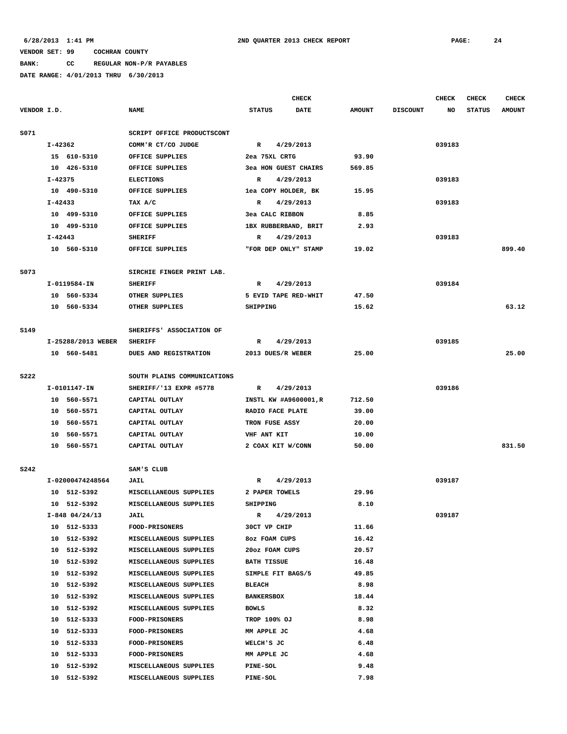6/28/2013 1:41 PM 2ND QUARTER 2013 CHECK REPORT

VENDOR SET: 99 COCHRAN COUNTY

BANK: CC REGULAR NON-P/R PAYABLES

DATE RANGE: 4/01/2013 THRU 6/30/2013

| VENDOR I.D. | NAME | STATUS | CHECK DATE | AMOUNT | DISCOUNT | CHECK NO | CHECK STATUS | CHECK AMOUNT |
|---|---|---|---|---|---|---|---|---|
| S071 | SCRIPT OFFICE PRODUCTSCONT | | | | | | | |
| I-42362 | COMM'R CT/CO JUDGE | R | 4/29/2013 | | | 039183 | | |
| 15 610-5310 | OFFICE SUPPLIES | 2ea 75XL CRTG | | 93.90 | | | | |
| 10 426-5310 | OFFICE SUPPLIES | 3ea HON GUEST CHAIRS | | 569.85 | | | | |
| I-42375 | ELECTIONS | R | 4/29/2013 | | | 039183 | | |
| 10 490-5310 | OFFICE SUPPLIES | 1ea COPY HOLDER, BK | | 15.95 | | | | |
| I-42433 | TAX A/C | R | 4/29/2013 | | | 039183 | | |
| 10 499-5310 | OFFICE SUPPLIES | 3ea CALC RIBBON | | 8.85 | | | | |
| 10 499-5310 | OFFICE SUPPLIES | 1BX RUBBERBAND, BRIT | | 2.93 | | | | |
| I-42443 | SHERIFF | R | 4/29/2013 | | | 039183 | | |
| 10 560-5310 | OFFICE SUPPLIES | "FOR DEP ONLY" STAMP | | 19.02 | | | | 899.40 |
| S073 | SIRCHIE FINGER PRINT LAB. | | | | | | | |
| I-0119584-IN | SHERIFF | R | 4/29/2013 | | | 039184 | | |
| 10 560-5334 | OTHER SUPPLIES | 5 EVID TAPE RED-WHIT | | 47.50 | | | | |
| 10 560-5334 | OTHER SUPPLIES | SHIPPING | | 15.62 | | | | 63.12 |
| S149 | SHERIFFS' ASSOCIATION OF | | | | | | | |
| I-25288/2013 WEBER | SHERIFF | R | 4/29/2013 | | | 039185 | | |
| 10 560-5481 | DUES AND REGISTRATION | 2013 DUES/R WEBER | | 25.00 | | | | 25.00 |
| S222 | SOUTH PLAINS COMMUNICATIONS | | | | | | | |
| I-0101147-IN | SHERIFF/'13 EXPR #5778 | R | 4/29/2013 | | | 039186 | | |
| 10 560-5571 | CAPITAL OUTLAY | INSTL KW #A9600001,R | | 712.50 | | | | |
| 10 560-5571 | CAPITAL OUTLAY | RADIO FACE PLATE | | 39.00 | | | | |
| 10 560-5571 | CAPITAL OUTLAY | TRON FUSE ASSY | | 20.00 | | | | |
| 10 560-5571 | CAPITAL OUTLAY | VHF ANT KIT | | 10.00 | | | | |
| 10 560-5571 | CAPITAL OUTLAY | 2 COAX KIT W/CONN | | 50.00 | | | | 831.50 |
| S242 | SAM'S CLUB | | | | | | | |
| I-02000474248564 | JAIL | R | 4/29/2013 | | | 039187 | | |
| 10 512-5392 | MISCELLANEOUS SUPPLIES | 2 PAPER TOWELS | | 29.96 | | | | |
| 10 512-5392 | MISCELLANEOUS SUPPLIES | SHIPPING | | 8.10 | | | | |
| I-848 04/24/13 | JAIL | R | 4/29/2013 | | | 039187 | | |
| 10 512-5333 | FOOD-PRISONERS | 30CT VP CHIP | | 11.66 | | | | |
| 10 512-5392 | MISCELLANEOUS SUPPLIES | 8oz FOAM CUPS | | 16.42 | | | | |
| 10 512-5392 | MISCELLANEOUS SUPPLIES | 20oz FOAM CUPS | | 20.57 | | | | |
| 10 512-5392 | MISCELLANEOUS SUPPLIES | BATH TISSUE | | 16.48 | | | | |
| 10 512-5392 | MISCELLANEOUS SUPPLIES | SIMPLE FIT BAGS/5 | | 49.85 | | | | |
| 10 512-5392 | MISCELLANEOUS SUPPLIES | BLEACH | | 8.98 | | | | |
| 10 512-5392 | MISCELLANEOUS SUPPLIES | BANKERSBOX | | 18.44 | | | | |
| 10 512-5392 | MISCELLANEOUS SUPPLIES | BOWLS | | 8.32 | | | | |
| 10 512-5333 | FOOD-PRISONERS | TROP 100% OJ | | 8.98 | | | | |
| 10 512-5333 | FOOD-PRISONERS | MM APPLE JC | | 4.68 | | | | |
| 10 512-5333 | FOOD-PRISONERS | WELCH'S JC | | 6.48 | | | | |
| 10 512-5333 | FOOD-PRISONERS | MM APPLE JC | | 4.68 | | | | |
| 10 512-5392 | MISCELLANEOUS SUPPLIES | PINE-SOL | | 9.48 | | | | |
| 10 512-5392 | MISCELLANEOUS SUPPLIES | PINE-SOL | | 7.98 | | | | |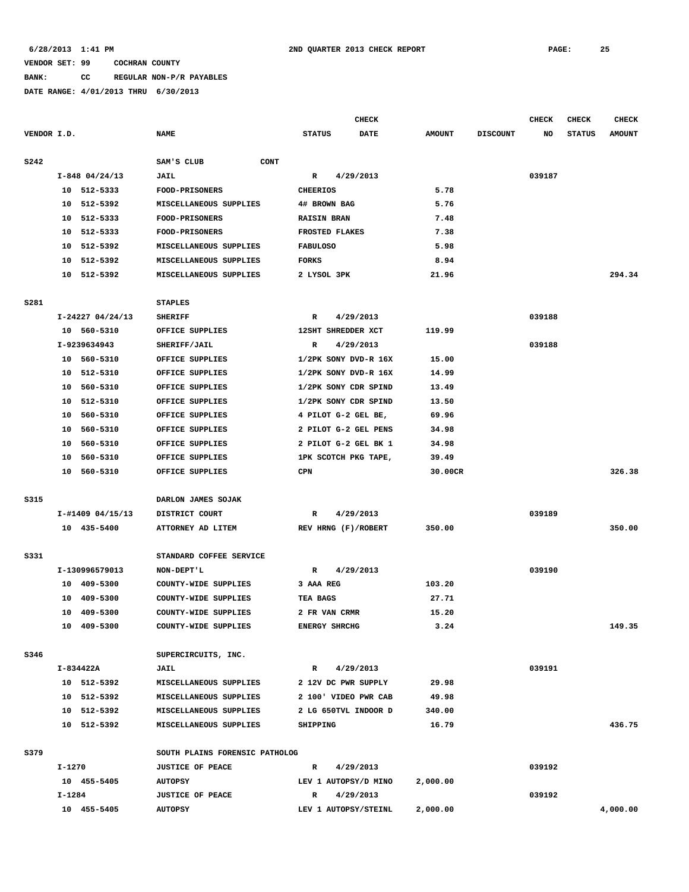6/28/2013 1:41 PM — 2ND QUARTER 2013 CHECK REPORT

VENDOR SET: 99 COCHRAN COUNTY

BANK: CC REGULAR NON-P/R PAYABLES

DATE RANGE: 4/01/2013 THRU 6/30/2013

| VENDOR I.D. | NAME | CHECK STATUS | CHECK DATE | AMOUNT | DISCOUNT | CHECK NO | CHECK STATUS | CHECK AMOUNT |
|---|---|---|---|---|---|---|---|---|
| S242 | SAM'S CLUB CONT | | | | | | | |
| I-848 04/24/13 | JAIL | R | 4/29/2013 | | | 039187 | | |
| 10 512-5333 | FOOD-PRISONERS | CHEERIOS | | 5.78 | | | | |
| 10 512-5392 | MISCELLANEOUS SUPPLIES | 4# BROWN BAG | | 5.76 | | | | |
| 10 512-5333 | FOOD-PRISONERS | RAISIN BRAN | | 7.48 | | | | |
| 10 512-5333 | FOOD-PRISONERS | FROSTED FLAKES | | 7.38 | | | | |
| 10 512-5392 | MISCELLANEOUS SUPPLIES | FABULOSO | | 5.98 | | | | |
| 10 512-5392 | MISCELLANEOUS SUPPLIES | FORKS | | 8.94 | | | | |
| 10 512-5392 | MISCELLANEOUS SUPPLIES | 2 LYSOL 3PK | | 21.96 | | | | 294.34 |
| S281 | STAPLES | | | | | | | |
| I-24227 04/24/13 | SHERIFF | R | 4/29/2013 | | | 039188 | | |
| 10 560-5310 | OFFICE SUPPLIES | 12SHT SHREDDER XCT | | 119.99 | | | | |
| I-9239634943 | SHERIFF/JAIL | R | 4/29/2013 | | | 039188 | | |
| 10 560-5310 | OFFICE SUPPLIES | 1/2PK SONY DVD-R 16X | | 15.00 | | | | |
| 10 512-5310 | OFFICE SUPPLIES | 1/2PK SONY DVD-R 16X | | 14.99 | | | | |
| 10 560-5310 | OFFICE SUPPLIES | 1/2PK SONY CDR SPIND | | 13.49 | | | | |
| 10 512-5310 | OFFICE SUPPLIES | 1/2PK SONY CDR SPIND | | 13.50 | | | | |
| 10 560-5310 | OFFICE SUPPLIES | 4 PILOT G-2 GEL BE, | | 69.96 | | | | |
| 10 560-5310 | OFFICE SUPPLIES | 2 PILOT G-2 GEL PENS | | 34.98 | | | | |
| 10 560-5310 | OFFICE SUPPLIES | 2 PILOT G-2 GEL BK 1 | | 34.98 | | | | |
| 10 560-5310 | OFFICE SUPPLIES | 1PK SCOTCH PKG TAPE, | | 39.49 | | | | |
| 10 560-5310 | OFFICE SUPPLIES | CPN | | 30.00CR | | | | 326.38 |
| S315 | DARLON JAMES SOJAK | | | | | | | |
| I-#1409 04/15/13 | DISTRICT COURT | R | 4/29/2013 | | | 039189 | | |
| 10 435-5400 | ATTORNEY AD LITEM | REV HRNG (F)/ROBERT | | 350.00 | | | | 350.00 |
| S331 | STANDARD COFFEE SERVICE | | | | | | | |
| I-130996579013 | NON-DEPT'L | R | 4/29/2013 | | | 039190 | | |
| 10 409-5300 | COUNTY-WIDE SUPPLIES | 3 AAA REG | | 103.20 | | | | |
| 10 409-5300 | COUNTY-WIDE SUPPLIES | TEA BAGS | | 27.71 | | | | |
| 10 409-5300 | COUNTY-WIDE SUPPLIES | 2 FR VAN CRMR | | 15.20 | | | | |
| 10 409-5300 | COUNTY-WIDE SUPPLIES | ENERGY SHRCHG | | 3.24 | | | | 149.35 |
| S346 | SUPERCIRCUITS, INC. | | | | | | | |
| I-834422A | JAIL | R | 4/29/2013 | | | 039191 | | |
| 10 512-5392 | MISCELLANEOUS SUPPLIES | 2 12V DC PWR SUPPLY | | 29.98 | | | | |
| 10 512-5392 | MISCELLANEOUS SUPPLIES | 2 100' VIDEO PWR CAB | | 49.98 | | | | |
| 10 512-5392 | MISCELLANEOUS SUPPLIES | 2 LG 650TVL INDOOR D | | 340.00 | | | | |
| 10 512-5392 | MISCELLANEOUS SUPPLIES | SHIPPING | | 16.79 | | | | 436.75 |
| S379 | SOUTH PLAINS FORENSIC PATHOLOG | | | | | | | |
| I-1270 | JUSTICE OF PEACE | R | 4/29/2013 | | | 039192 | | |
| 10 455-5405 | AUTOPSY | LEV 1 AUTOPSY/D MINO | | 2,000.00 | | | | |
| I-1284 | JUSTICE OF PEACE | R | 4/29/2013 | | | 039192 | | |
| 10 455-5405 | AUTOPSY | LEV 1 AUTOPSY/STEINL | | 2,000.00 | | | | 4,000.00 |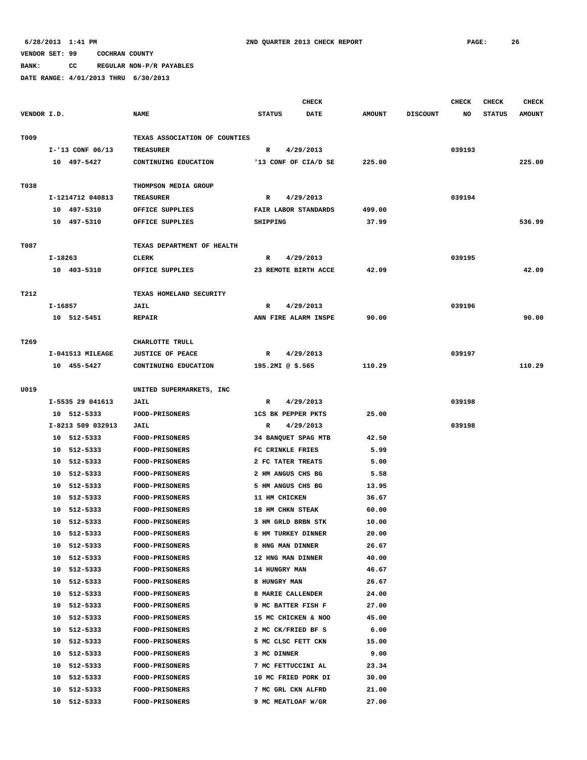6/28/2013 1:41 PM — 2ND QUARTER 2013 CHECK REPORT

VENDOR SET: 99 COCHRAN COUNTY

BANK: CC REGULAR NON-P/R PAYABLES

DATE RANGE: 4/01/2013 THRU 6/30/2013

| VENDOR I.D. | NAME | STATUS | CHECK DATE | AMOUNT | DISCOUNT | CHECK NO | CHECK STATUS | CHECK AMOUNT |
|---|---|---|---|---|---|---|---|---|
| T009 | TEXAS ASSOCIATION OF COUNTIES | | | | | | | |
| I-'13 CONF 06/13 | TREASURER | R | 4/29/2013 | | | 039193 | | |
| 10 497-5427 | CONTINUING EDUCATION | '13 CONF OF CIA/D SE | | 225.00 | | | | 225.00 |
| T038 | THOMPSON MEDIA GROUP | | | | | | | |
| I-1214712 040813 | TREASURER | R | 4/29/2013 | | | 039194 | | |
| 10 497-5310 | OFFICE SUPPLIES | FAIR LABOR STANDARDS | | 499.00 | | | | |
| 10 497-5310 | OFFICE SUPPLIES | SHIPPING | | 37.99 | | | | 536.99 |
| T087 | TEXAS DEPARTMENT OF HEALTH | | | | | | | |
| I-18263 | CLERK | R | 4/29/2013 | | | 039195 | | |
| 10 403-5310 | OFFICE SUPPLIES | 23 REMOTE BIRTH ACCE | | 42.09 | | | | 42.09 |
| T212 | TEXAS HOMELAND SECURITY | | | | | | | |
| I-16857 | JAIL | R | 4/29/2013 | | | 039196 | | |
| 10 512-5451 | REPAIR | ANN FIRE ALARM INSPE | | 90.00 | | | | 90.00 |
| T269 | CHARLOTTE TRULL | | | | | | | |
| I-041513 MILEAGE | JUSTICE OF PEACE | R | 4/29/2013 | | | 039197 | | |
| 10 455-5427 | CONTINUING EDUCATION | 195.2MI @ $.565 | | 110.29 | | | | 110.29 |
| U019 | UNITED SUPERMARKETS, INC | | | | | | | |
| I-5535 29 041613 | JAIL | R | 4/29/2013 | | | 039198 | | |
| 10 512-5333 | FOOD-PRISONERS | 1CS BK PEPPER PKTS | | 25.00 | | | | |
| I-8213 509 032913 | JAIL | R | 4/29/2013 | | | 039198 | | |
| 10 512-5333 | FOOD-PRISONERS | 34 BANQUET SPAG MTB | | 42.50 | | | | |
| 10 512-5333 | FOOD-PRISONERS | FC CRINKLE FRIES | | 5.99 | | | | |
| 10 512-5333 | FOOD-PRISONERS | 2 FC TATER TREATS | | 5.00 | | | | |
| 10 512-5333 | FOOD-PRISONERS | 2 HM ANGUS CHS BG | | 5.58 | | | | |
| 10 512-5333 | FOOD-PRISONERS | 5 HM ANGUS CHS BG | | 13.95 | | | | |
| 10 512-5333 | FOOD-PRISONERS | 11 HM CHICKEN | | 36.67 | | | | |
| 10 512-5333 | FOOD-PRISONERS | 18 HM CHKN STEAK | | 60.00 | | | | |
| 10 512-5333 | FOOD-PRISONERS | 3 HM GRLD BRBN STK | | 10.00 | | | | |
| 10 512-5333 | FOOD-PRISONERS | 6 HM TURKEY DINNER | | 20.00 | | | | |
| 10 512-5333 | FOOD-PRISONERS | 8 HNG MAN DINNER | | 26.67 | | | | |
| 10 512-5333 | FOOD-PRISONERS | 12 HNG MAN DINNER | | 40.00 | | | | |
| 10 512-5333 | FOOD-PRISONERS | 14 HUNGRY MAN | | 46.67 | | | | |
| 10 512-5333 | FOOD-PRISONERS | 8 HUNGRY MAN | | 26.67 | | | | |
| 10 512-5333 | FOOD-PRISONERS | 8 MARIE CALLENDER | | 24.00 | | | | |
| 10 512-5333 | FOOD-PRISONERS | 9 MC BATTER FISH F | | 27.00 | | | | |
| 10 512-5333 | FOOD-PRISONERS | 15 MC CHICKEN & NOO | | 45.00 | | | | |
| 10 512-5333 | FOOD-PRISONERS | 2 MC CK/FRIED BF S | | 6.00 | | | | |
| 10 512-5333 | FOOD-PRISONERS | 5 MC CLSC FETT CKN | | 15.00 | | | | |
| 10 512-5333 | FOOD-PRISONERS | 3 MC DINNER | | 9.00 | | | | |
| 10 512-5333 | FOOD-PRISONERS | 7 MC FETTUCCINI AL | | 23.34 | | | | |
| 10 512-5333 | FOOD-PRISONERS | 10 MC FRIED PORK DI | | 30.00 | | | | |
| 10 512-5333 | FOOD-PRISONERS | 7 MC GRL CKN ALFRD | | 21.00 | | | | |
| 10 512-5333 | FOOD-PRISONERS | 9 MC MEATLOAF W/GR | | 27.00 | | | | |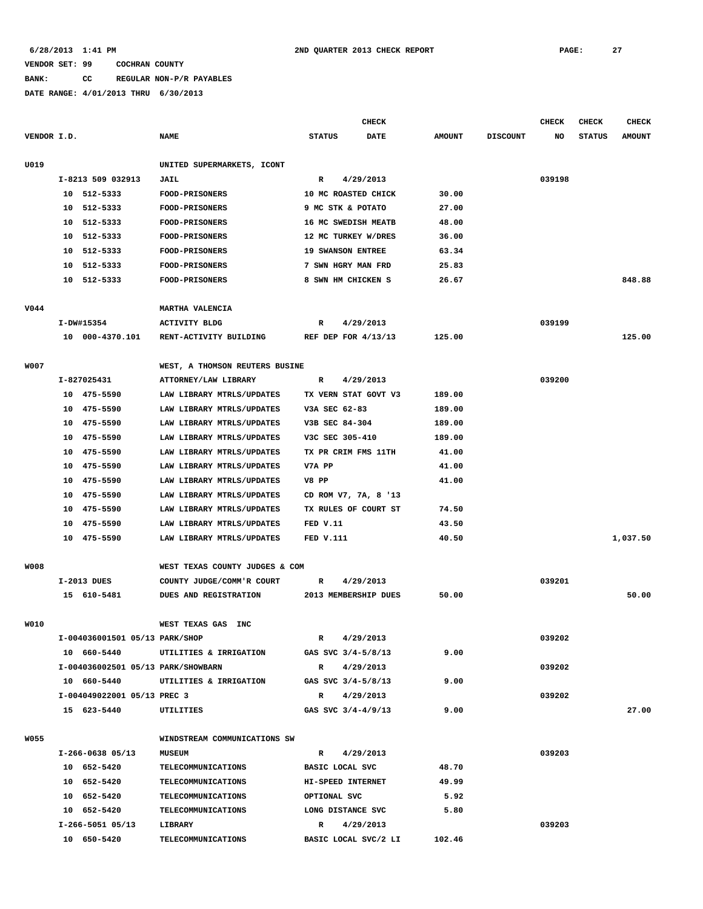6/28/2013 1:41 PM 2ND QUARTER 2013 CHECK REPORT

VENDOR SET: 99 COCHRAN COUNTY

BANK: CC REGULAR NON-P/R PAYABLES

DATE RANGE: 4/01/2013 THRU 6/30/2013

| VENDOR I.D. | NAME | STATUS | CHECK DATE | AMOUNT | DISCOUNT | CHECK NO | CHECK STATUS | CHECK AMOUNT |
|---|---|---|---|---|---|---|---|---|
| U019 | UNITED SUPERMARKETS, ICONT | | | | | | | |
| I-8213 509 032913 | JAIL | R | 4/29/2013 | | | 039198 | | |
| 10 512-5333 | FOOD-PRISONERS | 10 MC ROASTED CHICK | | 30.00 | | | | |
| 10 512-5333 | FOOD-PRISONERS | 9 MC STK & POTATO | | 27.00 | | | | |
| 10 512-5333 | FOOD-PRISONERS | 16 MC SWEDISH MEATB | | 48.00 | | | | |
| 10 512-5333 | FOOD-PRISONERS | 12 MC TURKEY W/DRES | | 36.00 | | | | |
| 10 512-5333 | FOOD-PRISONERS | 19 SWANSON ENTREE | | 63.34 | | | | |
| 10 512-5333 | FOOD-PRISONERS | 7 SWN HGRY MAN FRD | | 25.83 | | | | |
| 10 512-5333 | FOOD-PRISONERS | 8 SWN HM CHICKEN S | | 26.67 | | | | 848.88 |
| V044 | MARTHA VALENCIA | | | | | | | |
| I-DW#15354 | ACTIVITY BLDG | R | 4/29/2013 | | | 039199 | | |
| 10 000-4370.101 | RENT-ACTIVITY BUILDING | REF DEP FOR 4/13/13 | | 125.00 | | | | 125.00 |
| W007 | WEST, A THOMSON REUTERS BUSINE | | | | | | | |
| I-827025431 | ATTORNEY/LAW LIBRARY | R | 4/29/2013 | | | 039200 | | |
| 10 475-5590 | LAW LIBRARY MTRLS/UPDATES | TX VERN STAT GOVT V3 | | 189.00 | | | | |
| 10 475-5590 | LAW LIBRARY MTRLS/UPDATES | V3A SEC 62-83 | | 189.00 | | | | |
| 10 475-5590 | LAW LIBRARY MTRLS/UPDATES | V3B SEC 84-304 | | 189.00 | | | | |
| 10 475-5590 | LAW LIBRARY MTRLS/UPDATES | V3C SEC 305-410 | | 189.00 | | | | |
| 10 475-5590 | LAW LIBRARY MTRLS/UPDATES | TX PR CRIM FMS 11TH | | 41.00 | | | | |
| 10 475-5590 | LAW LIBRARY MTRLS/UPDATES | V7A PP | | 41.00 | | | | |
| 10 475-5590 | LAW LIBRARY MTRLS/UPDATES | V8 PP | | 41.00 | | | | |
| 10 475-5590 | LAW LIBRARY MTRLS/UPDATES | CD ROM V7, 7A, 8 '13 | | | | | | |
| 10 475-5590 | LAW LIBRARY MTRLS/UPDATES | TX RULES OF COURT ST | | 74.50 | | | | |
| 10 475-5590 | LAW LIBRARY MTRLS/UPDATES | FED V.11 | | 43.50 | | | | |
| 10 475-5590 | LAW LIBRARY MTRLS/UPDATES | FED V.111 | | 40.50 | | | | 1,037.50 |
| W008 | WEST TEXAS COUNTY JUDGES & COM | | | | | | | |
| I-2013 DUES | COUNTY JUDGE/COMM'R COURT | R | 4/29/2013 | | | 039201 | | |
| 15 610-5481 | DUES AND REGISTRATION | 2013 MEMBERSHIP DUES | | 50.00 | | | | 50.00 |
| W010 | WEST TEXAS GAS INC | | | | | | | |
| I-004036001501 05/13 PARK/SHOP | | R | 4/29/2013 | | | 039202 | | |
| 10 660-5440 | UTILITIES & IRRIGATION | GAS SVC 3/4-5/8/13 | | 9.00 | | | | |
| I-004036002501 05/13 PARK/SHOWBARN | | R | 4/29/2013 | | | 039202 | | |
| 10 660-5440 | UTILITIES & IRRIGATION | GAS SVC 3/4-5/8/13 | | 9.00 | | | | |
| I-004049022001 05/13 PREC 3 | | R | 4/29/2013 | | | 039202 | | |
| 15 623-5440 | UTILITIES | GAS SVC 3/4-4/9/13 | | 9.00 | | | | 27.00 |
| W055 | WINDSTREAM COMMUNICATIONS SW | | | | | | | |
| I-266-0638 05/13 | MUSEUM | R | 4/29/2013 | | | 039203 | | |
| 10 652-5420 | TELECOMMUNICATIONS | BASIC LOCAL SVC | | 48.70 | | | | |
| 10 652-5420 | TELECOMMUNICATIONS | HI-SPEED INTERNET | | 49.99 | | | | |
| 10 652-5420 | TELECOMMUNICATIONS | OPTIONAL SVC | | 5.92 | | | | |
| 10 652-5420 | TELECOMMUNICATIONS | LONG DISTANCE SVC | | 5.80 | | | | |
| I-266-5051 05/13 | LIBRARY | R | 4/29/2013 | | | 039203 | | |
| 10 650-5420 | TELECOMMUNICATIONS | BASIC LOCAL SVC/2 LI | | 102.46 | | | | |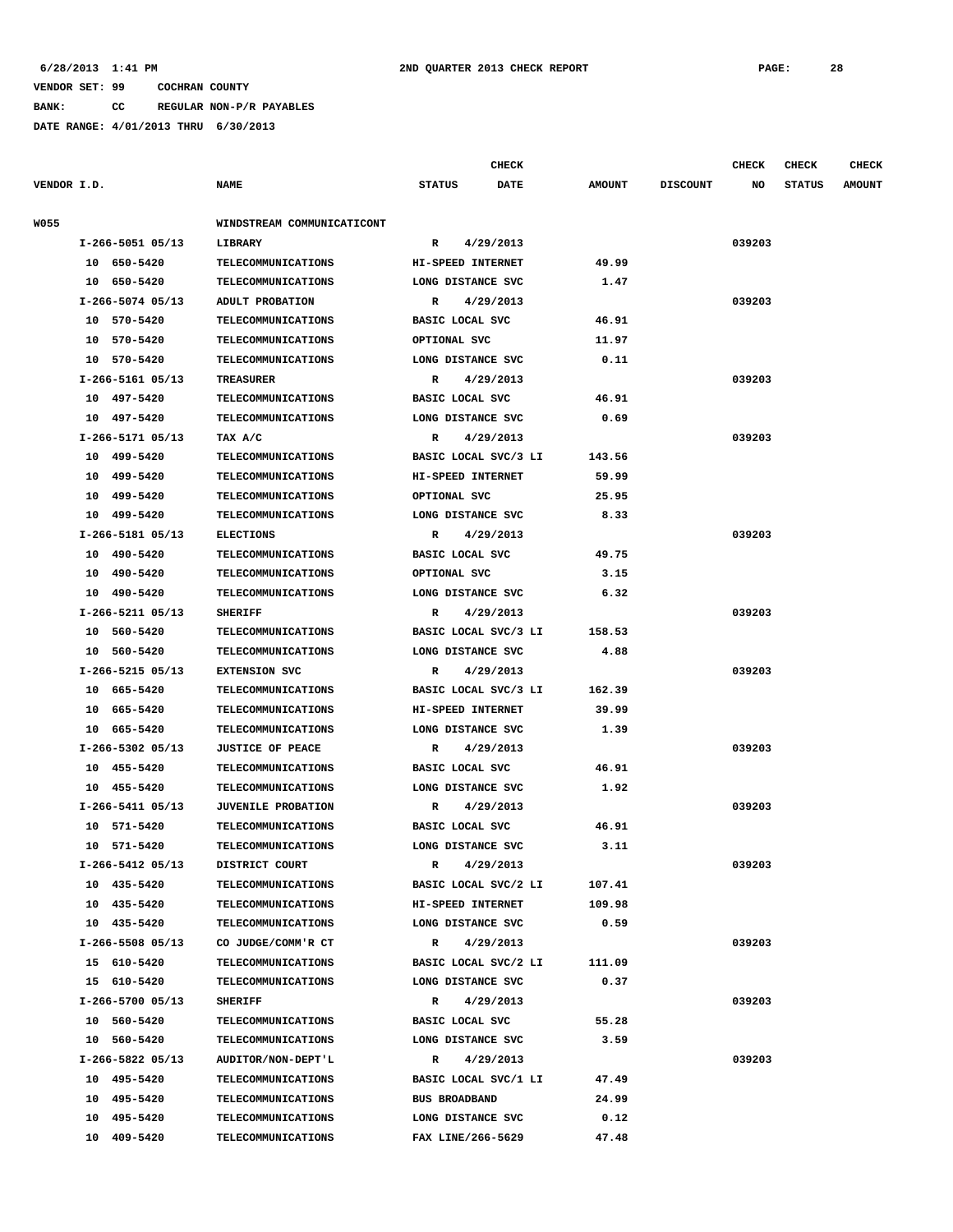6/28/2013 1:41 PM — 2ND QUARTER 2013 CHECK REPORT

VENDOR SET: 99 COCHRAN COUNTY
BANK: CC REGULAR NON-P/R PAYABLES
DATE RANGE: 4/01/2013 THRU 6/30/2013

| VENDOR I.D. | NAME | STATUS | CHECK DATE | AMOUNT | DISCOUNT | CHECK NO | CHECK STATUS | CHECK AMOUNT |
|---|---|---|---|---|---|---|---|---|
| W055 | WINDSTREAM COMMUNICATICONT | | | | | | | |
| I-266-5051 05/13 | LIBRARY | R | 4/29/2013 | | | 039203 | | |
| 10 650-5420 | TELECOMMUNICATIONS | HI-SPEED INTERNET | | 49.99 | | | | |
| 10 650-5420 | TELECOMMUNICATIONS | LONG DISTANCE SVC | | 1.47 | | | | |
| I-266-5074 05/13 | ADULT PROBATION | R | 4/29/2013 | | | 039203 | | |
| 10 570-5420 | TELECOMMUNICATIONS | BASIC LOCAL SVC | | 46.91 | | | | |
| 10 570-5420 | TELECOMMUNICATIONS | OPTIONAL SVC | | 11.97 | | | | |
| 10 570-5420 | TELECOMMUNICATIONS | LONG DISTANCE SVC | | 0.11 | | | | |
| I-266-5161 05/13 | TREASURER | R | 4/29/2013 | | | 039203 | | |
| 10 497-5420 | TELECOMMUNICATIONS | BASIC LOCAL SVC | | 46.91 | | | | |
| 10 497-5420 | TELECOMMUNICATIONS | LONG DISTANCE SVC | | 0.69 | | | | |
| I-266-5171 05/13 | TAX A/C | R | 4/29/2013 | | | 039203 | | |
| 10 499-5420 | TELECOMMUNICATIONS | BASIC LOCAL SVC/3 LI | | 143.56 | | | | |
| 10 499-5420 | TELECOMMUNICATIONS | HI-SPEED INTERNET | | 59.99 | | | | |
| 10 499-5420 | TELECOMMUNICATIONS | OPTIONAL SVC | | 25.95 | | | | |
| 10 499-5420 | TELECOMMUNICATIONS | LONG DISTANCE SVC | | 8.33 | | | | |
| I-266-5181 05/13 | ELECTIONS | R | 4/29/2013 | | | 039203 | | |
| 10 490-5420 | TELECOMMUNICATIONS | BASIC LOCAL SVC | | 49.75 | | | | |
| 10 490-5420 | TELECOMMUNICATIONS | OPTIONAL SVC | | 3.15 | | | | |
| 10 490-5420 | TELECOMMUNICATIONS | LONG DISTANCE SVC | | 6.32 | | | | |
| I-266-5211 05/13 | SHERIFF | R | 4/29/2013 | | | 039203 | | |
| 10 560-5420 | TELECOMMUNICATIONS | BASIC LOCAL SVC/3 LI | | 158.53 | | | | |
| 10 560-5420 | TELECOMMUNICATIONS | LONG DISTANCE SVC | | 4.88 | | | | |
| I-266-5215 05/13 | EXTENSION SVC | R | 4/29/2013 | | | 039203 | | |
| 10 665-5420 | TELECOMMUNICATIONS | BASIC LOCAL SVC/3 LI | | 162.39 | | | | |
| 10 665-5420 | TELECOMMUNICATIONS | HI-SPEED INTERNET | | 39.99 | | | | |
| 10 665-5420 | TELECOMMUNICATIONS | LONG DISTANCE SVC | | 1.39 | | | | |
| I-266-5302 05/13 | JUSTICE OF PEACE | R | 4/29/2013 | | | 039203 | | |
| 10 455-5420 | TELECOMMUNICATIONS | BASIC LOCAL SVC | | 46.91 | | | | |
| 10 455-5420 | TELECOMMUNICATIONS | LONG DISTANCE SVC | | 1.92 | | | | |
| I-266-5411 05/13 | JUVENILE PROBATION | R | 4/29/2013 | | | 039203 | | |
| 10 571-5420 | TELECOMMUNICATIONS | BASIC LOCAL SVC | | 46.91 | | | | |
| 10 571-5420 | TELECOMMUNICATIONS | LONG DISTANCE SVC | | 3.11 | | | | |
| I-266-5412 05/13 | DISTRICT COURT | R | 4/29/2013 | | | 039203 | | |
| 10 435-5420 | TELECOMMUNICATIONS | BASIC LOCAL SVC/2 LI | | 107.41 | | | | |
| 10 435-5420 | TELECOMMUNICATIONS | HI-SPEED INTERNET | | 109.98 | | | | |
| 10 435-5420 | TELECOMMUNICATIONS | LONG DISTANCE SVC | | 0.59 | | | | |
| I-266-5508 05/13 | CO JUDGE/COMM'R CT | R | 4/29/2013 | | | 039203 | | |
| 15 610-5420 | TELECOMMUNICATIONS | BASIC LOCAL SVC/2 LI | | 111.09 | | | | |
| 15 610-5420 | TELECOMMUNICATIONS | LONG DISTANCE SVC | | 0.37 | | | | |
| I-266-5700 05/13 | SHERIFF | R | 4/29/2013 | | | 039203 | | |
| 10 560-5420 | TELECOMMUNICATIONS | BASIC LOCAL SVC | | 55.28 | | | | |
| 10 560-5420 | TELECOMMUNICATIONS | LONG DISTANCE SVC | | 3.59 | | | | |
| I-266-5822 05/13 | AUDITOR/NON-DEPT'L | R | 4/29/2013 | | | 039203 | | |
| 10 495-5420 | TELECOMMUNICATIONS | BASIC LOCAL SVC/1 LI | | 47.49 | | | | |
| 10 495-5420 | TELECOMMUNICATIONS | BUS BROADBAND | | 24.99 | | | | |
| 10 495-5420 | TELECOMMUNICATIONS | LONG DISTANCE SVC | | 0.12 | | | | |
| 10 409-5420 | TELECOMMUNICATIONS | FAX LINE/266-5629 | | 47.48 | | | | |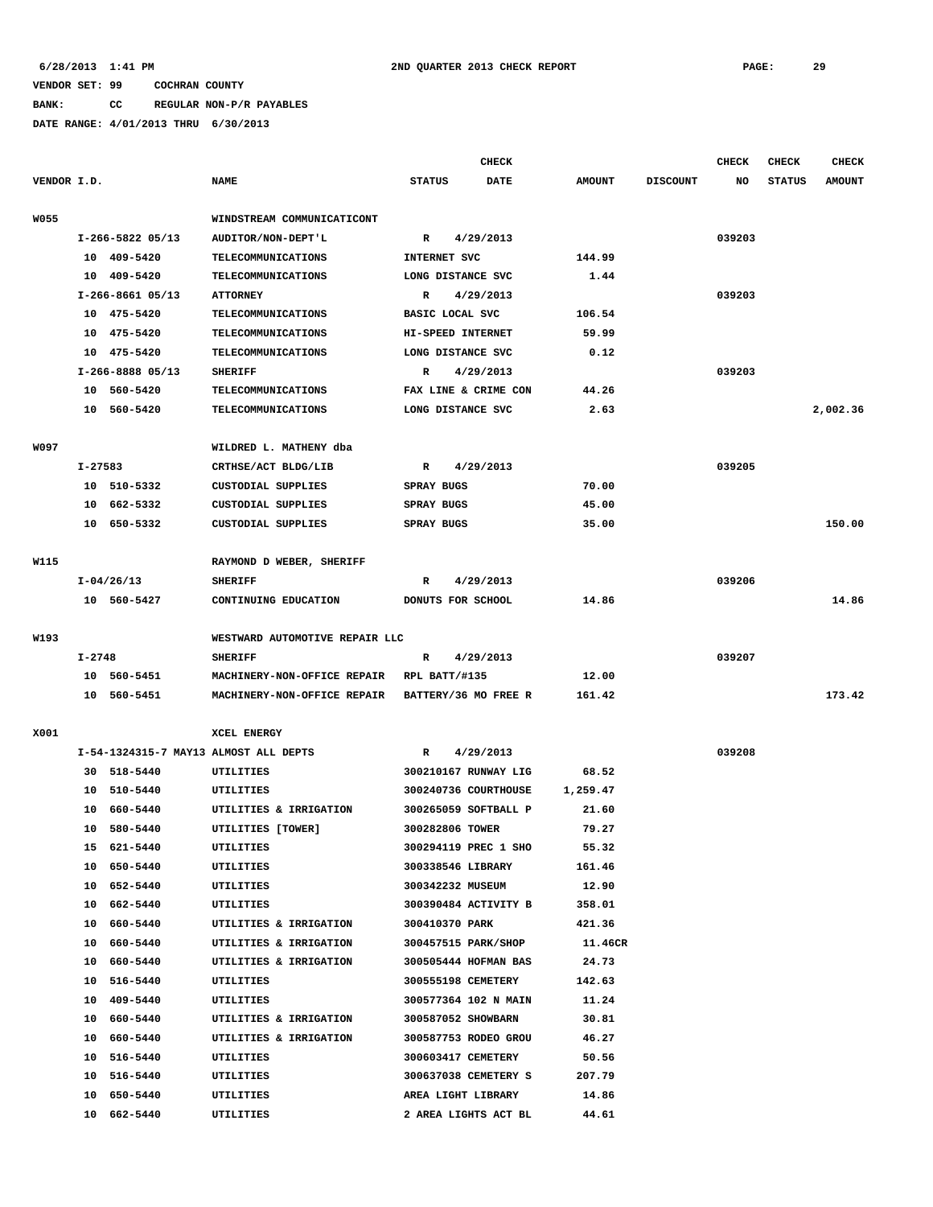6/28/2013 1:41 PM 2ND QUARTER 2013 CHECK REPORT

VENDOR SET: 99 COCHRAN COUNTY

BANK: CC REGULAR NON-P/R PAYABLES

DATE RANGE: 4/01/2013 THRU 6/30/2013

| VENDOR I.D. | NAME | STATUS | CHECK DATE | AMOUNT | DISCOUNT | CHECK NO | CHECK STATUS | CHECK AMOUNT |
|---|---|---|---|---|---|---|---|---|
| W055 | WINDSTREAM COMMUNICATICONT | | | | | | | |
| I-266-5822 05/13 | AUDITOR/NON-DEPT'L | R | 4/29/2013 | | | 039203 | | |
| 10 409-5420 | TELECOMMUNICATIONS | INTERNET SVC | | 144.99 | | | | |
| 10 409-5420 | TELECOMMUNICATIONS | LONG DISTANCE SVC | | 1.44 | | | | |
| I-266-8661 05/13 | ATTORNEY | R | 4/29/2013 | | | 039203 | | |
| 10 475-5420 | TELECOMMUNICATIONS | BASIC LOCAL SVC | | 106.54 | | | | |
| 10 475-5420 | TELECOMMUNICATIONS | HI-SPEED INTERNET | | 59.99 | | | | |
| 10 475-5420 | TELECOMMUNICATIONS | LONG DISTANCE SVC | | 0.12 | | | | |
| I-266-8888 05/13 | SHERIFF | R | 4/29/2013 | | | 039203 | | |
| 10 560-5420 | TELECOMMUNICATIONS | FAX LINE & CRIME CON | | 44.26 | | | | |
| 10 560-5420 | TELECOMMUNICATIONS | LONG DISTANCE SVC | | 2.63 | | | | 2,002.36 |
| W097 | WILDRED L. MATHENY dba | | | | | | | |
| I-27583 | CRTHSE/ACT BLDG/LIB | R | 4/29/2013 | | | 039205 | | |
| 10 510-5332 | CUSTODIAL SUPPLIES | SPRAY BUGS | | 70.00 | | | | |
| 10 662-5332 | CUSTODIAL SUPPLIES | SPRAY BUGS | | 45.00 | | | | |
| 10 650-5332 | CUSTODIAL SUPPLIES | SPRAY BUGS | | 35.00 | | | | 150.00 |
| W115 | RAYMOND D WEBER, SHERIFF | | | | | | | |
| I-04/26/13 | SHERIFF | R | 4/29/2013 | | | 039206 | | |
| 10 560-5427 | CONTINUING EDUCATION | DONUTS FOR SCHOOL | | 14.86 | | | | 14.86 |
| W193 | WESTWARD AUTOMOTIVE REPAIR LLC | | | | | | | |
| I-2748 | SHERIFF | R | 4/29/2013 | | | 039207 | | |
| 10 560-5451 | MACHINERY-NON-OFFICE REPAIR | RPL BATT/#135 | | 12.00 | | | | |
| 10 560-5451 | MACHINERY-NON-OFFICE REPAIR | BATTERY/36 MO FREE R | | 161.42 | | | | 173.42 |
| X001 | XCEL ENERGY | | | | | | | |
| I-54-1324315-7 MAY13 | ALMOST ALL DEPTS | R | 4/29/2013 | | | 039208 | | |
| 30 518-5440 | UTILITIES | 300210167 RUNWAY LIG | | 68.52 | | | | |
| 10 510-5440 | UTILITIES | 300240736 COURTHOUSE | | 1,259.47 | | | | |
| 10 660-5440 | UTILITIES & IRRIGATION | 300265059 SOFTBALL P | | 21.60 | | | | |
| 10 580-5440 | UTILITIES [TOWER] | 300282806 TOWER | | 79.27 | | | | |
| 15 621-5440 | UTILITIES | 300294119 PREC 1 SHO | | 55.32 | | | | |
| 10 650-5440 | UTILITIES | 300338546 LIBRARY | | 161.46 | | | | |
| 10 652-5440 | UTILITIES | 300342232 MUSEUM | | 12.90 | | | | |
| 10 662-5440 | UTILITIES | 300390484 ACTIVITY B | | 358.01 | | | | |
| 10 660-5440 | UTILITIES & IRRIGATION | 300410370 PARK | | 421.36 | | | | |
| 10 660-5440 | UTILITIES & IRRIGATION | 300457515 PARK/SHOP | | 11.46CR | | | | |
| 10 660-5440 | UTILITIES & IRRIGATION | 300505444 HOFMAN BAS | | 24.73 | | | | |
| 10 516-5440 | UTILITIES | 300555198 CEMETERY | | 142.63 | | | | |
| 10 409-5440 | UTILITIES | 300577364 102 N MAIN | | 11.24 | | | | |
| 10 660-5440 | UTILITIES & IRRIGATION | 300587052 SHOWBARN | | 30.81 | | | | |
| 10 660-5440 | UTILITIES & IRRIGATION | 300587753 RODEO GROU | | 46.27 | | | | |
| 10 516-5440 | UTILITIES | 300603417 CEMETERY | | 50.56 | | | | |
| 10 516-5440 | UTILITIES | 300637038 CEMETERY S | | 207.79 | | | | |
| 10 650-5440 | UTILITIES | AREA LIGHT LIBRARY | | 14.86 | | | | |
| 10 662-5440 | UTILITIES | 2 AREA LIGHTS ACT BL | | 44.61 | | | | |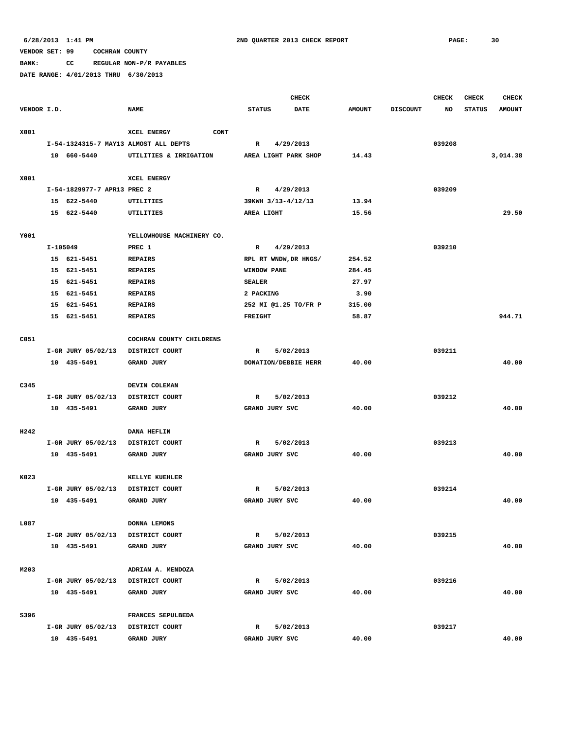6/28/2013 1:41 PM 2ND QUARTER 2013 CHECK REPORT

VENDOR SET: 99 COCHRAN COUNTY

BANK: CC REGULAR NON-P/R PAYABLES

DATE RANGE: 4/01/2013 THRU 6/30/2013

| VENDOR I.D. | NAME | STATUS | CHECK DATE | AMOUNT | DISCOUNT | CHECK NO | CHECK STATUS | CHECK AMOUNT |
|---|---|---|---|---|---|---|---|---|
| X001 | XCEL ENERGY CONT | | | | | | | |
| I-54-1324315-7 MAY13 ALMOST ALL DEPTS | | R | 4/29/2013 | | | 039208 | | |
| 10 660-5440 | UTILITIES & IRRIGATION | AREA LIGHT PARK SHOP | | 14.43 | | | | 3,014.38 |
| X001 | XCEL ENERGY | | | | | | | |
| I-54-1829977-7 APR13 PREC 2 | | R | 4/29/2013 | | | 039209 | | |
| 15 622-5440 | UTILITIES | 39KWH 3/13-4/12/13 | | 13.94 | | | | |
| 15 622-5440 | UTILITIES | AREA LIGHT | | 15.56 | | | | 29.50 |
| Y001 | YELLOWHOUSE MACHINERY CO. | | | | | | | |
| I-105049 | PREC 1 | R | 4/29/2013 | | | 039210 | | |
| 15 621-5451 | REPAIRS | RPL RT WNDW,DR HNGS/ | | 254.52 | | | | |
| 15 621-5451 | REPAIRS | WINDOW PANE | | 284.45 | | | | |
| 15 621-5451 | REPAIRS | SEALER | | 27.97 | | | | |
| 15 621-5451 | REPAIRS | 2 PACKING | | 3.90 | | | | |
| 15 621-5451 | REPAIRS | 252 MI @1.25 TO/FR P | | 315.00 | | | | |
| 15 621-5451 | REPAIRS | FREIGHT | | 58.87 | | | | 944.71 |
| C051 | COCHRAN COUNTY CHILDRENS | | | | | | | |
| I-GR JURY 05/02/13 | DISTRICT COURT | R | 5/02/2013 | | | 039211 | | |
| 10 435-5491 | GRAND JURY | DONATION/DEBBIE HERR | | 40.00 | | | | 40.00 |
| C345 | DEVIN COLEMAN | | | | | | | |
| I-GR JURY 05/02/13 | DISTRICT COURT | R | 5/02/2013 | | | 039212 | | |
| 10 435-5491 | GRAND JURY | GRAND JURY SVC | | 40.00 | | | | 40.00 |
| H242 | DANA HEFLIN | | | | | | | |
| I-GR JURY 05/02/13 | DISTRICT COURT | R | 5/02/2013 | | | 039213 | | |
| 10 435-5491 | GRAND JURY | GRAND JURY SVC | | 40.00 | | | | 40.00 |
| K023 | KELLYE KUEHLER | | | | | | | |
| I-GR JURY 05/02/13 | DISTRICT COURT | R | 5/02/2013 | | | 039214 | | |
| 10 435-5491 | GRAND JURY | GRAND JURY SVC | | 40.00 | | | | 40.00 |
| L087 | DONNA LEMONS | | | | | | | |
| I-GR JURY 05/02/13 | DISTRICT COURT | R | 5/02/2013 | | | 039215 | | |
| 10 435-5491 | GRAND JURY | GRAND JURY SVC | | 40.00 | | | | 40.00 |
| M203 | ADRIAN A. MENDOZA | | | | | | | |
| I-GR JURY 05/02/13 | DISTRICT COURT | R | 5/02/2013 | | | 039216 | | |
| 10 435-5491 | GRAND JURY | GRAND JURY SVC | | 40.00 | | | | 40.00 |
| S396 | FRANCES SEPULBEDA | | | | | | | |
| I-GR JURY 05/02/13 | DISTRICT COURT | R | 5/02/2013 | | | 039217 | | |
| 10 435-5491 | GRAND JURY | GRAND JURY SVC | | 40.00 | | | | 40.00 |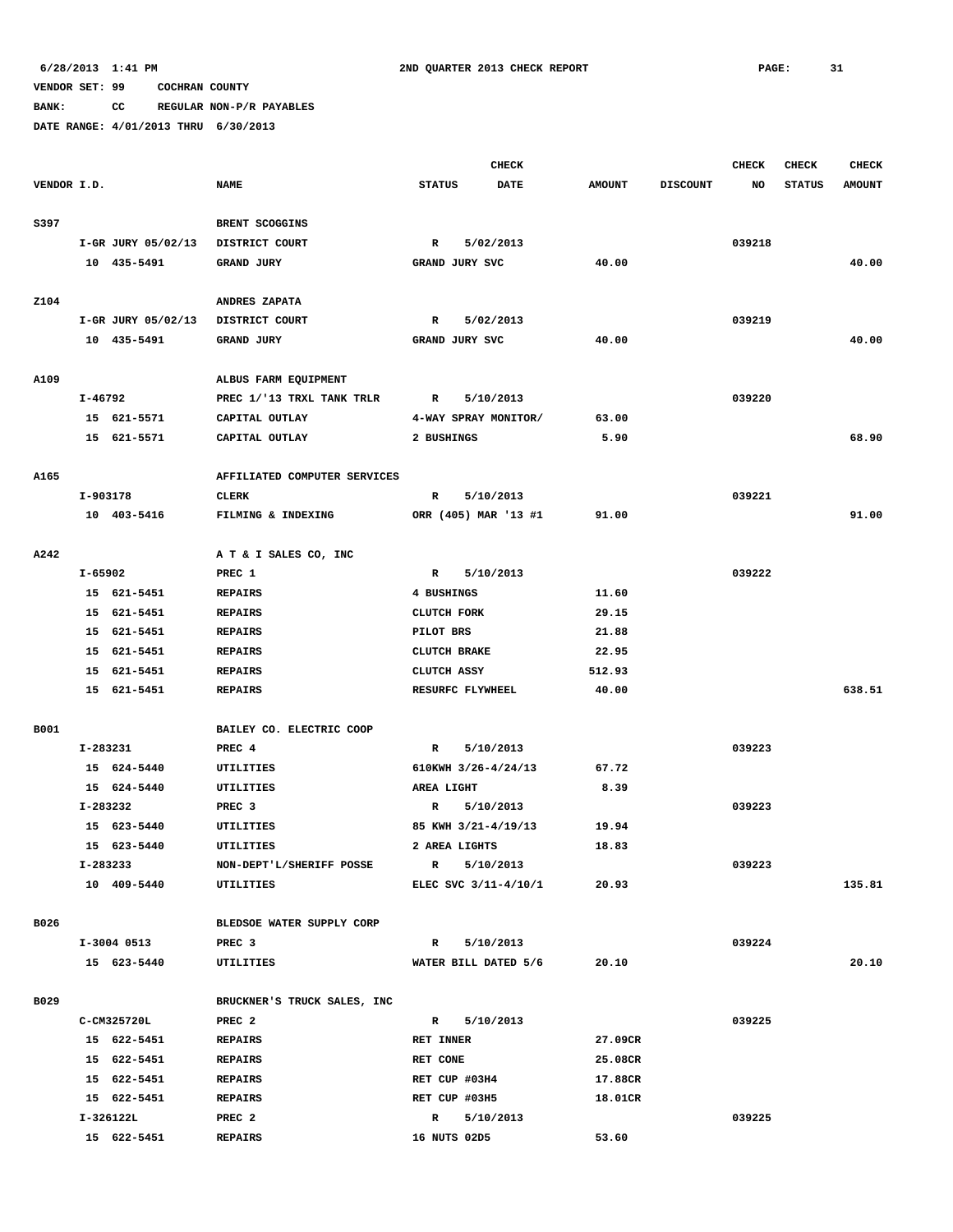6/28/2013 1:41 PM 2ND QUARTER 2013 CHECK REPORT

VENDOR SET: 99 COCHRAN COUNTY

BANK: CC REGULAR NON-P/R PAYABLES

DATE RANGE: 4/01/2013 THRU 6/30/2013

| VENDOR I.D. | NAME | STATUS | CHECK DATE | AMOUNT | DISCOUNT | CHECK NO | CHECK STATUS | CHECK AMOUNT |
|---|---|---|---|---|---|---|---|---|
| S397 | BRENT SCOGGINS | | | | | | | |
| I-GR JURY 05/02/13 | DISTRICT COURT | R | 5/02/2013 | | | 039218 | | |
| 10 435-5491 | GRAND JURY | GRAND JURY SVC | | 40.00 | | | | 40.00 |
| Z104 | ANDRES ZAPATA | | | | | | | |
| I-GR JURY 05/02/13 | DISTRICT COURT | R | 5/02/2013 | | | 039219 | | |
| 10 435-5491 | GRAND JURY | GRAND JURY SVC | | 40.00 | | | | 40.00 |
| A109 | ALBUS FARM EQUIPMENT | | | | | | | |
| I-46792 | PREC 1/'13 TRXL TANK TRLR | R | 5/10/2013 | | | 039220 | | |
| 15 621-5571 | CAPITAL OUTLAY | 4-WAY SPRAY MONITOR/ | | 63.00 | | | | |
| 15 621-5571 | CAPITAL OUTLAY | 2 BUSHINGS | | 5.90 | | | | 68.90 |
| A165 | AFFILIATED COMPUTER SERVICES | | | | | | | |
| I-903178 | CLERK | R | 5/10/2013 | | | 039221 | | |
| 10 403-5416 | FILMING & INDEXING | ORR (405) MAR '13 #1 | | 91.00 | | | | 91.00 |
| A242 | A T & I SALES CO, INC | | | | | | | |
| I-65902 | PREC 1 | R | 5/10/2013 | | | 039222 | | |
| 15 621-5451 | REPAIRS | 4 BUSHINGS | | 11.60 | | | | |
| 15 621-5451 | REPAIRS | CLUTCH FORK | | 29.15 | | | | |
| 15 621-5451 | REPAIRS | PILOT BRS | | 21.88 | | | | |
| 15 621-5451 | REPAIRS | CLUTCH BRAKE | | 22.95 | | | | |
| 15 621-5451 | REPAIRS | CLUTCH ASSY | | 512.93 | | | | |
| 15 621-5451 | REPAIRS | RESURFC FLYWHEEL | | 40.00 | | | | 638.51 |
| B001 | BAILEY CO. ELECTRIC COOP | | | | | | | |
| I-283231 | PREC 4 | R | 5/10/2013 | | | 039223 | | |
| 15 624-5440 | UTILITIES | 610KWH 3/26-4/24/13 | | 67.72 | | | | |
| 15 624-5440 | UTILITIES | AREA LIGHT | | 8.39 | | | | |
| I-283232 | PREC 3 | R | 5/10/2013 | | | 039223 | | |
| 15 623-5440 | UTILITIES | 85 KWH 3/21-4/19/13 | | 19.94 | | | | |
| 15 623-5440 | UTILITIES | 2 AREA LIGHTS | | 18.83 | | | | |
| I-283233 | NON-DEPT'L/SHERIFF POSSE | R | 5/10/2013 | | | 039223 | | |
| 10 409-5440 | UTILITIES | ELEC SVC 3/11-4/10/1 | | 20.93 | | | | 135.81 |
| B026 | BLEDSOE WATER SUPPLY CORP | | | | | | | |
| I-3004 0513 | PREC 3 | R | 5/10/2013 | | | 039224 | | |
| 15 623-5440 | UTILITIES | WATER BILL DATED 5/6 | | 20.10 | | | | 20.10 |
| B029 | BRUCKNER'S TRUCK SALES, INC | | | | | | | |
| C-CM325720L | PREC 2 | R | 5/10/2013 | | | 039225 | | |
| 15 622-5451 | REPAIRS | RET INNER | | 27.09CR | | | | |
| 15 622-5451 | REPAIRS | RET CONE | | 25.08CR | | | | |
| 15 622-5451 | REPAIRS | RET CUP #03H4 | | 17.88CR | | | | |
| 15 622-5451 | REPAIRS | RET CUP #03H5 | | 18.01CR | | | | |
| I-326122L | PREC 2 | R | 5/10/2013 | | | 039225 | | |
| 15 622-5451 | REPAIRS | 16 NUTS 02D5 | | 53.60 | | | | |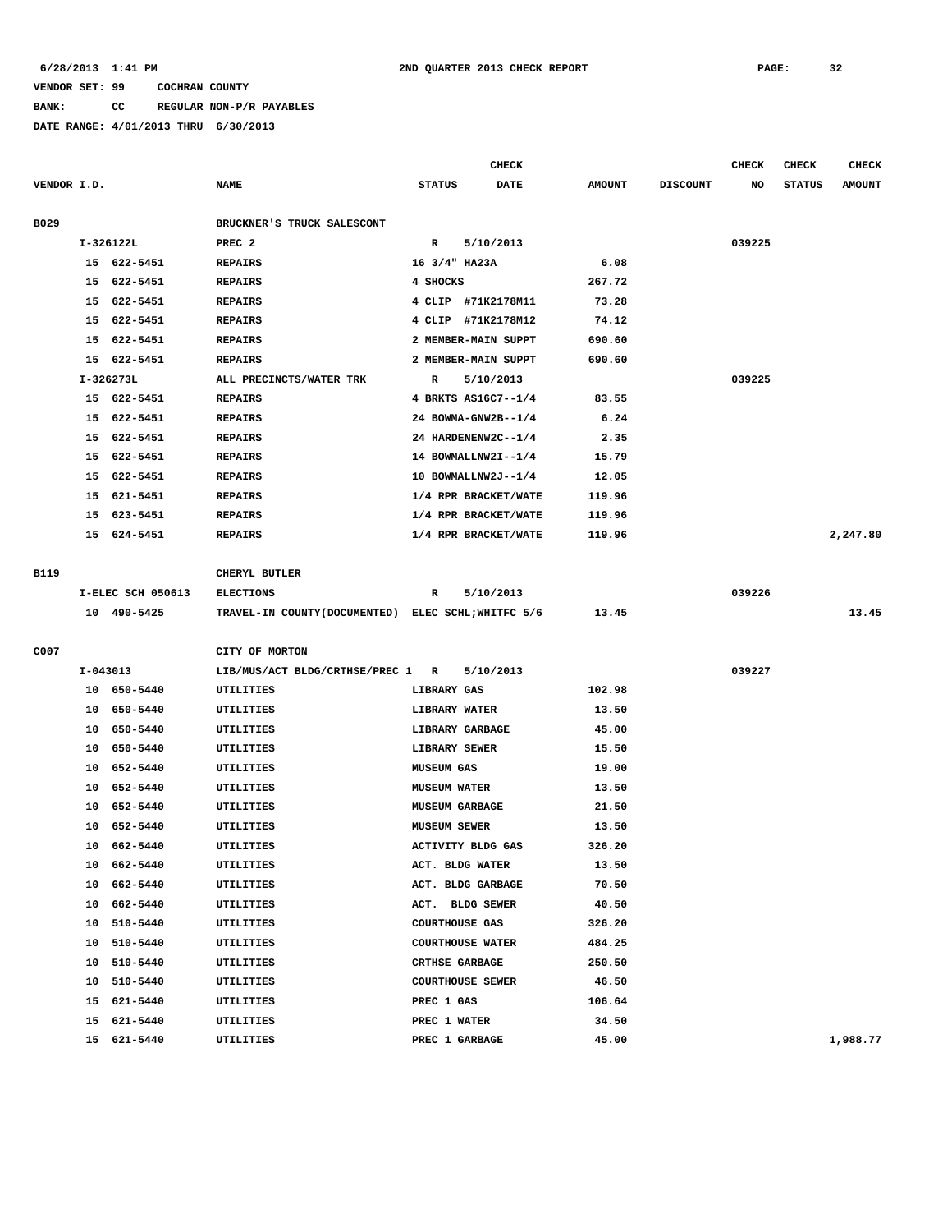6/28/2013 1:41 PM  2ND QUARTER 2013 CHECK REPORT

VENDOR SET: 99  COCHRAN COUNTY

BANK: CC  REGULAR NON-P/R PAYABLES

DATE RANGE: 4/01/2013 THRU 6/30/2013

| VENDOR I.D. | NAME | STATUS | CHECK DATE | AMOUNT | DISCOUNT | CHECK NO | CHECK STATUS | CHECK AMOUNT |
|---|---|---|---|---|---|---|---|---|
| B029 | BRUCKNER'S TRUCK SALESCONT | | | | | | | |
| I-326122L | PREC 2 | R | 5/10/2013 | | | 039225 | | |
| 15 622-5451 | REPAIRS | 16 3/4" HA23A | | 6.08 | | | | |
| 15 622-5451 | REPAIRS | 4 SHOCKS | | 267.72 | | | | |
| 15 622-5451 | REPAIRS | 4 CLIP #71K2178M11 | | 73.28 | | | | |
| 15 622-5451 | REPAIRS | 4 CLIP #71K2178M12 | | 74.12 | | | | |
| 15 622-5451 | REPAIRS | 2 MEMBER-MAIN SUPPT | | 690.60 | | | | |
| 15 622-5451 | REPAIRS | 2 MEMBER-MAIN SUPPT | | 690.60 | | | | |
| I-326273L | ALL PRECINCTS/WATER TRK | R | 5/10/2013 | | | 039225 | | |
| 15 622-5451 | REPAIRS | 4 BRKTS AS16C7--1/4 | | 83.55 | | | | |
| 15 622-5451 | REPAIRS | 24 BOWMA-GNW2B--1/4 | | 6.24 | | | | |
| 15 622-5451 | REPAIRS | 24 HARDENENW2C--1/4 | | 2.35 | | | | |
| 15 622-5451 | REPAIRS | 14 BOWMALLNW2I--1/4 | | 15.79 | | | | |
| 15 622-5451 | REPAIRS | 10 BOWMALLNW2J--1/4 | | 12.05 | | | | |
| 15 621-5451 | REPAIRS | 1/4 RPR BRACKET/WATE | | 119.96 | | | | |
| 15 623-5451 | REPAIRS | 1/4 RPR BRACKET/WATE | | 119.96 | | | | |
| 15 624-5451 | REPAIRS | 1/4 RPR BRACKET/WATE | | 119.96 | | | | 2,247.80 |
| B119 | CHERYL BUTLER | | | | | | | |
| I-ELEC SCH 050613 | ELECTIONS | R | 5/10/2013 | | | 039226 | | |
| 10 490-5425 | TRAVEL-IN COUNTY(DOCUMENTED) | ELEC SCHL;WHITFC 5/6 | | 13.45 | | | | 13.45 |
| C007 | CITY OF MORTON | | | | | | | |
| I-043013 | LIB/MUS/ACT BLDG/CRTHSE/PREC 1 | R | 5/10/2013 | | | 039227 | | |
| 10 650-5440 | UTILITIES | LIBRARY GAS | | 102.98 | | | | |
| 10 650-5440 | UTILITIES | LIBRARY WATER | | 13.50 | | | | |
| 10 650-5440 | UTILITIES | LIBRARY GARBAGE | | 45.00 | | | | |
| 10 650-5440 | UTILITIES | LIBRARY SEWER | | 15.50 | | | | |
| 10 652-5440 | UTILITIES | MUSEUM GAS | | 19.00 | | | | |
| 10 652-5440 | UTILITIES | MUSEUM WATER | | 13.50 | | | | |
| 10 652-5440 | UTILITIES | MUSEUM GARBAGE | | 21.50 | | | | |
| 10 652-5440 | UTILITIES | MUSEUM SEWER | | 13.50 | | | | |
| 10 662-5440 | UTILITIES | ACTIVITY BLDG GAS | | 326.20 | | | | |
| 10 662-5440 | UTILITIES | ACT. BLDG WATER | | 13.50 | | | | |
| 10 662-5440 | UTILITIES | ACT. BLDG GARBAGE | | 70.50 | | | | |
| 10 662-5440 | UTILITIES | ACT. BLDG SEWER | | 40.50 | | | | |
| 10 510-5440 | UTILITIES | COURTHOUSE GAS | | 326.20 | | | | |
| 10 510-5440 | UTILITIES | COURTHOUSE WATER | | 484.25 | | | | |
| 10 510-5440 | UTILITIES | CRTHSE GARBAGE | | 250.50 | | | | |
| 10 510-5440 | UTILITIES | COURTHOUSE SEWER | | 46.50 | | | | |
| 15 621-5440 | UTILITIES | PREC 1 GAS | | 106.64 | | | | |
| 15 621-5440 | UTILITIES | PREC 1 WATER | | 34.50 | | | | |
| 15 621-5440 | UTILITIES | PREC 1 GARBAGE | | 45.00 | | | | 1,988.77 |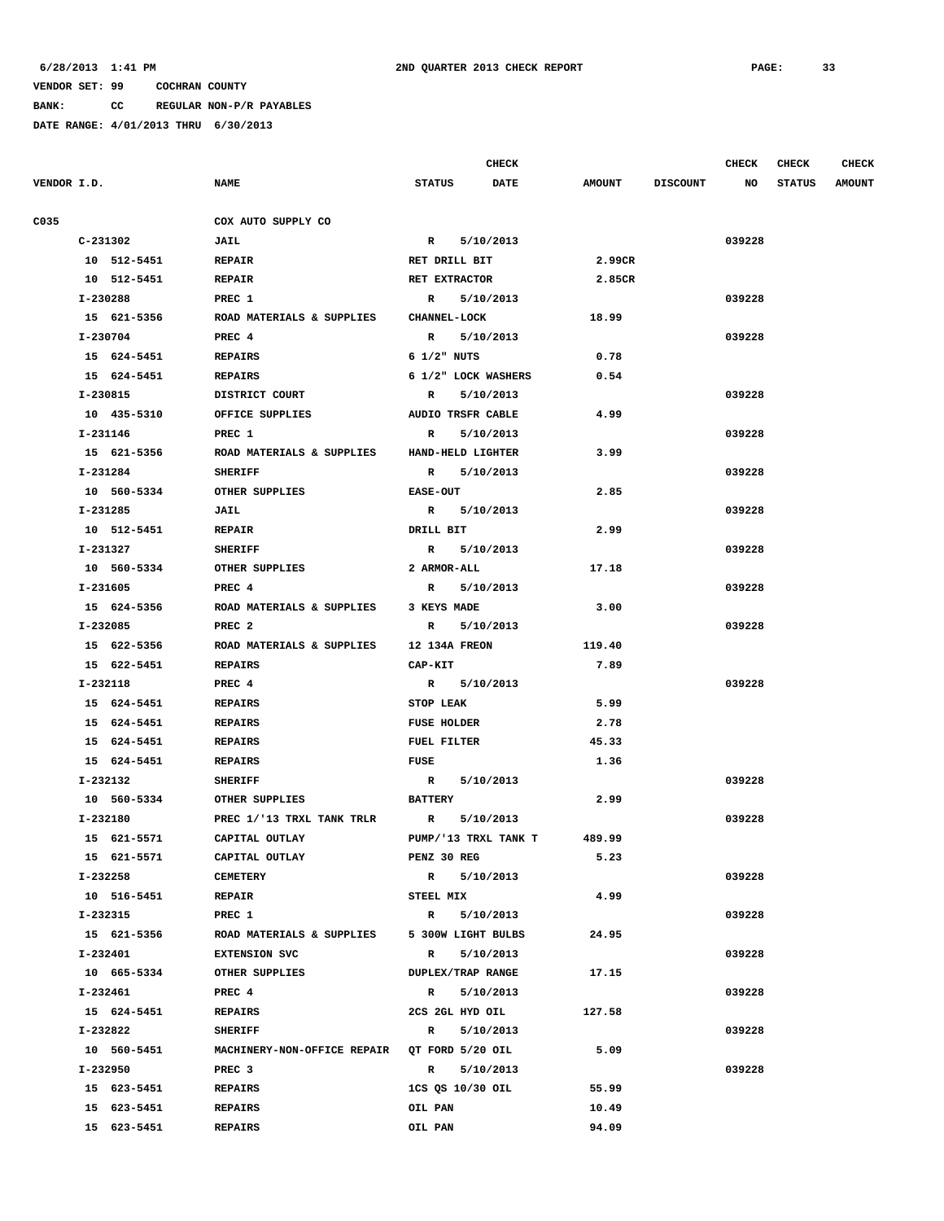6/28/2013 1:41 PM 2ND QUARTER 2013 CHECK REPORT

VENDOR SET: 99 COCHRAN COUNTY

BANK: CC REGULAR NON-P/R PAYABLES

DATE RANGE: 4/01/2013 THRU 6/30/2013

| VENDOR I.D. | NAME | STATUS | CHECK DATE | AMOUNT | DISCOUNT | CHECK NO | CHECK STATUS | CHECK AMOUNT |
|---|---|---|---|---|---|---|---|---|
| C035 | COX AUTO SUPPLY CO | | | | | | | |
| C-231302 | JAIL | R | 5/10/2013 | | | 039228 | | |
| 10 512-5451 | REPAIR | RET DRILL BIT | | 2.99CR | | | | |
| 10 512-5451 | REPAIR | RET EXTRACTOR | | 2.85CR | | | | |
| I-230288 | PREC 1 | R | 5/10/2013 | | | 039228 | | |
| 15 621-5356 | ROAD MATERIALS & SUPPLIES | CHANNEL-LOCK | | 18.99 | | | | |
| I-230704 | PREC 4 | R | 5/10/2013 | | | 039228 | | |
| 15 624-5451 | REPAIRS | 6 1/2" NUTS | | 0.78 | | | | |
| 15 624-5451 | REPAIRS | 6 1/2" LOCK WASHERS | | 0.54 | | | | |
| I-230815 | DISTRICT COURT | R | 5/10/2013 | | | 039228 | | |
| 10 435-5310 | OFFICE SUPPLIES | AUDIO TRSFR CABLE | | 4.99 | | | | |
| I-231146 | PREC 1 | R | 5/10/2013 | | | 039228 | | |
| 15 621-5356 | ROAD MATERIALS & SUPPLIES | HAND-HELD LIGHTER | | 3.99 | | | | |
| I-231284 | SHERIFF | R | 5/10/2013 | | | 039228 | | |
| 10 560-5334 | OTHER SUPPLIES | EASE-OUT | | 2.85 | | | | |
| I-231285 | JAIL | R | 5/10/2013 | | | 039228 | | |
| 10 512-5451 | REPAIR | DRILL BIT | | 2.99 | | | | |
| I-231327 | SHERIFF | R | 5/10/2013 | | | 039228 | | |
| 10 560-5334 | OTHER SUPPLIES | 2 ARMOR-ALL | | 17.18 | | | | |
| I-231605 | PREC 4 | R | 5/10/2013 | | | 039228 | | |
| 15 624-5356 | ROAD MATERIALS & SUPPLIES | 3 KEYS MADE | | 3.00 | | | | |
| I-232085 | PREC 2 | R | 5/10/2013 | | | 039228 | | |
| 15 622-5356 | ROAD MATERIALS & SUPPLIES | 12 134A FREON | | 119.40 | | | | |
| 15 622-5451 | REPAIRS | CAP-KIT | | 7.89 | | | | |
| I-232118 | PREC 4 | R | 5/10/2013 | | | 039228 | | |
| 15 624-5451 | REPAIRS | STOP LEAK | | 5.99 | | | | |
| 15 624-5451 | REPAIRS | FUSE HOLDER | | 2.78 | | | | |
| 15 624-5451 | REPAIRS | FUEL FILTER | | 45.33 | | | | |
| 15 624-5451 | REPAIRS | FUSE | | 1.36 | | | | |
| I-232132 | SHERIFF | R | 5/10/2013 | | | 039228 | | |
| 10 560-5334 | OTHER SUPPLIES | BATTERY | | 2.99 | | | | |
| I-232180 | PREC 1/'13 TRXL TANK TRLR | R | 5/10/2013 | | | 039228 | | |
| 15 621-5571 | CAPITAL OUTLAY | PUMP/'13 TRXL TANK T | | 489.99 | | | | |
| 15 621-5571 | CAPITAL OUTLAY | PENZ 30 REG | | 5.23 | | | | |
| I-232258 | CEMETERY | R | 5/10/2013 | | | 039228 | | |
| 10 516-5451 | REPAIR | STEEL MIX | | 4.99 | | | | |
| I-232315 | PREC 1 | R | 5/10/2013 | | | 039228 | | |
| 15 621-5356 | ROAD MATERIALS & SUPPLIES | 5 300W LIGHT BULBS | | 24.95 | | | | |
| I-232401 | EXTENSION SVC | R | 5/10/2013 | | | 039228 | | |
| 10 665-5334 | OTHER SUPPLIES | DUPLEX/TRAP RANGE | | 17.15 | | | | |
| I-232461 | PREC 4 | R | 5/10/2013 | | | 039228 | | |
| 15 624-5451 | REPAIRS | 2CS 2GL HYD OIL | | 127.58 | | | | |
| I-232822 | SHERIFF | R | 5/10/2013 | | | 039228 | | |
| 10 560-5451 | MACHINERY-NON-OFFICE REPAIR | QT FORD 5/20 OIL | | 5.09 | | | | |
| I-232950 | PREC 3 | R | 5/10/2013 | | | 039228 | | |
| 15 623-5451 | REPAIRS | 1CS QS 10/30 OIL | | 55.99 | | | | |
| 15 623-5451 | REPAIRS | OIL PAN | | 10.49 | | | | |
| 15 623-5451 | REPAIRS | OIL PAN | | 94.09 | | | | |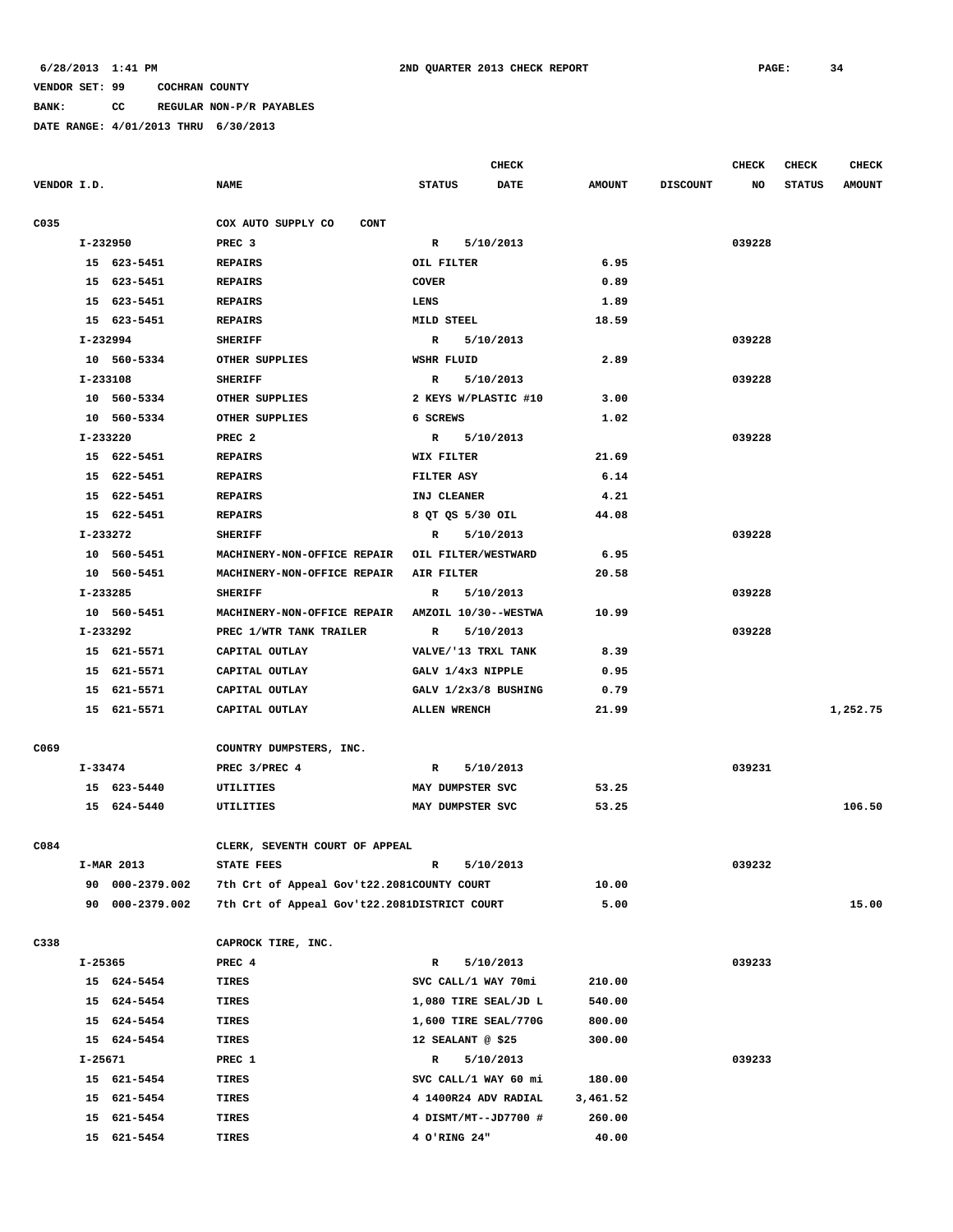6/28/2013 1:41 PM    2ND QUARTER 2013 CHECK REPORT    PAGE: 34

VENDOR SET: 99    COCHRAN COUNTY

BANK: CC    REGULAR NON-P/R PAYABLES

DATE RANGE: 4/01/2013 THRU 6/30/2013

| VENDOR I.D. | NAME | STATUS | CHECK DATE | AMOUNT | DISCOUNT | CHECK NO | CHECK STATUS | CHECK AMOUNT |
|---|---|---|---|---|---|---|---|---|
| C035 | COX AUTO SUPPLY CO CONT | | | | | | | |
| I-232950 | PREC 3 | R | 5/10/2013 | | | 039228 | | |
| 15 623-5451 | REPAIRS | OIL FILTER | | 6.95 | | | | |
| 15 623-5451 | REPAIRS | COVER | | 0.89 | | | | |
| 15 623-5451 | REPAIRS | LENS | | 1.89 | | | | |
| 15 623-5451 | REPAIRS | MILD STEEL | | 18.59 | | | | |
| I-232994 | SHERIFF | R | 5/10/2013 | | | 039228 | | |
| 10 560-5334 | OTHER SUPPLIES | WSHR FLUID | | 2.89 | | | | |
| I-233108 | SHERIFF | R | 5/10/2013 | | | 039228 | | |
| 10 560-5334 | OTHER SUPPLIES | 2 KEYS W/PLASTIC #10 | | 3.00 | | | | |
| 10 560-5334 | OTHER SUPPLIES | 6 SCREWS | | 1.02 | | | | |
| I-233220 | PREC 2 | R | 5/10/2013 | | | 039228 | | |
| 15 622-5451 | REPAIRS | WIX FILTER | | 21.69 | | | | |
| 15 622-5451 | REPAIRS | FILTER ASY | | 6.14 | | | | |
| 15 622-5451 | REPAIRS | INJ CLEANER | | 4.21 | | | | |
| 15 622-5451 | REPAIRS | 8 QT QS 5/30 OIL | | 44.08 | | | | |
| I-233272 | SHERIFF | R | 5/10/2013 | | | 039228 | | |
| 10 560-5451 | MACHINERY-NON-OFFICE REPAIR | OIL FILTER/WESTWARD | | 6.95 | | | | |
| 10 560-5451 | MACHINERY-NON-OFFICE REPAIR | AIR FILTER | | 20.58 | | | | |
| I-233285 | SHERIFF | R | 5/10/2013 | | | 039228 | | |
| 10 560-5451 | MACHINERY-NON-OFFICE REPAIR | AMZOIL 10/30--WESTWA | | 10.99 | | | | |
| I-233292 | PREC 1/WTR TANK TRAILER | R | 5/10/2013 | | | 039228 | | |
| 15 621-5571 | CAPITAL OUTLAY | VALVE/'13 TRXL TANK | | 8.39 | | | | |
| 15 621-5571 | CAPITAL OUTLAY | GALV 1/4x3 NIPPLE | | 0.95 | | | | |
| 15 621-5571 | CAPITAL OUTLAY | GALV 1/2x3/8 BUSHING | | 0.79 | | | | |
| 15 621-5571 | CAPITAL OUTLAY | ALLEN WRENCH | | 21.99 | | | | 1,252.75 |
| C069 | COUNTRY DUMPSTERS, INC. | | | | | | | |
| I-33474 | PREC 3/PREC 4 | R | 5/10/2013 | | | 039231 | | |
| 15 623-5440 | UTILITIES | MAY DUMPSTER SVC | | 53.25 | | | | |
| 15 624-5440 | UTILITIES | MAY DUMPSTER SVC | | 53.25 | | | | 106.50 |
| C084 | CLERK, SEVENTH COURT OF APPEAL | | | | | | | |
| I-MAR 2013 | STATE FEES | R | 5/10/2013 | | | 039232 | | |
| 90 000-2379.002 | 7th Crt of Appeal Gov't22.2081 | COUNTY COURT | | 10.00 | | | | |
| 90 000-2379.002 | 7th Crt of Appeal Gov't22.2081 | DISTRICT COURT | | 5.00 | | | | 15.00 |
| C338 | CAPROCK TIRE, INC. | | | | | | | |
| I-25365 | PREC 4 | R | 5/10/2013 | | | 039233 | | |
| 15 624-5454 | TIRES | SVC CALL/1 WAY 70mi | | 210.00 | | | | |
| 15 624-5454 | TIRES | 1,080 TIRE SEAL/JD L | | 540.00 | | | | |
| 15 624-5454 | TIRES | 1,600 TIRE SEAL/770G | | 800.00 | | | | |
| 15 624-5454 | TIRES | 12 SEALANT @ $25 | | 300.00 | | | | |
| I-25671 | PREC 1 | R | 5/10/2013 | | | 039233 | | |
| 15 621-5454 | TIRES | SVC CALL/1 WAY 60 mi | | 180.00 | | | | |
| 15 621-5454 | TIRES | 4 1400R24 ADV RADIAL | | 3,461.52 | | | | |
| 15 621-5454 | TIRES | 4 DISMT/MT--JD7700 # | | 260.00 | | | | |
| 15 621-5454 | TIRES | 4 O'RING 24" | | 40.00 | | | | |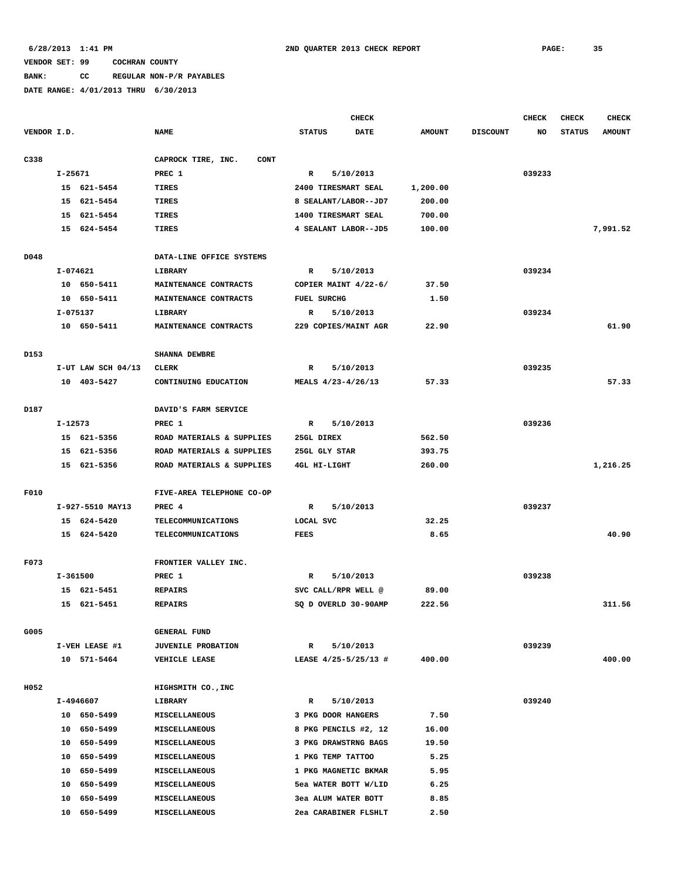6/28/2013 1:41 PM 2ND QUARTER 2013 CHECK REPORT

VENDOR SET: 99 COCHRAN COUNTY

BANK: CC REGULAR NON-P/R PAYABLES

DATE RANGE: 4/01/2013 THRU 6/30/2013

| VENDOR I.D. | NAME | STATUS | CHECK DATE | AMOUNT | DISCOUNT | CHECK NO | CHECK STATUS | CHECK AMOUNT |
|---|---|---|---|---|---|---|---|---|
| C338 | CAPROCK TIRE, INC. CONT | | | | | | | |
| I-25671 | PREC 1 | R | 5/10/2013 | | | 039233 | | |
| 15 621-5454 | TIRES | 2400 TIRESMART SEAL | | 1,200.00 | | | | |
| 15 621-5454 | TIRES | 8 SEALANT/LABOR--JD7 | | 200.00 | | | | |
| 15 621-5454 | TIRES | 1400 TIRESMART SEAL | | 700.00 | | | | |
| 15 624-5454 | TIRES | 4 SEALANT LABOR--JD5 | | 100.00 | | | | 7,991.52 |
| D048 | DATA-LINE OFFICE SYSTEMS | | | | | | | |
| I-074621 | LIBRARY | R | 5/10/2013 | | | 039234 | | |
| 10 650-5411 | MAINTENANCE CONTRACTS | COPIER MAINT 4/22-6/ | | 37.50 | | | | |
| 10 650-5411 | MAINTENANCE CONTRACTS | FUEL SURCHG | | 1.50 | | | | |
| I-075137 | LIBRARY | R | 5/10/2013 | | | 039234 | | |
| 10 650-5411 | MAINTENANCE CONTRACTS | 229 COPIES/MAINT AGR | | 22.90 | | | | 61.90 |
| D153 | SHANNA DEWBRE | | | | | | | |
| I-UT LAW SCH 04/13 | CLERK | R | 5/10/2013 | | | 039235 | | |
| 10 403-5427 | CONTINUING EDUCATION | MEALS 4/23-4/26/13 | | 57.33 | | | | 57.33 |
| D187 | DAVID'S FARM SERVICE | | | | | | | |
| I-12573 | PREC 1 | R | 5/10/2013 | | | 039236 | | |
| 15 621-5356 | ROAD MATERIALS & SUPPLIES | 25GL DIREX | | 562.50 | | | | |
| 15 621-5356 | ROAD MATERIALS & SUPPLIES | 25GL GLY STAR | | 393.75 | | | | |
| 15 621-5356 | ROAD MATERIALS & SUPPLIES | 4GL HI-LIGHT | | 260.00 | | | | 1,216.25 |
| F010 | FIVE-AREA TELEPHONE CO-OP | | | | | | | |
| I-927-5510 MAY13 | PREC 4 | R | 5/10/2013 | | | 039237 | | |
| 15 624-5420 | TELECOMMUNICATIONS | LOCAL SVC | | 32.25 | | | | |
| 15 624-5420 | TELECOMMUNICATIONS | FEES | | 8.65 | | | | 40.90 |
| F073 | FRONTIER VALLEY INC. | | | | | | | |
| I-361500 | PREC 1 | R | 5/10/2013 | | | 039238 | | |
| 15 621-5451 | REPAIRS | SVC CALL/RPR WELL @ | | 89.00 | | | | |
| 15 621-5451 | REPAIRS | SQ D OVERLD 30-90AMP | | 222.56 | | | | 311.56 |
| G005 | GENERAL FUND | | | | | | | |
| I-VEH LEASE #1 | JUVENILE PROBATION | R | 5/10/2013 | | | 039239 | | |
| 10 571-5464 | VEHICLE LEASE | LEASE 4/25-5/25/13 # | | 400.00 | | | | 400.00 |
| H052 | HIGHSMITH CO.,INC | | | | | | | |
| I-4946607 | LIBRARY | R | 5/10/2013 | | | 039240 | | |
| 10 650-5499 | MISCELLANEOUS | 3 PKG DOOR HANGERS | | 7.50 | | | | |
| 10 650-5499 | MISCELLANEOUS | 8 PKG PENCILS #2, 12 | | 16.00 | | | | |
| 10 650-5499 | MISCELLANEOUS | 3 PKG DRAWSTRNG BAGS | | 19.50 | | | | |
| 10 650-5499 | MISCELLANEOUS | 1 PKG TEMP TATTOO | | 5.25 | | | | |
| 10 650-5499 | MISCELLANEOUS | 1 PKG MAGNETIC BKMAR | | 5.95 | | | | |
| 10 650-5499 | MISCELLANEOUS | 5ea WATER BOTT W/LID | | 6.25 | | | | |
| 10 650-5499 | MISCELLANEOUS | 3ea ALUM WATER BOTT | | 8.85 | | | | |
| 10 650-5499 | MISCELLANEOUS | 2ea CARABINER FLSHLT | | 2.50 | | | | |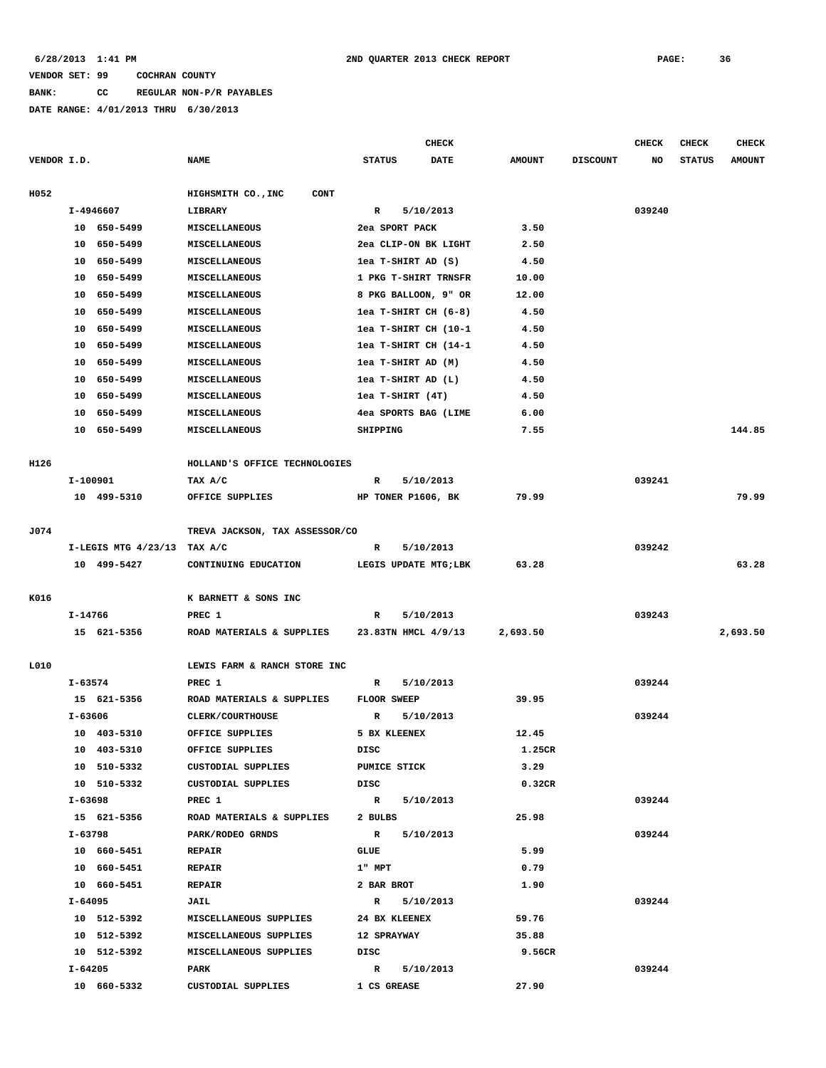6/28/2013 1:41 PM    2ND QUARTER 2013 CHECK REPORT

VENDOR SET: 99    COCHRAN COUNTY

BANK:    CC    REGULAR NON-P/R PAYABLES

DATE RANGE: 4/01/2013 THRU 6/30/2013

| VENDOR I.D. | NAME | CHECK STATUS | CHECK DATE | AMOUNT | DISCOUNT | CHECK NO | CHECK STATUS | CHECK AMOUNT |
|---|---|---|---|---|---|---|---|---|
| H052 | HIGHSMITH CO.,INC CONT | | | | | | | |
| I-4946607 | LIBRARY | R | 5/10/2013 | | | 039240 | | |
| 10 650-5499 | MISCELLANEOUS | 2ea SPORT PACK | | 3.50 | | | | |
| 10 650-5499 | MISCELLANEOUS | 2ea CLIP-ON BK LIGHT | | 2.50 | | | | |
| 10 650-5499 | MISCELLANEOUS | 1ea T-SHIRT AD (S) | | 4.50 | | | | |
| 10 650-5499 | MISCELLANEOUS | 1 PKG T-SHIRT TRNSFR | | 10.00 | | | | |
| 10 650-5499 | MISCELLANEOUS | 8 PKG BALLOON, 9" OR | | 12.00 | | | | |
| 10 650-5499 | MISCELLANEOUS | 1ea T-SHIRT CH (6-8) | | 4.50 | | | | |
| 10 650-5499 | MISCELLANEOUS | 1ea T-SHIRT CH (10-1 | | 4.50 | | | | |
| 10 650-5499 | MISCELLANEOUS | 1ea T-SHIRT CH (14-1 | | 4.50 | | | | |
| 10 650-5499 | MISCELLANEOUS | 1ea T-SHIRT AD (M) | | 4.50 | | | | |
| 10 650-5499 | MISCELLANEOUS | 1ea T-SHIRT AD (L) | | 4.50 | | | | |
| 10 650-5499 | MISCELLANEOUS | 1ea T-SHIRT (4T) | | 4.50 | | | | |
| 10 650-5499 | MISCELLANEOUS | 4ea SPORTS BAG (LIME | | 6.00 | | | | |
| 10 650-5499 | MISCELLANEOUS | SHIPPING | | 7.55 | | | | 144.85 |
| H126 | HOLLAND'S OFFICE TECHNOLOGIES | | | | | | | |
| I-100901 | TAX A/C | R | 5/10/2013 | | | 039241 | | |
| 10 499-5310 | OFFICE SUPPLIES | HP TONER P1606, BK | | 79.99 | | | | 79.99 |
| J074 | TREVA JACKSON, TAX ASSESSOR/CO | | | | | | | |
| I-LEGIS MTG 4/23/13 | TAX A/C | R | 5/10/2013 | | | 039242 | | |
| 10 499-5427 | CONTINUING EDUCATION | LEGIS UPDATE MTG;LBK | | 63.28 | | | | 63.28 |
| K016 | K BARNETT & SONS INC | | | | | | | |
| I-14766 | PREC 1 | R | 5/10/2013 | | | 039243 | | |
| 15 621-5356 | ROAD MATERIALS & SUPPLIES | 23.83TN HMCL 4/9/13 | | 2,693.50 | | | | 2,693.50 |
| L010 | LEWIS FARM & RANCH STORE INC | | | | | | | |
| I-63574 | PREC 1 | R | 5/10/2013 | | | 039244 | | |
| 15 621-5356 | ROAD MATERIALS & SUPPLIES | FLOOR SWEEP | | 39.95 | | | | |
| I-63606 | CLERK/COURTHOUSE | R | 5/10/2013 | | | 039244 | | |
| 10 403-5310 | OFFICE SUPPLIES | 5 BX KLEENEX | | 12.45 | | | | |
| 10 403-5310 | OFFICE SUPPLIES | DISC | | 1.25CR | | | | |
| 10 510-5332 | CUSTODIAL SUPPLIES | PUMICE STICK | | 3.29 | | | | |
| 10 510-5332 | CUSTODIAL SUPPLIES | DISC | | 0.32CR | | | | |
| I-63698 | PREC 1 | R | 5/10/2013 | | | 039244 | | |
| 15 621-5356 | ROAD MATERIALS & SUPPLIES | 2 BULBS | | 25.98 | | | | |
| I-63798 | PARK/RODEO GRNDS | R | 5/10/2013 | | | 039244 | | |
| 10 660-5451 | REPAIR | GLUE | | 5.99 | | | | |
| 10 660-5451 | REPAIR | 1" MPT | | 0.79 | | | | |
| 10 660-5451 | REPAIR | 2 BAR BROT | | 1.90 | | | | |
| I-64095 | JAIL | R | 5/10/2013 | | | 039244 | | |
| 10 512-5392 | MISCELLANEOUS SUPPLIES | 24 BX KLEENEX | | 59.76 | | | | |
| 10 512-5392 | MISCELLANEOUS SUPPLIES | 12 SPRAYWAY | | 35.88 | | | | |
| 10 512-5392 | MISCELLANEOUS SUPPLIES | DISC | | 9.56CR | | | | |
| I-64205 | PARK | R | 5/10/2013 | | | 039244 | | |
| 10 660-5332 | CUSTODIAL SUPPLIES | 1 CS GREASE | | 27.90 | | | | |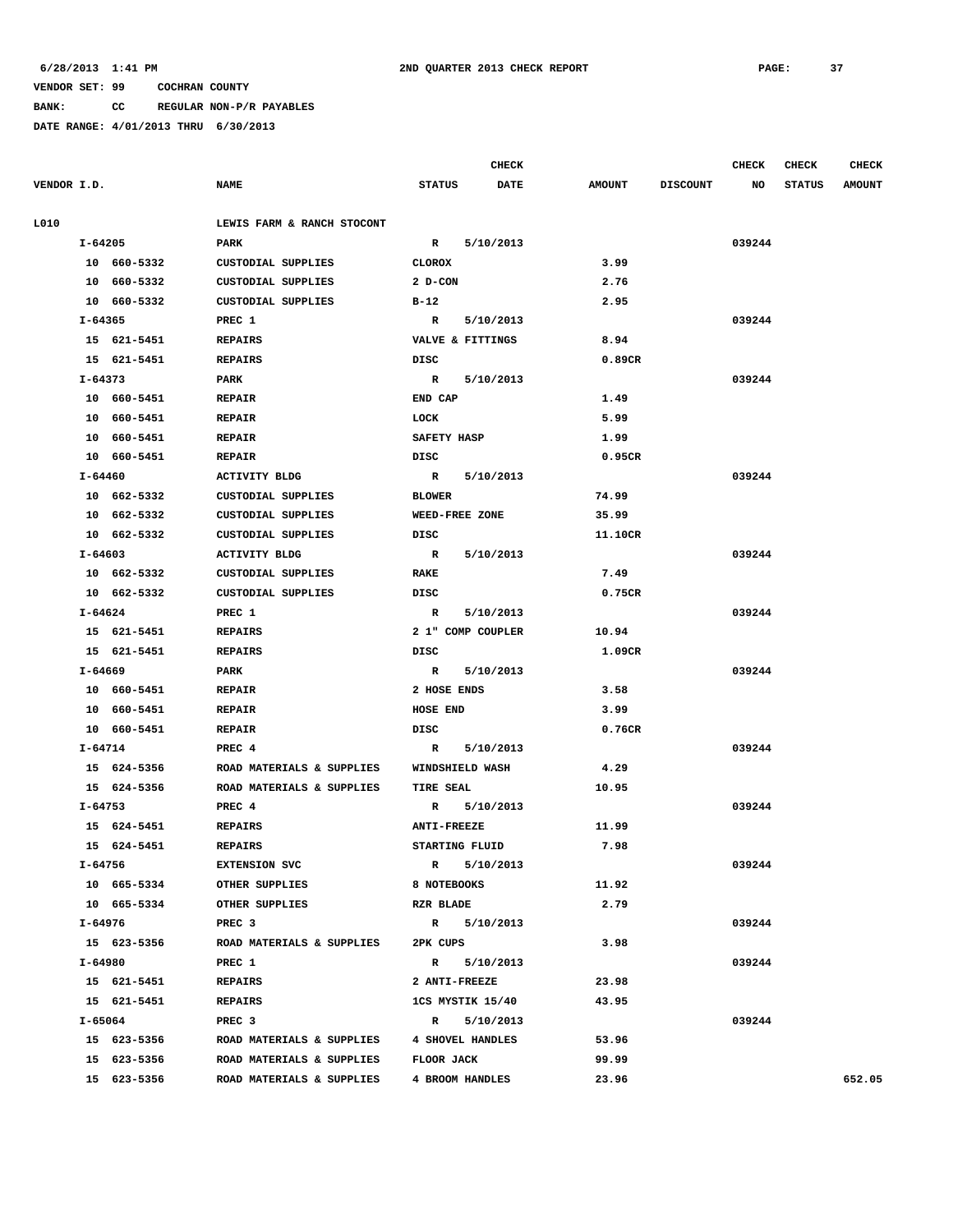6/28/2013 1:41 PM 2ND QUARTER 2013 CHECK REPORT

VENDOR SET: 99 COCHRAN COUNTY

BANK: CC REGULAR NON-P/R PAYABLES

DATE RANGE: 4/01/2013 THRU 6/30/2013

| VENDOR I.D. | NAME | STATUS | CHECK DATE | AMOUNT | DISCOUNT | CHECK NO | CHECK STATUS | CHECK AMOUNT |
|---|---|---|---|---|---|---|---|---|
| L010 | LEWIS FARM & RANCH STOCONT | | | | | | | |
| I-64205 | PARK | R | 5/10/2013 | | | 039244 | | |
| 10 660-5332 | CUSTODIAL SUPPLIES | CLOROX | | 3.99 | | | | |
| 10 660-5332 | CUSTODIAL SUPPLIES | 2 D-CON | | 2.76 | | | | |
| 10 660-5332 | CUSTODIAL SUPPLIES | B-12 | | 2.95 | | | | |
| I-64365 | PREC 1 | R | 5/10/2013 | | | 039244 | | |
| 15 621-5451 | REPAIRS | VALVE & FITTINGS | | 8.94 | | | | |
| 15 621-5451 | REPAIRS | DISC | | 0.89CR | | | | |
| I-64373 | PARK | R | 5/10/2013 | | | 039244 | | |
| 10 660-5451 | REPAIR | END CAP | | 1.49 | | | | |
| 10 660-5451 | REPAIR | LOCK | | 5.99 | | | | |
| 10 660-5451 | REPAIR | SAFETY HASP | | 1.99 | | | | |
| 10 660-5451 | REPAIR | DISC | | 0.95CR | | | | |
| I-64460 | ACTIVITY BLDG | R | 5/10/2013 | | | 039244 | | |
| 10 662-5332 | CUSTODIAL SUPPLIES | BLOWER | | 74.99 | | | | |
| 10 662-5332 | CUSTODIAL SUPPLIES | WEED-FREE ZONE | | 35.99 | | | | |
| 10 662-5332 | CUSTODIAL SUPPLIES | DISC | | 11.10CR | | | | |
| I-64603 | ACTIVITY BLDG | R | 5/10/2013 | | | 039244 | | |
| 10 662-5332 | CUSTODIAL SUPPLIES | RAKE | | 7.49 | | | | |
| 10 662-5332 | CUSTODIAL SUPPLIES | DISC | | 0.75CR | | | | |
| I-64624 | PREC 1 | R | 5/10/2013 | | | 039244 | | |
| 15 621-5451 | REPAIRS | 2 1" COMP COUPLER | | 10.94 | | | | |
| 15 621-5451 | REPAIRS | DISC | | 1.09CR | | | | |
| I-64669 | PARK | R | 5/10/2013 | | | 039244 | | |
| 10 660-5451 | REPAIR | 2 HOSE ENDS | | 3.58 | | | | |
| 10 660-5451 | REPAIR | HOSE END | | 3.99 | | | | |
| 10 660-5451 | REPAIR | DISC | | 0.76CR | | | | |
| I-64714 | PREC 4 | R | 5/10/2013 | | | 039244 | | |
| 15 624-5356 | ROAD MATERIALS & SUPPLIES | WINDSHIELD WASH | | 4.29 | | | | |
| 15 624-5356 | ROAD MATERIALS & SUPPLIES | TIRE SEAL | | 10.95 | | | | |
| I-64753 | PREC 4 | R | 5/10/2013 | | | 039244 | | |
| 15 624-5451 | REPAIRS | ANTI-FREEZE | | 11.99 | | | | |
| 15 624-5451 | REPAIRS | STARTING FLUID | | 7.98 | | | | |
| I-64756 | EXTENSION SVC | R | 5/10/2013 | | | 039244 | | |
| 10 665-5334 | OTHER SUPPLIES | 8 NOTEBOOKS | | 11.92 | | | | |
| 10 665-5334 | OTHER SUPPLIES | RZR BLADE | | 2.79 | | | | |
| I-64976 | PREC 3 | R | 5/10/2013 | | | 039244 | | |
| 15 623-5356 | ROAD MATERIALS & SUPPLIES | 2PK CUPS | | 3.98 | | | | |
| I-64980 | PREC 1 | R | 5/10/2013 | | | 039244 | | |
| 15 621-5451 | REPAIRS | 2 ANTI-FREEZE | | 23.98 | | | | |
| 15 621-5451 | REPAIRS | 1CS MYSTIK 15/40 | | 43.95 | | | | |
| I-65064 | PREC 3 | R | 5/10/2013 | | | 039244 | | |
| 15 623-5356 | ROAD MATERIALS & SUPPLIES | 4 SHOVEL HANDLES | | 53.96 | | | | |
| 15 623-5356 | ROAD MATERIALS & SUPPLIES | FLOOR JACK | | 99.99 | | | | |
| 15 623-5356 | ROAD MATERIALS & SUPPLIES | 4 BROOM HANDLES | | 23.96 | | | | 652.05 |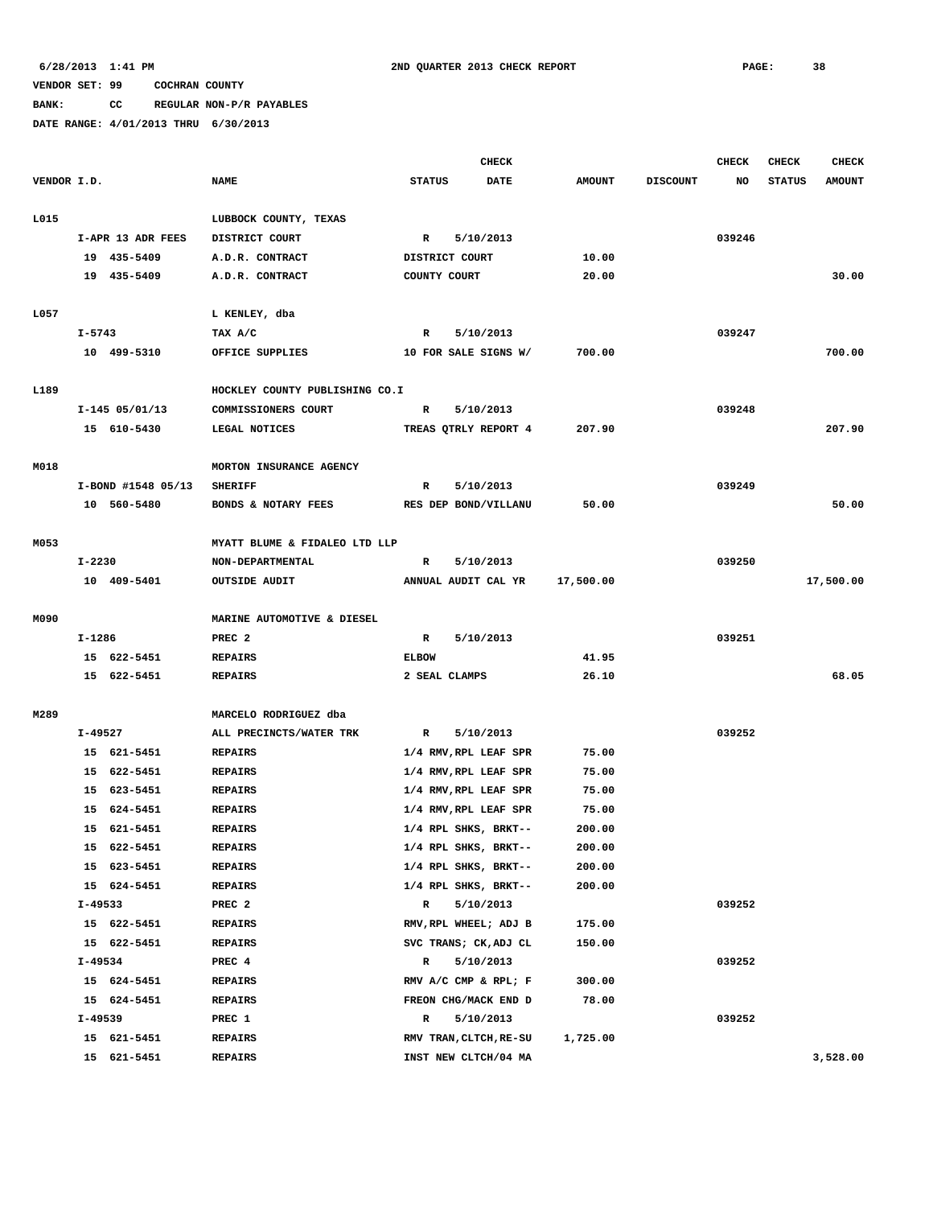6/28/2013 1:41 PM 2ND QUARTER 2013 CHECK REPORT PAGE: 38

VENDOR SET: 99 COCHRAN COUNTY

BANK: CC REGULAR NON-P/R PAYABLES

DATE RANGE: 4/01/2013 THRU 6/30/2013

| VENDOR I.D. | NAME | STATUS | CHECK DATE | AMOUNT | DISCOUNT | CHECK NO | CHECK STATUS | CHECK AMOUNT |
|---|---|---|---|---|---|---|---|---|
| L015 | LUBBOCK COUNTY, TEXAS | | | | | | | |
| I-APR 13 ADR FEES | DISTRICT COURT | R | 5/10/2013 | | | 039246 | | |
| 19 435-5409 | A.D.R. CONTRACT | DISTRICT COURT | | 10.00 | | | | |
| 19 435-5409 | A.D.R. CONTRACT | COUNTY COURT | | 20.00 | | | | 30.00 |
| L057 | L KENLEY, dba | | | | | | | |
| I-5743 | TAX A/C | R | 5/10/2013 | | | 039247 | | |
| 10 499-5310 | OFFICE SUPPLIES | 10 FOR SALE SIGNS W/ | | 700.00 | | | | 700.00 |
| L189 | HOCKLEY COUNTY PUBLISHING CO.I | | | | | | | |
| I-145 05/01/13 | COMMISSIONERS COURT | R | 5/10/2013 | | | 039248 | | |
| 15 610-5430 | LEGAL NOTICES | TREAS QTRLY REPORT 4 | | 207.90 | | | | 207.90 |
| M018 | MORTON INSURANCE AGENCY | | | | | | | |
| I-BOND #1548 05/13 | SHERIFF | R | 5/10/2013 | | | 039249 | | |
| 10 560-5480 | BONDS & NOTARY FEES | RES DEP BOND/VILLANU | | 50.00 | | | | 50.00 |
| M053 | MYATT BLUME & FIDALEO LTD LLP | | | | | | | |
| I-2230 | NON-DEPARTMENTAL | R | 5/10/2013 | | | 039250 | | |
| 10 409-5401 | OUTSIDE AUDIT | ANNUAL AUDIT CAL YR | | 17,500.00 | | | | 17,500.00 |
| M090 | MARINE AUTOMOTIVE & DIESEL | | | | | | | |
| I-1286 | PREC 2 | R | 5/10/2013 | | | 039251 | | |
| 15 622-5451 | REPAIRS | ELBOW | | 41.95 | | | | |
| 15 622-5451 | REPAIRS | 2 SEAL CLAMPS | | 26.10 | | | | 68.05 |
| M289 | MARCELO RODRIGUEZ dba | | | | | | | |
| I-49527 | ALL PRECINCTS/WATER TRK | R | 5/10/2013 | | | 039252 | | |
| 15 621-5451 | REPAIRS | 1/4 RMV,RPL LEAF SPR | | 75.00 | | | | |
| 15 622-5451 | REPAIRS | 1/4 RMV,RPL LEAF SPR | | 75.00 | | | | |
| 15 623-5451 | REPAIRS | 1/4 RMV,RPL LEAF SPR | | 75.00 | | | | |
| 15 624-5451 | REPAIRS | 1/4 RMV,RPL LEAF SPR | | 75.00 | | | | |
| 15 621-5451 | REPAIRS | 1/4 RPL SHKS, BRKT-- | | 200.00 | | | | |
| 15 622-5451 | REPAIRS | 1/4 RPL SHKS, BRKT-- | | 200.00 | | | | |
| 15 623-5451 | REPAIRS | 1/4 RPL SHKS, BRKT-- | | 200.00 | | | | |
| 15 624-5451 | REPAIRS | 1/4 RPL SHKS, BRKT-- | | 200.00 | | | | |
| I-49533 | PREC 2 | R | 5/10/2013 | | | 039252 | | |
| 15 622-5451 | REPAIRS | RMV,RPL WHEEL; ADJ B | | 175.00 | | | | |
| 15 622-5451 | REPAIRS | SVC TRANS; CK,ADJ CL | | 150.00 | | | | |
| I-49534 | PREC 4 | R | 5/10/2013 | | | 039252 | | |
| 15 624-5451 | REPAIRS | RMV A/C CMP & RPL; F | | 300.00 | | | | |
| 15 624-5451 | REPAIRS | FREON CHG/MACK END D | | 78.00 | | | | |
| I-49539 | PREC 1 | R | 5/10/2013 | | | 039252 | | |
| 15 621-5451 | REPAIRS | RMV TRAN,CLTCH,RE-SU | | 1,725.00 | | | | |
| 15 621-5451 | REPAIRS | INST NEW CLTCH/04 MA | | | | | | 3,528.00 |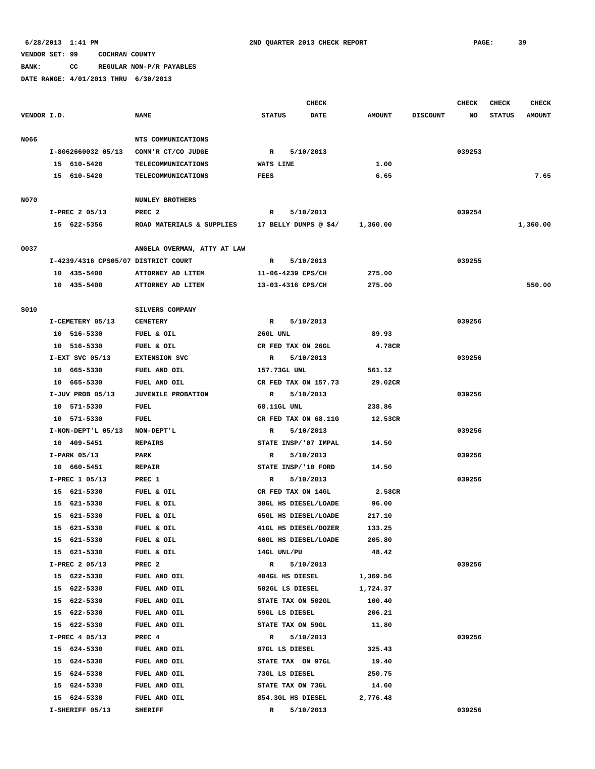6/28/2013 1:41 PM    2ND QUARTER 2013 CHECK REPORT

VENDOR SET: 99    COCHRAN COUNTY

BANK:    CC    REGULAR NON-P/R PAYABLES

DATE RANGE: 4/01/2013 THRU 6/30/2013

| VENDOR I.D. | NAME | STATUS | CHECK DATE | AMOUNT | DISCOUNT | CHECK NO | CHECK STATUS | CHECK AMOUNT |
|---|---|---|---|---|---|---|---|---|
| N066 | NTS COMMUNICATIONS | | | | | | | |
| I-8062660032 05/13 | COMM'R CT/CO JUDGE | R | 5/10/2013 | | | 039253 | | |
| 15 610-5420 | TELECOMMUNICATIONS | WATS LINE | | 1.00 | | | | |
| 15 610-5420 | TELECOMMUNICATIONS | FEES | | 6.65 | | | | 7.65 |
| N070 | NUNLEY BROTHERS | | | | | | | |
| I-PREC 2 05/13 | PREC 2 | R | 5/10/2013 | | | 039254 | | |
| 15 622-5356 | ROAD MATERIALS & SUPPLIES | 17 BELLY DUMPS @ $4/ | | 1,360.00 | | | | 1,360.00 |
| O037 | ANGELA OVERMAN, ATTY AT LAW | | | | | | | |
| I-4239/4316 CPS05/07 | DISTRICT COURT | R | 5/10/2013 | | | 039255 | | |
| 10 435-5400 | ATTORNEY AD LITEM | 11-06-4239 CPS/CH | | 275.00 | | | | |
| 10 435-5400 | ATTORNEY AD LITEM | 13-03-4316 CPS/CH | | 275.00 | | | | 550.00 |
| S010 | SILVERS COMPANY | | | | | | | |
| I-CEMETERY 05/13 | CEMETERY | R | 5/10/2013 | | | 039256 | | |
| 10 516-5330 | FUEL & OIL | 26GL UNL | | 89.93 | | | | |
| 10 516-5330 | FUEL & OIL | CR FED TAX ON 26GL | | 4.78CR | | | | |
| I-EXT SVC 05/13 | EXTENSION SVC | R | 5/10/2013 | | | 039256 | | |
| 10 665-5330 | FUEL AND OIL | 157.73GL UNL | | 561.12 | | | | |
| 10 665-5330 | FUEL AND OIL | CR FED TAX ON 157.73 | | 29.02CR | | | | |
| I-JUV PROB 05/13 | JUVENILE PROBATION | R | 5/10/2013 | | | 039256 | | |
| 10 571-5330 | FUEL | 68.11GL UNL | | 238.86 | | | | |
| 10 571-5330 | FUEL | CR FED TAX ON 68.11G | | 12.53CR | | | | |
| I-NON-DEPT'L 05/13 | NON-DEPT'L | R | 5/10/2013 | | | 039256 | | |
| 10 409-5451 | REPAIRS | STATE INSP/'07 IMPAL | | 14.50 | | | | |
| I-PARK 05/13 | PARK | R | 5/10/2013 | | | 039256 | | |
| 10 660-5451 | REPAIR | STATE INSP/'10 FORD | | 14.50 | | | | |
| I-PREC 1 05/13 | PREC 1 | R | 5/10/2013 | | | 039256 | | |
| 15 621-5330 | FUEL & OIL | CR FED TAX ON 14GL | | 2.58CR | | | | |
| 15 621-5330 | FUEL & OIL | 30GL HS DIESEL/LOADE | | 96.00 | | | | |
| 15 621-5330 | FUEL & OIL | 65GL HS DIESEL/LOADE | | 217.10 | | | | |
| 15 621-5330 | FUEL & OIL | 41GL HS DIESEL/DOZER | | 133.25 | | | | |
| 15 621-5330 | FUEL & OIL | 60GL HS DIESEL/LOADE | | 205.80 | | | | |
| 15 621-5330 | FUEL & OIL | 14GL UNL/PU | | 48.42 | | | | |
| I-PREC 2 05/13 | PREC 2 | R | 5/10/2013 | | | 039256 | | |
| 15 622-5330 | FUEL AND OIL | 404GL HS DIESEL | | 1,369.56 | | | | |
| 15 622-5330 | FUEL AND OIL | 502GL LS DIESEL | | 1,724.37 | | | | |
| 15 622-5330 | FUEL AND OIL | STATE TAX ON 502GL | | 100.40 | | | | |
| 15 622-5330 | FUEL AND OIL | 59GL LS DIESEL | | 206.21 | | | | |
| 15 622-5330 | FUEL AND OIL | STATE TAX ON 59GL | | 11.80 | | | | |
| I-PREC 4 05/13 | PREC 4 | R | 5/10/2013 | | | 039256 | | |
| 15 624-5330 | FUEL AND OIL | 97GL LS DIESEL | | 325.43 | | | | |
| 15 624-5330 | FUEL AND OIL | STATE TAX ON 97GL | | 19.40 | | | | |
| 15 624-5330 | FUEL AND OIL | 73GL LS DIESEL | | 250.75 | | | | |
| 15 624-5330 | FUEL AND OIL | STATE TAX ON 73GL | | 14.60 | | | | |
| 15 624-5330 | FUEL AND OIL | 854.3GL HS DIESEL | | 2,776.48 | | | | |
| I-SHERIFF 05/13 | SHERIFF | R | 5/10/2013 | | | 039256 | | |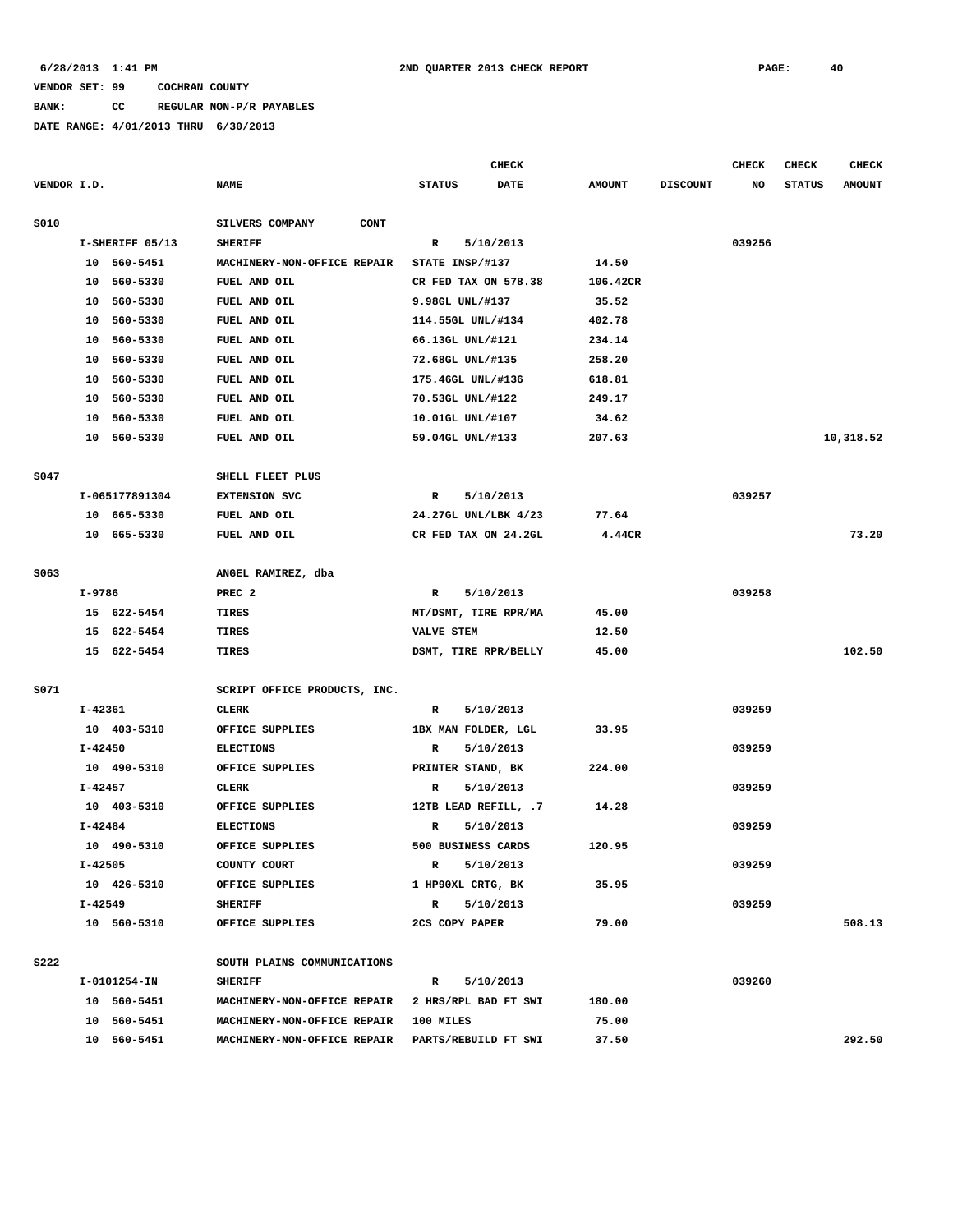6/28/2013 1:41 PM 2ND QUARTER 2013 CHECK REPORT

VENDOR SET: 99 COCHRAN COUNTY

BANK: CC REGULAR NON-P/R PAYABLES

DATE RANGE: 4/01/2013 THRU 6/30/2013

| VENDOR I.D. | NAME | CHECK STATUS | CHECK DATE | AMOUNT | DISCOUNT | CHECK NO | CHECK STATUS | CHECK AMOUNT |
|---|---|---|---|---|---|---|---|---|
| S010 | SILVERS COMPANY CONT | | | | | | | |
| I-SHERIFF 05/13 | SHERIFF | R | 5/10/2013 | | | 039256 | | |
| 10 560-5451 | MACHINERY-NON-OFFICE REPAIR | STATE INSP/#137 | | 14.50 | | | | |
| 10 560-5330 | FUEL AND OIL | CR FED TAX ON 578.38 | | 106.42CR | | | | |
| 10 560-5330 | FUEL AND OIL | 9.98GL UNL/#137 | | 35.52 | | | | |
| 10 560-5330 | FUEL AND OIL | 114.55GL UNL/#134 | | 402.78 | | | | |
| 10 560-5330 | FUEL AND OIL | 66.13GL UNL/#121 | | 234.14 | | | | |
| 10 560-5330 | FUEL AND OIL | 72.68GL UNL/#135 | | 258.20 | | | | |
| 10 560-5330 | FUEL AND OIL | 175.46GL UNL/#136 | | 618.81 | | | | |
| 10 560-5330 | FUEL AND OIL | 70.53GL UNL/#122 | | 249.17 | | | | |
| 10 560-5330 | FUEL AND OIL | 10.01GL UNL/#107 | | 34.62 | | | | |
| 10 560-5330 | FUEL AND OIL | 59.04GL UNL/#133 | | 207.63 | | | | 10,318.52 |
| S047 | SHELL FLEET PLUS | | | | | | | |
| I-065177891304 | EXTENSION SVC | R | 5/10/2013 | | | 039257 | | |
| 10 665-5330 | FUEL AND OIL | 24.27GL UNL/LBK 4/23 | | 77.64 | | | | |
| 10 665-5330 | FUEL AND OIL | CR FED TAX ON 24.2GL | | 4.44CR | | | | 73.20 |
| S063 | ANGEL RAMIREZ, dba | | | | | | | |
| I-9786 | PREC 2 | R | 5/10/2013 | | | 039258 | | |
| 15 622-5454 | TIRES | MT/DSMT, TIRE RPR/MA | | 45.00 | | | | |
| 15 622-5454 | TIRES | VALVE STEM | | 12.50 | | | | |
| 15 622-5454 | TIRES | DSMT, TIRE RPR/BELLY | | 45.00 | | | | 102.50 |
| S071 | SCRIPT OFFICE PRODUCTS, INC. | | | | | | | |
| I-42361 | CLERK | R | 5/10/2013 | | | 039259 | | |
| 10 403-5310 | OFFICE SUPPLIES | 1BX MAN FOLDER, LGL | | 33.95 | | | | |
| I-42450 | ELECTIONS | R | 5/10/2013 | | | 039259 | | |
| 10 490-5310 | OFFICE SUPPLIES | PRINTER STAND, BK | | 224.00 | | | | |
| I-42457 | CLERK | R | 5/10/2013 | | | 039259 | | |
| 10 403-5310 | OFFICE SUPPLIES | 12TB LEAD REFILL, .7 | | 14.28 | | | | |
| I-42484 | ELECTIONS | R | 5/10/2013 | | | 039259 | | |
| 10 490-5310 | OFFICE SUPPLIES | 500 BUSINESS CARDS | | 120.95 | | | | |
| I-42505 | COUNTY COURT | R | 5/10/2013 | | | 039259 | | |
| 10 426-5310 | OFFICE SUPPLIES | 1 HP90XL CRTG, BK | | 35.95 | | | | |
| I-42549 | SHERIFF | R | 5/10/2013 | | | 039259 | | |
| 10 560-5310 | OFFICE SUPPLIES | 2CS COPY PAPER | | 79.00 | | | | 508.13 |
| S222 | SOUTH PLAINS COMMUNICATIONS | | | | | | | |
| I-0101254-IN | SHERIFF | R | 5/10/2013 | | | 039260 | | |
| 10 560-5451 | MACHINERY-NON-OFFICE REPAIR | 2 HRS/RPL BAD FT SWI | | 180.00 | | | | |
| 10 560-5451 | MACHINERY-NON-OFFICE REPAIR | 100 MILES | | 75.00 | | | | |
| 10 560-5451 | MACHINERY-NON-OFFICE REPAIR | PARTS/REBUILD FT SWI | | 37.50 | | | | 292.50 |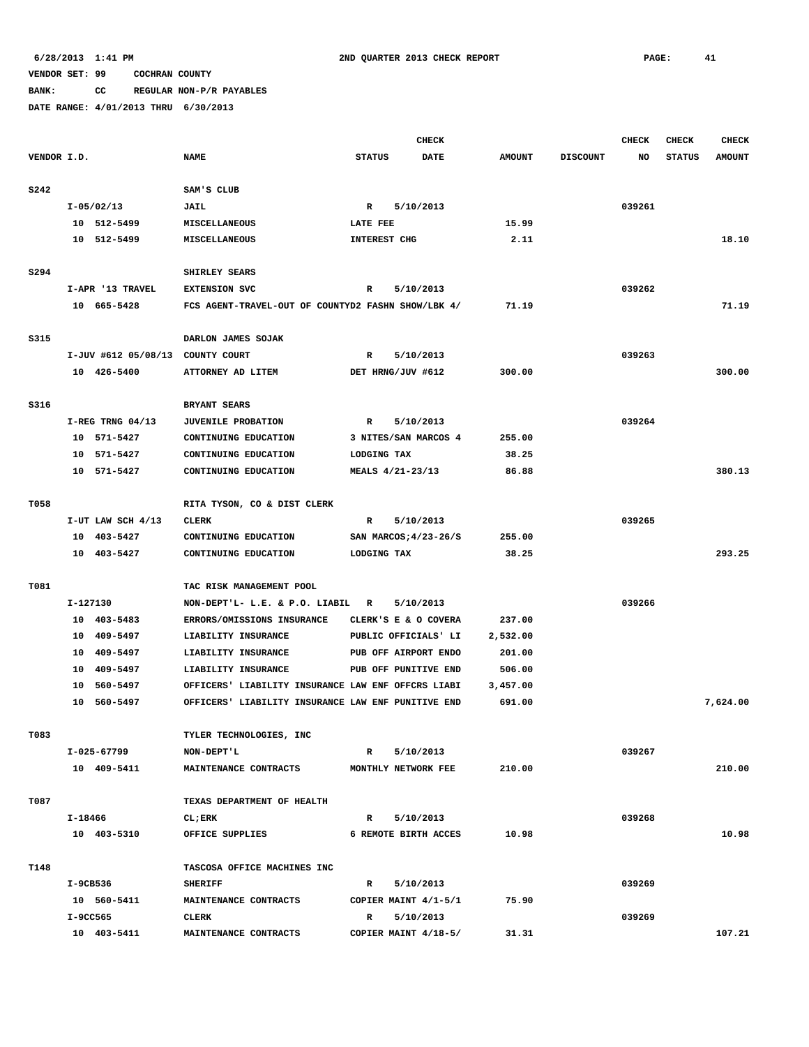6/28/2013 1:41 PM 2ND QUARTER 2013 CHECK REPORT

VENDOR SET: 99 COCHRAN COUNTY

BANK: CC REGULAR NON-P/R PAYABLES

DATE RANGE: 4/01/2013 THRU 6/30/2013

| VENDOR I.D. | NAME | STATUS | CHECK DATE | AMOUNT | DISCOUNT | CHECK NO | CHECK STATUS | CHECK AMOUNT |
|---|---|---|---|---|---|---|---|---|
| S242 | SAM'S CLUB | | | | | | | |
| I-05/02/13 | JAIL | R | 5/10/2013 | | | 039261 | | |
| 10 512-5499 | MISCELLANEOUS | LATE FEE | | 15.99 | | | | |
| 10 512-5499 | MISCELLANEOUS | INTEREST CHG | | 2.11 | | | | 18.10 |
| S294 | SHIRLEY SEARS | | | | | | | |
| I-APR '13 TRAVEL | EXTENSION SVC | R | 5/10/2013 | | | 039262 | | |
| 10 665-5428 | FCS AGENT-TRAVEL-OUT OF COUNTYD2 FASHN SHOW/LBK 4/ | | | 71.19 | | | | 71.19 |
| S315 | DARLON JAMES SOJAK | | | | | | | |
| I-JUV #612 05/08/13 | COUNTY COURT | R | 5/10/2013 | | | 039263 | | |
| 10 426-5400 | ATTORNEY AD LITEM | DET HRNG/JUV #612 | | 300.00 | | | | 300.00 |
| S316 | BRYANT SEARS | | | | | | | |
| I-REG TRNG 04/13 | JUVENILE PROBATION | R | 5/10/2013 | | | 039264 | | |
| 10 571-5427 | CONTINUING EDUCATION | 3 NITES/SAN MARCOS 4 | | 255.00 | | | | |
| 10 571-5427 | CONTINUING EDUCATION | LODGING TAX | | 38.25 | | | | |
| 10 571-5427 | CONTINUING EDUCATION | MEALS 4/21-23/13 | | 86.88 | | | | 380.13 |
| T058 | RITA TYSON, CO & DIST CLERK | | | | | | | |
| I-UT LAW SCH 4/13 | CLERK | R | 5/10/2013 | | | 039265 | | |
| 10 403-5427 | CONTINUING EDUCATION | SAN MARCOS;4/23-26/S | | 255.00 | | | | |
| 10 403-5427 | CONTINUING EDUCATION | LODGING TAX | | 38.25 | | | | 293.25 |
| T081 | TAC RISK MANAGEMENT POOL | | | | | | | |
| I-127130 | NON-DEPT'L- L.E. & P.O. LIABIL | R | 5/10/2013 | | | 039266 | | |
| 10 403-5483 | ERRORS/OMISSIONS INSURANCE | CLERK'S E & O COVERA | | 237.00 | | | | |
| 10 409-5497 | LIABILITY INSURANCE | PUBLIC OFFICIALS' LI | | 2,532.00 | | | | |
| 10 409-5497 | LIABILITY INSURANCE | PUB OFF AIRPORT ENDO | | 201.00 | | | | |
| 10 409-5497 | LIABILITY INSURANCE | PUB OFF PUNITIVE END | | 506.00 | | | | |
| 10 560-5497 | OFFICERS' LIABILITY INSURANCE LAW ENF OFFCRS LIABI | | | 3,457.00 | | | | |
| 10 560-5497 | OFFICERS' LIABILITY INSURANCE LAW ENF PUNITIVE END | | | 691.00 | | | | 7,624.00 |
| T083 | TYLER TECHNOLOGIES, INC | | | | | | | |
| I-025-67799 | NON-DEPT'L | R | 5/10/2013 | | | 039267 | | |
| 10 409-5411 | MAINTENANCE CONTRACTS | MONTHLY NETWORK FEE | | 210.00 | | | | 210.00 |
| T087 | TEXAS DEPARTMENT OF HEALTH | | | | | | | |
| I-18466 | CL;ERK | R | 5/10/2013 | | | 039268 | | |
| 10 403-5310 | OFFICE SUPPLIES | 6 REMOTE BIRTH ACCES | | 10.98 | | | | 10.98 |
| T148 | TASCOSA OFFICE MACHINES INC | | | | | | | |
| I-9CB536 | SHERIFF | R | 5/10/2013 | | | 039269 | | |
| 10 560-5411 | MAINTENANCE CONTRACTS | COPIER MAINT 4/1-5/1 | | 75.90 | | | | |
| I-9CC565 | CLERK | R | 5/10/2013 | | | 039269 | | |
| 10 403-5411 | MAINTENANCE CONTRACTS | COPIER MAINT 4/18-5/ | | 31.31 | | | | 107.21 |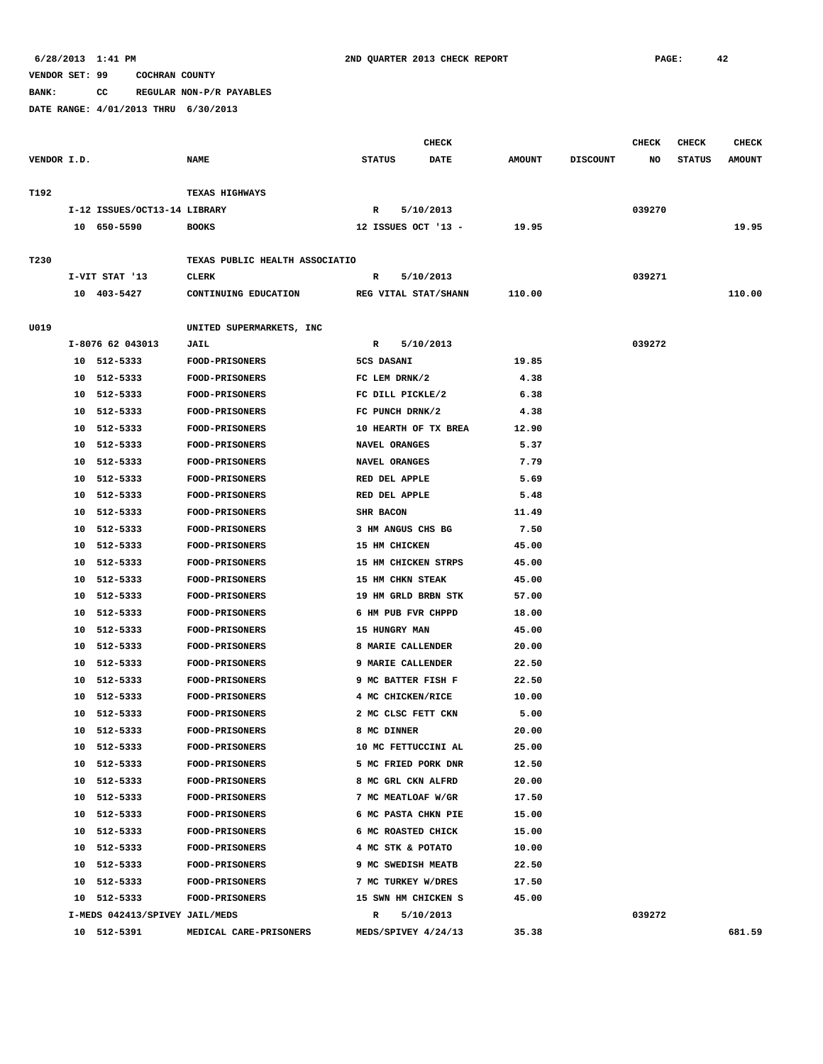6/28/2013 1:41 PM 2ND QUARTER 2013 CHECK REPORT PAGE: 42

VENDOR SET: 99 COCHRAN COUNTY

BANK: CC REGULAR NON-P/R PAYABLES

DATE RANGE: 4/01/2013 THRU 6/30/2013

| VENDOR I.D. | NAME | STATUS | CHECK DATE | AMOUNT | DISCOUNT | CHECK NO | CHECK STATUS | CHECK AMOUNT |
|---|---|---|---|---|---|---|---|---|
| T192 | TEXAS HIGHWAYS | | | | | | | |
| I-12 ISSUES/OCT13-14 LIBRARY | | R | 5/10/2013 | | | 039270 | | |
| 10 650-5590 | BOOKS | 12 ISSUES OCT '13 - | | 19.95 | | | | 19.95 |
| T230 | TEXAS PUBLIC HEALTH ASSOCIATIO | | | | | | | |
| I-VIT STAT '13 | CLERK | R | 5/10/2013 | | | 039271 | | |
| 10 403-5427 | CONTINUING EDUCATION | REG VITAL STAT/SHANN | | 110.00 | | | | 110.00 |
| U019 | UNITED SUPERMARKETS, INC | | | | | | | |
| I-8076 62 043013 | JAIL | R | 5/10/2013 | | | 039272 | | |
| 10 512-5333 | FOOD-PRISONERS | 5CS DASANI | | 19.85 | | | | |
| 10 512-5333 | FOOD-PRISONERS | FC LEM DRNK/2 | | 4.38 | | | | |
| 10 512-5333 | FOOD-PRISONERS | FC DILL PICKLE/2 | | 6.38 | | | | |
| 10 512-5333 | FOOD-PRISONERS | FC PUNCH DRNK/2 | | 4.38 | | | | |
| 10 512-5333 | FOOD-PRISONERS | 10 HEARTH OF TX BREA | | 12.90 | | | | |
| 10 512-5333 | FOOD-PRISONERS | NAVEL ORANGES | | 5.37 | | | | |
| 10 512-5333 | FOOD-PRISONERS | NAVEL ORANGES | | 7.79 | | | | |
| 10 512-5333 | FOOD-PRISONERS | RED DEL APPLE | | 5.69 | | | | |
| 10 512-5333 | FOOD-PRISONERS | RED DEL APPLE | | 5.48 | | | | |
| 10 512-5333 | FOOD-PRISONERS | SHR BACON | | 11.49 | | | | |
| 10 512-5333 | FOOD-PRISONERS | 3 HM ANGUS CHS BG | | 7.50 | | | | |
| 10 512-5333 | FOOD-PRISONERS | 15 HM CHICKEN | | 45.00 | | | | |
| 10 512-5333 | FOOD-PRISONERS | 15 HM CHICKEN STRPS | | 45.00 | | | | |
| 10 512-5333 | FOOD-PRISONERS | 15 HM CHKN STEAK | | 45.00 | | | | |
| 10 512-5333 | FOOD-PRISONERS | 19 HM GRLD BRBN STK | | 57.00 | | | | |
| 10 512-5333 | FOOD-PRISONERS | 6 HM PUB FVR CHPPD | | 18.00 | | | | |
| 10 512-5333 | FOOD-PRISONERS | 15 HUNGRY MAN | | 45.00 | | | | |
| 10 512-5333 | FOOD-PRISONERS | 8 MARIE CALLENDER | | 20.00 | | | | |
| 10 512-5333 | FOOD-PRISONERS | 9 MARIE CALLENDER | | 22.50 | | | | |
| 10 512-5333 | FOOD-PRISONERS | 9 MC BATTER FISH F | | 22.50 | | | | |
| 10 512-5333 | FOOD-PRISONERS | 4 MC CHICKEN/RICE | | 10.00 | | | | |
| 10 512-5333 | FOOD-PRISONERS | 2 MC CLSC FETT CKN | | 5.00 | | | | |
| 10 512-5333 | FOOD-PRISONERS | 8 MC DINNER | | 20.00 | | | | |
| 10 512-5333 | FOOD-PRISONERS | 10 MC FETTUCCINI AL | | 25.00 | | | | |
| 10 512-5333 | FOOD-PRISONERS | 5 MC FRIED PORK DNR | | 12.50 | | | | |
| 10 512-5333 | FOOD-PRISONERS | 8 MC GRL CKN ALFRD | | 20.00 | | | | |
| 10 512-5333 | FOOD-PRISONERS | 7 MC MEATLOAF W/GR | | 17.50 | | | | |
| 10 512-5333 | FOOD-PRISONERS | 6 MC PASTA CHKN PIE | | 15.00 | | | | |
| 10 512-5333 | FOOD-PRISONERS | 6 MC ROASTED CHICK | | 15.00 | | | | |
| 10 512-5333 | FOOD-PRISONERS | 4 MC STK & POTATO | | 10.00 | | | | |
| 10 512-5333 | FOOD-PRISONERS | 9 MC SWEDISH MEATB | | 22.50 | | | | |
| 10 512-5333 | FOOD-PRISONERS | 7 MC TURKEY W/DRES | | 17.50 | | | | |
| 10 512-5333 | FOOD-PRISONERS | 15 SWN HM CHICKEN S | | 45.00 | | | | |
| I-MEDS 042413/SPIVEY JAIL/MEDS | | R | 5/10/2013 | | | 039272 | | |
| 10 512-5391 | MEDICAL CARE-PRISONERS | MEDS/SPIVEY 4/24/13 | | 35.38 | | | | 681.59 |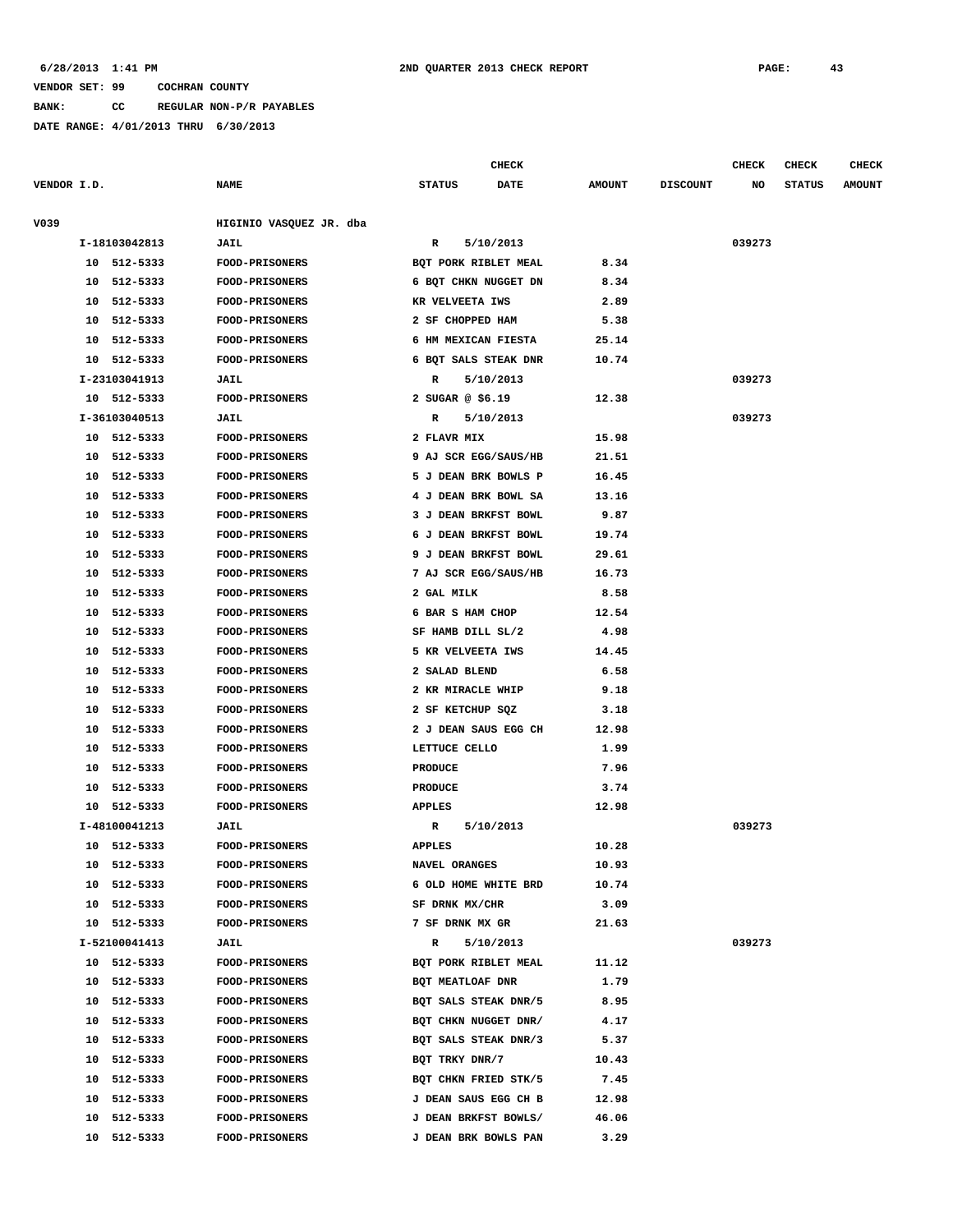6/28/2013 1:41 PM 2ND QUARTER 2013 CHECK REPORT

VENDOR SET: 99 COCHRAN COUNTY

BANK: CC REGULAR NON-P/R PAYABLES

DATE RANGE: 4/01/2013 THRU 6/30/2013

| VENDOR I.D. | NAME | STATUS | CHECK DATE | AMOUNT | DISCOUNT | CHECK NO | CHECK STATUS | CHECK AMOUNT |
|---|---|---|---|---|---|---|---|---|
| V039 | HIGINIO VASQUEZ JR. dba | | | | | | | |
| I-18103042813 | JAIL | R | 5/10/2013 | | | 039273 | | |
| 10 512-5333 | FOOD-PRISONERS | BQT PORK RIBLET MEAL | | 8.34 | | | | |
| 10 512-5333 | FOOD-PRISONERS | 6 BQT CHKN NUGGET DN | | 8.34 | | | | |
| 10 512-5333 | FOOD-PRISONERS | KR VELVEETA IWS | | 2.89 | | | | |
| 10 512-5333 | FOOD-PRISONERS | 2 SF CHOPPED HAM | | 5.38 | | | | |
| 10 512-5333 | FOOD-PRISONERS | 6 HM MEXICAN FIESTA | | 25.14 | | | | |
| 10 512-5333 | FOOD-PRISONERS | 6 BQT SALS STEAK DNR | | 10.74 | | | | |
| I-23103041913 | JAIL | R | 5/10/2013 | | | 039273 | | |
| 10 512-5333 | FOOD-PRISONERS | 2 SUGAR @ $6.19 | | 12.38 | | | | |
| I-36103040513 | JAIL | R | 5/10/2013 | | | 039273 | | |
| 10 512-5333 | FOOD-PRISONERS | 2 FLAVR MIX | | 15.98 | | | | |
| 10 512-5333 | FOOD-PRISONERS | 9 AJ SCR EGG/SAUS/HB | | 21.51 | | | | |
| 10 512-5333 | FOOD-PRISONERS | 5 J DEAN BRK BOWLS P | | 16.45 | | | | |
| 10 512-5333 | FOOD-PRISONERS | 4 J DEAN BRK BOWL SA | | 13.16 | | | | |
| 10 512-5333 | FOOD-PRISONERS | 3 J DEAN BRKFST BOWL | | 9.87 | | | | |
| 10 512-5333 | FOOD-PRISONERS | 6 J DEAN BRKFST BOWL | | 19.74 | | | | |
| 10 512-5333 | FOOD-PRISONERS | 9 J DEAN BRKFST BOWL | | 29.61 | | | | |
| 10 512-5333 | FOOD-PRISONERS | 7 AJ SCR EGG/SAUS/HB | | 16.73 | | | | |
| 10 512-5333 | FOOD-PRISONERS | 2 GAL MILK | | 8.58 | | | | |
| 10 512-5333 | FOOD-PRISONERS | 6 BAR S HAM CHOP | | 12.54 | | | | |
| 10 512-5333 | FOOD-PRISONERS | SF HAMB DILL SL/2 | | 4.98 | | | | |
| 10 512-5333 | FOOD-PRISONERS | 5 KR VELVEETA IWS | | 14.45 | | | | |
| 10 512-5333 | FOOD-PRISONERS | 2 SALAD BLEND | | 6.58 | | | | |
| 10 512-5333 | FOOD-PRISONERS | 2 KR MIRACLE WHIP | | 9.18 | | | | |
| 10 512-5333 | FOOD-PRISONERS | 2 SF KETCHUP SQZ | | 3.18 | | | | |
| 10 512-5333 | FOOD-PRISONERS | 2 J DEAN SAUS EGG CH | | 12.98 | | | | |
| 10 512-5333 | FOOD-PRISONERS | LETTUCE CELLO | | 1.99 | | | | |
| 10 512-5333 | FOOD-PRISONERS | PRODUCE | | 7.96 | | | | |
| 10 512-5333 | FOOD-PRISONERS | PRODUCE | | 3.74 | | | | |
| 10 512-5333 | FOOD-PRISONERS | APPLES | | 12.98 | | | | |
| I-48100041213 | JAIL | R | 5/10/2013 | | | 039273 | | |
| 10 512-5333 | FOOD-PRISONERS | APPLES | | 10.28 | | | | |
| 10 512-5333 | FOOD-PRISONERS | NAVEL ORANGES | | 10.93 | | | | |
| 10 512-5333 | FOOD-PRISONERS | 6 OLD HOME WHITE BRD | | 10.74 | | | | |
| 10 512-5333 | FOOD-PRISONERS | SF DRNK MX/CHR | | 3.09 | | | | |
| 10 512-5333 | FOOD-PRISONERS | 7 SF DRNK MX GR | | 21.63 | | | | |
| I-52100041413 | JAIL | R | 5/10/2013 | | | 039273 | | |
| 10 512-5333 | FOOD-PRISONERS | BQT PORK RIBLET MEAL | | 11.12 | | | | |
| 10 512-5333 | FOOD-PRISONERS | BQT MEATLOAF DNR | | 1.79 | | | | |
| 10 512-5333 | FOOD-PRISONERS | BQT SALS STEAK DNR/5 | | 8.95 | | | | |
| 10 512-5333 | FOOD-PRISONERS | BQT CHKN NUGGET DNR/ | | 4.17 | | | | |
| 10 512-5333 | FOOD-PRISONERS | BQT SALS STEAK DNR/3 | | 5.37 | | | | |
| 10 512-5333 | FOOD-PRISONERS | BQT TRKY DNR/7 | | 10.43 | | | | |
| 10 512-5333 | FOOD-PRISONERS | BQT CHKN FRIED STK/5 | | 7.45 | | | | |
| 10 512-5333 | FOOD-PRISONERS | J DEAN SAUS EGG CH B | | 12.98 | | | | |
| 10 512-5333 | FOOD-PRISONERS | J DEAN BRKFST BOWLS/ | | 46.06 | | | | |
| 10 512-5333 | FOOD-PRISONERS | J DEAN BRK BOWLS PAN | | 3.29 | | | | |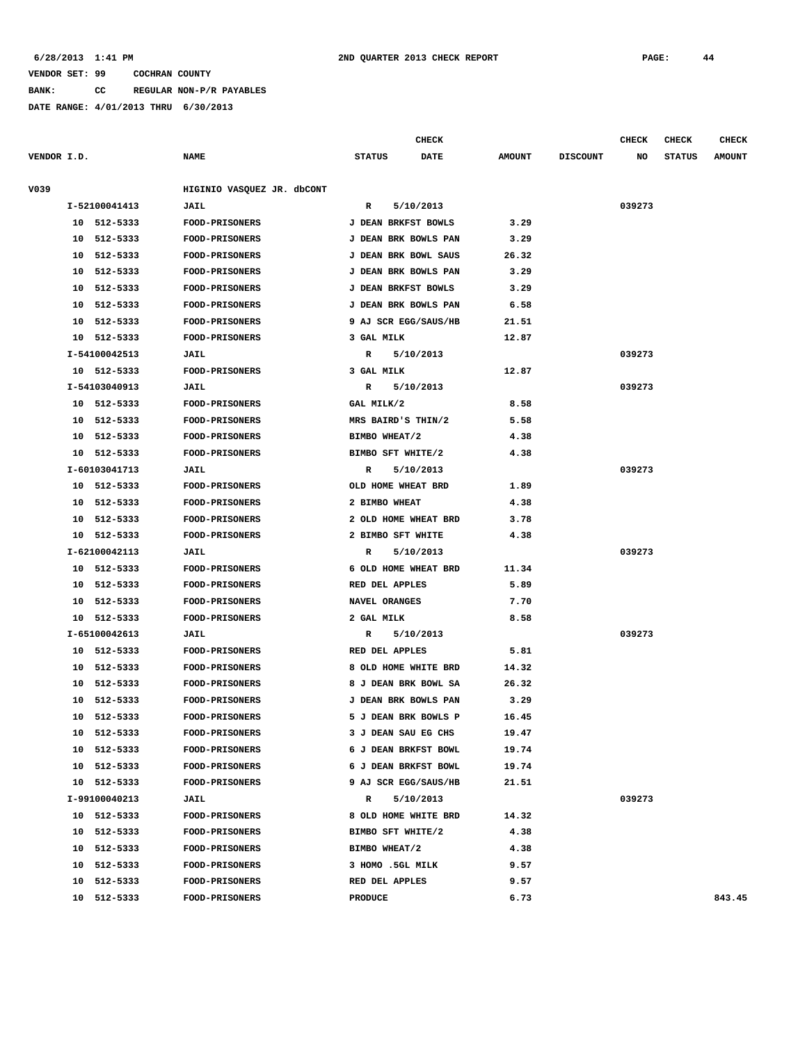6/28/2013 1:41 PM 2ND QUARTER 2013 CHECK REPORT

VENDOR SET: 99 COCHRAN COUNTY

BANK: CC REGULAR NON-P/R PAYABLES

DATE RANGE: 4/01/2013 THRU 6/30/2013

| VENDOR I.D. | NAME | STATUS | CHECK DATE | AMOUNT | DISCOUNT | CHECK NO | CHECK STATUS | CHECK AMOUNT |
|---|---|---|---|---|---|---|---|---|
| V039 | HIGINIO VASQUEZ JR. dbCONT | | | | | | | |
| I-52100041413 | JAIL | R | 5/10/2013 | | | 039273 | | |
| 10 512-5333 | FOOD-PRISONERS | J DEAN BRKFST BOWLS | | 3.29 | | | | |
| 10 512-5333 | FOOD-PRISONERS | J DEAN BRK BOWLS PAN | | 3.29 | | | | |
| 10 512-5333 | FOOD-PRISONERS | J DEAN BRK BOWL SAUS | | 26.32 | | | | |
| 10 512-5333 | FOOD-PRISONERS | J DEAN BRK BOWLS PAN | | 3.29 | | | | |
| 10 512-5333 | FOOD-PRISONERS | J DEAN BRKFST BOWLS | | 3.29 | | | | |
| 10 512-5333 | FOOD-PRISONERS | J DEAN BRK BOWLS PAN | | 6.58 | | | | |
| 10 512-5333 | FOOD-PRISONERS | 9 AJ SCR EGG/SAUS/HB | | 21.51 | | | | |
| 10 512-5333 | FOOD-PRISONERS | 3 GAL MILK | | 12.87 | | | | |
| I-54100042513 | JAIL | R | 5/10/2013 | | | 039273 | | |
| 10 512-5333 | FOOD-PRISONERS | 3 GAL MILK | | 12.87 | | | | |
| I-54103040913 | JAIL | R | 5/10/2013 | | | 039273 | | |
| 10 512-5333 | FOOD-PRISONERS | GAL MILK/2 | | 8.58 | | | | |
| 10 512-5333 | FOOD-PRISONERS | MRS BAIRD'S THIN/2 | | 5.58 | | | | |
| 10 512-5333 | FOOD-PRISONERS | BIMBO WHEAT/2 | | 4.38 | | | | |
| 10 512-5333 | FOOD-PRISONERS | BIMBO SFT WHITE/2 | | 4.38 | | | | |
| I-60103041713 | JAIL | R | 5/10/2013 | | | 039273 | | |
| 10 512-5333 | FOOD-PRISONERS | OLD HOME WHEAT BRD | | 1.89 | | | | |
| 10 512-5333 | FOOD-PRISONERS | 2 BIMBO WHEAT | | 4.38 | | | | |
| 10 512-5333 | FOOD-PRISONERS | 2 OLD HOME WHEAT BRD | | 3.78 | | | | |
| 10 512-5333 | FOOD-PRISONERS | 2 BIMBO SFT WHITE | | 4.38 | | | | |
| I-62100042113 | JAIL | R | 5/10/2013 | | | 039273 | | |
| 10 512-5333 | FOOD-PRISONERS | 6 OLD HOME WHEAT BRD | | 11.34 | | | | |
| 10 512-5333 | FOOD-PRISONERS | RED DEL APPLES | | 5.89 | | | | |
| 10 512-5333 | FOOD-PRISONERS | NAVEL ORANGES | | 7.70 | | | | |
| 10 512-5333 | FOOD-PRISONERS | 2 GAL MILK | | 8.58 | | | | |
| I-65100042613 | JAIL | R | 5/10/2013 | | | 039273 | | |
| 10 512-5333 | FOOD-PRISONERS | RED DEL APPLES | | 5.81 | | | | |
| 10 512-5333 | FOOD-PRISONERS | 8 OLD HOME WHITE BRD | | 14.32 | | | | |
| 10 512-5333 | FOOD-PRISONERS | 8 J DEAN BRK BOWL SA | | 26.32 | | | | |
| 10 512-5333 | FOOD-PRISONERS | J DEAN BRK BOWLS PAN | | 3.29 | | | | |
| 10 512-5333 | FOOD-PRISONERS | 5 J DEAN BRK BOWLS P | | 16.45 | | | | |
| 10 512-5333 | FOOD-PRISONERS | 3 J DEAN SAU EG CHS | | 19.47 | | | | |
| 10 512-5333 | FOOD-PRISONERS | 6 J DEAN BRKFST BOWL | | 19.74 | | | | |
| 10 512-5333 | FOOD-PRISONERS | 6 J DEAN BRKFST BOWL | | 19.74 | | | | |
| 10 512-5333 | FOOD-PRISONERS | 9 AJ SCR EGG/SAUS/HB | | 21.51 | | | | |
| I-99100040213 | JAIL | R | 5/10/2013 | | | 039273 | | |
| 10 512-5333 | FOOD-PRISONERS | 8 OLD HOME WHITE BRD | | 14.32 | | | | |
| 10 512-5333 | FOOD-PRISONERS | BIMBO SFT WHITE/2 | | 4.38 | | | | |
| 10 512-5333 | FOOD-PRISONERS | BIMBO WHEAT/2 | | 4.38 | | | | |
| 10 512-5333 | FOOD-PRISONERS | 3 HOMO .5GL MILK | | 9.57 | | | | |
| 10 512-5333 | FOOD-PRISONERS | RED DEL APPLES | | 9.57 | | | | |
| 10 512-5333 | FOOD-PRISONERS | PRODUCE | | 6.73 | | | | 843.45 |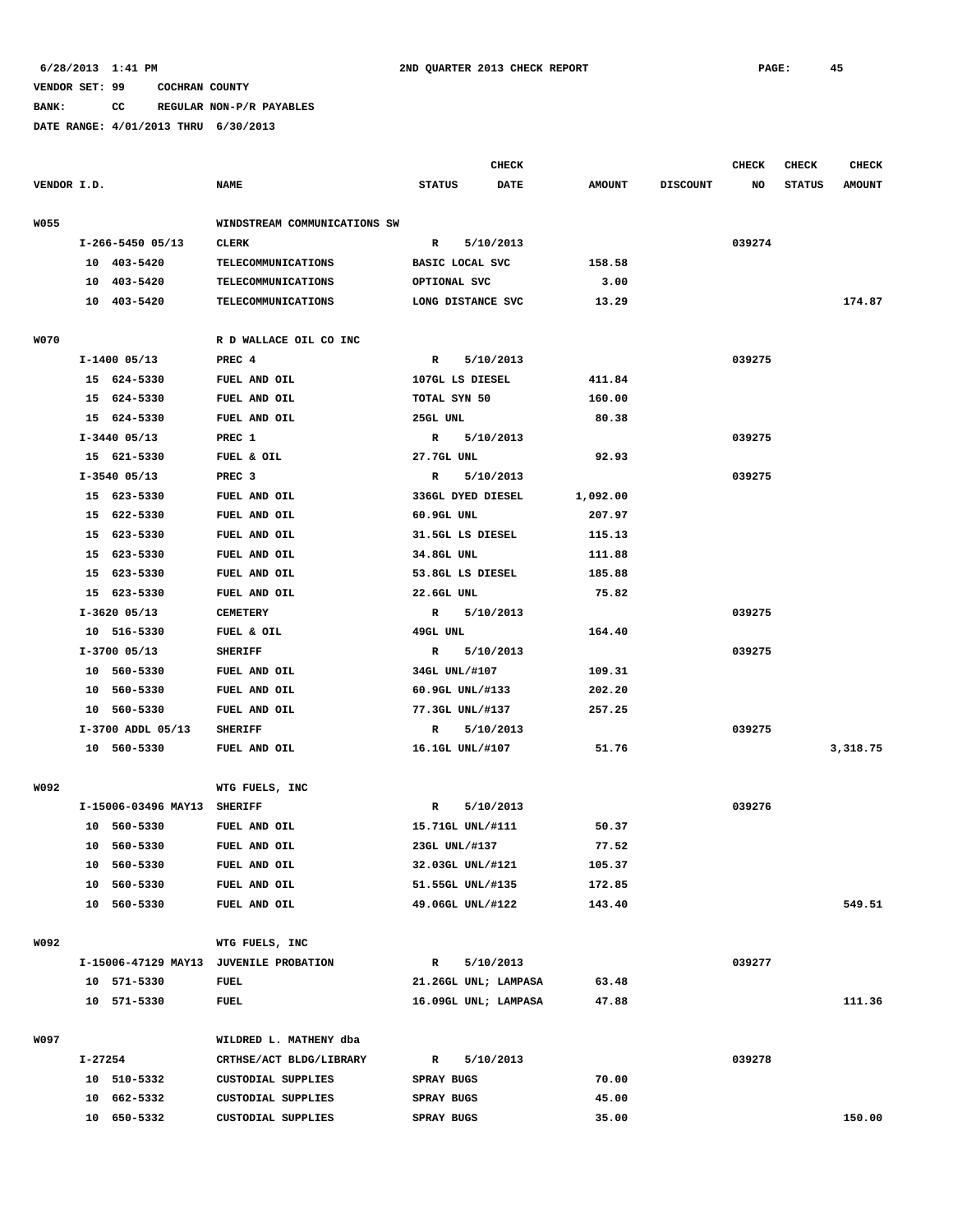6/28/2013 1:41 PM 2ND QUARTER 2013 CHECK REPORT

VENDOR SET: 99 COCHRAN COUNTY

BANK: CC REGULAR NON-P/R PAYABLES

DATE RANGE: 4/01/2013 THRU 6/30/2013

| VENDOR I.D. | NAME | STATUS | CHECK DATE | AMOUNT | DISCOUNT | CHECK NO | CHECK STATUS | CHECK AMOUNT |
|---|---|---|---|---|---|---|---|---|
| W055 | WINDSTREAM COMMUNICATIONS SW | | | | | | | |
| I-266-5450 05/13 | CLERK | R | 5/10/2013 | | | 039274 | | |
| 10 403-5420 | TELECOMMUNICATIONS | BASIC LOCAL SVC | | 158.58 | | | | |
| 10 403-5420 | TELECOMMUNICATIONS | OPTIONAL SVC | | 3.00 | | | | |
| 10 403-5420 | TELECOMMUNICATIONS | LONG DISTANCE SVC | | 13.29 | | | | 174.87 |
| W070 | R D WALLACE OIL CO INC | | | | | | | |
| I-1400 05/13 | PREC 4 | R | 5/10/2013 | | | 039275 | | |
| 15 624-5330 | FUEL AND OIL | 107GL LS DIESEL | | 411.84 | | | | |
| 15 624-5330 | FUEL AND OIL | TOTAL SYN 50 | | 160.00 | | | | |
| 15 624-5330 | FUEL AND OIL | 25GL UNL | | 80.38 | | | | |
| I-3440 05/13 | PREC 1 | R | 5/10/2013 | | | 039275 | | |
| 15 621-5330 | FUEL & OIL | 27.7GL UNL | | 92.93 | | | | |
| I-3540 05/13 | PREC 3 | R | 5/10/2013 | | | 039275 | | |
| 15 623-5330 | FUEL AND OIL | 336GL DYED DIESEL | | 1,092.00 | | | | |
| 15 622-5330 | FUEL AND OIL | 60.9GL UNL | | 207.97 | | | | |
| 15 623-5330 | FUEL AND OIL | 31.5GL LS DIESEL | | 115.13 | | | | |
| 15 623-5330 | FUEL AND OIL | 34.8GL UNL | | 111.88 | | | | |
| 15 623-5330 | FUEL AND OIL | 53.8GL LS DIESEL | | 185.88 | | | | |
| 15 623-5330 | FUEL AND OIL | 22.6GL UNL | | 75.82 | | | | |
| I-3620 05/13 | CEMETERY | R | 5/10/2013 | | | 039275 | | |
| 10 516-5330 | FUEL & OIL | 49GL UNL | | 164.40 | | | | |
| I-3700 05/13 | SHERIFF | R | 5/10/2013 | | | 039275 | | |
| 10 560-5330 | FUEL AND OIL | 34GL UNL/#107 | | 109.31 | | | | |
| 10 560-5330 | FUEL AND OIL | 60.9GL UNL/#133 | | 202.20 | | | | |
| 10 560-5330 | FUEL AND OIL | 77.3GL UNL/#137 | | 257.25 | | | | |
| I-3700 ADDL 05/13 | SHERIFF | R | 5/10/2013 | | | 039275 | | |
| 10 560-5330 | FUEL AND OIL | 16.1GL UNL/#107 | | 51.76 | | | | 3,318.75 |
| W092 | WTG FUELS, INC | | | | | | | |
| I-15006-03496 MAY13 | SHERIFF | R | 5/10/2013 | | | 039276 | | |
| 10 560-5330 | FUEL AND OIL | 15.71GL UNL/#111 | | 50.37 | | | | |
| 10 560-5330 | FUEL AND OIL | 23GL UNL/#137 | | 77.52 | | | | |
| 10 560-5330 | FUEL AND OIL | 32.03GL UNL/#121 | | 105.37 | | | | |
| 10 560-5330 | FUEL AND OIL | 51.55GL UNL/#135 | | 172.85 | | | | |
| 10 560-5330 | FUEL AND OIL | 49.06GL UNL/#122 | | 143.40 | | | | 549.51 |
| W092 | WTG FUELS, INC | | | | | | | |
| I-15006-47129 MAY13 | JUVENILE PROBATION | R | 5/10/2013 | | | 039277 | | |
| 10 571-5330 | FUEL | 21.26GL UNL; LAMPASA | | 63.48 | | | | |
| 10 571-5330 | FUEL | 16.09GL UNL; LAMPASA | | 47.88 | | | | 111.36 |
| W097 | WILDRED L. MATHENY dba | | | | | | | |
| I-27254 | CRTHSE/ACT BLDG/LIBRARY | R | 5/10/2013 | | | 039278 | | |
| 10 510-5332 | CUSTODIAL SUPPLIES | SPRAY BUGS | | 70.00 | | | | |
| 10 662-5332 | CUSTODIAL SUPPLIES | SPRAY BUGS | | 45.00 | | | | |
| 10 650-5332 | CUSTODIAL SUPPLIES | SPRAY BUGS | | 35.00 | | | | 150.00 |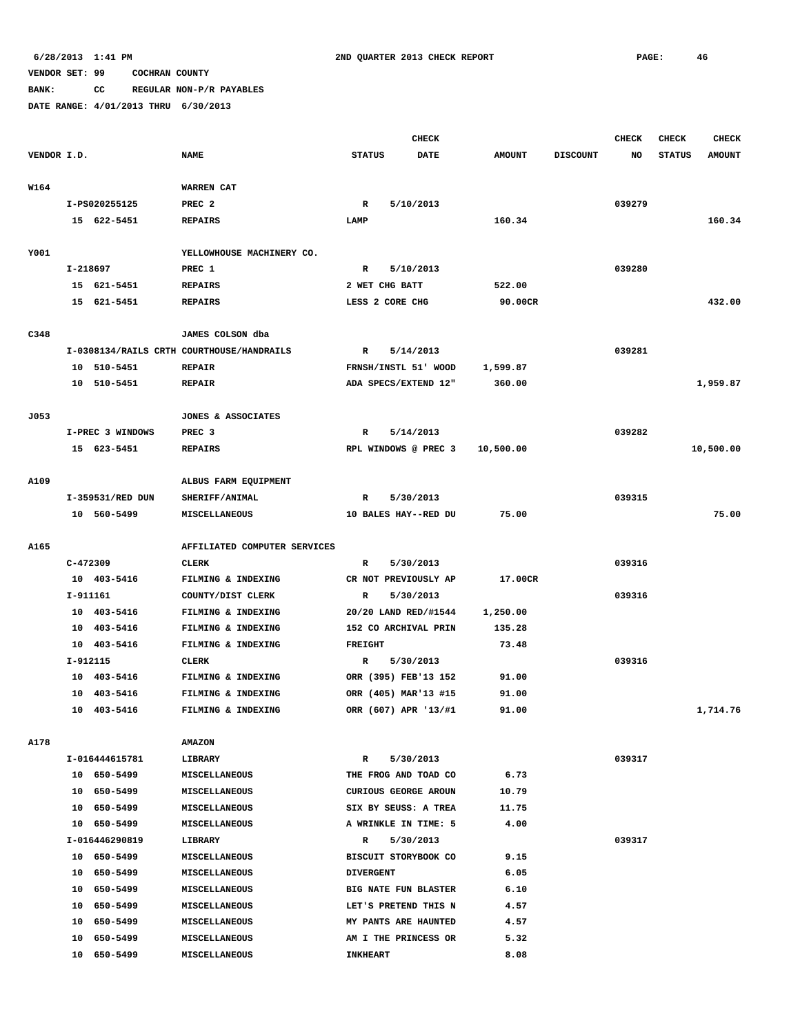6/28/2013 1:41 PM  2ND QUARTER 2013 CHECK REPORT  PAGE: 46

VENDOR SET: 99  COCHRAN COUNTY
BANK: CC  REGULAR NON-P/R PAYABLES
DATE RANGE: 4/01/2013 THRU 6/30/2013

| VENDOR I.D. | NAME | STATUS | CHECK DATE | AMOUNT | DISCOUNT | CHECK NO | CHECK STATUS | CHECK AMOUNT |
|---|---|---|---|---|---|---|---|---|
| W164 | WARREN CAT | | | | | | | |
| I-PS020255125 | PREC 2 | R | 5/10/2013 | | | 039279 | | |
| 15 622-5451 | REPAIRS | LAMP | | 160.34 | | | | 160.34 |
| Y001 | YELLOWHOUSE MACHINERY CO. | | | | | | | |
| I-218697 | PREC 1 | R | 5/10/2013 | | | 039280 | | |
| 15 621-5451 | REPAIRS | 2 WET CHG BATT | | 522.00 | | | | |
| 15 621-5451 | REPAIRS | LESS 2 CORE CHG | | 90.00CR | | | | 432.00 |
| C348 | JAMES COLSON dba | | | | | | | |
| I-0308134/RAILS CRTH | COURTHOUSE/HANDRAILS | R | 5/14/2013 | | | 039281 | | |
| 10 510-5451 | REPAIR | FRNSH/INSTL 51' WOOD | | 1,599.87 | | | | |
| 10 510-5451 | REPAIR | ADA SPECS/EXTEND 12" | | 360.00 | | | | 1,959.87 |
| J053 | JONES & ASSOCIATES | | | | | | | |
| I-PREC 3 WINDOWS | PREC 3 | R | 5/14/2013 | | | 039282 | | |
| 15 623-5451 | REPAIRS | RPL WINDOWS @ PREC 3 | | 10,500.00 | | | | 10,500.00 |
| A109 | ALBUS FARM EQUIPMENT | | | | | | | |
| I-359531/RED DUN | SHERIFF/ANIMAL | R | 5/30/2013 | | | 039315 | | |
| 10 560-5499 | MISCELLANEOUS | 10 BALES HAY--RED DU | | 75.00 | | | | 75.00 |
| A165 | AFFILIATED COMPUTER SERVICES | | | | | | | |
| C-472309 | CLERK | R | 5/30/2013 | | | 039316 | | |
| 10 403-5416 | FILMING & INDEXING | CR NOT PREVIOUSLY AP | | 17.00CR | | | | |
| I-911161 | COUNTY/DIST CLERK | R | 5/30/2013 | | | 039316 | | |
| 10 403-5416 | FILMING & INDEXING | 20/20 LAND RED/#1544 | | 1,250.00 | | | | |
| 10 403-5416 | FILMING & INDEXING | 152 CO ARCHIVAL PRIN | | 135.28 | | | | |
| 10 403-5416 | FILMING & INDEXING | FREIGHT | | 73.48 | | | | |
| I-912115 | CLERK | R | 5/30/2013 | | | 039316 | | |
| 10 403-5416 | FILMING & INDEXING | ORR (395) FEB'13 152 | | 91.00 | | | | |
| 10 403-5416 | FILMING & INDEXING | ORR (405) MAR'13 #15 | | 91.00 | | | | |
| 10 403-5416 | FILMING & INDEXING | ORR (607) APR '13/#1 | | 91.00 | | | | 1,714.76 |
| A178 | AMAZON | | | | | | | |
| I-016444615781 | LIBRARY | R | 5/30/2013 | | | 039317 | | |
| 10 650-5499 | MISCELLANEOUS | THE FROG AND TOAD CO | | 6.73 | | | | |
| 10 650-5499 | MISCELLANEOUS | CURIOUS GEORGE AROUN | | 10.79 | | | | |
| 10 650-5499 | MISCELLANEOUS | SIX BY SEUSS: A TREA | | 11.75 | | | | |
| 10 650-5499 | MISCELLANEOUS | A WRINKLE IN TIME: 5 | | 4.00 | | | | |
| I-016446290819 | LIBRARY | R | 5/30/2013 | | | 039317 | | |
| 10 650-5499 | MISCELLANEOUS | BISCUIT STORYBOOK CO | | 9.15 | | | | |
| 10 650-5499 | MISCELLANEOUS | DIVERGENT | | 6.05 | | | | |
| 10 650-5499 | MISCELLANEOUS | BIG NATE FUN BLASTER | | 6.10 | | | | |
| 10 650-5499 | MISCELLANEOUS | LET'S PRETEND THIS N | | 4.57 | | | | |
| 10 650-5499 | MISCELLANEOUS | MY PANTS ARE HAUNTED | | 4.57 | | | | |
| 10 650-5499 | MISCELLANEOUS | AM I THE PRINCESS OR | | 5.32 | | | | |
| 10 650-5499 | MISCELLANEOUS | INKHEART | | 8.08 | | | | |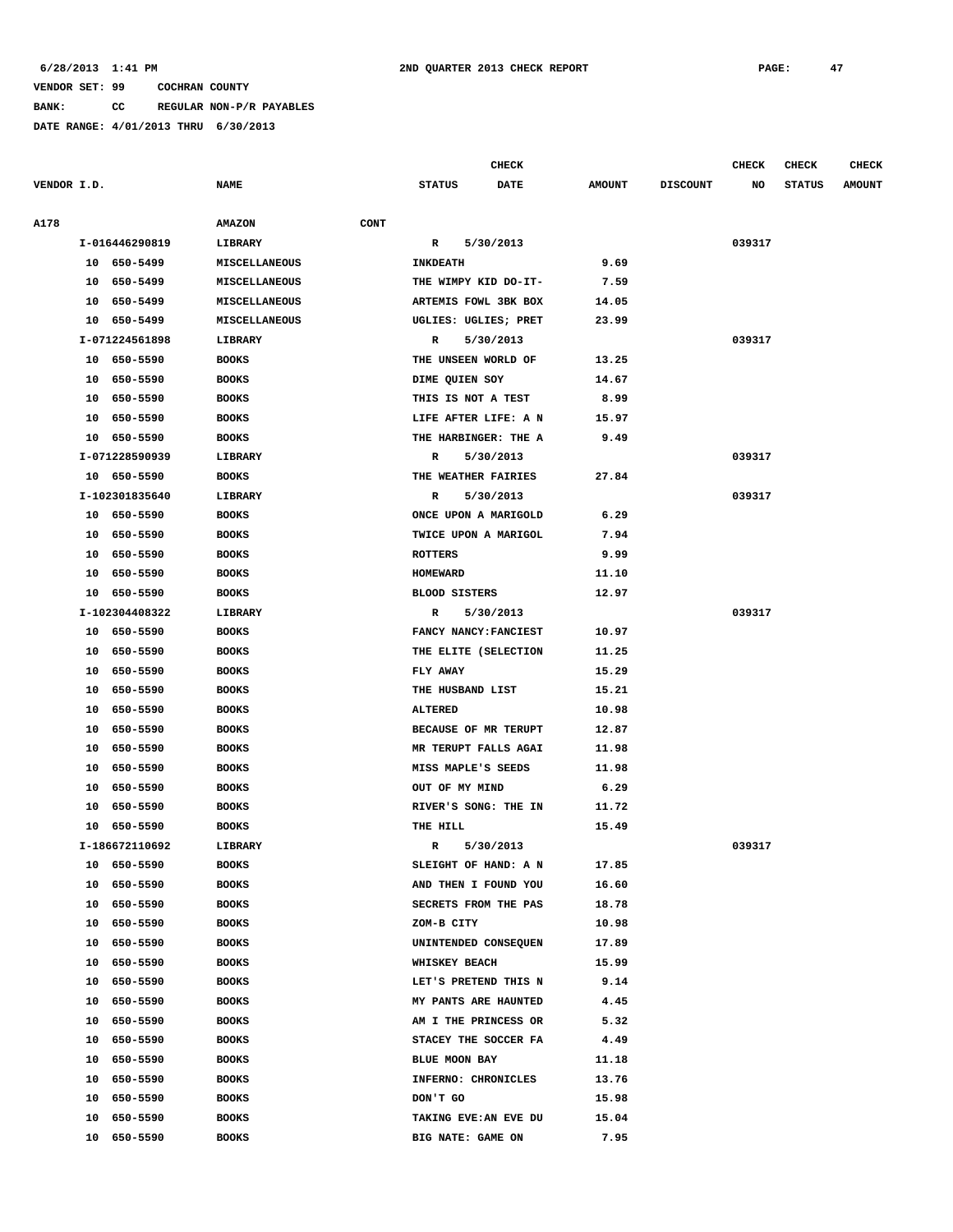VENDOR SET: 99 COCHRAN COUNTY

BANK: CC REGULAR NON-P/R PAYABLES

DATE RANGE: 4/01/2013 THRU 6/30/2013

| VENDOR I.D. | NAME | CHECK STATUS | CHECK DATE | AMOUNT | DISCOUNT | CHECK NO | CHECK STATUS | CHECK AMOUNT |
|---|---|---|---|---|---|---|---|---|
| A178 | AMAZON CONT | | | | | | | |
| I-016446290819 | LIBRARY | R | 5/30/2013 | | | 039317 | | |
| 10 650-5499 | MISCELLANEOUS | INKDEATH | | 9.69 | | | | |
| 10 650-5499 | MISCELLANEOUS | THE WIMPY KID DO-IT- | | 7.59 | | | | |
| 10 650-5499 | MISCELLANEOUS | ARTEMIS FOWL 3BK BOX | | 14.05 | | | | |
| 10 650-5499 | MISCELLANEOUS | UGLIES: UGLIES; PRET | | 23.99 | | | | |
| I-071224561898 | LIBRARY | R | 5/30/2013 | | | 039317 | | |
| 10 650-5590 | BOOKS | THE UNSEEN WORLD OF | | 13.25 | | | | |
| 10 650-5590 | BOOKS | DIME QUIEN SOY | | 14.67 | | | | |
| 10 650-5590 | BOOKS | THIS IS NOT A TEST | | 8.99 | | | | |
| 10 650-5590 | BOOKS | LIFE AFTER LIFE: A N | | 15.97 | | | | |
| 10 650-5590 | BOOKS | THE HARBINGER: THE A | | 9.49 | | | | |
| I-071228590939 | LIBRARY | R | 5/30/2013 | | | 039317 | | |
| 10 650-5590 | BOOKS | THE WEATHER FAIRIES | | 27.84 | | | | |
| I-102301835640 | LIBRARY | R | 5/30/2013 | | | 039317 | | |
| 10 650-5590 | BOOKS | ONCE UPON A MARIGOLD | | 6.29 | | | | |
| 10 650-5590 | BOOKS | TWICE UPON A MARIGOL | | 7.94 | | | | |
| 10 650-5590 | BOOKS | ROTTERS | | 9.99 | | | | |
| 10 650-5590 | BOOKS | HOMEWARD | | 11.10 | | | | |
| 10 650-5590 | BOOKS | BLOOD SISTERS | | 12.97 | | | | |
| I-102304408322 | LIBRARY | R | 5/30/2013 | | | 039317 | | |
| 10 650-5590 | BOOKS | FANCY NANCY:FANCIEST | | 10.97 | | | | |
| 10 650-5590 | BOOKS | THE ELITE (SELECTION | | 11.25 | | | | |
| 10 650-5590 | BOOKS | FLY AWAY | | 15.29 | | | | |
| 10 650-5590 | BOOKS | THE HUSBAND LIST | | 15.21 | | | | |
| 10 650-5590 | BOOKS | ALTERED | | 10.98 | | | | |
| 10 650-5590 | BOOKS | BECAUSE OF MR TERUPT | | 12.87 | | | | |
| 10 650-5590 | BOOKS | MR TERUPT FALLS AGAI | | 11.98 | | | | |
| 10 650-5590 | BOOKS | MISS MAPLE'S SEEDS | | 11.98 | | | | |
| 10 650-5590 | BOOKS | OUT OF MY MIND | | 6.29 | | | | |
| 10 650-5590 | BOOKS | RIVER'S SONG: THE IN | | 11.72 | | | | |
| 10 650-5590 | BOOKS | THE HILL | | 15.49 | | | | |
| I-186672110692 | LIBRARY | R | 5/30/2013 | | | 039317 | | |
| 10 650-5590 | BOOKS | SLEIGHT OF HAND: A N | | 17.85 | | | | |
| 10 650-5590 | BOOKS | AND THEN I FOUND YOU | | 16.60 | | | | |
| 10 650-5590 | BOOKS | SECRETS FROM THE PAS | | 18.78 | | | | |
| 10 650-5590 | BOOKS | ZOM-B CITY | | 10.98 | | | | |
| 10 650-5590 | BOOKS | UNINTENDED CONSEQUEN | | 17.89 | | | | |
| 10 650-5590 | BOOKS | WHISKEY BEACH | | 15.99 | | | | |
| 10 650-5590 | BOOKS | LET'S PRETEND THIS N | | 9.14 | | | | |
| 10 650-5590 | BOOKS | MY PANTS ARE HAUNTED | | 4.45 | | | | |
| 10 650-5590 | BOOKS | AM I THE PRINCESS OR | | 5.32 | | | | |
| 10 650-5590 | BOOKS | STACEY THE SOCCER FA | | 4.49 | | | | |
| 10 650-5590 | BOOKS | BLUE MOON BAY | | 11.18 | | | | |
| 10 650-5590 | BOOKS | INFERNO: CHRONICLES | | 13.76 | | | | |
| 10 650-5590 | BOOKS | DON'T GO | | 15.98 | | | | |
| 10 650-5590 | BOOKS | TAKING EVE:AN EVE DU | | 15.04 | | | | |
| 10 650-5590 | BOOKS | BIG NATE: GAME ON | | 7.95 | | | | |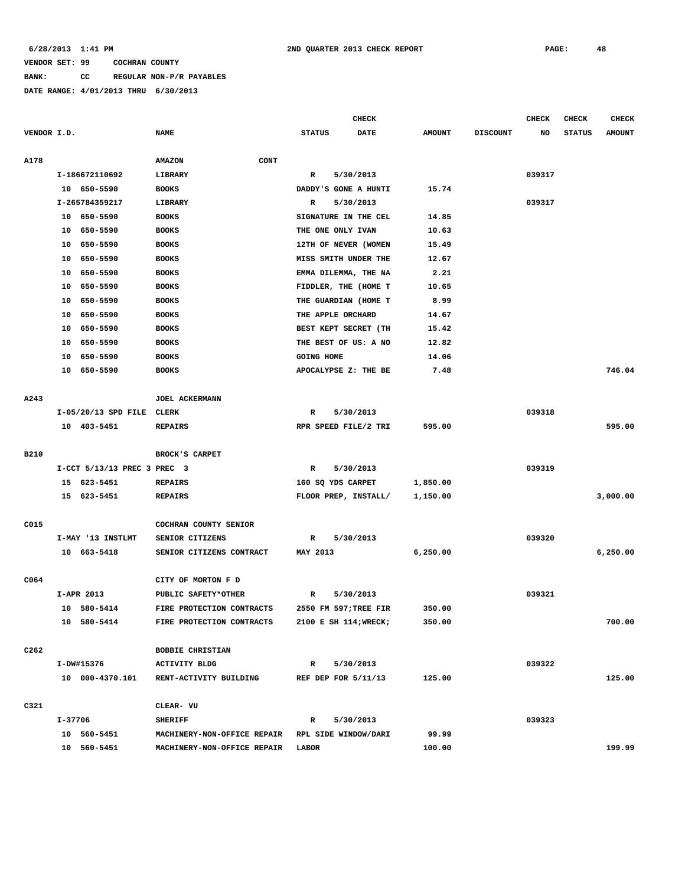6/28/2013 1:41 PM 2ND QUARTER 2013 CHECK REPORT

VENDOR SET: 99 COCHRAN COUNTY

BANK: CC REGULAR NON-P/R PAYABLES

DATE RANGE: 4/01/2013 THRU 6/30/2013

| VENDOR I.D. | NAME | STATUS | CHECK DATE | AMOUNT | DISCOUNT | CHECK NO | CHECK STATUS | CHECK AMOUNT |
|---|---|---|---|---|---|---|---|---|
| A178 | AMAZON CONT | | | | | | | |
| I-186672110692 | LIBRARY | R | 5/30/2013 | | | 039317 | | |
| 10 650-5590 | BOOKS | DADDY'S GONE A HUNTI | | 15.74 | | | | |
| I-265784359217 | LIBRARY | R | 5/30/2013 | | | 039317 | | |
| 10 650-5590 | BOOKS | SIGNATURE IN THE CEL | | 14.85 | | | | |
| 10 650-5590 | BOOKS | THE ONE ONLY IVAN | | 10.63 | | | | |
| 10 650-5590 | BOOKS | 12TH OF NEVER (WOMEN | | 15.49 | | | | |
| 10 650-5590 | BOOKS | MISS SMITH UNDER THE | | 12.67 | | | | |
| 10 650-5590 | BOOKS | EMMA DILEMMA, THE NA | | 2.21 | | | | |
| 10 650-5590 | BOOKS | FIDDLER, THE (HOME T | | 10.65 | | | | |
| 10 650-5590 | BOOKS | THE GUARDIAN (HOME T | | 8.99 | | | | |
| 10 650-5590 | BOOKS | THE APPLE ORCHARD | | 14.67 | | | | |
| 10 650-5590 | BOOKS | BEST KEPT SECRET (TH | | 15.42 | | | | |
| 10 650-5590 | BOOKS | THE BEST OF US: A NO | | 12.82 | | | | |
| 10 650-5590 | BOOKS | GOING HOME | | 14.06 | | | | |
| 10 650-5590 | BOOKS | APOCALYPSE Z: THE BE | | 7.48 | | | | 746.04 |
| A243 | JOEL ACKERMANN | | | | | | | |
| I-05/20/13 SPD FILE | CLERK | R | 5/30/2013 | | | 039318 | | |
| 10 403-5451 | REPAIRS | RPR SPEED FILE/2 TRI | | 595.00 | | | | 595.00 |
| B210 | BROCK'S CARPET | | | | | | | |
| I-CCT 5/13/13 PREC 3 | PREC 3 | R | 5/30/2013 | | | 039319 | | |
| 15 623-5451 | REPAIRS | 160 SQ YDS CARPET | | 1,850.00 | | | | |
| 15 623-5451 | REPAIRS | FLOOR PREP, INSTALL/ | | 1,150.00 | | | | 3,000.00 |
| C015 | COCHRAN COUNTY SENIOR | | | | | | | |
| I-MAY '13 INSTLMT | SENIOR CITIZENS | R | 5/30/2013 | | | 039320 | | |
| 10 663-5418 | SENIOR CITIZENS CONTRACT | MAY 2013 | | 6,250.00 | | | | 6,250.00 |
| C064 | CITY OF MORTON F D | | | | | | | |
| I-APR 2013 | PUBLIC SAFETY*OTHER | R | 5/30/2013 | | | 039321 | | |
| 10 580-5414 | FIRE PROTECTION CONTRACTS | 2550 FM 597;TREE FIR | | 350.00 | | | | |
| 10 580-5414 | FIRE PROTECTION CONTRACTS | 2100 E SH 114;WRECK; | | 350.00 | | | | 700.00 |
| C262 | BOBBIE CHRISTIAN | | | | | | | |
| I-DW#15376 | ACTIVITY BLDG | R | 5/30/2013 | | | 039322 | | |
| 10 000-4370.101 | RENT-ACTIVITY BUILDING | REF DEP FOR 5/11/13 | | 125.00 | | | | 125.00 |
| C321 | CLEAR- VU | | | | | | | |
| I-37706 | SHERIFF | R | 5/30/2013 | | | 039323 | | |
| 10 560-5451 | MACHINERY-NON-OFFICE REPAIR | RPL SIDE WINDOW/DARI | | 99.99 | | | | |
| 10 560-5451 | MACHINERY-NON-OFFICE REPAIR | LABOR | | 100.00 | | | | 199.99 |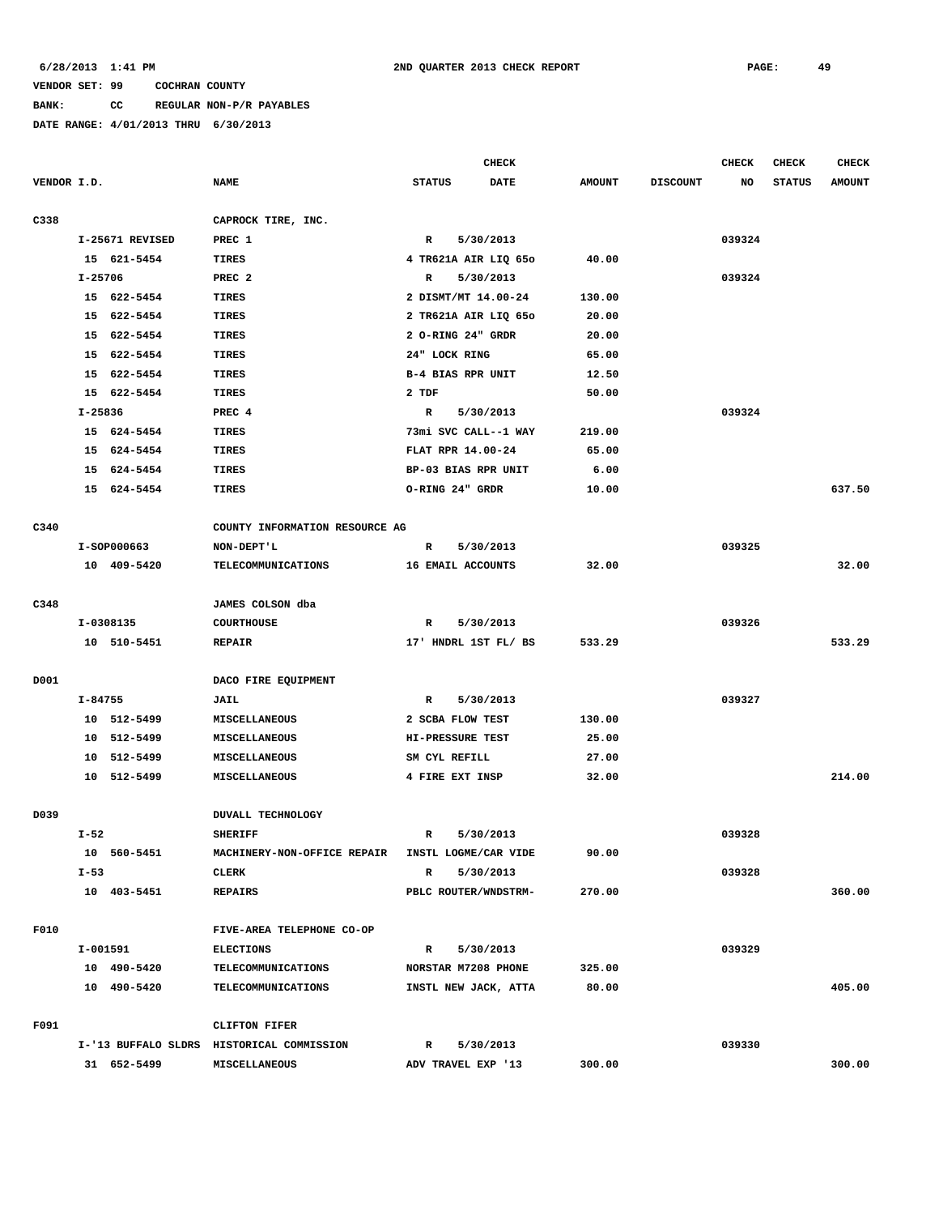6/28/2013 1:41 PM 2ND QUARTER 2013 CHECK REPORT PAGE: 49

VENDOR SET: 99 COCHRAN COUNTY

BANK: CC REGULAR NON-P/R PAYABLES

DATE RANGE: 4/01/2013 THRU 6/30/2013

| VENDOR I.D. | NAME | STATUS | CHECK DATE | AMOUNT | DISCOUNT | CHECK NO | CHECK STATUS | CHECK AMOUNT |
|---|---|---|---|---|---|---|---|---|
| C338 | CAPROCK TIRE, INC. | | | | | | | |
| I-25671 REVISED | PREC 1 | R | 5/30/2013 | | | 039324 | | |
| 15 621-5454 | TIRES | 4 TR621A AIR LIQ 65o | | 40.00 | | | | |
| I-25706 | PREC 2 | R | 5/30/2013 | | | 039324 | | |
| 15 622-5454 | TIRES | 2 DISMT/MT 14.00-24 | | 130.00 | | | | |
| 15 622-5454 | TIRES | 2 TR621A AIR LIQ 65o | | 20.00 | | | | |
| 15 622-5454 | TIRES | 2 O-RING 24" GRDR | | 20.00 | | | | |
| 15 622-5454 | TIRES | 24" LOCK RING | | 65.00 | | | | |
| 15 622-5454 | TIRES | B-4 BIAS RPR UNIT | | 12.50 | | | | |
| 15 622-5454 | TIRES | 2 TDF | | 50.00 | | | | |
| I-25836 | PREC 4 | R | 5/30/2013 | | | 039324 | | |
| 15 624-5454 | TIRES | 73mi SVC CALL--1 WAY | | 219.00 | | | | |
| 15 624-5454 | TIRES | FLAT RPR 14.00-24 | | 65.00 | | | | |
| 15 624-5454 | TIRES | BP-03 BIAS RPR UNIT | | 6.00 | | | | |
| 15 624-5454 | TIRES | O-RING 24" GRDR | | 10.00 | | | | 637.50 |
| C340 | COUNTY INFORMATION RESOURCE AG | | | | | | | |
| I-SOP000663 | NON-DEPT'L | R | 5/30/2013 | | | 039325 | | |
| 10 409-5420 | TELECOMMUNICATIONS | 16 EMAIL ACCOUNTS | | 32.00 | | | | 32.00 |
| C348 | JAMES COLSON dba | | | | | | | |
| I-0308135 | COURTHOUSE | R | 5/30/2013 | | | 039326 | | |
| 10 510-5451 | REPAIR | 17' HNDRL 1ST FL/ BS | | 533.29 | | | | 533.29 |
| D001 | DACO FIRE EQUIPMENT | | | | | | | |
| I-84755 | JAIL | R | 5/30/2013 | | | 039327 | | |
| 10 512-5499 | MISCELLANEOUS | 2 SCBA FLOW TEST | | 130.00 | | | | |
| 10 512-5499 | MISCELLANEOUS | HI-PRESSURE TEST | | 25.00 | | | | |
| 10 512-5499 | MISCELLANEOUS | SM CYL REFILL | | 27.00 | | | | |
| 10 512-5499 | MISCELLANEOUS | 4 FIRE EXT INSP | | 32.00 | | | | 214.00 |
| D039 | DUVALL TECHNOLOGY | | | | | | | |
| I-52 | SHERIFF | R | 5/30/2013 | | | 039328 | | |
| 10 560-5451 | MACHINERY-NON-OFFICE REPAIR | INSTL LOGME/CAR VIDE | | 90.00 | | | | |
| I-53 | CLERK | R | 5/30/2013 | | | 039328 | | |
| 10 403-5451 | REPAIRS | PBLC ROUTER/WNDSTRM- | | 270.00 | | | | 360.00 |
| F010 | FIVE-AREA TELEPHONE CO-OP | | | | | | | |
| I-001591 | ELECTIONS | R | 5/30/2013 | | | 039329 | | |
| 10 490-5420 | TELECOMMUNICATIONS | NORSTAR M7208 PHONE | | 325.00 | | | | |
| 10 490-5420 | TELECOMMUNICATIONS | INSTL NEW JACK, ATTA | | 80.00 | | | | 405.00 |
| F091 | CLIFTON FIFER | | | | | | | |
| I-'13 BUFFALO SLDRS | HISTORICAL COMMISSION | R | 5/30/2013 | | | 039330 | | |
| 31 652-5499 | MISCELLANEOUS | ADV TRAVEL EXP '13 | | 300.00 | | | | 300.00 |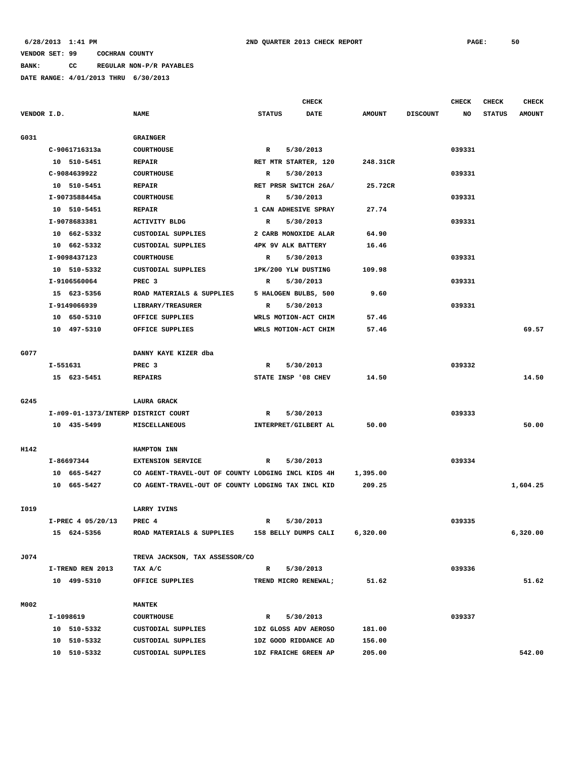6/28/2013 1:41 PM 2ND QUARTER 2013 CHECK REPORT

VENDOR SET: 99 COCHRAN COUNTY

BANK: CC REGULAR NON-P/R PAYABLES

DATE RANGE: 4/01/2013 THRU 6/30/2013

| VENDOR I.D. | NAME | STATUS | CHECK DATE | AMOUNT | DISCOUNT | CHECK NO | CHECK STATUS | CHECK AMOUNT |
|---|---|---|---|---|---|---|---|---|
| G031 | GRAINGER | | | | | | | |
| C-9061716313a | COURTHOUSE | R | 5/30/2013 | | | 039331 | | |
| 10 510-5451 | REPAIR | RET MTR STARTER, 120 | | 248.31CR | | | | |
| C-9084639922 | COURTHOUSE | R | 5/30/2013 | | | 039331 | | |
| 10 510-5451 | REPAIR | RET PRSR SWITCH 26A/ | | 25.72CR | | | | |
| I-9073588445a | COURTHOUSE | R | 5/30/2013 | | | 039331 | | |
| 10 510-5451 | REPAIR | 1 CAN ADHESIVE SPRAY | | 27.74 | | | | |
| I-9078683381 | ACTIVITY BLDG | R | 5/30/2013 | | | 039331 | | |
| 10 662-5332 | CUSTODIAL SUPPLIES | 2 CARB MONOXIDE ALAR | | 64.90 | | | | |
| 10 662-5332 | CUSTODIAL SUPPLIES | 4PK 9V ALK BATTERY | | 16.46 | | | | |
| I-9098437123 | COURTHOUSE | R | 5/30/2013 | | | 039331 | | |
| 10 510-5332 | CUSTODIAL SUPPLIES | 1PK/200 YLW DUSTING | | 109.98 | | | | |
| I-9106560064 | PREC 3 | R | 5/30/2013 | | | 039331 | | |
| 15 623-5356 | ROAD MATERIALS & SUPPLIES | 5 HALOGEN BULBS, 500 | | 9.60 | | | | |
| I-9149066939 | LIBRARY/TREASURER | R | 5/30/2013 | | | 039331 | | |
| 10 650-5310 | OFFICE SUPPLIES | WRLS MOTION-ACT CHIM | | 57.46 | | | | |
| 10 497-5310 | OFFICE SUPPLIES | WRLS MOTION-ACT CHIM | | 57.46 | | | | 69.57 |
| G077 | DANNY KAYE KIZER dba | | | | | | | |
| I-551631 | PREC 3 | R | 5/30/2013 | | | 039332 | | |
| 15 623-5451 | REPAIRS | STATE INSP '08 CHEV | | 14.50 | | | | 14.50 |
| G245 | LAURA GRACK | | | | | | | |
| I-#09-01-1373/INTERP | DISTRICT COURT | R | 5/30/2013 | | | 039333 | | |
| 10 435-5499 | MISCELLANEOUS | INTERPRET/GILBERT AL | | 50.00 | | | | 50.00 |
| H142 | HAMPTON INN | | | | | | | |
| I-86697344 | EXTENSION SERVICE | R | 5/30/2013 | | | 039334 | | |
| 10 665-5427 | CO AGENT-TRAVEL-OUT OF COUNTY | LODGING INCL KIDS 4H | | 1,395.00 | | | | |
| 10 665-5427 | CO AGENT-TRAVEL-OUT OF COUNTY | LODGING TAX INCL KID | | 209.25 | | | | 1,604.25 |
| I019 | LARRY IVINS | | | | | | | |
| I-PREC 4 05/20/13 | PREC 4 | R | 5/30/2013 | | | 039335 | | |
| 15 624-5356 | ROAD MATERIALS & SUPPLIES | 158 BELLY DUMPS CALI | | 6,320.00 | | | | 6,320.00 |
| J074 | TREVA JACKSON, TAX ASSESSOR/CO | | | | | | | |
| I-TREND REN 2013 | TAX A/C | R | 5/30/2013 | | | 039336 | | |
| 10 499-5310 | OFFICE SUPPLIES | TREND MICRO RENEWAL; | | 51.62 | | | | 51.62 |
| M002 | MANTEK | | | | | | | |
| I-1098619 | COURTHOUSE | R | 5/30/2013 | | | 039337 | | |
| 10 510-5332 | CUSTODIAL SUPPLIES | 1DZ GLOSS ADV AEROSO | | 181.00 | | | | |
| 10 510-5332 | CUSTODIAL SUPPLIES | 1DZ GOOD RIDDANCE AD | | 156.00 | | | | |
| 10 510-5332 | CUSTODIAL SUPPLIES | 1DZ FRAICHE GREEN AP | | 205.00 | | | | 542.00 |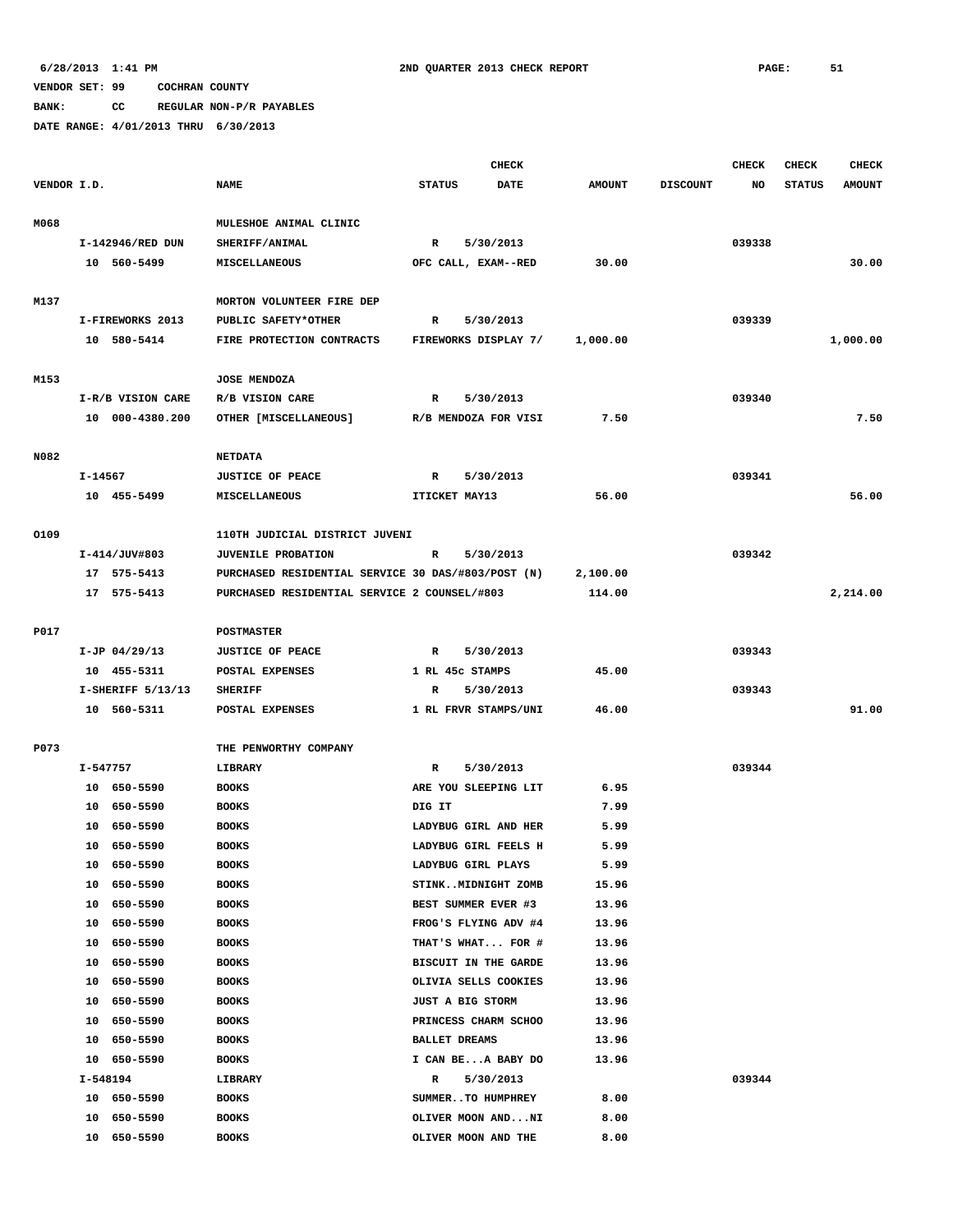6/28/2013 1:41 PM 2ND QUARTER 2013 CHECK REPORT PAGE: 51

VENDOR SET: 99 COCHRAN COUNTY

BANK: CC REGULAR NON-P/R PAYABLES

DATE RANGE: 4/01/2013 THRU 6/30/2013

| VENDOR I.D. | NAME | STATUS | CHECK DATE | AMOUNT | DISCOUNT | CHECK NO | CHECK STATUS | CHECK AMOUNT |
|---|---|---|---|---|---|---|---|---|
| M068 | MULESHOE ANIMAL CLINIC | | | | | | | |
| I-142946/RED DUN | SHERIFF/ANIMAL | R | 5/30/2013 | | | 039338 | | |
| 10 560-5499 | MISCELLANEOUS | OFC CALL, EXAM--RED | | 30.00 | | | | 30.00 |
| M137 | MORTON VOLUNTEER FIRE DEP | | | | | | | |
| I-FIREWORKS 2013 | PUBLIC SAFETY*OTHER | R | 5/30/2013 | | | 039339 | | |
| 10 580-5414 | FIRE PROTECTION CONTRACTS | FIREWORKS DISPLAY 7/ | | 1,000.00 | | | | 1,000.00 |
| M153 | JOSE MENDOZA | | | | | | | |
| I-R/B VISION CARE | R/B VISION CARE | R | 5/30/2013 | | | 039340 | | |
| 10 000-4380.200 | OTHER [MISCELLANEOUS] | R/B MENDOZA FOR VISI | | 7.50 | | | | 7.50 |
| N082 | NETDATA | | | | | | | |
| I-14567 | JUSTICE OF PEACE | R | 5/30/2013 | | | 039341 | | |
| 10 455-5499 | MISCELLANEOUS | ITICKET MAY13 | | 56.00 | | | | 56.00 |
| O109 | 110TH JUDICIAL DISTRICT JUVENI | | | | | | | |
| I-414/JUV#803 | JUVENILE PROBATION | R | 5/30/2013 | | | 039342 | | |
| 17 575-5413 | PURCHASED RESIDENTIAL SERVICE 30 DAS/#803/POST (N) | | | 2,100.00 | | | | |
| 17 575-5413 | PURCHASED RESIDENTIAL SERVICE 2 COUNSEL/#803 | | | 114.00 | | | | 2,214.00 |
| P017 | POSTMASTER | | | | | | | |
| I-JP 04/29/13 | JUSTICE OF PEACE | R | 5/30/2013 | | | 039343 | | |
| 10 455-5311 | POSTAL EXPENSES | 1 RL 45c STAMPS | | 45.00 | | | | |
| I-SHERIFF 5/13/13 | SHERIFF | R | 5/30/2013 | | | 039343 | | |
| 10 560-5311 | POSTAL EXPENSES | 1 RL FRVR STAMPS/UNI | | 46.00 | | | | 91.00 |
| P073 | THE PENWORTHY COMPANY | | | | | | | |
| I-547757 | LIBRARY | R | 5/30/2013 | | | 039344 | | |
| 10 650-5590 | BOOKS | ARE YOU SLEEPING LIT | | 6.95 | | | | |
| 10 650-5590 | BOOKS | DIG IT | | 7.99 | | | | |
| 10 650-5590 | BOOKS | LADYBUG GIRL AND HER | | 5.99 | | | | |
| 10 650-5590 | BOOKS | LADYBUG GIRL FEELS H | | 5.99 | | | | |
| 10 650-5590 | BOOKS | LADYBUG GIRL PLAYS | | 5.99 | | | | |
| 10 650-5590 | BOOKS | STINK..MIDNIGHT ZOMB | | 15.96 | | | | |
| 10 650-5590 | BOOKS | BEST SUMMER EVER #3 | | 13.96 | | | | |
| 10 650-5590 | BOOKS | FROG'S FLYING ADV #4 | | 13.96 | | | | |
| 10 650-5590 | BOOKS | THAT'S WHAT... FOR # | | 13.96 | | | | |
| 10 650-5590 | BOOKS | BISCUIT IN THE GARDE | | 13.96 | | | | |
| 10 650-5590 | BOOKS | OLIVIA SELLS COOKIES | | 13.96 | | | | |
| 10 650-5590 | BOOKS | JUST A BIG STORM | | 13.96 | | | | |
| 10 650-5590 | BOOKS | PRINCESS CHARM SCHOO | | 13.96 | | | | |
| 10 650-5590 | BOOKS | BALLET DREAMS | | 13.96 | | | | |
| 10 650-5590 | BOOKS | I CAN BE...A BABY DO | | 13.96 | | | | |
| I-548194 | LIBRARY | R | 5/30/2013 | | | 039344 | | |
| 10 650-5590 | BOOKS | SUMMER..TO HUMPHREY | | 8.00 | | | | |
| 10 650-5590 | BOOKS | OLIVER MOON AND...NI | | 8.00 | | | | |
| 10 650-5590 | BOOKS | OLIVER MOON AND THE | | 8.00 | | | | |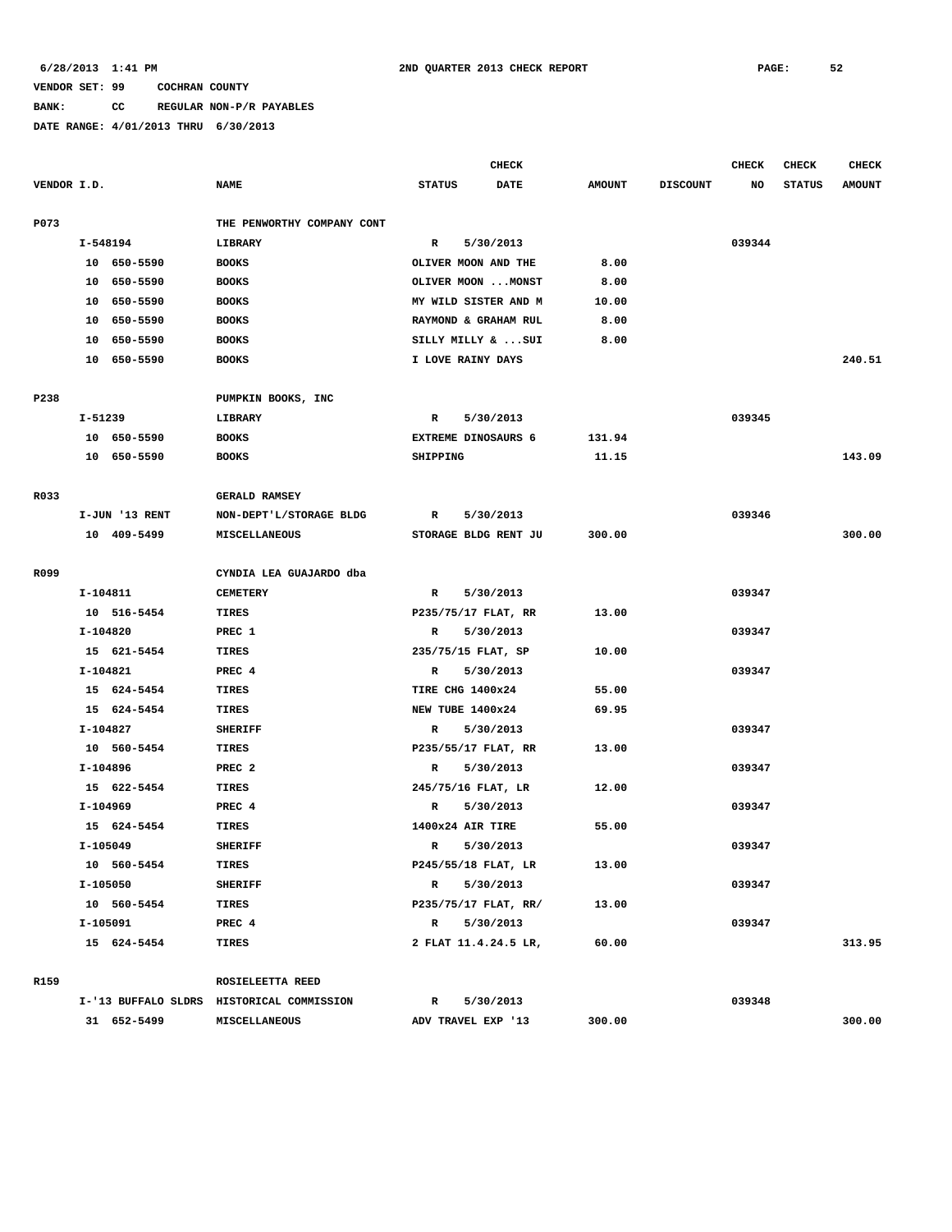6/28/2013 1:41 PM 2ND QUARTER 2013 CHECK REPORT PAGE: 52

VENDOR SET: 99 COCHRAN COUNTY

BANK: CC REGULAR NON-P/R PAYABLES

DATE RANGE: 4/01/2013 THRU 6/30/2013

| VENDOR I.D. | NAME | STATUS | CHECK DATE | AMOUNT | DISCOUNT | CHECK NO | CHECK STATUS | CHECK AMOUNT |
|---|---|---|---|---|---|---|---|---|
| P073 | THE PENWORTHY COMPANY CONT | | | | | | | |
| I-548194 | LIBRARY | R | 5/30/2013 | | | 039344 | | |
| 10 650-5590 | BOOKS | OLIVER MOON AND THE | | 8.00 | | | | |
| 10 650-5590 | BOOKS | OLIVER MOON ...MONST | | 8.00 | | | | |
| 10 650-5590 | BOOKS | MY WILD SISTER AND M | | 10.00 | | | | |
| 10 650-5590 | BOOKS | RAYMOND & GRAHAM RUL | | 8.00 | | | | |
| 10 650-5590 | BOOKS | SILLY MILLY & ...SUI | | 8.00 | | | | |
| 10 650-5590 | BOOKS | I LOVE RAINY DAYS | | | | | | 240.51 |
| P238 | PUMPKIN BOOKS, INC | | | | | | | |
| I-51239 | LIBRARY | R | 5/30/2013 | | | 039345 | | |
| 10 650-5590 | BOOKS | EXTREME DINOSAURS 6 | | 131.94 | | | | |
| 10 650-5590 | BOOKS | SHIPPING | | 11.15 | | | | 143.09 |
| R033 | GERALD RAMSEY | | | | | | | |
| I-JUN '13 RENT | NON-DEPT'L/STORAGE BLDG | R | 5/30/2013 | | | 039346 | | |
| 10 409-5499 | MISCELLANEOUS | STORAGE BLDG RENT JU | | 300.00 | | | | 300.00 |
| R099 | CYNDIA LEA GUAJARDO dba | | | | | | | |
| I-104811 | CEMETERY | R | 5/30/2013 | | | 039347 | | |
| 10 516-5454 | TIRES | P235/75/17 FLAT, RR | | 13.00 | | | | |
| I-104820 | PREC 1 | R | 5/30/2013 | | | 039347 | | |
| 15 621-5454 | TIRES | 235/75/15 FLAT, SP | | 10.00 | | | | |
| I-104821 | PREC 4 | R | 5/30/2013 | | | 039347 | | |
| 15 624-5454 | TIRES | TIRE CHG 1400x24 | | 55.00 | | | | |
| 15 624-5454 | TIRES | NEW TUBE 1400x24 | | 69.95 | | | | |
| I-104827 | SHERIFF | R | 5/30/2013 | | | 039347 | | |
| 10 560-5454 | TIRES | P235/55/17 FLAT, RR | | 13.00 | | | | |
| I-104896 | PREC 2 | R | 5/30/2013 | | | 039347 | | |
| 15 622-5454 | TIRES | 245/75/16 FLAT, LR | | 12.00 | | | | |
| I-104969 | PREC 4 | R | 5/30/2013 | | | 039347 | | |
| 15 624-5454 | TIRES | 1400x24 AIR TIRE | | 55.00 | | | | |
| I-105049 | SHERIFF | R | 5/30/2013 | | | 039347 | | |
| 10 560-5454 | TIRES | P245/55/18 FLAT, LR | | 13.00 | | | | |
| I-105050 | SHERIFF | R | 5/30/2013 | | | 039347 | | |
| 10 560-5454 | TIRES | P235/75/17 FLAT, RR/ | | 13.00 | | | | |
| I-105091 | PREC 4 | R | 5/30/2013 | | | 039347 | | |
| 15 624-5454 | TIRES | 2 FLAT 11.4.24.5 LR, | | 60.00 | | | | 313.95 |
| R159 | ROSIELEETTA REED | | | | | | | |
| I-'13 BUFFALO SLDRS | HISTORICAL COMMISSION | R | 5/30/2013 | | | 039348 | | |
| 31 652-5499 | MISCELLANEOUS | ADV TRAVEL EXP '13 | | 300.00 | | | | 300.00 |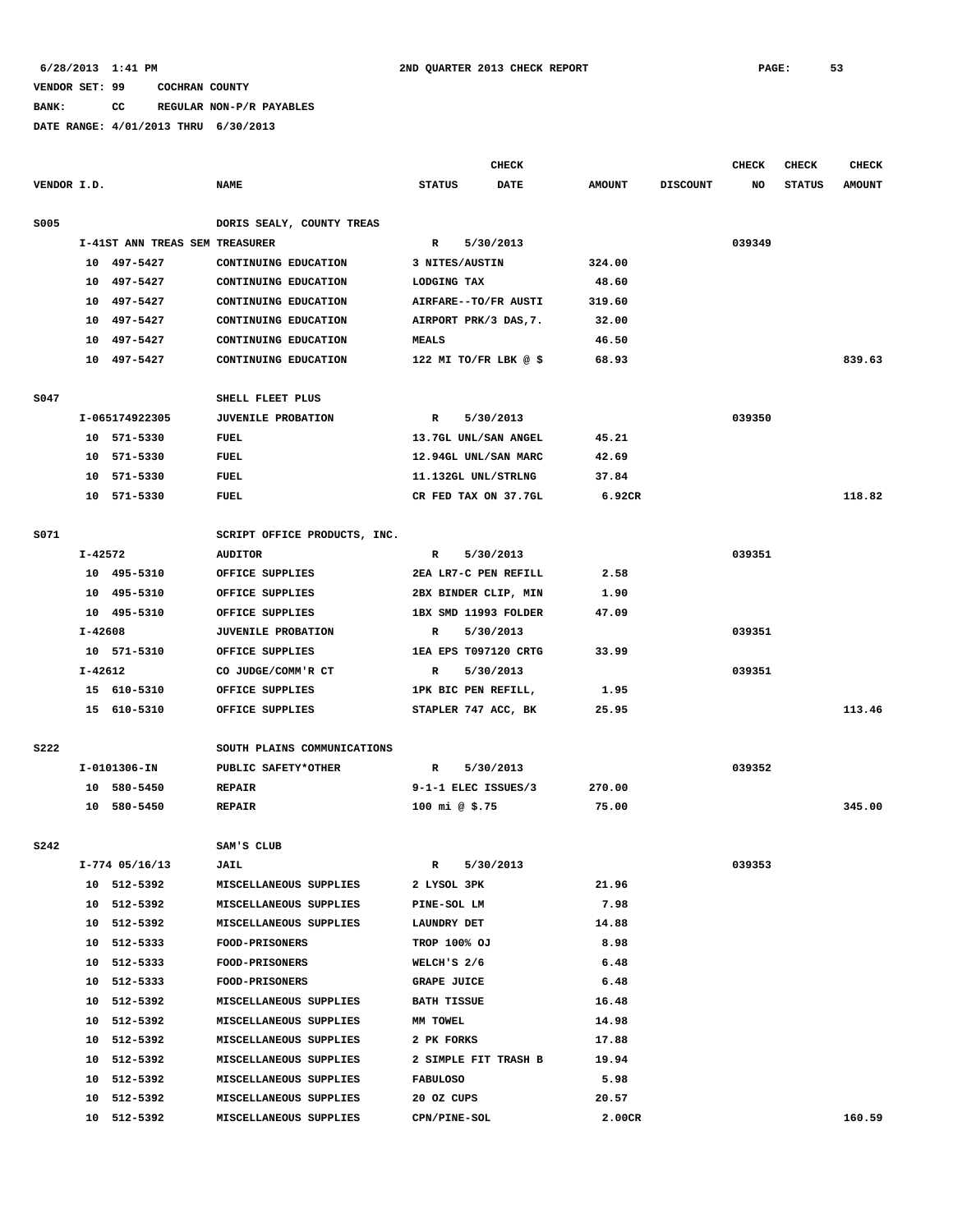6/28/2013 1:41 PM — 2ND QUARTER 2013 CHECK REPORT

VENDOR SET: 99 COCHRAN COUNTY

BANK: CC REGULAR NON-P/R PAYABLES

DATE RANGE: 4/01/2013 THRU 6/30/2013

| VENDOR I.D. | NAME | STATUS | CHECK DATE | AMOUNT | DISCOUNT | CHECK NO | CHECK STATUS | CHECK AMOUNT |
|---|---|---|---|---|---|---|---|---|
| S005 | DORIS SEALY, COUNTY TREAS | | | | | | | |
| I-41ST ANN TREAS SEM | TREASURER | R | 5/30/2013 | | | 039349 | | |
| 10 497-5427 | CONTINUING EDUCATION | 3 NITES/AUSTIN | | 324.00 | | | | |
| 10 497-5427 | CONTINUING EDUCATION | LODGING TAX | | 48.60 | | | | |
| 10 497-5427 | CONTINUING EDUCATION | AIRFARE--TO/FR AUSTI | | 319.60 | | | | |
| 10 497-5427 | CONTINUING EDUCATION | AIRPORT PRK/3 DAS,7. | | 32.00 | | | | |
| 10 497-5427 | CONTINUING EDUCATION | MEALS | | 46.50 | | | | |
| 10 497-5427 | CONTINUING EDUCATION | 122 MI TO/FR LBK @ $ | | 68.93 | | | | 839.63 |
| S047 | SHELL FLEET PLUS | | | | | | | |
| I-065174922305 | JUVENILE PROBATION | R | 5/30/2013 | | | 039350 | | |
| 10 571-5330 | FUEL | 13.7GL UNL/SAN ANGEL | | 45.21 | | | | |
| 10 571-5330 | FUEL | 12.94GL UNL/SAN MARC | | 42.69 | | | | |
| 10 571-5330 | FUEL | 11.132GL UNL/STRLNG | | 37.84 | | | | |
| 10 571-5330 | FUEL | CR FED TAX ON 37.7GL | | 6.92CR | | | | 118.82 |
| S071 | SCRIPT OFFICE PRODUCTS, INC. | | | | | | | |
| I-42572 | AUDITOR | R | 5/30/2013 | | | 039351 | | |
| 10 495-5310 | OFFICE SUPPLIES | 2EA LR7-C PEN REFILL | | 2.58 | | | | |
| 10 495-5310 | OFFICE SUPPLIES | 2BX BINDER CLIP, MIN | | 1.90 | | | | |
| 10 495-5310 | OFFICE SUPPLIES | 1BX SMD 11993 FOLDER | | 47.09 | | | | |
| I-42608 | JUVENILE PROBATION | R | 5/30/2013 | | | 039351 | | |
| 10 571-5310 | OFFICE SUPPLIES | 1EA EPS T097120 CRTG | | 33.99 | | | | |
| I-42612 | CO JUDGE/COMM'R CT | R | 5/30/2013 | | | 039351 | | |
| 15 610-5310 | OFFICE SUPPLIES | 1PK BIC PEN REFILL, | | 1.95 | | | | |
| 15 610-5310 | OFFICE SUPPLIES | STAPLER 747 ACC, BK | | 25.95 | | | | 113.46 |
| S222 | SOUTH PLAINS COMMUNICATIONS | | | | | | | |
| I-0101306-IN | PUBLIC SAFETY*OTHER | R | 5/30/2013 | | | 039352 | | |
| 10 580-5450 | REPAIR | 9-1-1 ELEC ISSUES/3 | | 270.00 | | | | |
| 10 580-5450 | REPAIR | 100 mi @ $.75 | | 75.00 | | | | 345.00 |
| S242 | SAM'S CLUB | | | | | | | |
| I-774 05/16/13 | JAIL | R | 5/30/2013 | | | 039353 | | |
| 10 512-5392 | MISCELLANEOUS SUPPLIES | 2 LYSOL 3PK | | 21.96 | | | | |
| 10 512-5392 | MISCELLANEOUS SUPPLIES | PINE-SOL LM | | 7.98 | | | | |
| 10 512-5392 | MISCELLANEOUS SUPPLIES | LAUNDRY DET | | 14.88 | | | | |
| 10 512-5333 | FOOD-PRISONERS | TROP 100% OJ | | 8.98 | | | | |
| 10 512-5333 | FOOD-PRISONERS | WELCH'S 2/6 | | 6.48 | | | | |
| 10 512-5333 | FOOD-PRISONERS | GRAPE JUICE | | 6.48 | | | | |
| 10 512-5392 | MISCELLANEOUS SUPPLIES | BATH TISSUE | | 16.48 | | | | |
| 10 512-5392 | MISCELLANEOUS SUPPLIES | MM TOWEL | | 14.98 | | | | |
| 10 512-5392 | MISCELLANEOUS SUPPLIES | 2 PK FORKS | | 17.88 | | | | |
| 10 512-5392 | MISCELLANEOUS SUPPLIES | 2 SIMPLE FIT TRASH B | | 19.94 | | | | |
| 10 512-5392 | MISCELLANEOUS SUPPLIES | FABULOSO | | 5.98 | | | | |
| 10 512-5392 | MISCELLANEOUS SUPPLIES | 20 OZ CUPS | | 20.57 | | | | |
| 10 512-5392 | MISCELLANEOUS SUPPLIES | CPN/PINE-SOL | | 2.00CR | | | | 160.59 |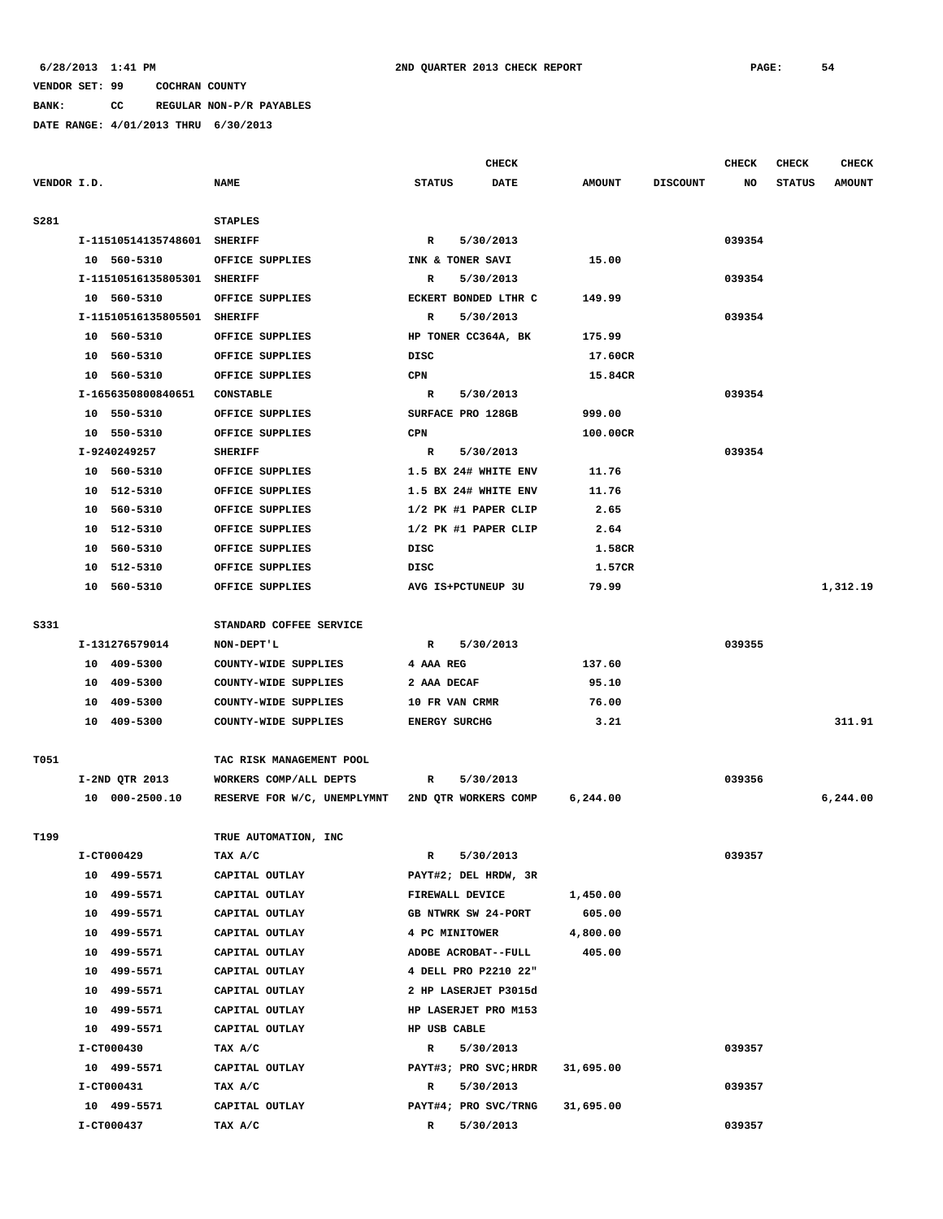6/28/2013 1:41 PM    2ND QUARTER 2013 CHECK REPORT

VENDOR SET: 99    COCHRAN COUNTY

BANK: CC    REGULAR NON-P/R PAYABLES

DATE RANGE: 4/01/2013 THRU 6/30/2013

| VENDOR I.D. | NAME | STATUS | CHECK DATE | AMOUNT | DISCOUNT | CHECK NO | CHECK STATUS | CHECK AMOUNT |
|---|---|---|---|---|---|---|---|---|
| S281 | STAPLES | | | | | | | |
| I-11510514135748601 | SHERIFF | R | 5/30/2013 | | | 039354 | | |
| 10 560-5310 | OFFICE SUPPLIES | INK & TONER SAVI | | 15.00 | | | | |
| I-11510516135805301 | SHERIFF | R | 5/30/2013 | | | 039354 | | |
| 10 560-5310 | OFFICE SUPPLIES | ECKERT BONDED LTHR C | | 149.99 | | | | |
| I-11510516135805501 | SHERIFF | R | 5/30/2013 | | | 039354 | | |
| 10 560-5310 | OFFICE SUPPLIES | HP TONER CC364A, BK | | 175.99 | | | | |
| 10 560-5310 | OFFICE SUPPLIES | DISC | | 17.60CR | | | | |
| 10 560-5310 | OFFICE SUPPLIES | CPN | | 15.84CR | | | | |
| I-1656350800840651 | CONSTABLE | R | 5/30/2013 | | | 039354 | | |
| 10 550-5310 | OFFICE SUPPLIES | SURFACE PRO 128GB | | 999.00 | | | | |
| 10 550-5310 | OFFICE SUPPLIES | CPN | | 100.00CR | | | | |
| I-9240249257 | SHERIFF | R | 5/30/2013 | | | 039354 | | |
| 10 560-5310 | OFFICE SUPPLIES | 1.5 BX 24# WHITE ENV | | 11.76 | | | | |
| 10 512-5310 | OFFICE SUPPLIES | 1.5 BX 24# WHITE ENV | | 11.76 | | | | |
| 10 560-5310 | OFFICE SUPPLIES | 1/2 PK #1 PAPER CLIP | | 2.65 | | | | |
| 10 512-5310 | OFFICE SUPPLIES | 1/2 PK #1 PAPER CLIP | | 2.64 | | | | |
| 10 560-5310 | OFFICE SUPPLIES | DISC | | 1.58CR | | | | |
| 10 512-5310 | OFFICE SUPPLIES | DISC | | 1.57CR | | | | |
| 10 560-5310 | OFFICE SUPPLIES | AVG IS+PCTUNEUP 3U | | 79.99 | | | | 1,312.19 |
| S331 | STANDARD COFFEE SERVICE | | | | | | | |
| I-131276579014 | NON-DEPT'L | R | 5/30/2013 | | | 039355 | | |
| 10 409-5300 | COUNTY-WIDE SUPPLIES | 4 AAA REG | | 137.60 | | | | |
| 10 409-5300 | COUNTY-WIDE SUPPLIES | 2 AAA DECAF | | 95.10 | | | | |
| 10 409-5300 | COUNTY-WIDE SUPPLIES | 10 FR VAN CRMR | | 76.00 | | | | |
| 10 409-5300 | COUNTY-WIDE SUPPLIES | ENERGY SURCHG | | 3.21 | | | | 311.91 |
| T051 | TAC RISK MANAGEMENT POOL | | | | | | | |
| I-2ND QTR 2013 | WORKERS COMP/ALL DEPTS | R | 5/30/2013 | | | 039356 | | |
| 10 000-2500.10 | RESERVE FOR W/C, UNEMPLYMNT | 2ND QTR WORKERS COMP | | 6,244.00 | | | | 6,244.00 |
| T199 | TRUE AUTOMATION, INC | | | | | | | |
| I-CT000429 | TAX A/C | R | 5/30/2013 | | | 039357 | | |
| 10 499-5571 | CAPITAL OUTLAY | PAYT#2; DEL HRDW, 3R | | | | | | |
| 10 499-5571 | CAPITAL OUTLAY | FIREWALL DEVICE | | 1,450.00 | | | | |
| 10 499-5571 | CAPITAL OUTLAY | GB NTWRK SW 24-PORT | | 605.00 | | | | |
| 10 499-5571 | CAPITAL OUTLAY | 4 PC MINITOWER | | 4,800.00 | | | | |
| 10 499-5571 | CAPITAL OUTLAY | ADOBE ACROBAT--FULL | | 405.00 | | | | |
| 10 499-5571 | CAPITAL OUTLAY | 4 DELL PRO P2210 22" | | | | | | |
| 10 499-5571 | CAPITAL OUTLAY | 2 HP LASERJET P3015d | | | | | | |
| 10 499-5571 | CAPITAL OUTLAY | HP LASERJET PRO M153 | | | | | | |
| 10 499-5571 | CAPITAL OUTLAY | HP USB CABLE | | | | | | |
| I-CT000430 | TAX A/C | R | 5/30/2013 | | | 039357 | | |
| 10 499-5571 | CAPITAL OUTLAY | PAYT#3; PRO SVC;HRDR | | 31,695.00 | | | | |
| I-CT000431 | TAX A/C | R | 5/30/2013 | | | 039357 | | |
| 10 499-5571 | CAPITAL OUTLAY | PAYT#4; PRO SVC/TRNG | | 31,695.00 | | | | |
| I-CT000437 | TAX A/C | R | 5/30/2013 | | | 039357 | | |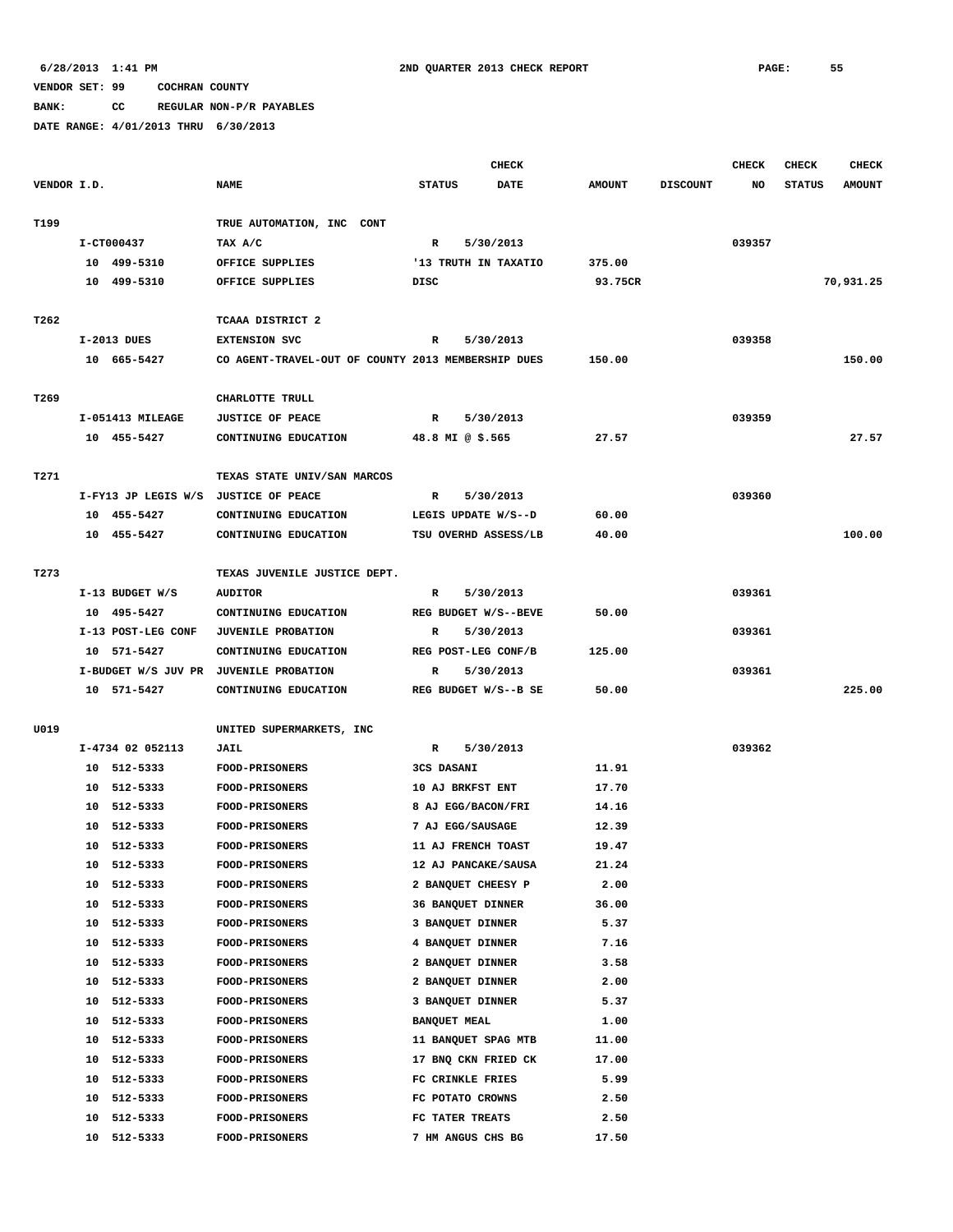6/28/2013 1:41 PM 2ND QUARTER 2013 CHECK REPORT

VENDOR SET: 99 COCHRAN COUNTY

BANK: CC REGULAR NON-P/R PAYABLES

DATE RANGE: 4/01/2013 THRU 6/30/2013

| VENDOR I.D. | NAME | STATUS | CHECK DATE | AMOUNT | DISCOUNT | CHECK NO | CHECK STATUS | CHECK AMOUNT |
|---|---|---|---|---|---|---|---|---|
| T199 | TRUE AUTOMATION, INC CONT | | | | | | | |
| I-CT000437 | TAX A/C | R | 5/30/2013 | | | 039357 | | |
| 10 499-5310 | OFFICE SUPPLIES | '13 TRUTH IN TAXATIO | | 375.00 | | | | |
| 10 499-5310 | OFFICE SUPPLIES | DISC | | 93.75CR | | | | 70,931.25 |
| T262 | TCAAA DISTRICT 2 | | | | | | | |
| I-2013 DUES | EXTENSION SVC | R | 5/30/2013 | | | 039358 | | |
| 10 665-5427 | CO AGENT-TRAVEL-OUT OF COUNTY | 2013 MEMBERSHIP DUES | | 150.00 | | | | 150.00 |
| T269 | CHARLOTTE TRULL | | | | | | | |
| I-051413 MILEAGE | JUSTICE OF PEACE | R | 5/30/2013 | | | 039359 | | |
| 10 455-5427 | CONTINUING EDUCATION | 48.8 MI @ $.565 | | 27.57 | | | | 27.57 |
| T271 | TEXAS STATE UNIV/SAN MARCOS | | | | | | | |
| I-FY13 JP LEGIS W/S | JUSTICE OF PEACE | R | 5/30/2013 | | | 039360 | | |
| 10 455-5427 | CONTINUING EDUCATION | LEGIS UPDATE W/S--D | | 60.00 | | | | |
| 10 455-5427 | CONTINUING EDUCATION | TSU OVERHD ASSESS/LB | | 40.00 | | | | 100.00 |
| T273 | TEXAS JUVENILE JUSTICE DEPT. | | | | | | | |
| I-13 BUDGET W/S | AUDITOR | R | 5/30/2013 | | | 039361 | | |
| 10 495-5427 | CONTINUING EDUCATION | REG BUDGET W/S--BEVE | | 50.00 | | | | |
| I-13 POST-LEG CONF | JUVENILE PROBATION | R | 5/30/2013 | | | 039361 | | |
| 10 571-5427 | CONTINUING EDUCATION | REG POST-LEG CONF/B | | 125.00 | | | | |
| I-BUDGET W/S JUV PR | JUVENILE PROBATION | R | 5/30/2013 | | | 039361 | | |
| 10 571-5427 | CONTINUING EDUCATION | REG BUDGET W/S--B SE | | 50.00 | | | | 225.00 |
| U019 | UNITED SUPERMARKETS, INC | | | | | | | |
| I-4734 02 052113 | JAIL | R | 5/30/2013 | | | 039362 | | |
| 10 512-5333 | FOOD-PRISONERS | 3CS DASANI | | 11.91 | | | | |
| 10 512-5333 | FOOD-PRISONERS | 10 AJ BRKFST ENT | | 17.70 | | | | |
| 10 512-5333 | FOOD-PRISONERS | 8 AJ EGG/BACON/FRI | | 14.16 | | | | |
| 10 512-5333 | FOOD-PRISONERS | 7 AJ EGG/SAUSAGE | | 12.39 | | | | |
| 10 512-5333 | FOOD-PRISONERS | 11 AJ FRENCH TOAST | | 19.47 | | | | |
| 10 512-5333 | FOOD-PRISONERS | 12 AJ PANCAKE/SAUSA | | 21.24 | | | | |
| 10 512-5333 | FOOD-PRISONERS | 2 BANQUET CHEESY P | | 2.00 | | | | |
| 10 512-5333 | FOOD-PRISONERS | 36 BANQUET DINNER | | 36.00 | | | | |
| 10 512-5333 | FOOD-PRISONERS | 3 BANQUET DINNER | | 5.37 | | | | |
| 10 512-5333 | FOOD-PRISONERS | 4 BANQUET DINNER | | 7.16 | | | | |
| 10 512-5333 | FOOD-PRISONERS | 2 BANQUET DINNER | | 3.58 | | | | |
| 10 512-5333 | FOOD-PRISONERS | 2 BANQUET DINNER | | 2.00 | | | | |
| 10 512-5333 | FOOD-PRISONERS | 3 BANQUET DINNER | | 5.37 | | | | |
| 10 512-5333 | FOOD-PRISONERS | BANQUET MEAL | | 1.00 | | | | |
| 10 512-5333 | FOOD-PRISONERS | 11 BANQUET SPAG MTB | | 11.00 | | | | |
| 10 512-5333 | FOOD-PRISONERS | 17 BNQ CKN FRIED CK | | 17.00 | | | | |
| 10 512-5333 | FOOD-PRISONERS | FC CRINKLE FRIES | | 5.99 | | | | |
| 10 512-5333 | FOOD-PRISONERS | FC POTATO CROWNS | | 2.50 | | | | |
| 10 512-5333 | FOOD-PRISONERS | FC TATER TREATS | | 2.50 | | | | |
| 10 512-5333 | FOOD-PRISONERS | 7 HM ANGUS CHS BG | | 17.50 | | | | |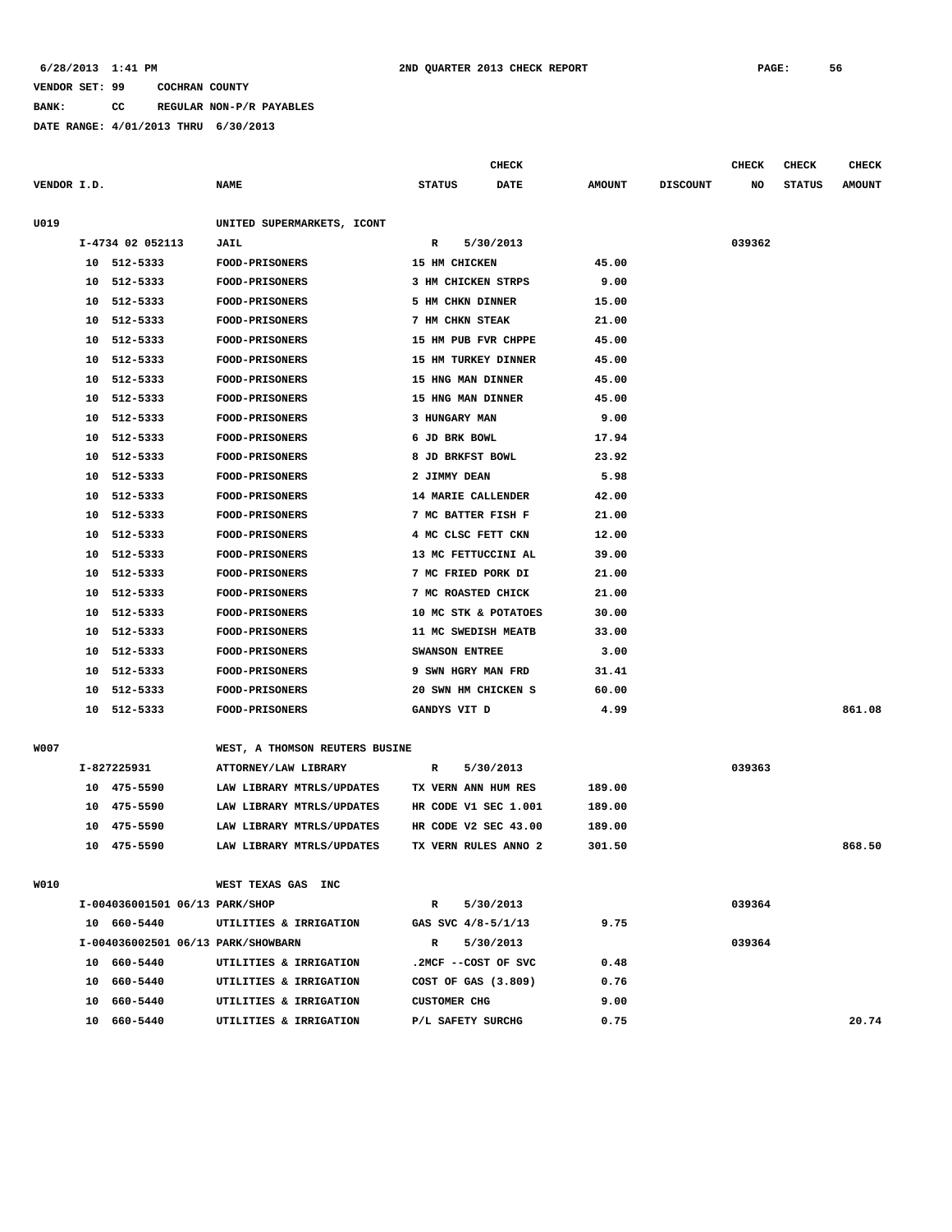6/28/2013 1:41 PM **2ND QUARTER 2013 CHECK REPORT**

VENDOR SET: 99 COCHRAN COUNTY
BANK: CC REGULAR NON-P/R PAYABLES
DATE RANGE: 4/01/2013 THRU 6/30/2013

| VENDOR I.D. | NAME | STATUS | CHECK DATE | AMOUNT | DISCOUNT | CHECK NO | CHECK STATUS | CHECK AMOUNT |
|---|---|---|---|---|---|---|---|---|
| U019 | UNITED SUPERMARKETS, ICONT | | | | | | | |
| I-4734 02 052113 | JAIL | R | 5/30/2013 | | | 039362 | | |
| 10 512-5333 | FOOD-PRISONERS | 15 HM CHICKEN | | 45.00 | | | | |
| 10 512-5333 | FOOD-PRISONERS | 3 HM CHICKEN STRPS | | 9.00 | | | | |
| 10 512-5333 | FOOD-PRISONERS | 5 HM CHKN DINNER | | 15.00 | | | | |
| 10 512-5333 | FOOD-PRISONERS | 7 HM CHKN STEAK | | 21.00 | | | | |
| 10 512-5333 | FOOD-PRISONERS | 15 HM PUB FVR CHPPE | | 45.00 | | | | |
| 10 512-5333 | FOOD-PRISONERS | 15 HM TURKEY DINNER | | 45.00 | | | | |
| 10 512-5333 | FOOD-PRISONERS | 15 HNG MAN DINNER | | 45.00 | | | | |
| 10 512-5333 | FOOD-PRISONERS | 15 HNG MAN DINNER | | 45.00 | | | | |
| 10 512-5333 | FOOD-PRISONERS | 3 HUNGARY MAN | | 9.00 | | | | |
| 10 512-5333 | FOOD-PRISONERS | 6 JD BRK BOWL | | 17.94 | | | | |
| 10 512-5333 | FOOD-PRISONERS | 8 JD BRKFST BOWL | | 23.92 | | | | |
| 10 512-5333 | FOOD-PRISONERS | 2 JIMMY DEAN | | 5.98 | | | | |
| 10 512-5333 | FOOD-PRISONERS | 14 MARIE CALLENDER | | 42.00 | | | | |
| 10 512-5333 | FOOD-PRISONERS | 7 MC BATTER FISH F | | 21.00 | | | | |
| 10 512-5333 | FOOD-PRISONERS | 4 MC CLSC FETT CKN | | 12.00 | | | | |
| 10 512-5333 | FOOD-PRISONERS | 13 MC FETTUCCINI AL | | 39.00 | | | | |
| 10 512-5333 | FOOD-PRISONERS | 7 MC FRIED PORK DI | | 21.00 | | | | |
| 10 512-5333 | FOOD-PRISONERS | 7 MC ROASTED CHICK | | 21.00 | | | | |
| 10 512-5333 | FOOD-PRISONERS | 10 MC STK & POTATOES | | 30.00 | | | | |
| 10 512-5333 | FOOD-PRISONERS | 11 MC SWEDISH MEATB | | 33.00 | | | | |
| 10 512-5333 | FOOD-PRISONERS | SWANSON ENTREE | | 3.00 | | | | |
| 10 512-5333 | FOOD-PRISONERS | 9 SWN HGRY MAN FRD | | 31.41 | | | | |
| 10 512-5333 | FOOD-PRISONERS | 20 SWN HM CHICKEN S | | 60.00 | | | | |
| 10 512-5333 | FOOD-PRISONERS | GANDYS VIT D | | 4.99 | | | | 861.08 |
| W007 | WEST, A THOMSON REUTERS BUSINE | | | | | | | |
| I-827225931 | ATTORNEY/LAW LIBRARY | R | 5/30/2013 | | | 039363 | | |
| 10 475-5590 | LAW LIBRARY MTRLS/UPDATES | TX VERN ANN HUM RES | | 189.00 | | | | |
| 10 475-5590 | LAW LIBRARY MTRLS/UPDATES | HR CODE V1 SEC 1.001 | | 189.00 | | | | |
| 10 475-5590 | LAW LIBRARY MTRLS/UPDATES | HR CODE V2 SEC 43.00 | | 189.00 | | | | |
| 10 475-5590 | LAW LIBRARY MTRLS/UPDATES | TX VERN RULES ANNO 2 | | 301.50 | | | | 868.50 |
| W010 | WEST TEXAS GAS INC | | | | | | | |
| I-004036001501 06/13 PARK/SHOP | | R | 5/30/2013 | | | 039364 | | |
| 10 660-5440 | UTILITIES & IRRIGATION | GAS SVC 4/8-5/1/13 | | 9.75 | | | | |
| I-004036002501 06/13 PARK/SHOWBARN | | R | 5/30/2013 | | | 039364 | | |
| 10 660-5440 | UTILITIES & IRRIGATION | .2MCF --COST OF SVC | | 0.48 | | | | |
| 10 660-5440 | UTILITIES & IRRIGATION | COST OF GAS (3.809) | | 0.76 | | | | |
| 10 660-5440 | UTILITIES & IRRIGATION | CUSTOMER CHG | | 9.00 | | | | |
| 10 660-5440 | UTILITIES & IRRIGATION | P/L SAFETY SURCHG | | 0.75 | | | | 20.74 |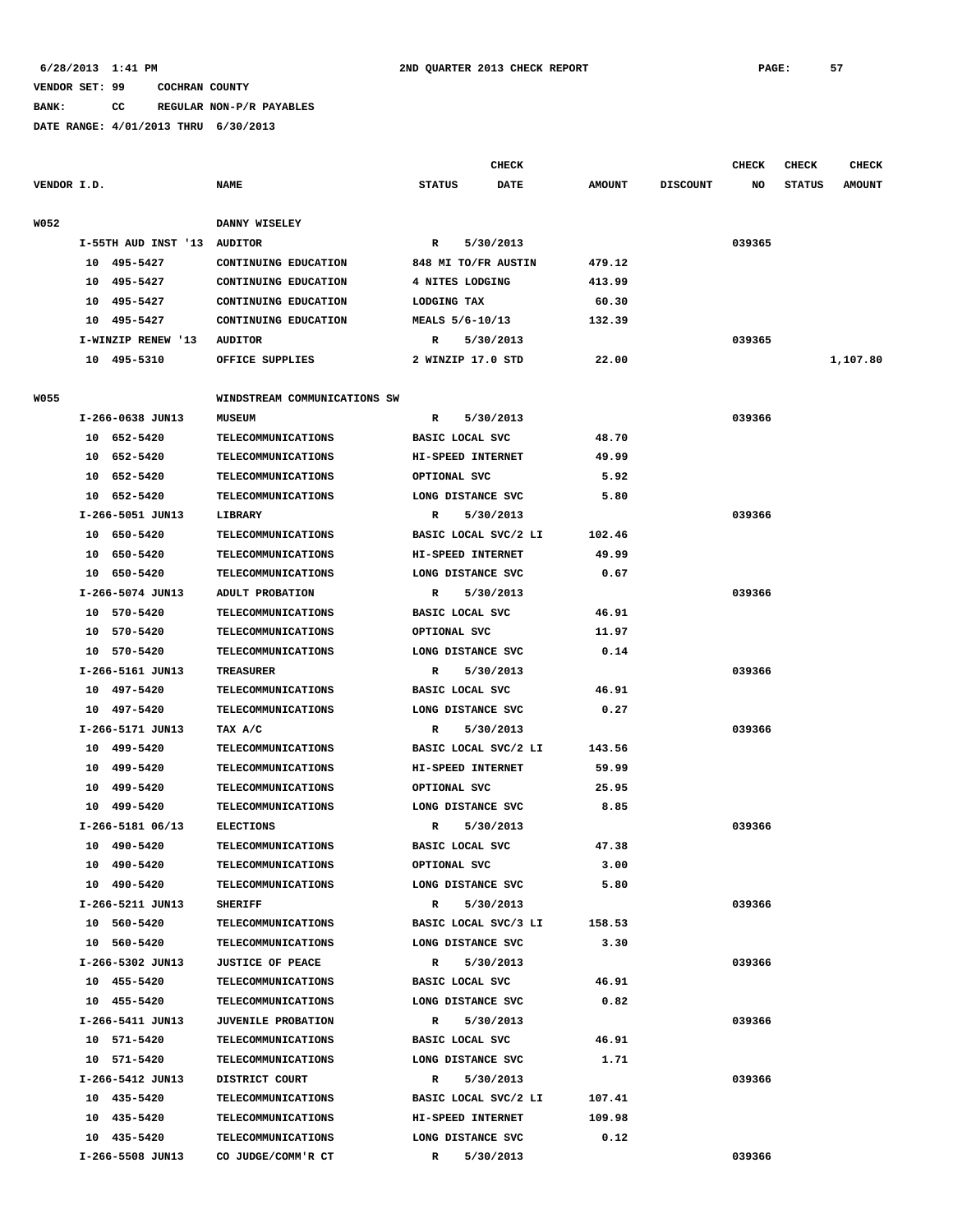6/28/2013 1:41 PM　　　　2ND QUARTER 2013 CHECK REPORT

VENDOR SET: 99　　COCHRAN COUNTY

BANK:　　CC　　REGULAR NON-P/R PAYABLES

DATE RANGE: 4/01/2013 THRU 6/30/2013

| VENDOR I.D. | NAME | STATUS | CHECK DATE | AMOUNT | DISCOUNT | CHECK NO | CHECK STATUS | CHECK AMOUNT |
|---|---|---|---|---|---|---|---|---|
| W052 | DANNY WISELEY | | | | | | | |
| I-55TH AUD INST '13 | AUDITOR | R | 5/30/2013 | | | 039365 | | |
| 10 495-5427 | CONTINUING EDUCATION | 848 MI TO/FR AUSTIN | | 479.12 | | | | |
| 10 495-5427 | CONTINUING EDUCATION | 4 NITES LODGING | | 413.99 | | | | |
| 10 495-5427 | CONTINUING EDUCATION | LODGING TAX | | 60.30 | | | | |
| 10 495-5427 | CONTINUING EDUCATION | MEALS 5/6-10/13 | | 132.39 | | | | |
| I-WINZIP RENEW '13 | AUDITOR | R | 5/30/2013 | | | 039365 | | |
| 10 495-5310 | OFFICE SUPPLIES | 2 WINZIP 17.0 STD | | 22.00 | | | | 1,107.80 |
| W055 | WINDSTREAM COMMUNICATIONS SW | | | | | | | |
| I-266-0638 JUN13 | MUSEUM | R | 5/30/2013 | | | 039366 | | |
| 10 652-5420 | TELECOMMUNICATIONS | BASIC LOCAL SVC | | 48.70 | | | | |
| 10 652-5420 | TELECOMMUNICATIONS | HI-SPEED INTERNET | | 49.99 | | | | |
| 10 652-5420 | TELECOMMUNICATIONS | OPTIONAL SVC | | 5.92 | | | | |
| 10 652-5420 | TELECOMMUNICATIONS | LONG DISTANCE SVC | | 5.80 | | | | |
| I-266-5051 JUN13 | LIBRARY | R | 5/30/2013 | | | 039366 | | |
| 10 650-5420 | TELECOMMUNICATIONS | BASIC LOCAL SVC/2 LI | | 102.46 | | | | |
| 10 650-5420 | TELECOMMUNICATIONS | HI-SPEED INTERNET | | 49.99 | | | | |
| 10 650-5420 | TELECOMMUNICATIONS | LONG DISTANCE SVC | | 0.67 | | | | |
| I-266-5074 JUN13 | ADULT PROBATION | R | 5/30/2013 | | | 039366 | | |
| 10 570-5420 | TELECOMMUNICATIONS | BASIC LOCAL SVC | | 46.91 | | | | |
| 10 570-5420 | TELECOMMUNICATIONS | OPTIONAL SVC | | 11.97 | | | | |
| 10 570-5420 | TELECOMMUNICATIONS | LONG DISTANCE SVC | | 0.14 | | | | |
| I-266-5161 JUN13 | TREASURER | R | 5/30/2013 | | | 039366 | | |
| 10 497-5420 | TELECOMMUNICATIONS | BASIC LOCAL SVC | | 46.91 | | | | |
| 10 497-5420 | TELECOMMUNICATIONS | LONG DISTANCE SVC | | 0.27 | | | | |
| I-266-5171 JUN13 | TAX A/C | R | 5/30/2013 | | | 039366 | | |
| 10 499-5420 | TELECOMMUNICATIONS | BASIC LOCAL SVC/2 LI | | 143.56 | | | | |
| 10 499-5420 | TELECOMMUNICATIONS | HI-SPEED INTERNET | | 59.99 | | | | |
| 10 499-5420 | TELECOMMUNICATIONS | OPTIONAL SVC | | 25.95 | | | | |
| 10 499-5420 | TELECOMMUNICATIONS | LONG DISTANCE SVC | | 8.85 | | | | |
| I-266-5181 06/13 | ELECTIONS | R | 5/30/2013 | | | 039366 | | |
| 10 490-5420 | TELECOMMUNICATIONS | BASIC LOCAL SVC | | 47.38 | | | | |
| 10 490-5420 | TELECOMMUNICATIONS | OPTIONAL SVC | | 3.00 | | | | |
| 10 490-5420 | TELECOMMUNICATIONS | LONG DISTANCE SVC | | 5.80 | | | | |
| I-266-5211 JUN13 | SHERIFF | R | 5/30/2013 | | | 039366 | | |
| 10 560-5420 | TELECOMMUNICATIONS | BASIC LOCAL SVC/3 LI | | 158.53 | | | | |
| 10 560-5420 | TELECOMMUNICATIONS | LONG DISTANCE SVC | | 3.30 | | | | |
| I-266-5302 JUN13 | JUSTICE OF PEACE | R | 5/30/2013 | | | 039366 | | |
| 10 455-5420 | TELECOMMUNICATIONS | BASIC LOCAL SVC | | 46.91 | | | | |
| 10 455-5420 | TELECOMMUNICATIONS | LONG DISTANCE SVC | | 0.82 | | | | |
| I-266-5411 JUN13 | JUVENILE PROBATION | R | 5/30/2013 | | | 039366 | | |
| 10 571-5420 | TELECOMMUNICATIONS | BASIC LOCAL SVC | | 46.91 | | | | |
| 10 571-5420 | TELECOMMUNICATIONS | LONG DISTANCE SVC | | 1.71 | | | | |
| I-266-5412 JUN13 | DISTRICT COURT | R | 5/30/2013 | | | 039366 | | |
| 10 435-5420 | TELECOMMUNICATIONS | BASIC LOCAL SVC/2 LI | | 107.41 | | | | |
| 10 435-5420 | TELECOMMUNICATIONS | HI-SPEED INTERNET | | 109.98 | | | | |
| 10 435-5420 | TELECOMMUNICATIONS | LONG DISTANCE SVC | | 0.12 | | | | |
| I-266-5508 JUN13 | CO JUDGE/COMM'R CT | R | 5/30/2013 | | | 039366 | | |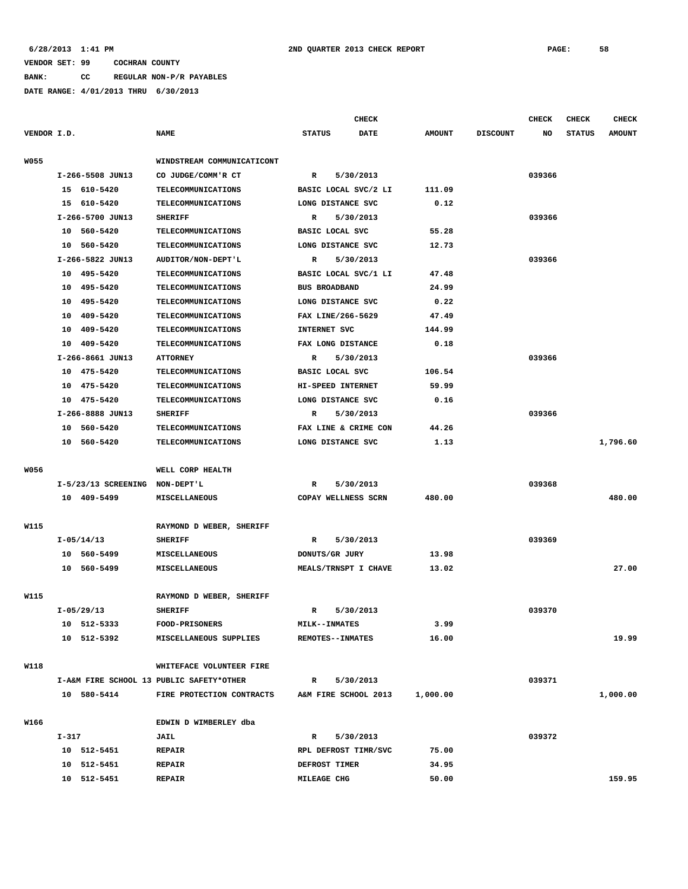6/28/2013 1:41 PM 2ND QUARTER 2013 CHECK REPORT

VENDOR SET: 99 COCHRAN COUNTY

BANK: CC REGULAR NON-P/R PAYABLES

DATE RANGE: 4/01/2013 THRU 6/30/2013

| VENDOR I.D. | NAME | STATUS | CHECK DATE | AMOUNT | DISCOUNT | CHECK NO | CHECK STATUS | CHECK AMOUNT |
|---|---|---|---|---|---|---|---|---|
| W055 | WINDSTREAM COMMUNICATICONT | | | | | | | |
| I-266-5508 JUN13 | CO JUDGE/COMM'R CT | R | 5/30/2013 | | | 039366 | | |
| 15 610-5420 | TELECOMMUNICATIONS | BASIC LOCAL SVC/2 LI | | 111.09 | | | | |
| 15 610-5420 | TELECOMMUNICATIONS | LONG DISTANCE SVC | | 0.12 | | | | |
| I-266-5700 JUN13 | SHERIFF | R | 5/30/2013 | | | 039366 | | |
| 10 560-5420 | TELECOMMUNICATIONS | BASIC LOCAL SVC | | 55.28 | | | | |
| 10 560-5420 | TELECOMMUNICATIONS | LONG DISTANCE SVC | | 12.73 | | | | |
| I-266-5822 JUN13 | AUDITOR/NON-DEPT'L | R | 5/30/2013 | | | 039366 | | |
| 10 495-5420 | TELECOMMUNICATIONS | BASIC LOCAL SVC/1 LI | | 47.48 | | | | |
| 10 495-5420 | TELECOMMUNICATIONS | BUS BROADBAND | | 24.99 | | | | |
| 10 495-5420 | TELECOMMUNICATIONS | LONG DISTANCE SVC | | 0.22 | | | | |
| 10 409-5420 | TELECOMMUNICATIONS | FAX LINE/266-5629 | | 47.49 | | | | |
| 10 409-5420 | TELECOMMUNICATIONS | INTERNET SVC | | 144.99 | | | | |
| 10 409-5420 | TELECOMMUNICATIONS | FAX LONG DISTANCE | | 0.18 | | | | |
| I-266-8661 JUN13 | ATTORNEY | R | 5/30/2013 | | | 039366 | | |
| 10 475-5420 | TELECOMMUNICATIONS | BASIC LOCAL SVC | | 106.54 | | | | |
| 10 475-5420 | TELECOMMUNICATIONS | HI-SPEED INTERNET | | 59.99 | | | | |
| 10 475-5420 | TELECOMMUNICATIONS | LONG DISTANCE SVC | | 0.16 | | | | |
| I-266-8888 JUN13 | SHERIFF | R | 5/30/2013 | | | 039366 | | |
| 10 560-5420 | TELECOMMUNICATIONS | FAX LINE & CRIME CON | | 44.26 | | | | |
| 10 560-5420 | TELECOMMUNICATIONS | LONG DISTANCE SVC | | 1.13 | | | | 1,796.60 |
| W056 | WELL CORP HEALTH | | | | | | | |
| I-5/23/13 SCREENING | NON-DEPT'L | R | 5/30/2013 | | | 039368 | | |
| 10 409-5499 | MISCELLANEOUS | COPAY WELLNESS SCRN | | 480.00 | | | | 480.00 |
| W115 | RAYMOND D WEBER, SHERIFF | | | | | | | |
| I-05/14/13 | SHERIFF | R | 5/30/2013 | | | 039369 | | |
| 10 560-5499 | MISCELLANEOUS | DONUTS/GR JURY | | 13.98 | | | | |
| 10 560-5499 | MISCELLANEOUS | MEALS/TRNSPT I CHAVE | | 13.02 | | | | 27.00 |
| W115 | RAYMOND D WEBER, SHERIFF | | | | | | | |
| I-05/29/13 | SHERIFF | R | 5/30/2013 | | | 039370 | | |
| 10 512-5333 | FOOD-PRISONERS | MILK--INMATES | | 3.99 | | | | |
| 10 512-5392 | MISCELLANEOUS SUPPLIES | REMOTES--INMATES | | 16.00 | | | | 19.99 |
| W118 | WHITEFACE VOLUNTEER FIRE | | | | | | | |
| I-A&M FIRE SCHOOL 13 | PUBLIC SAFETY*OTHER | R | 5/30/2013 | | | 039371 | | |
| 10 580-5414 | FIRE PROTECTION CONTRACTS | A&M FIRE SCHOOL 2013 | | 1,000.00 | | | | 1,000.00 |
| W166 | EDWIN D WIMBERLEY dba | | | | | | | |
| I-317 | JAIL | R | 5/30/2013 | | | 039372 | | |
| 10 512-5451 | REPAIR | RPL DEFROST TIMR/SVC | | 75.00 | | | | |
| 10 512-5451 | REPAIR | DEFROST TIMER | | 34.95 | | | | |
| 10 512-5451 | REPAIR | MILEAGE CHG | | 50.00 | | | | 159.95 |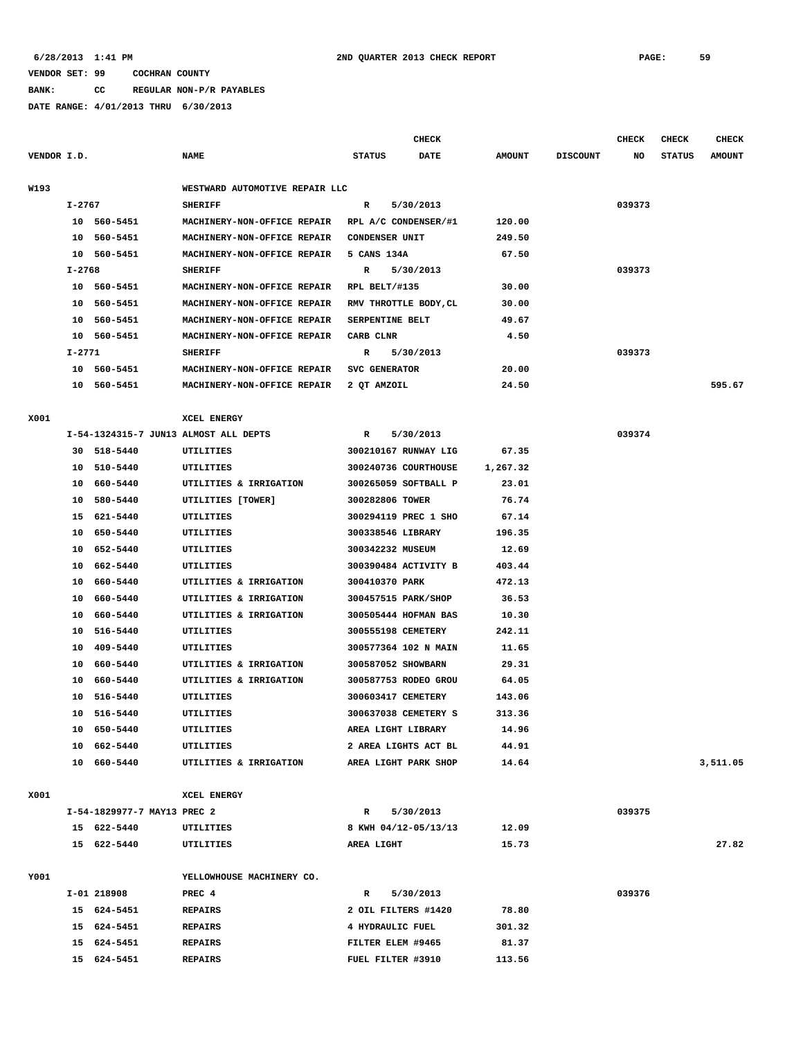6/28/2013 1:41 PM 2ND QUARTER 2013 CHECK REPORT

VENDOR SET: 99 COCHRAN COUNTY

BANK: CC REGULAR NON-P/R PAYABLES

DATE RANGE: 4/01/2013 THRU 6/30/2013

| VENDOR I.D. | | NAME | STATUS | CHECK DATE | AMOUNT | DISCOUNT | CHECK NO | CHECK STATUS | CHECK AMOUNT |
|---|---|---|---|---|---|---|---|---|---|
| W193 | | WESTWARD AUTOMOTIVE REPAIR LLC | | | | | | | |
| I-2767 | | SHERIFF | R | 5/30/2013 | | | 039373 | | |
| 10 | 560-5451 | MACHINERY-NON-OFFICE REPAIR | RPL A/C CONDENSER/#1 | | 120.00 | | | | |
| 10 | 560-5451 | MACHINERY-NON-OFFICE REPAIR | CONDENSER UNIT | | 249.50 | | | | |
| 10 | 560-5451 | MACHINERY-NON-OFFICE REPAIR | 5 CANS 134A | | 67.50 | | | | |
| I-2768 | | SHERIFF | R | 5/30/2013 | | | 039373 | | |
| 10 | 560-5451 | MACHINERY-NON-OFFICE REPAIR | RPL BELT/#135 | | 30.00 | | | | |
| 10 | 560-5451 | MACHINERY-NON-OFFICE REPAIR | RMV THROTTLE BODY,CL | | 30.00 | | | | |
| 10 | 560-5451 | MACHINERY-NON-OFFICE REPAIR | SERPENTINE BELT | | 49.67 | | | | |
| 10 | 560-5451 | MACHINERY-NON-OFFICE REPAIR | CARB CLNR | | 4.50 | | | | |
| I-2771 | | SHERIFF | R | 5/30/2013 | | | 039373 | | |
| 10 | 560-5451 | MACHINERY-NON-OFFICE REPAIR | SVC GENERATOR | | 20.00 | | | | |
| 10 | 560-5451 | MACHINERY-NON-OFFICE REPAIR | 2 QT AMZOIL | | 24.50 | | | | 595.67 |
| X001 | | XCEL ENERGY | | | | | | | |
| I-54-1324315-7 JUN13 | | ALMOST ALL DEPTS | R | 5/30/2013 | | | 039374 | | |
| 30 | 518-5440 | UTILITIES | 300210167 RUNWAY LIG | | 67.35 | | | | |
| 10 | 510-5440 | UTILITIES | 300240736 COURTHOUSE | | 1,267.32 | | | | |
| 10 | 660-5440 | UTILITIES & IRRIGATION | 300265059 SOFTBALL P | | 23.01 | | | | |
| 10 | 580-5440 | UTILITIES [TOWER] | 300282806 TOWER | | 76.74 | | | | |
| 15 | 621-5440 | UTILITIES | 300294119 PREC 1 SHO | | 67.14 | | | | |
| 10 | 650-5440 | UTILITIES | 300338546 LIBRARY | | 196.35 | | | | |
| 10 | 652-5440 | UTILITIES | 300342232 MUSEUM | | 12.69 | | | | |
| 10 | 662-5440 | UTILITIES | 300390484 ACTIVITY B | | 403.44 | | | | |
| 10 | 660-5440 | UTILITIES & IRRIGATION | 300410370 PARK | | 472.13 | | | | |
| 10 | 660-5440 | UTILITIES & IRRIGATION | 300457515 PARK/SHOP | | 36.53 | | | | |
| 10 | 660-5440 | UTILITIES & IRRIGATION | 300505444 HOFMAN BAS | | 10.30 | | | | |
| 10 | 516-5440 | UTILITIES | 300555198 CEMETERY | | 242.11 | | | | |
| 10 | 409-5440 | UTILITIES | 300577364 102 N MAIN | | 11.65 | | | | |
| 10 | 660-5440 | UTILITIES & IRRIGATION | 300587052 SHOWBARN | | 29.31 | | | | |
| 10 | 660-5440 | UTILITIES & IRRIGATION | 300587753 RODEO GROU | | 64.05 | | | | |
| 10 | 516-5440 | UTILITIES | 300603417 CEMETERY | | 143.06 | | | | |
| 10 | 516-5440 | UTILITIES | 300637038 CEMETERY S | | 313.36 | | | | |
| 10 | 650-5440 | UTILITIES | AREA LIGHT LIBRARY | | 14.96 | | | | |
| 10 | 662-5440 | UTILITIES | 2 AREA LIGHTS ACT BL | | 44.91 | | | | |
| 10 | 660-5440 | UTILITIES & IRRIGATION | AREA LIGHT PARK SHOP | | 14.64 | | | | 3,511.05 |
| X001 | | XCEL ENERGY | | | | | | | |
| I-54-1829977-7 MAY13 | | PREC 2 | R | 5/30/2013 | | | 039375 | | |
| 15 | 622-5440 | UTILITIES | 8 KWH 04/12-05/13/13 | | 12.09 | | | | |
| 15 | 622-5440 | UTILITIES | AREA LIGHT | | 15.73 | | | | 27.82 |
| Y001 | | YELLOWHOUSE MACHINERY CO. | | | | | | | |
| I-01 218908 | | PREC 4 | R | 5/30/2013 | | | 039376 | | |
| 15 | 624-5451 | REPAIRS | 2 OIL FILTERS #1420 | | 78.80 | | | | |
| 15 | 624-5451 | REPAIRS | 4 HYDRAULIC FUEL | | 301.32 | | | | |
| 15 | 624-5451 | REPAIRS | FILTER ELEM #9465 | | 81.37 | | | | |
| 15 | 624-5451 | REPAIRS | FUEL FILTER #3910 | | 113.56 | | | | |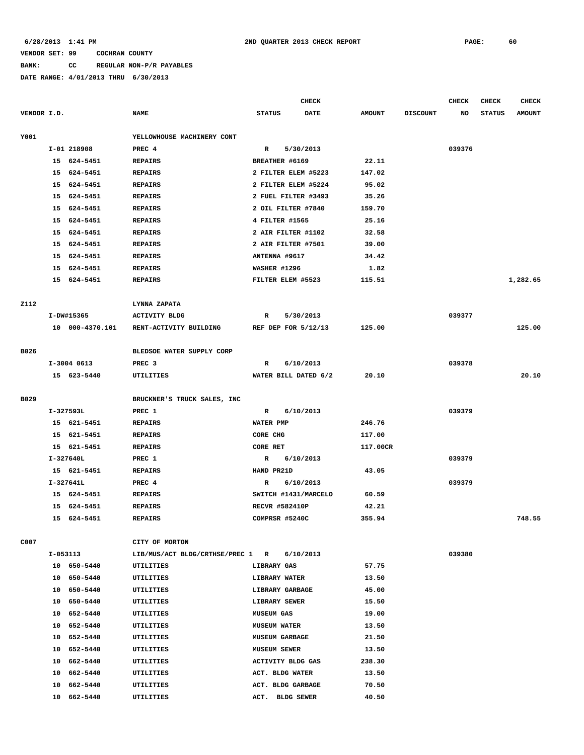6/28/2013 1:41 PM 2ND QUARTER 2013 CHECK REPORT

VENDOR SET: 99 COCHRAN COUNTY

BANK: CC REGULAR NON-P/R PAYABLES

DATE RANGE: 4/01/2013 THRU 6/30/2013

| VENDOR I.D. | NAME | CHECK STATUS | CHECK DATE | AMOUNT | DISCOUNT | CHECK NO | CHECK STATUS | CHECK AMOUNT |
|---|---|---|---|---|---|---|---|---|
| Y001 | YELLOWHOUSE MACHINERY CONT | | | | | | | |
| I-01 218908 | PREC 4 | R | 5/30/2013 | | | 039376 | | |
| 15 624-5451 | REPAIRS | BREATHER #6169 | | 22.11 | | | | |
| 15 624-5451 | REPAIRS | 2 FILTER ELEM #5223 | | 147.02 | | | | |
| 15 624-5451 | REPAIRS | 2 FILTER ELEM #5224 | | 95.02 | | | | |
| 15 624-5451 | REPAIRS | 2 FUEL FILTER #3493 | | 35.26 | | | | |
| 15 624-5451 | REPAIRS | 2 OIL FILTER #7840 | | 159.70 | | | | |
| 15 624-5451 | REPAIRS | 4 FILTER #1565 | | 25.16 | | | | |
| 15 624-5451 | REPAIRS | 2 AIR FILTER #1102 | | 32.58 | | | | |
| 15 624-5451 | REPAIRS | 2 AIR FILTER #7501 | | 39.00 | | | | |
| 15 624-5451 | REPAIRS | ANTENNA #9617 | | 34.42 | | | | |
| 15 624-5451 | REPAIRS | WASHER #1296 | | 1.82 | | | | |
| 15 624-5451 | REPAIRS | FILTER ELEM #5523 | | 115.51 | | | | 1,282.65 |
| Z112 | LYNNA ZAPATA | | | | | | | |
| I-DW#15365 | ACTIVITY BLDG | R | 5/30/2013 | | | 039377 | | |
| 10 000-4370.101 | RENT-ACTIVITY BUILDING | REF DEP FOR 5/12/13 | | 125.00 | | | | 125.00 |
| B026 | BLEDSOE WATER SUPPLY CORP | | | | | | | |
| I-3004 0613 | PREC 3 | R | 6/10/2013 | | | 039378 | | |
| 15 623-5440 | UTILITIES | WATER BILL DATED 6/2 | | 20.10 | | | | 20.10 |
| B029 | BRUCKNER'S TRUCK SALES, INC | | | | | | | |
| I-327593L | PREC 1 | R | 6/10/2013 | | | 039379 | | |
| 15 621-5451 | REPAIRS | WATER PMP | | 246.76 | | | | |
| 15 621-5451 | REPAIRS | CORE CHG | | 117.00 | | | | |
| 15 621-5451 | REPAIRS | CORE RET | | 117.00CR | | | | |
| I-327640L | PREC 1 | R | 6/10/2013 | | | 039379 | | |
| 15 621-5451 | REPAIRS | HAND PR21D | | 43.05 | | | | |
| I-327641L | PREC 4 | R | 6/10/2013 | | | 039379 | | |
| 15 624-5451 | REPAIRS | SWITCH #1431/MARCELO | | 60.59 | | | | |
| 15 624-5451 | REPAIRS | RECVR #582410P | | 42.21 | | | | |
| 15 624-5451 | REPAIRS | COMPRSR #5240C | | 355.94 | | | | 748.55 |
| C007 | CITY OF MORTON | | | | | | | |
| I-053113 | LIB/MUS/ACT BLDG/CRTHSE/PREC 1 | R | 6/10/2013 | | | 039380 | | |
| 10 650-5440 | UTILITIES | LIBRARY GAS | | 57.75 | | | | |
| 10 650-5440 | UTILITIES | LIBRARY WATER | | 13.50 | | | | |
| 10 650-5440 | UTILITIES | LIBRARY GARBAGE | | 45.00 | | | | |
| 10 650-5440 | UTILITIES | LIBRARY SEWER | | 15.50 | | | | |
| 10 652-5440 | UTILITIES | MUSEUM GAS | | 19.00 | | | | |
| 10 652-5440 | UTILITIES | MUSEUM WATER | | 13.50 | | | | |
| 10 652-5440 | UTILITIES | MUSEUM GARBAGE | | 21.50 | | | | |
| 10 652-5440 | UTILITIES | MUSEUM SEWER | | 13.50 | | | | |
| 10 662-5440 | UTILITIES | ACTIVITY BLDG GAS | | 238.30 | | | | |
| 10 662-5440 | UTILITIES | ACT. BLDG WATER | | 13.50 | | | | |
| 10 662-5440 | UTILITIES | ACT. BLDG GARBAGE | | 70.50 | | | | |
| 10 662-5440 | UTILITIES | ACT. BLDG SEWER | | 40.50 | | | | |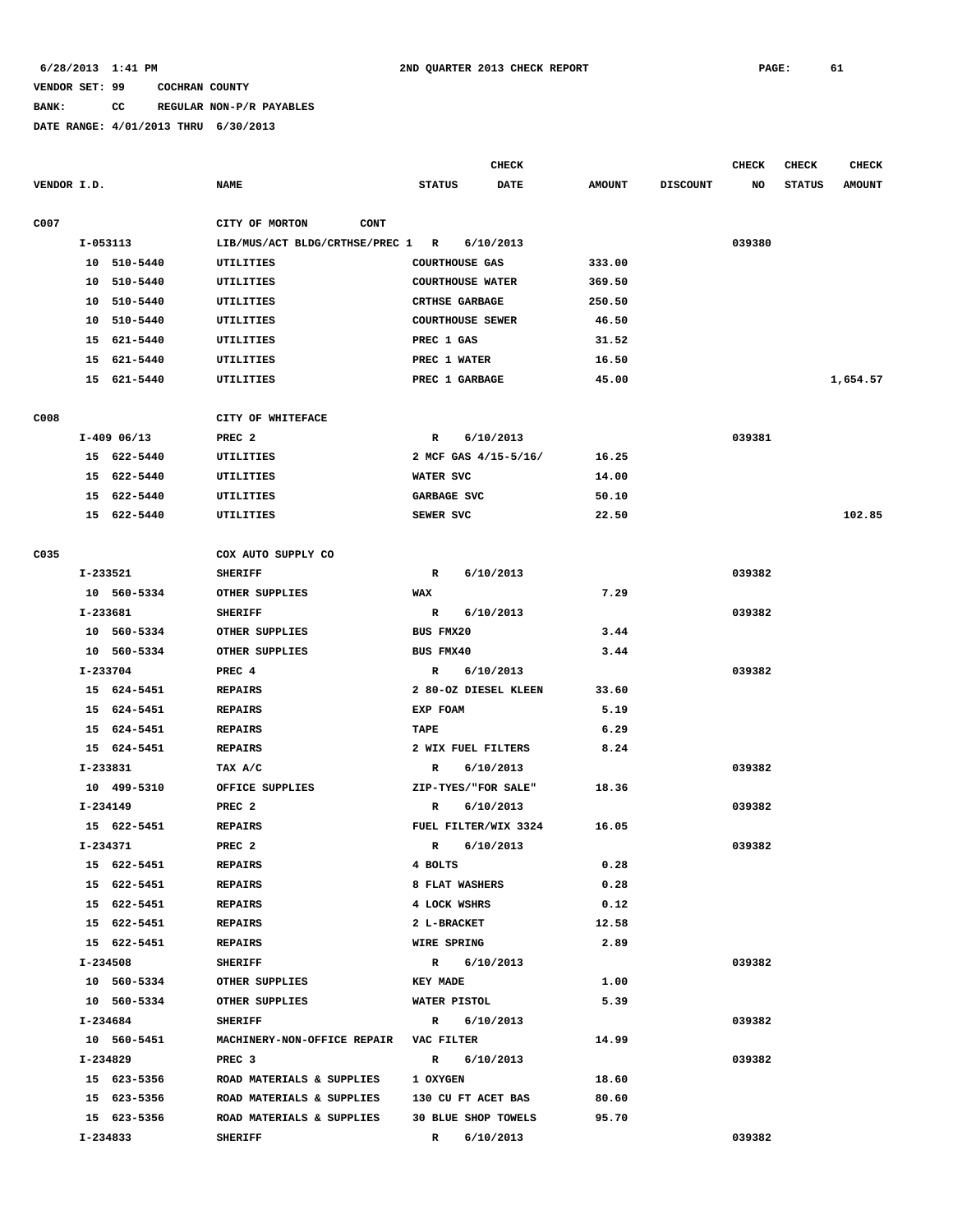6/28/2013 1:41 PM 2ND QUARTER 2013 CHECK REPORT PAGE: 61

VENDOR SET: 99 COCHRAN COUNTY

BANK: CC REGULAR NON-P/R PAYABLES

DATE RANGE: 4/01/2013 THRU 6/30/2013

| VENDOR I.D. | NAME | STATUS | CHECK DATE | AMOUNT | DISCOUNT | CHECK NO | CHECK STATUS | CHECK AMOUNT |
|---|---|---|---|---|---|---|---|---|
| C007 | CITY OF MORTON CONT | | | | | | | |
| I-053113 | LIB/MUS/ACT BLDG/CRTHSE/PREC 1 | R | 6/10/2013 | | | 039380 | | |
| 10 510-5440 | UTILITIES | COURTHOUSE GAS | | 333.00 | | | | |
| 10 510-5440 | UTILITIES | COURTHOUSE WATER | | 369.50 | | | | |
| 10 510-5440 | UTILITIES | CRTHSE GARBAGE | | 250.50 | | | | |
| 10 510-5440 | UTILITIES | COURTHOUSE SEWER | | 46.50 | | | | |
| 15 621-5440 | UTILITIES | PREC 1 GAS | | 31.52 | | | | |
| 15 621-5440 | UTILITIES | PREC 1 WATER | | 16.50 | | | | |
| 15 621-5440 | UTILITIES | PREC 1 GARBAGE | | 45.00 | | | | 1,654.57 |
| C008 | CITY OF WHITEFACE | | | | | | | |
| I-409 06/13 | PREC 2 | R | 6/10/2013 | | | 039381 | | |
| 15 622-5440 | UTILITIES | 2 MCF GAS 4/15-5/16/ | | 16.25 | | | | |
| 15 622-5440 | UTILITIES | WATER SVC | | 14.00 | | | | |
| 15 622-5440 | UTILITIES | GARBAGE SVC | | 50.10 | | | | |
| 15 622-5440 | UTILITIES | SEWER SVC | | 22.50 | | | | 102.85 |
| C035 | COX AUTO SUPPLY CO | | | | | | | |
| I-233521 | SHERIFF | R | 6/10/2013 | | | 039382 | | |
| 10 560-5334 | OTHER SUPPLIES | WAX | | 7.29 | | | | |
| I-233681 | SHERIFF | R | 6/10/2013 | | | 039382 | | |
| 10 560-5334 | OTHER SUPPLIES | BUS FMX20 | | 3.44 | | | | |
| 10 560-5334 | OTHER SUPPLIES | BUS FMX40 | | 3.44 | | | | |
| I-233704 | PREC 4 | R | 6/10/2013 | | | 039382 | | |
| 15 624-5451 | REPAIRS | 2 80-OZ DIESEL KLEEN | | 33.60 | | | | |
| 15 624-5451 | REPAIRS | EXP FOAM | | 5.19 | | | | |
| 15 624-5451 | REPAIRS | TAPE | | 6.29 | | | | |
| 15 624-5451 | REPAIRS | 2 WIX FUEL FILTERS | | 8.24 | | | | |
| I-233831 | TAX A/C | R | 6/10/2013 | | | 039382 | | |
| 10 499-5310 | OFFICE SUPPLIES | ZIP-TYES/"FOR SALE" | | 18.36 | | | | |
| I-234149 | PREC 2 | R | 6/10/2013 | | | 039382 | | |
| 15 622-5451 | REPAIRS | FUEL FILTER/WIX 3324 | | 16.05 | | | | |
| I-234371 | PREC 2 | R | 6/10/2013 | | | 039382 | | |
| 15 622-5451 | REPAIRS | 4 BOLTS | | 0.28 | | | | |
| 15 622-5451 | REPAIRS | 8 FLAT WASHERS | | 0.28 | | | | |
| 15 622-5451 | REPAIRS | 4 LOCK WSHRS | | 0.12 | | | | |
| 15 622-5451 | REPAIRS | 2 L-BRACKET | | 12.58 | | | | |
| 15 622-5451 | REPAIRS | WIRE SPRING | | 2.89 | | | | |
| I-234508 | SHERIFF | R | 6/10/2013 | | | 039382 | | |
| 10 560-5334 | OTHER SUPPLIES | KEY MADE | | 1.00 | | | | |
| 10 560-5334 | OTHER SUPPLIES | WATER PISTOL | | 5.39 | | | | |
| I-234684 | SHERIFF | R | 6/10/2013 | | | 039382 | | |
| 10 560-5451 | MACHINERY-NON-OFFICE REPAIR | VAC FILTER | | 14.99 | | | | |
| I-234829 | PREC 3 | R | 6/10/2013 | | | 039382 | | |
| 15 623-5356 | ROAD MATERIALS & SUPPLIES | 1 OXYGEN | | 18.60 | | | | |
| 15 623-5356 | ROAD MATERIALS & SUPPLIES | 130 CU FT ACET BAS | | 80.60 | | | | |
| 15 623-5356 | ROAD MATERIALS & SUPPLIES | 30 BLUE SHOP TOWELS | | 95.70 | | | | |
| I-234833 | SHERIFF | R | 6/10/2013 | | | 039382 | | |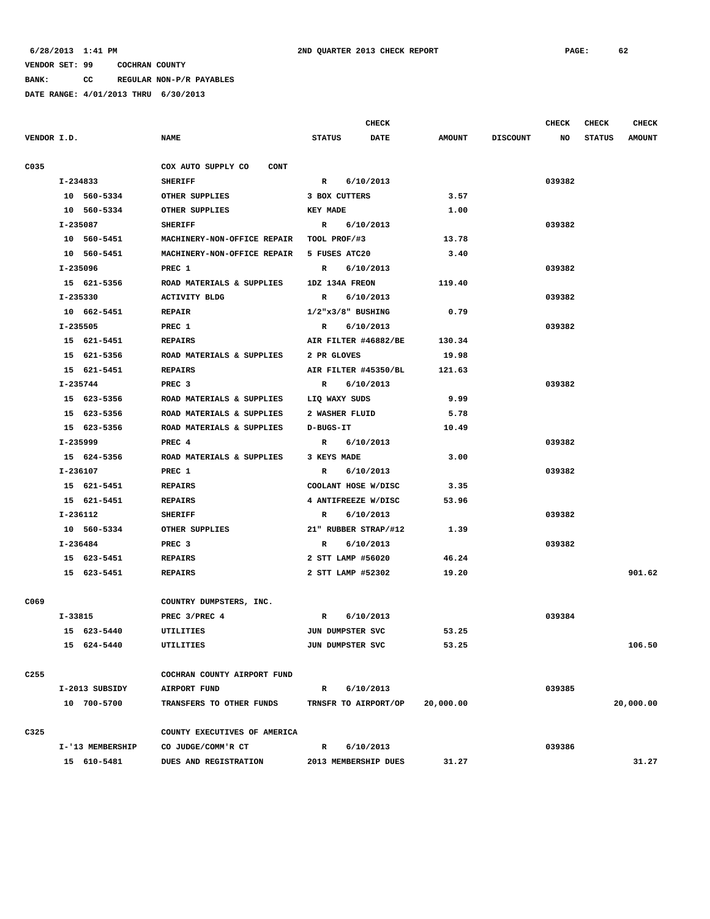6/28/2013 1:41 PM 2ND QUARTER 2013 CHECK REPORT

VENDOR SET: 99 COCHRAN COUNTY

BANK: CC REGULAR NON-P/R PAYABLES

DATE RANGE: 4/01/2013 THRU 6/30/2013

| VENDOR I.D. | NAME | STATUS | CHECK DATE | AMOUNT | DISCOUNT | CHECK NO | CHECK STATUS | CHECK AMOUNT |
|---|---|---|---|---|---|---|---|---|
| C035 | COX AUTO SUPPLY CO CONT | | | | | | | |
| I-234833 | SHERIFF | R | 6/10/2013 | | | 039382 | | |
| 10 560-5334 | OTHER SUPPLIES | 3 BOX CUTTERS | | 3.57 | | | | |
| 10 560-5334 | OTHER SUPPLIES | KEY MADE | | 1.00 | | | | |
| I-235087 | SHERIFF | R | 6/10/2013 | | | 039382 | | |
| 10 560-5451 | MACHINERY-NON-OFFICE REPAIR | TOOL PROF/#3 | | 13.78 | | | | |
| 10 560-5451 | MACHINERY-NON-OFFICE REPAIR | 5 FUSES ATC20 | | 3.40 | | | | |
| I-235096 | PREC 1 | R | 6/10/2013 | | | 039382 | | |
| 15 621-5356 | ROAD MATERIALS & SUPPLIES | 1DZ 134A FREON | | 119.40 | | | | |
| I-235330 | ACTIVITY BLDG | R | 6/10/2013 | | | 039382 | | |
| 10 662-5451 | REPAIR | 1/2"x3/8" BUSHING | | 0.79 | | | | |
| I-235505 | PREC 1 | R | 6/10/2013 | | | 039382 | | |
| 15 621-5451 | REPAIRS | AIR FILTER #46882/BE | | 130.34 | | | | |
| 15 621-5356 | ROAD MATERIALS & SUPPLIES | 2 PR GLOVES | | 19.98 | | | | |
| 15 621-5451 | REPAIRS | AIR FILTER #45350/BL | | 121.63 | | | | |
| I-235744 | PREC 3 | R | 6/10/2013 | | | 039382 | | |
| 15 623-5356 | ROAD MATERIALS & SUPPLIES | LIQ WAXY SUDS | | 9.99 | | | | |
| 15 623-5356 | ROAD MATERIALS & SUPPLIES | 2 WASHER FLUID | | 5.78 | | | | |
| 15 623-5356 | ROAD MATERIALS & SUPPLIES | D-BUGS-IT | | 10.49 | | | | |
| I-235999 | PREC 4 | R | 6/10/2013 | | | 039382 | | |
| 15 624-5356 | ROAD MATERIALS & SUPPLIES | 3 KEYS MADE | | 3.00 | | | | |
| I-236107 | PREC 1 | R | 6/10/2013 | | | 039382 | | |
| 15 621-5451 | REPAIRS | COOLANT HOSE W/DISC | | 3.35 | | | | |
| 15 621-5451 | REPAIRS | 4 ANTIFREEZE W/DISC | | 53.96 | | | | |
| I-236112 | SHERIFF | R | 6/10/2013 | | | 039382 | | |
| 10 560-5334 | OTHER SUPPLIES | 21" RUBBER STRAP/#12 | | 1.39 | | | | |
| I-236484 | PREC 3 | R | 6/10/2013 | | | 039382 | | |
| 15 623-5451 | REPAIRS | 2 STT LAMP #56020 | | 46.24 | | | | |
| 15 623-5451 | REPAIRS | 2 STT LAMP #52302 | | 19.20 | | | | 901.62 |
| C069 | COUNTRY DUMPSTERS, INC. | | | | | | | |
| I-33815 | PREC 3/PREC 4 | R | 6/10/2013 | | | 039384 | | |
| 15 623-5440 | UTILITIES | JUN DUMPSTER SVC | | 53.25 | | | | |
| 15 624-5440 | UTILITIES | JUN DUMPSTER SVC | | 53.25 | | | | 106.50 |
| C255 | COCHRAN COUNTY AIRPORT FUND | | | | | | | |
| I-2013 SUBSIDY | AIRPORT FUND | R | 6/10/2013 | | | 039385 | | |
| 10 700-5700 | TRANSFERS TO OTHER FUNDS | TRNSFR TO AIRPORT/OP | | 20,000.00 | | | | 20,000.00 |
| C325 | COUNTY EXECUTIVES OF AMERICA | | | | | | | |
| I-'13 MEMBERSHIP | CO JUDGE/COMM'R CT | R | 6/10/2013 | | | 039386 | | |
| 15 610-5481 | DUES AND REGISTRATION | 2013 MEMBERSHIP DUES | | 31.27 | | | | 31.27 |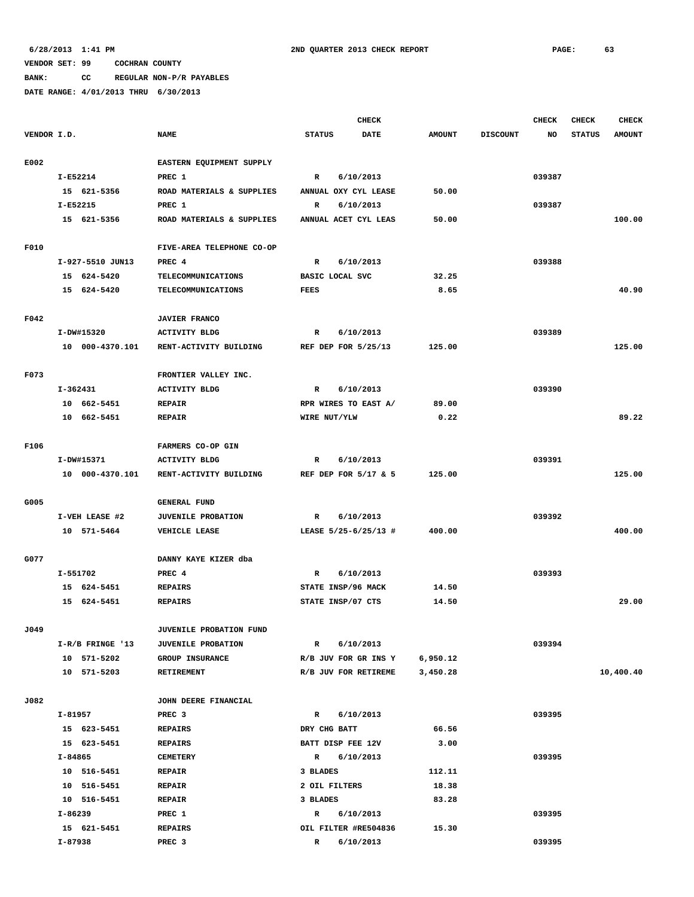6/28/2013 1:41 PM 2ND QUARTER 2013 CHECK REPORT PAGE: 63

VENDOR SET: 99 COCHRAN COUNTY

BANK: CC REGULAR NON-P/R PAYABLES

DATE RANGE: 4/01/2013 THRU 6/30/2013

| VENDOR I.D. | NAME | STATUS | CHECK DATE | AMOUNT | DISCOUNT | CHECK NO | CHECK STATUS | CHECK AMOUNT |
|---|---|---|---|---|---|---|---|---|
| E002 | EASTERN EQUIPMENT SUPPLY | | | | | | | |
| I-E52214 | PREC 1 | R | 6/10/2013 | | | 039387 | | |
| 15 621-5356 | ROAD MATERIALS & SUPPLIES | ANNUAL OXY CYL LEASE | | 50.00 | | | | |
| I-E52215 | PREC 1 | R | 6/10/2013 | | | 039387 | | |
| 15 621-5356 | ROAD MATERIALS & SUPPLIES | ANNUAL ACET CYL LEAS | | 50.00 | | | | 100.00 |
| F010 | FIVE-AREA TELEPHONE CO-OP | | | | | | | |
| I-927-5510 JUN13 | PREC 4 | R | 6/10/2013 | | | 039388 | | |
| 15 624-5420 | TELECOMMUNICATIONS | BASIC LOCAL SVC | | 32.25 | | | | |
| 15 624-5420 | TELECOMMUNICATIONS | FEES | | 8.65 | | | | 40.90 |
| F042 | JAVIER FRANCO | | | | | | | |
| I-DW#15320 | ACTIVITY BLDG | R | 6/10/2013 | | | 039389 | | |
| 10 000-4370.101 | RENT-ACTIVITY BUILDING | REF DEP FOR 5/25/13 | | 125.00 | | | | 125.00 |
| F073 | FRONTIER VALLEY INC. | | | | | | | |
| I-362431 | ACTIVITY BLDG | R | 6/10/2013 | | | 039390 | | |
| 10 662-5451 | REPAIR | RPR WIRES TO EAST A/ | | 89.00 | | | | |
| 10 662-5451 | REPAIR | WIRE NUT/YLW | | 0.22 | | | | 89.22 |
| F106 | FARMERS CO-OP GIN | | | | | | | |
| I-DW#15371 | ACTIVITY BLDG | R | 6/10/2013 | | | 039391 | | |
| 10 000-4370.101 | RENT-ACTIVITY BUILDING | REF DEP FOR 5/17 & 5 | | 125.00 | | | | 125.00 |
| G005 | GENERAL FUND | | | | | | | |
| I-VEH LEASE #2 | JUVENILE PROBATION | R | 6/10/2013 | | | 039392 | | |
| 10 571-5464 | VEHICLE LEASE | LEASE 5/25-6/25/13 # | | 400.00 | | | | 400.00 |
| G077 | DANNY KAYE KIZER dba | | | | | | | |
| I-551702 | PREC 4 | R | 6/10/2013 | | | 039393 | | |
| 15 624-5451 | REPAIRS | STATE INSP/96 MACK | | 14.50 | | | | |
| 15 624-5451 | REPAIRS | STATE INSP/07 CTS | | 14.50 | | | | 29.00 |
| J049 | JUVENILE PROBATION FUND | | | | | | | |
| I-R/B FRINGE '13 | JUVENILE PROBATION | R | 6/10/2013 | | | 039394 | | |
| 10 571-5202 | GROUP INSURANCE | R/B JUV FOR GR INS Y | | 6,950.12 | | | | |
| 10 571-5203 | RETIREMENT | R/B JUV FOR RETIREME | | 3,450.28 | | | | 10,400.40 |
| J082 | JOHN DEERE FINANCIAL | | | | | | | |
| I-81957 | PREC 3 | R | 6/10/2013 | | | 039395 | | |
| 15 623-5451 | REPAIRS | DRY CHG BATT | | 66.56 | | | | |
| 15 623-5451 | REPAIRS | BATT DISP FEE 12V | | 3.00 | | | | |
| I-84865 | CEMETERY | R | 6/10/2013 | | | 039395 | | |
| 10 516-5451 | REPAIR | 3 BLADES | | 112.11 | | | | |
| 10 516-5451 | REPAIR | 2 OIL FILTERS | | 18.38 | | | | |
| 10 516-5451 | REPAIR | 3 BLADES | | 83.28 | | | | |
| I-86239 | PREC 1 | R | 6/10/2013 | | | 039395 | | |
| 15 621-5451 | REPAIRS | OIL FILTER #RE504836 | | 15.30 | | | | |
| I-87938 | PREC 3 | R | 6/10/2013 | | | 039395 | | |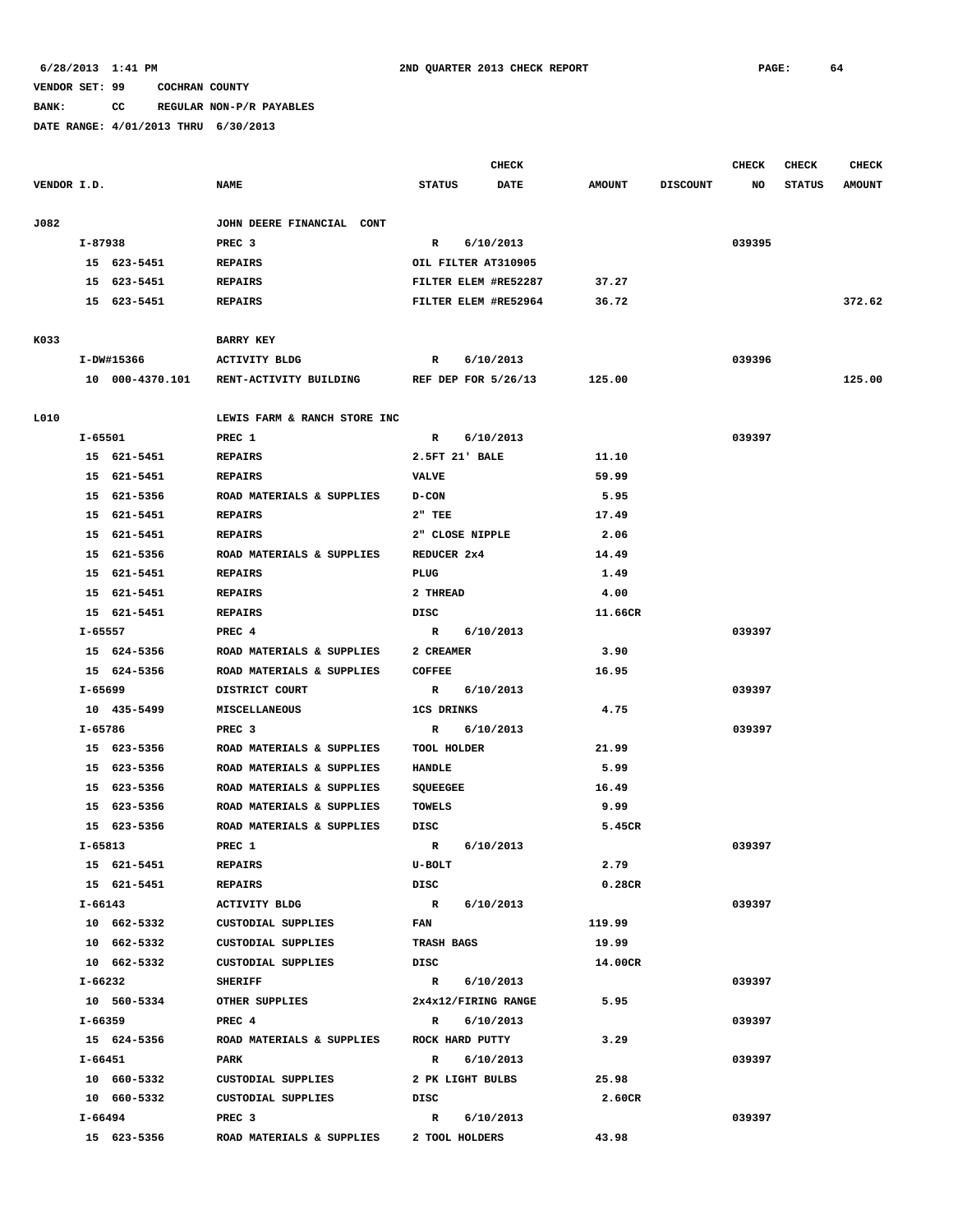6/28/2013 1:41 PM — 2ND QUARTER 2013 CHECK REPORT

VENDOR SET: 99 COCHRAN COUNTY

BANK: CC REGULAR NON-P/R PAYABLES

DATE RANGE: 4/01/2013 THRU 6/30/2013

| VENDOR I.D. | NAME | STATUS | CHECK DATE | AMOUNT | DISCOUNT | CHECK NO | CHECK STATUS | CHECK AMOUNT |
|---|---|---|---|---|---|---|---|---|
| J082 | JOHN DEERE FINANCIAL CONT | | | | | | | |
| I-87938 | PREC 3 | R | 6/10/2013 | | | 039395 | | |
| 15 623-5451 | REPAIRS | OIL FILTER AT310905 | | | | | | |
| 15 623-5451 | REPAIRS | FILTER ELEM #RE52287 | | 37.27 | | | | |
| 15 623-5451 | REPAIRS | FILTER ELEM #RE52964 | | 36.72 | | | | 372.62 |
| K033 | BARRY KEY | | | | | | | |
| I-DW#15366 | ACTIVITY BLDG | R | 6/10/2013 | | | 039396 | | |
| 10 000-4370.101 | RENT-ACTIVITY BUILDING | REF DEP FOR 5/26/13 | | 125.00 | | | | 125.00 |
| L010 | LEWIS FARM & RANCH STORE INC | | | | | | | |
| I-65501 | PREC 1 | R | 6/10/2013 | | | 039397 | | |
| 15 621-5451 | REPAIRS | 2.5FT 21' BALE | | 11.10 | | | | |
| 15 621-5451 | REPAIRS | VALVE | | 59.99 | | | | |
| 15 621-5356 | ROAD MATERIALS & SUPPLIES | D-CON | | 5.95 | | | | |
| 15 621-5451 | REPAIRS | 2" TEE | | 17.49 | | | | |
| 15 621-5451 | REPAIRS | 2" CLOSE NIPPLE | | 2.06 | | | | |
| 15 621-5356 | ROAD MATERIALS & SUPPLIES | REDUCER 2x4 | | 14.49 | | | | |
| 15 621-5451 | REPAIRS | PLUG | | 1.49 | | | | |
| 15 621-5451 | REPAIRS | 2 THREAD | | 4.00 | | | | |
| 15 621-5451 | REPAIRS | DISC | | 11.66CR | | | | |
| I-65557 | PREC 4 | R | 6/10/2013 | | | 039397 | | |
| 15 624-5356 | ROAD MATERIALS & SUPPLIES | 2 CREAMER | | 3.90 | | | | |
| 15 624-5356 | ROAD MATERIALS & SUPPLIES | COFFEE | | 16.95 | | | | |
| I-65699 | DISTRICT COURT | R | 6/10/2013 | | | 039397 | | |
| 10 435-5499 | MISCELLANEOUS | 1CS DRINKS | | 4.75 | | | | |
| I-65786 | PREC 3 | R | 6/10/2013 | | | 039397 | | |
| 15 623-5356 | ROAD MATERIALS & SUPPLIES | TOOL HOLDER | | 21.99 | | | | |
| 15 623-5356 | ROAD MATERIALS & SUPPLIES | HANDLE | | 5.99 | | | | |
| 15 623-5356 | ROAD MATERIALS & SUPPLIES | SQUEEGEE | | 16.49 | | | | |
| 15 623-5356 | ROAD MATERIALS & SUPPLIES | TOWELS | | 9.99 | | | | |
| 15 623-5356 | ROAD MATERIALS & SUPPLIES | DISC | | 5.45CR | | | | |
| I-65813 | PREC 1 | R | 6/10/2013 | | | 039397 | | |
| 15 621-5451 | REPAIRS | U-BOLT | | 2.79 | | | | |
| 15 621-5451 | REPAIRS | DISC | | 0.28CR | | | | |
| I-66143 | ACTIVITY BLDG | R | 6/10/2013 | | | 039397 | | |
| 10 662-5332 | CUSTODIAL SUPPLIES | FAN | | 119.99 | | | | |
| 10 662-5332 | CUSTODIAL SUPPLIES | TRASH BAGS | | 19.99 | | | | |
| 10 662-5332 | CUSTODIAL SUPPLIES | DISC | | 14.00CR | | | | |
| I-66232 | SHERIFF | R | 6/10/2013 | | | 039397 | | |
| 10 560-5334 | OTHER SUPPLIES | 2x4x12/FIRING RANGE | | 5.95 | | | | |
| I-66359 | PREC 4 | R | 6/10/2013 | | | 039397 | | |
| 15 624-5356 | ROAD MATERIALS & SUPPLIES | ROCK HARD PUTTY | | 3.29 | | | | |
| I-66451 | PARK | R | 6/10/2013 | | | 039397 | | |
| 10 660-5332 | CUSTODIAL SUPPLIES | 2 PK LIGHT BULBS | | 25.98 | | | | |
| 10 660-5332 | CUSTODIAL SUPPLIES | DISC | | 2.60CR | | | | |
| I-66494 | PREC 3 | R | 6/10/2013 | | | 039397 | | |
| 15 623-5356 | ROAD MATERIALS & SUPPLIES | 2 TOOL HOLDERS | | 43.98 | | | | |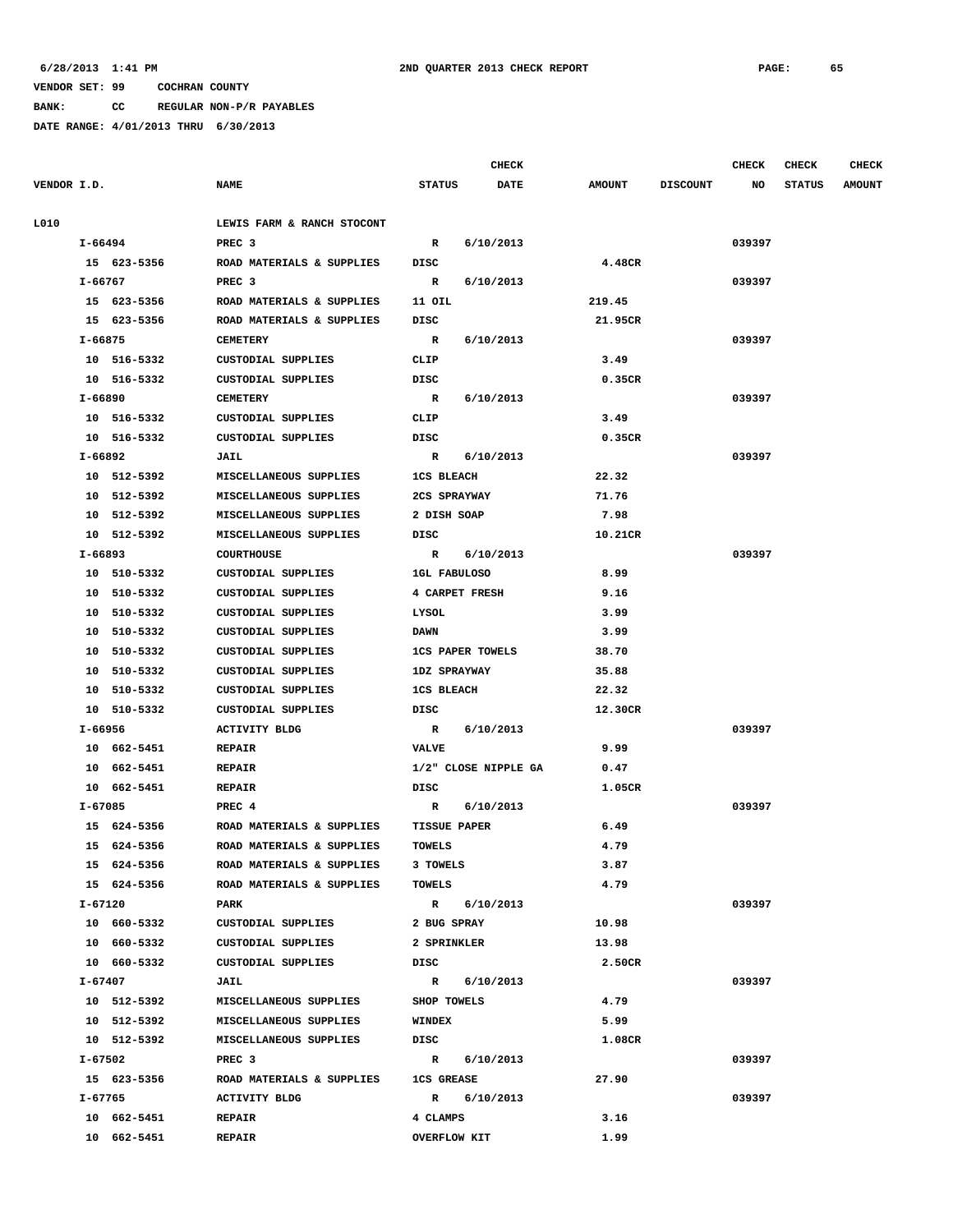6/28/2013 1:41 PM 2ND QUARTER 2013 CHECK REPORT PAGE: 65

VENDOR SET: 99 COCHRAN COUNTY

BANK: CC REGULAR NON-P/R PAYABLES

DATE RANGE: 4/01/2013 THRU 6/30/2013

| VENDOR I.D. | NAME | STATUS | CHECK DATE | AMOUNT | DISCOUNT | CHECK NO | CHECK STATUS | CHECK AMOUNT |
|---|---|---|---|---|---|---|---|---|
| L010 | LEWIS FARM & RANCH STOCONT | | | | | | | |
| I-66494 | PREC 3 | R | 6/10/2013 | | | 039397 | | |
| 15 623-5356 | ROAD MATERIALS & SUPPLIES | DISC | | 4.48CR | | | | |
| I-66767 | PREC 3 | R | 6/10/2013 | | | 039397 | | |
| 15 623-5356 | ROAD MATERIALS & SUPPLIES | 11 OIL | | 219.45 | | | | |
| 15 623-5356 | ROAD MATERIALS & SUPPLIES | DISC | | 21.95CR | | | | |
| I-66875 | CEMETERY | R | 6/10/2013 | | | 039397 | | |
| 10 516-5332 | CUSTODIAL SUPPLIES | CLIP | | 3.49 | | | | |
| 10 516-5332 | CUSTODIAL SUPPLIES | DISC | | 0.35CR | | | | |
| I-66890 | CEMETERY | R | 6/10/2013 | | | 039397 | | |
| 10 516-5332 | CUSTODIAL SUPPLIES | CLIP | | 3.49 | | | | |
| 10 516-5332 | CUSTODIAL SUPPLIES | DISC | | 0.35CR | | | | |
| I-66892 | JAIL | R | 6/10/2013 | | | 039397 | | |
| 10 512-5392 | MISCELLANEOUS SUPPLIES | 1CS BLEACH | | 22.32 | | | | |
| 10 512-5392 | MISCELLANEOUS SUPPLIES | 2CS SPRAYWAY | | 71.76 | | | | |
| 10 512-5392 | MISCELLANEOUS SUPPLIES | 2 DISH SOAP | | 7.98 | | | | |
| 10 512-5392 | MISCELLANEOUS SUPPLIES | DISC | | 10.21CR | | | | |
| I-66893 | COURTHOUSE | R | 6/10/2013 | | | 039397 | | |
| 10 510-5332 | CUSTODIAL SUPPLIES | 1GL FABULOSO | | 8.99 | | | | |
| 10 510-5332 | CUSTODIAL SUPPLIES | 4 CARPET FRESH | | 9.16 | | | | |
| 10 510-5332 | CUSTODIAL SUPPLIES | LYSOL | | 3.99 | | | | |
| 10 510-5332 | CUSTODIAL SUPPLIES | DAWN | | 3.99 | | | | |
| 10 510-5332 | CUSTODIAL SUPPLIES | 1CS PAPER TOWELS | | 38.70 | | | | |
| 10 510-5332 | CUSTODIAL SUPPLIES | 1DZ SPRAYWAY | | 35.88 | | | | |
| 10 510-5332 | CUSTODIAL SUPPLIES | 1CS BLEACH | | 22.32 | | | | |
| 10 510-5332 | CUSTODIAL SUPPLIES | DISC | | 12.30CR | | | | |
| I-66956 | ACTIVITY BLDG | R | 6/10/2013 | | | 039397 | | |
| 10 662-5451 | REPAIR | VALVE | | 9.99 | | | | |
| 10 662-5451 | REPAIR | 1/2" CLOSE NIPPLE GA | | 0.47 | | | | |
| 10 662-5451 | REPAIR | DISC | | 1.05CR | | | | |
| I-67085 | PREC 4 | R | 6/10/2013 | | | 039397 | | |
| 15 624-5356 | ROAD MATERIALS & SUPPLIES | TISSUE PAPER | | 6.49 | | | | |
| 15 624-5356 | ROAD MATERIALS & SUPPLIES | TOWELS | | 4.79 | | | | |
| 15 624-5356 | ROAD MATERIALS & SUPPLIES | 3 TOWELS | | 3.87 | | | | |
| 15 624-5356 | ROAD MATERIALS & SUPPLIES | TOWELS | | 4.79 | | | | |
| I-67120 | PARK | R | 6/10/2013 | | | 039397 | | |
| 10 660-5332 | CUSTODIAL SUPPLIES | 2 BUG SPRAY | | 10.98 | | | | |
| 10 660-5332 | CUSTODIAL SUPPLIES | 2 SPRINKLER | | 13.98 | | | | |
| 10 660-5332 | CUSTODIAL SUPPLIES | DISC | | 2.50CR | | | | |
| I-67407 | JAIL | R | 6/10/2013 | | | 039397 | | |
| 10 512-5392 | MISCELLANEOUS SUPPLIES | SHOP TOWELS | | 4.79 | | | | |
| 10 512-5392 | MISCELLANEOUS SUPPLIES | WINDEX | | 5.99 | | | | |
| 10 512-5392 | MISCELLANEOUS SUPPLIES | DISC | | 1.08CR | | | | |
| I-67502 | PREC 3 | R | 6/10/2013 | | | 039397 | | |
| 15 623-5356 | ROAD MATERIALS & SUPPLIES | 1CS GREASE | | 27.90 | | | | |
| I-67765 | ACTIVITY BLDG | R | 6/10/2013 | | | 039397 | | |
| 10 662-5451 | REPAIR | 4 CLAMPS | | 3.16 | | | | |
| 10 662-5451 | REPAIR | OVERFLOW KIT | | 1.99 | | | | |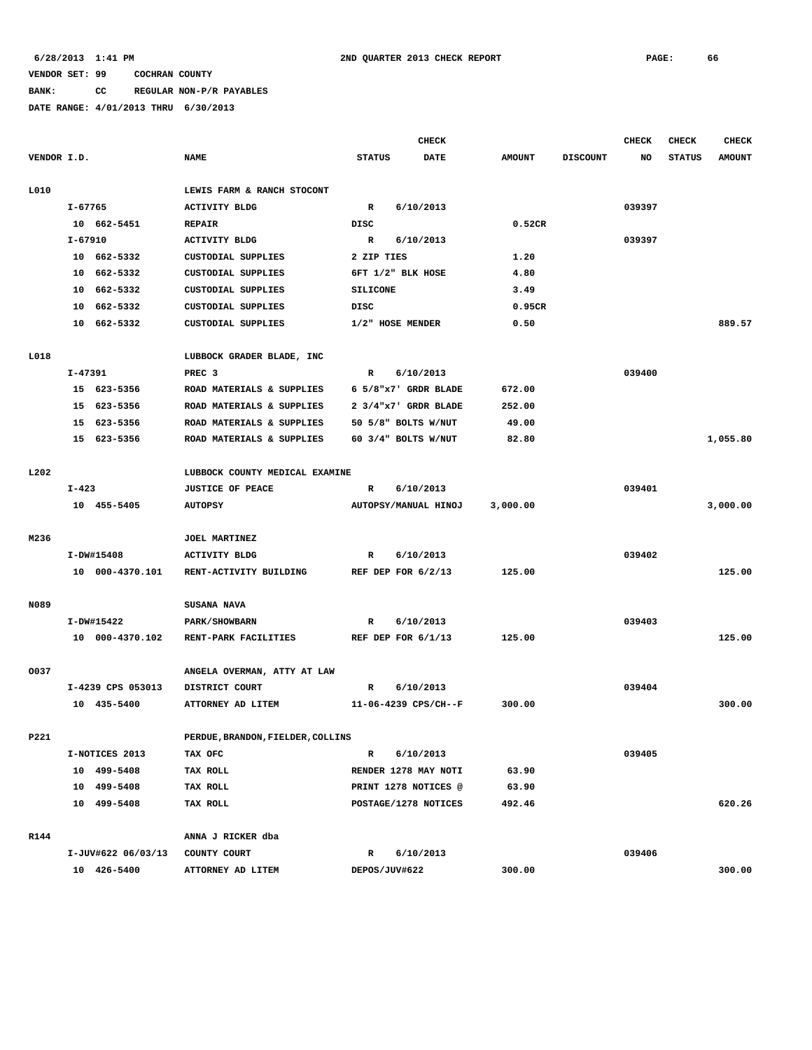6/28/2013 1:41 PM — 2ND QUARTER 2013 CHECK REPORT

VENDOR SET: 99 COCHRAN COUNTY

BANK: CC REGULAR NON-P/R PAYABLES

DATE RANGE: 4/01/2013 THRU 6/30/2013

| VENDOR I.D. | NAME | STATUS | CHECK DATE | AMOUNT | DISCOUNT | CHECK NO | CHECK STATUS | CHECK AMOUNT |
|---|---|---|---|---|---|---|---|---|
| L010 | LEWIS FARM & RANCH STOCONT | | | | | | | |
| I-67765 | ACTIVITY BLDG | R | 6/10/2013 | | | 039397 | | |
| 10 662-5451 | REPAIR | DISC | | 0.52CR | | | | |
| I-67910 | ACTIVITY BLDG | R | 6/10/2013 | | | 039397 | | |
| 10 662-5332 | CUSTODIAL SUPPLIES | 2 ZIP TIES | | 1.20 | | | | |
| 10 662-5332 | CUSTODIAL SUPPLIES | 6FT 1/2" BLK HOSE | | 4.80 | | | | |
| 10 662-5332 | CUSTODIAL SUPPLIES | SILICONE | | 3.49 | | | | |
| 10 662-5332 | CUSTODIAL SUPPLIES | DISC | | 0.95CR | | | | |
| 10 662-5332 | CUSTODIAL SUPPLIES | 1/2" HOSE MENDER | | 0.50 | | | | 889.57 |
| L018 | LUBBOCK GRADER BLADE, INC | | | | | | | |
| I-47391 | PREC 3 | R | 6/10/2013 | | | 039400 | | |
| 15 623-5356 | ROAD MATERIALS & SUPPLIES | 6 5/8"x7' GRDR BLADE | | 672.00 | | | | |
| 15 623-5356 | ROAD MATERIALS & SUPPLIES | 2 3/4"x7' GRDR BLADE | | 252.00 | | | | |
| 15 623-5356 | ROAD MATERIALS & SUPPLIES | 50 5/8" BOLTS W/NUT | | 49.00 | | | | |
| 15 623-5356 | ROAD MATERIALS & SUPPLIES | 60 3/4" BOLTS W/NUT | | 82.80 | | | | 1,055.80 |
| L202 | LUBBOCK COUNTY MEDICAL EXAMINE | | | | | | | |
| I-423 | JUSTICE OF PEACE | R | 6/10/2013 | | | 039401 | | |
| 10 455-5405 | AUTOPSY | AUTOPSY/MANUAL HINOJ | | 3,000.00 | | | | 3,000.00 |
| M236 | JOEL MARTINEZ | | | | | | | |
| I-DW#15408 | ACTIVITY BLDG | R | 6/10/2013 | | | 039402 | | |
| 10 000-4370.101 | RENT-ACTIVITY BUILDING | REF DEP FOR 6/2/13 | | 125.00 | | | | 125.00 |
| N089 | SUSANA NAVA | | | | | | | |
| I-DW#15422 | PARK/SHOWBARN | R | 6/10/2013 | | | 039403 | | |
| 10 000-4370.102 | RENT-PARK FACILITIES | REF DEP FOR 6/1/13 | | 125.00 | | | | 125.00 |
| O037 | ANGELA OVERMAN, ATTY AT LAW | | | | | | | |
| I-4239 CPS 053013 | DISTRICT COURT | R | 6/10/2013 | | | 039404 | | |
| 10 435-5400 | ATTORNEY AD LITEM | 11-06-4239 CPS/CH--F | | 300.00 | | | | 300.00 |
| P221 | PERDUE,BRANDON,FIELDER,COLLINS | | | | | | | |
| I-NOTICES 2013 | TAX OFC | R | 6/10/2013 | | | 039405 | | |
| 10 499-5408 | TAX ROLL | RENDER 1278 MAY NOTI | | 63.90 | | | | |
| 10 499-5408 | TAX ROLL | PRINT 1278 NOTICES @ | | 63.90 | | | | |
| 10 499-5408 | TAX ROLL | POSTAGE/1278 NOTICES | | 492.46 | | | | 620.26 |
| R144 | ANNA J RICKER dba | | | | | | | |
| I-JUV#622 06/03/13 | COUNTY COURT | R | 6/10/2013 | | | 039406 | | |
| 10 426-5400 | ATTORNEY AD LITEM | DEPOS/JUV#622 | | 300.00 | | | | 300.00 |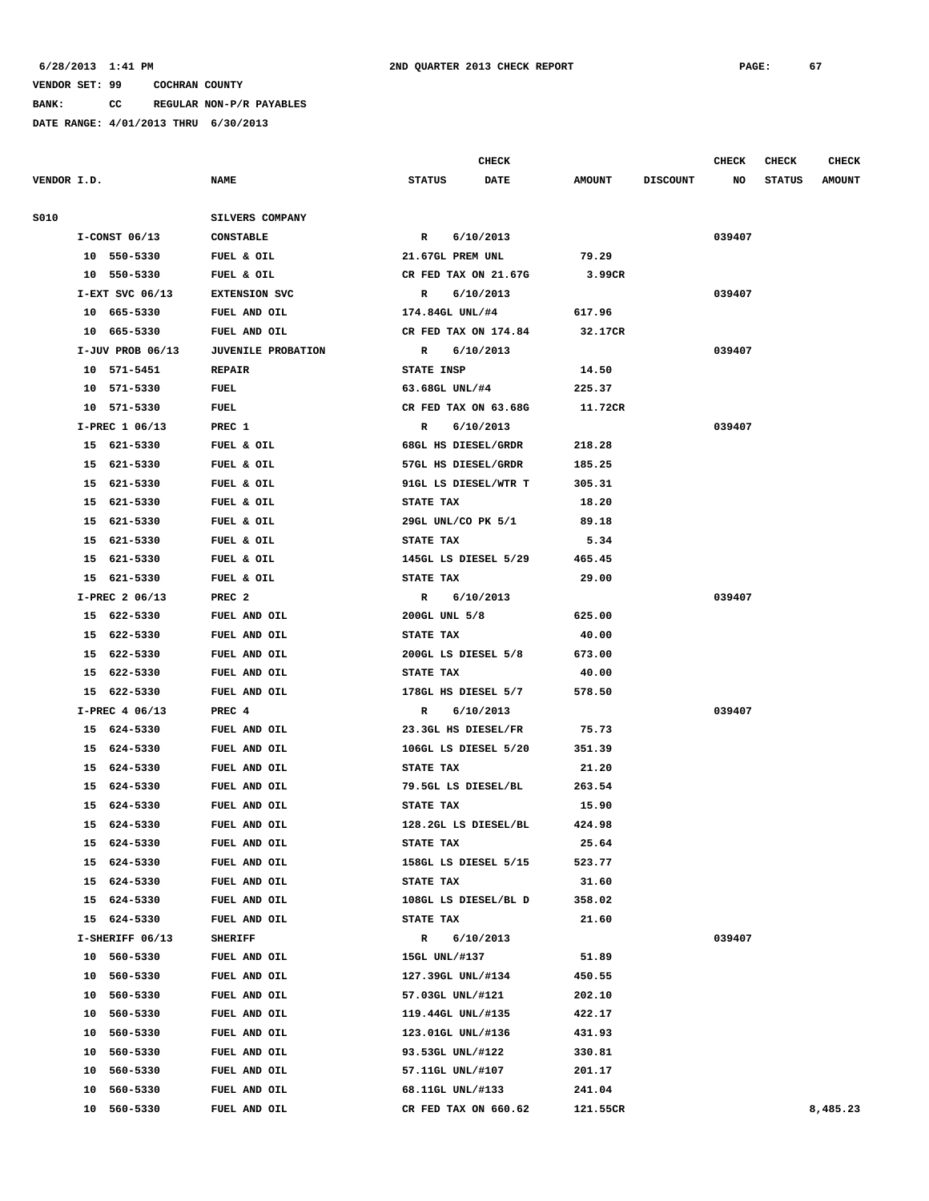6/28/2013 1:41 PM    2ND QUARTER 2013 CHECK REPORT

VENDOR SET: 99    COCHRAN COUNTY

BANK: CC    REGULAR NON-P/R PAYABLES

DATE RANGE: 4/01/2013 THRU 6/30/2013

| VENDOR I.D. | NAME | STATUS | CHECK DATE | AMOUNT | DISCOUNT | CHECK NO | CHECK STATUS | CHECK AMOUNT |
|---|---|---|---|---|---|---|---|---|
| S010 | SILVERS COMPANY | | | | | | | |
| I-CONST 06/13 | CONSTABLE | R | 6/10/2013 | | | 039407 | | |
| 10 550-5330 | FUEL & OIL | 21.67GL PREM UNL | | 79.29 | | | | |
| 10 550-5330 | FUEL & OIL | CR FED TAX ON 21.67G | | 3.99CR | | | | |
| I-EXT SVC 06/13 | EXTENSION SVC | R | 6/10/2013 | | | 039407 | | |
| 10 665-5330 | FUEL AND OIL | 174.84GL UNL/#4 | | 617.96 | | | | |
| 10 665-5330 | FUEL AND OIL | CR FED TAX ON 174.84 | | 32.17CR | | | | |
| I-JUV PROB 06/13 | JUVENILE PROBATION | R | 6/10/2013 | | | 039407 | | |
| 10 571-5451 | REPAIR | STATE INSP | | 14.50 | | | | |
| 10 571-5330 | FUEL | 63.68GL UNL/#4 | | 225.37 | | | | |
| 10 571-5330 | FUEL | CR FED TAX ON 63.68G | | 11.72CR | | | | |
| I-PREC 1 06/13 | PREC 1 | R | 6/10/2013 | | | 039407 | | |
| 15 621-5330 | FUEL & OIL | 68GL HS DIESEL/GRDR | | 218.28 | | | | |
| 15 621-5330 | FUEL & OIL | 57GL HS DIESEL/GRDR | | 185.25 | | | | |
| 15 621-5330 | FUEL & OIL | 91GL LS DIESEL/WTR T | | 305.31 | | | | |
| 15 621-5330 | FUEL & OIL | STATE TAX | | 18.20 | | | | |
| 15 621-5330 | FUEL & OIL | 29GL UNL/CO PK 5/1 | | 89.18 | | | | |
| 15 621-5330 | FUEL & OIL | STATE TAX | | 5.34 | | | | |
| 15 621-5330 | FUEL & OIL | 145GL LS DIESEL 5/29 | | 465.45 | | | | |
| 15 621-5330 | FUEL & OIL | STATE TAX | | 29.00 | | | | |
| I-PREC 2 06/13 | PREC 2 | R | 6/10/2013 | | | 039407 | | |
| 15 622-5330 | FUEL AND OIL | 200GL UNL 5/8 | | 625.00 | | | | |
| 15 622-5330 | FUEL AND OIL | STATE TAX | | 40.00 | | | | |
| 15 622-5330 | FUEL AND OIL | 200GL LS DIESEL 5/8 | | 673.00 | | | | |
| 15 622-5330 | FUEL AND OIL | STATE TAX | | 40.00 | | | | |
| 15 622-5330 | FUEL AND OIL | 178GL HS DIESEL 5/7 | | 578.50 | | | | |
| I-PREC 4 06/13 | PREC 4 | R | 6/10/2013 | | | 039407 | | |
| 15 624-5330 | FUEL AND OIL | 23.3GL HS DIESEL/FR | | 75.73 | | | | |
| 15 624-5330 | FUEL AND OIL | 106GL LS DIESEL 5/20 | | 351.39 | | | | |
| 15 624-5330 | FUEL AND OIL | STATE TAX | | 21.20 | | | | |
| 15 624-5330 | FUEL AND OIL | 79.5GL LS DIESEL/BL | | 263.54 | | | | |
| 15 624-5330 | FUEL AND OIL | STATE TAX | | 15.90 | | | | |
| 15 624-5330 | FUEL AND OIL | 128.2GL LS DIESEL/BL | | 424.98 | | | | |
| 15 624-5330 | FUEL AND OIL | STATE TAX | | 25.64 | | | | |
| 15 624-5330 | FUEL AND OIL | 158GL LS DIESEL 5/15 | | 523.77 | | | | |
| 15 624-5330 | FUEL AND OIL | STATE TAX | | 31.60 | | | | |
| 15 624-5330 | FUEL AND OIL | 108GL LS DIESEL/BL D | | 358.02 | | | | |
| 15 624-5330 | FUEL AND OIL | STATE TAX | | 21.60 | | | | |
| I-SHERIFF 06/13 | SHERIFF | R | 6/10/2013 | | | 039407 | | |
| 10 560-5330 | FUEL AND OIL | 15GL UNL/#137 | | 51.89 | | | | |
| 10 560-5330 | FUEL AND OIL | 127.39GL UNL/#134 | | 450.55 | | | | |
| 10 560-5330 | FUEL AND OIL | 57.03GL UNL/#121 | | 202.10 | | | | |
| 10 560-5330 | FUEL AND OIL | 119.44GL UNL/#135 | | 422.17 | | | | |
| 10 560-5330 | FUEL AND OIL | 123.01GL UNL/#136 | | 431.93 | | | | |
| 10 560-5330 | FUEL AND OIL | 93.53GL UNL/#122 | | 330.81 | | | | |
| 10 560-5330 | FUEL AND OIL | 57.11GL UNL/#107 | | 201.17 | | | | |
| 10 560-5330 | FUEL AND OIL | 68.11GL UNL/#133 | | 241.04 | | | | |
| 10 560-5330 | FUEL AND OIL | CR FED TAX ON 660.62 | | 121.55CR | | | | 8,485.23 |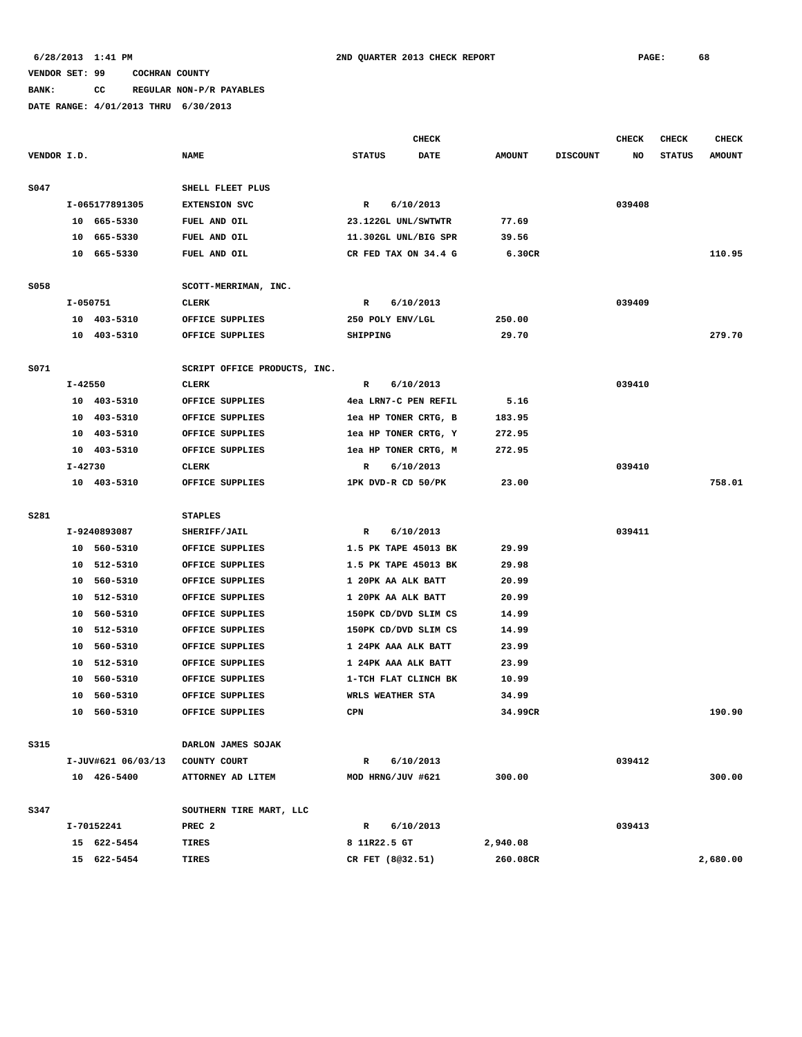6/28/2013 1:41 PM 2ND QUARTER 2013 CHECK REPORT

VENDOR SET: 99 COCHRAN COUNTY

BANK: CC REGULAR NON-P/R PAYABLES

DATE RANGE: 4/01/2013 THRU 6/30/2013

| VENDOR I.D. | NAME | STATUS | CHECK DATE | AMOUNT | DISCOUNT | CHECK NO | CHECK STATUS | CHECK AMOUNT |
|---|---|---|---|---|---|---|---|---|
| S047 | SHELL FLEET PLUS | | | | | | | |
| I-065177891305 | EXTENSION SVC | R | 6/10/2013 | | | 039408 | | |
| 10 665-5330 | FUEL AND OIL | 23.122GL UNL/SWTWTR | | 77.69 | | | | |
| 10 665-5330 | FUEL AND OIL | 11.302GL UNL/BIG SPR | | 39.56 | | | | |
| 10 665-5330 | FUEL AND OIL | CR FED TAX ON 34.4 G | | 6.30CR | | | | 110.95 |
| S058 | SCOTT-MERRIMAN, INC. | | | | | | | |
| I-050751 | CLERK | R | 6/10/2013 | | | 039409 | | |
| 10 403-5310 | OFFICE SUPPLIES | 250 POLY ENV/LGL | | 250.00 | | | | |
| 10 403-5310 | OFFICE SUPPLIES | SHIPPING | | 29.70 | | | | 279.70 |
| S071 | SCRIPT OFFICE PRODUCTS, INC. | | | | | | | |
| I-42550 | CLERK | R | 6/10/2013 | | | 039410 | | |
| 10 403-5310 | OFFICE SUPPLIES | 4ea LRN7-C PEN REFIL | | 5.16 | | | | |
| 10 403-5310 | OFFICE SUPPLIES | 1ea HP TONER CRTG, B | | 183.95 | | | | |
| 10 403-5310 | OFFICE SUPPLIES | 1ea HP TONER CRTG, Y | | 272.95 | | | | |
| 10 403-5310 | OFFICE SUPPLIES | 1ea HP TONER CRTG, M | | 272.95 | | | | |
| I-42730 | CLERK | R | 6/10/2013 | | | 039410 | | |
| 10 403-5310 | OFFICE SUPPLIES | 1PK DVD-R CD 50/PK | | 23.00 | | | | 758.01 |
| S281 | STAPLES | | | | | | | |
| I-9240893087 | SHERIFF/JAIL | R | 6/10/2013 | | | 039411 | | |
| 10 560-5310 | OFFICE SUPPLIES | 1.5 PK TAPE 45013 BK | | 29.99 | | | | |
| 10 512-5310 | OFFICE SUPPLIES | 1.5 PK TAPE 45013 BK | | 29.98 | | | | |
| 10 560-5310 | OFFICE SUPPLIES | 1 20PK AA ALK BATT | | 20.99 | | | | |
| 10 512-5310 | OFFICE SUPPLIES | 1 20PK AA ALK BATT | | 20.99 | | | | |
| 10 560-5310 | OFFICE SUPPLIES | 150PK CD/DVD SLIM CS | | 14.99 | | | | |
| 10 512-5310 | OFFICE SUPPLIES | 150PK CD/DVD SLIM CS | | 14.99 | | | | |
| 10 560-5310 | OFFICE SUPPLIES | 1 24PK AAA ALK BATT | | 23.99 | | | | |
| 10 512-5310 | OFFICE SUPPLIES | 1 24PK AAA ALK BATT | | 23.99 | | | | |
| 10 560-5310 | OFFICE SUPPLIES | 1-TCH FLAT CLINCH BK | | 10.99 | | | | |
| 10 560-5310 | OFFICE SUPPLIES | WRLS WEATHER STA | | 34.99 | | | | |
| 10 560-5310 | OFFICE SUPPLIES | CPN | | 34.99CR | | | | 190.90 |
| S315 | DARLON JAMES SOJAK | | | | | | | |
| I-JUV#621 06/03/13 | COUNTY COURT | R | 6/10/2013 | | | 039412 | | |
| 10 426-5400 | ATTORNEY AD LITEM | MOD HRNG/JUV #621 | | 300.00 | | | | 300.00 |
| S347 | SOUTHERN TIRE MART, LLC | | | | | | | |
| I-70152241 | PREC 2 | R | 6/10/2013 | | | 039413 | | |
| 15 622-5454 | TIRES | 8 11R22.5 GT | | 2,940.08 | | | | |
| 15 622-5454 | TIRES | CR FET (8@32.51) | | 260.08CR | | | | 2,680.00 |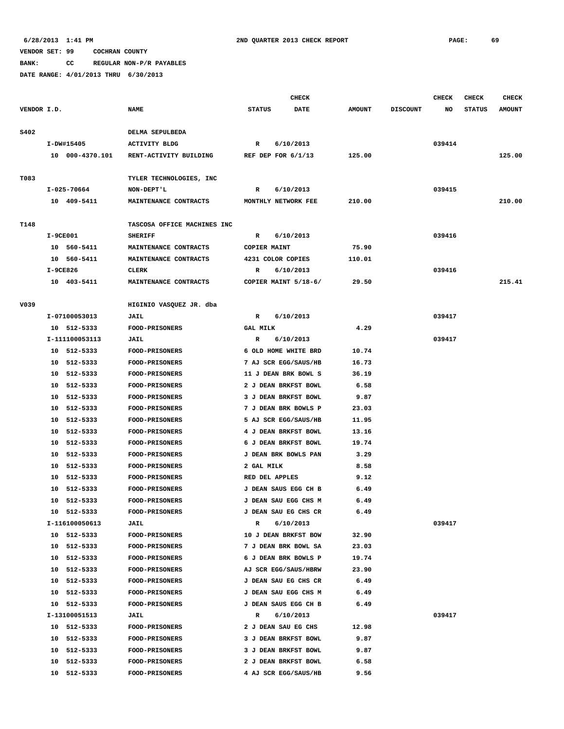6/28/2013 1:41 PM 2ND QUARTER 2013 CHECK REPORT

VENDOR SET: 99 COCHRAN COUNTY

BANK: CC REGULAR NON-P/R PAYABLES

DATE RANGE: 4/01/2013 THRU 6/30/2013

| VENDOR I.D. | NAME | STATUS | CHECK DATE | AMOUNT | DISCOUNT | CHECK NO | CHECK STATUS | CHECK AMOUNT |
|---|---|---|---|---|---|---|---|---|
| S402 | DELMA SEPULBEDA | | | | | | | |
| I-DW#15405 | ACTIVITY BLDG | R | 6/10/2013 | | | 039414 | | |
| 10 000-4370.101 | RENT-ACTIVITY BUILDING | REF DEP FOR 6/1/13 | | 125.00 | | | | 125.00 |
| T083 | TYLER TECHNOLOGIES, INC | | | | | | | |
| I-025-70664 | NON-DEPT'L | R | 6/10/2013 | | | 039415 | | |
| 10 409-5411 | MAINTENANCE CONTRACTS | MONTHLY NETWORK FEE | | 210.00 | | | | 210.00 |
| T148 | TASCOSA OFFICE MACHINES INC | | | | | | | |
| I-9CE001 | SHERIFF | R | 6/10/2013 | | | 039416 | | |
| 10 560-5411 | MAINTENANCE CONTRACTS | COPIER MAINT | | 75.90 | | | | |
| 10 560-5411 | MAINTENANCE CONTRACTS | 4231 COLOR COPIES | | 110.01 | | | | |
| I-9CE826 | CLERK | R | 6/10/2013 | | | 039416 | | |
| 10 403-5411 | MAINTENANCE CONTRACTS | COPIER MAINT 5/18-6/ | | 29.50 | | | | 215.41 |
| V039 | HIGINIO VASQUEZ JR. dba | | | | | | | |
| I-07100053013 | JAIL | R | 6/10/2013 | | | 039417 | | |
| 10 512-5333 | FOOD-PRISONERS | GAL MILK | | 4.29 | | | | |
| I-111100053113 | JAIL | R | 6/10/2013 | | | 039417 | | |
| 10 512-5333 | FOOD-PRISONERS | 6 OLD HOME WHITE BRD | | 10.74 | | | | |
| 10 512-5333 | FOOD-PRISONERS | 7 AJ SCR EGG/SAUS/HB | | 16.73 | | | | |
| 10 512-5333 | FOOD-PRISONERS | 11 J DEAN BRK BOWL S | | 36.19 | | | | |
| 10 512-5333 | FOOD-PRISONERS | 2 J DEAN BRKFST BOWL | | 6.58 | | | | |
| 10 512-5333 | FOOD-PRISONERS | 3 J DEAN BRKFST BOWL | | 9.87 | | | | |
| 10 512-5333 | FOOD-PRISONERS | 7 J DEAN BRK BOWLS P | | 23.03 | | | | |
| 10 512-5333 | FOOD-PRISONERS | 5 AJ SCR EGG/SAUS/HB | | 11.95 | | | | |
| 10 512-5333 | FOOD-PRISONERS | 4 J DEAN BRKFST BOWL | | 13.16 | | | | |
| 10 512-5333 | FOOD-PRISONERS | 6 J DEAN BRKFST BOWL | | 19.74 | | | | |
| 10 512-5333 | FOOD-PRISONERS | J DEAN BRK BOWLS PAN | | 3.29 | | | | |
| 10 512-5333 | FOOD-PRISONERS | 2 GAL MILK | | 8.58 | | | | |
| 10 512-5333 | FOOD-PRISONERS | RED DEL APPLES | | 9.12 | | | | |
| 10 512-5333 | FOOD-PRISONERS | J DEAN SAUS EGG CH B | | 6.49 | | | | |
| 10 512-5333 | FOOD-PRISONERS | J DEAN SAU EGG CHS M | | 6.49 | | | | |
| 10 512-5333 | FOOD-PRISONERS | J DEAN SAU EG CHS CR | | 6.49 | | | | |
| I-116100050613 | JAIL | R | 6/10/2013 | | | 039417 | | |
| 10 512-5333 | FOOD-PRISONERS | 10 J DEAN BRKFST BOW | | 32.90 | | | | |
| 10 512-5333 | FOOD-PRISONERS | 7 J DEAN BRK BOWL SA | | 23.03 | | | | |
| 10 512-5333 | FOOD-PRISONERS | 6 J DEAN BRK BOWLS P | | 19.74 | | | | |
| 10 512-5333 | FOOD-PRISONERS | AJ SCR EGG/SAUS/HBRW | | 23.90 | | | | |
| 10 512-5333 | FOOD-PRISONERS | J DEAN SAU EG CHS CR | | 6.49 | | | | |
| 10 512-5333 | FOOD-PRISONERS | J DEAN SAU EGG CHS M | | 6.49 | | | | |
| 10 512-5333 | FOOD-PRISONERS | J DEAN SAUS EGG CH B | | 6.49 | | | | |
| I-13100051513 | JAIL | R | 6/10/2013 | | | 039417 | | |
| 10 512-5333 | FOOD-PRISONERS | 2 J DEAN SAU EG CHS | | 12.98 | | | | |
| 10 512-5333 | FOOD-PRISONERS | 3 J DEAN BRKFST BOWL | | 9.87 | | | | |
| 10 512-5333 | FOOD-PRISONERS | 3 J DEAN BRKFST BOWL | | 9.87 | | | | |
| 10 512-5333 | FOOD-PRISONERS | 2 J DEAN BRKFST BOWL | | 6.58 | | | | |
| 10 512-5333 | FOOD-PRISONERS | 4 AJ SCR EGG/SAUS/HB | | 9.56 | | | | |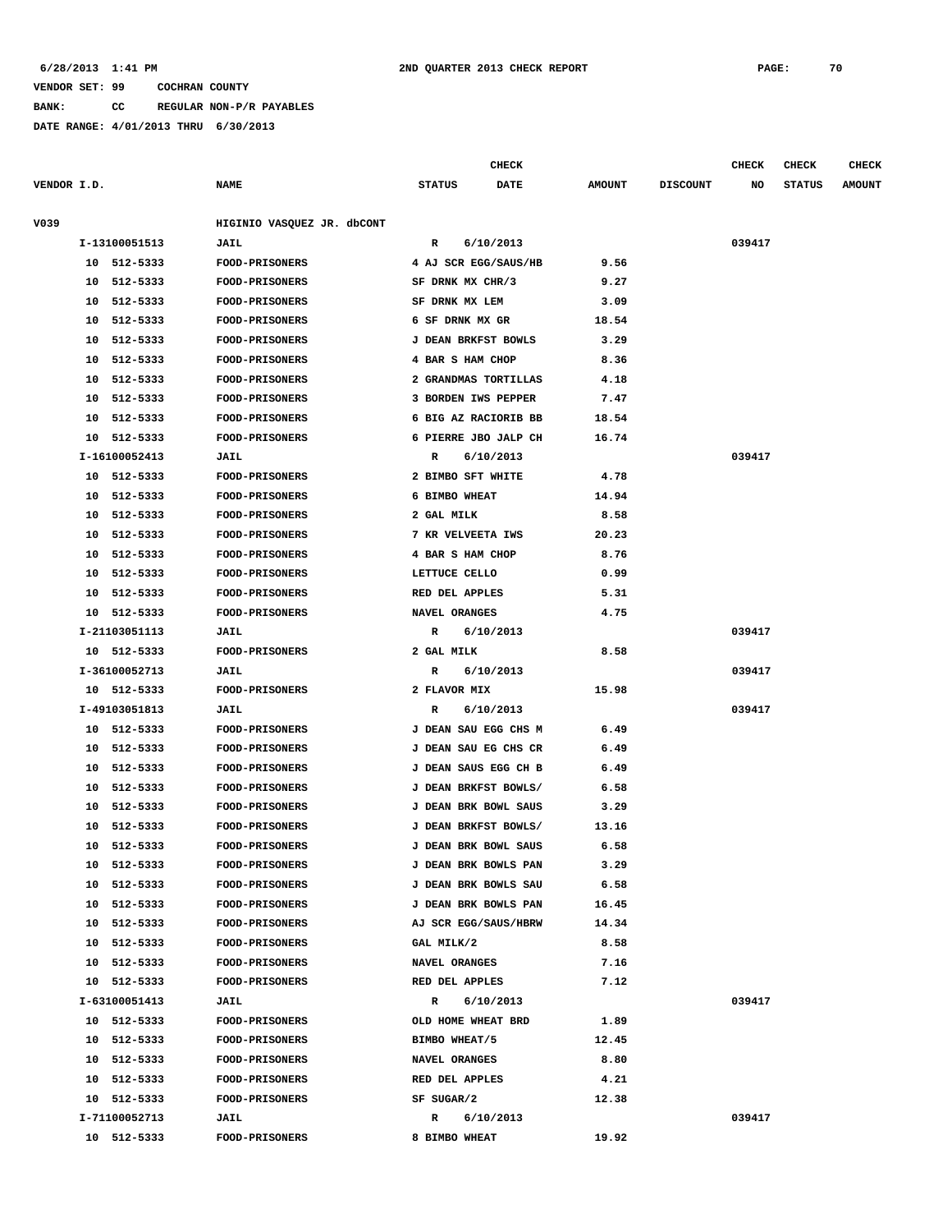6/28/2013 1:41 PM — 2ND QUARTER 2013 CHECK REPORT — PAGE: 70

VENDOR SET: 99 COCHRAN COUNTY

BANK: CC REGULAR NON-P/R PAYABLES

DATE RANGE: 4/01/2013 THRU 6/30/2013

| VENDOR I.D. | NAME | STATUS | CHECK DATE | AMOUNT | DISCOUNT | CHECK NO | CHECK STATUS | CHECK AMOUNT |
|---|---|---|---|---|---|---|---|---|
| V039 | HIGINIO VASQUEZ JR. dbCONT | | | | | | | |
| I-13100051513 | JAIL | R | 6/10/2013 | | | 039417 | | |
| 10 512-5333 | FOOD-PRISONERS | 4 AJ SCR EGG/SAUS/HB | | 9.56 | | | | |
| 10 512-5333 | FOOD-PRISONERS | SF DRNK MX CHR/3 | | 9.27 | | | | |
| 10 512-5333 | FOOD-PRISONERS | SF DRNK MX LEM | | 3.09 | | | | |
| 10 512-5333 | FOOD-PRISONERS | 6 SF DRNK MX GR | | 18.54 | | | | |
| 10 512-5333 | FOOD-PRISONERS | J DEAN BRKFST BOWLS | | 3.29 | | | | |
| 10 512-5333 | FOOD-PRISONERS | 4 BAR S HAM CHOP | | 8.36 | | | | |
| 10 512-5333 | FOOD-PRISONERS | 2 GRANDMAS TORTILLAS | | 4.18 | | | | |
| 10 512-5333 | FOOD-PRISONERS | 3 BORDEN IWS PEPPER | | 7.47 | | | | |
| 10 512-5333 | FOOD-PRISONERS | 6 BIG AZ RACIORIB BB | | 18.54 | | | | |
| 10 512-5333 | FOOD-PRISONERS | 6 PIERRE JBO JALP CH | | 16.74 | | | | |
| I-16100052413 | JAIL | R | 6/10/2013 | | | 039417 | | |
| 10 512-5333 | FOOD-PRISONERS | 2 BIMBO SFT WHITE | | 4.78 | | | | |
| 10 512-5333 | FOOD-PRISONERS | 6 BIMBO WHEAT | | 14.94 | | | | |
| 10 512-5333 | FOOD-PRISONERS | 2 GAL MILK | | 8.58 | | | | |
| 10 512-5333 | FOOD-PRISONERS | 7 KR VELVEETA IWS | | 20.23 | | | | |
| 10 512-5333 | FOOD-PRISONERS | 4 BAR S HAM CHOP | | 8.76 | | | | |
| 10 512-5333 | FOOD-PRISONERS | LETTUCE CELLO | | 0.99 | | | | |
| 10 512-5333 | FOOD-PRISONERS | RED DEL APPLES | | 5.31 | | | | |
| 10 512-5333 | FOOD-PRISONERS | NAVEL ORANGES | | 4.75 | | | | |
| I-21103051113 | JAIL | R | 6/10/2013 | | | 039417 | | |
| 10 512-5333 | FOOD-PRISONERS | 2 GAL MILK | | 8.58 | | | | |
| I-36100052713 | JAIL | R | 6/10/2013 | | | 039417 | | |
| 10 512-5333 | FOOD-PRISONERS | 2 FLAVOR MIX | | 15.98 | | | | |
| I-49103051813 | JAIL | R | 6/10/2013 | | | 039417 | | |
| 10 512-5333 | FOOD-PRISONERS | J DEAN SAU EGG CHS M | | 6.49 | | | | |
| 10 512-5333 | FOOD-PRISONERS | J DEAN SAU EG CHS CR | | 6.49 | | | | |
| 10 512-5333 | FOOD-PRISONERS | J DEAN SAUS EGG CH B | | 6.49 | | | | |
| 10 512-5333 | FOOD-PRISONERS | J DEAN BRKFST BOWLS/ | | 6.58 | | | | |
| 10 512-5333 | FOOD-PRISONERS | J DEAN BRK BOWL SAUS | | 3.29 | | | | |
| 10 512-5333 | FOOD-PRISONERS | J DEAN BRKFST BOWLS/ | | 13.16 | | | | |
| 10 512-5333 | FOOD-PRISONERS | J DEAN BRK BOWL SAUS | | 6.58 | | | | |
| 10 512-5333 | FOOD-PRISONERS | J DEAN BRK BOWLS PAN | | 3.29 | | | | |
| 10 512-5333 | FOOD-PRISONERS | J DEAN BRK BOWLS SAU | | 6.58 | | | | |
| 10 512-5333 | FOOD-PRISONERS | J DEAN BRK BOWLS PAN | | 16.45 | | | | |
| 10 512-5333 | FOOD-PRISONERS | AJ SCR EGG/SAUS/HBRW | | 14.34 | | | | |
| 10 512-5333 | FOOD-PRISONERS | GAL MILK/2 | | 8.58 | | | | |
| 10 512-5333 | FOOD-PRISONERS | NAVEL ORANGES | | 7.16 | | | | |
| 10 512-5333 | FOOD-PRISONERS | RED DEL APPLES | | 7.12 | | | | |
| I-63100051413 | JAIL | R | 6/10/2013 | | | 039417 | | |
| 10 512-5333 | FOOD-PRISONERS | OLD HOME WHEAT BRD | | 1.89 | | | | |
| 10 512-5333 | FOOD-PRISONERS | BIMBO WHEAT/5 | | 12.45 | | | | |
| 10 512-5333 | FOOD-PRISONERS | NAVEL ORANGES | | 8.80 | | | | |
| 10 512-5333 | FOOD-PRISONERS | RED DEL APPLES | | 4.21 | | | | |
| 10 512-5333 | FOOD-PRISONERS | SF SUGAR/2 | | 12.38 | | | | |
| I-71100052713 | JAIL | R | 6/10/2013 | | | 039417 | | |
| 10 512-5333 | FOOD-PRISONERS | 8 BIMBO WHEAT | | 19.92 | | | | |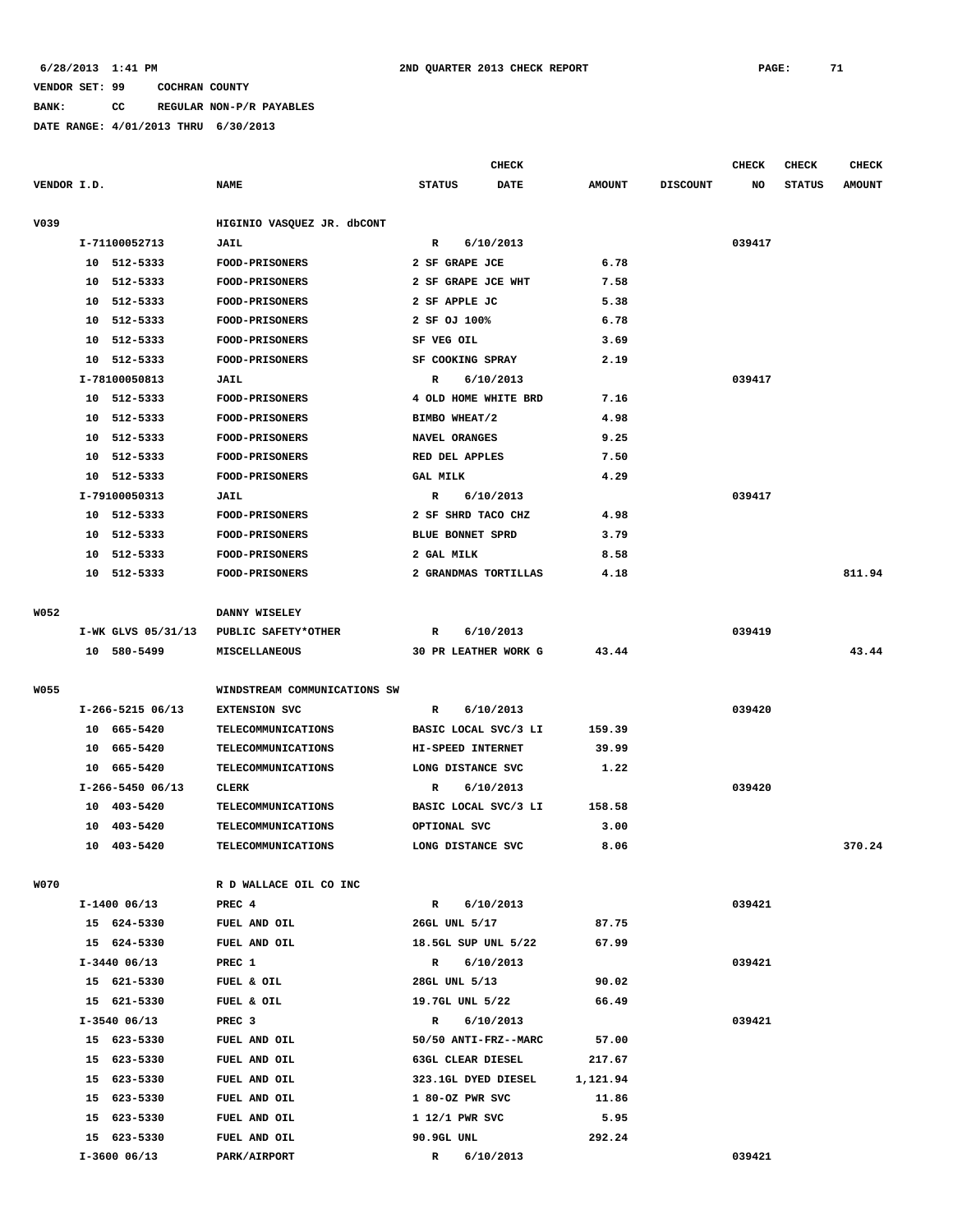6/28/2013 1:41 PM | 2ND QUARTER 2013 CHECK REPORT

VENDOR SET: 99 COCHRAN COUNTY

BANK: CC REGULAR NON-P/R PAYABLES

DATE RANGE: 4/01/2013 THRU 6/30/2013

| VENDOR I.D. | NAME | STATUS | CHECK DATE | AMOUNT | DISCOUNT | CHECK NO | CHECK STATUS | CHECK AMOUNT |
|---|---|---|---|---|---|---|---|---|
| V039 | HIGINIO VASQUEZ JR. dbCONT | | | | | | | |
| I-71100052713 | JAIL | R | 6/10/2013 | | | 039417 | | |
| 10 512-5333 | FOOD-PRISONERS | 2 SF GRAPE JCE | | 6.78 | | | | |
| 10 512-5333 | FOOD-PRISONERS | 2 SF GRAPE JCE WHT | | 7.58 | | | | |
| 10 512-5333 | FOOD-PRISONERS | 2 SF APPLE JC | | 5.38 | | | | |
| 10 512-5333 | FOOD-PRISONERS | 2 SF OJ 100% | | 6.78 | | | | |
| 10 512-5333 | FOOD-PRISONERS | SF VEG OIL | | 3.69 | | | | |
| 10 512-5333 | FOOD-PRISONERS | SF COOKING SPRAY | | 2.19 | | | | |
| I-78100050813 | JAIL | R | 6/10/2013 | | | 039417 | | |
| 10 512-5333 | FOOD-PRISONERS | 4 OLD HOME WHITE BRD | | 7.16 | | | | |
| 10 512-5333 | FOOD-PRISONERS | BIMBO WHEAT/2 | | 4.98 | | | | |
| 10 512-5333 | FOOD-PRISONERS | NAVEL ORANGES | | 9.25 | | | | |
| 10 512-5333 | FOOD-PRISONERS | RED DEL APPLES | | 7.50 | | | | |
| 10 512-5333 | FOOD-PRISONERS | GAL MILK | | 4.29 | | | | |
| I-79100050313 | JAIL | R | 6/10/2013 | | | 039417 | | |
| 10 512-5333 | FOOD-PRISONERS | 2 SF SHRD TACO CHZ | | 4.98 | | | | |
| 10 512-5333 | FOOD-PRISONERS | BLUE BONNET SPRD | | 3.79 | | | | |
| 10 512-5333 | FOOD-PRISONERS | 2 GAL MILK | | 8.58 | | | | |
| 10 512-5333 | FOOD-PRISONERS | 2 GRANDMAS TORTILLAS | | 4.18 | | | | 811.94 |
| W052 | DANNY WISELEY | | | | | | | |
| I-WK GLVS 05/31/13 | PUBLIC SAFETY*OTHER | R | 6/10/2013 | | | 039419 | | |
| 10 580-5499 | MISCELLANEOUS | 30 PR LEATHER WORK G | | 43.44 | | | | 43.44 |
| W055 | WINDSTREAM COMMUNICATIONS SW | | | | | | | |
| I-266-5215 06/13 | EXTENSION SVC | R | 6/10/2013 | | | 039420 | | |
| 10 665-5420 | TELECOMMUNICATIONS | BASIC LOCAL SVC/3 LI | | 159.39 | | | | |
| 10 665-5420 | TELECOMMUNICATIONS | HI-SPEED INTERNET | | 39.99 | | | | |
| 10 665-5420 | TELECOMMUNICATIONS | LONG DISTANCE SVC | | 1.22 | | | | |
| I-266-5450 06/13 | CLERK | R | 6/10/2013 | | | 039420 | | |
| 10 403-5420 | TELECOMMUNICATIONS | BASIC LOCAL SVC/3 LI | | 158.58 | | | | |
| 10 403-5420 | TELECOMMUNICATIONS | OPTIONAL SVC | | 3.00 | | | | |
| 10 403-5420 | TELECOMMUNICATIONS | LONG DISTANCE SVC | | 8.06 | | | | 370.24 |
| W070 | R D WALLACE OIL CO INC | | | | | | | |
| I-1400 06/13 | PREC 4 | R | 6/10/2013 | | | 039421 | | |
| 15 624-5330 | FUEL AND OIL | 26GL UNL 5/17 | | 87.75 | | | | |
| 15 624-5330 | FUEL AND OIL | 18.5GL SUP UNL 5/22 | | 67.99 | | | | |
| I-3440 06/13 | PREC 1 | R | 6/10/2013 | | | 039421 | | |
| 15 621-5330 | FUEL & OIL | 28GL UNL 5/13 | | 90.02 | | | | |
| 15 621-5330 | FUEL & OIL | 19.7GL UNL 5/22 | | 66.49 | | | | |
| I-3540 06/13 | PREC 3 | R | 6/10/2013 | | | 039421 | | |
| 15 623-5330 | FUEL AND OIL | 50/50 ANTI-FRZ--MARC | | 57.00 | | | | |
| 15 623-5330 | FUEL AND OIL | 63GL CLEAR DIESEL | | 217.67 | | | | |
| 15 623-5330 | FUEL AND OIL | 323.1GL DYED DIESEL | | 1,121.94 | | | | |
| 15 623-5330 | FUEL AND OIL | 1 80-OZ PWR SVC | | 11.86 | | | | |
| 15 623-5330 | FUEL AND OIL | 1 12/1 PWR SVC | | 5.95 | | | | |
| 15 623-5330 | FUEL AND OIL | 90.9GL UNL | | 292.24 | | | | |
| I-3600 06/13 | PARK/AIRPORT | R | 6/10/2013 | | | 039421 | | |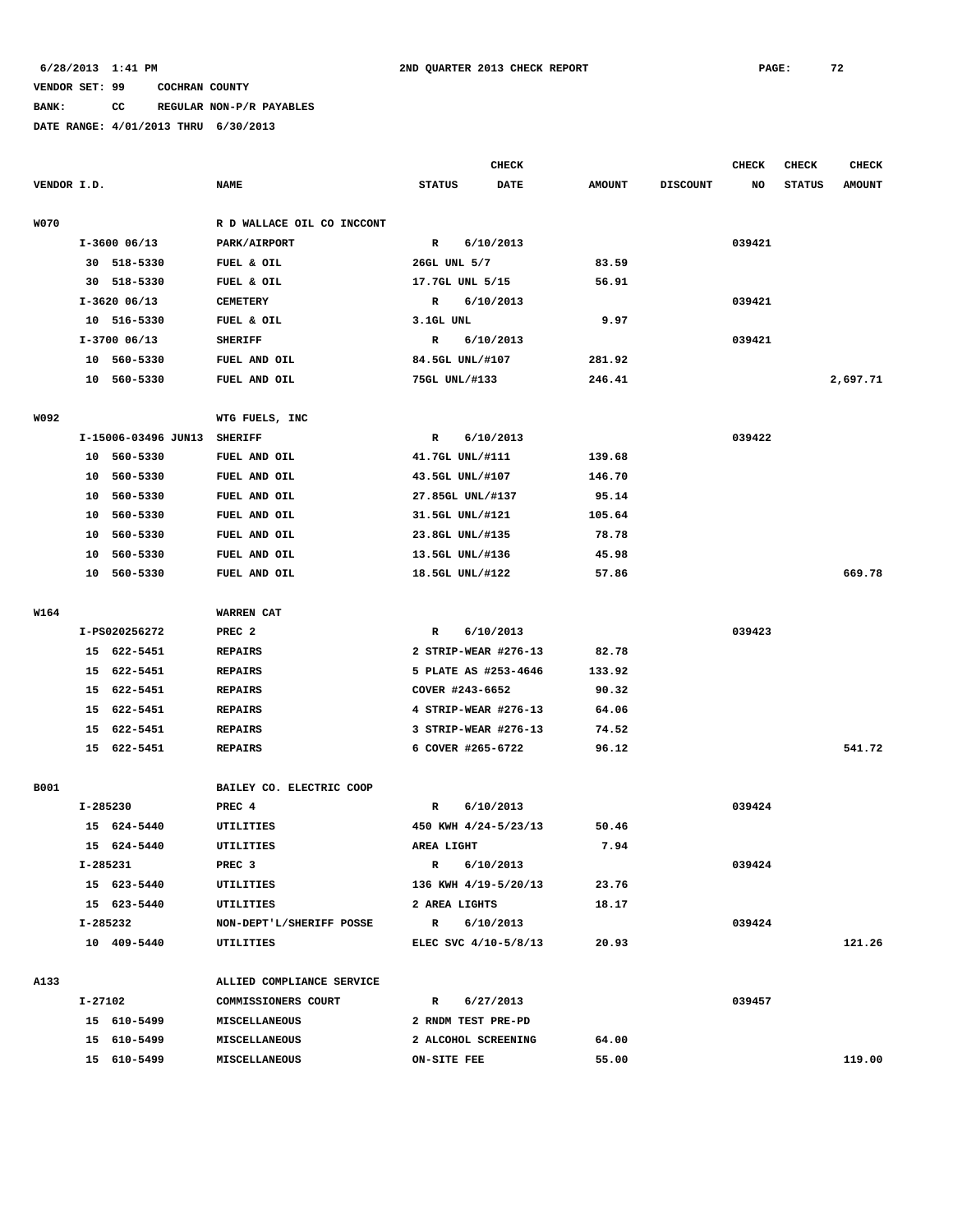6/28/2013 1:41 PM    2ND QUARTER 2013 CHECK REPORT

VENDOR SET: 99    COCHRAN COUNTY

BANK:    CC    REGULAR NON-P/R PAYABLES

DATE RANGE: 4/01/2013 THRU 6/30/2013

| VENDOR I.D. | NAME | STATUS | CHECK DATE | AMOUNT | DISCOUNT | CHECK NO | CHECK STATUS | CHECK AMOUNT |
|---|---|---|---|---|---|---|---|---|
| W070 | R D WALLACE OIL CO INCCONT | | | | | | | |
| I-3600 06/13 | PARK/AIRPORT | R | 6/10/2013 | | | 039421 | | |
| 30 518-5330 | FUEL & OIL | 26GL UNL 5/7 | | 83.59 | | | | |
| 30 518-5330 | FUEL & OIL | 17.7GL UNL 5/15 | | 56.91 | | | | |
| I-3620 06/13 | CEMETERY | R | 6/10/2013 | | | 039421 | | |
| 10 516-5330 | FUEL & OIL | 3.1GL UNL | | 9.97 | | | | |
| I-3700 06/13 | SHERIFF | R | 6/10/2013 | | | 039421 | | |
| 10 560-5330 | FUEL AND OIL | 84.5GL UNL/#107 | | 281.92 | | | | |
| 10 560-5330 | FUEL AND OIL | 75GL UNL/#133 | | 246.41 | | | | 2,697.71 |
| W092 | WTG FUELS, INC | | | | | | | |
| I-15006-03496 JUN13 | SHERIFF | R | 6/10/2013 | | | 039422 | | |
| 10 560-5330 | FUEL AND OIL | 41.7GL UNL/#111 | | 139.68 | | | | |
| 10 560-5330 | FUEL AND OIL | 43.5GL UNL/#107 | | 146.70 | | | | |
| 10 560-5330 | FUEL AND OIL | 27.85GL UNL/#137 | | 95.14 | | | | |
| 10 560-5330 | FUEL AND OIL | 31.5GL UNL/#121 | | 105.64 | | | | |
| 10 560-5330 | FUEL AND OIL | 23.8GL UNL/#135 | | 78.78 | | | | |
| 10 560-5330 | FUEL AND OIL | 13.5GL UNL/#136 | | 45.98 | | | | |
| 10 560-5330 | FUEL AND OIL | 18.5GL UNL/#122 | | 57.86 | | | | 669.78 |
| W164 | WARREN CAT | | | | | | | |
| I-PS020256272 | PREC 2 | R | 6/10/2013 | | | 039423 | | |
| 15 622-5451 | REPAIRS | 2 STRIP-WEAR #276-13 | | 82.78 | | | | |
| 15 622-5451 | REPAIRS | 5 PLATE AS #253-4646 | | 133.92 | | | | |
| 15 622-5451 | REPAIRS | COVER #243-6652 | | 90.32 | | | | |
| 15 622-5451 | REPAIRS | 4 STRIP-WEAR #276-13 | | 64.06 | | | | |
| 15 622-5451 | REPAIRS | 3 STRIP-WEAR #276-13 | | 74.52 | | | | |
| 15 622-5451 | REPAIRS | 6 COVER #265-6722 | | 96.12 | | | | 541.72 |
| B001 | BAILEY CO. ELECTRIC COOP | | | | | | | |
| I-285230 | PREC 4 | R | 6/10/2013 | | | 039424 | | |
| 15 624-5440 | UTILITIES | 450 KWH 4/24-5/23/13 | | 50.46 | | | | |
| 15 624-5440 | UTILITIES | AREA LIGHT | | 7.94 | | | | |
| I-285231 | PREC 3 | R | 6/10/2013 | | | 039424 | | |
| 15 623-5440 | UTILITIES | 136 KWH 4/19-5/20/13 | | 23.76 | | | | |
| 15 623-5440 | UTILITIES | 2 AREA LIGHTS | | 18.17 | | | | |
| I-285232 | NON-DEPT'L/SHERIFF POSSE | R | 6/10/2013 | | | 039424 | | |
| 10 409-5440 | UTILITIES | ELEC SVC 4/10-5/8/13 | | 20.93 | | | | 121.26 |
| A133 | ALLIED COMPLIANCE SERVICE | | | | | | | |
| I-27102 | COMMISSIONERS COURT | R | 6/27/2013 | | | 039457 | | |
| 15 610-5499 | MISCELLANEOUS | 2 RNDM TEST PRE-PD | | | | | | |
| 15 610-5499 | MISCELLANEOUS | 2 ALCOHOL SCREENING | | 64.00 | | | | |
| 15 610-5499 | MISCELLANEOUS | ON-SITE FEE | | 55.00 | | | | 119.00 |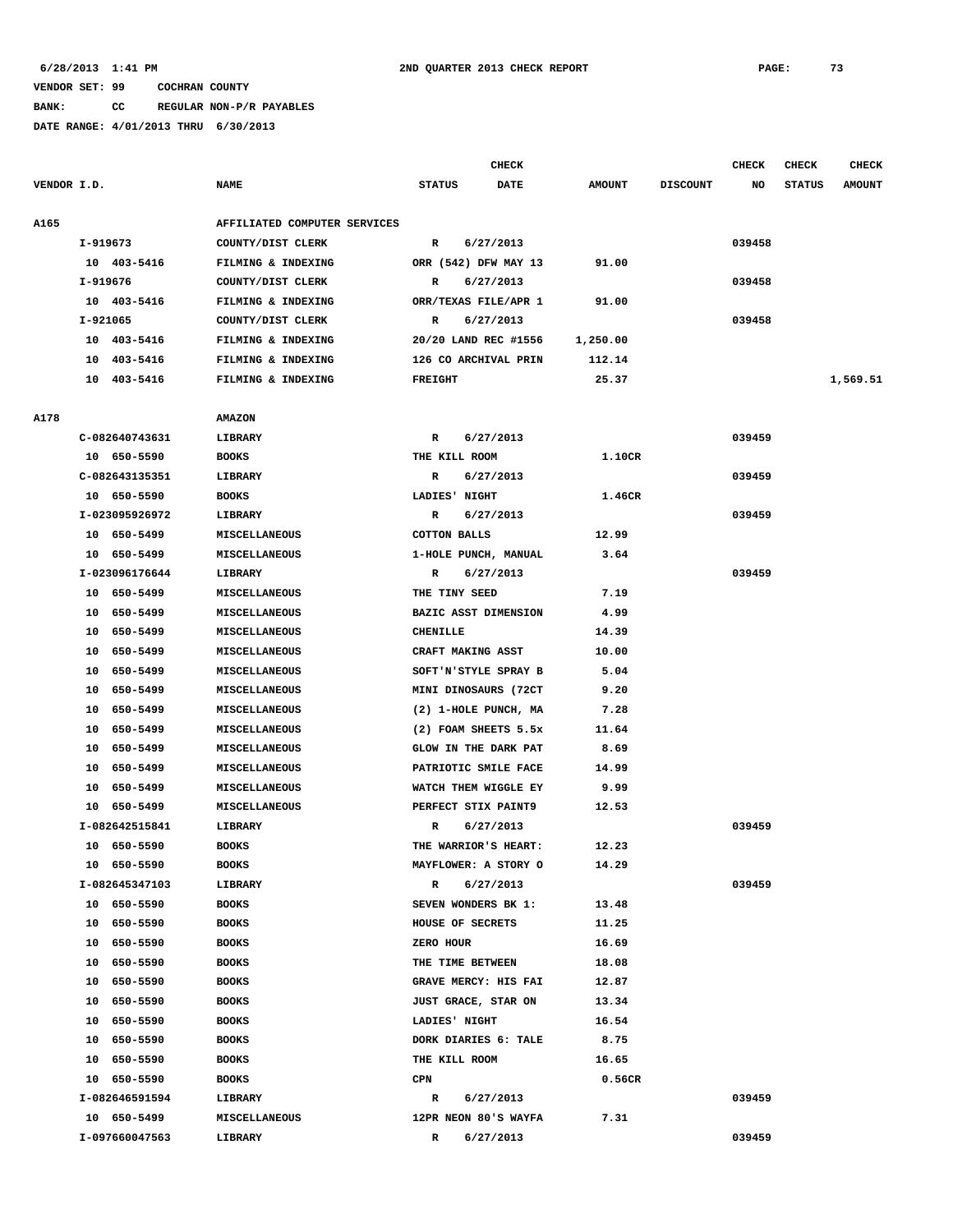6/28/2013 1:41 PM 2ND QUARTER 2013 CHECK REPORT

VENDOR SET: 99 COCHRAN COUNTY

BANK: CC REGULAR NON-P/R PAYABLES

DATE RANGE: 4/01/2013 THRU 6/30/2013

| VENDOR I.D. | NAME | STATUS | CHECK DATE | AMOUNT | DISCOUNT | CHECK NO | CHECK STATUS | CHECK AMOUNT |
|---|---|---|---|---|---|---|---|---|
| A165 | AFFILIATED COMPUTER SERVICES | | | | | | | |
| I-919673 | COUNTY/DIST CLERK | R | 6/27/2013 | | | 039458 | | |
| 10 403-5416 | FILMING & INDEXING | ORR (542) DFW MAY 13 | | 91.00 | | | | |
| I-919676 | COUNTY/DIST CLERK | R | 6/27/2013 | | | 039458 | | |
| 10 403-5416 | FILMING & INDEXING | ORR/TEXAS FILE/APR 1 | | 91.00 | | | | |
| I-921065 | COUNTY/DIST CLERK | R | 6/27/2013 | | | 039458 | | |
| 10 403-5416 | FILMING & INDEXING | 20/20 LAND REC #1556 | | 1,250.00 | | | | |
| 10 403-5416 | FILMING & INDEXING | 126 CO ARCHIVAL PRIN | | 112.14 | | | | |
| 10 403-5416 | FILMING & INDEXING | FREIGHT | | 25.37 | | | | 1,569.51 |
| A178 | AMAZON | | | | | | | |
| C-082640743631 | LIBRARY | R | 6/27/2013 | | | 039459 | | |
| 10 650-5590 | BOOKS | THE KILL ROOM | | 1.10CR | | | | |
| C-082643135351 | LIBRARY | R | 6/27/2013 | | | 039459 | | |
| 10 650-5590 | BOOKS | LADIES' NIGHT | | 1.46CR | | | | |
| I-023095926972 | LIBRARY | R | 6/27/2013 | | | 039459 | | |
| 10 650-5499 | MISCELLANEOUS | COTTON BALLS | | 12.99 | | | | |
| 10 650-5499 | MISCELLANEOUS | 1-HOLE PUNCH, MANUAL | | 3.64 | | | | |
| I-023096176644 | LIBRARY | R | 6/27/2013 | | | 039459 | | |
| 10 650-5499 | MISCELLANEOUS | THE TINY SEED | | 7.19 | | | | |
| 10 650-5499 | MISCELLANEOUS | BAZIC ASST DIMENSION | | 4.99 | | | | |
| 10 650-5499 | MISCELLANEOUS | CHENILLE | | 14.39 | | | | |
| 10 650-5499 | MISCELLANEOUS | CRAFT MAKING ASST | | 10.00 | | | | |
| 10 650-5499 | MISCELLANEOUS | SOFT'N'STYLE SPRAY B | | 5.04 | | | | |
| 10 650-5499 | MISCELLANEOUS | MINI DINOSAURS (72CT | | 9.20 | | | | |
| 10 650-5499 | MISCELLANEOUS | (2) 1-HOLE PUNCH, MA | | 7.28 | | | | |
| 10 650-5499 | MISCELLANEOUS | (2) FOAM SHEETS 5.5x | | 11.64 | | | | |
| 10 650-5499 | MISCELLANEOUS | GLOW IN THE DARK PAT | | 8.69 | | | | |
| 10 650-5499 | MISCELLANEOUS | PATRIOTIC SMILE FACE | | 14.99 | | | | |
| 10 650-5499 | MISCELLANEOUS | WATCH THEM WIGGLE EY | | 9.99 | | | | |
| 10 650-5499 | MISCELLANEOUS | PERFECT STIX PAINT9 | | 12.53 | | | | |
| I-082642515841 | LIBRARY | R | 6/27/2013 | | | 039459 | | |
| 10 650-5590 | BOOKS | THE WARRIOR'S HEART: | | 12.23 | | | | |
| 10 650-5590 | BOOKS | MAYFLOWER: A STORY O | | 14.29 | | | | |
| I-082645347103 | LIBRARY | R | 6/27/2013 | | | 039459 | | |
| 10 650-5590 | BOOKS | SEVEN WONDERS BK 1: | | 13.48 | | | | |
| 10 650-5590 | BOOKS | HOUSE OF SECRETS | | 11.25 | | | | |
| 10 650-5590 | BOOKS | ZERO HOUR | | 16.69 | | | | |
| 10 650-5590 | BOOKS | THE TIME BETWEEN | | 18.08 | | | | |
| 10 650-5590 | BOOKS | GRAVE MERCY: HIS FAI | | 12.87 | | | | |
| 10 650-5590 | BOOKS | JUST GRACE, STAR ON | | 13.34 | | | | |
| 10 650-5590 | BOOKS | LADIES' NIGHT | | 16.54 | | | | |
| 10 650-5590 | BOOKS | DORK DIARIES 6: TALE | | 8.75 | | | | |
| 10 650-5590 | BOOKS | THE KILL ROOM | | 16.65 | | | | |
| 10 650-5590 | BOOKS | CPN | | 0.56CR | | | | |
| I-082646591594 | LIBRARY | R | 6/27/2013 | | | 039459 | | |
| 10 650-5499 | MISCELLANEOUS | 12PR NEON 80'S WAYFA | | 7.31 | | | | |
| I-097660047563 | LIBRARY | R | 6/27/2013 | | | 039459 | | |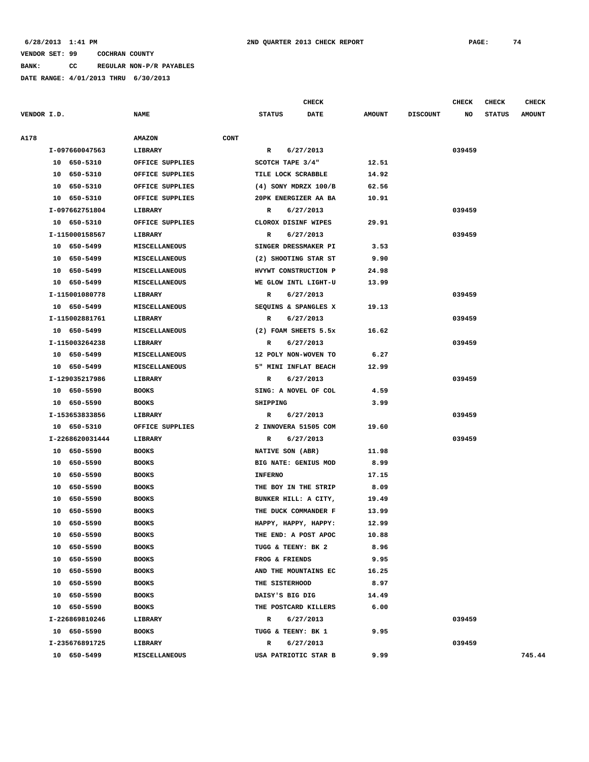6/28/2013 1:41 PM    2ND QUARTER 2013 CHECK REPORT

VENDOR SET: 99    COCHRAN COUNTY

BANK: CC    REGULAR NON-P/R PAYABLES

DATE RANGE: 4/01/2013 THRU 6/30/2013

| VENDOR I.D. | NAME | STATUS | CHECK DATE | AMOUNT | DISCOUNT | CHECK NO | CHECK STATUS | CHECK AMOUNT |
|---|---|---|---|---|---|---|---|---|
| A178 | AMAZON CONT | | | | | | | |
| I-097660047563 | LIBRARY | R | 6/27/2013 | | | 039459 | | |
| 10 650-5310 | OFFICE SUPPLIES | SCOTCH TAPE 3/4" | | 12.51 | | | | |
| 10 650-5310 | OFFICE SUPPLIES | TILE LOCK SCRABBLE | | 14.92 | | | | |
| 10 650-5310 | OFFICE SUPPLIES | (4) SONY MDRZX 100/B | | 62.56 | | | | |
| 10 650-5310 | OFFICE SUPPLIES | 20PK ENERGIZER AA BA | | 10.91 | | | | |
| I-097662751804 | LIBRARY | R | 6/27/2013 | | | 039459 | | |
| 10 650-5310 | OFFICE SUPPLIES | CLOROX DISINF WIPES | | 29.91 | | | | |
| I-115000158567 | LIBRARY | R | 6/27/2013 | | | 039459 | | |
| 10 650-5499 | MISCELLANEOUS | SINGER DRESSMAKER PI | | 3.53 | | | | |
| 10 650-5499 | MISCELLANEOUS | (2) SHOOTING STAR ST | | 9.90 | | | | |
| 10 650-5499 | MISCELLANEOUS | HVYWT CONSTRUCTION P | | 24.98 | | | | |
| 10 650-5499 | MISCELLANEOUS | WE GLOW INTL LIGHT-U | | 13.99 | | | | |
| I-115001080778 | LIBRARY | R | 6/27/2013 | | | 039459 | | |
| 10 650-5499 | MISCELLANEOUS | SEQUINS & SPANGLES X | | 19.13 | | | | |
| I-115002881761 | LIBRARY | R | 6/27/2013 | | | 039459 | | |
| 10 650-5499 | MISCELLANEOUS | (2) FOAM SHEETS 5.5x | | 16.62 | | | | |
| I-115003264238 | LIBRARY | R | 6/27/2013 | | | 039459 | | |
| 10 650-5499 | MISCELLANEOUS | 12 POLY NON-WOVEN TO | | 6.27 | | | | |
| 10 650-5499 | MISCELLANEOUS | 5" MINI INFLAT BEACH | | 12.99 | | | | |
| I-129035217986 | LIBRARY | R | 6/27/2013 | | | 039459 | | |
| 10 650-5590 | BOOKS | SING: A NOVEL OF COL | | 4.59 | | | | |
| 10 650-5590 | BOOKS | SHIPPING | | 3.99 | | | | |
| I-153653833856 | LIBRARY | R | 6/27/2013 | | | 039459 | | |
| 10 650-5310 | OFFICE SUPPLIES | 2 INNOVERA 51505 COM | | 19.60 | | | | |
| I-2268620031444 | LIBRARY | R | 6/27/2013 | | | 039459 | | |
| 10 650-5590 | BOOKS | NATIVE SON (ABR) | | 11.98 | | | | |
| 10 650-5590 | BOOKS | BIG NATE: GENIUS MOD | | 8.99 | | | | |
| 10 650-5590 | BOOKS | INFERNO | | 17.15 | | | | |
| 10 650-5590 | BOOKS | THE BOY IN THE STRIP | | 8.09 | | | | |
| 10 650-5590 | BOOKS | BUNKER HILL: A CITY, | | 19.49 | | | | |
| 10 650-5590 | BOOKS | THE DUCK COMMANDER F | | 13.99 | | | | |
| 10 650-5590 | BOOKS | HAPPY, HAPPY, HAPPY: | | 12.99 | | | | |
| 10 650-5590 | BOOKS | THE END: A POST APOC | | 10.88 | | | | |
| 10 650-5590 | BOOKS | TUGG & TEENY: BK 2 | | 8.96 | | | | |
| 10 650-5590 | BOOKS | FROG & FRIENDS | | 9.95 | | | | |
| 10 650-5590 | BOOKS | AND THE MOUNTAINS EC | | 16.25 | | | | |
| 10 650-5590 | BOOKS | THE SISTERHOOD | | 8.97 | | | | |
| 10 650-5590 | BOOKS | DAISY'S BIG DIG | | 14.49 | | | | |
| 10 650-5590 | BOOKS | THE POSTCARD KILLERS | | 6.00 | | | | |
| I-226869810246 | LIBRARY | R | 6/27/2013 | | | 039459 | | |
| 10 650-5590 | BOOKS | TUGG & TEENY: BK 1 | | 9.95 | | | | |
| I-235676891725 | LIBRARY | R | 6/27/2013 | | | 039459 | | |
| 10 650-5499 | MISCELLANEOUS | USA PATRIOTIC STAR B | | 9.99 | | | | 745.44 |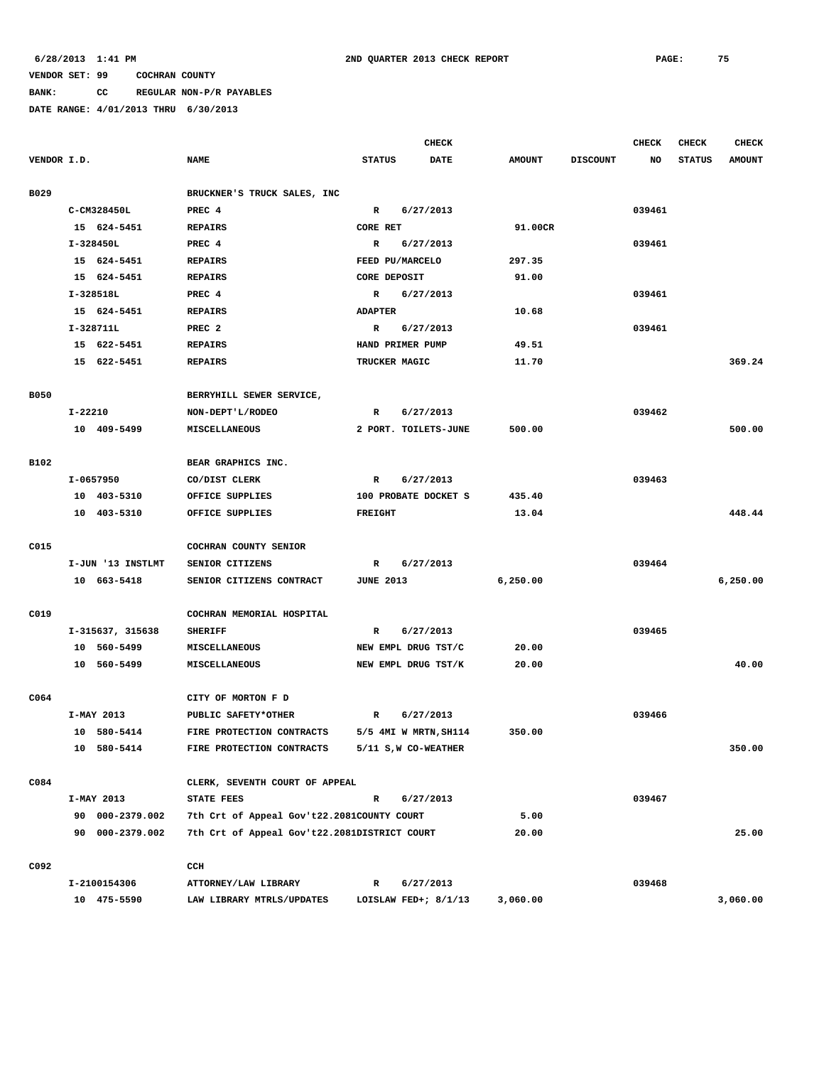6/28/2013 1:41 PM — 2ND QUARTER 2013 CHECK REPORT

VENDOR SET: 99 COCHRAN COUNTY
BANK: CC REGULAR NON-P/R PAYABLES
DATE RANGE: 4/01/2013 THRU 6/30/2013

| VENDOR I.D. | NAME | STATUS | CHECK DATE | AMOUNT | DISCOUNT | CHECK NO | CHECK STATUS | CHECK AMOUNT |
|---|---|---|---|---|---|---|---|---|
| B029 | BRUCKNER'S TRUCK SALES, INC | | | | | | | |
| C-CM328450L | PREC 4 | R | 6/27/2013 | | | 039461 | | |
| 15 624-5451 | REPAIRS | CORE RET | | 91.00CR | | | | |
| I-328450L | PREC 4 | R | 6/27/2013 | | | 039461 | | |
| 15 624-5451 | REPAIRS | FEED PU/MARCELO | | 297.35 | | | | |
| 15 624-5451 | REPAIRS | CORE DEPOSIT | | 91.00 | | | | |
| I-328518L | PREC 4 | R | 6/27/2013 | | | 039461 | | |
| 15 624-5451 | REPAIRS | ADAPTER | | 10.68 | | | | |
| I-328711L | PREC 2 | R | 6/27/2013 | | | 039461 | | |
| 15 622-5451 | REPAIRS | HAND PRIMER PUMP | | 49.51 | | | | |
| 15 622-5451 | REPAIRS | TRUCKER MAGIC | | 11.70 | | | | 369.24 |
| B050 | BERRYHILL SEWER SERVICE, | | | | | | | |
| I-22210 | NON-DEPT'L/RODEO | R | 6/27/2013 | | | 039462 | | |
| 10 409-5499 | MISCELLANEOUS | 2 PORT. TOILETS-JUNE | | 500.00 | | | | 500.00 |
| B102 | BEAR GRAPHICS INC. | | | | | | | |
| I-0657950 | CO/DIST CLERK | R | 6/27/2013 | | | 039463 | | |
| 10 403-5310 | OFFICE SUPPLIES | 100 PROBATE DOCKET S | | 435.40 | | | | |
| 10 403-5310 | OFFICE SUPPLIES | FREIGHT | | 13.04 | | | | 448.44 |
| C015 | COCHRAN COUNTY SENIOR | | | | | | | |
| I-JUN '13 INSTLMT | SENIOR CITIZENS | R | 6/27/2013 | | | 039464 | | |
| 10 663-5418 | SENIOR CITIZENS CONTRACT | JUNE 2013 | | 6,250.00 | | | | 6,250.00 |
| C019 | COCHRAN MEMORIAL HOSPITAL | | | | | | | |
| I-315637, 315638 | SHERIFF | R | 6/27/2013 | | | 039465 | | |
| 10 560-5499 | MISCELLANEOUS | NEW EMPL DRUG TST/C | | 20.00 | | | | |
| 10 560-5499 | MISCELLANEOUS | NEW EMPL DRUG TST/K | | 20.00 | | | | 40.00 |
| C064 | CITY OF MORTON F D | | | | | | | |
| I-MAY 2013 | PUBLIC SAFETY*OTHER | R | 6/27/2013 | | | 039466 | | |
| 10 580-5414 | FIRE PROTECTION CONTRACTS | 5/5 4MI W MRTN,SH114 | | 350.00 | | | | |
| 10 580-5414 | FIRE PROTECTION CONTRACTS | 5/11 S,W CO-WEATHER | | | | | | 350.00 |
| C084 | CLERK, SEVENTH COURT OF APPEAL | | | | | | | |
| I-MAY 2013 | STATE FEES | R | 6/27/2013 | | | 039467 | | |
| 90 000-2379.002 | 7th Crt of Appeal Gov't22.2081 | COUNTY COURT | | 5.00 | | | | |
| 90 000-2379.002 | 7th Crt of Appeal Gov't22.2081 | DISTRICT COURT | | 20.00 | | | | 25.00 |
| C092 | CCH | | | | | | | |
| I-2100154306 | ATTORNEY/LAW LIBRARY | R | 6/27/2013 | | | 039468 | | |
| 10 475-5590 | LAW LIBRARY MTRLS/UPDATES | LOISLAW FED+; 8/1/13 | | 3,060.00 | | | | 3,060.00 |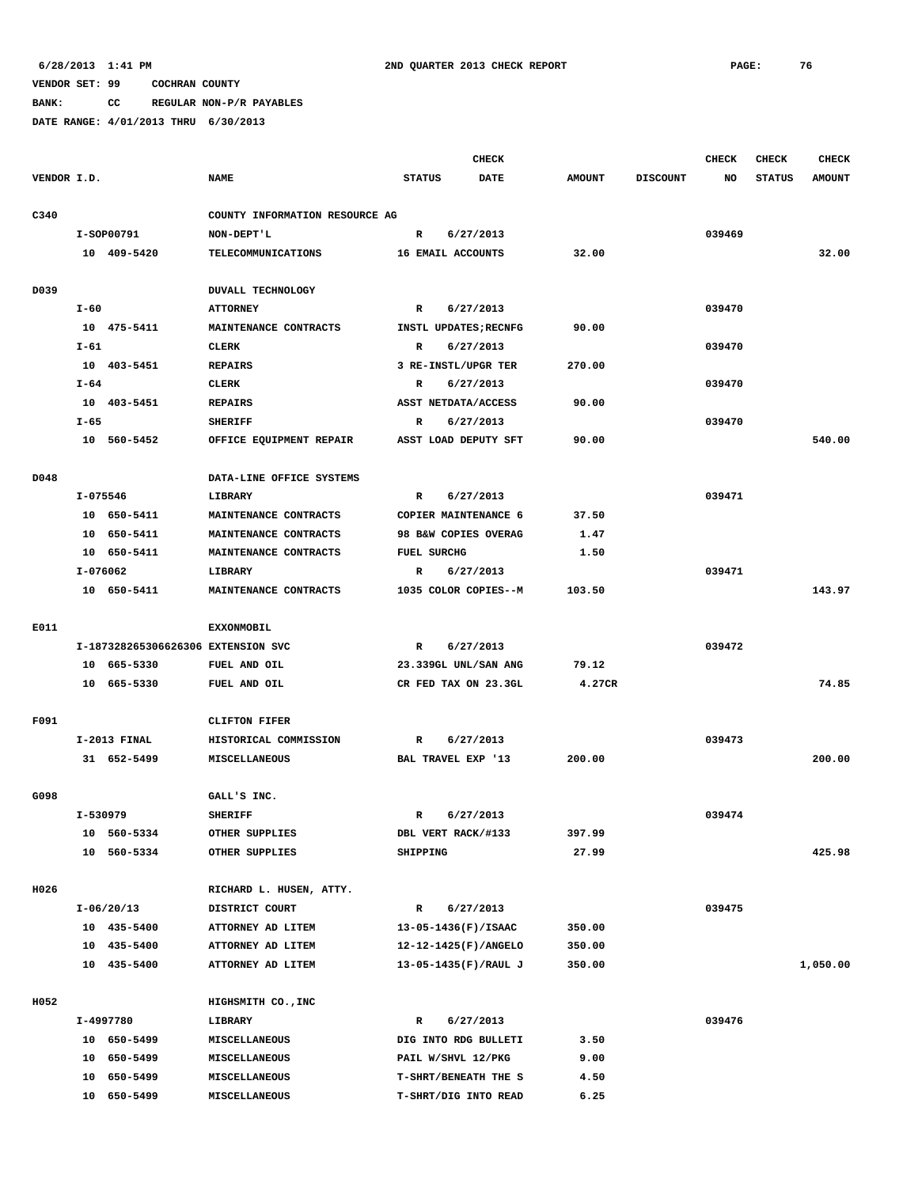6/28/2013 1:41 PM 2ND QUARTER 2013 CHECK REPORT

VENDOR SET: 99 COCHRAN COUNTY

BANK: CC REGULAR NON-P/R PAYABLES

DATE RANGE: 4/01/2013 THRU 6/30/2013

| VENDOR I.D. | NAME | STATUS | CHECK DATE | AMOUNT | DISCOUNT | CHECK NO | CHECK STATUS | CHECK AMOUNT |
|---|---|---|---|---|---|---|---|---|
| C340 | COUNTY INFORMATION RESOURCE AG | | | | | | | |
| I-SOP00791 | NON-DEPT'L | R | 6/27/2013 | | | 039469 | | |
| 10 409-5420 | TELECOMMUNICATIONS | 16 EMAIL ACCOUNTS | | 32.00 | | | | 32.00 |
| D039 | DUVALL TECHNOLOGY | | | | | | | |
| I-60 | ATTORNEY | R | 6/27/2013 | | | 039470 | | |
| 10 475-5411 | MAINTENANCE CONTRACTS | INSTL UPDATES;RECNFG | | 90.00 | | | | |
| I-61 | CLERK | R | 6/27/2013 | | | 039470 | | |
| 10 403-5451 | REPAIRS | 3 RE-INSTL/UPGR TER | | 270.00 | | | | |
| I-64 | CLERK | R | 6/27/2013 | | | 039470 | | |
| 10 403-5451 | REPAIRS | ASST NETDATA/ACCESS | | 90.00 | | | | |
| I-65 | SHERIFF | R | 6/27/2013 | | | 039470 | | |
| 10 560-5452 | OFFICE EQUIPMENT REPAIR | ASST LOAD DEPUTY SFT | | 90.00 | | | | 540.00 |
| D048 | DATA-LINE OFFICE SYSTEMS | | | | | | | |
| I-075546 | LIBRARY | R | 6/27/2013 | | | 039471 | | |
| 10 650-5411 | MAINTENANCE CONTRACTS | COPIER MAINTENANCE 6 | | 37.50 | | | | |
| 10 650-5411 | MAINTENANCE CONTRACTS | 98 B&W COPIES OVERAG | | 1.47 | | | | |
| 10 650-5411 | MAINTENANCE CONTRACTS | FUEL SURCHG | | 1.50 | | | | |
| I-076062 | LIBRARY | R | 6/27/2013 | | | 039471 | | |
| 10 650-5411 | MAINTENANCE CONTRACTS | 1035 COLOR COPIES--M | | 103.50 | | | | 143.97 |
| E011 | EXXONMOBIL | | | | | | | |
| I-187328265306626306 | EXTENSION SVC | R | 6/27/2013 | | | 039472 | | |
| 10 665-5330 | FUEL AND OIL | 23.339GL UNL/SAN ANG | | 79.12 | | | | |
| 10 665-5330 | FUEL AND OIL | CR FED TAX ON 23.3GL | | 4.27CR | | | | 74.85 |
| F091 | CLIFTON FIFER | | | | | | | |
| I-2013 FINAL | HISTORICAL COMMISSION | R | 6/27/2013 | | | 039473 | | |
| 31 652-5499 | MISCELLANEOUS | BAL TRAVEL EXP '13 | | 200.00 | | | | 200.00 |
| G098 | GALL'S INC. | | | | | | | |
| I-530979 | SHERIFF | R | 6/27/2013 | | | 039474 | | |
| 10 560-5334 | OTHER SUPPLIES | DBL VERT RACK/#133 | | 397.99 | | | | |
| 10 560-5334 | OTHER SUPPLIES | SHIPPING | | 27.99 | | | | 425.98 |
| H026 | RICHARD L. HUSEN, ATTY. | | | | | | | |
| I-06/20/13 | DISTRICT COURT | R | 6/27/2013 | | | 039475 | | |
| 10 435-5400 | ATTORNEY AD LITEM | 13-05-1436(F)/ISAAC | | 350.00 | | | | |
| 10 435-5400 | ATTORNEY AD LITEM | 12-12-1425(F)/ANGELO | | 350.00 | | | | |
| 10 435-5400 | ATTORNEY AD LITEM | 13-05-1435(F)/RAUL J | | 350.00 | | | | 1,050.00 |
| H052 | HIGHSMITH CO.,INC | | | | | | | |
| I-4997780 | LIBRARY | R | 6/27/2013 | | | 039476 | | |
| 10 650-5499 | MISCELLANEOUS | DIG INTO RDG BULLETI | | 3.50 | | | | |
| 10 650-5499 | MISCELLANEOUS | PAIL W/SHVL 12/PKG | | 9.00 | | | | |
| 10 650-5499 | MISCELLANEOUS | T-SHRT/BENEATH THE S | | 4.50 | | | | |
| 10 650-5499 | MISCELLANEOUS | T-SHRT/DIG INTO READ | | 6.25 | | | | |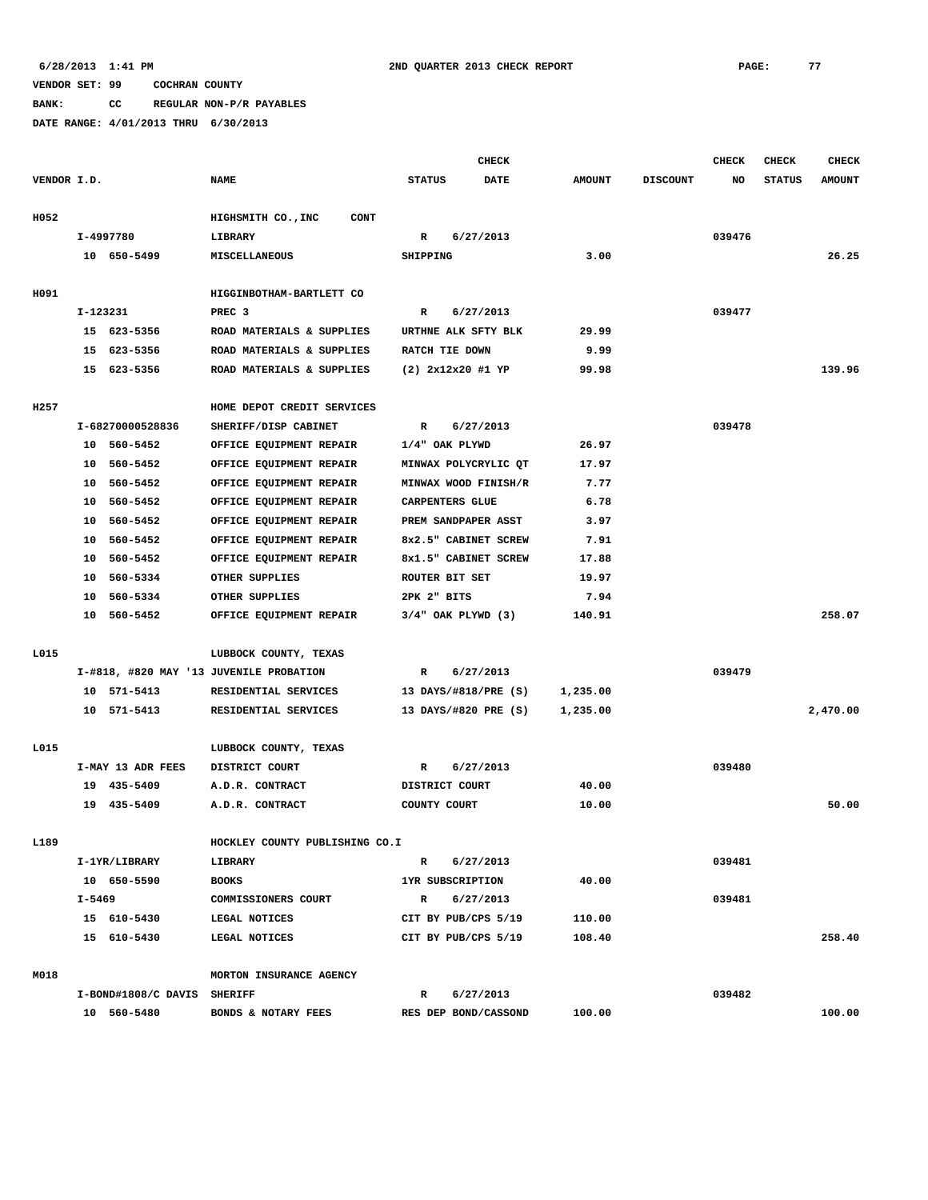6/28/2013 1:41 PM 2ND QUARTER 2013 CHECK REPORT PAGE: 77

VENDOR SET: 99 COCHRAN COUNTY

BANK: CC REGULAR NON-P/R PAYABLES

DATE RANGE: 4/01/2013 THRU 6/30/2013

| VENDOR I.D. | NAME | STATUS | CHECK DATE | AMOUNT | DISCOUNT | CHECK NO | CHECK STATUS | CHECK AMOUNT |
|---|---|---|---|---|---|---|---|---|
| H052 | HIGHSMITH CO.,INC CONT | | | | | | | |
| I-4997780 | LIBRARY | R | 6/27/2013 | | | 039476 | | |
| 10 650-5499 | MISCELLANEOUS | SHIPPING | | 3.00 | | | | 26.25 |
| H091 | HIGGINBOTHAM-BARTLETT CO | | | | | | | |
| I-123231 | PREC 3 | R | 6/27/2013 | | | 039477 | | |
| 15 623-5356 | ROAD MATERIALS & SUPPLIES | URTHNE ALK SFTY BLK | | 29.99 | | | | |
| 15 623-5356 | ROAD MATERIALS & SUPPLIES | RATCH TIE DOWN | | 9.99 | | | | |
| 15 623-5356 | ROAD MATERIALS & SUPPLIES | (2) 2x12x20 #1 YP | | 99.98 | | | | 139.96 |
| H257 | HOME DEPOT CREDIT SERVICES | | | | | | | |
| I-68270000528836 | SHERIFF/DISP CABINET | R | 6/27/2013 | | | 039478 | | |
| 10 560-5452 | OFFICE EQUIPMENT REPAIR | 1/4" OAK PLYWD | | 26.97 | | | | |
| 10 560-5452 | OFFICE EQUIPMENT REPAIR | MINWAX POLYCRYLIC QT | | 17.97 | | | | |
| 10 560-5452 | OFFICE EQUIPMENT REPAIR | MINWAX WOOD FINISH/R | | 7.77 | | | | |
| 10 560-5452 | OFFICE EQUIPMENT REPAIR | CARPENTERS GLUE | | 6.78 | | | | |
| 10 560-5452 | OFFICE EQUIPMENT REPAIR | PREM SANDPAPER ASST | | 3.97 | | | | |
| 10 560-5452 | OFFICE EQUIPMENT REPAIR | 8x2.5" CABINET SCREW | | 7.91 | | | | |
| 10 560-5452 | OFFICE EQUIPMENT REPAIR | 8x1.5" CABINET SCREW | | 17.88 | | | | |
| 10 560-5334 | OTHER SUPPLIES | ROUTER BIT SET | | 19.97 | | | | |
| 10 560-5334 | OTHER SUPPLIES | 2PK 2" BITS | | 7.94 | | | | |
| 10 560-5452 | OFFICE EQUIPMENT REPAIR | 3/4" OAK PLYWD (3) | | 140.91 | | | | 258.07 |
| L015 | LUBBOCK COUNTY, TEXAS | | | | | | | |
| I-#818, #820 MAY '13 | JUVENILE PROBATION | R | 6/27/2013 | | | 039479 | | |
| 10 571-5413 | RESIDENTIAL SERVICES | 13 DAYS/#818/PRE (S) | | 1,235.00 | | | | |
| 10 571-5413 | RESIDENTIAL SERVICES | 13 DAYS/#820 PRE (S) | | 1,235.00 | | | | 2,470.00 |
| L015 | LUBBOCK COUNTY, TEXAS | | | | | | | |
| I-MAY 13 ADR FEES | DISTRICT COURT | R | 6/27/2013 | | | 039480 | | |
| 19 435-5409 | A.D.R. CONTRACT | DISTRICT COURT | | 40.00 | | | | |
| 19 435-5409 | A.D.R. CONTRACT | COUNTY COURT | | 10.00 | | | | 50.00 |
| L189 | HOCKLEY COUNTY PUBLISHING CO.I | | | | | | | |
| I-1YR/LIBRARY | LIBRARY | R | 6/27/2013 | | | 039481 | | |
| 10 650-5590 | BOOKS | 1YR SUBSCRIPTION | | 40.00 | | | | |
| I-5469 | COMMISSIONERS COURT | R | 6/27/2013 | | | 039481 | | |
| 15 610-5430 | LEGAL NOTICES | CIT BY PUB/CPS 5/19 | | 110.00 | | | | |
| 15 610-5430 | LEGAL NOTICES | CIT BY PUB/CPS 5/19 | | 108.40 | | | | 258.40 |
| M018 | MORTON INSURANCE AGENCY | | | | | | | |
| I-BOND#1808/C DAVIS | SHERIFF | R | 6/27/2013 | | | 039482 | | |
| 10 560-5480 | BONDS & NOTARY FEES | RES DEP BOND/CASSOND | | 100.00 | | | | 100.00 |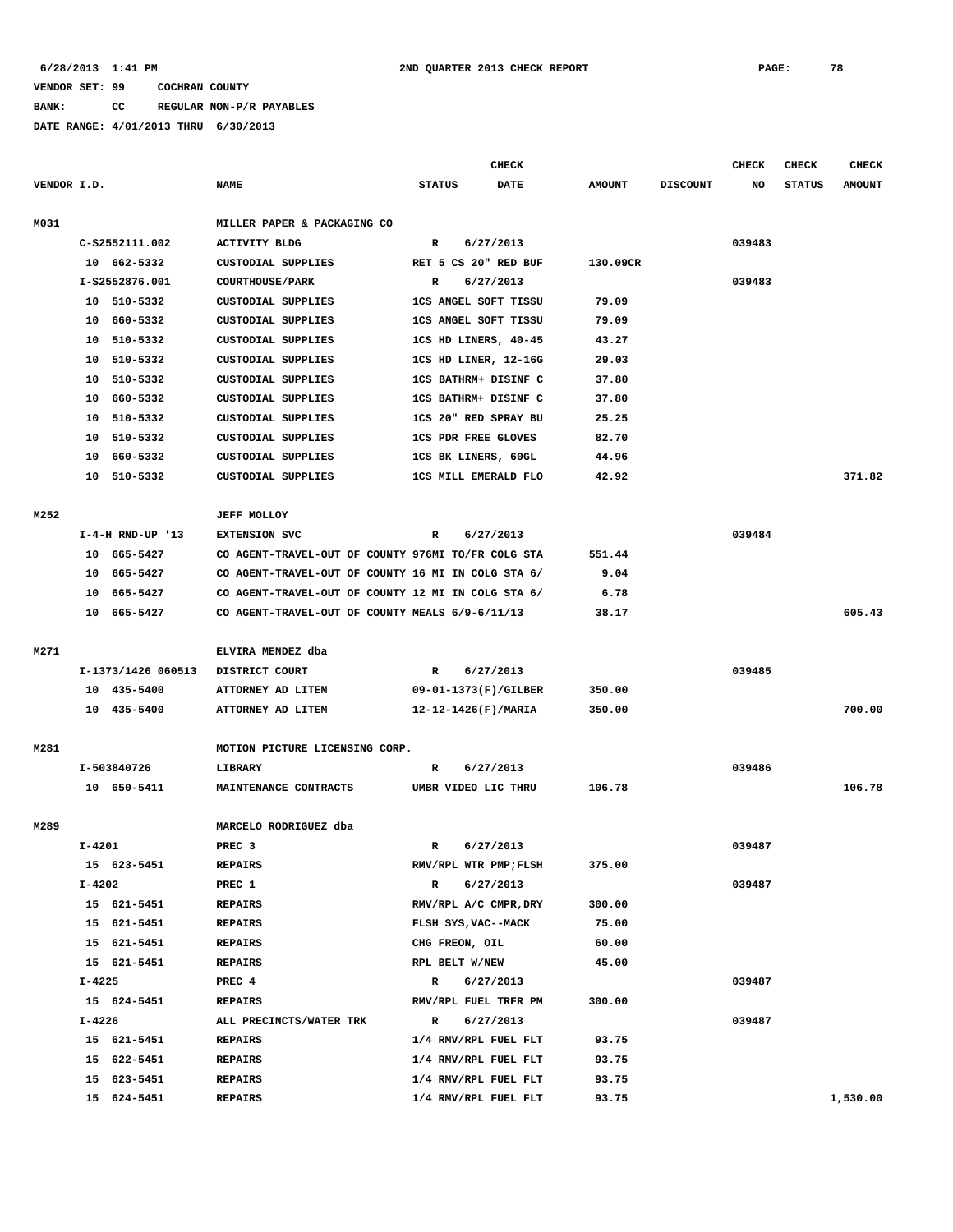6/28/2013 1:41 PM 2ND QUARTER 2013 CHECK REPORT

VENDOR SET: 99 COCHRAN COUNTY

BANK: CC REGULAR NON-P/R PAYABLES

DATE RANGE: 4/01/2013 THRU 6/30/2013

| VENDOR I.D. | NAME | STATUS | CHECK DATE | AMOUNT | DISCOUNT | CHECK NO | CHECK STATUS | CHECK AMOUNT |
|---|---|---|---|---|---|---|---|---|
| M031 | MILLER PAPER & PACKAGING CO | | | | | | | |
| C-S2552111.002 | ACTIVITY BLDG | R | 6/27/2013 | | | 039483 | | |
| 10 662-5332 | CUSTODIAL SUPPLIES | RET 5 CS 20" RED BUF | | 130.09CR | | | | |
| I-S2552876.001 | COURTHOUSE/PARK | R | 6/27/2013 | | | 039483 | | |
| 10 510-5332 | CUSTODIAL SUPPLIES | 1CS ANGEL SOFT TISSU | | 79.09 | | | | |
| 10 660-5332 | CUSTODIAL SUPPLIES | 1CS ANGEL SOFT TISSU | | 79.09 | | | | |
| 10 510-5332 | CUSTODIAL SUPPLIES | 1CS HD LINERS, 40-45 | | 43.27 | | | | |
| 10 510-5332 | CUSTODIAL SUPPLIES | 1CS HD LINER, 12-16G | | 29.03 | | | | |
| 10 510-5332 | CUSTODIAL SUPPLIES | 1CS BATHRM+ DISINF C | | 37.80 | | | | |
| 10 660-5332 | CUSTODIAL SUPPLIES | 1CS BATHRM+ DISINF C | | 37.80 | | | | |
| 10 510-5332 | CUSTODIAL SUPPLIES | 1CS 20" RED SPRAY BU | | 25.25 | | | | |
| 10 510-5332 | CUSTODIAL SUPPLIES | 1CS PDR FREE GLOVES | | 82.70 | | | | |
| 10 660-5332 | CUSTODIAL SUPPLIES | 1CS BK LINERS, 60GL | | 44.96 | | | | |
| 10 510-5332 | CUSTODIAL SUPPLIES | 1CS MILL EMERALD FLO | | 42.92 | | | | 371.82 |
| M252 | JEFF MOLLOY | | | | | | | |
| I-4-H RND-UP '13 | EXTENSION SVC | R | 6/27/2013 | | | 039484 | | |
| 10 665-5427 | CO AGENT-TRAVEL-OUT OF COUNTY 976MI TO/FR COLG STA | | | 551.44 | | | | |
| 10 665-5427 | CO AGENT-TRAVEL-OUT OF COUNTY 16 MI IN COLG STA 6/ | | | 9.04 | | | | |
| 10 665-5427 | CO AGENT-TRAVEL-OUT OF COUNTY 12 MI IN COLG STA 6/ | | | 6.78 | | | | |
| 10 665-5427 | CO AGENT-TRAVEL-OUT OF COUNTY MEALS 6/9-6/11/13 | | | 38.17 | | | | 605.43 |
| M271 | ELVIRA MENDEZ dba | | | | | | | |
| I-1373/1426 060513 | DISTRICT COURT | R | 6/27/2013 | | | 039485 | | |
| 10 435-5400 | ATTORNEY AD LITEM | 09-01-1373(F)/GILBER | | 350.00 | | | | |
| 10 435-5400 | ATTORNEY AD LITEM | 12-12-1426(F)/MARIA | | 350.00 | | | | 700.00 |
| M281 | MOTION PICTURE LICENSING CORP. | | | | | | | |
| I-503840726 | LIBRARY | R | 6/27/2013 | | | 039486 | | |
| 10 650-5411 | MAINTENANCE CONTRACTS | UMBR VIDEO LIC THRU | | 106.78 | | | | 106.78 |
| M289 | MARCELO RODRIGUEZ dba | | | | | | | |
| I-4201 | PREC 3 | R | 6/27/2013 | | | 039487 | | |
| 15 623-5451 | REPAIRS | RMV/RPL WTR PMP;FLSH | | 375.00 | | | | |
| I-4202 | PREC 1 | R | 6/27/2013 | | | 039487 | | |
| 15 621-5451 | REPAIRS | RMV/RPL A/C CMPR,DRY | | 300.00 | | | | |
| 15 621-5451 | REPAIRS | FLSH SYS,VAC--MACK | | 75.00 | | | | |
| 15 621-5451 | REPAIRS | CHG FREON, OIL | | 60.00 | | | | |
| 15 621-5451 | REPAIRS | RPL BELT W/NEW | | 45.00 | | | | |
| I-4225 | PREC 4 | R | 6/27/2013 | | | 039487 | | |
| 15 624-5451 | REPAIRS | RMV/RPL FUEL TRFR PM | | 300.00 | | | | |
| I-4226 | ALL PRECINCTS/WATER TRK | R | 6/27/2013 | | | 039487 | | |
| 15 621-5451 | REPAIRS | 1/4 RMV/RPL FUEL FLT | | 93.75 | | | | |
| 15 622-5451 | REPAIRS | 1/4 RMV/RPL FUEL FLT | | 93.75 | | | | |
| 15 623-5451 | REPAIRS | 1/4 RMV/RPL FUEL FLT | | 93.75 | | | | |
| 15 624-5451 | REPAIRS | 1/4 RMV/RPL FUEL FLT | | 93.75 | | | | 1,530.00 |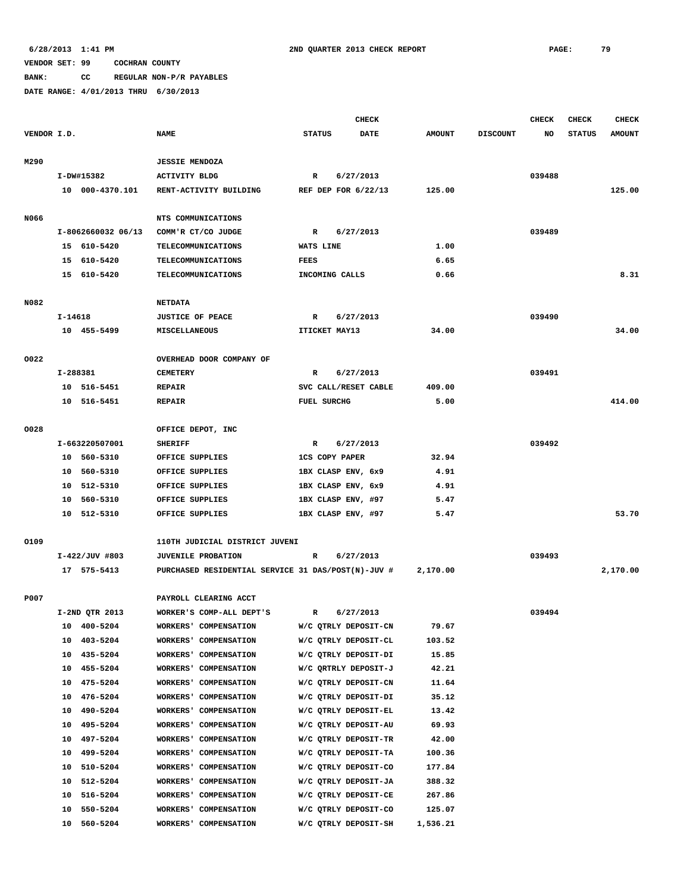6/28/2013 1:41 PM — 2ND QUARTER 2013 CHECK REPORT

VENDOR SET: 99 COCHRAN COUNTY

BANK: CC REGULAR NON-P/R PAYABLES

DATE RANGE: 4/01/2013 THRU 6/30/2013

| VENDOR I.D. | NAME | STATUS | CHECK DATE | AMOUNT | DISCOUNT | CHECK NO | CHECK STATUS | CHECK AMOUNT |
|---|---|---|---|---|---|---|---|---|
| M290 | JESSIE MENDOZA | | | | | | | |
| I-DW#15382 | ACTIVITY BLDG | R | 6/27/2013 | | | 039488 | | |
| 10 000-4370.101 | RENT-ACTIVITY BUILDING | REF DEP FOR 6/22/13 | | 125.00 | | | | 125.00 |
| N066 | NTS COMMUNICATIONS | | | | | | | |
| I-8062660032 06/13 | COMM'R CT/CO JUDGE | R | 6/27/2013 | | | 039489 | | |
| 15 610-5420 | TELECOMMUNICATIONS | WATS LINE | | 1.00 | | | | |
| 15 610-5420 | TELECOMMUNICATIONS | FEES | | 6.65 | | | | |
| 15 610-5420 | TELECOMMUNICATIONS | INCOMING CALLS | | 0.66 | | | | 8.31 |
| N082 | NETDATA | | | | | | | |
| I-14618 | JUSTICE OF PEACE | R | 6/27/2013 | | | 039490 | | |
| 10 455-5499 | MISCELLANEOUS | ITICKET MAY13 | | 34.00 | | | | 34.00 |
| O022 | OVERHEAD DOOR COMPANY OF | | | | | | | |
| I-288381 | CEMETERY | R | 6/27/2013 | | | 039491 | | |
| 10 516-5451 | REPAIR | SVC CALL/RESET CABLE | | 409.00 | | | | |
| 10 516-5451 | REPAIR | FUEL SURCHG | | 5.00 | | | | 414.00 |
| O028 | OFFICE DEPOT, INC | | | | | | | |
| I-663220507001 | SHERIFF | R | 6/27/2013 | | | 039492 | | |
| 10 560-5310 | OFFICE SUPPLIES | 1CS COPY PAPER | | 32.94 | | | | |
| 10 560-5310 | OFFICE SUPPLIES | 1BX CLASP ENV, 6x9 | | 4.91 | | | | |
| 10 512-5310 | OFFICE SUPPLIES | 1BX CLASP ENV, 6x9 | | 4.91 | | | | |
| 10 560-5310 | OFFICE SUPPLIES | 1BX CLASP ENV, #97 | | 5.47 | | | | |
| 10 512-5310 | OFFICE SUPPLIES | 1BX CLASP ENV, #97 | | 5.47 | | | | 53.70 |
| O109 | 110TH JUDICIAL DISTRICT JUVENI | | | | | | | |
| I-422/JUV #803 | JUVENILE PROBATION | R | 6/27/2013 | | | 039493 | | |
| 17 575-5413 | PURCHASED RESIDENTIAL SERVICE 31 DAS/POST(N)-JUV # | | | 2,170.00 | | | | 2,170.00 |
| P007 | PAYROLL CLEARING ACCT | | | | | | | |
| I-2ND QTR 2013 | WORKER'S COMP-ALL DEPT'S | R | 6/27/2013 | | | 039494 | | |
| 10 400-5204 | WORKERS' COMPENSATION | W/C QTRLY DEPOSIT-CN | | 79.67 | | | | |
| 10 403-5204 | WORKERS' COMPENSATION | W/C QTRLY DEPOSIT-CL | | 103.52 | | | | |
| 10 435-5204 | WORKERS' COMPENSATION | W/C QTRLY DEPOSIT-DI | | 15.85 | | | | |
| 10 455-5204 | WORKERS' COMPENSATION | W/C QRTRLY DEPOSIT-J | | 42.21 | | | | |
| 10 475-5204 | WORKERS' COMPENSATION | W/C QTRLY DEPOSIT-CN | | 11.64 | | | | |
| 10 476-5204 | WORKERS' COMPENSATION | W/C QTRLY DEPOSIT-DI | | 35.12 | | | | |
| 10 490-5204 | WORKERS' COMPENSATION | W/C QTRLY DEPOSIT-EL | | 13.42 | | | | |
| 10 495-5204 | WORKERS' COMPENSATION | W/C QTRLY DEPOSIT-AU | | 69.93 | | | | |
| 10 497-5204 | WORKERS' COMPENSATION | W/C QTRLY DEPOSIT-TR | | 42.00 | | | | |
| 10 499-5204 | WORKERS' COMPENSATION | W/C QTRLY DEPOSIT-TA | | 100.36 | | | | |
| 10 510-5204 | WORKERS' COMPENSATION | W/C QTRLY DEPOSIT-CO | | 177.84 | | | | |
| 10 512-5204 | WORKERS' COMPENSATION | W/C QTRLY DEPOSIT-JA | | 388.32 | | | | |
| 10 516-5204 | WORKERS' COMPENSATION | W/C QTRLY DEPOSIT-CE | | 267.86 | | | | |
| 10 550-5204 | WORKERS' COMPENSATION | W/C QTRLY DEPOSIT-CO | | 125.07 | | | | |
| 10 560-5204 | WORKERS' COMPENSATION | W/C QTRLY DEPOSIT-SH | | 1,536.21 | | | | |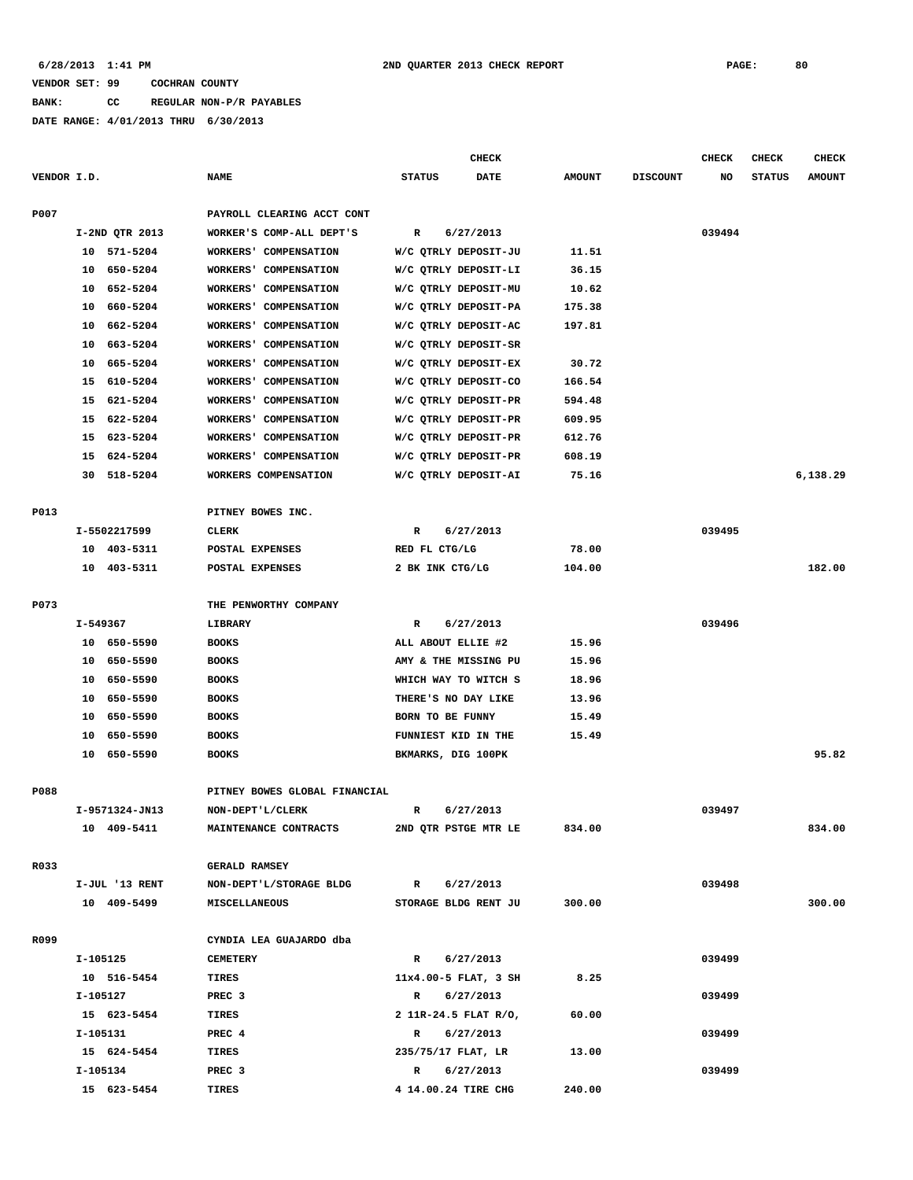6/28/2013 1:41 PM — 2ND QUARTER 2013 CHECK REPORT

VENDOR SET: 99 COCHRAN COUNTY
BANK: CC REGULAR NON-P/R PAYABLES
DATE RANGE: 4/01/2013 THRU 6/30/2013

| VENDOR I.D. | NAME | STATUS | CHECK DATE | AMOUNT | DISCOUNT | CHECK NO | CHECK STATUS | CHECK AMOUNT |
|---|---|---|---|---|---|---|---|---|
| P007 | PAYROLL CLEARING ACCT CONT | | | | | | | |
| I-2ND QTR 2013 | WORKER'S COMP-ALL DEPT'S | R | 6/27/2013 | | | 039494 | | |
| 10 571-5204 | WORKERS' COMPENSATION | W/C QTRLY DEPOSIT-JU | | 11.51 | | | | |
| 10 650-5204 | WORKERS' COMPENSATION | W/C QTRLY DEPOSIT-LI | | 36.15 | | | | |
| 10 652-5204 | WORKERS' COMPENSATION | W/C QTRLY DEPOSIT-MU | | 10.62 | | | | |
| 10 660-5204 | WORKERS' COMPENSATION | W/C QTRLY DEPOSIT-PA | | 175.38 | | | | |
| 10 662-5204 | WORKERS' COMPENSATION | W/C QTRLY DEPOSIT-AC | | 197.81 | | | | |
| 10 663-5204 | WORKERS' COMPENSATION | W/C QTRLY DEPOSIT-SR | | | | | | |
| 10 665-5204 | WORKERS' COMPENSATION | W/C QTRLY DEPOSIT-EX | | 30.72 | | | | |
| 15 610-5204 | WORKERS' COMPENSATION | W/C QTRLY DEPOSIT-CO | | 166.54 | | | | |
| 15 621-5204 | WORKERS' COMPENSATION | W/C QTRLY DEPOSIT-PR | | 594.48 | | | | |
| 15 622-5204 | WORKERS' COMPENSATION | W/C QTRLY DEPOSIT-PR | | 609.95 | | | | |
| 15 623-5204 | WORKERS' COMPENSATION | W/C QTRLY DEPOSIT-PR | | 612.76 | | | | |
| 15 624-5204 | WORKERS' COMPENSATION | W/C QTRLY DEPOSIT-PR | | 608.19 | | | | |
| 30 518-5204 | WORKERS COMPENSATION | W/C QTRLY DEPOSIT-AI | | 75.16 | | | | 6,138.29 |
| P013 | PITNEY BOWES INC. | | | | | | | |
| I-5502217599 | CLERK | R | 6/27/2013 | | | 039495 | | |
| 10 403-5311 | POSTAL EXPENSES | RED FL CTG/LG | | 78.00 | | | | |
| 10 403-5311 | POSTAL EXPENSES | 2 BK INK CTG/LG | | 104.00 | | | | 182.00 |
| P073 | THE PENWORTHY COMPANY | | | | | | | |
| I-549367 | LIBRARY | R | 6/27/2013 | | | 039496 | | |
| 10 650-5590 | BOOKS | ALL ABOUT ELLIE #2 | | 15.96 | | | | |
| 10 650-5590 | BOOKS | AMY & THE MISSING PU | | 15.96 | | | | |
| 10 650-5590 | BOOKS | WHICH WAY TO WITCH S | | 18.96 | | | | |
| 10 650-5590 | BOOKS | THERE'S NO DAY LIKE | | 13.96 | | | | |
| 10 650-5590 | BOOKS | BORN TO BE FUNNY | | 15.49 | | | | |
| 10 650-5590 | BOOKS | FUNNIEST KID IN THE | | 15.49 | | | | |
| 10 650-5590 | BOOKS | BKMARKS, DIG 100PK | | | | | | 95.82 |
| P088 | PITNEY BOWES GLOBAL FINANCIAL | | | | | | | |
| I-9571324-JN13 | NON-DEPT'L/CLERK | R | 6/27/2013 | | | 039497 | | |
| 10 409-5411 | MAINTENANCE CONTRACTS | 2ND QTR PSTGE MTR LE | | 834.00 | | | | 834.00 |
| R033 | GERALD RAMSEY | | | | | | | |
| I-JUL '13 RENT | NON-DEPT'L/STORAGE BLDG | R | 6/27/2013 | | | 039498 | | |
| 10 409-5499 | MISCELLANEOUS | STORAGE BLDG RENT JU | | 300.00 | | | | 300.00 |
| R099 | CYNDIA LEA GUAJARDO dba | | | | | | | |
| I-105125 | CEMETERY | R | 6/27/2013 | | | 039499 | | |
| 10 516-5454 | TIRES | 11x4.00-5 FLAT, 3 SH | | 8.25 | | | | |
| I-105127 | PREC 3 | R | 6/27/2013 | | | 039499 | | |
| 15 623-5454 | TIRES | 2 11R-24.5 FLAT R/O, | | 60.00 | | | | |
| I-105131 | PREC 4 | R | 6/27/2013 | | | 039499 | | |
| 15 624-5454 | TIRES | 235/75/17 FLAT, LR | | 13.00 | | | | |
| I-105134 | PREC 3 | R | 6/27/2013 | | | 039499 | | |
| 15 623-5454 | TIRES | 4 14.00.24 TIRE CHG | | 240.00 | | | | |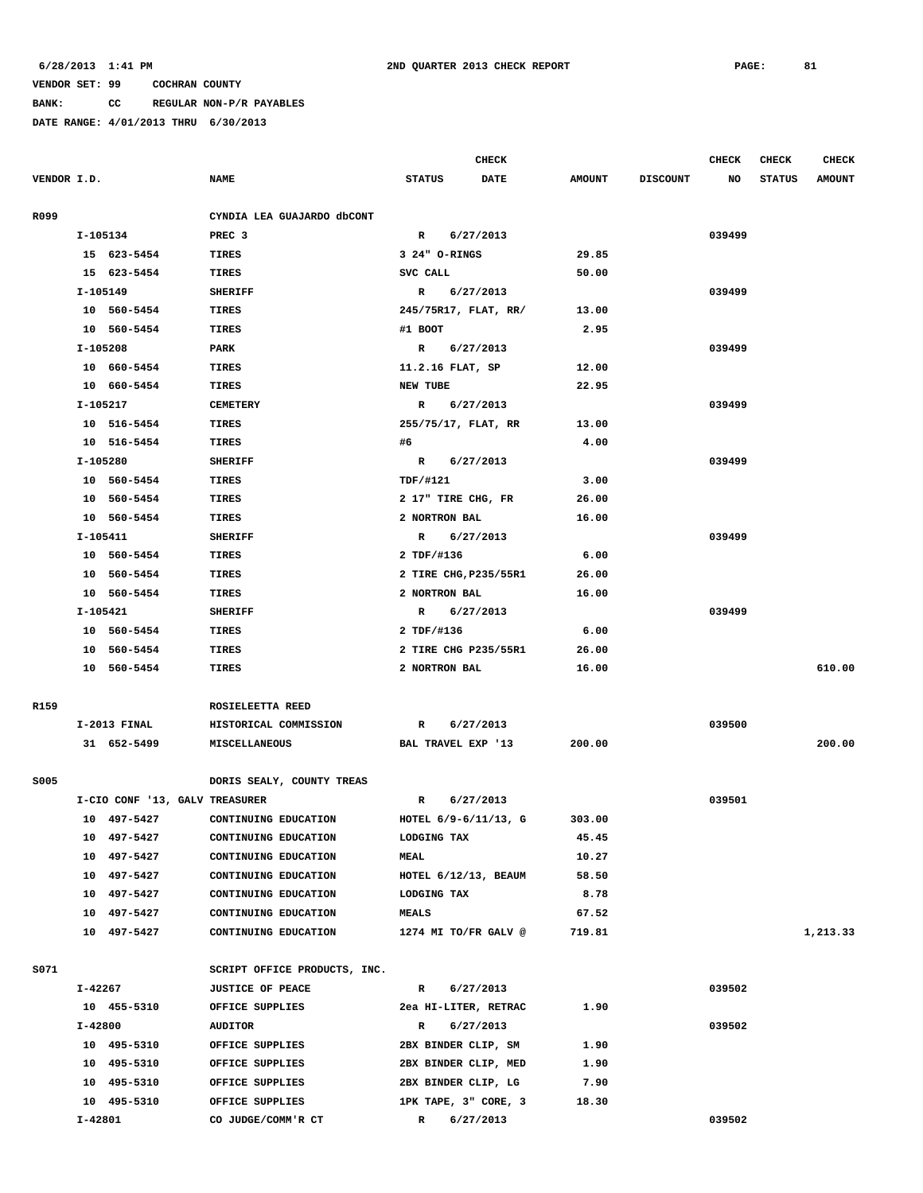6/28/2013 1:41 PM 2ND QUARTER 2013 CHECK REPORT

VENDOR SET: 99 COCHRAN COUNTY

BANK: CC REGULAR NON-P/R PAYABLES

DATE RANGE: 4/01/2013 THRU 6/30/2013

| VENDOR I.D. | NAME | STATUS | CHECK DATE | AMOUNT | DISCOUNT | CHECK NO | CHECK STATUS | CHECK AMOUNT |
|---|---|---|---|---|---|---|---|---|
| R099 | CYNDIA LEA GUAJARDO dbCONT | | | | | | | |
| I-105134 | PREC 3 | R | 6/27/2013 | | | 039499 | | |
| 15 623-5454 | TIRES | 3 24" O-RINGS | | 29.85 | | | | |
| 15 623-5454 | TIRES | SVC CALL | | 50.00 | | | | |
| I-105149 | SHERIFF | R | 6/27/2013 | | | 039499 | | |
| 10 560-5454 | TIRES | 245/75R17, FLAT, RR/ | | 13.00 | | | | |
| 10 560-5454 | TIRES | #1 BOOT | | 2.95 | | | | |
| I-105208 | PARK | R | 6/27/2013 | | | 039499 | | |
| 10 660-5454 | TIRES | 11.2.16 FLAT, SP | | 12.00 | | | | |
| 10 660-5454 | TIRES | NEW TUBE | | 22.95 | | | | |
| I-105217 | CEMETERY | R | 6/27/2013 | | | 039499 | | |
| 10 516-5454 | TIRES | 255/75/17, FLAT, RR | | 13.00 | | | | |
| 10 516-5454 | TIRES | #6 | | 4.00 | | | | |
| I-105280 | SHERIFF | R | 6/27/2013 | | | 039499 | | |
| 10 560-5454 | TIRES | TDF/#121 | | 3.00 | | | | |
| 10 560-5454 | TIRES | 2 17" TIRE CHG, FR | | 26.00 | | | | |
| 10 560-5454 | TIRES | 2 NORTRON BAL | | 16.00 | | | | |
| I-105411 | SHERIFF | R | 6/27/2013 | | | 039499 | | |
| 10 560-5454 | TIRES | 2 TDF/#136 | | 6.00 | | | | |
| 10 560-5454 | TIRES | 2 TIRE CHG,P235/55R1 | | 26.00 | | | | |
| 10 560-5454 | TIRES | 2 NORTRON BAL | | 16.00 | | | | |
| I-105421 | SHERIFF | R | 6/27/2013 | | | 039499 | | |
| 10 560-5454 | TIRES | 2 TDF/#136 | | 6.00 | | | | |
| 10 560-5454 | TIRES | 2 TIRE CHG P235/55R1 | | 26.00 | | | | |
| 10 560-5454 | TIRES | 2 NORTRON BAL | | 16.00 | | | | 610.00 |
| R159 | ROSIELEETTA REED | | | | | | | |
| I-2013 FINAL | HISTORICAL COMMISSION | R | 6/27/2013 | | | 039500 | | |
| 31 652-5499 | MISCELLANEOUS | BAL TRAVEL EXP '13 | | 200.00 | | | | 200.00 |
| S005 | DORIS SEALY, COUNTY TREAS | | | | | | | |
| I-CIO CONF '13, GALV | TREASURER | R | 6/27/2013 | | | 039501 | | |
| 10 497-5427 | CONTINUING EDUCATION | HOTEL 6/9-6/11/13, G | | 303.00 | | | | |
| 10 497-5427 | CONTINUING EDUCATION | LODGING TAX | | 45.45 | | | | |
| 10 497-5427 | CONTINUING EDUCATION | MEAL | | 10.27 | | | | |
| 10 497-5427 | CONTINUING EDUCATION | HOTEL 6/12/13, BEAUM | | 58.50 | | | | |
| 10 497-5427 | CONTINUING EDUCATION | LODGING TAX | | 8.78 | | | | |
| 10 497-5427 | CONTINUING EDUCATION | MEALS | | 67.52 | | | | |
| 10 497-5427 | CONTINUING EDUCATION | 1274 MI TO/FR GALV @ | | 719.81 | | | | 1,213.33 |
| S071 | SCRIPT OFFICE PRODUCTS, INC. | | | | | | | |
| I-42267 | JUSTICE OF PEACE | R | 6/27/2013 | | | 039502 | | |
| 10 455-5310 | OFFICE SUPPLIES | 2ea HI-LITER, RETRAC | | 1.90 | | | | |
| I-42800 | AUDITOR | R | 6/27/2013 | | | 039502 | | |
| 10 495-5310 | OFFICE SUPPLIES | 2BX BINDER CLIP, SM | | 1.90 | | | | |
| 10 495-5310 | OFFICE SUPPLIES | 2BX BINDER CLIP, MED | | 1.90 | | | | |
| 10 495-5310 | OFFICE SUPPLIES | 2BX BINDER CLIP, LG | | 7.90 | | | | |
| 10 495-5310 | OFFICE SUPPLIES | 1PK TAPE, 3" CORE, 3 | | 18.30 | | | | |
| I-42801 | CO JUDGE/COMM'R CT | R | 6/27/2013 | | | 039502 | | |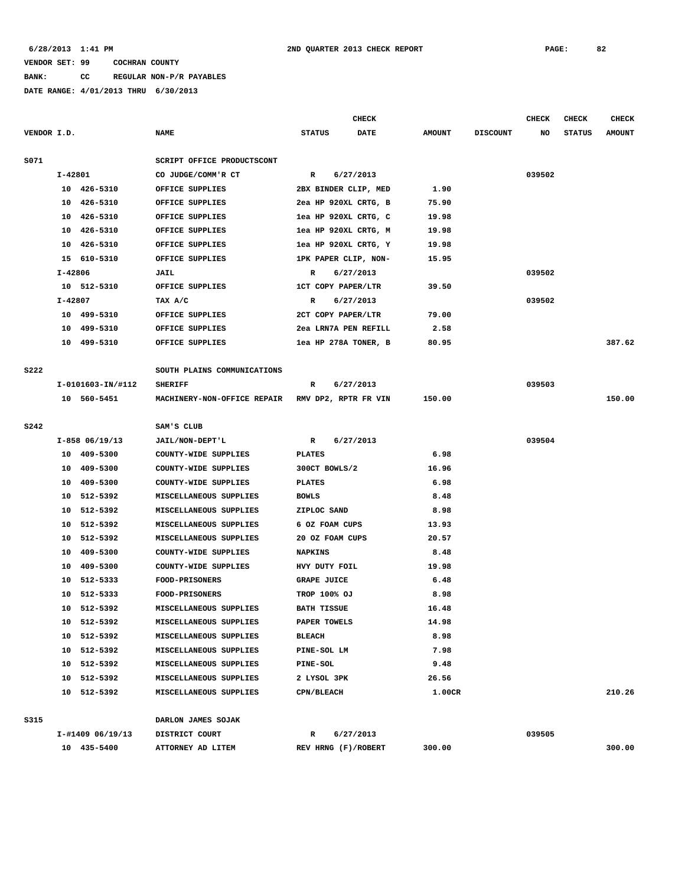6/28/2013 1:41 PM 2ND QUARTER 2013 CHECK REPORT PAGE: 82

VENDOR SET: 99 COCHRAN COUNTY

BANK: CC REGULAR NON-P/R PAYABLES

DATE RANGE: 4/01/2013 THRU 6/30/2013

| VENDOR I.D. | NAME | STATUS | CHECK DATE | AMOUNT | DISCOUNT | CHECK NO | CHECK STATUS | CHECK AMOUNT |
|---|---|---|---|---|---|---|---|---|
| S071 | SCRIPT OFFICE PRODUCTSCONT | | | | | | | |
| I-42801 | CO JUDGE/COMM'R CT | R | 6/27/2013 | | | 039502 | | |
| 10 426-5310 | OFFICE SUPPLIES | 2BX BINDER CLIP, MED | | 1.90 | | | | |
| 10 426-5310 | OFFICE SUPPLIES | 2ea HP 920XL CRTG, B | | 75.90 | | | | |
| 10 426-5310 | OFFICE SUPPLIES | 1ea HP 920XL CRTG, C | | 19.98 | | | | |
| 10 426-5310 | OFFICE SUPPLIES | 1ea HP 920XL CRTG, M | | 19.98 | | | | |
| 10 426-5310 | OFFICE SUPPLIES | 1ea HP 920XL CRTG, Y | | 19.98 | | | | |
| 15 610-5310 | OFFICE SUPPLIES | 1PK PAPER CLIP, NON- | | 15.95 | | | | |
| I-42806 | JAIL | R | 6/27/2013 | | | 039502 | | |
| 10 512-5310 | OFFICE SUPPLIES | 1CT COPY PAPER/LTR | | 39.50 | | | | |
| I-42807 | TAX A/C | R | 6/27/2013 | | | 039502 | | |
| 10 499-5310 | OFFICE SUPPLIES | 2CT COPY PAPER/LTR | | 79.00 | | | | |
| 10 499-5310 | OFFICE SUPPLIES | 2ea LRN7A PEN REFILL | | 2.58 | | | | |
| 10 499-5310 | OFFICE SUPPLIES | 1ea HP 278A TONER, B | | 80.95 | | | | 387.62 |
| S222 | SOUTH PLAINS COMMUNICATIONS | | | | | | | |
| I-0101603-IN/#112 | SHERIFF | R | 6/27/2013 | | | 039503 | | |
| 10 560-5451 | MACHINERY-NON-OFFICE REPAIR | RMV DP2, RPTR FR VIN | | 150.00 | | | | 150.00 |
| S242 | SAM'S CLUB | | | | | | | |
| I-858 06/19/13 | JAIL/NON-DEPT'L | R | 6/27/2013 | | | 039504 | | |
| 10 409-5300 | COUNTY-WIDE SUPPLIES | PLATES | | 6.98 | | | | |
| 10 409-5300 | COUNTY-WIDE SUPPLIES | 300CT BOWLS/2 | | 16.96 | | | | |
| 10 409-5300 | COUNTY-WIDE SUPPLIES | PLATES | | 6.98 | | | | |
| 10 512-5392 | MISCELLANEOUS SUPPLIES | BOWLS | | 8.48 | | | | |
| 10 512-5392 | MISCELLANEOUS SUPPLIES | ZIPLOC SAND | | 8.98 | | | | |
| 10 512-5392 | MISCELLANEOUS SUPPLIES | 6 OZ FOAM CUPS | | 13.93 | | | | |
| 10 512-5392 | MISCELLANEOUS SUPPLIES | 20 OZ FOAM CUPS | | 20.57 | | | | |
| 10 409-5300 | COUNTY-WIDE SUPPLIES | NAPKINS | | 8.48 | | | | |
| 10 409-5300 | COUNTY-WIDE SUPPLIES | HVY DUTY FOIL | | 19.98 | | | | |
| 10 512-5333 | FOOD-PRISONERS | GRAPE JUICE | | 6.48 | | | | |
| 10 512-5333 | FOOD-PRISONERS | TROP 100% OJ | | 8.98 | | | | |
| 10 512-5392 | MISCELLANEOUS SUPPLIES | BATH TISSUE | | 16.48 | | | | |
| 10 512-5392 | MISCELLANEOUS SUPPLIES | PAPER TOWELS | | 14.98 | | | | |
| 10 512-5392 | MISCELLANEOUS SUPPLIES | BLEACH | | 8.98 | | | | |
| 10 512-5392 | MISCELLANEOUS SUPPLIES | PINE-SOL LM | | 7.98 | | | | |
| 10 512-5392 | MISCELLANEOUS SUPPLIES | PINE-SOL | | 9.48 | | | | |
| 10 512-5392 | MISCELLANEOUS SUPPLIES | 2 LYSOL 3PK | | 26.56 | | | | |
| 10 512-5392 | MISCELLANEOUS SUPPLIES | CPN/BLEACH | | 1.00CR | | | | 210.26 |
| S315 | DARLON JAMES SOJAK | | | | | | | |
| I-#1409 06/19/13 | DISTRICT COURT | R | 6/27/2013 | | | 039505 | | |
| 10 435-5400 | ATTORNEY AD LITEM | REV HRNG (F)/ROBERT | | 300.00 | | | | 300.00 |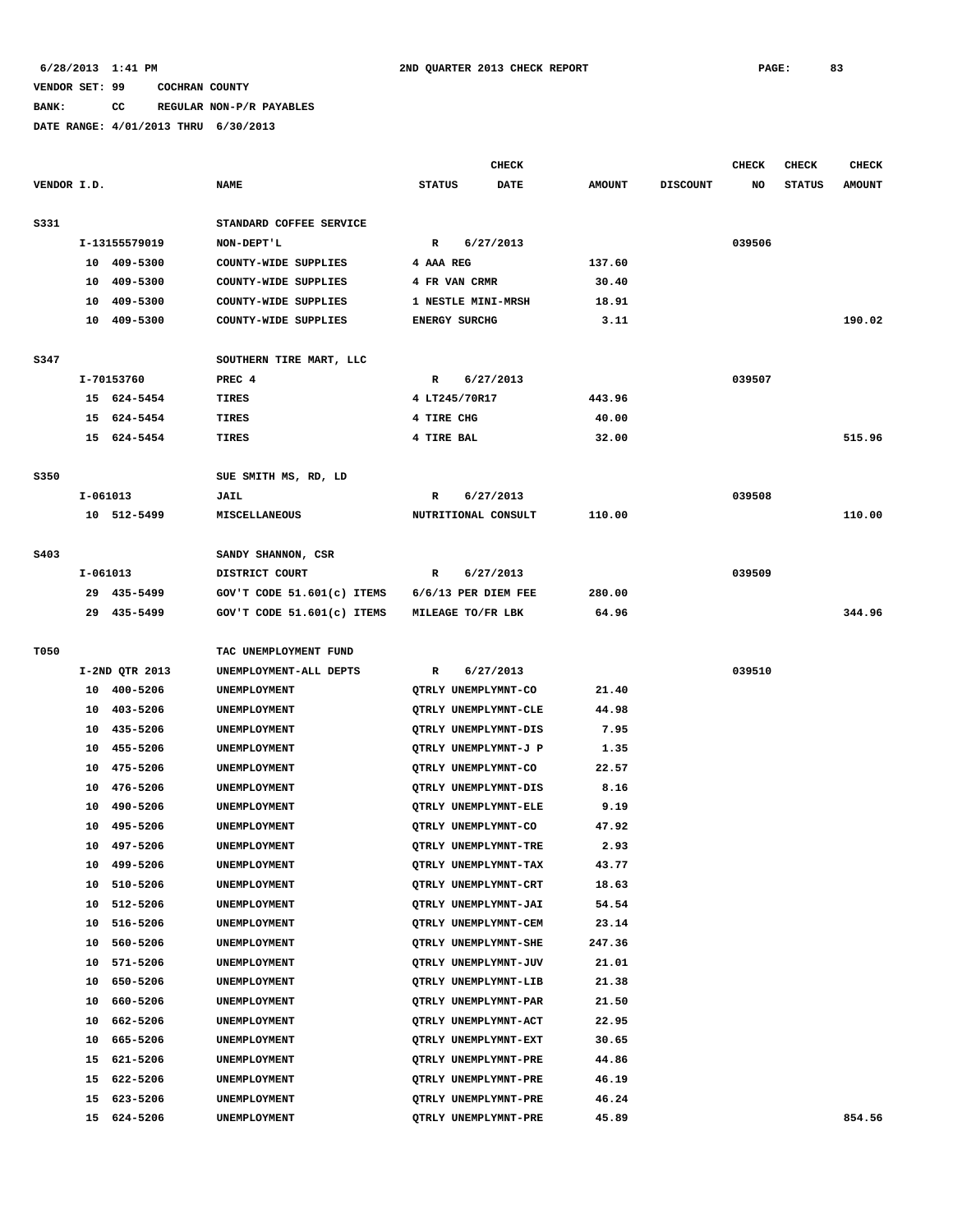6/28/2013 1:41 PM    2ND QUARTER 2013 CHECK REPORT

VENDOR SET: 99    COCHRAN COUNTY

BANK: CC    REGULAR NON-P/R PAYABLES

DATE RANGE: 4/01/2013 THRU 6/30/2013

| VENDOR I.D. | NAME | STATUS | CHECK DATE | AMOUNT | DISCOUNT | CHECK NO | CHECK STATUS | CHECK AMOUNT |
|---|---|---|---|---|---|---|---|---|
| S331 | STANDARD COFFEE SERVICE | | | | | | | |
| I-13155579019 | NON-DEPT'L | R | 6/27/2013 | | | 039506 | | |
| 10 409-5300 | COUNTY-WIDE SUPPLIES | 4 AAA REG | | 137.60 | | | | |
| 10 409-5300 | COUNTY-WIDE SUPPLIES | 4 FR VAN CRMR | | 30.40 | | | | |
| 10 409-5300 | COUNTY-WIDE SUPPLIES | 1 NESTLE MINI-MRSH | | 18.91 | | | | |
| 10 409-5300 | COUNTY-WIDE SUPPLIES | ENERGY SURCHG | | 3.11 | | | | 190.02 |
| S347 | SOUTHERN TIRE MART, LLC | | | | | | | |
| I-70153760 | PREC 4 | R | 6/27/2013 | | | 039507 | | |
| 15 624-5454 | TIRES | 4 LT245/70R17 | | 443.96 | | | | |
| 15 624-5454 | TIRES | 4 TIRE CHG | | 40.00 | | | | |
| 15 624-5454 | TIRES | 4 TIRE BAL | | 32.00 | | | | 515.96 |
| S350 | SUE SMITH MS, RD, LD | | | | | | | |
| I-061013 | JAIL | R | 6/27/2013 | | | 039508 | | |
| 10 512-5499 | MISCELLANEOUS | NUTRITIONAL CONSULT | | 110.00 | | | | 110.00 |
| S403 | SANDY SHANNON, CSR | | | | | | | |
| I-061013 | DISTRICT COURT | R | 6/27/2013 | | | 039509 | | |
| 29 435-5499 | GOV'T CODE 51.601(c) ITEMS | 6/6/13 PER DIEM FEE | | 280.00 | | | | |
| 29 435-5499 | GOV'T CODE 51.601(c) ITEMS | MILEAGE TO/FR LBK | | 64.96 | | | | 344.96 |
| T050 | TAC UNEMPLOYMENT FUND | | | | | | | |
| I-2ND QTR 2013 | UNEMPLOYMENT-ALL DEPTS | R | 6/27/2013 | | | 039510 | | |
| 10 400-5206 | UNEMPLOYMENT | QTRLY UNEMPLYMNT-CO | | 21.40 | | | | |
| 10 403-5206 | UNEMPLOYMENT | QTRLY UNEMPLYMNT-CLE | | 44.98 | | | | |
| 10 435-5206 | UNEMPLOYMENT | QTRLY UNEMPLYMNT-DIS | | 7.95 | | | | |
| 10 455-5206 | UNEMPLOYMENT | QTRLY UNEMPLYMNT-J P | | 1.35 | | | | |
| 10 475-5206 | UNEMPLOYMENT | QTRLY UNEMPLYMNT-CO | | 22.57 | | | | |
| 10 476-5206 | UNEMPLOYMENT | QTRLY UNEMPLYMNT-DIS | | 8.16 | | | | |
| 10 490-5206 | UNEMPLOYMENT | QTRLY UNEMPLYMNT-ELE | | 9.19 | | | | |
| 10 495-5206 | UNEMPLOYMENT | QTRLY UNEMPLYMNT-CO | | 47.92 | | | | |
| 10 497-5206 | UNEMPLOYMENT | QTRLY UNEMPLYMNT-TRE | | 2.93 | | | | |
| 10 499-5206 | UNEMPLOYMENT | QTRLY UNEMPLYMNT-TAX | | 43.77 | | | | |
| 10 510-5206 | UNEMPLOYMENT | QTRLY UNEMPLYMNT-CRT | | 18.63 | | | | |
| 10 512-5206 | UNEMPLOYMENT | QTRLY UNEMPLYMNT-JAI | | 54.54 | | | | |
| 10 516-5206 | UNEMPLOYMENT | QTRLY UNEMPLYMNT-CEM | | 23.14 | | | | |
| 10 560-5206 | UNEMPLOYMENT | QTRLY UNEMPLYMNT-SHE | | 247.36 | | | | |
| 10 571-5206 | UNEMPLOYMENT | QTRLY UNEMPLYMNT-JUV | | 21.01 | | | | |
| 10 650-5206 | UNEMPLOYMENT | QTRLY UNEMPLYMNT-LIB | | 21.38 | | | | |
| 10 660-5206 | UNEMPLOYMENT | QTRLY UNEMPLYMNT-PAR | | 21.50 | | | | |
| 10 662-5206 | UNEMPLOYMENT | QTRLY UNEMPLYMNT-ACT | | 22.95 | | | | |
| 10 665-5206 | UNEMPLOYMENT | QTRLY UNEMPLYMNT-EXT | | 30.65 | | | | |
| 15 621-5206 | UNEMPLOYMENT | QTRLY UNEMPLYMNT-PRE | | 44.86 | | | | |
| 15 622-5206 | UNEMPLOYMENT | QTRLY UNEMPLYMNT-PRE | | 46.19 | | | | |
| 15 623-5206 | UNEMPLOYMENT | QTRLY UNEMPLYMNT-PRE | | 46.24 | | | | |
| 15 624-5206 | UNEMPLOYMENT | QTRLY UNEMPLYMNT-PRE | | 45.89 | | | | 854.56 |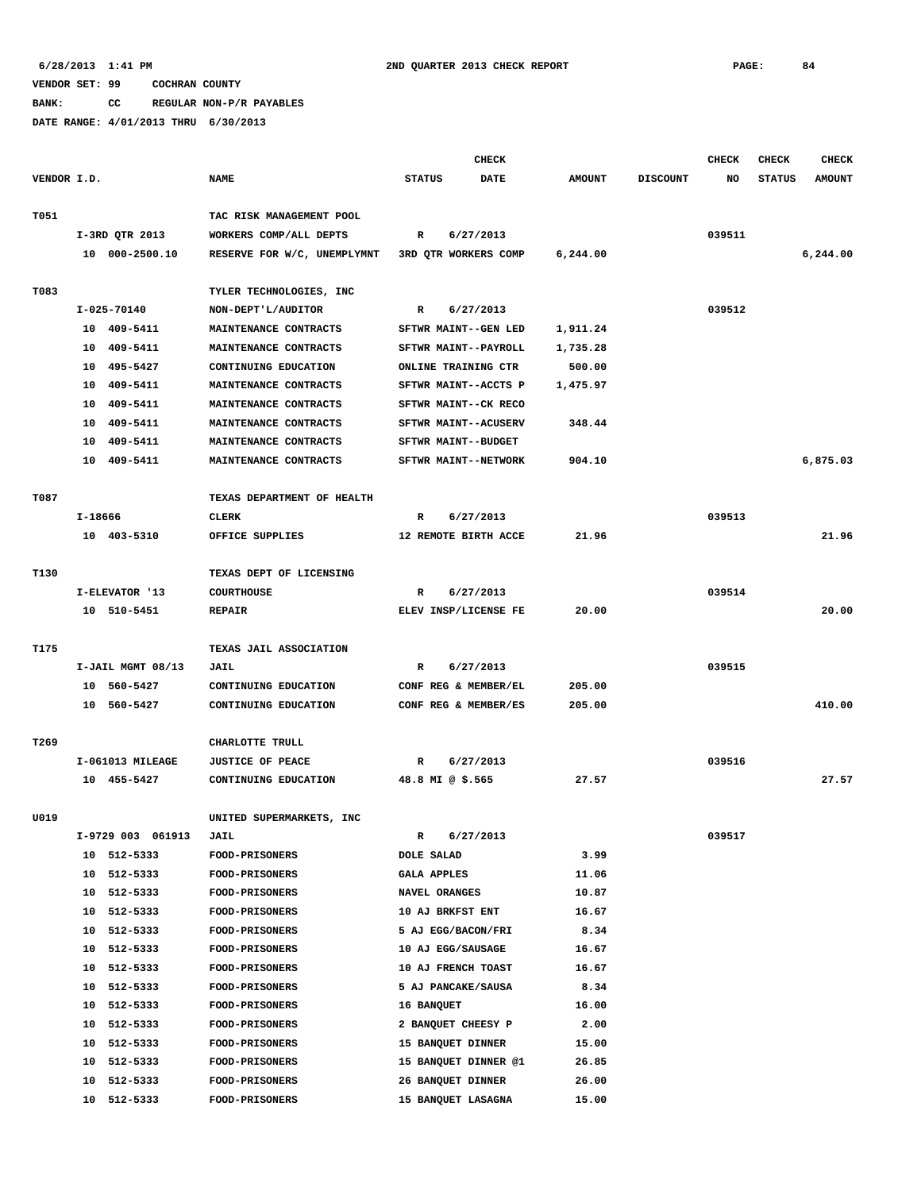6/28/2013 1:41 PM — 2ND QUARTER 2013 CHECK REPORT

VENDOR SET: 99 COCHRAN COUNTY

BANK: CC REGULAR NON-P/R PAYABLES

DATE RANGE: 4/01/2013 THRU 6/30/2013

| VENDOR I.D. | NAME | STATUS | CHECK DATE | AMOUNT | DISCOUNT | CHECK NO | CHECK STATUS | CHECK AMOUNT |
|---|---|---|---|---|---|---|---|---|
| T051 | TAC RISK MANAGEMENT POOL | | | | | | | |
| I-3RD QTR 2013 | WORKERS COMP/ALL DEPTS | R | 6/27/2013 | | | 039511 | | |
| 10 000-2500.10 | RESERVE FOR W/C, UNEMPLYMNT | 3RD QTR WORKERS COMP | | 6,244.00 | | | | 6,244.00 |
| T083 | TYLER TECHNOLOGIES, INC | | | | | | | |
| I-025-70140 | NON-DEPT'L/AUDITOR | R | 6/27/2013 | | | 039512 | | |
| 10 409-5411 | MAINTENANCE CONTRACTS | SFTWR MAINT--GEN LED | | 1,911.24 | | | | |
| 10 409-5411 | MAINTENANCE CONTRACTS | SFTWR MAINT--PAYROLL | | 1,735.28 | | | | |
| 10 495-5427 | CONTINUING EDUCATION | ONLINE TRAINING CTR | | 500.00 | | | | |
| 10 409-5411 | MAINTENANCE CONTRACTS | SFTWR MAINT--ACCTS P | | 1,475.97 | | | | |
| 10 409-5411 | MAINTENANCE CONTRACTS | SFTWR MAINT--CK RECO | | | | | | |
| 10 409-5411 | MAINTENANCE CONTRACTS | SFTWR MAINT--ACUSERV | | 348.44 | | | | |
| 10 409-5411 | MAINTENANCE CONTRACTS | SFTWR MAINT--BUDGET | | | | | | |
| 10 409-5411 | MAINTENANCE CONTRACTS | SFTWR MAINT--NETWORK | | 904.10 | | | | 6,875.03 |
| T087 | TEXAS DEPARTMENT OF HEALTH | | | | | | | |
| I-18666 | CLERK | R | 6/27/2013 | | | 039513 | | |
| 10 403-5310 | OFFICE SUPPLIES | 12 REMOTE BIRTH ACCE | | 21.96 | | | | 21.96 |
| T130 | TEXAS DEPT OF LICENSING | | | | | | | |
| I-ELEVATOR '13 | COURTHOUSE | R | 6/27/2013 | | | 039514 | | |
| 10 510-5451 | REPAIR | ELEV INSP/LICENSE FE | | 20.00 | | | | 20.00 |
| T175 | TEXAS JAIL ASSOCIATION | | | | | | | |
| I-JAIL MGMT 08/13 | JAIL | R | 6/27/2013 | | | 039515 | | |
| 10 560-5427 | CONTINUING EDUCATION | CONF REG & MEMBER/EL | | 205.00 | | | | |
| 10 560-5427 | CONTINUING EDUCATION | CONF REG & MEMBER/ES | | 205.00 | | | | 410.00 |
| T269 | CHARLOTTE TRULL | | | | | | | |
| I-061013 MILEAGE | JUSTICE OF PEACE | R | 6/27/2013 | | | 039516 | | |
| 10 455-5427 | CONTINUING EDUCATION | 48.8 MI @ $.565 | | 27.57 | | | | 27.57 |
| U019 | UNITED SUPERMARKETS, INC | | | | | | | |
| I-9729 003 061913 | JAIL | R | 6/27/2013 | | | 039517 | | |
| 10 512-5333 | FOOD-PRISONERS | DOLE SALAD | | 3.99 | | | | |
| 10 512-5333 | FOOD-PRISONERS | GALA APPLES | | 11.06 | | | | |
| 10 512-5333 | FOOD-PRISONERS | NAVEL ORANGES | | 10.87 | | | | |
| 10 512-5333 | FOOD-PRISONERS | 10 AJ BRKFST ENT | | 16.67 | | | | |
| 10 512-5333 | FOOD-PRISONERS | 5 AJ EGG/BACON/FRI | | 8.34 | | | | |
| 10 512-5333 | FOOD-PRISONERS | 10 AJ EGG/SAUSAGE | | 16.67 | | | | |
| 10 512-5333 | FOOD-PRISONERS | 10 AJ FRENCH TOAST | | 16.67 | | | | |
| 10 512-5333 | FOOD-PRISONERS | 5 AJ PANCAKE/SAUSA | | 8.34 | | | | |
| 10 512-5333 | FOOD-PRISONERS | 16 BANQUET | | 16.00 | | | | |
| 10 512-5333 | FOOD-PRISONERS | 2 BANQUET CHEESY P | | 2.00 | | | | |
| 10 512-5333 | FOOD-PRISONERS | 15 BANQUET DINNER | | 15.00 | | | | |
| 10 512-5333 | FOOD-PRISONERS | 15 BANQUET DINNER @1 | | 26.85 | | | | |
| 10 512-5333 | FOOD-PRISONERS | 26 BANQUET DINNER | | 26.00 | | | | |
| 10 512-5333 | FOOD-PRISONERS | 15 BANQUET LASAGNA | | 15.00 | | | | |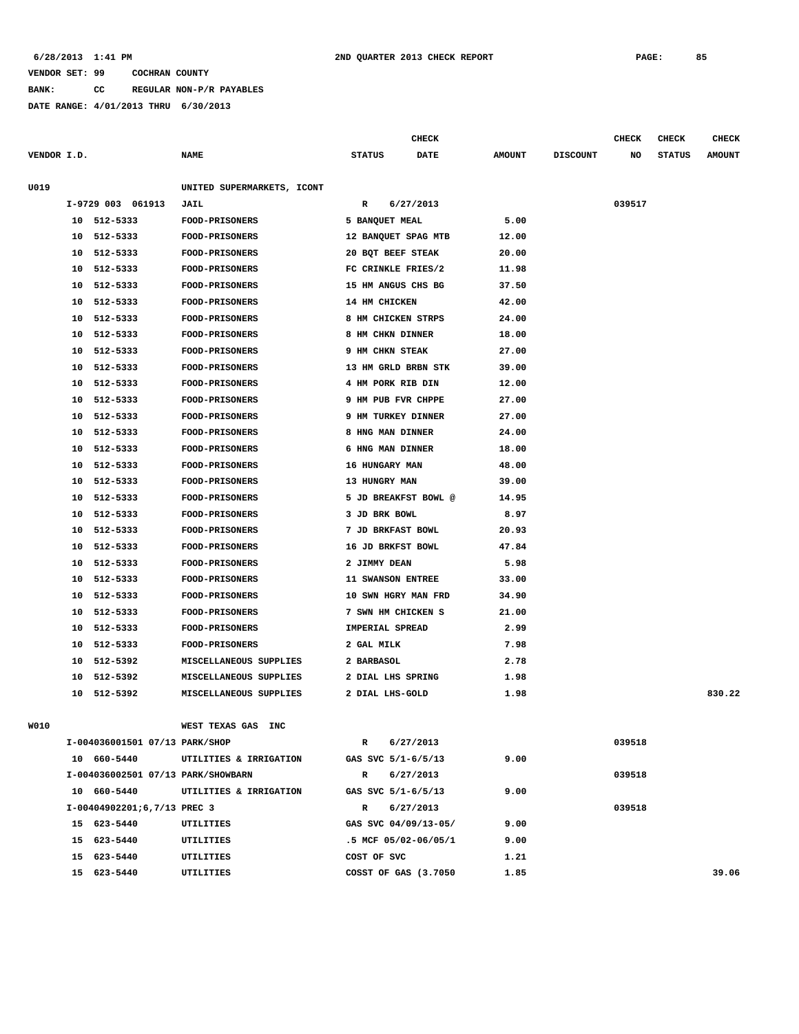VENDOR SET: 99 COCHRAN COUNTY

BANK: CC REGULAR NON-P/R PAYABLES

DATE RANGE: 4/01/2013 THRU 6/30/2013

| VENDOR I.D. | NAME | STATUS | CHECK DATE | AMOUNT | DISCOUNT | CHECK NO | CHECK STATUS | CHECK AMOUNT |
|---|---|---|---|---|---|---|---|---|
| U019 | UNITED SUPERMARKETS, ICONT | | | | | | | |
| I-9729 003 061913 | JAIL | R | 6/27/2013 | | | 039517 | | |
| 10 512-5333 | FOOD-PRISONERS | 5 BANQUET MEAL | | 5.00 | | | | |
| 10 512-5333 | FOOD-PRISONERS | 12 BANQUET SPAG MTB | | 12.00 | | | | |
| 10 512-5333 | FOOD-PRISONERS | 20 BQT BEEF STEAK | | 20.00 | | | | |
| 10 512-5333 | FOOD-PRISONERS | FC CRINKLE FRIES/2 | | 11.98 | | | | |
| 10 512-5333 | FOOD-PRISONERS | 15 HM ANGUS CHS BG | | 37.50 | | | | |
| 10 512-5333 | FOOD-PRISONERS | 14 HM CHICKEN | | 42.00 | | | | |
| 10 512-5333 | FOOD-PRISONERS | 8 HM CHICKEN STRPS | | 24.00 | | | | |
| 10 512-5333 | FOOD-PRISONERS | 8 HM CHKN DINNER | | 18.00 | | | | |
| 10 512-5333 | FOOD-PRISONERS | 9 HM CHKN STEAK | | 27.00 | | | | |
| 10 512-5333 | FOOD-PRISONERS | 13 HM GRLD BRBN STK | | 39.00 | | | | |
| 10 512-5333 | FOOD-PRISONERS | 4 HM PORK RIB DIN | | 12.00 | | | | |
| 10 512-5333 | FOOD-PRISONERS | 9 HM PUB FVR CHPPE | | 27.00 | | | | |
| 10 512-5333 | FOOD-PRISONERS | 9 HM TURKEY DINNER | | 27.00 | | | | |
| 10 512-5333 | FOOD-PRISONERS | 8 HNG MAN DINNER | | 24.00 | | | | |
| 10 512-5333 | FOOD-PRISONERS | 6 HNG MAN DINNER | | 18.00 | | | | |
| 10 512-5333 | FOOD-PRISONERS | 16 HUNGARY MAN | | 48.00 | | | | |
| 10 512-5333 | FOOD-PRISONERS | 13 HUNGRY MAN | | 39.00 | | | | |
| 10 512-5333 | FOOD-PRISONERS | 5 JD BREAKFST BOWL @ | | 14.95 | | | | |
| 10 512-5333 | FOOD-PRISONERS | 3 JD BRK BOWL | | 8.97 | | | | |
| 10 512-5333 | FOOD-PRISONERS | 7 JD BRKFAST BOWL | | 20.93 | | | | |
| 10 512-5333 | FOOD-PRISONERS | 16 JD BRKFST BOWL | | 47.84 | | | | |
| 10 512-5333 | FOOD-PRISONERS | 2 JIMMY DEAN | | 5.98 | | | | |
| 10 512-5333 | FOOD-PRISONERS | 11 SWANSON ENTREE | | 33.00 | | | | |
| 10 512-5333 | FOOD-PRISONERS | 10 SWN HGRY MAN FRD | | 34.90 | | | | |
| 10 512-5333 | FOOD-PRISONERS | 7 SWN HM CHICKEN S | | 21.00 | | | | |
| 10 512-5333 | FOOD-PRISONERS | IMPERIAL SPREAD | | 2.99 | | | | |
| 10 512-5333 | FOOD-PRISONERS | 2 GAL MILK | | 7.98 | | | | |
| 10 512-5392 | MISCELLANEOUS SUPPLIES | 2 BARBASOL | | 2.78 | | | | |
| 10 512-5392 | MISCELLANEOUS SUPPLIES | 2 DIAL LHS SPRING | | 1.98 | | | | |
| 10 512-5392 | MISCELLANEOUS SUPPLIES | 2 DIAL LHS-GOLD | | 1.98 | | | | 830.22 |
| W010 | WEST TEXAS GAS INC | | | | | | | |
| I-004036001501 07/13 PARK/SHOP | | R | 6/27/2013 | | | 039518 | | |
| 10 660-5440 | UTILITIES & IRRIGATION | GAS SVC 5/1-6/5/13 | | 9.00 | | | | |
| I-004036002501 07/13 PARK/SHOWBARN | | R | 6/27/2013 | | | 039518 | | |
| 10 660-5440 | UTILITIES & IRRIGATION | GAS SVC 5/1-6/5/13 | | 9.00 | | | | |
| I-00404902201;6,7/13 PREC 3 | | R | 6/27/2013 | | | 039518 | | |
| 15 623-5440 | UTILITIES | GAS SVC 04/09/13-05/ | | 9.00 | | | | |
| 15 623-5440 | UTILITIES | .5 MCF 05/02-06/05/1 | | 9.00 | | | | |
| 15 623-5440 | UTILITIES | COST OF SVC | | 1.21 | | | | |
| 15 623-5440 | UTILITIES | COSST OF GAS (3.7050 | | 1.85 | | | | 39.06 |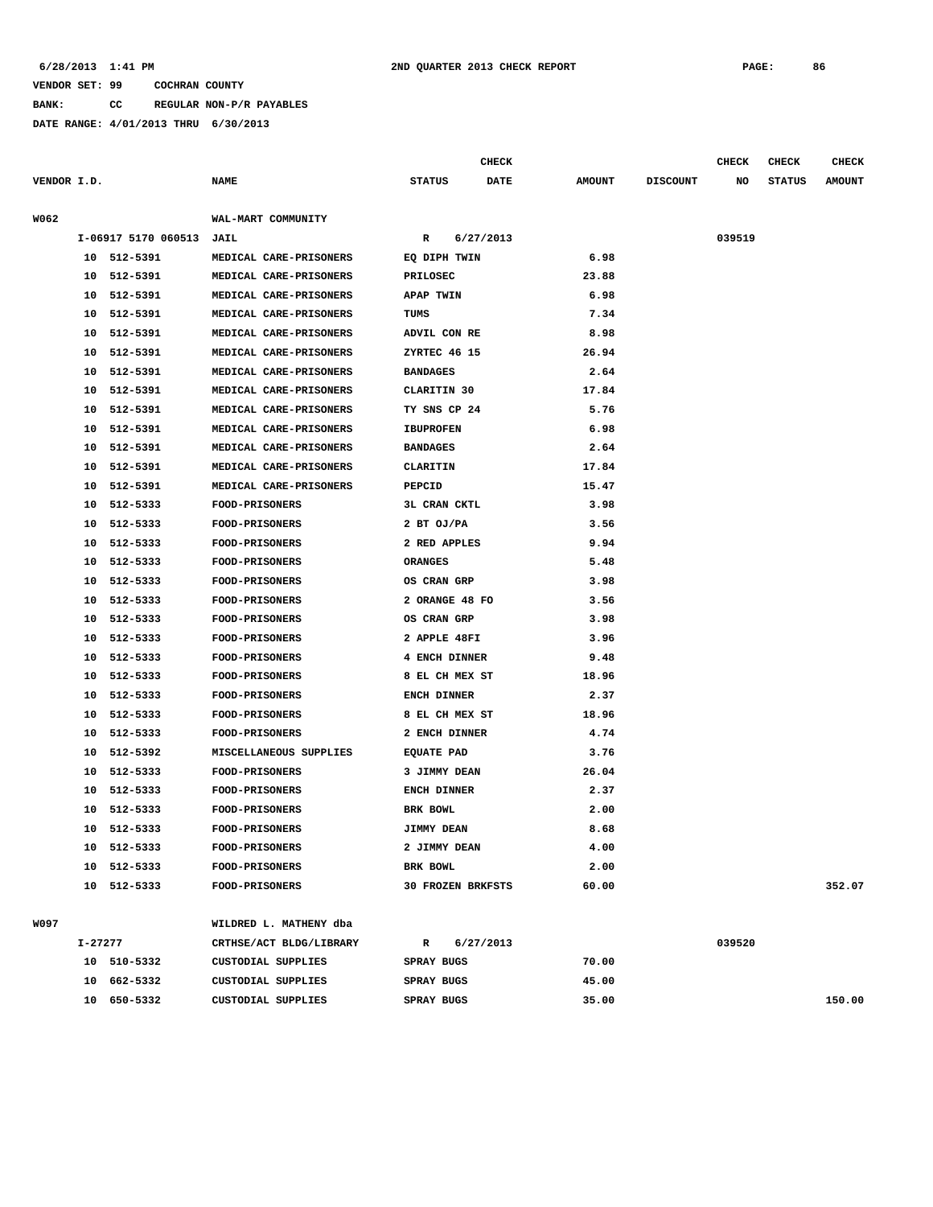6/28/2013 1:41 PM 2ND QUARTER 2013 CHECK REPORT PAGE: 86

VENDOR SET: 99 COCHRAN COUNTY

BANK: CC REGULAR NON-P/R PAYABLES

DATE RANGE: 4/01/2013 THRU 6/30/2013

| VENDOR I.D. | | NAME | STATUS | CHECK DATE | AMOUNT | DISCOUNT | CHECK NO | CHECK STATUS | CHECK AMOUNT |
|---|---|---|---|---|---|---|---|---|---|
| W062 | | WAL-MART COMMUNITY | | | | | | | |
| | I-06917 5170 060513 | JAIL | R | 6/27/2013 | | | 039519 | | |
| | 10 512-5391 | MEDICAL CARE-PRISONERS | EQ DIPH TWIN | | 6.98 | | | | |
| | 10 512-5391 | MEDICAL CARE-PRISONERS | PRILOSEC | | 23.88 | | | | |
| | 10 512-5391 | MEDICAL CARE-PRISONERS | APAP TWIN | | 6.98 | | | | |
| | 10 512-5391 | MEDICAL CARE-PRISONERS | TUMS | | 7.34 | | | | |
| | 10 512-5391 | MEDICAL CARE-PRISONERS | ADVIL CON RE | | 8.98 | | | | |
| | 10 512-5391 | MEDICAL CARE-PRISONERS | ZYRTEC 46 15 | | 26.94 | | | | |
| | 10 512-5391 | MEDICAL CARE-PRISONERS | BANDAGES | | 2.64 | | | | |
| | 10 512-5391 | MEDICAL CARE-PRISONERS | CLARITIN 30 | | 17.84 | | | | |
| | 10 512-5391 | MEDICAL CARE-PRISONERS | TY SNS CP 24 | | 5.76 | | | | |
| | 10 512-5391 | MEDICAL CARE-PRISONERS | IBUPROFEN | | 6.98 | | | | |
| | 10 512-5391 | MEDICAL CARE-PRISONERS | BANDAGES | | 2.64 | | | | |
| | 10 512-5391 | MEDICAL CARE-PRISONERS | CLARITIN | | 17.84 | | | | |
| | 10 512-5391 | MEDICAL CARE-PRISONERS | PEPCID | | 15.47 | | | | |
| | 10 512-5333 | FOOD-PRISONERS | 3L CRAN CKTL | | 3.98 | | | | |
| | 10 512-5333 | FOOD-PRISONERS | 2 BT OJ/PA | | 3.56 | | | | |
| | 10 512-5333 | FOOD-PRISONERS | 2 RED APPLES | | 9.94 | | | | |
| | 10 512-5333 | FOOD-PRISONERS | ORANGES | | 5.48 | | | | |
| | 10 512-5333 | FOOD-PRISONERS | OS CRAN GRP | | 3.98 | | | | |
| | 10 512-5333 | FOOD-PRISONERS | 2 ORANGE 48 FO | | 3.56 | | | | |
| | 10 512-5333 | FOOD-PRISONERS | OS CRAN GRP | | 3.98 | | | | |
| | 10 512-5333 | FOOD-PRISONERS | 2 APPLE 48FI | | 3.96 | | | | |
| | 10 512-5333 | FOOD-PRISONERS | 4 ENCH DINNER | | 9.48 | | | | |
| | 10 512-5333 | FOOD-PRISONERS | 8 EL CH MEX ST | | 18.96 | | | | |
| | 10 512-5333 | FOOD-PRISONERS | ENCH DINNER | | 2.37 | | | | |
| | 10 512-5333 | FOOD-PRISONERS | 8 EL CH MEX ST | | 18.96 | | | | |
| | 10 512-5333 | FOOD-PRISONERS | 2 ENCH DINNER | | 4.74 | | | | |
| | 10 512-5392 | MISCELLANEOUS SUPPLIES | EQUATE PAD | | 3.76 | | | | |
| | 10 512-5333 | FOOD-PRISONERS | 3 JIMMY DEAN | | 26.04 | | | | |
| | 10 512-5333 | FOOD-PRISONERS | ENCH DINNER | | 2.37 | | | | |
| | 10 512-5333 | FOOD-PRISONERS | BRK BOWL | | 2.00 | | | | |
| | 10 512-5333 | FOOD-PRISONERS | JIMMY DEAN | | 8.68 | | | | |
| | 10 512-5333 | FOOD-PRISONERS | 2 JIMMY DEAN | | 4.00 | | | | |
| | 10 512-5333 | FOOD-PRISONERS | BRK BOWL | | 2.00 | | | | |
| | 10 512-5333 | FOOD-PRISONERS | 30 FROZEN BRKFSTS | | 60.00 | | | | 352.07 |
| W097 | | WILDRED L. MATHENY dba | | | | | | | |
| | I-27277 | CRTHSE/ACT BLDG/LIBRARY | R | 6/27/2013 | | | 039520 | | |
| | 10 510-5332 | CUSTODIAL SUPPLIES | SPRAY BUGS | | 70.00 | | | | |
| | 10 662-5332 | CUSTODIAL SUPPLIES | SPRAY BUGS | | 45.00 | | | | |
| | 10 650-5332 | CUSTODIAL SUPPLIES | SPRAY BUGS | | 35.00 | | | | 150.00 |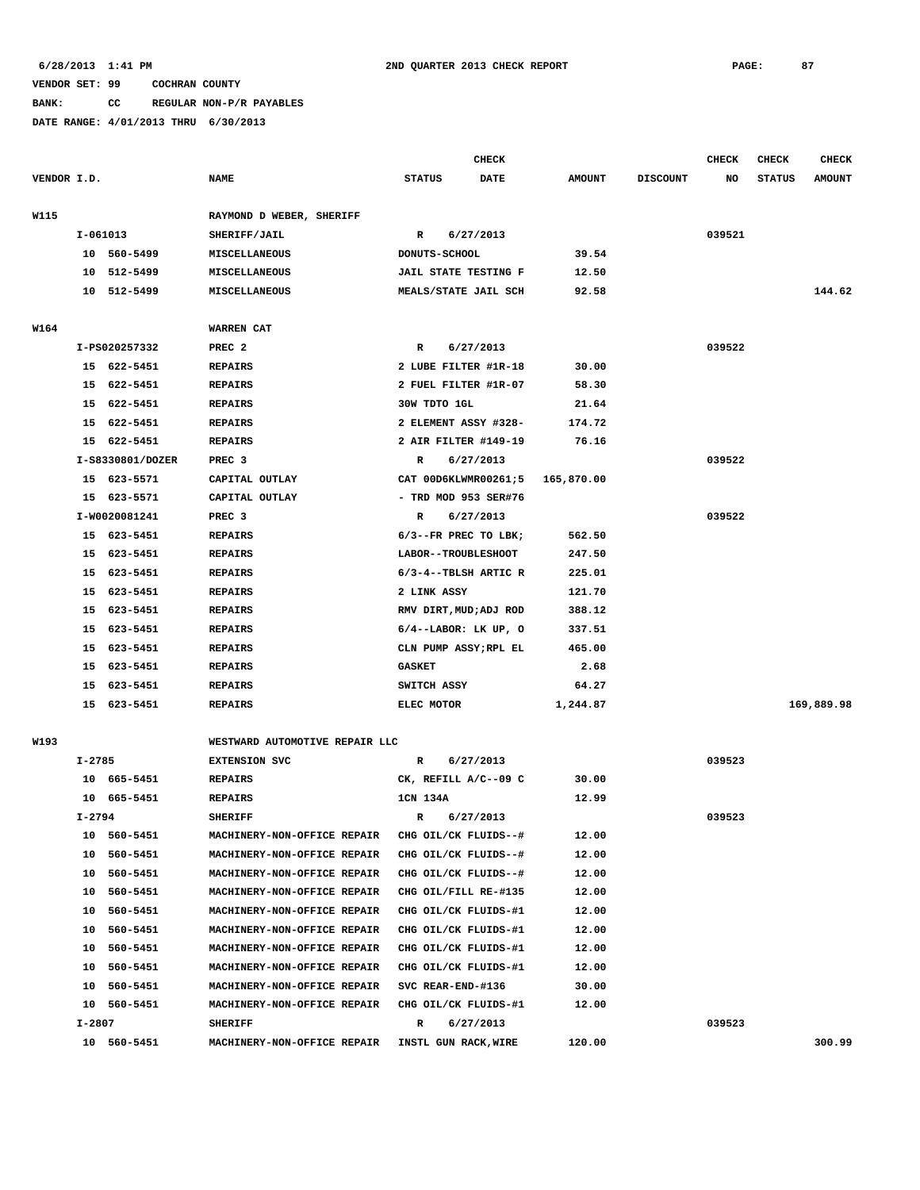6/28/2013 1:41 PM 2ND QUARTER 2013 CHECK REPORT

VENDOR SET: 99 COCHRAN COUNTY

BANK: CC REGULAR NON-P/R PAYABLES

DATE RANGE: 4/01/2013 THRU 6/30/2013

| VENDOR I.D. | NAME | STATUS | CHECK DATE | AMOUNT | DISCOUNT | CHECK NO | CHECK STATUS | CHECK AMOUNT |
|---|---|---|---|---|---|---|---|---|
| W115 | RAYMOND D WEBER, SHERIFF | | | | | | | |
| I-061013 | SHERIFF/JAIL | R | 6/27/2013 | | | 039521 | | |
| 10 560-5499 | MISCELLANEOUS | DONUTS-SCHOOL | | 39.54 | | | | |
| 10 512-5499 | MISCELLANEOUS | JAIL STATE TESTING F | | 12.50 | | | | |
| 10 512-5499 | MISCELLANEOUS | MEALS/STATE JAIL SCH | | 92.58 | | | | 144.62 |
| W164 | WARREN CAT | | | | | | | |
| I-PS020257332 | PREC 2 | R | 6/27/2013 | | | 039522 | | |
| 15 622-5451 | REPAIRS | 2 LUBE FILTER #1R-18 | | 30.00 | | | | |
| 15 622-5451 | REPAIRS | 2 FUEL FILTER #1R-07 | | 58.30 | | | | |
| 15 622-5451 | REPAIRS | 30W TDTO 1GL | | 21.64 | | | | |
| 15 622-5451 | REPAIRS | 2 ELEMENT ASSY #328- | | 174.72 | | | | |
| 15 622-5451 | REPAIRS | 2 AIR FILTER #149-19 | | 76.16 | | | | |
| I-S8330801/DOZER | PREC 3 | R | 6/27/2013 | | | 039522 | | |
| 15 623-5571 | CAPITAL OUTLAY | CAT 00D6KLWMR00261;5 | | 165,870.00 | | | | |
| 15 623-5571 | CAPITAL OUTLAY | - TRD MOD 953 SER#76 | | | | | | |
| I-W0020081241 | PREC 3 | R | 6/27/2013 | | | 039522 | | |
| 15 623-5451 | REPAIRS | 6/3--FR PREC TO LBK; | | 562.50 | | | | |
| 15 623-5451 | REPAIRS | LABOR--TROUBLESHOOT | | 247.50 | | | | |
| 15 623-5451 | REPAIRS | 6/3-4--TBLSH ARTIC R | | 225.01 | | | | |
| 15 623-5451 | REPAIRS | 2 LINK ASSY | | 121.70 | | | | |
| 15 623-5451 | REPAIRS | RMV DIRT,MUD;ADJ ROD | | 388.12 | | | | |
| 15 623-5451 | REPAIRS | 6/4--LABOR: LK UP, O | | 337.51 | | | | |
| 15 623-5451 | REPAIRS | CLN PUMP ASSY;RPL EL | | 465.00 | | | | |
| 15 623-5451 | REPAIRS | GASKET | | 2.68 | | | | |
| 15 623-5451 | REPAIRS | SWITCH ASSY | | 64.27 | | | | |
| 15 623-5451 | REPAIRS | ELEC MOTOR | | 1,244.87 | | | | 169,889.98 |
| W193 | WESTWARD AUTOMOTIVE REPAIR LLC | | | | | | | |
| I-2785 | EXTENSION SVC | R | 6/27/2013 | | | 039523 | | |
| 10 665-5451 | REPAIRS | CK, REFILL A/C--09 C | | 30.00 | | | | |
| 10 665-5451 | REPAIRS | 1CN 134A | | 12.99 | | | | |
| I-2794 | SHERIFF | R | 6/27/2013 | | | 039523 | | |
| 10 560-5451 | MACHINERY-NON-OFFICE REPAIR | CHG OIL/CK FLUIDS--# | | 12.00 | | | | |
| 10 560-5451 | MACHINERY-NON-OFFICE REPAIR | CHG OIL/CK FLUIDS--# | | 12.00 | | | | |
| 10 560-5451 | MACHINERY-NON-OFFICE REPAIR | CHG OIL/CK FLUIDS--# | | 12.00 | | | | |
| 10 560-5451 | MACHINERY-NON-OFFICE REPAIR | CHG OIL/FILL RE-#135 | | 12.00 | | | | |
| 10 560-5451 | MACHINERY-NON-OFFICE REPAIR | CHG OIL/CK FLUIDS-#1 | | 12.00 | | | | |
| 10 560-5451 | MACHINERY-NON-OFFICE REPAIR | CHG OIL/CK FLUIDS-#1 | | 12.00 | | | | |
| 10 560-5451 | MACHINERY-NON-OFFICE REPAIR | CHG OIL/CK FLUIDS-#1 | | 12.00 | | | | |
| 10 560-5451 | MACHINERY-NON-OFFICE REPAIR | CHG OIL/CK FLUIDS-#1 | | 12.00 | | | | |
| 10 560-5451 | MACHINERY-NON-OFFICE REPAIR | SVC REAR-END-#136 | | 30.00 | | | | |
| 10 560-5451 | MACHINERY-NON-OFFICE REPAIR | CHG OIL/CK FLUIDS-#1 | | 12.00 | | | | |
| I-2807 | SHERIFF | R | 6/27/2013 | | | 039523 | | |
| 10 560-5451 | MACHINERY-NON-OFFICE REPAIR | INSTL GUN RACK,WIRE | | 120.00 | | | | 300.99 |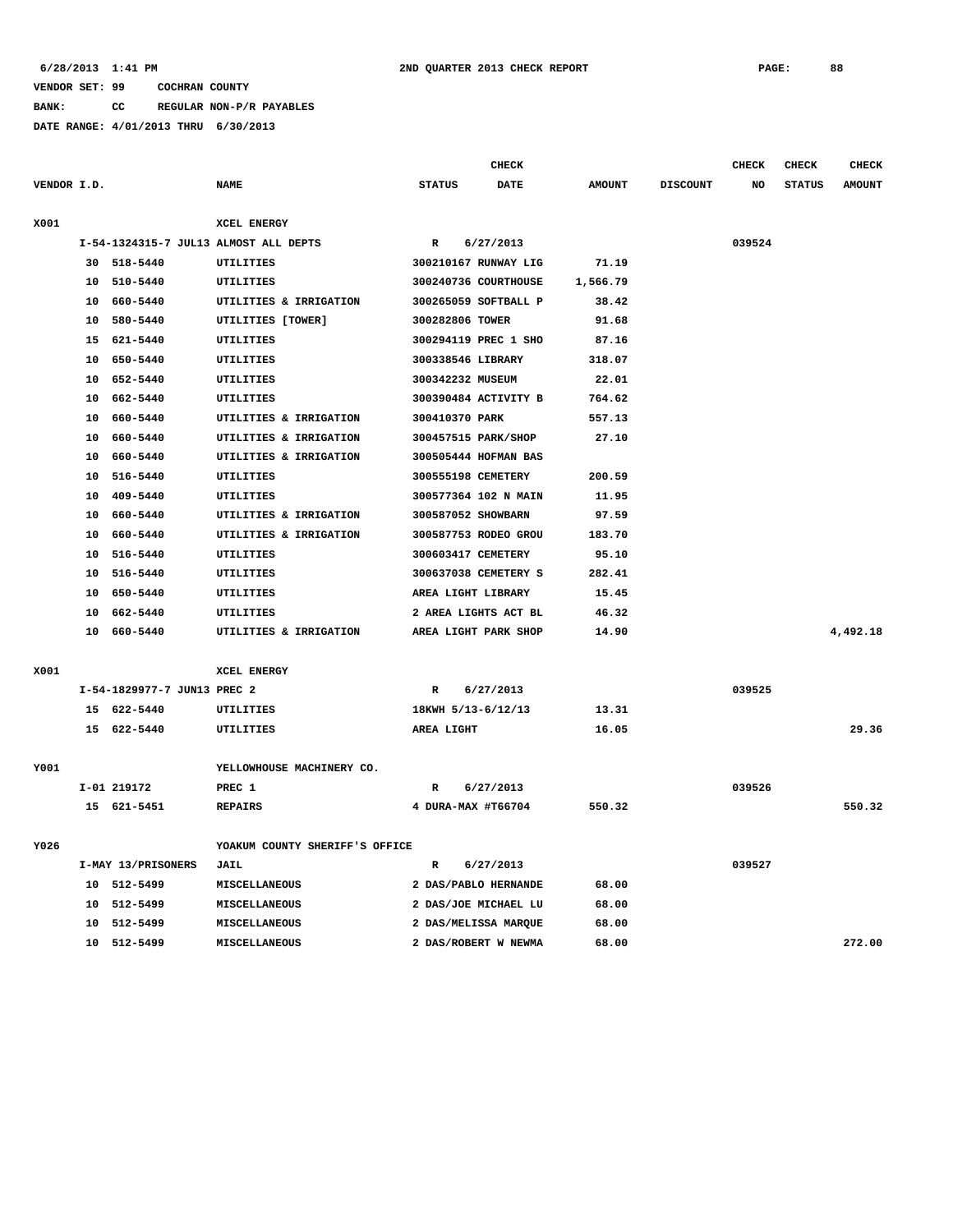6/28/2013 1:41 PM — 2ND QUARTER 2013 CHECK REPORT

VENDOR SET: 99 COCHRAN COUNTY
BANK: CC REGULAR NON-P/R PAYABLES
DATE RANGE: 4/01/2013 THRU 6/30/2013

| VENDOR I.D. | | NAME | STATUS | CHECK DATE | AMOUNT | DISCOUNT | CHECK NO | CHECK STATUS | CHECK AMOUNT |
|---|---|---|---|---|---|---|---|---|---|
| X001 | | XCEL ENERGY | | | | | | | |
| | I-54-1324315-7 JUL13 | ALMOST ALL DEPTS | R | 6/27/2013 | | | 039524 | | |
| | 30 518-5440 | UTILITIES | 300210167 RUNWAY LIG | | 71.19 | | | | |
| | 10 510-5440 | UTILITIES | 300240736 COURTHOUSE | | 1,566.79 | | | | |
| | 10 660-5440 | UTILITIES & IRRIGATION | 300265059 SOFTBALL P | | 38.42 | | | | |
| | 10 580-5440 | UTILITIES [TOWER] | 300282806 TOWER | | 91.68 | | | | |
| | 15 621-5440 | UTILITIES | 300294119 PREC 1 SHO | | 87.16 | | | | |
| | 10 650-5440 | UTILITIES | 300338546 LIBRARY | | 318.07 | | | | |
| | 10 652-5440 | UTILITIES | 300342232 MUSEUM | | 22.01 | | | | |
| | 10 662-5440 | UTILITIES | 300390484 ACTIVITY B | | 764.62 | | | | |
| | 10 660-5440 | UTILITIES & IRRIGATION | 300410370 PARK | | 557.13 | | | | |
| | 10 660-5440 | UTILITIES & IRRIGATION | 300457515 PARK/SHOP | | 27.10 | | | | |
| | 10 660-5440 | UTILITIES & IRRIGATION | 300505444 HOFMAN BAS | | | | | | |
| | 10 516-5440 | UTILITIES | 300555198 CEMETERY | | 200.59 | | | | |
| | 10 409-5440 | UTILITIES | 300577364 102 N MAIN | | 11.95 | | | | |
| | 10 660-5440 | UTILITIES & IRRIGATION | 300587052 SHOWBARN | | 97.59 | | | | |
| | 10 660-5440 | UTILITIES & IRRIGATION | 300587753 RODEO GROU | | 183.70 | | | | |
| | 10 516-5440 | UTILITIES | 300603417 CEMETERY | | 95.10 | | | | |
| | 10 516-5440 | UTILITIES | 300637038 CEMETERY S | | 282.41 | | | | |
| | 10 650-5440 | UTILITIES | AREA LIGHT LIBRARY | | 15.45 | | | | |
| | 10 662-5440 | UTILITIES | 2 AREA LIGHTS ACT BL | | 46.32 | | | | |
| | 10 660-5440 | UTILITIES & IRRIGATION | AREA LIGHT PARK SHOP | | 14.90 | | | | 4,492.18 |
| X001 | | XCEL ENERGY | | | | | | | |
| | I-54-1829977-7 JUN13 | PREC 2 | R | 6/27/2013 | | | 039525 | | |
| | 15 622-5440 | UTILITIES | 18KWH 5/13-6/12/13 | | 13.31 | | | | |
| | 15 622-5440 | UTILITIES | AREA LIGHT | | 16.05 | | | | 29.36 |
| Y001 | | YELLOWHOUSE MACHINERY CO. | | | | | | | |
| | I-01 219172 | PREC 1 | R | 6/27/2013 | | | 039526 | | |
| | 15 621-5451 | REPAIRS | 4 DURA-MAX #T66704 | | 550.32 | | | | 550.32 |
| Y026 | | YOAKUM COUNTY SHERIFF'S OFFICE | | | | | | | |
| | I-MAY 13/PRISONERS | JAIL | R | 6/27/2013 | | | 039527 | | |
| | 10 512-5499 | MISCELLANEOUS | 2 DAS/PABLO HERNANDE | | 68.00 | | | | |
| | 10 512-5499 | MISCELLANEOUS | 2 DAS/JOE MICHAEL LU | | 68.00 | | | | |
| | 10 512-5499 | MISCELLANEOUS | 2 DAS/MELISSA MARQUE | | 68.00 | | | | |
| | 10 512-5499 | MISCELLANEOUS | 2 DAS/ROBERT W NEWMA | | 68.00 | | | | 272.00 |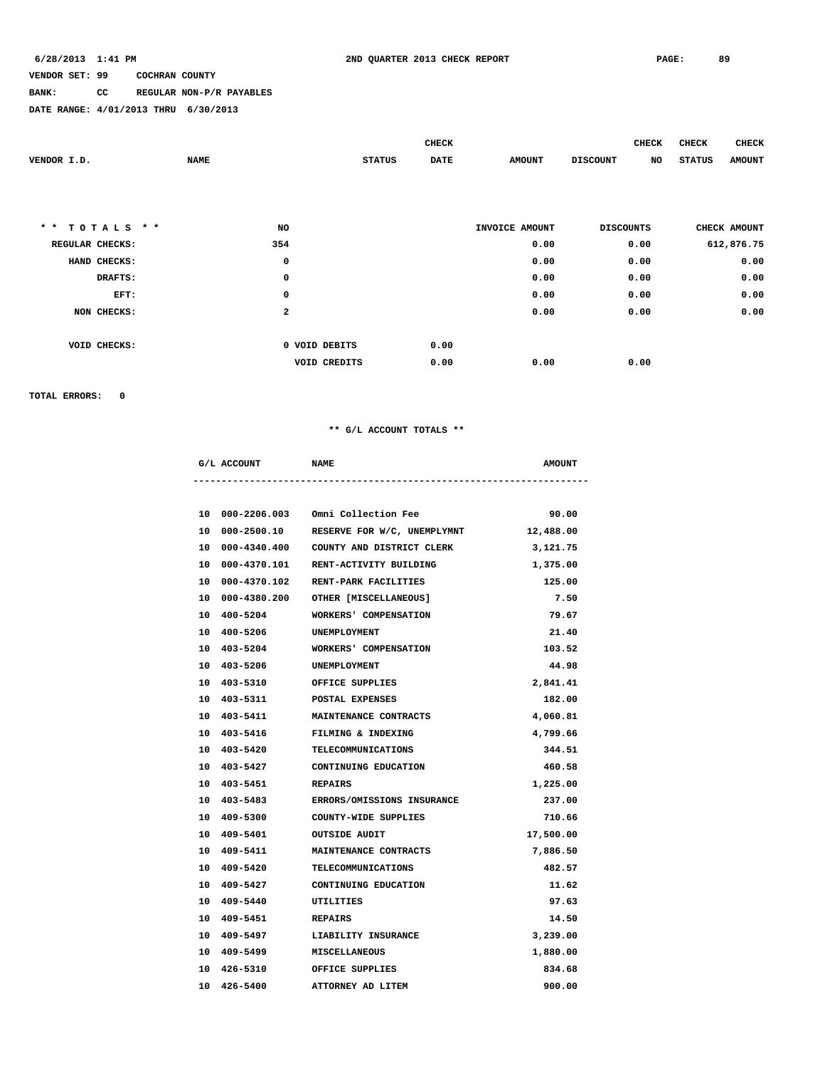VENDOR SET: 99 COCHRAN COUNTY

BANK: CC REGULAR NON-P/R PAYABLES

DATE RANGE: 4/01/2013 THRU 6/30/2013

| VENDOR I.D. | NAME | STATUS | CHECK DATE | AMOUNT | DISCOUNT | CHECK NO | CHECK STATUS | CHECK AMOUNT |
|---|---|---|---|---|---|---|---|---|

| * * T O T A L S * * | NO | | | INVOICE AMOUNT | DISCOUNTS | CHECK AMOUNT |
|---|---|---|---|---|---|---|
| REGULAR CHECKS: | 354 | | | 0.00 | 0.00 | 612,876.75 |
| HAND CHECKS: | 0 | | | 0.00 | 0.00 | 0.00 |
| DRAFTS: | 0 | | | 0.00 | 0.00 | 0.00 |
| EFT: | 0 | | | 0.00 | 0.00 | 0.00 |
| NON CHECKS: | 2 | | | 0.00 | 0.00 | 0.00 |
| VOID CHECKS: | 0 | VOID DEBITS | 0.00 | | | |
| | | VOID CREDITS | 0.00 | 0.00 | 0.00 | |

TOTAL ERRORS: 0

** G/L ACCOUNT TOTALS **

| | G/L ACCOUNT | NAME | AMOUNT |
|---|---|---|---|
| 10 | 000-2206.003 | Omni Collection Fee | 90.00 |
| 10 | 000-2500.10 | RESERVE FOR W/C, UNEMPLYMNT | 12,488.00 |
| 10 | 000-4340.400 | COUNTY AND DISTRICT CLERK | 3,121.75 |
| 10 | 000-4370.101 | RENT-ACTIVITY BUILDING | 1,375.00 |
| 10 | 000-4370.102 | RENT-PARK FACILITIES | 125.00 |
| 10 | 000-4380.200 | OTHER [MISCELLANEOUS] | 7.50 |
| 10 | 400-5204 | WORKERS' COMPENSATION | 79.67 |
| 10 | 400-5206 | UNEMPLOYMENT | 21.40 |
| 10 | 403-5204 | WORKERS' COMPENSATION | 103.52 |
| 10 | 403-5206 | UNEMPLOYMENT | 44.98 |
| 10 | 403-5310 | OFFICE SUPPLIES | 2,841.41 |
| 10 | 403-5311 | POSTAL EXPENSES | 182.00 |
| 10 | 403-5411 | MAINTENANCE CONTRACTS | 4,060.81 |
| 10 | 403-5416 | FILMING & INDEXING | 4,799.66 |
| 10 | 403-5420 | TELECOMMUNICATIONS | 344.51 |
| 10 | 403-5427 | CONTINUING EDUCATION | 460.58 |
| 10 | 403-5451 | REPAIRS | 1,225.00 |
| 10 | 403-5483 | ERRORS/OMISSIONS INSURANCE | 237.00 |
| 10 | 409-5300 | COUNTY-WIDE SUPPLIES | 710.66 |
| 10 | 409-5401 | OUTSIDE AUDIT | 17,500.00 |
| 10 | 409-5411 | MAINTENANCE CONTRACTS | 7,886.50 |
| 10 | 409-5420 | TELECOMMUNICATIONS | 482.57 |
| 10 | 409-5427 | CONTINUING EDUCATION | 11.62 |
| 10 | 409-5440 | UTILITIES | 97.63 |
| 10 | 409-5451 | REPAIRS | 14.50 |
| 10 | 409-5497 | LIABILITY INSURANCE | 3,239.00 |
| 10 | 409-5499 | MISCELLANEOUS | 1,880.00 |
| 10 | 426-5310 | OFFICE SUPPLIES | 834.68 |
| 10 | 426-5400 | ATTORNEY AD LITEM | 900.00 |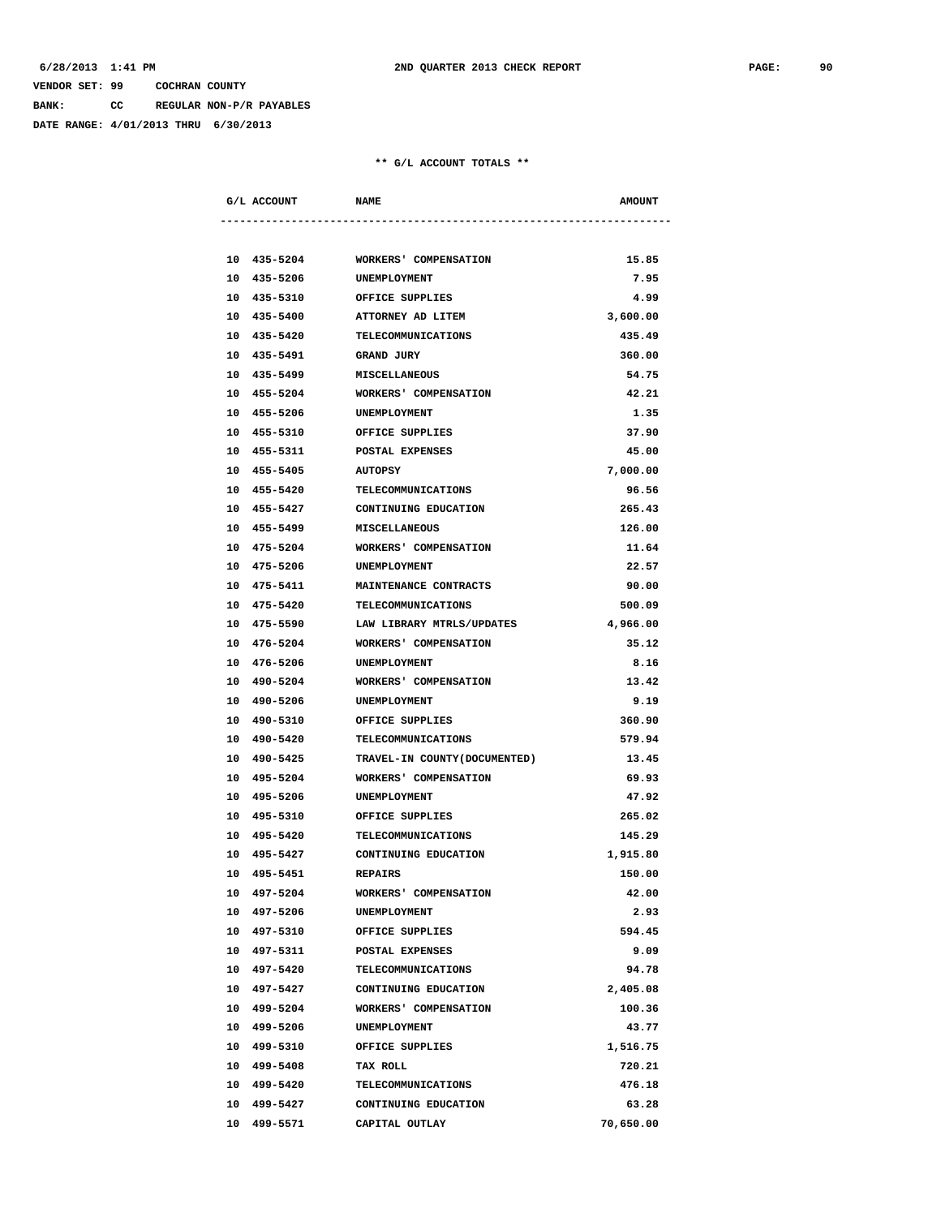VENDOR SET: 99 COCHRAN COUNTY

BANK: CC REGULAR NON-P/R PAYABLES

DATE RANGE: 4/01/2013 THRU 6/30/2013

**2ND QUARTER 2013 CHECK REPORT**

** G/L ACCOUNT TOTALS **

| G/L ACCOUNT | NAME | AMOUNT |
|---|---|---|
| 10 435-5204 | WORKERS' COMPENSATION | 15.85 |
| 10 435-5206 | UNEMPLOYMENT | 7.95 |
| 10 435-5310 | OFFICE SUPPLIES | 4.99 |
| 10 435-5400 | ATTORNEY AD LITEM | 3,600.00 |
| 10 435-5420 | TELECOMMUNICATIONS | 435.49 |
| 10 435-5491 | GRAND JURY | 360.00 |
| 10 435-5499 | MISCELLANEOUS | 54.75 |
| 10 455-5204 | WORKERS' COMPENSATION | 42.21 |
| 10 455-5206 | UNEMPLOYMENT | 1.35 |
| 10 455-5310 | OFFICE SUPPLIES | 37.90 |
| 10 455-5311 | POSTAL EXPENSES | 45.00 |
| 10 455-5405 | AUTOPSY | 7,000.00 |
| 10 455-5420 | TELECOMMUNICATIONS | 96.56 |
| 10 455-5427 | CONTINUING EDUCATION | 265.43 |
| 10 455-5499 | MISCELLANEOUS | 126.00 |
| 10 475-5204 | WORKERS' COMPENSATION | 11.64 |
| 10 475-5206 | UNEMPLOYMENT | 22.57 |
| 10 475-5411 | MAINTENANCE CONTRACTS | 90.00 |
| 10 475-5420 | TELECOMMUNICATIONS | 500.09 |
| 10 475-5590 | LAW LIBRARY MTRLS/UPDATES | 4,966.00 |
| 10 476-5204 | WORKERS' COMPENSATION | 35.12 |
| 10 476-5206 | UNEMPLOYMENT | 8.16 |
| 10 490-5204 | WORKERS' COMPENSATION | 13.42 |
| 10 490-5206 | UNEMPLOYMENT | 9.19 |
| 10 490-5310 | OFFICE SUPPLIES | 360.90 |
| 10 490-5420 | TELECOMMUNICATIONS | 579.94 |
| 10 490-5425 | TRAVEL-IN COUNTY(DOCUMENTED) | 13.45 |
| 10 495-5204 | WORKERS' COMPENSATION | 69.93 |
| 10 495-5206 | UNEMPLOYMENT | 47.92 |
| 10 495-5310 | OFFICE SUPPLIES | 265.02 |
| 10 495-5420 | TELECOMMUNICATIONS | 145.29 |
| 10 495-5427 | CONTINUING EDUCATION | 1,915.80 |
| 10 495-5451 | REPAIRS | 150.00 |
| 10 497-5204 | WORKERS' COMPENSATION | 42.00 |
| 10 497-5206 | UNEMPLOYMENT | 2.93 |
| 10 497-5310 | OFFICE SUPPLIES | 594.45 |
| 10 497-5311 | POSTAL EXPENSES | 9.09 |
| 10 497-5420 | TELECOMMUNICATIONS | 94.78 |
| 10 497-5427 | CONTINUING EDUCATION | 2,405.08 |
| 10 499-5204 | WORKERS' COMPENSATION | 100.36 |
| 10 499-5206 | UNEMPLOYMENT | 43.77 |
| 10 499-5310 | OFFICE SUPPLIES | 1,516.75 |
| 10 499-5408 | TAX ROLL | 720.21 |
| 10 499-5420 | TELECOMMUNICATIONS | 476.18 |
| 10 499-5427 | CONTINUING EDUCATION | 63.28 |
| 10 499-5571 | CAPITAL OUTLAY | 70,650.00 |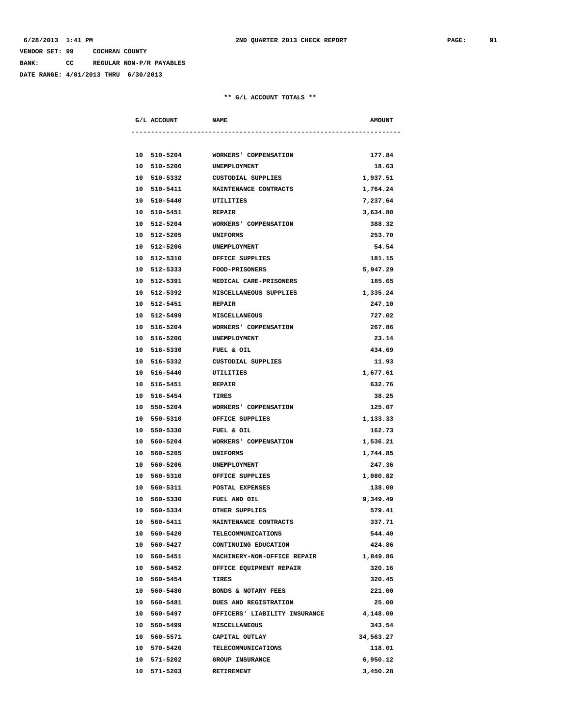VENDOR SET: 99 COCHRAN COUNTY

BANK: CC REGULAR NON-P/R PAYABLES

DATE RANGE: 4/01/2013 THRU 6/30/2013

** G/L ACCOUNT TOTALS **

| G/L ACCOUNT | NAME | AMOUNT |
|---|---|---|
| 10 510-5204 | WORKERS' COMPENSATION | 177.84 |
| 10 510-5206 | UNEMPLOYMENT | 18.63 |
| 10 510-5332 | CUSTODIAL SUPPLIES | 1,937.51 |
| 10 510-5411 | MAINTENANCE CONTRACTS | 1,764.24 |
| 10 510-5440 | UTILITIES | 7,237.64 |
| 10 510-5451 | REPAIR | 3,634.80 |
| 10 512-5204 | WORKERS' COMPENSATION | 388.32 |
| 10 512-5205 | UNIFORMS | 253.70 |
| 10 512-5206 | UNEMPLOYMENT | 54.54 |
| 10 512-5310 | OFFICE SUPPLIES | 181.15 |
| 10 512-5333 | FOOD-PRISONERS | 5,947.29 |
| 10 512-5391 | MEDICAL CARE-PRISONERS | 185.65 |
| 10 512-5392 | MISCELLANEOUS SUPPLIES | 1,335.24 |
| 10 512-5451 | REPAIR | 247.10 |
| 10 512-5499 | MISCELLANEOUS | 727.02 |
| 10 516-5204 | WORKERS' COMPENSATION | 267.86 |
| 10 516-5206 | UNEMPLOYMENT | 23.14 |
| 10 516-5330 | FUEL & OIL | 434.69 |
| 10 516-5332 | CUSTODIAL SUPPLIES | 11.93 |
| 10 516-5440 | UTILITIES | 1,677.61 |
| 10 516-5451 | REPAIR | 632.76 |
| 10 516-5454 | TIRES | 38.25 |
| 10 550-5204 | WORKERS' COMPENSATION | 125.07 |
| 10 550-5310 | OFFICE SUPPLIES | 1,133.33 |
| 10 550-5330 | FUEL & OIL | 162.73 |
| 10 560-5204 | WORKERS' COMPENSATION | 1,536.21 |
| 10 560-5205 | UNIFORMS | 1,744.85 |
| 10 560-5206 | UNEMPLOYMENT | 247.36 |
| 10 560-5310 | OFFICE SUPPLIES | 1,080.82 |
| 10 560-5311 | POSTAL EXPENSES | 138.00 |
| 10 560-5330 | FUEL AND OIL | 9,349.49 |
| 10 560-5334 | OTHER SUPPLIES | 579.41 |
| 10 560-5411 | MAINTENANCE CONTRACTS | 337.71 |
| 10 560-5420 | TELECOMMUNICATIONS | 544.40 |
| 10 560-5427 | CONTINUING EDUCATION | 424.86 |
| 10 560-5451 | MACHINERY-NON-OFFICE REPAIR | 1,849.86 |
| 10 560-5452 | OFFICE EQUIPMENT REPAIR | 320.16 |
| 10 560-5454 | TIRES | 320.45 |
| 10 560-5480 | BONDS & NOTARY FEES | 221.00 |
| 10 560-5481 | DUES AND REGISTRATION | 25.00 |
| 10 560-5497 | OFFICERS' LIABILITY INSURANCE | 4,148.00 |
| 10 560-5499 | MISCELLANEOUS | 343.54 |
| 10 560-5571 | CAPITAL OUTLAY | 34,563.27 |
| 10 570-5420 | TELECOMMUNICATIONS | 118.01 |
| 10 571-5202 | GROUP INSURANCE | 6,950.12 |
| 10 571-5203 | RETIREMENT | 3,450.28 |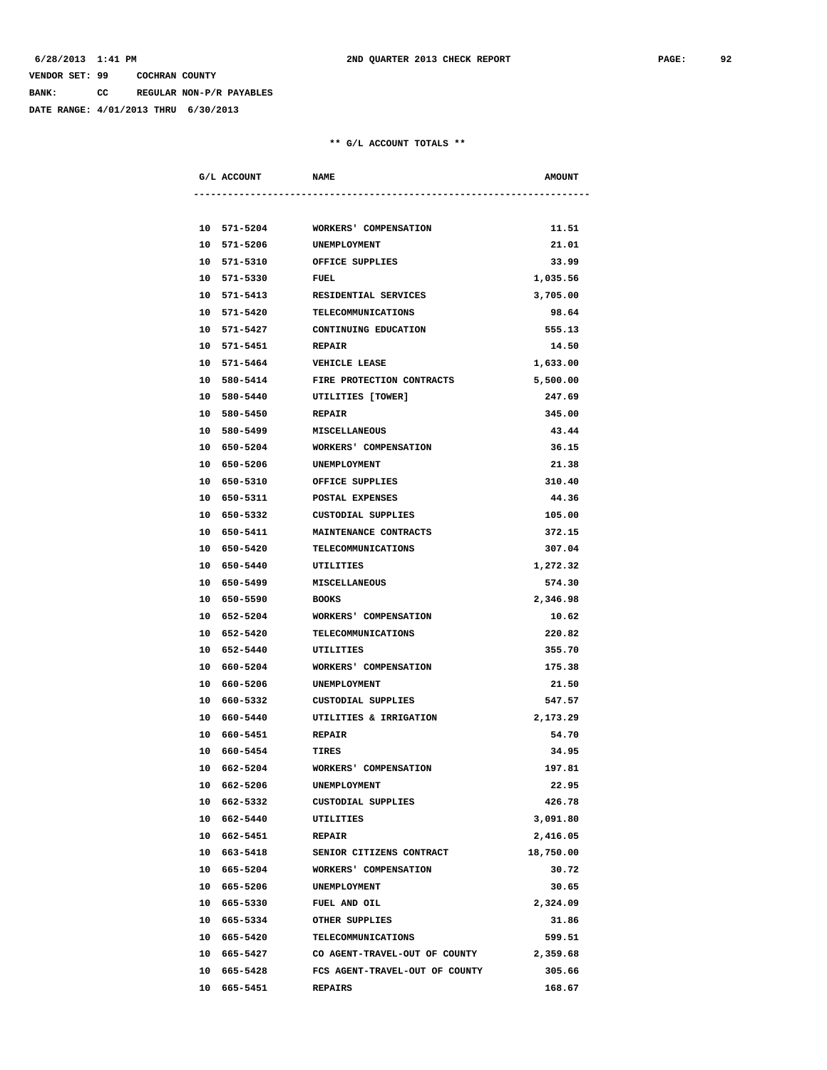VENDOR SET: 99 COCHRAN COUNTY

BANK: CC REGULAR NON-P/R PAYABLES

DATE RANGE: 4/01/2013 THRU 6/30/2013

** G/L ACCOUNT TOTALS **

| G/L ACCOUNT | NAME | AMOUNT |
|---|---|---|
| 10 571-5204 | WORKERS' COMPENSATION | 11.51 |
| 10 571-5206 | UNEMPLOYMENT | 21.01 |
| 10 571-5310 | OFFICE SUPPLIES | 33.99 |
| 10 571-5330 | FUEL | 1,035.56 |
| 10 571-5413 | RESIDENTIAL SERVICES | 3,705.00 |
| 10 571-5420 | TELECOMMUNICATIONS | 98.64 |
| 10 571-5427 | CONTINUING EDUCATION | 555.13 |
| 10 571-5451 | REPAIR | 14.50 |
| 10 571-5464 | VEHICLE LEASE | 1,633.00 |
| 10 580-5414 | FIRE PROTECTION CONTRACTS | 5,500.00 |
| 10 580-5440 | UTILITIES [TOWER] | 247.69 |
| 10 580-5450 | REPAIR | 345.00 |
| 10 580-5499 | MISCELLANEOUS | 43.44 |
| 10 650-5204 | WORKERS' COMPENSATION | 36.15 |
| 10 650-5206 | UNEMPLOYMENT | 21.38 |
| 10 650-5310 | OFFICE SUPPLIES | 310.40 |
| 10 650-5311 | POSTAL EXPENSES | 44.36 |
| 10 650-5332 | CUSTODIAL SUPPLIES | 105.00 |
| 10 650-5411 | MAINTENANCE CONTRACTS | 372.15 |
| 10 650-5420 | TELECOMMUNICATIONS | 307.04 |
| 10 650-5440 | UTILITIES | 1,272.32 |
| 10 650-5499 | MISCELLANEOUS | 574.30 |
| 10 650-5590 | BOOKS | 2,346.98 |
| 10 652-5204 | WORKERS' COMPENSATION | 10.62 |
| 10 652-5420 | TELECOMMUNICATIONS | 220.82 |
| 10 652-5440 | UTILITIES | 355.70 |
| 10 660-5204 | WORKERS' COMPENSATION | 175.38 |
| 10 660-5206 | UNEMPLOYMENT | 21.50 |
| 10 660-5332 | CUSTODIAL SUPPLIES | 547.57 |
| 10 660-5440 | UTILITIES & IRRIGATION | 2,173.29 |
| 10 660-5451 | REPAIR | 54.70 |
| 10 660-5454 | TIRES | 34.95 |
| 10 662-5204 | WORKERS' COMPENSATION | 197.81 |
| 10 662-5206 | UNEMPLOYMENT | 22.95 |
| 10 662-5332 | CUSTODIAL SUPPLIES | 426.78 |
| 10 662-5440 | UTILITIES | 3,091.80 |
| 10 662-5451 | REPAIR | 2,416.05 |
| 10 663-5418 | SENIOR CITIZENS CONTRACT | 18,750.00 |
| 10 665-5204 | WORKERS' COMPENSATION | 30.72 |
| 10 665-5206 | UNEMPLOYMENT | 30.65 |
| 10 665-5330 | FUEL AND OIL | 2,324.09 |
| 10 665-5334 | OTHER SUPPLIES | 31.86 |
| 10 665-5420 | TELECOMMUNICATIONS | 599.51 |
| 10 665-5427 | CO AGENT-TRAVEL-OUT OF COUNTY | 2,359.68 |
| 10 665-5428 | FCS AGENT-TRAVEL-OUT OF COUNTY | 305.66 |
| 10 665-5451 | REPAIRS | 168.67 |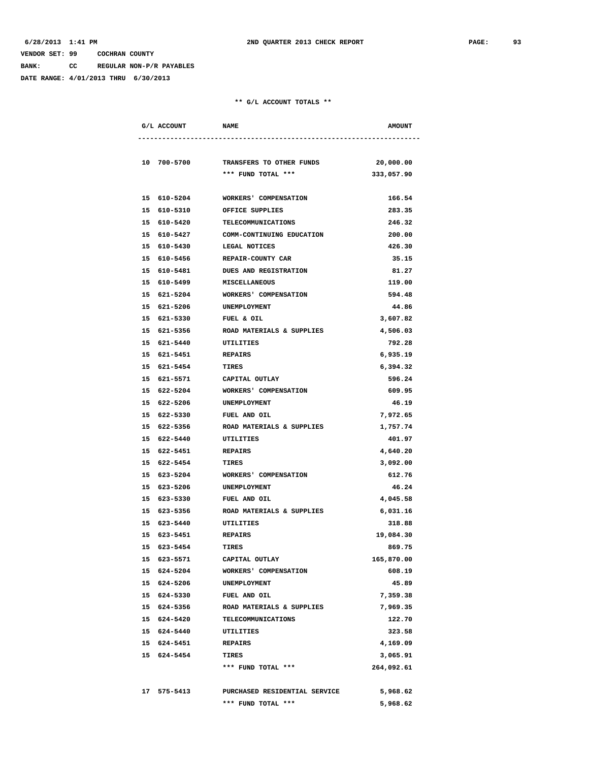6/28/2013 1:41 PM **2ND QUARTER 2013 CHECK REPORT**

VENDOR SET: 99 COCHRAN COUNTY

BANK: CC REGULAR NON-P/R PAYABLES

DATE RANGE: 4/01/2013 THRU 6/30/2013

** G/L ACCOUNT TOTALS **

| G/L ACCOUNT | NAME | AMOUNT |
|---|---|---|
| 10 700-5700 | TRANSFERS TO OTHER FUNDS | 20,000.00 |
| | *** FUND TOTAL *** | 333,057.90 |
| 15 610-5204 | WORKERS' COMPENSATION | 166.54 |
| 15 610-5310 | OFFICE SUPPLIES | 283.35 |
| 15 610-5420 | TELECOMMUNICATIONS | 246.32 |
| 15 610-5427 | COMM-CONTINUING EDUCATION | 200.00 |
| 15 610-5430 | LEGAL NOTICES | 426.30 |
| 15 610-5456 | REPAIR-COUNTY CAR | 35.15 |
| 15 610-5481 | DUES AND REGISTRATION | 81.27 |
| 15 610-5499 | MISCELLANEOUS | 119.00 |
| 15 621-5204 | WORKERS' COMPENSATION | 594.48 |
| 15 621-5206 | UNEMPLOYMENT | 44.86 |
| 15 621-5330 | FUEL & OIL | 3,607.82 |
| 15 621-5356 | ROAD MATERIALS & SUPPLIES | 4,506.03 |
| 15 621-5440 | UTILITIES | 792.28 |
| 15 621-5451 | REPAIRS | 6,935.19 |
| 15 621-5454 | TIRES | 6,394.32 |
| 15 621-5571 | CAPITAL OUTLAY | 596.24 |
| 15 622-5204 | WORKERS' COMPENSATION | 609.95 |
| 15 622-5206 | UNEMPLOYMENT | 46.19 |
| 15 622-5330 | FUEL AND OIL | 7,972.65 |
| 15 622-5356 | ROAD MATERIALS & SUPPLIES | 1,757.74 |
| 15 622-5440 | UTILITIES | 401.97 |
| 15 622-5451 | REPAIRS | 4,640.20 |
| 15 622-5454 | TIRES | 3,092.00 |
| 15 623-5204 | WORKERS' COMPENSATION | 612.76 |
| 15 623-5206 | UNEMPLOYMENT | 46.24 |
| 15 623-5330 | FUEL AND OIL | 4,045.58 |
| 15 623-5356 | ROAD MATERIALS & SUPPLIES | 6,031.16 |
| 15 623-5440 | UTILITIES | 318.88 |
| 15 623-5451 | REPAIRS | 19,084.30 |
| 15 623-5454 | TIRES | 869.75 |
| 15 623-5571 | CAPITAL OUTLAY | 165,870.00 |
| 15 624-5204 | WORKERS' COMPENSATION | 608.19 |
| 15 624-5206 | UNEMPLOYMENT | 45.89 |
| 15 624-5330 | FUEL AND OIL | 7,359.38 |
| 15 624-5356 | ROAD MATERIALS & SUPPLIES | 7,969.35 |
| 15 624-5420 | TELECOMMUNICATIONS | 122.70 |
| 15 624-5440 | UTILITIES | 323.58 |
| 15 624-5451 | REPAIRS | 4,169.09 |
| 15 624-5454 | TIRES | 3,065.91 |
| | *** FUND TOTAL *** | 264,092.61 |
| 17 575-5413 | PURCHASED RESIDENTIAL SERVICE | 5,968.62 |
| | *** FUND TOTAL *** | 5,968.62 |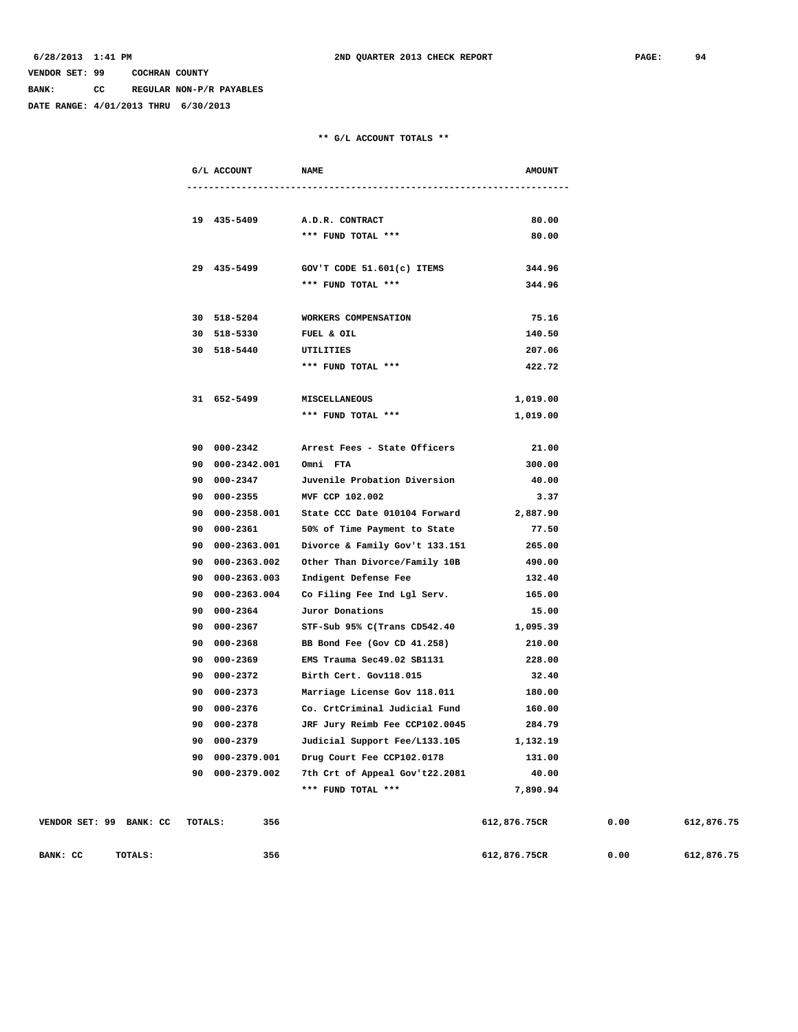VENDOR SET: 99 COCHRAN COUNTY

BANK: CC REGULAR NON-P/R PAYABLES

DATE RANGE: 4/01/2013 THRU 6/30/2013

## ** G/L ACCOUNT TOTALS **

| G/L ACCOUNT | NAME | AMOUNT |
|---|---|---|
| 19 435-5409 | A.D.R. CONTRACT | 80.00 |
| | *** FUND TOTAL *** | 80.00 |
| 29 435-5499 | GOV'T CODE 51.601(c) ITEMS | 344.96 |
| | *** FUND TOTAL *** | 344.96 |
| 30 518-5204 | WORKERS COMPENSATION | 75.16 |
| 30 518-5330 | FUEL & OIL | 140.50 |
| 30 518-5440 | UTILITIES | 207.06 |
| | *** FUND TOTAL *** | 422.72 |
| 31 652-5499 | MISCELLANEOUS | 1,019.00 |
| | *** FUND TOTAL *** | 1,019.00 |
| 90 000-2342 | Arrest Fees - State Officers | 21.00 |
| 90 000-2342.001 | Omni FTA | 300.00 |
| 90 000-2347 | Juvenile Probation Diversion | 40.00 |
| 90 000-2355 | MVF CCP 102.002 | 3.37 |
| 90 000-2358.001 | State CCC Date 010104 Forward | 2,887.90 |
| 90 000-2361 | 50% of Time Payment to State | 77.50 |
| 90 000-2363.001 | Divorce & Family Gov't 133.151 | 265.00 |
| 90 000-2363.002 | Other Than Divorce/Family 10B | 490.00 |
| 90 000-2363.003 | Indigent Defense Fee | 132.40 |
| 90 000-2363.004 | Co Filing Fee Ind Lgl Serv. | 165.00 |
| 90 000-2364 | Juror Donations | 15.00 |
| 90 000-2367 | STF-Sub 95% C(Trans CD542.40 | 1,095.39 |
| 90 000-2368 | BB Bond Fee (Gov CD 41.258) | 210.00 |
| 90 000-2369 | EMS Trauma Sec49.02 SB1131 | 228.00 |
| 90 000-2372 | Birth Cert. Gov118.015 | 32.40 |
| 90 000-2373 | Marriage License Gov 118.011 | 180.00 |
| 90 000-2376 | Co. CrtCriminal Judicial Fund | 160.00 |
| 90 000-2378 | JRF Jury Reimb Fee CCP102.0045 | 284.79 |
| 90 000-2379 | Judicial Support Fee/L133.105 | 1,132.19 |
| 90 000-2379.001 | Drug Court Fee CCP102.0178 | 131.00 |
| 90 000-2379.002 | 7th Crt of Appeal Gov't22.2081 | 40.00 |
| | *** FUND TOTAL *** | 7,890.94 |

| | | | | |
|---|---|---|---|---|
| VENDOR SET: 99 BANK: CC TOTALS: | 356 | 612,876.75CR | 0.00 | 612,876.75 |
| BANK: CC TOTALS: | 356 | 612,876.75CR | 0.00 | 612,876.75 |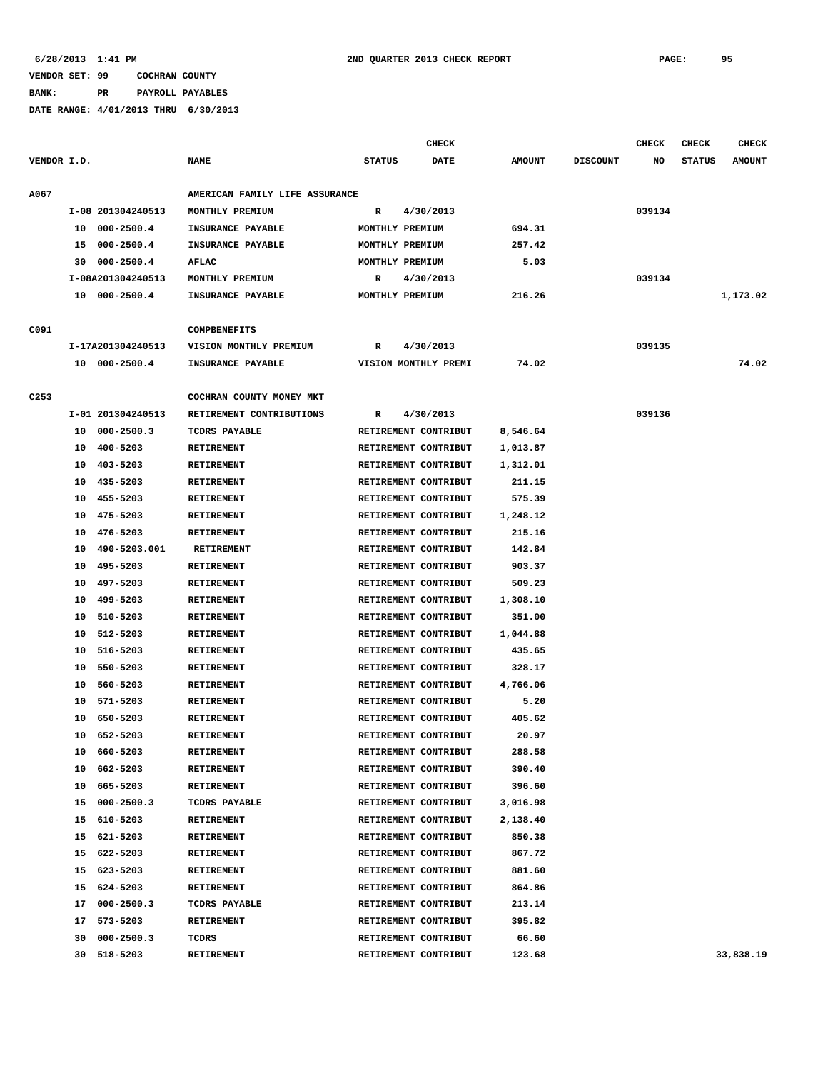6/28/2013 1:41 PM 2ND QUARTER 2013 CHECK REPORT

VENDOR SET: 99 COCHRAN COUNTY

BANK: PR PAYROLL PAYABLES

DATE RANGE: 4/01/2013 THRU 6/30/2013

| VENDOR I.D. | | NAME | STATUS | CHECK DATE | AMOUNT | DISCOUNT | CHECK NO | CHECK STATUS | CHECK AMOUNT |
|---|---|---|---|---|---|---|---|---|---|
| A067 | | AMERICAN FAMILY LIFE ASSURANCE | | | | | | | |
| | I-08 201304240513 | MONTHLY PREMIUM | R | 4/30/2013 | | | 039134 | | |
| | 10 000-2500.4 | INSURANCE PAYABLE | MONTHLY PREMIUM | | 694.31 | | | | |
| | 15 000-2500.4 | INSURANCE PAYABLE | MONTHLY PREMIUM | | 257.42 | | | | |
| | 30 000-2500.4 | AFLAC | MONTHLY PREMIUM | | 5.03 | | | | |
| | I-08A201304240513 | MONTHLY PREMIUM | R | 4/30/2013 | | | 039134 | | |
| | 10 000-2500.4 | INSURANCE PAYABLE | MONTHLY PREMIUM | | 216.26 | | | | 1,173.02 |
| C091 | | COMPBENEFITS | | | | | | | |
| | I-17A201304240513 | VISION MONTHLY PREMIUM | R | 4/30/2013 | | | 039135 | | |
| | 10 000-2500.4 | INSURANCE PAYABLE | VISION MONTHLY PREMI | | 74.02 | | | | 74.02 |
| C253 | | COCHRAN COUNTY MONEY MKT | | | | | | | |
| | I-01 201304240513 | RETIREMENT CONTRIBUTIONS | R | 4/30/2013 | | | 039136 | | |
| | 10 000-2500.3 | TCDRS PAYABLE | RETIREMENT CONTRIBUT | | 8,546.64 | | | | |
| | 10 400-5203 | RETIREMENT | RETIREMENT CONTRIBUT | | 1,013.87 | | | | |
| | 10 403-5203 | RETIREMENT | RETIREMENT CONTRIBUT | | 1,312.01 | | | | |
| | 10 435-5203 | RETIREMENT | RETIREMENT CONTRIBUT | | 211.15 | | | | |
| | 10 455-5203 | RETIREMENT | RETIREMENT CONTRIBUT | | 575.39 | | | | |
| | 10 475-5203 | RETIREMENT | RETIREMENT CONTRIBUT | | 1,248.12 | | | | |
| | 10 476-5203 | RETIREMENT | RETIREMENT CONTRIBUT | | 215.16 | | | | |
| | 10 490-5203.001 | RETIREMENT | RETIREMENT CONTRIBUT | | 142.84 | | | | |
| | 10 495-5203 | RETIREMENT | RETIREMENT CONTRIBUT | | 903.37 | | | | |
| | 10 497-5203 | RETIREMENT | RETIREMENT CONTRIBUT | | 509.23 | | | | |
| | 10 499-5203 | RETIREMENT | RETIREMENT CONTRIBUT | | 1,308.10 | | | | |
| | 10 510-5203 | RETIREMENT | RETIREMENT CONTRIBUT | | 351.00 | | | | |
| | 10 512-5203 | RETIREMENT | RETIREMENT CONTRIBUT | | 1,044.88 | | | | |
| | 10 516-5203 | RETIREMENT | RETIREMENT CONTRIBUT | | 435.65 | | | | |
| | 10 550-5203 | RETIREMENT | RETIREMENT CONTRIBUT | | 328.17 | | | | |
| | 10 560-5203 | RETIREMENT | RETIREMENT CONTRIBUT | | 4,766.06 | | | | |
| | 10 571-5203 | RETIREMENT | RETIREMENT CONTRIBUT | | 5.20 | | | | |
| | 10 650-5203 | RETIREMENT | RETIREMENT CONTRIBUT | | 405.62 | | | | |
| | 10 652-5203 | RETIREMENT | RETIREMENT CONTRIBUT | | 20.97 | | | | |
| | 10 660-5203 | RETIREMENT | RETIREMENT CONTRIBUT | | 288.58 | | | | |
| | 10 662-5203 | RETIREMENT | RETIREMENT CONTRIBUT | | 390.40 | | | | |
| | 10 665-5203 | RETIREMENT | RETIREMENT CONTRIBUT | | 396.60 | | | | |
| | 15 000-2500.3 | TCDRS PAYABLE | RETIREMENT CONTRIBUT | | 3,016.98 | | | | |
| | 15 610-5203 | RETIREMENT | RETIREMENT CONTRIBUT | | 2,138.40 | | | | |
| | 15 621-5203 | RETIREMENT | RETIREMENT CONTRIBUT | | 850.38 | | | | |
| | 15 622-5203 | RETIREMENT | RETIREMENT CONTRIBUT | | 867.72 | | | | |
| | 15 623-5203 | RETIREMENT | RETIREMENT CONTRIBUT | | 881.60 | | | | |
| | 15 624-5203 | RETIREMENT | RETIREMENT CONTRIBUT | | 864.86 | | | | |
| | 17 000-2500.3 | TCDRS PAYABLE | RETIREMENT CONTRIBUT | | 213.14 | | | | |
| | 17 573-5203 | RETIREMENT | RETIREMENT CONTRIBUT | | 395.82 | | | | |
| | 30 000-2500.3 | TCDRS | RETIREMENT CONTRIBUT | | 66.60 | | | | |
| | 30 518-5203 | RETIREMENT | RETIREMENT CONTRIBUT | | 123.68 | | | | 33,838.19 |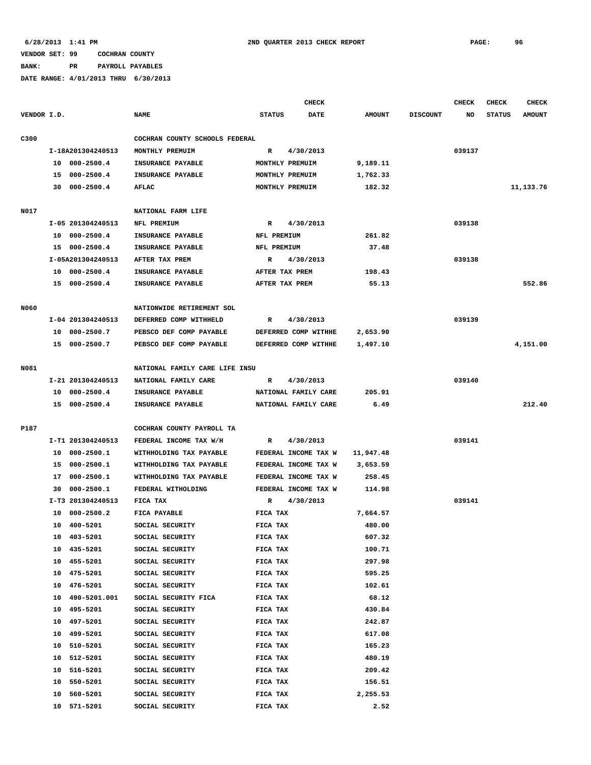6/28/2013 1:41 PM    2ND QUARTER 2013 CHECK REPORT

VENDOR SET: 99    COCHRAN COUNTY
BANK:    PR    PAYROLL PAYABLES
DATE RANGE: 4/01/2013 THRU 6/30/2013

| VENDOR I.D. | NAME | STATUS | CHECK DATE | AMOUNT | DISCOUNT | CHECK NO | CHECK STATUS | CHECK AMOUNT |
|---|---|---|---|---|---|---|---|---|
| C300 | COCHRAN COUNTY SCHOOLS FEDERAL | | | | | | | |
| I-18A201304240513 | MONTHLY PREMUIM | R | 4/30/2013 | | | 039137 | | |
| 10 000-2500.4 | INSURANCE PAYABLE | MONTHLY PREMUIM | | 9,189.11 | | | | |
| 15 000-2500.4 | INSURANCE PAYABLE | MONTHLY PREMUIM | | 1,762.33 | | | | |
| 30 000-2500.4 | AFLAC | MONTHLY PREMUIM | | 182.32 | | | | 11,133.76 |
| N017 | NATIONAL FARM LIFE | | | | | | | |
| I-05 201304240513 | NFL PREMIUM | R | 4/30/2013 | | | 039138 | | |
| 10 000-2500.4 | INSURANCE PAYABLE | NFL PREMIUM | | 261.82 | | | | |
| 15 000-2500.4 | INSURANCE PAYABLE | NFL PREMIUM | | 37.48 | | | | |
| I-05A201304240513 | AFTER TAX PREM | R | 4/30/2013 | | | 039138 | | |
| 10 000-2500.4 | INSURANCE PAYABLE | AFTER TAX PREM | | 198.43 | | | | |
| 15 000-2500.4 | INSURANCE PAYABLE | AFTER TAX PREM | | 55.13 | | | | 552.86 |
| N060 | NATIONWIDE RETIREMENT SOL | | | | | | | |
| I-04 201304240513 | DEFERRED COMP WITHHELD | R | 4/30/2013 | | | 039139 | | |
| 10 000-2500.7 | PEBSCO DEF COMP PAYABLE | DEFERRED COMP WITHHE | | 2,653.90 | | | | |
| 15 000-2500.7 | PEBSCO DEF COMP PAYABLE | DEFERRED COMP WITHHE | | 1,497.10 | | | | 4,151.00 |
| N081 | NATIONAL FAMILY CARE LIFE INSU | | | | | | | |
| I-21 201304240513 | NATIONAL FAMILY CARE | R | 4/30/2013 | | | 039140 | | |
| 10 000-2500.4 | INSURANCE PAYABLE | NATIONAL FAMILY CARE | | 205.91 | | | | |
| 15 000-2500.4 | INSURANCE PAYABLE | NATIONAL FAMILY CARE | | 6.49 | | | | 212.40 |
| P187 | COCHRAN COUNTY PAYROLL TA | | | | | | | |
| I-T1 201304240513 | FEDERAL INCOME TAX W/H | R | 4/30/2013 | | | 039141 | | |
| 10 000-2500.1 | WITHHOLDING TAX PAYABLE | FEDERAL INCOME TAX W | | 11,947.48 | | | | |
| 15 000-2500.1 | WITHHOLDING TAX PAYABLE | FEDERAL INCOME TAX W | | 3,653.59 | | | | |
| 17 000-2500.1 | WITHHOLDING TAX PAYABLE | FEDERAL INCOME TAX W | | 258.45 | | | | |
| 30 000-2500.1 | FEDERAL WITHOLDING | FEDERAL INCOME TAX W | | 114.98 | | | | |
| I-T3 201304240513 | FICA TAX | R | 4/30/2013 | | | 039141 | | |
| 10 000-2500.2 | FICA PAYABLE | FICA TAX | | 7,664.57 | | | | |
| 10 400-5201 | SOCIAL SECURITY | FICA TAX | | 480.00 | | | | |
| 10 403-5201 | SOCIAL SECURITY | FICA TAX | | 607.32 | | | | |
| 10 435-5201 | SOCIAL SECURITY | FICA TAX | | 100.71 | | | | |
| 10 455-5201 | SOCIAL SECURITY | FICA TAX | | 297.98 | | | | |
| 10 475-5201 | SOCIAL SECURITY | FICA TAX | | 595.25 | | | | |
| 10 476-5201 | SOCIAL SECURITY | FICA TAX | | 102.61 | | | | |
| 10 490-5201.001 | SOCIAL SECURITY FICA | FICA TAX | | 68.12 | | | | |
| 10 495-5201 | SOCIAL SECURITY | FICA TAX | | 430.84 | | | | |
| 10 497-5201 | SOCIAL SECURITY | FICA TAX | | 242.87 | | | | |
| 10 499-5201 | SOCIAL SECURITY | FICA TAX | | 617.08 | | | | |
| 10 510-5201 | SOCIAL SECURITY | FICA TAX | | 165.23 | | | | |
| 10 512-5201 | SOCIAL SECURITY | FICA TAX | | 480.19 | | | | |
| 10 516-5201 | SOCIAL SECURITY | FICA TAX | | 209.42 | | | | |
| 10 550-5201 | SOCIAL SECURITY | FICA TAX | | 156.51 | | | | |
| 10 560-5201 | SOCIAL SECURITY | FICA TAX | | 2,255.53 | | | | |
| 10 571-5201 | SOCIAL SECURITY | FICA TAX | | 2.52 | | | | |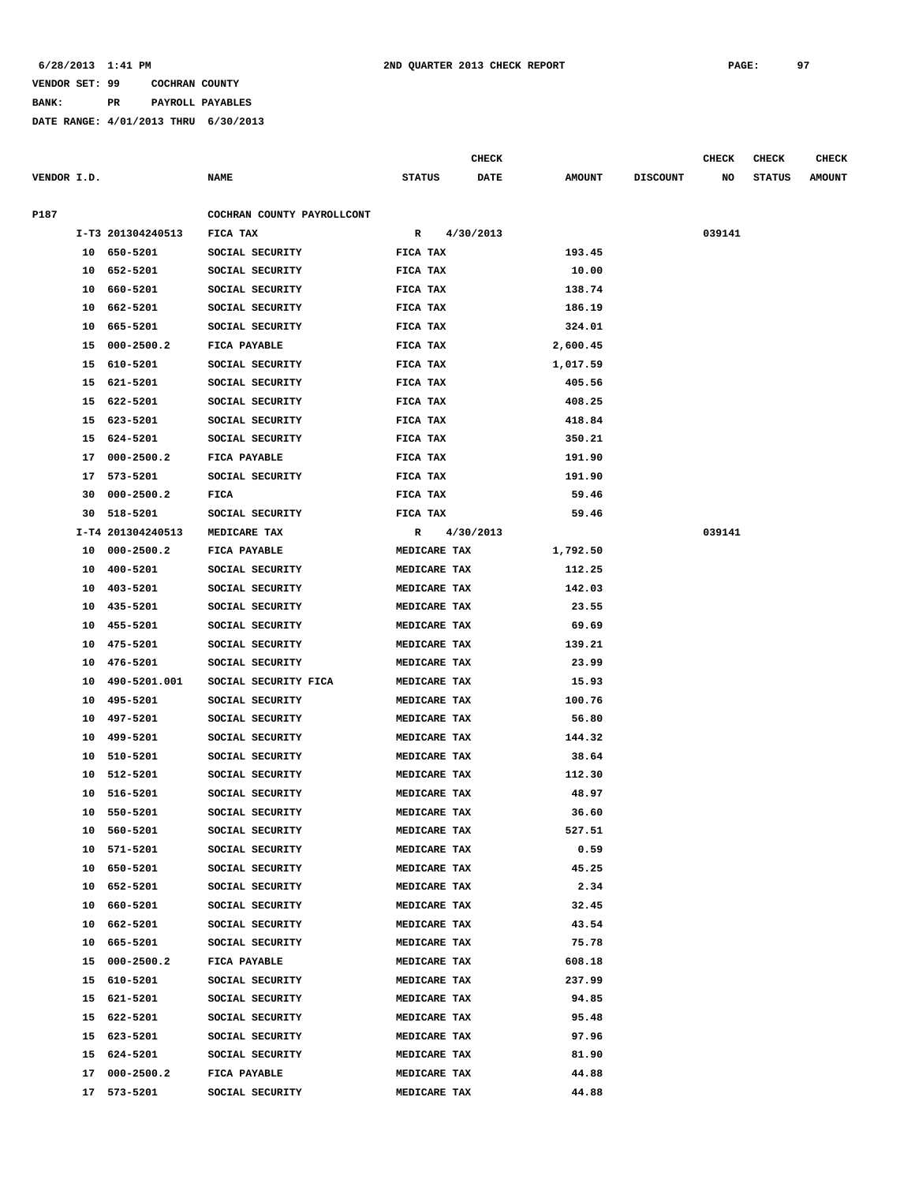**6/28/2013 1:41 PM** **2ND QUARTER 2013 CHECK REPORT**

**VENDOR SET: 99 COCHRAN COUNTY**

**BANK: PR PAYROLL PAYABLES**

**DATE RANGE: 4/01/2013 THRU 6/30/2013**

| VENDOR I.D. | | NAME | STATUS | CHECK DATE | AMOUNT | DISCOUNT | CHECK NO | CHECK STATUS | CHECK AMOUNT |
|---|---|---|---|---|---|---|---|---|---|
| P187 | | COCHRAN COUNTY PAYROLLCONT | | | | | | | |
| | I-T3 201304240513 | FICA TAX | R | 4/30/2013 | | | 039141 | | |
| | 10 650-5201 | SOCIAL SECURITY | FICA TAX | | 193.45 | | | | |
| | 10 652-5201 | SOCIAL SECURITY | FICA TAX | | 10.00 | | | | |
| | 10 660-5201 | SOCIAL SECURITY | FICA TAX | | 138.74 | | | | |
| | 10 662-5201 | SOCIAL SECURITY | FICA TAX | | 186.19 | | | | |
| | 10 665-5201 | SOCIAL SECURITY | FICA TAX | | 324.01 | | | | |
| | 15 000-2500.2 | FICA PAYABLE | FICA TAX | | 2,600.45 | | | | |
| | 15 610-5201 | SOCIAL SECURITY | FICA TAX | | 1,017.59 | | | | |
| | 15 621-5201 | SOCIAL SECURITY | FICA TAX | | 405.56 | | | | |
| | 15 622-5201 | SOCIAL SECURITY | FICA TAX | | 408.25 | | | | |
| | 15 623-5201 | SOCIAL SECURITY | FICA TAX | | 418.84 | | | | |
| | 15 624-5201 | SOCIAL SECURITY | FICA TAX | | 350.21 | | | | |
| | 17 000-2500.2 | FICA PAYABLE | FICA TAX | | 191.90 | | | | |
| | 17 573-5201 | SOCIAL SECURITY | FICA TAX | | 191.90 | | | | |
| | 30 000-2500.2 | FICA | FICA TAX | | 59.46 | | | | |
| | 30 518-5201 | SOCIAL SECURITY | FICA TAX | | 59.46 | | | | |
| | I-T4 201304240513 | MEDICARE TAX | R | 4/30/2013 | | | 039141 | | |
| | 10 000-2500.2 | FICA PAYABLE | MEDICARE TAX | | 1,792.50 | | | | |
| | 10 400-5201 | SOCIAL SECURITY | MEDICARE TAX | | 112.25 | | | | |
| | 10 403-5201 | SOCIAL SECURITY | MEDICARE TAX | | 142.03 | | | | |
| | 10 435-5201 | SOCIAL SECURITY | MEDICARE TAX | | 23.55 | | | | |
| | 10 455-5201 | SOCIAL SECURITY | MEDICARE TAX | | 69.69 | | | | |
| | 10 475-5201 | SOCIAL SECURITY | MEDICARE TAX | | 139.21 | | | | |
| | 10 476-5201 | SOCIAL SECURITY | MEDICARE TAX | | 23.99 | | | | |
| | 10 490-5201.001 | SOCIAL SECURITY FICA | MEDICARE TAX | | 15.93 | | | | |
| | 10 495-5201 | SOCIAL SECURITY | MEDICARE TAX | | 100.76 | | | | |
| | 10 497-5201 | SOCIAL SECURITY | MEDICARE TAX | | 56.80 | | | | |
| | 10 499-5201 | SOCIAL SECURITY | MEDICARE TAX | | 144.32 | | | | |
| | 10 510-5201 | SOCIAL SECURITY | MEDICARE TAX | | 38.64 | | | | |
| | 10 512-5201 | SOCIAL SECURITY | MEDICARE TAX | | 112.30 | | | | |
| | 10 516-5201 | SOCIAL SECURITY | MEDICARE TAX | | 48.97 | | | | |
| | 10 550-5201 | SOCIAL SECURITY | MEDICARE TAX | | 36.60 | | | | |
| | 10 560-5201 | SOCIAL SECURITY | MEDICARE TAX | | 527.51 | | | | |
| | 10 571-5201 | SOCIAL SECURITY | MEDICARE TAX | | 0.59 | | | | |
| | 10 650-5201 | SOCIAL SECURITY | MEDICARE TAX | | 45.25 | | | | |
| | 10 652-5201 | SOCIAL SECURITY | MEDICARE TAX | | 2.34 | | | | |
| | 10 660-5201 | SOCIAL SECURITY | MEDICARE TAX | | 32.45 | | | | |
| | 10 662-5201 | SOCIAL SECURITY | MEDICARE TAX | | 43.54 | | | | |
| | 10 665-5201 | SOCIAL SECURITY | MEDICARE TAX | | 75.78 | | | | |
| | 15 000-2500.2 | FICA PAYABLE | MEDICARE TAX | | 608.18 | | | | |
| | 15 610-5201 | SOCIAL SECURITY | MEDICARE TAX | | 237.99 | | | | |
| | 15 621-5201 | SOCIAL SECURITY | MEDICARE TAX | | 94.85 | | | | |
| | 15 622-5201 | SOCIAL SECURITY | MEDICARE TAX | | 95.48 | | | | |
| | 15 623-5201 | SOCIAL SECURITY | MEDICARE TAX | | 97.96 | | | | |
| | 15 624-5201 | SOCIAL SECURITY | MEDICARE TAX | | 81.90 | | | | |
| | 17 000-2500.2 | FICA PAYABLE | MEDICARE TAX | | 44.88 | | | | |
| | 17 573-5201 | SOCIAL SECURITY | MEDICARE TAX | | 44.88 | | | | |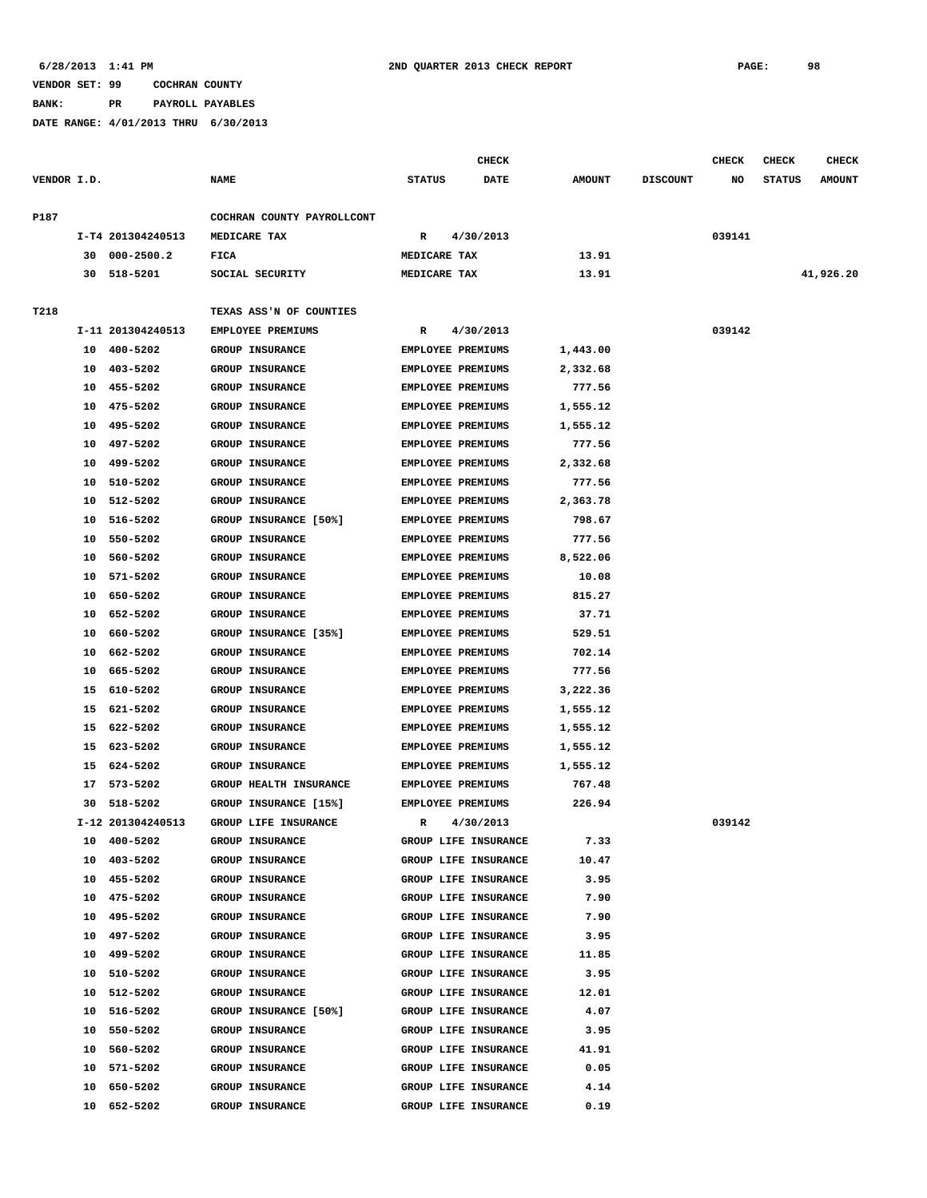6/28/2013 1:41 PM — 2ND QUARTER 2013 CHECK REPORT — PAGE: 98

VENDOR SET: 99 COCHRAN COUNTY
BANK: PR PAYROLL PAYABLES
DATE RANGE: 4/01/2013 THRU 6/30/2013

| VENDOR I.D. | | NAME | STATUS | CHECK DATE | AMOUNT | DISCOUNT | CHECK NO | CHECK STATUS | CHECK AMOUNT |
|---|---|---|---|---|---|---|---|---|---|
| P187 | | COCHRAN COUNTY PAYROLLCONT | | | | | | | |
| | I-T4 201304240513 | MEDICARE TAX | R | 4/30/2013 | | | 039141 | | |
| | 30 000-2500.2 | FICA | MEDICARE TAX | | 13.91 | | | | |
| | 30 518-5201 | SOCIAL SECURITY | MEDICARE TAX | | 13.91 | | | | 41,926.20 |
| T218 | | TEXAS ASS'N OF COUNTIES | | | | | | | |
| | I-11 201304240513 | EMPLOYEE PREMIUMS | R | 4/30/2013 | | | 039142 | | |
| | 10 400-5202 | GROUP INSURANCE | EMPLOYEE PREMIUMS | | 1,443.00 | | | | |
| | 10 403-5202 | GROUP INSURANCE | EMPLOYEE PREMIUMS | | 2,332.68 | | | | |
| | 10 455-5202 | GROUP INSURANCE | EMPLOYEE PREMIUMS | | 777.56 | | | | |
| | 10 475-5202 | GROUP INSURANCE | EMPLOYEE PREMIUMS | | 1,555.12 | | | | |
| | 10 495-5202 | GROUP INSURANCE | EMPLOYEE PREMIUMS | | 1,555.12 | | | | |
| | 10 497-5202 | GROUP INSURANCE | EMPLOYEE PREMIUMS | | 777.56 | | | | |
| | 10 499-5202 | GROUP INSURANCE | EMPLOYEE PREMIUMS | | 2,332.68 | | | | |
| | 10 510-5202 | GROUP INSURANCE | EMPLOYEE PREMIUMS | | 777.56 | | | | |
| | 10 512-5202 | GROUP INSURANCE | EMPLOYEE PREMIUMS | | 2,363.78 | | | | |
| | 10 516-5202 | GROUP INSURANCE [50%] | EMPLOYEE PREMIUMS | | 798.67 | | | | |
| | 10 550-5202 | GROUP INSURANCE | EMPLOYEE PREMIUMS | | 777.56 | | | | |
| | 10 560-5202 | GROUP INSURANCE | EMPLOYEE PREMIUMS | | 8,522.06 | | | | |
| | 10 571-5202 | GROUP INSURANCE | EMPLOYEE PREMIUMS | | 10.08 | | | | |
| | 10 650-5202 | GROUP INSURANCE | EMPLOYEE PREMIUMS | | 815.27 | | | | |
| | 10 652-5202 | GROUP INSURANCE | EMPLOYEE PREMIUMS | | 37.71 | | | | |
| | 10 660-5202 | GROUP INSURANCE [35%] | EMPLOYEE PREMIUMS | | 529.51 | | | | |
| | 10 662-5202 | GROUP INSURANCE | EMPLOYEE PREMIUMS | | 702.14 | | | | |
| | 10 665-5202 | GROUP INSURANCE | EMPLOYEE PREMIUMS | | 777.56 | | | | |
| | 15 610-5202 | GROUP INSURANCE | EMPLOYEE PREMIUMS | | 3,222.36 | | | | |
| | 15 621-5202 | GROUP INSURANCE | EMPLOYEE PREMIUMS | | 1,555.12 | | | | |
| | 15 622-5202 | GROUP INSURANCE | EMPLOYEE PREMIUMS | | 1,555.12 | | | | |
| | 15 623-5202 | GROUP INSURANCE | EMPLOYEE PREMIUMS | | 1,555.12 | | | | |
| | 15 624-5202 | GROUP INSURANCE | EMPLOYEE PREMIUMS | | 1,555.12 | | | | |
| | 17 573-5202 | GROUP HEALTH INSURANCE | EMPLOYEE PREMIUMS | | 767.48 | | | | |
| | 30 518-5202 | GROUP INSURANCE [15%] | EMPLOYEE PREMIUMS | | 226.94 | | | | |
| | I-12 201304240513 | GROUP LIFE INSURANCE | R | 4/30/2013 | | | 039142 | | |
| | 10 400-5202 | GROUP INSURANCE | GROUP LIFE INSURANCE | | 7.33 | | | | |
| | 10 403-5202 | GROUP INSURANCE | GROUP LIFE INSURANCE | | 10.47 | | | | |
| | 10 455-5202 | GROUP INSURANCE | GROUP LIFE INSURANCE | | 3.95 | | | | |
| | 10 475-5202 | GROUP INSURANCE | GROUP LIFE INSURANCE | | 7.90 | | | | |
| | 10 495-5202 | GROUP INSURANCE | GROUP LIFE INSURANCE | | 7.90 | | | | |
| | 10 497-5202 | GROUP INSURANCE | GROUP LIFE INSURANCE | | 3.95 | | | | |
| | 10 499-5202 | GROUP INSURANCE | GROUP LIFE INSURANCE | | 11.85 | | | | |
| | 10 510-5202 | GROUP INSURANCE | GROUP LIFE INSURANCE | | 3.95 | | | | |
| | 10 512-5202 | GROUP INSURANCE | GROUP LIFE INSURANCE | | 12.01 | | | | |
| | 10 516-5202 | GROUP INSURANCE [50%] | GROUP LIFE INSURANCE | | 4.07 | | | | |
| | 10 550-5202 | GROUP INSURANCE | GROUP LIFE INSURANCE | | 3.95 | | | | |
| | 10 560-5202 | GROUP INSURANCE | GROUP LIFE INSURANCE | | 41.91 | | | | |
| | 10 571-5202 | GROUP INSURANCE | GROUP LIFE INSURANCE | | 0.05 | | | | |
| | 10 650-5202 | GROUP INSURANCE | GROUP LIFE INSURANCE | | 4.14 | | | | |
| | 10 652-5202 | GROUP INSURANCE | GROUP LIFE INSURANCE | | 0.19 | | | | |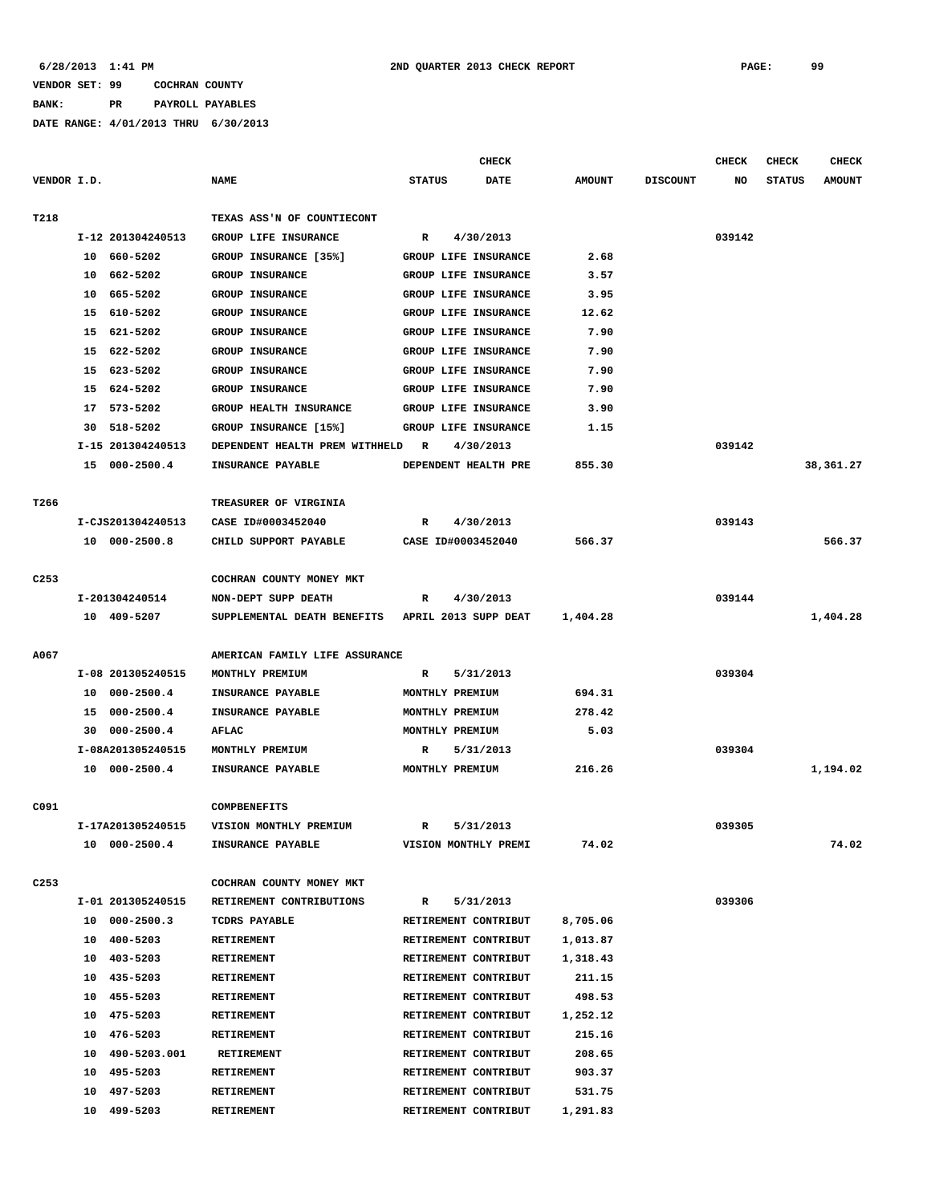6/28/2013 1:41 PM — 2ND QUARTER 2013 CHECK REPORT — PAGE: 99

VENDOR SET: 99 COCHRAN COUNTY
BANK: PR PAYROLL PAYABLES
DATE RANGE: 4/01/2013 THRU 6/30/2013

| VENDOR I.D. | NAME | STATUS | CHECK DATE | AMOUNT | DISCOUNT | CHECK NO | CHECK STATUS | CHECK AMOUNT |
|---|---|---|---|---|---|---|---|---|
| T218 | TEXAS ASS'N OF COUNTIECONT | | | | | | | |
| I-12 201304240513 | GROUP LIFE INSURANCE | R | 4/30/2013 | | | 039142 | | |
| 10 660-5202 | GROUP INSURANCE [35%] | GROUP LIFE INSURANCE | | 2.68 | | | | |
| 10 662-5202 | GROUP INSURANCE | GROUP LIFE INSURANCE | | 3.57 | | | | |
| 10 665-5202 | GROUP INSURANCE | GROUP LIFE INSURANCE | | 3.95 | | | | |
| 15 610-5202 | GROUP INSURANCE | GROUP LIFE INSURANCE | | 12.62 | | | | |
| 15 621-5202 | GROUP INSURANCE | GROUP LIFE INSURANCE | | 7.90 | | | | |
| 15 622-5202 | GROUP INSURANCE | GROUP LIFE INSURANCE | | 7.90 | | | | |
| 15 623-5202 | GROUP INSURANCE | GROUP LIFE INSURANCE | | 7.90 | | | | |
| 15 624-5202 | GROUP INSURANCE | GROUP LIFE INSURANCE | | 7.90 | | | | |
| 17 573-5202 | GROUP HEALTH INSURANCE | GROUP LIFE INSURANCE | | 3.90 | | | | |
| 30 518-5202 | GROUP INSURANCE [15%] | GROUP LIFE INSURANCE | | 1.15 | | | | |
| I-15 201304240513 | DEPENDENT HEALTH PREM WITHHELD | R | 4/30/2013 | | | 039142 | | |
| 15 000-2500.4 | INSURANCE PAYABLE | DEPENDENT HEALTH PRE | | 855.30 | | | | 38,361.27 |
| T266 | TREASURER OF VIRGINIA | | | | | | | |
| I-CJS201304240513 | CASE ID#0003452040 | R | 4/30/2013 | | | 039143 | | |
| 10 000-2500.8 | CHILD SUPPORT PAYABLE | CASE ID#0003452040 | | 566.37 | | | | 566.37 |
| C253 | COCHRAN COUNTY MONEY MKT | | | | | | | |
| I-201304240514 | NON-DEPT SUPP DEATH | R | 4/30/2013 | | | 039144 | | |
| 10 409-5207 | SUPPLEMENTAL DEATH BENEFITS | APRIL 2013 SUPP DEAT | | 1,404.28 | | | | 1,404.28 |
| A067 | AMERICAN FAMILY LIFE ASSURANCE | | | | | | | |
| I-08 201305240515 | MONTHLY PREMIUM | R | 5/31/2013 | | | 039304 | | |
| 10 000-2500.4 | INSURANCE PAYABLE | MONTHLY PREMIUM | | 694.31 | | | | |
| 15 000-2500.4 | INSURANCE PAYABLE | MONTHLY PREMIUM | | 278.42 | | | | |
| 30 000-2500.4 | AFLAC | MONTHLY PREMIUM | | 5.03 | | | | |
| I-08A201305240515 | MONTHLY PREMIUM | R | 5/31/2013 | | | 039304 | | |
| 10 000-2500.4 | INSURANCE PAYABLE | MONTHLY PREMIUM | | 216.26 | | | | 1,194.02 |
| C091 | COMPBENEFITS | | | | | | | |
| I-17A201305240515 | VISION MONTHLY PREMIUM | R | 5/31/2013 | | | 039305 | | |
| 10 000-2500.4 | INSURANCE PAYABLE | VISION MONTHLY PREMI | | 74.02 | | | | 74.02 |
| C253 | COCHRAN COUNTY MONEY MKT | | | | | | | |
| I-01 201305240515 | RETIREMENT CONTRIBUTIONS | R | 5/31/2013 | | | 039306 | | |
| 10 000-2500.3 | TCDRS PAYABLE | RETIREMENT CONTRIBUT | | 8,705.06 | | | | |
| 10 400-5203 | RETIREMENT | RETIREMENT CONTRIBUT | | 1,013.87 | | | | |
| 10 403-5203 | RETIREMENT | RETIREMENT CONTRIBUT | | 1,318.43 | | | | |
| 10 435-5203 | RETIREMENT | RETIREMENT CONTRIBUT | | 211.15 | | | | |
| 10 455-5203 | RETIREMENT | RETIREMENT CONTRIBUT | | 498.53 | | | | |
| 10 475-5203 | RETIREMENT | RETIREMENT CONTRIBUT | | 1,252.12 | | | | |
| 10 476-5203 | RETIREMENT | RETIREMENT CONTRIBUT | | 215.16 | | | | |
| 10 490-5203.001 | RETIREMENT | RETIREMENT CONTRIBUT | | 208.65 | | | | |
| 10 495-5203 | RETIREMENT | RETIREMENT CONTRIBUT | | 903.37 | | | | |
| 10 497-5203 | RETIREMENT | RETIREMENT CONTRIBUT | | 531.75 | | | | |
| 10 499-5203 | RETIREMENT | RETIREMENT CONTRIBUT | | 1,291.83 | | | | |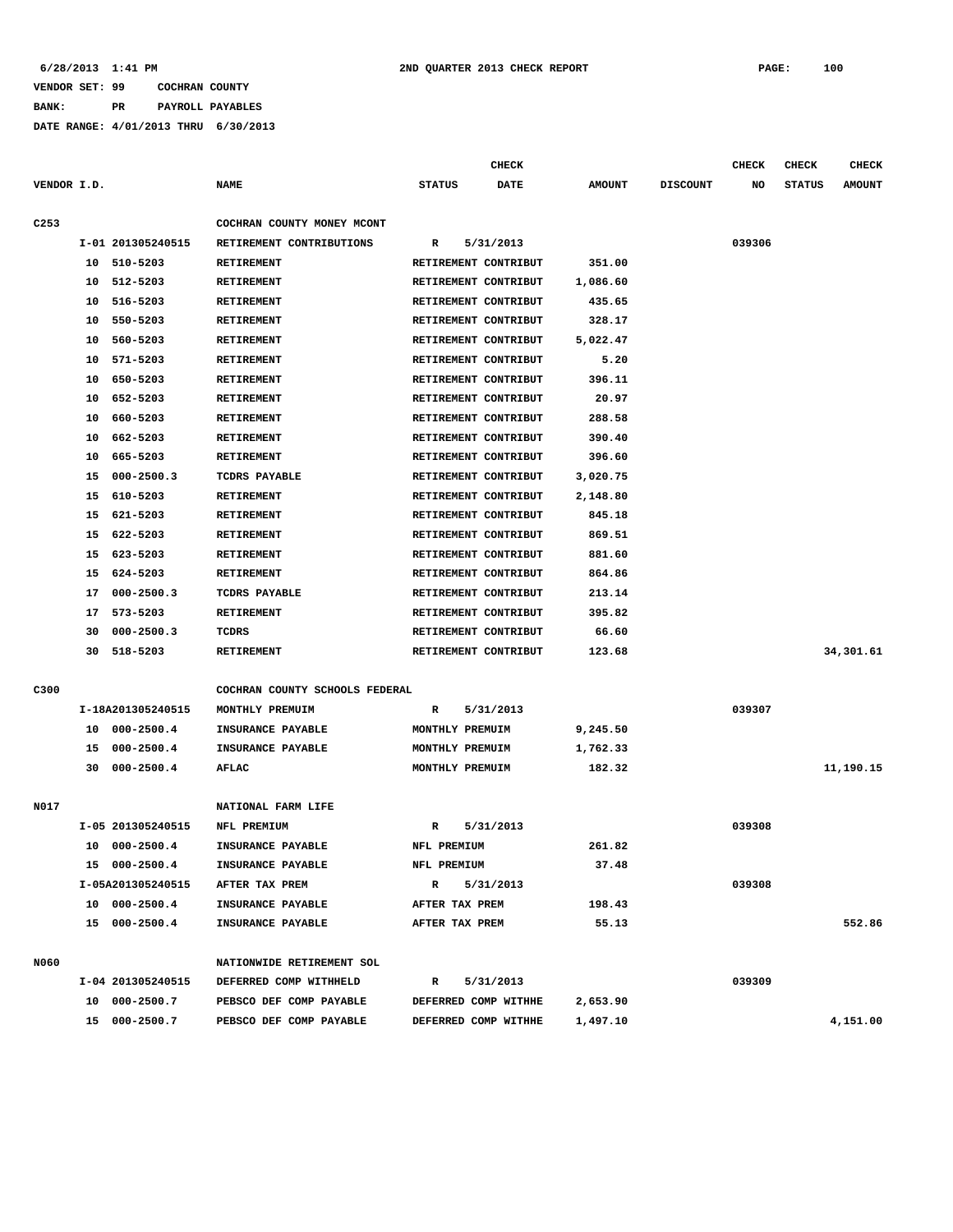6/28/2013 1:41 PM 2ND QUARTER 2013 CHECK REPORT

VENDOR SET: 99 COCHRAN COUNTY

BANK: PR PAYROLL PAYABLES

DATE RANGE: 4/01/2013 THRU 6/30/2013

| VENDOR I.D. | | NAME | STATUS | CHECK DATE | AMOUNT | DISCOUNT | CHECK NO | CHECK STATUS | CHECK AMOUNT |
|---|---|---|---|---|---|---|---|---|---|
| C253 | | COCHRAN COUNTY MONEY MCONT | | | | | | | |
| | I-01 201305240515 | RETIREMENT CONTRIBUTIONS | R | 5/31/2013 | | | 039306 | | |
| | 10 510-5203 | RETIREMENT | RETIREMENT CONTRIBUT | | 351.00 | | | | |
| | 10 512-5203 | RETIREMENT | RETIREMENT CONTRIBUT | | 1,086.60 | | | | |
| | 10 516-5203 | RETIREMENT | RETIREMENT CONTRIBUT | | 435.65 | | | | |
| | 10 550-5203 | RETIREMENT | RETIREMENT CONTRIBUT | | 328.17 | | | | |
| | 10 560-5203 | RETIREMENT | RETIREMENT CONTRIBUT | | 5,022.47 | | | | |
| | 10 571-5203 | RETIREMENT | RETIREMENT CONTRIBUT | | 5.20 | | | | |
| | 10 650-5203 | RETIREMENT | RETIREMENT CONTRIBUT | | 396.11 | | | | |
| | 10 652-5203 | RETIREMENT | RETIREMENT CONTRIBUT | | 20.97 | | | | |
| | 10 660-5203 | RETIREMENT | RETIREMENT CONTRIBUT | | 288.58 | | | | |
| | 10 662-5203 | RETIREMENT | RETIREMENT CONTRIBUT | | 390.40 | | | | |
| | 10 665-5203 | RETIREMENT | RETIREMENT CONTRIBUT | | 396.60 | | | | |
| | 15 000-2500.3 | TCDRS PAYABLE | RETIREMENT CONTRIBUT | | 3,020.75 | | | | |
| | 15 610-5203 | RETIREMENT | RETIREMENT CONTRIBUT | | 2,148.80 | | | | |
| | 15 621-5203 | RETIREMENT | RETIREMENT CONTRIBUT | | 845.18 | | | | |
| | 15 622-5203 | RETIREMENT | RETIREMENT CONTRIBUT | | 869.51 | | | | |
| | 15 623-5203 | RETIREMENT | RETIREMENT CONTRIBUT | | 881.60 | | | | |
| | 15 624-5203 | RETIREMENT | RETIREMENT CONTRIBUT | | 864.86 | | | | |
| | 17 000-2500.3 | TCDRS PAYABLE | RETIREMENT CONTRIBUT | | 213.14 | | | | |
| | 17 573-5203 | RETIREMENT | RETIREMENT CONTRIBUT | | 395.82 | | | | |
| | 30 000-2500.3 | TCDRS | RETIREMENT CONTRIBUT | | 66.60 | | | | |
| | 30 518-5203 | RETIREMENT | RETIREMENT CONTRIBUT | | 123.68 | | | | 34,301.61 |
| C300 | | COCHRAN COUNTY SCHOOLS FEDERAL | | | | | | | |
| | I-18A201305240515 | MONTHLY PREMUIM | R | 5/31/2013 | | | 039307 | | |
| | 10 000-2500.4 | INSURANCE PAYABLE | MONTHLY PREMUIM | | 9,245.50 | | | | |
| | 15 000-2500.4 | INSURANCE PAYABLE | MONTHLY PREMUIM | | 1,762.33 | | | | |
| | 30 000-2500.4 | AFLAC | MONTHLY PREMUIM | | 182.32 | | | | 11,190.15 |
| N017 | | NATIONAL FARM LIFE | | | | | | | |
| | I-05 201305240515 | NFL PREMIUM | R | 5/31/2013 | | | 039308 | | |
| | 10 000-2500.4 | INSURANCE PAYABLE | NFL PREMIUM | | 261.82 | | | | |
| | 15 000-2500.4 | INSURANCE PAYABLE | NFL PREMIUM | | 37.48 | | | | |
| | I-05A201305240515 | AFTER TAX PREM | R | 5/31/2013 | | | 039308 | | |
| | 10 000-2500.4 | INSURANCE PAYABLE | AFTER TAX PREM | | 198.43 | | | | |
| | 15 000-2500.4 | INSURANCE PAYABLE | AFTER TAX PREM | | 55.13 | | | | 552.86 |
| N060 | | NATIONWIDE RETIREMENT SOL | | | | | | | |
| | I-04 201305240515 | DEFERRED COMP WITHHELD | R | 5/31/2013 | | | 039309 | | |
| | 10 000-2500.7 | PEBSCO DEF COMP PAYABLE | DEFERRED COMP WITHHE | | 2,653.90 | | | | |
| | 15 000-2500.7 | PEBSCO DEF COMP PAYABLE | DEFERRED COMP WITHHE | | 1,497.10 | | | | 4,151.00 |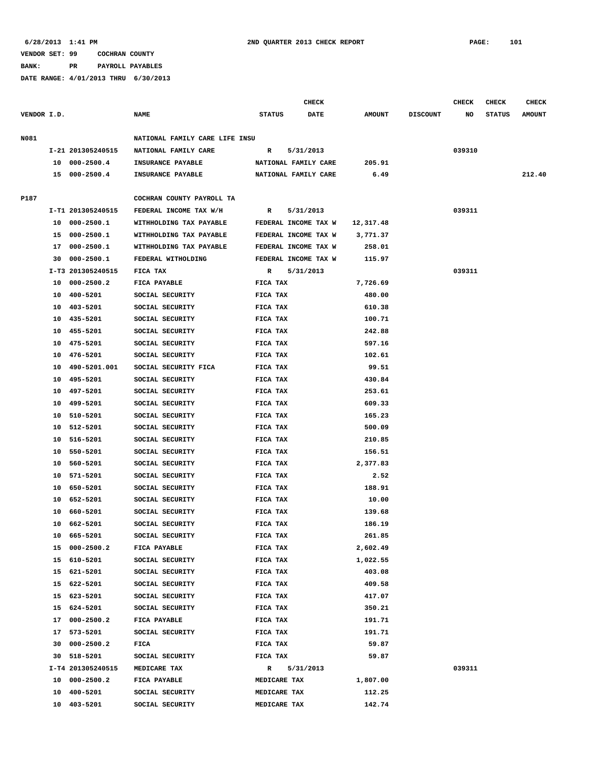VENDOR SET: 99 COCHRAN COUNTY

BANK: PR PAYROLL PAYABLES

DATE RANGE: 4/01/2013 THRU 6/30/2013

| VENDOR I.D. | | NAME | STATUS | CHECK DATE | AMOUNT | DISCOUNT | CHECK NO | CHECK STATUS | CHECK AMOUNT |
|---|---|---|---|---|---|---|---|---|---|
| N081 | | NATIONAL FAMILY CARE LIFE INSU | | | | | | | |
| | I-21 201305240515 | NATIONAL FAMILY CARE | R | 5/31/2013 | | | 039310 | | |
| | 10 000-2500.4 | INSURANCE PAYABLE | NATIONAL FAMILY CARE | | 205.91 | | | | |
| | 15 000-2500.4 | INSURANCE PAYABLE | NATIONAL FAMILY CARE | | 6.49 | | | | 212.40 |
| P187 | | COCHRAN COUNTY PAYROLL TA | | | | | | | |
| | I-T1 201305240515 | FEDERAL INCOME TAX W/H | R | 5/31/2013 | | | 039311 | | |
| | 10 000-2500.1 | WITHHOLDING TAX PAYABLE | FEDERAL INCOME TAX W | | 12,317.48 | | | | |
| | 15 000-2500.1 | WITHHOLDING TAX PAYABLE | FEDERAL INCOME TAX W | | 3,771.37 | | | | |
| | 17 000-2500.1 | WITHHOLDING TAX PAYABLE | FEDERAL INCOME TAX W | | 258.01 | | | | |
| | 30 000-2500.1 | FEDERAL WITHOLDING | FEDERAL INCOME TAX W | | 115.97 | | | | |
| | I-T3 201305240515 | FICA TAX | R | 5/31/2013 | | | 039311 | | |
| | 10 000-2500.2 | FICA PAYABLE | FICA TAX | | 7,726.69 | | | | |
| | 10 400-5201 | SOCIAL SECURITY | FICA TAX | | 480.00 | | | | |
| | 10 403-5201 | SOCIAL SECURITY | FICA TAX | | 610.38 | | | | |
| | 10 435-5201 | SOCIAL SECURITY | FICA TAX | | 100.71 | | | | |
| | 10 455-5201 | SOCIAL SECURITY | FICA TAX | | 242.88 | | | | |
| | 10 475-5201 | SOCIAL SECURITY | FICA TAX | | 597.16 | | | | |
| | 10 476-5201 | SOCIAL SECURITY | FICA TAX | | 102.61 | | | | |
| | 10 490-5201.001 | SOCIAL SECURITY FICA | FICA TAX | | 99.51 | | | | |
| | 10 495-5201 | SOCIAL SECURITY | FICA TAX | | 430.84 | | | | |
| | 10 497-5201 | SOCIAL SECURITY | FICA TAX | | 253.61 | | | | |
| | 10 499-5201 | SOCIAL SECURITY | FICA TAX | | 609.33 | | | | |
| | 10 510-5201 | SOCIAL SECURITY | FICA TAX | | 165.23 | | | | |
| | 10 512-5201 | SOCIAL SECURITY | FICA TAX | | 500.09 | | | | |
| | 10 516-5201 | SOCIAL SECURITY | FICA TAX | | 210.85 | | | | |
| | 10 550-5201 | SOCIAL SECURITY | FICA TAX | | 156.51 | | | | |
| | 10 560-5201 | SOCIAL SECURITY | FICA TAX | | 2,377.83 | | | | |
| | 10 571-5201 | SOCIAL SECURITY | FICA TAX | | 2.52 | | | | |
| | 10 650-5201 | SOCIAL SECURITY | FICA TAX | | 188.91 | | | | |
| | 10 652-5201 | SOCIAL SECURITY | FICA TAX | | 10.00 | | | | |
| | 10 660-5201 | SOCIAL SECURITY | FICA TAX | | 139.68 | | | | |
| | 10 662-5201 | SOCIAL SECURITY | FICA TAX | | 186.19 | | | | |
| | 10 665-5201 | SOCIAL SECURITY | FICA TAX | | 261.85 | | | | |
| | 15 000-2500.2 | FICA PAYABLE | FICA TAX | | 2,602.49 | | | | |
| | 15 610-5201 | SOCIAL SECURITY | FICA TAX | | 1,022.55 | | | | |
| | 15 621-5201 | SOCIAL SECURITY | FICA TAX | | 403.08 | | | | |
| | 15 622-5201 | SOCIAL SECURITY | FICA TAX | | 409.58 | | | | |
| | 15 623-5201 | SOCIAL SECURITY | FICA TAX | | 417.07 | | | | |
| | 15 624-5201 | SOCIAL SECURITY | FICA TAX | | 350.21 | | | | |
| | 17 000-2500.2 | FICA PAYABLE | FICA TAX | | 191.71 | | | | |
| | 17 573-5201 | SOCIAL SECURITY | FICA TAX | | 191.71 | | | | |
| | 30 000-2500.2 | FICA | FICA TAX | | 59.87 | | | | |
| | 30 518-5201 | SOCIAL SECURITY | FICA TAX | | 59.87 | | | | |
| | I-T4 201305240515 | MEDICARE TAX | R | 5/31/2013 | | | 039311 | | |
| | 10 000-2500.2 | FICA PAYABLE | MEDICARE TAX | | 1,807.00 | | | | |
| | 10 400-5201 | SOCIAL SECURITY | MEDICARE TAX | | 112.25 | | | | |
| | 10 403-5201 | SOCIAL SECURITY | MEDICARE TAX | | 142.74 | | | | |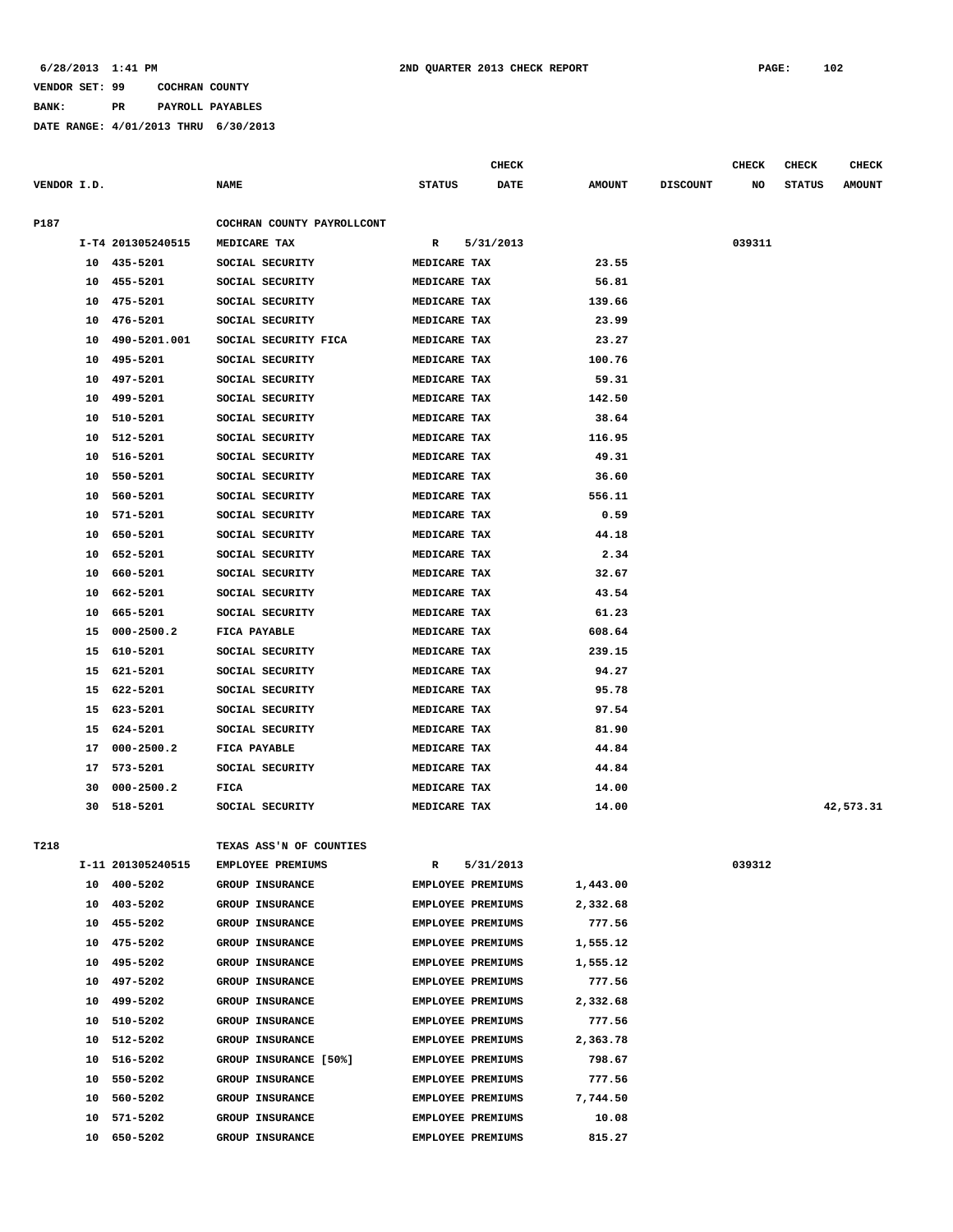6/28/2013 1:41 PM 2ND QUARTER 2013 CHECK REPORT

VENDOR SET: 99 COCHRAN COUNTY

BANK: PR PAYROLL PAYABLES

DATE RANGE: 4/01/2013 THRU 6/30/2013

| VENDOR I.D. | | NAME | STATUS | CHECK DATE | AMOUNT | DISCOUNT | CHECK NO | CHECK STATUS | CHECK AMOUNT |
|---|---|---|---|---|---|---|---|---|---|
| P187 | | COCHRAN COUNTY PAYROLLCONT | | | | | | | |
| | I-T4 201305240515 | MEDICARE TAX | R | 5/31/2013 | | | 039311 | | |
| | 10 435-5201 | SOCIAL SECURITY | MEDICARE TAX | | 23.55 | | | | |
| | 10 455-5201 | SOCIAL SECURITY | MEDICARE TAX | | 56.81 | | | | |
| | 10 475-5201 | SOCIAL SECURITY | MEDICARE TAX | | 139.66 | | | | |
| | 10 476-5201 | SOCIAL SECURITY | MEDICARE TAX | | 23.99 | | | | |
| | 10 490-5201.001 | SOCIAL SECURITY FICA | MEDICARE TAX | | 23.27 | | | | |
| | 10 495-5201 | SOCIAL SECURITY | MEDICARE TAX | | 100.76 | | | | |
| | 10 497-5201 | SOCIAL SECURITY | MEDICARE TAX | | 59.31 | | | | |
| | 10 499-5201 | SOCIAL SECURITY | MEDICARE TAX | | 142.50 | | | | |
| | 10 510-5201 | SOCIAL SECURITY | MEDICARE TAX | | 38.64 | | | | |
| | 10 512-5201 | SOCIAL SECURITY | MEDICARE TAX | | 116.95 | | | | |
| | 10 516-5201 | SOCIAL SECURITY | MEDICARE TAX | | 49.31 | | | | |
| | 10 550-5201 | SOCIAL SECURITY | MEDICARE TAX | | 36.60 | | | | |
| | 10 560-5201 | SOCIAL SECURITY | MEDICARE TAX | | 556.11 | | | | |
| | 10 571-5201 | SOCIAL SECURITY | MEDICARE TAX | | 0.59 | | | | |
| | 10 650-5201 | SOCIAL SECURITY | MEDICARE TAX | | 44.18 | | | | |
| | 10 652-5201 | SOCIAL SECURITY | MEDICARE TAX | | 2.34 | | | | |
| | 10 660-5201 | SOCIAL SECURITY | MEDICARE TAX | | 32.67 | | | | |
| | 10 662-5201 | SOCIAL SECURITY | MEDICARE TAX | | 43.54 | | | | |
| | 10 665-5201 | SOCIAL SECURITY | MEDICARE TAX | | 61.23 | | | | |
| | 15 000-2500.2 | FICA PAYABLE | MEDICARE TAX | | 608.64 | | | | |
| | 15 610-5201 | SOCIAL SECURITY | MEDICARE TAX | | 239.15 | | | | |
| | 15 621-5201 | SOCIAL SECURITY | MEDICARE TAX | | 94.27 | | | | |
| | 15 622-5201 | SOCIAL SECURITY | MEDICARE TAX | | 95.78 | | | | |
| | 15 623-5201 | SOCIAL SECURITY | MEDICARE TAX | | 97.54 | | | | |
| | 15 624-5201 | SOCIAL SECURITY | MEDICARE TAX | | 81.90 | | | | |
| | 17 000-2500.2 | FICA PAYABLE | MEDICARE TAX | | 44.84 | | | | |
| | 17 573-5201 | SOCIAL SECURITY | MEDICARE TAX | | 44.84 | | | | |
| | 30 000-2500.2 | FICA | MEDICARE TAX | | 14.00 | | | | |
| | 30 518-5201 | SOCIAL SECURITY | MEDICARE TAX | | 14.00 | | | | 42,573.31 |
| T218 | | TEXAS ASS'N OF COUNTIES | | | | | | | |
| | I-11 201305240515 | EMPLOYEE PREMIUMS | R | 5/31/2013 | | | 039312 | | |
| | 10 400-5202 | GROUP INSURANCE | EMPLOYEE PREMIUMS | | 1,443.00 | | | | |
| | 10 403-5202 | GROUP INSURANCE | EMPLOYEE PREMIUMS | | 2,332.68 | | | | |
| | 10 455-5202 | GROUP INSURANCE | EMPLOYEE PREMIUMS | | 777.56 | | | | |
| | 10 475-5202 | GROUP INSURANCE | EMPLOYEE PREMIUMS | | 1,555.12 | | | | |
| | 10 495-5202 | GROUP INSURANCE | EMPLOYEE PREMIUMS | | 1,555.12 | | | | |
| | 10 497-5202 | GROUP INSURANCE | EMPLOYEE PREMIUMS | | 777.56 | | | | |
| | 10 499-5202 | GROUP INSURANCE | EMPLOYEE PREMIUMS | | 2,332.68 | | | | |
| | 10 510-5202 | GROUP INSURANCE | EMPLOYEE PREMIUMS | | 777.56 | | | | |
| | 10 512-5202 | GROUP INSURANCE | EMPLOYEE PREMIUMS | | 2,363.78 | | | | |
| | 10 516-5202 | GROUP INSURANCE [50%] | EMPLOYEE PREMIUMS | | 798.67 | | | | |
| | 10 550-5202 | GROUP INSURANCE | EMPLOYEE PREMIUMS | | 777.56 | | | | |
| | 10 560-5202 | GROUP INSURANCE | EMPLOYEE PREMIUMS | | 7,744.50 | | | | |
| | 10 571-5202 | GROUP INSURANCE | EMPLOYEE PREMIUMS | | 10.08 | | | | |
| | 10 650-5202 | GROUP INSURANCE | EMPLOYEE PREMIUMS | | 815.27 | | | | |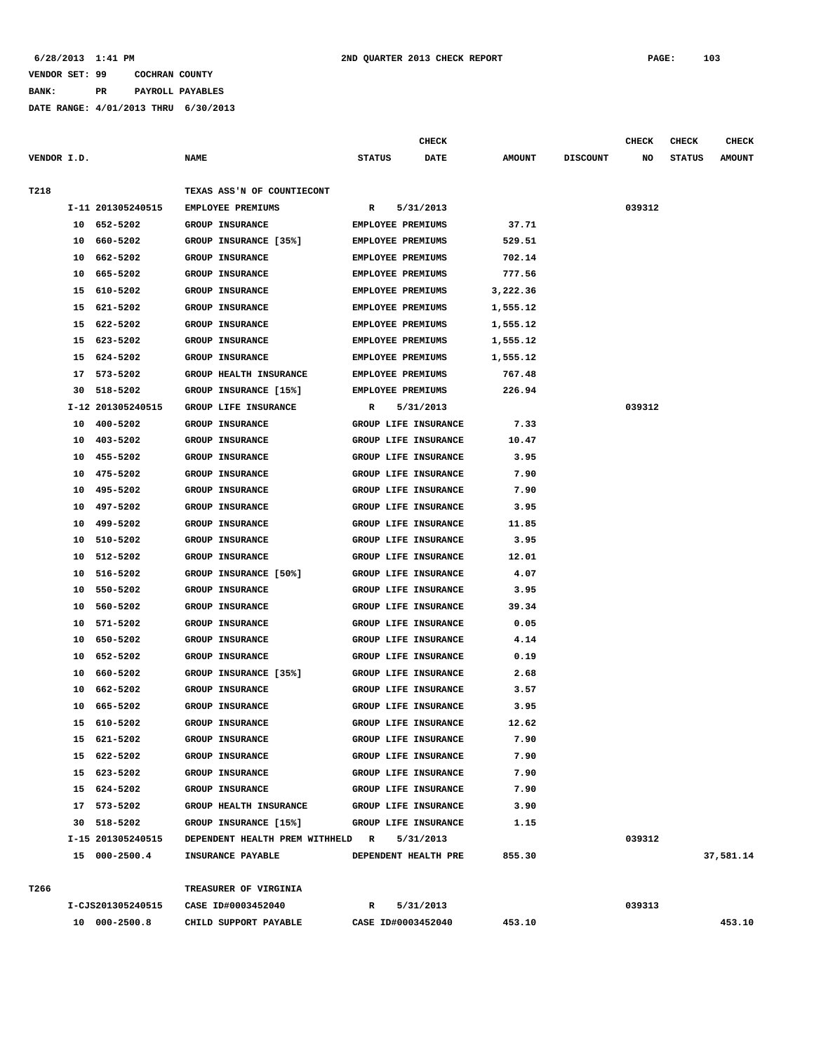6/28/2013 1:41 PM 2ND QUARTER 2013 CHECK REPORT PAGE: 103

VENDOR SET: 99 COCHRAN COUNTY

BANK: PR PAYROLL PAYABLES

DATE RANGE: 4/01/2013 THRU 6/30/2013

| VENDOR I.D. | | NAME | STATUS | CHECK DATE | AMOUNT | DISCOUNT | CHECK NO | CHECK STATUS | CHECK AMOUNT |
|---|---|---|---|---|---|---|---|---|---|
| T218 | | TEXAS ASS'N OF COUNTIECONT | | | | | | | |
| | I-11 201305240515 | EMPLOYEE PREMIUMS | R | 5/31/2013 | | | 039312 | | |
| | 10 652-5202 | GROUP INSURANCE | EMPLOYEE PREMIUMS | | 37.71 | | | | |
| | 10 660-5202 | GROUP INSURANCE [35%] | EMPLOYEE PREMIUMS | | 529.51 | | | | |
| | 10 662-5202 | GROUP INSURANCE | EMPLOYEE PREMIUMS | | 702.14 | | | | |
| | 10 665-5202 | GROUP INSURANCE | EMPLOYEE PREMIUMS | | 777.56 | | | | |
| | 15 610-5202 | GROUP INSURANCE | EMPLOYEE PREMIUMS | | 3,222.36 | | | | |
| | 15 621-5202 | GROUP INSURANCE | EMPLOYEE PREMIUMS | | 1,555.12 | | | | |
| | 15 622-5202 | GROUP INSURANCE | EMPLOYEE PREMIUMS | | 1,555.12 | | | | |
| | 15 623-5202 | GROUP INSURANCE | EMPLOYEE PREMIUMS | | 1,555.12 | | | | |
| | 15 624-5202 | GROUP INSURANCE | EMPLOYEE PREMIUMS | | 1,555.12 | | | | |
| | 17 573-5202 | GROUP HEALTH INSURANCE | EMPLOYEE PREMIUMS | | 767.48 | | | | |
| | 30 518-5202 | GROUP INSURANCE [15%] | EMPLOYEE PREMIUMS | | 226.94 | | | | |
| | I-12 201305240515 | GROUP LIFE INSURANCE | R | 5/31/2013 | | | 039312 | | |
| | 10 400-5202 | GROUP INSURANCE | GROUP LIFE INSURANCE | | 7.33 | | | | |
| | 10 403-5202 | GROUP INSURANCE | GROUP LIFE INSURANCE | | 10.47 | | | | |
| | 10 455-5202 | GROUP INSURANCE | GROUP LIFE INSURANCE | | 3.95 | | | | |
| | 10 475-5202 | GROUP INSURANCE | GROUP LIFE INSURANCE | | 7.90 | | | | |
| | 10 495-5202 | GROUP INSURANCE | GROUP LIFE INSURANCE | | 7.90 | | | | |
| | 10 497-5202 | GROUP INSURANCE | GROUP LIFE INSURANCE | | 3.95 | | | | |
| | 10 499-5202 | GROUP INSURANCE | GROUP LIFE INSURANCE | | 11.85 | | | | |
| | 10 510-5202 | GROUP INSURANCE | GROUP LIFE INSURANCE | | 3.95 | | | | |
| | 10 512-5202 | GROUP INSURANCE | GROUP LIFE INSURANCE | | 12.01 | | | | |
| | 10 516-5202 | GROUP INSURANCE [50%] | GROUP LIFE INSURANCE | | 4.07 | | | | |
| | 10 550-5202 | GROUP INSURANCE | GROUP LIFE INSURANCE | | 3.95 | | | | |
| | 10 560-5202 | GROUP INSURANCE | GROUP LIFE INSURANCE | | 39.34 | | | | |
| | 10 571-5202 | GROUP INSURANCE | GROUP LIFE INSURANCE | | 0.05 | | | | |
| | 10 650-5202 | GROUP INSURANCE | GROUP LIFE INSURANCE | | 4.14 | | | | |
| | 10 652-5202 | GROUP INSURANCE | GROUP LIFE INSURANCE | | 0.19 | | | | |
| | 10 660-5202 | GROUP INSURANCE [35%] | GROUP LIFE INSURANCE | | 2.68 | | | | |
| | 10 662-5202 | GROUP INSURANCE | GROUP LIFE INSURANCE | | 3.57 | | | | |
| | 10 665-5202 | GROUP INSURANCE | GROUP LIFE INSURANCE | | 3.95 | | | | |
| | 15 610-5202 | GROUP INSURANCE | GROUP LIFE INSURANCE | | 12.62 | | | | |
| | 15 621-5202 | GROUP INSURANCE | GROUP LIFE INSURANCE | | 7.90 | | | | |
| | 15 622-5202 | GROUP INSURANCE | GROUP LIFE INSURANCE | | 7.90 | | | | |
| | 15 623-5202 | GROUP INSURANCE | GROUP LIFE INSURANCE | | 7.90 | | | | |
| | 15 624-5202 | GROUP INSURANCE | GROUP LIFE INSURANCE | | 7.90 | | | | |
| | 17 573-5202 | GROUP HEALTH INSURANCE | GROUP LIFE INSURANCE | | 3.90 | | | | |
| | 30 518-5202 | GROUP INSURANCE [15%] | GROUP LIFE INSURANCE | | 1.15 | | | | |
| | I-15 201305240515 | DEPENDENT HEALTH PREM WITHHELD | R | 5/31/2013 | | | 039312 | | |
| | 15 000-2500.4 | INSURANCE PAYABLE | DEPENDENT HEALTH PRE | | 855.30 | | | | 37,581.14 |
| T266 | | TREASURER OF VIRGINIA | | | | | | | |
| | I-CJS201305240515 | CASE ID#0003452040 | R | 5/31/2013 | | | 039313 | | |
| | 10 000-2500.8 | CHILD SUPPORT PAYABLE | CASE ID#0003452040 | | 453.10 | | | | 453.10 |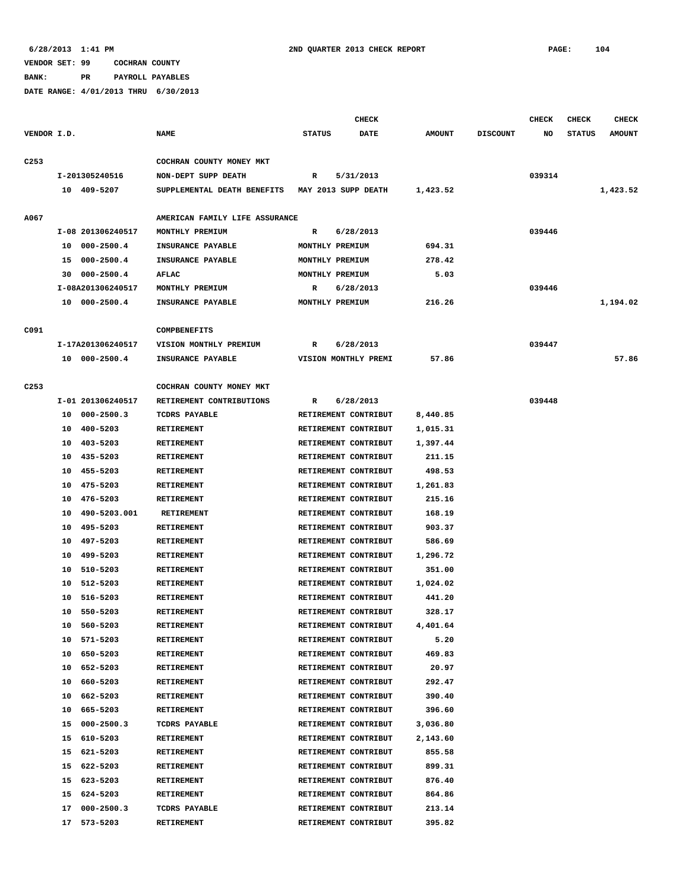6/28/2013 1:41 PM 2ND QUARTER 2013 CHECK REPORT PAGE: 104

VENDOR SET: 99 COCHRAN COUNTY

BANK: PR PAYROLL PAYABLES

DATE RANGE: 4/01/2013 THRU 6/30/2013

| VENDOR I.D. | NAME | STATUS | CHECK DATE | AMOUNT | DISCOUNT | CHECK NO | CHECK STATUS | CHECK AMOUNT |
|---|---|---|---|---|---|---|---|---|
| C253 | COCHRAN COUNTY MONEY MKT | | | | | | | |
| I-201305240516 | NON-DEPT SUPP DEATH | R | 5/31/2013 | | | 039314 | | |
| 10 409-5207 | SUPPLEMENTAL DEATH BENEFITS | MAY 2013 SUPP DEATH | | 1,423.52 | | | | 1,423.52 |
| A067 | AMERICAN FAMILY LIFE ASSURANCE | | | | | | | |
| I-08 201306240517 | MONTHLY PREMIUM | R | 6/28/2013 | | | 039446 | | |
| 10 000-2500.4 | INSURANCE PAYABLE | MONTHLY PREMIUM | | 694.31 | | | | |
| 15 000-2500.4 | INSURANCE PAYABLE | MONTHLY PREMIUM | | 278.42 | | | | |
| 30 000-2500.4 | AFLAC | MONTHLY PREMIUM | | 5.03 | | | | |
| I-08A201306240517 | MONTHLY PREMIUM | R | 6/28/2013 | | | 039446 | | |
| 10 000-2500.4 | INSURANCE PAYABLE | MONTHLY PREMIUM | | 216.26 | | | | 1,194.02 |
| C091 | COMPBENEFITS | | | | | | | |
| I-17A201306240517 | VISION MONTHLY PREMIUM | R | 6/28/2013 | | | 039447 | | |
| 10 000-2500.4 | INSURANCE PAYABLE | VISION MONTHLY PREMI | | 57.86 | | | | 57.86 |
| C253 | COCHRAN COUNTY MONEY MKT | | | | | | | |
| I-01 201306240517 | RETIREMENT CONTRIBUTIONS | R | 6/28/2013 | | | 039448 | | |
| 10 000-2500.3 | TCDRS PAYABLE | RETIREMENT CONTRIBUT | | 8,440.85 | | | | |
| 10 400-5203 | RETIREMENT | RETIREMENT CONTRIBUT | | 1,015.31 | | | | |
| 10 403-5203 | RETIREMENT | RETIREMENT CONTRIBUT | | 1,397.44 | | | | |
| 10 435-5203 | RETIREMENT | RETIREMENT CONTRIBUT | | 211.15 | | | | |
| 10 455-5203 | RETIREMENT | RETIREMENT CONTRIBUT | | 498.53 | | | | |
| 10 475-5203 | RETIREMENT | RETIREMENT CONTRIBUT | | 1,261.83 | | | | |
| 10 476-5203 | RETIREMENT | RETIREMENT CONTRIBUT | | 215.16 | | | | |
| 10 490-5203.001 | RETIREMENT | RETIREMENT CONTRIBUT | | 168.19 | | | | |
| 10 495-5203 | RETIREMENT | RETIREMENT CONTRIBUT | | 903.37 | | | | |
| 10 497-5203 | RETIREMENT | RETIREMENT CONTRIBUT | | 586.69 | | | | |
| 10 499-5203 | RETIREMENT | RETIREMENT CONTRIBUT | | 1,296.72 | | | | |
| 10 510-5203 | RETIREMENT | RETIREMENT CONTRIBUT | | 351.00 | | | | |
| 10 512-5203 | RETIREMENT | RETIREMENT CONTRIBUT | | 1,024.02 | | | | |
| 10 516-5203 | RETIREMENT | RETIREMENT CONTRIBUT | | 441.20 | | | | |
| 10 550-5203 | RETIREMENT | RETIREMENT CONTRIBUT | | 328.17 | | | | |
| 10 560-5203 | RETIREMENT | RETIREMENT CONTRIBUT | | 4,401.64 | | | | |
| 10 571-5203 | RETIREMENT | RETIREMENT CONTRIBUT | | 5.20 | | | | |
| 10 650-5203 | RETIREMENT | RETIREMENT CONTRIBUT | | 469.83 | | | | |
| 10 652-5203 | RETIREMENT | RETIREMENT CONTRIBUT | | 20.97 | | | | |
| 10 660-5203 | RETIREMENT | RETIREMENT CONTRIBUT | | 292.47 | | | | |
| 10 662-5203 | RETIREMENT | RETIREMENT CONTRIBUT | | 390.40 | | | | |
| 10 665-5203 | RETIREMENT | RETIREMENT CONTRIBUT | | 396.60 | | | | |
| 15 000-2500.3 | TCDRS PAYABLE | RETIREMENT CONTRIBUT | | 3,036.80 | | | | |
| 15 610-5203 | RETIREMENT | RETIREMENT CONTRIBUT | | 2,143.60 | | | | |
| 15 621-5203 | RETIREMENT | RETIREMENT CONTRIBUT | | 855.58 | | | | |
| 15 622-5203 | RETIREMENT | RETIREMENT CONTRIBUT | | 899.31 | | | | |
| 15 623-5203 | RETIREMENT | RETIREMENT CONTRIBUT | | 876.40 | | | | |
| 15 624-5203 | RETIREMENT | RETIREMENT CONTRIBUT | | 864.86 | | | | |
| 17 000-2500.3 | TCDRS PAYABLE | RETIREMENT CONTRIBUT | | 213.14 | | | | |
| 17 573-5203 | RETIREMENT | RETIREMENT CONTRIBUT | | 395.82 | | | | |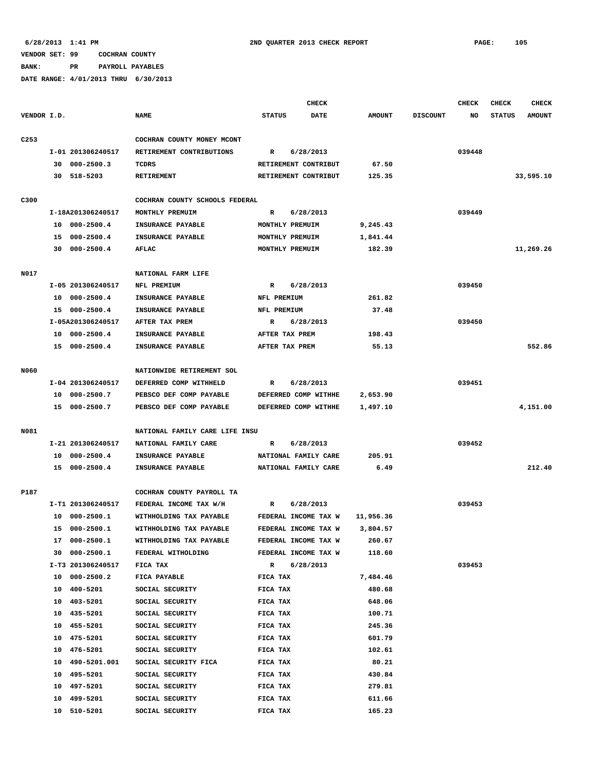6/28/2013 1:41 PM — 2ND QUARTER 2013 CHECK REPORT

VENDOR SET: 99 COCHRAN COUNTY

BANK: PR PAYROLL PAYABLES

DATE RANGE: 4/01/2013 THRU 6/30/2013

| VENDOR I.D. | | NAME | STATUS | CHECK DATE | AMOUNT | DISCOUNT | CHECK NO | CHECK STATUS | CHECK AMOUNT |
|---|---|---|---|---|---|---|---|---|---|
| C253 | | COCHRAN COUNTY MONEY MCONT | | | | | | | |
| | I-01 201306240517 | RETIREMENT CONTRIBUTIONS | R | 6/28/2013 | | | 039448 | | |
| | 30 000-2500.3 | TCDRS | RETIREMENT CONTRIBUT | | 67.50 | | | | |
| | 30 518-5203 | RETIREMENT | RETIREMENT CONTRIBUT | | 125.35 | | | | 33,595.10 |
| C300 | | COCHRAN COUNTY SCHOOLS FEDERAL | | | | | | | |
| | I-18A201306240517 | MONTHLY PREMUIM | R | 6/28/2013 | | | 039449 | | |
| | 10 000-2500.4 | INSURANCE PAYABLE | MONTHLY PREMUIM | | 9,245.43 | | | | |
| | 15 000-2500.4 | INSURANCE PAYABLE | MONTHLY PREMUIM | | 1,841.44 | | | | |
| | 30 000-2500.4 | AFLAC | MONTHLY PREMUIM | | 182.39 | | | | 11,269.26 |
| N017 | | NATIONAL FARM LIFE | | | | | | | |
| | I-05 201306240517 | NFL PREMIUM | R | 6/28/2013 | | | 039450 | | |
| | 10 000-2500.4 | INSURANCE PAYABLE | NFL PREMIUM | | 261.82 | | | | |
| | 15 000-2500.4 | INSURANCE PAYABLE | NFL PREMIUM | | 37.48 | | | | |
| | I-05A201306240517 | AFTER TAX PREM | R | 6/28/2013 | | | 039450 | | |
| | 10 000-2500.4 | INSURANCE PAYABLE | AFTER TAX PREM | | 198.43 | | | | |
| | 15 000-2500.4 | INSURANCE PAYABLE | AFTER TAX PREM | | 55.13 | | | | 552.86 |
| N060 | | NATIONWIDE RETIREMENT SOL | | | | | | | |
| | I-04 201306240517 | DEFERRED COMP WITHHELD | R | 6/28/2013 | | | 039451 | | |
| | 10 000-2500.7 | PEBSCO DEF COMP PAYABLE | DEFERRED COMP WITHHE | | 2,653.90 | | | | |
| | 15 000-2500.7 | PEBSCO DEF COMP PAYABLE | DEFERRED COMP WITHHE | | 1,497.10 | | | | 4,151.00 |
| N081 | | NATIONAL FAMILY CARE LIFE INSU | | | | | | | |
| | I-21 201306240517 | NATIONAL FAMILY CARE | R | 6/28/2013 | | | 039452 | | |
| | 10 000-2500.4 | INSURANCE PAYABLE | NATIONAL FAMILY CARE | | 205.91 | | | | |
| | 15 000-2500.4 | INSURANCE PAYABLE | NATIONAL FAMILY CARE | | 6.49 | | | | 212.40 |
| P187 | | COCHRAN COUNTY PAYROLL TA | | | | | | | |
| | I-T1 201306240517 | FEDERAL INCOME TAX W/H | R | 6/28/2013 | | | 039453 | | |
| | 10 000-2500.1 | WITHHOLDING TAX PAYABLE | FEDERAL INCOME TAX W | | 11,956.36 | | | | |
| | 15 000-2500.1 | WITHHOLDING TAX PAYABLE | FEDERAL INCOME TAX W | | 3,804.57 | | | | |
| | 17 000-2500.1 | WITHHOLDING TAX PAYABLE | FEDERAL INCOME TAX W | | 260.67 | | | | |
| | 30 000-2500.1 | FEDERAL WITHOLDING | FEDERAL INCOME TAX W | | 118.60 | | | | |
| | I-T3 201306240517 | FICA TAX | R | 6/28/2013 | | | 039453 | | |
| | 10 000-2500.2 | FICA PAYABLE | FICA TAX | | 7,484.46 | | | | |
| | 10 400-5201 | SOCIAL SECURITY | FICA TAX | | 480.68 | | | | |
| | 10 403-5201 | SOCIAL SECURITY | FICA TAX | | 648.06 | | | | |
| | 10 435-5201 | SOCIAL SECURITY | FICA TAX | | 100.71 | | | | |
| | 10 455-5201 | SOCIAL SECURITY | FICA TAX | | 245.36 | | | | |
| | 10 475-5201 | SOCIAL SECURITY | FICA TAX | | 601.79 | | | | |
| | 10 476-5201 | SOCIAL SECURITY | FICA TAX | | 102.61 | | | | |
| | 10 490-5201.001 | SOCIAL SECURITY FICA | FICA TAX | | 80.21 | | | | |
| | 10 495-5201 | SOCIAL SECURITY | FICA TAX | | 430.84 | | | | |
| | 10 497-5201 | SOCIAL SECURITY | FICA TAX | | 279.81 | | | | |
| | 10 499-5201 | SOCIAL SECURITY | FICA TAX | | 611.66 | | | | |
| | 10 510-5201 | SOCIAL SECURITY | FICA TAX | | 165.23 | | | | |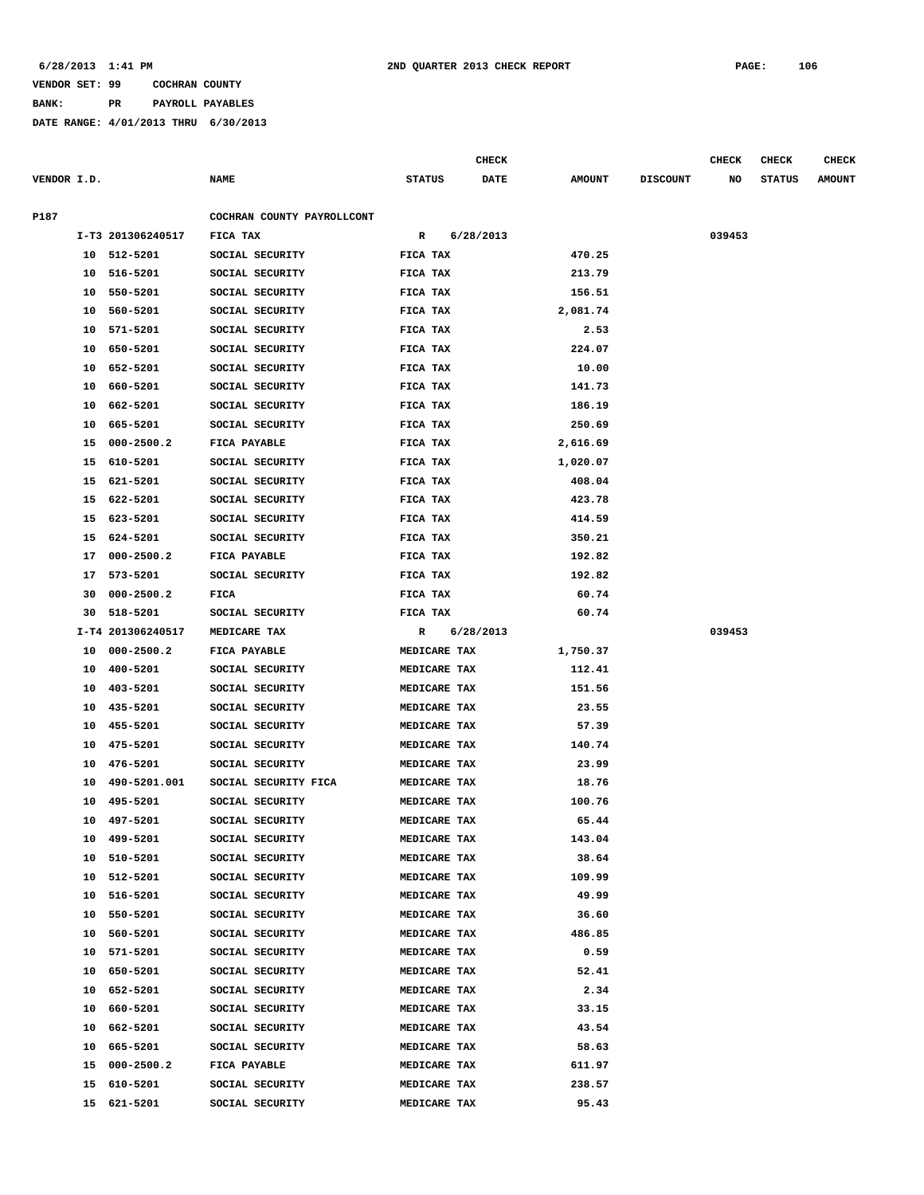VENDOR SET: 99 COCHRAN COUNTY

BANK: PR PAYROLL PAYABLES

DATE RANGE: 4/01/2013 THRU 6/30/2013

| VENDOR I.D. | | NAME | STATUS | CHECK DATE | AMOUNT | DISCOUNT | CHECK NO | CHECK STATUS | CHECK AMOUNT |
|---|---|---|---|---|---|---|---|---|---|
| P187 | | COCHRAN COUNTY PAYROLLCONT | | | | | | | |
| | I-T3 201306240517 | FICA TAX | R | 6/28/2013 | | | 039453 | | |
| | 10 512-5201 | SOCIAL SECURITY | FICA TAX | | 470.25 | | | | |
| | 10 516-5201 | SOCIAL SECURITY | FICA TAX | | 213.79 | | | | |
| | 10 550-5201 | SOCIAL SECURITY | FICA TAX | | 156.51 | | | | |
| | 10 560-5201 | SOCIAL SECURITY | FICA TAX | | 2,081.74 | | | | |
| | 10 571-5201 | SOCIAL SECURITY | FICA TAX | | 2.53 | | | | |
| | 10 650-5201 | SOCIAL SECURITY | FICA TAX | | 224.07 | | | | |
| | 10 652-5201 | SOCIAL SECURITY | FICA TAX | | 10.00 | | | | |
| | 10 660-5201 | SOCIAL SECURITY | FICA TAX | | 141.73 | | | | |
| | 10 662-5201 | SOCIAL SECURITY | FICA TAX | | 186.19 | | | | |
| | 10 665-5201 | SOCIAL SECURITY | FICA TAX | | 250.69 | | | | |
| | 15 000-2500.2 | FICA PAYABLE | FICA TAX | | 2,616.69 | | | | |
| | 15 610-5201 | SOCIAL SECURITY | FICA TAX | | 1,020.07 | | | | |
| | 15 621-5201 | SOCIAL SECURITY | FICA TAX | | 408.04 | | | | |
| | 15 622-5201 | SOCIAL SECURITY | FICA TAX | | 423.78 | | | | |
| | 15 623-5201 | SOCIAL SECURITY | FICA TAX | | 414.59 | | | | |
| | 15 624-5201 | SOCIAL SECURITY | FICA TAX | | 350.21 | | | | |
| | 17 000-2500.2 | FICA PAYABLE | FICA TAX | | 192.82 | | | | |
| | 17 573-5201 | SOCIAL SECURITY | FICA TAX | | 192.82 | | | | |
| | 30 000-2500.2 | FICA | FICA TAX | | 60.74 | | | | |
| | 30 518-5201 | SOCIAL SECURITY | FICA TAX | | 60.74 | | | | |
| | I-T4 201306240517 | MEDICARE TAX | R | 6/28/2013 | | | 039453 | | |
| | 10 000-2500.2 | FICA PAYABLE | MEDICARE TAX | | 1,750.37 | | | | |
| | 10 400-5201 | SOCIAL SECURITY | MEDICARE TAX | | 112.41 | | | | |
| | 10 403-5201 | SOCIAL SECURITY | MEDICARE TAX | | 151.56 | | | | |
| | 10 435-5201 | SOCIAL SECURITY | MEDICARE TAX | | 23.55 | | | | |
| | 10 455-5201 | SOCIAL SECURITY | MEDICARE TAX | | 57.39 | | | | |
| | 10 475-5201 | SOCIAL SECURITY | MEDICARE TAX | | 140.74 | | | | |
| | 10 476-5201 | SOCIAL SECURITY | MEDICARE TAX | | 23.99 | | | | |
| | 10 490-5201.001 | SOCIAL SECURITY FICA | MEDICARE TAX | | 18.76 | | | | |
| | 10 495-5201 | SOCIAL SECURITY | MEDICARE TAX | | 100.76 | | | | |
| | 10 497-5201 | SOCIAL SECURITY | MEDICARE TAX | | 65.44 | | | | |
| | 10 499-5201 | SOCIAL SECURITY | MEDICARE TAX | | 143.04 | | | | |
| | 10 510-5201 | SOCIAL SECURITY | MEDICARE TAX | | 38.64 | | | | |
| | 10 512-5201 | SOCIAL SECURITY | MEDICARE TAX | | 109.99 | | | | |
| | 10 516-5201 | SOCIAL SECURITY | MEDICARE TAX | | 49.99 | | | | |
| | 10 550-5201 | SOCIAL SECURITY | MEDICARE TAX | | 36.60 | | | | |
| | 10 560-5201 | SOCIAL SECURITY | MEDICARE TAX | | 486.85 | | | | |
| | 10 571-5201 | SOCIAL SECURITY | MEDICARE TAX | | 0.59 | | | | |
| | 10 650-5201 | SOCIAL SECURITY | MEDICARE TAX | | 52.41 | | | | |
| | 10 652-5201 | SOCIAL SECURITY | MEDICARE TAX | | 2.34 | | | | |
| | 10 660-5201 | SOCIAL SECURITY | MEDICARE TAX | | 33.15 | | | | |
| | 10 662-5201 | SOCIAL SECURITY | MEDICARE TAX | | 43.54 | | | | |
| | 10 665-5201 | SOCIAL SECURITY | MEDICARE TAX | | 58.63 | | | | |
| | 15 000-2500.2 | FICA PAYABLE | MEDICARE TAX | | 611.97 | | | | |
| | 15 610-5201 | SOCIAL SECURITY | MEDICARE TAX | | 238.57 | | | | |
| | 15 621-5201 | SOCIAL SECURITY | MEDICARE TAX | | 95.43 | | | | |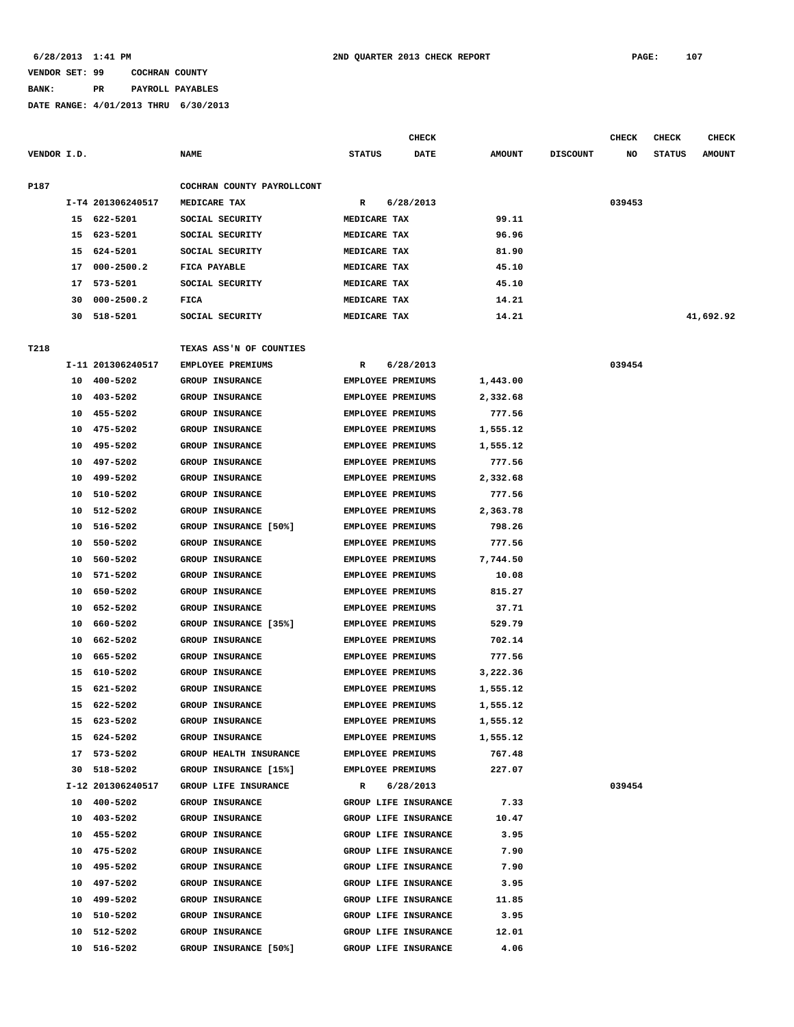VENDOR SET: 99 COCHRAN COUNTY

BANK: PR PAYROLL PAYABLES

DATE RANGE: 4/01/2013 THRU 6/30/2013

| VENDOR I.D. | | NAME | STATUS | CHECK DATE | AMOUNT | DISCOUNT | CHECK NO | CHECK STATUS | CHECK AMOUNT |
|---|---|---|---|---|---|---|---|---|---|
| P187 | | COCHRAN COUNTY PAYROLLCONT | | | | | | | |
| | I-T4 201306240517 | MEDICARE TAX | R | 6/28/2013 | | | 039453 | | |
| | 15 622-5201 | SOCIAL SECURITY | MEDICARE TAX | | 99.11 | | | | |
| | 15 623-5201 | SOCIAL SECURITY | MEDICARE TAX | | 96.96 | | | | |
| | 15 624-5201 | SOCIAL SECURITY | MEDICARE TAX | | 81.90 | | | | |
| | 17 000-2500.2 | FICA PAYABLE | MEDICARE TAX | | 45.10 | | | | |
| | 17 573-5201 | SOCIAL SECURITY | MEDICARE TAX | | 45.10 | | | | |
| | 30 000-2500.2 | FICA | MEDICARE TAX | | 14.21 | | | | |
| | 30 518-5201 | SOCIAL SECURITY | MEDICARE TAX | | 14.21 | | | | 41,692.92 |
| T218 | | TEXAS ASS'N OF COUNTIES | | | | | | | |
| | I-11 201306240517 | EMPLOYEE PREMIUMS | R | 6/28/2013 | | | 039454 | | |
| | 10 400-5202 | GROUP INSURANCE | EMPLOYEE PREMIUMS | | 1,443.00 | | | | |
| | 10 403-5202 | GROUP INSURANCE | EMPLOYEE PREMIUMS | | 2,332.68 | | | | |
| | 10 455-5202 | GROUP INSURANCE | EMPLOYEE PREMIUMS | | 777.56 | | | | |
| | 10 475-5202 | GROUP INSURANCE | EMPLOYEE PREMIUMS | | 1,555.12 | | | | |
| | 10 495-5202 | GROUP INSURANCE | EMPLOYEE PREMIUMS | | 1,555.12 | | | | |
| | 10 497-5202 | GROUP INSURANCE | EMPLOYEE PREMIUMS | | 777.56 | | | | |
| | 10 499-5202 | GROUP INSURANCE | EMPLOYEE PREMIUMS | | 2,332.68 | | | | |
| | 10 510-5202 | GROUP INSURANCE | EMPLOYEE PREMIUMS | | 777.56 | | | | |
| | 10 512-5202 | GROUP INSURANCE | EMPLOYEE PREMIUMS | | 2,363.78 | | | | |
| | 10 516-5202 | GROUP INSURANCE [50%] | EMPLOYEE PREMIUMS | | 798.26 | | | | |
| | 10 550-5202 | GROUP INSURANCE | EMPLOYEE PREMIUMS | | 777.56 | | | | |
| | 10 560-5202 | GROUP INSURANCE | EMPLOYEE PREMIUMS | | 7,744.50 | | | | |
| | 10 571-5202 | GROUP INSURANCE | EMPLOYEE PREMIUMS | | 10.08 | | | | |
| | 10 650-5202 | GROUP INSURANCE | EMPLOYEE PREMIUMS | | 815.27 | | | | |
| | 10 652-5202 | GROUP INSURANCE | EMPLOYEE PREMIUMS | | 37.71 | | | | |
| | 10 660-5202 | GROUP INSURANCE [35%] | EMPLOYEE PREMIUMS | | 529.79 | | | | |
| | 10 662-5202 | GROUP INSURANCE | EMPLOYEE PREMIUMS | | 702.14 | | | | |
| | 10 665-5202 | GROUP INSURANCE | EMPLOYEE PREMIUMS | | 777.56 | | | | |
| | 15 610-5202 | GROUP INSURANCE | EMPLOYEE PREMIUMS | | 3,222.36 | | | | |
| | 15 621-5202 | GROUP INSURANCE | EMPLOYEE PREMIUMS | | 1,555.12 | | | | |
| | 15 622-5202 | GROUP INSURANCE | EMPLOYEE PREMIUMS | | 1,555.12 | | | | |
| | 15 623-5202 | GROUP INSURANCE | EMPLOYEE PREMIUMS | | 1,555.12 | | | | |
| | 15 624-5202 | GROUP INSURANCE | EMPLOYEE PREMIUMS | | 1,555.12 | | | | |
| | 17 573-5202 | GROUP HEALTH INSURANCE | EMPLOYEE PREMIUMS | | 767.48 | | | | |
| | 30 518-5202 | GROUP INSURANCE [15%] | EMPLOYEE PREMIUMS | | 227.07 | | | | |
| | I-12 201306240517 | GROUP LIFE INSURANCE | R | 6/28/2013 | | | 039454 | | |
| | 10 400-5202 | GROUP INSURANCE | GROUP LIFE INSURANCE | | 7.33 | | | | |
| | 10 403-5202 | GROUP INSURANCE | GROUP LIFE INSURANCE | | 10.47 | | | | |
| | 10 455-5202 | GROUP INSURANCE | GROUP LIFE INSURANCE | | 3.95 | | | | |
| | 10 475-5202 | GROUP INSURANCE | GROUP LIFE INSURANCE | | 7.90 | | | | |
| | 10 495-5202 | GROUP INSURANCE | GROUP LIFE INSURANCE | | 7.90 | | | | |
| | 10 497-5202 | GROUP INSURANCE | GROUP LIFE INSURANCE | | 3.95 | | | | |
| | 10 499-5202 | GROUP INSURANCE | GROUP LIFE INSURANCE | | 11.85 | | | | |
| | 10 510-5202 | GROUP INSURANCE | GROUP LIFE INSURANCE | | 3.95 | | | | |
| | 10 512-5202 | GROUP INSURANCE | GROUP LIFE INSURANCE | | 12.01 | | | | |
| | 10 516-5202 | GROUP INSURANCE [50%] | GROUP LIFE INSURANCE | | 4.06 | | | | |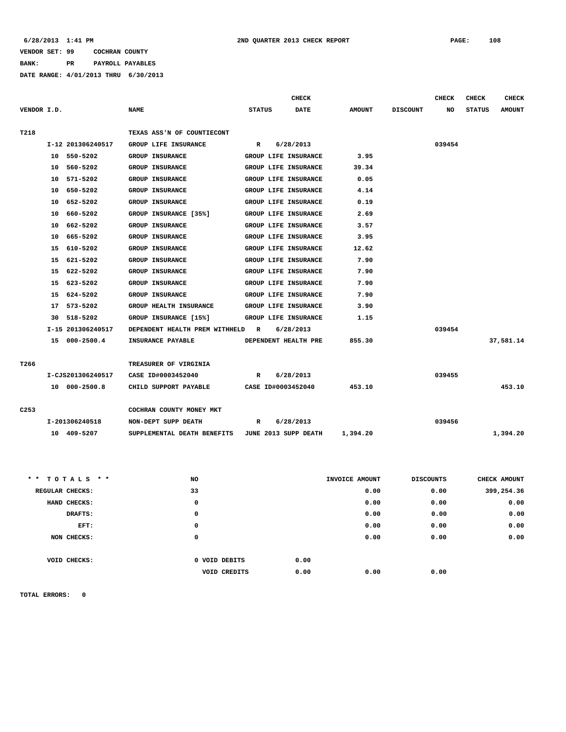6/28/2013 1:41 PM — 2ND QUARTER 2013 CHECK REPORT

VENDOR SET: 99 COCHRAN COUNTY
BANK: PR PAYROLL PAYABLES
DATE RANGE: 4/01/2013 THRU 6/30/2013

| VENDOR I.D. | | NAME | STATUS | CHECK DATE | AMOUNT | DISCOUNT | CHECK NO | CHECK STATUS | CHECK AMOUNT |
|---|---|---|---|---|---|---|---|---|---|
| T218 | | TEXAS ASS'N OF COUNTIECONT | | | | | | | |
| | I-12 201306240517 | GROUP LIFE INSURANCE | R | 6/28/2013 | | | 039454 | | |
| | 10 550-5202 | GROUP INSURANCE | GROUP LIFE INSURANCE | | 3.95 | | | | |
| | 10 560-5202 | GROUP INSURANCE | GROUP LIFE INSURANCE | | 39.34 | | | | |
| | 10 571-5202 | GROUP INSURANCE | GROUP LIFE INSURANCE | | 0.05 | | | | |
| | 10 650-5202 | GROUP INSURANCE | GROUP LIFE INSURANCE | | 4.14 | | | | |
| | 10 652-5202 | GROUP INSURANCE | GROUP LIFE INSURANCE | | 0.19 | | | | |
| | 10 660-5202 | GROUP INSURANCE [35%] | GROUP LIFE INSURANCE | | 2.69 | | | | |
| | 10 662-5202 | GROUP INSURANCE | GROUP LIFE INSURANCE | | 3.57 | | | | |
| | 10 665-5202 | GROUP INSURANCE | GROUP LIFE INSURANCE | | 3.95 | | | | |
| | 15 610-5202 | GROUP INSURANCE | GROUP LIFE INSURANCE | | 12.62 | | | | |
| | 15 621-5202 | GROUP INSURANCE | GROUP LIFE INSURANCE | | 7.90 | | | | |
| | 15 622-5202 | GROUP INSURANCE | GROUP LIFE INSURANCE | | 7.90 | | | | |
| | 15 623-5202 | GROUP INSURANCE | GROUP LIFE INSURANCE | | 7.90 | | | | |
| | 15 624-5202 | GROUP INSURANCE | GROUP LIFE INSURANCE | | 7.90 | | | | |
| | 17 573-5202 | GROUP HEALTH INSURANCE | GROUP LIFE INSURANCE | | 3.90 | | | | |
| | 30 518-5202 | GROUP INSURANCE [15%] | GROUP LIFE INSURANCE | | 1.15 | | | | |
| | I-15 201306240517 | DEPENDENT HEALTH PREM WITHHELD | R | 6/28/2013 | | | 039454 | | |
| | 15 000-2500.4 | INSURANCE PAYABLE | DEPENDENT HEALTH PRE | | 855.30 | | | | 37,581.14 |
| T266 | | TREASURER OF VIRGINIA | | | | | | | |
| | I-CJS201306240517 | CASE ID#0003452040 | R | 6/28/2013 | | | 039455 | | |
| | 10 000-2500.8 | CHILD SUPPORT PAYABLE | CASE ID#0003452040 | | 453.10 | | | | 453.10 |
| C253 | | COCHRAN COUNTY MONEY MKT | | | | | | | |
| | I-201306240518 | NON-DEPT SUPP DEATH | R | 6/28/2013 | | | 039456 | | |
| | 10 409-5207 | SUPPLEMENTAL DEATH BENEFITS | JUNE 2013 SUPP DEATH | | 1,394.20 | | | | 1,394.20 |

| ** TOTALS ** | NO | | INVOICE AMOUNT | DISCOUNTS | CHECK AMOUNT |
|---|---|---|---|---|---|
| REGULAR CHECKS: | 33 | | 0.00 | 0.00 | 399,254.36 |
| HAND CHECKS: | 0 | | 0.00 | 0.00 | 0.00 |
| DRAFTS: | 0 | | 0.00 | 0.00 | 0.00 |
| EFT: | 0 | | 0.00 | 0.00 | 0.00 |
| NON CHECKS: | 0 | | 0.00 | 0.00 | 0.00 |
| VOID CHECKS: | 0 VOID DEBITS | 0.00 | | | |
| | VOID CREDITS | 0.00 | 0.00 | 0.00 | |

TOTAL ERRORS: 0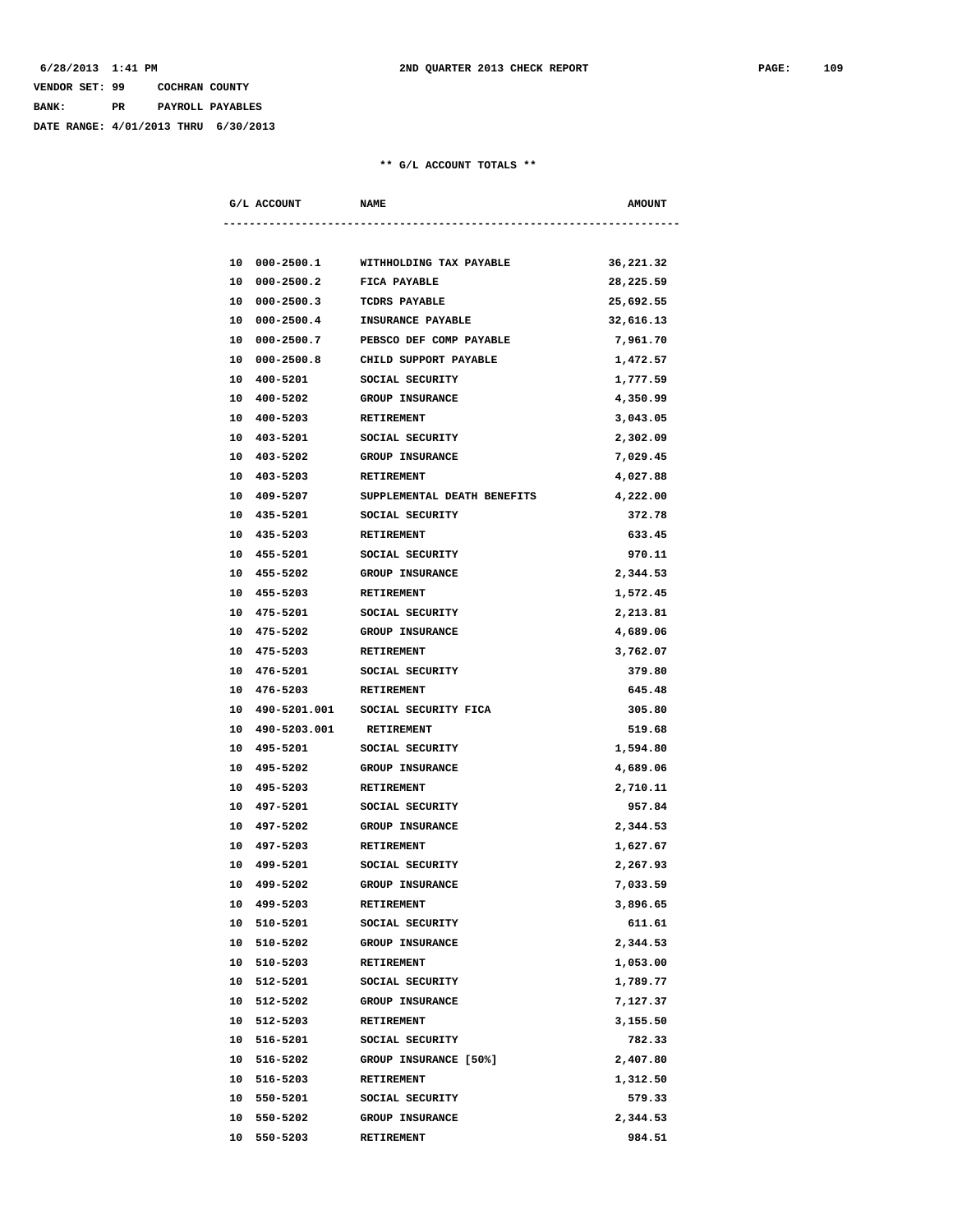VENDOR SET: 99 COCHRAN COUNTY

BANK: PR PAYROLL PAYABLES

DATE RANGE: 4/01/2013 THRU 6/30/2013

** G/L ACCOUNT TOTALS **

| G/L ACCOUNT | NAME | AMOUNT |
|---|---|---|
| 10 000-2500.1 | WITHHOLDING TAX PAYABLE | 36,221.32 |
| 10 000-2500.2 | FICA PAYABLE | 28,225.59 |
| 10 000-2500.3 | TCDRS PAYABLE | 25,692.55 |
| 10 000-2500.4 | INSURANCE PAYABLE | 32,616.13 |
| 10 000-2500.7 | PEBSCO DEF COMP PAYABLE | 7,961.70 |
| 10 000-2500.8 | CHILD SUPPORT PAYABLE | 1,472.57 |
| 10 400-5201 | SOCIAL SECURITY | 1,777.59 |
| 10 400-5202 | GROUP INSURANCE | 4,350.99 |
| 10 400-5203 | RETIREMENT | 3,043.05 |
| 10 403-5201 | SOCIAL SECURITY | 2,302.09 |
| 10 403-5202 | GROUP INSURANCE | 7,029.45 |
| 10 403-5203 | RETIREMENT | 4,027.88 |
| 10 409-5207 | SUPPLEMENTAL DEATH BENEFITS | 4,222.00 |
| 10 435-5201 | SOCIAL SECURITY | 372.78 |
| 10 435-5203 | RETIREMENT | 633.45 |
| 10 455-5201 | SOCIAL SECURITY | 970.11 |
| 10 455-5202 | GROUP INSURANCE | 2,344.53 |
| 10 455-5203 | RETIREMENT | 1,572.45 |
| 10 475-5201 | SOCIAL SECURITY | 2,213.81 |
| 10 475-5202 | GROUP INSURANCE | 4,689.06 |
| 10 475-5203 | RETIREMENT | 3,762.07 |
| 10 476-5201 | SOCIAL SECURITY | 379.80 |
| 10 476-5203 | RETIREMENT | 645.48 |
| 10 490-5201.001 | SOCIAL SECURITY FICA | 305.80 |
| 10 490-5203.001 | RETIREMENT | 519.68 |
| 10 495-5201 | SOCIAL SECURITY | 1,594.80 |
| 10 495-5202 | GROUP INSURANCE | 4,689.06 |
| 10 495-5203 | RETIREMENT | 2,710.11 |
| 10 497-5201 | SOCIAL SECURITY | 957.84 |
| 10 497-5202 | GROUP INSURANCE | 2,344.53 |
| 10 497-5203 | RETIREMENT | 1,627.67 |
| 10 499-5201 | SOCIAL SECURITY | 2,267.93 |
| 10 499-5202 | GROUP INSURANCE | 7,033.59 |
| 10 499-5203 | RETIREMENT | 3,896.65 |
| 10 510-5201 | SOCIAL SECURITY | 611.61 |
| 10 510-5202 | GROUP INSURANCE | 2,344.53 |
| 10 510-5203 | RETIREMENT | 1,053.00 |
| 10 512-5201 | SOCIAL SECURITY | 1,789.77 |
| 10 512-5202 | GROUP INSURANCE | 7,127.37 |
| 10 512-5203 | RETIREMENT | 3,155.50 |
| 10 516-5201 | SOCIAL SECURITY | 782.33 |
| 10 516-5202 | GROUP INSURANCE [50%] | 2,407.80 |
| 10 516-5203 | RETIREMENT | 1,312.50 |
| 10 550-5201 | SOCIAL SECURITY | 579.33 |
| 10 550-5202 | GROUP INSURANCE | 2,344.53 |
| 10 550-5203 | RETIREMENT | 984.51 |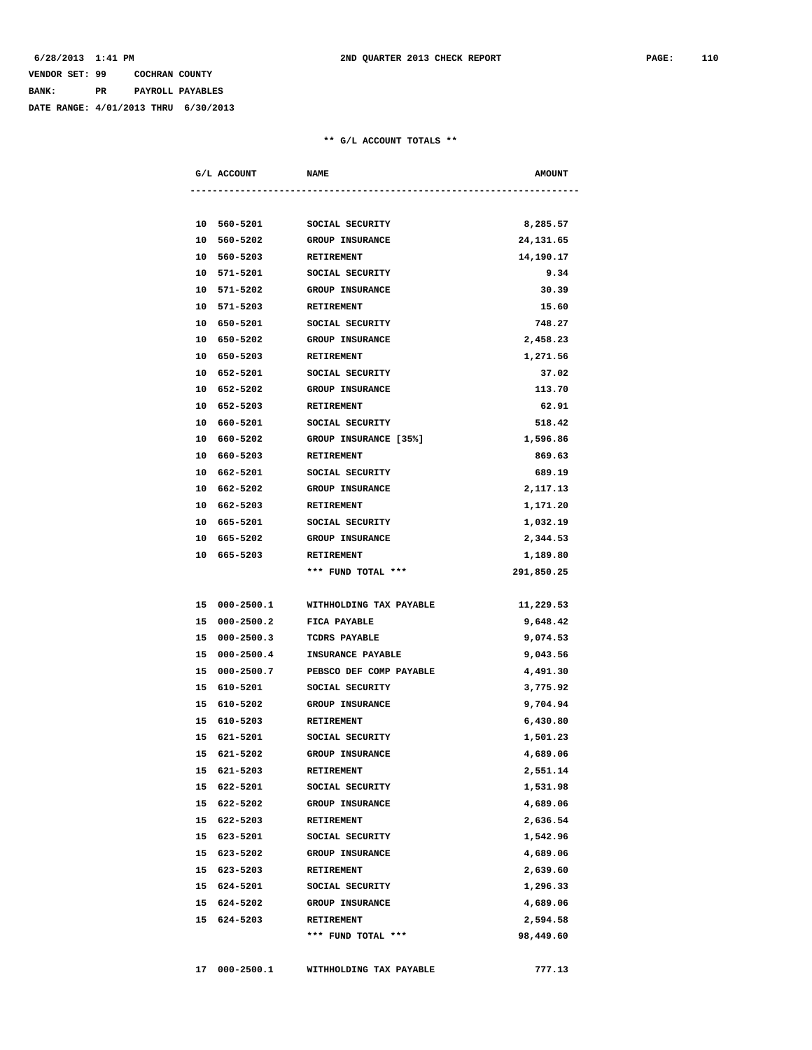VENDOR SET: 99 COCHRAN COUNTY

BANK: PR PAYROLL PAYABLES

DATE RANGE: 4/01/2013 THRU 6/30/2013

** G/L ACCOUNT TOTALS **

| G/L ACCOUNT | NAME | AMOUNT |
|---|---|---|
| 10 560-5201 | SOCIAL SECURITY | 8,285.57 |
| 10 560-5202 | GROUP INSURANCE | 24,131.65 |
| 10 560-5203 | RETIREMENT | 14,190.17 |
| 10 571-5201 | SOCIAL SECURITY | 9.34 |
| 10 571-5202 | GROUP INSURANCE | 30.39 |
| 10 571-5203 | RETIREMENT | 15.60 |
| 10 650-5201 | SOCIAL SECURITY | 748.27 |
| 10 650-5202 | GROUP INSURANCE | 2,458.23 |
| 10 650-5203 | RETIREMENT | 1,271.56 |
| 10 652-5201 | SOCIAL SECURITY | 37.02 |
| 10 652-5202 | GROUP INSURANCE | 113.70 |
| 10 652-5203 | RETIREMENT | 62.91 |
| 10 660-5201 | SOCIAL SECURITY | 518.42 |
| 10 660-5202 | GROUP INSURANCE [35%] | 1,596.86 |
| 10 660-5203 | RETIREMENT | 869.63 |
| 10 662-5201 | SOCIAL SECURITY | 689.19 |
| 10 662-5202 | GROUP INSURANCE | 2,117.13 |
| 10 662-5203 | RETIREMENT | 1,171.20 |
| 10 665-5201 | SOCIAL SECURITY | 1,032.19 |
| 10 665-5202 | GROUP INSURANCE | 2,344.53 |
| 10 665-5203 | RETIREMENT | 1,189.80 |
| | *** FUND TOTAL *** | 291,850.25 |
| 15 000-2500.1 | WITHHOLDING TAX PAYABLE | 11,229.53 |
| 15 000-2500.2 | FICA PAYABLE | 9,648.42 |
| 15 000-2500.3 | TCDRS PAYABLE | 9,074.53 |
| 15 000-2500.4 | INSURANCE PAYABLE | 9,043.56 |
| 15 000-2500.7 | PEBSCO DEF COMP PAYABLE | 4,491.30 |
| 15 610-5201 | SOCIAL SECURITY | 3,775.92 |
| 15 610-5202 | GROUP INSURANCE | 9,704.94 |
| 15 610-5203 | RETIREMENT | 6,430.80 |
| 15 621-5201 | SOCIAL SECURITY | 1,501.23 |
| 15 621-5202 | GROUP INSURANCE | 4,689.06 |
| 15 621-5203 | RETIREMENT | 2,551.14 |
| 15 622-5201 | SOCIAL SECURITY | 1,531.98 |
| 15 622-5202 | GROUP INSURANCE | 4,689.06 |
| 15 622-5203 | RETIREMENT | 2,636.54 |
| 15 623-5201 | SOCIAL SECURITY | 1,542.96 |
| 15 623-5202 | GROUP INSURANCE | 4,689.06 |
| 15 623-5203 | RETIREMENT | 2,639.60 |
| 15 624-5201 | SOCIAL SECURITY | 1,296.33 |
| 15 624-5202 | GROUP INSURANCE | 4,689.06 |
| 15 624-5203 | RETIREMENT | 2,594.58 |
| | *** FUND TOTAL *** | 98,449.60 |
| 17 000-2500.1 | WITHHOLDING TAX PAYABLE | 777.13 |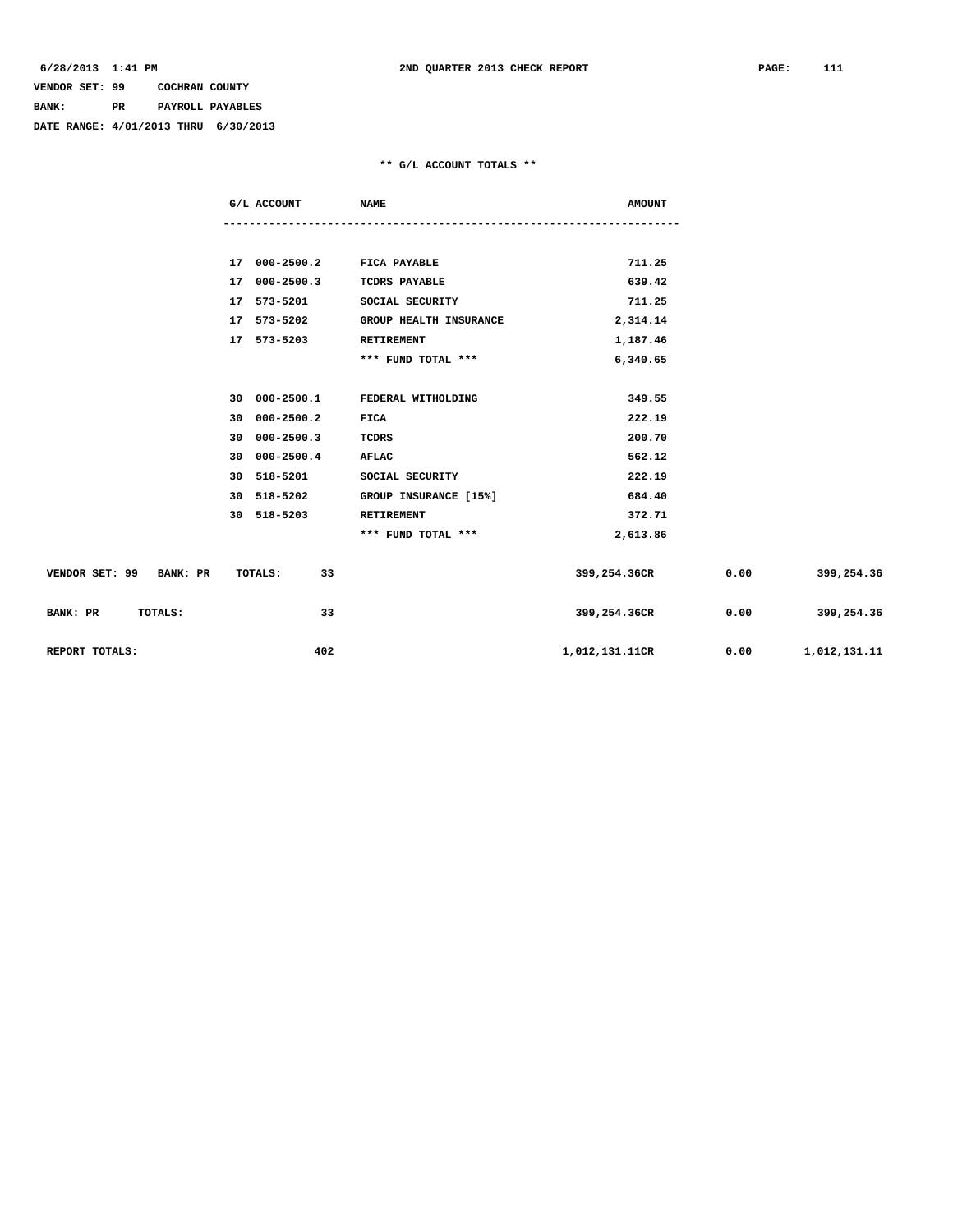VENDOR SET: 99 COCHRAN COUNTY
BANK: PR PAYROLL PAYABLES
DATE RANGE: 4/01/2013 THRU 6/30/2013

## ** G/L ACCOUNT TOTALS **

| G/L ACCOUNT | NAME | AMOUNT |
|---|---|---|
| 17 000-2500.2 | FICA PAYABLE | 711.25 |
| 17 000-2500.3 | TCDRS PAYABLE | 639.42 |
| 17 573-5201 | SOCIAL SECURITY | 711.25 |
| 17 573-5202 | GROUP HEALTH INSURANCE | 2,314.14 |
| 17 573-5203 | RETIREMENT | 1,187.46 |
| | *** FUND TOTAL *** | 6,340.65 |
| 30 000-2500.1 | FEDERAL WITHOLDING | 349.55 |
| 30 000-2500.2 | FICA | 222.19 |
| 30 000-2500.3 | TCDRS | 200.70 |
| 30 000-2500.4 | AFLAC | 562.12 |
| 30 518-5201 | SOCIAL SECURITY | 222.19 |
| 30 518-5202 | GROUP INSURANCE [15%] | 684.40 |
| 30 518-5203 | RETIREMENT | 372.71 |
| | *** FUND TOTAL *** | 2,613.86 |

| | | | | |
|---|---|---|---|---|
| VENDOR SET: 99 BANK: PR TOTALS: | 33 | 399,254.36CR | 0.00 | 399,254.36 |
| BANK: PR TOTALS: | 33 | 399,254.36CR | 0.00 | 399,254.36 |
| REPORT TOTALS: | 402 | 1,012,131.11CR | 0.00 | 1,012,131.11 |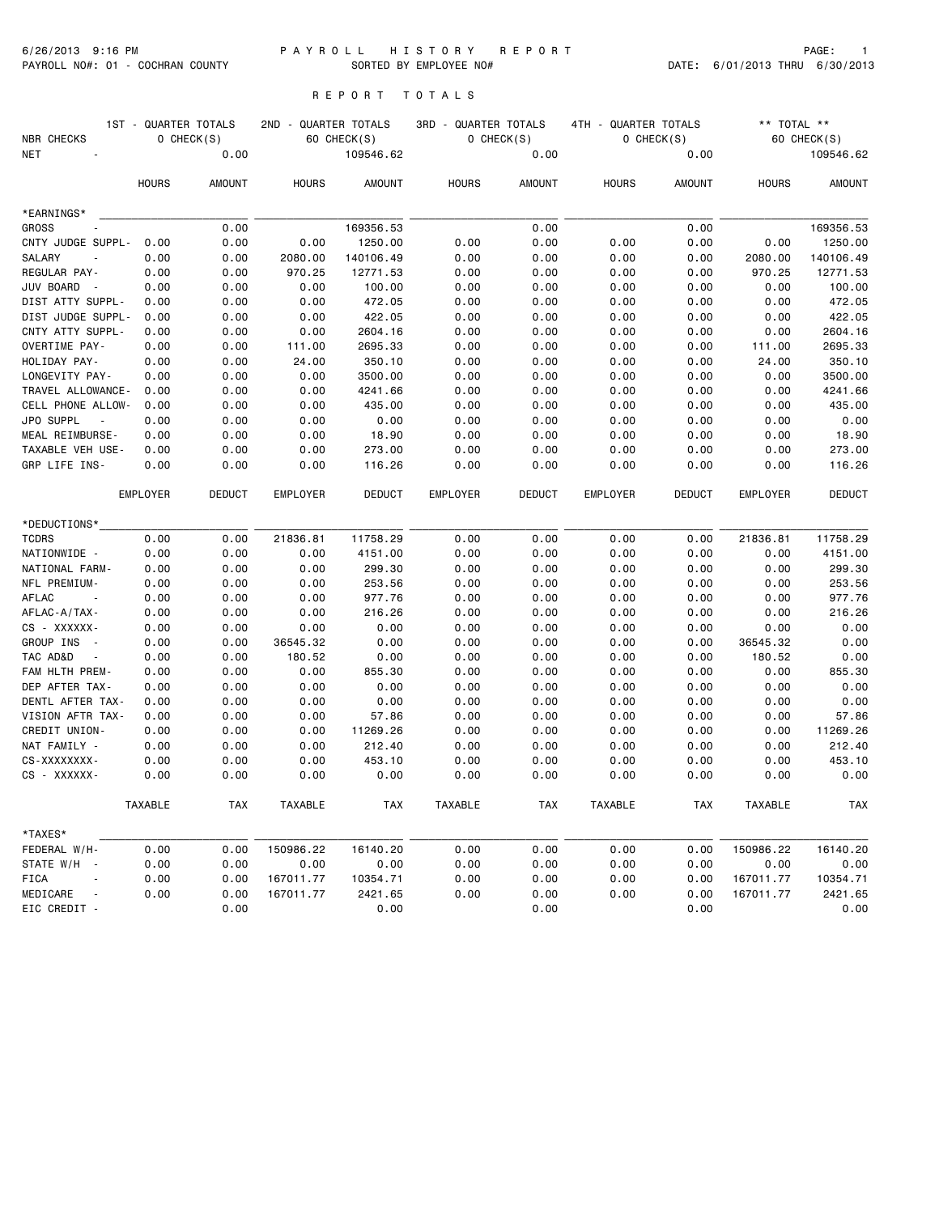6/26/2013 9:16 PM                    P A Y R O L L   H I S T O R Y   R E P O R T

PAYROLL NO#: 01 - COCHRAN COUNTY                    SORTED BY EMPLOYEE NO#                    DATE: 6/01/2013 THRU 6/30/2013

## R E P O R T   T O T A L S

| | 1ST - QUARTER TOTALS | | 2ND - QUARTER TOTALS | | 3RD - QUARTER TOTALS | | 4TH - QUARTER TOTALS | | ** TOTAL ** | |
|---|---|---|---|---|---|---|---|---|---|---|
| NBR CHECKS | 0 CHECK(S) | | 60 CHECK(S) | | 0 CHECK(S) | | 0 CHECK(S) | | 60 CHECK(S) | |
| NET - | | 0.00 | | 109546.62 | | 0.00 | | 0.00 | | 109546.62 |
| | HOURS | AMOUNT | HOURS | AMOUNT | HOURS | AMOUNT | HOURS | AMOUNT | HOURS | AMOUNT |
| *EARNINGS* | | | | | | | | | | |
| GROSS - | | 0.00 | | 169356.53 | | 0.00 | | 0.00 | | 169356.53 |
| CNTY JUDGE SUPPL- | 0.00 | 0.00 | 0.00 | 1250.00 | 0.00 | 0.00 | 0.00 | 0.00 | 0.00 | 1250.00 |
| SALARY - | 0.00 | 0.00 | 2080.00 | 140106.49 | 0.00 | 0.00 | 0.00 | 0.00 | 2080.00 | 140106.49 |
| REGULAR PAY- | 0.00 | 0.00 | 970.25 | 12771.53 | 0.00 | 0.00 | 0.00 | 0.00 | 970.25 | 12771.53 |
| JUV BOARD - | 0.00 | 0.00 | 0.00 | 100.00 | 0.00 | 0.00 | 0.00 | 0.00 | 0.00 | 100.00 |
| DIST ATTY SUPPL- | 0.00 | 0.00 | 0.00 | 472.05 | 0.00 | 0.00 | 0.00 | 0.00 | 0.00 | 472.05 |
| DIST JUDGE SUPPL- | 0.00 | 0.00 | 0.00 | 422.05 | 0.00 | 0.00 | 0.00 | 0.00 | 0.00 | 422.05 |
| CNTY ATTY SUPPL- | 0.00 | 0.00 | 0.00 | 2604.16 | 0.00 | 0.00 | 0.00 | 0.00 | 0.00 | 2604.16 |
| OVERTIME PAY- | 0.00 | 0.00 | 111.00 | 2695.33 | 0.00 | 0.00 | 0.00 | 0.00 | 111.00 | 2695.33 |
| HOLIDAY PAY- | 0.00 | 0.00 | 24.00 | 350.10 | 0.00 | 0.00 | 0.00 | 0.00 | 24.00 | 350.10 |
| LONGEVITY PAY- | 0.00 | 0.00 | 0.00 | 3500.00 | 0.00 | 0.00 | 0.00 | 0.00 | 0.00 | 3500.00 |
| TRAVEL ALLOWANCE- | 0.00 | 0.00 | 0.00 | 4241.66 | 0.00 | 0.00 | 0.00 | 0.00 | 0.00 | 4241.66 |
| CELL PHONE ALLOW- | 0.00 | 0.00 | 0.00 | 435.00 | 0.00 | 0.00 | 0.00 | 0.00 | 0.00 | 435.00 |
| JPO SUPPL - | 0.00 | 0.00 | 0.00 | 0.00 | 0.00 | 0.00 | 0.00 | 0.00 | 0.00 | 0.00 |
| MEAL REIMBURSE- | 0.00 | 0.00 | 0.00 | 18.90 | 0.00 | 0.00 | 0.00 | 0.00 | 0.00 | 18.90 |
| TAXABLE VEH USE- | 0.00 | 0.00 | 0.00 | 273.00 | 0.00 | 0.00 | 0.00 | 0.00 | 0.00 | 273.00 |
| GRP LIFE INS- | 0.00 | 0.00 | 0.00 | 116.26 | 0.00 | 0.00 | 0.00 | 0.00 | 0.00 | 116.26 |
| | EMPLOYER | DEDUCT | EMPLOYER | DEDUCT | EMPLOYER | DEDUCT | EMPLOYER | DEDUCT | EMPLOYER | DEDUCT |
| *DEDUCTIONS* | | | | | | | | | | |
| TCDRS | 0.00 | 0.00 | 21836.81 | 11758.29 | 0.00 | 0.00 | 0.00 | 0.00 | 21836.81 | 11758.29 |
| NATIONWIDE - | 0.00 | 0.00 | 0.00 | 4151.00 | 0.00 | 0.00 | 0.00 | 0.00 | 0.00 | 4151.00 |
| NATIONAL FARM- | 0.00 | 0.00 | 0.00 | 299.30 | 0.00 | 0.00 | 0.00 | 0.00 | 0.00 | 299.30 |
| NFL PREMIUM- | 0.00 | 0.00 | 0.00 | 253.56 | 0.00 | 0.00 | 0.00 | 0.00 | 0.00 | 253.56 |
| AFLAC - | 0.00 | 0.00 | 0.00 | 977.76 | 0.00 | 0.00 | 0.00 | 0.00 | 0.00 | 977.76 |
| AFLAC-A/TAX- | 0.00 | 0.00 | 0.00 | 216.26 | 0.00 | 0.00 | 0.00 | 0.00 | 0.00 | 216.26 |
| CS - XXXXXX- | 0.00 | 0.00 | 0.00 | 0.00 | 0.00 | 0.00 | 0.00 | 0.00 | 0.00 | 0.00 |
| GROUP INS - | 0.00 | 0.00 | 36545.32 | 0.00 | 0.00 | 0.00 | 0.00 | 0.00 | 36545.32 | 0.00 |
| TAC AD&D - | 0.00 | 0.00 | 180.52 | 0.00 | 0.00 | 0.00 | 0.00 | 0.00 | 180.52 | 0.00 |
| FAM HLTH PREM- | 0.00 | 0.00 | 0.00 | 855.30 | 0.00 | 0.00 | 0.00 | 0.00 | 0.00 | 855.30 |
| DEP AFTER TAX- | 0.00 | 0.00 | 0.00 | 0.00 | 0.00 | 0.00 | 0.00 | 0.00 | 0.00 | 0.00 |
| DENTL AFTER TAX- | 0.00 | 0.00 | 0.00 | 0.00 | 0.00 | 0.00 | 0.00 | 0.00 | 0.00 | 0.00 |
| VISION AFTR TAX- | 0.00 | 0.00 | 0.00 | 57.86 | 0.00 | 0.00 | 0.00 | 0.00 | 0.00 | 57.86 |
| CREDIT UNION- | 0.00 | 0.00 | 0.00 | 11269.26 | 0.00 | 0.00 | 0.00 | 0.00 | 0.00 | 11269.26 |
| NAT FAMILY - | 0.00 | 0.00 | 0.00 | 212.40 | 0.00 | 0.00 | 0.00 | 0.00 | 0.00 | 212.40 |
| CS-XXXXXXXX- | 0.00 | 0.00 | 0.00 | 453.10 | 0.00 | 0.00 | 0.00 | 0.00 | 0.00 | 453.10 |
| CS - XXXXXX- | 0.00 | 0.00 | 0.00 | 0.00 | 0.00 | 0.00 | 0.00 | 0.00 | 0.00 | 0.00 |
| | TAXABLE | TAX | TAXABLE | TAX | TAXABLE | TAX | TAXABLE | TAX | TAXABLE | TAX |
| *TAXES* | | | | | | | | | | |
| FEDERAL W/H- | 0.00 | 0.00 | 150986.22 | 16140.20 | 0.00 | 0.00 | 0.00 | 0.00 | 150986.22 | 16140.20 |
| STATE W/H - | 0.00 | 0.00 | 0.00 | 0.00 | 0.00 | 0.00 | 0.00 | 0.00 | 0.00 | 0.00 |
| FICA - | 0.00 | 0.00 | 167011.77 | 10354.71 | 0.00 | 0.00 | 0.00 | 0.00 | 167011.77 | 10354.71 |
| MEDICARE - | 0.00 | 0.00 | 167011.77 | 2421.65 | 0.00 | 0.00 | 0.00 | 0.00 | 167011.77 | 2421.65 |
| EIC CREDIT - | | 0.00 | | 0.00 | | 0.00 | | 0.00 | | 0.00 |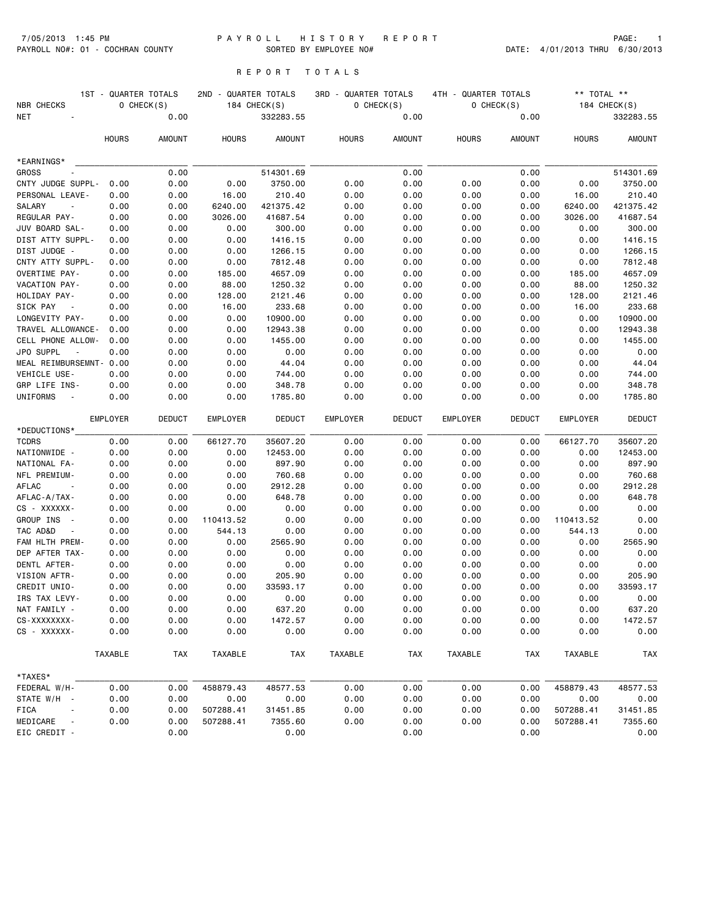7/05/2013 1:45 PM — PAYROLL HISTORY REPORT — PAGE: 1

PAYROLL NO#: 01 - COCHRAN COUNTY — SORTED BY EMPLOYEE NO# — DATE: 4/01/2013 THRU 6/30/2013

# REPORT TOTALS

| | 1ST - QUARTER TOTALS | | 2ND - QUARTER TOTALS | | 3RD - QUARTER TOTALS | | 4TH - QUARTER TOTALS | | ** TOTAL ** | |
|---|---|---|---|---|---|---|---|---|---|---|
| NBR CHECKS | 0 CHECK(S) | | 184 CHECK(S) | | 0 CHECK(S) | | 0 CHECK(S) | | 184 CHECK(S) | |
| NET - | | 0.00 | | 332283.55 | | 0.00 | | 0.00 | | 332283.55 |
| | HOURS | AMOUNT | HOURS | AMOUNT | HOURS | AMOUNT | HOURS | AMOUNT | HOURS | AMOUNT |
| *EARNINGS* | | | | | | | | | | |
| GROSS - | | 0.00 | | 514301.69 | | 0.00 | | 0.00 | | 514301.69 |
| CNTY JUDGE SUPPL- | 0.00 | 0.00 | 0.00 | 3750.00 | 0.00 | 0.00 | 0.00 | 0.00 | 0.00 | 3750.00 |
| PERSONAL LEAVE- | 0.00 | 0.00 | 16.00 | 210.40 | 0.00 | 0.00 | 0.00 | 0.00 | 16.00 | 210.40 |
| SALARY - | 0.00 | 0.00 | 6240.00 | 421375.42 | 0.00 | 0.00 | 0.00 | 0.00 | 6240.00 | 421375.42 |
| REGULAR PAY- | 0.00 | 0.00 | 3026.00 | 41687.54 | 0.00 | 0.00 | 0.00 | 0.00 | 3026.00 | 41687.54 |
| JUV BOARD SAL- | 0.00 | 0.00 | 0.00 | 300.00 | 0.00 | 0.00 | 0.00 | 0.00 | 0.00 | 300.00 |
| DIST ATTY SUPPL- | 0.00 | 0.00 | 0.00 | 1416.15 | 0.00 | 0.00 | 0.00 | 0.00 | 0.00 | 1416.15 |
| DIST JUDGE - | 0.00 | 0.00 | 0.00 | 1266.15 | 0.00 | 0.00 | 0.00 | 0.00 | 0.00 | 1266.15 |
| CNTY ATTY SUPPL- | 0.00 | 0.00 | 0.00 | 7812.48 | 0.00 | 0.00 | 0.00 | 0.00 | 0.00 | 7812.48 |
| OVERTIME PAY- | 0.00 | 0.00 | 185.00 | 4657.09 | 0.00 | 0.00 | 0.00 | 0.00 | 185.00 | 4657.09 |
| VACATION PAY- | 0.00 | 0.00 | 88.00 | 1250.32 | 0.00 | 0.00 | 0.00 | 0.00 | 88.00 | 1250.32 |
| HOLIDAY PAY- | 0.00 | 0.00 | 128.00 | 2121.46 | 0.00 | 0.00 | 0.00 | 0.00 | 128.00 | 2121.46 |
| SICK PAY - | 0.00 | 0.00 | 16.00 | 233.68 | 0.00 | 0.00 | 0.00 | 0.00 | 16.00 | 233.68 |
| LONGEVITY PAY- | 0.00 | 0.00 | 0.00 | 10900.00 | 0.00 | 0.00 | 0.00 | 0.00 | 0.00 | 10900.00 |
| TRAVEL ALLOWANCE- | 0.00 | 0.00 | 0.00 | 12943.38 | 0.00 | 0.00 | 0.00 | 0.00 | 0.00 | 12943.38 |
| CELL PHONE ALLOW- | 0.00 | 0.00 | 0.00 | 1455.00 | 0.00 | 0.00 | 0.00 | 0.00 | 0.00 | 1455.00 |
| JPO SUPPL - | 0.00 | 0.00 | 0.00 | 0.00 | 0.00 | 0.00 | 0.00 | 0.00 | 0.00 | 0.00 |
| MEAL REIMBURSEMNT- | 0.00 | 0.00 | 0.00 | 44.04 | 0.00 | 0.00 | 0.00 | 0.00 | 0.00 | 44.04 |
| VEHICLE USE- | 0.00 | 0.00 | 0.00 | 744.00 | 0.00 | 0.00 | 0.00 | 0.00 | 0.00 | 744.00 |
| GRP LIFE INS- | 0.00 | 0.00 | 0.00 | 348.78 | 0.00 | 0.00 | 0.00 | 0.00 | 0.00 | 348.78 |
| UNIFORMS - | 0.00 | 0.00 | 0.00 | 1785.80 | 0.00 | 0.00 | 0.00 | 0.00 | 0.00 | 1785.80 |
| | EMPLOYER | DEDUCT | EMPLOYER | DEDUCT | EMPLOYER | DEDUCT | EMPLOYER | DEDUCT | EMPLOYER | DEDUCT |
| *DEDUCTIONS* | | | | | | | | | | |
| TCDRS | 0.00 | 0.00 | 66127.70 | 35607.20 | 0.00 | 0.00 | 0.00 | 0.00 | 66127.70 | 35607.20 |
| NATIONWIDE - | 0.00 | 0.00 | 0.00 | 12453.00 | 0.00 | 0.00 | 0.00 | 0.00 | 0.00 | 12453.00 |
| NATIONAL FA- | 0.00 | 0.00 | 0.00 | 897.90 | 0.00 | 0.00 | 0.00 | 0.00 | 0.00 | 897.90 |
| NFL PREMIUM- | 0.00 | 0.00 | 0.00 | 760.68 | 0.00 | 0.00 | 0.00 | 0.00 | 0.00 | 760.68 |
| AFLAC - | 0.00 | 0.00 | 0.00 | 2912.28 | 0.00 | 0.00 | 0.00 | 0.00 | 0.00 | 2912.28 |
| AFLAC-A/TAX- | 0.00 | 0.00 | 0.00 | 648.78 | 0.00 | 0.00 | 0.00 | 0.00 | 0.00 | 648.78 |
| CS - XXXXXX- | 0.00 | 0.00 | 0.00 | 0.00 | 0.00 | 0.00 | 0.00 | 0.00 | 0.00 | 0.00 |
| GROUP INS - | 0.00 | 0.00 | 110413.52 | 0.00 | 0.00 | 0.00 | 0.00 | 0.00 | 110413.52 | 0.00 |
| TAC AD&D - | 0.00 | 0.00 | 544.13 | 0.00 | 0.00 | 0.00 | 0.00 | 0.00 | 544.13 | 0.00 |
| FAM HLTH PREM- | 0.00 | 0.00 | 0.00 | 2565.90 | 0.00 | 0.00 | 0.00 | 0.00 | 0.00 | 2565.90 |
| DEP AFTER TAX- | 0.00 | 0.00 | 0.00 | 0.00 | 0.00 | 0.00 | 0.00 | 0.00 | 0.00 | 0.00 |
| DENTL AFTER- | 0.00 | 0.00 | 0.00 | 0.00 | 0.00 | 0.00 | 0.00 | 0.00 | 0.00 | 0.00 |
| VISION AFTR- | 0.00 | 0.00 | 0.00 | 205.90 | 0.00 | 0.00 | 0.00 | 0.00 | 0.00 | 205.90 |
| CREDIT UNIO- | 0.00 | 0.00 | 0.00 | 33593.17 | 0.00 | 0.00 | 0.00 | 0.00 | 0.00 | 33593.17 |
| IRS TAX LEVY- | 0.00 | 0.00 | 0.00 | 0.00 | 0.00 | 0.00 | 0.00 | 0.00 | 0.00 | 0.00 |
| NAT FAMILY - | 0.00 | 0.00 | 0.00 | 637.20 | 0.00 | 0.00 | 0.00 | 0.00 | 0.00 | 637.20 |
| CS-XXXXXXXX- | 0.00 | 0.00 | 0.00 | 1472.57 | 0.00 | 0.00 | 0.00 | 0.00 | 0.00 | 1472.57 |
| CS - XXXXXX- | 0.00 | 0.00 | 0.00 | 0.00 | 0.00 | 0.00 | 0.00 | 0.00 | 0.00 | 0.00 |
| | TAXABLE | TAX | TAXABLE | TAX | TAXABLE | TAX | TAXABLE | TAX | TAXABLE | TAX |
| *TAXES* | | | | | | | | | | |
| FEDERAL W/H- | 0.00 | 0.00 | 458879.43 | 48577.53 | 0.00 | 0.00 | 0.00 | 0.00 | 458879.43 | 48577.53 |
| STATE W/H - | 0.00 | 0.00 | 0.00 | 0.00 | 0.00 | 0.00 | 0.00 | 0.00 | 0.00 | 0.00 |
| FICA - | 0.00 | 0.00 | 507288.41 | 31451.85 | 0.00 | 0.00 | 0.00 | 0.00 | 507288.41 | 31451.85 |
| MEDICARE - | 0.00 | 0.00 | 507288.41 | 7355.60 | 0.00 | 0.00 | 0.00 | 0.00 | 507288.41 | 7355.60 |
| EIC CREDIT - | | 0.00 | | 0.00 | | 0.00 | | 0.00 | | 0.00 |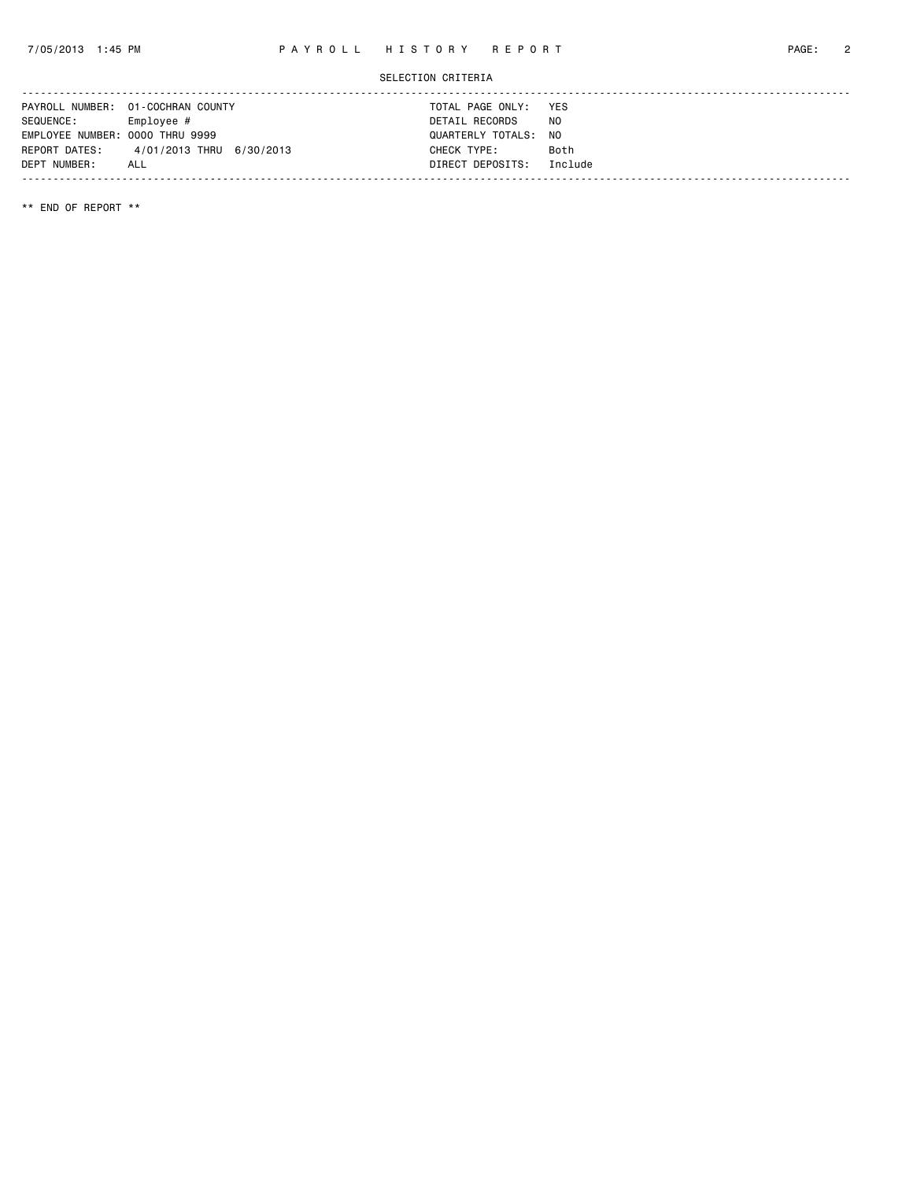SELECTION CRITERIA

| | | | |
|---|---|---|---|
| PAYROLL NUMBER: | 01-COCHRAN COUNTY | TOTAL PAGE ONLY: | YES |
| SEQUENCE: | Employee # | DETAIL RECORDS | NO |
| EMPLOYEE NUMBER: | 0000 THRU 9999 | QUARTERLY TOTALS: | NO |
| REPORT DATES: | 4/01/2013 THRU 6/30/2013 | CHECK TYPE: | Both |
| DEPT NUMBER: | ALL | DIRECT DEPOSITS: | Include |

** END OF REPORT **